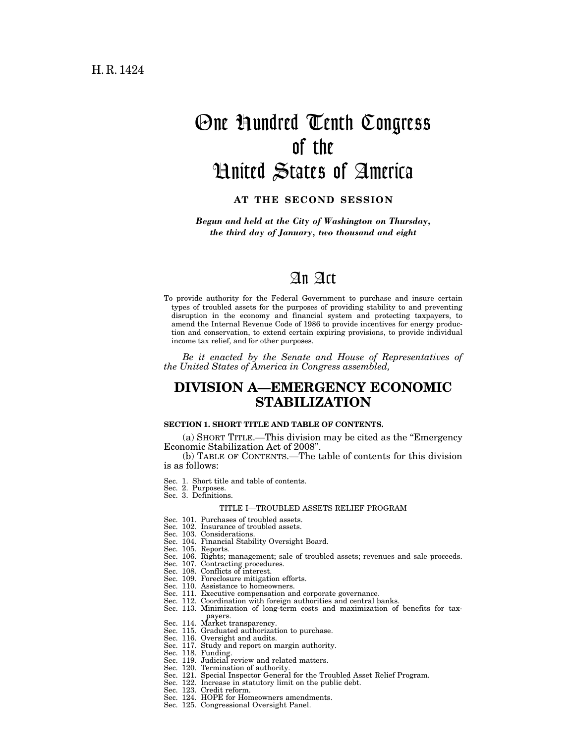H. R. 1424

# One Hundred Tenth Congress of the United States of America

**AT THE SECOND SESSION**

*Begun and held at the City of Washington on Thursday, the third day of January, two thousand and eight*

# An Act

To provide authority for the Federal Government to purchase and insure certain types of troubled assets for the purposes of providing stability to and preventing disruption in the economy and financial system and protecting taxpayers, to amend the Internal Revenue Code of 1986 to provide incentives for energy production and conservation, to extend certain expiring provisions, to provide individual income tax relief, and for other purposes.

*Be it enacted by the Senate and House of Representatives of the United States of America in Congress assembled,*

## DIVISION A—EMERGENCY ECONOMIC STABILIZATION

### SECTION 1. SHORT TITLE AND TABLE OF CONTENTS.

(a) SHORT TITLE.—This division may be cited as the "Emergency Economic Stabilization Act of 2008".

(b) TABLE OF CONTENTS.—The table of contents for this division is as follows:

Sec. 1. Short title and table of contents.
Sec. 2. Purposes.
Sec. 3. Definitions.

TITLE I—TROUBLED ASSETS RELIEF PROGRAM

Sec. 101. Purchases of troubled assets.
Sec. 102. Insurance of troubled assets.
Sec. 103. Considerations.
Sec. 104. Financial Stability Oversight Board.
Sec. 105. Reports.
Sec. 106. Rights; management; sale of troubled assets; revenues and sale proceeds.
Sec. 107. Contracting procedures.
Sec. 108. Conflicts of interest.
Sec. 109. Foreclosure mitigation efforts.
Sec. 110. Assistance to homeowners.
Sec. 111. Executive compensation and corporate governance.
Sec. 112. Coordination with foreign authorities and central banks.
Sec. 113. Minimization of long-term costs and maximization of benefits for taxpayers.
Sec. 114. Market transparency.
Sec. 115. Graduated authorization to purchase.
Sec. 116. Oversight and audits.
Sec. 117. Study and report on margin authority.
Sec. 118. Funding.
Sec. 119. Judicial review and related matters.
Sec. 120. Termination of authority.
Sec. 121. Special Inspector General for the Troubled Asset Relief Program.
Sec. 122. Increase in statutory limit on the public debt.
Sec. 123. Credit reform.
Sec. 124. HOPE for Homeowners amendments.
Sec. 125. Congressional Oversight Panel.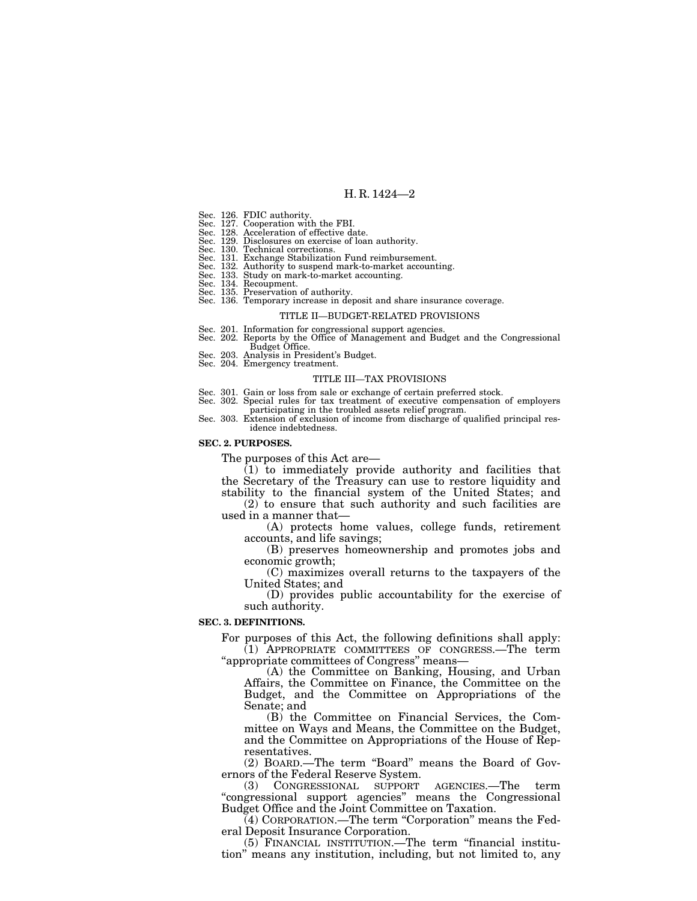Sec. 126. FDIC authority.
Sec. 127. Cooperation with the FBI.
Sec. 128. Acceleration of effective date.
Sec. 129. Disclosures on exercise of loan authority.
Sec. 130. Technical corrections.
Sec. 131. Exchange Stabilization Fund reimbursement.
Sec. 132. Authority to suspend mark-to-market accounting.
Sec. 133. Study on mark-to-market accounting.
Sec. 134. Recoupment.
Sec. 135. Preservation of authority.
Sec. 136. Temporary increase in deposit and share insurance coverage.

TITLE II—BUDGET-RELATED PROVISIONS

Sec. 201. Information for congressional support agencies.
Sec. 202. Reports by the Office of Management and Budget and the Congressional Budget Office.
Sec. 203. Analysis in President's Budget.
Sec. 204. Emergency treatment.

TITLE III—TAX PROVISIONS

Sec. 301. Gain or loss from sale or exchange of certain preferred stock.
Sec. 302. Special rules for tax treatment of executive compensation of employers participating in the troubled assets relief program.
Sec. 303. Extension of exclusion of income from discharge of qualified principal residence indebtedness.

**SEC. 2. PURPOSES.**

The purposes of this Act are—

(1) to immediately provide authority and facilities that the Secretary of the Treasury can use to restore liquidity and stability to the financial system of the United States; and

(2) to ensure that such authority and such facilities are used in a manner that—

(A) protects home values, college funds, retirement accounts, and life savings;

(B) preserves homeownership and promotes jobs and economic growth;

(C) maximizes overall returns to the taxpayers of the United States; and

(D) provides public accountability for the exercise of such authority.

**SEC. 3. DEFINITIONS.**

For purposes of this Act, the following definitions shall apply:

(1) APPROPRIATE COMMITTEES OF CONGRESS.—The term "appropriate committees of Congress" means—

(A) the Committee on Banking, Housing, and Urban Affairs, the Committee on Finance, the Committee on the Budget, and the Committee on Appropriations of the Senate; and

(B) the Committee on Financial Services, the Committee on Ways and Means, the Committee on the Budget, and the Committee on Appropriations of the House of Representatives.

(2) BOARD.—The term "Board" means the Board of Governors of the Federal Reserve System.

(3) CONGRESSIONAL SUPPORT AGENCIES.—The term "congressional support agencies" means the Congressional Budget Office and the Joint Committee on Taxation.

(4) CORPORATION.—The term "Corporation" means the Federal Deposit Insurance Corporation.

(5) FINANCIAL INSTITUTION.—The term "financial institution" means any institution, including, but not limited to, any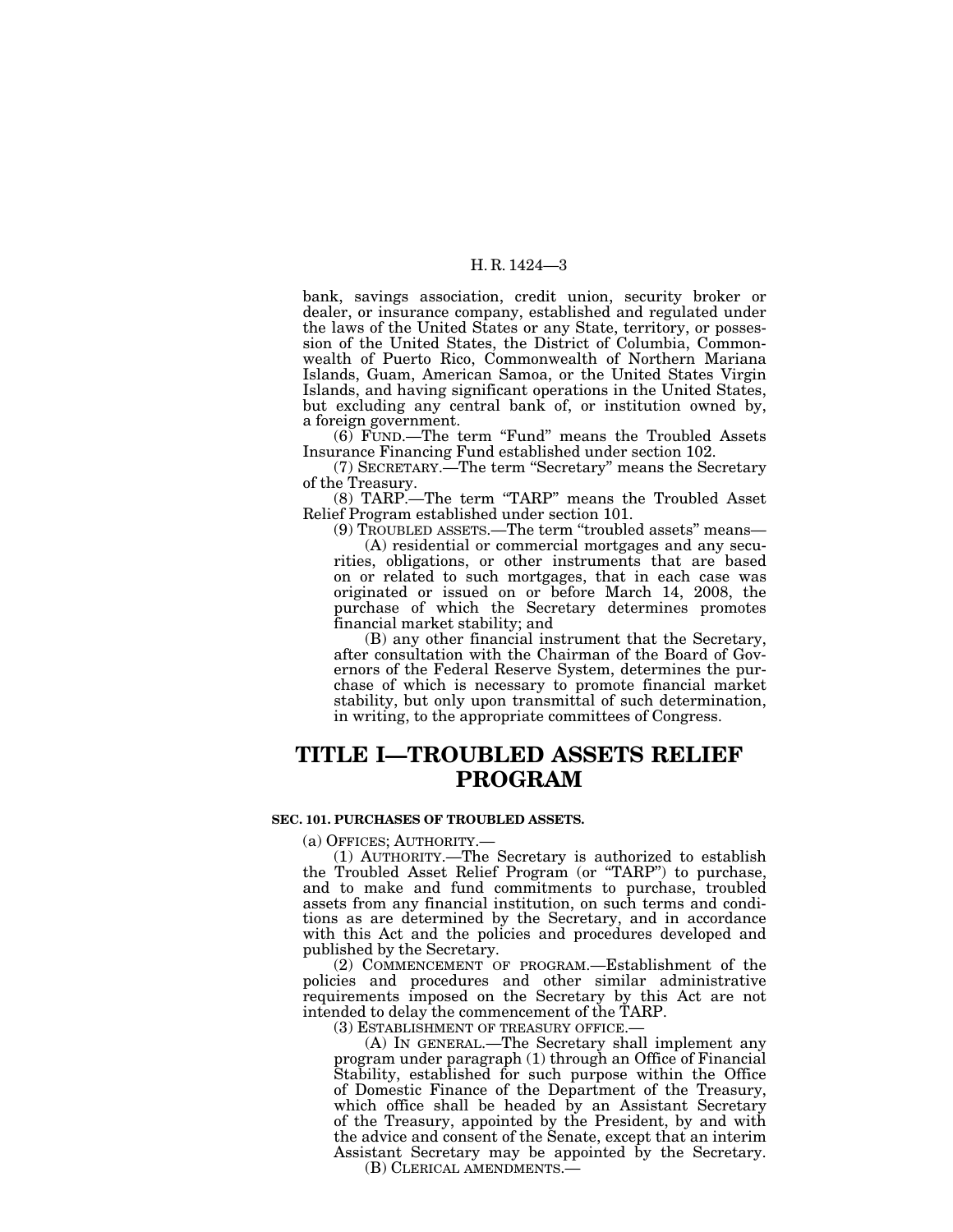bank, savings association, credit union, security broker or dealer, or insurance company, established and regulated under the laws of the United States or any State, territory, or possession of the United States, the District of Columbia, Commonwealth of Puerto Rico, Commonwealth of Northern Mariana Islands, Guam, American Samoa, or the United States Virgin Islands, and having significant operations in the United States, but excluding any central bank of, or institution owned by, a foreign government.

(6) FUND.—The term "Fund" means the Troubled Assets Insurance Financing Fund established under section 102.

(7) SECRETARY.—The term "Secretary" means the Secretary of the Treasury.

(8) TARP.—The term "TARP" means the Troubled Asset Relief Program established under section 101.

(9) TROUBLED ASSETS.—The term "troubled assets" means—

(A) residential or commercial mortgages and any securities, obligations, or other instruments that are based on or related to such mortgages, that in each case was originated or issued on or before March 14, 2008, the purchase of which the Secretary determines promotes financial market stability; and

(B) any other financial instrument that the Secretary, after consultation with the Chairman of the Board of Governors of the Federal Reserve System, determines the purchase of which is necessary to promote financial market stability, but only upon transmittal of such determination, in writing, to the appropriate committees of Congress.

# TITLE I—TROUBLED ASSETS RELIEF PROGRAM

### SEC. 101. PURCHASES OF TROUBLED ASSETS.

(a) OFFICES; AUTHORITY.—

(1) AUTHORITY.—The Secretary is authorized to establish the Troubled Asset Relief Program (or "TARP") to purchase, and to make and fund commitments to purchase, troubled assets from any financial institution, on such terms and conditions as are determined by the Secretary, and in accordance with this Act and the policies and procedures developed and published by the Secretary.

(2) COMMENCEMENT OF PROGRAM.—Establishment of the policies and procedures and other similar administrative requirements imposed on the Secretary by this Act are not intended to delay the commencement of the TARP.

(3) ESTABLISHMENT OF TREASURY OFFICE.—

(A) IN GENERAL.—The Secretary shall implement any program under paragraph (1) through an Office of Financial Stability, established for such purpose within the Office of Domestic Finance of the Department of the Treasury, which office shall be headed by an Assistant Secretary of the Treasury, appointed by the President, by and with the advice and consent of the Senate, except that an interim Assistant Secretary may be appointed by the Secretary.

(B) CLERICAL AMENDMENTS.—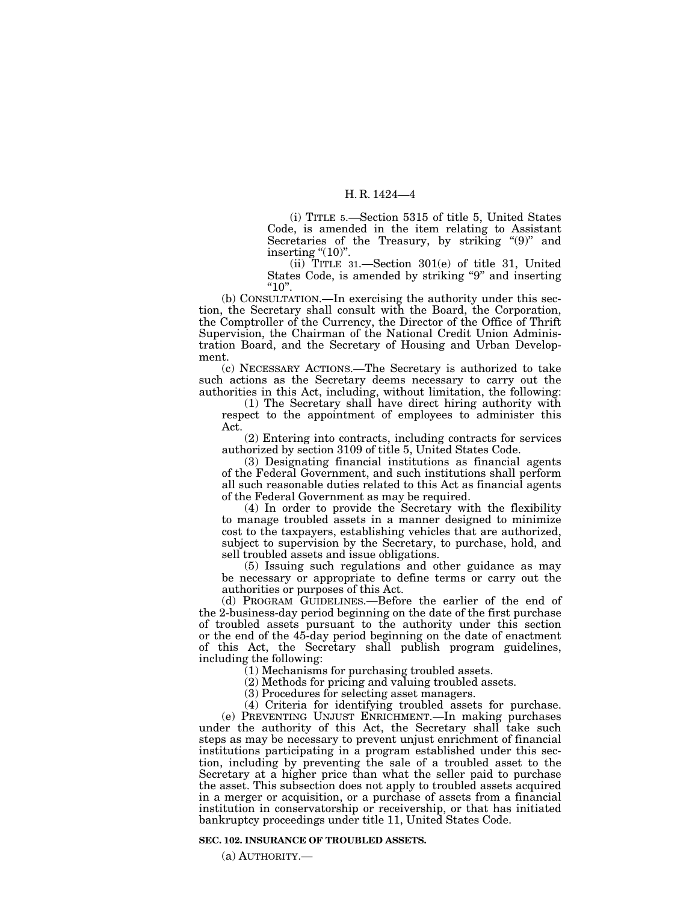(i) TITLE 5.—Section 5315 of title 5, United States Code, is amended in the item relating to Assistant Secretaries of the Treasury, by striking "(9)" and inserting "(10)".

(ii) TITLE 31.—Section 301(e) of title 31, United States Code, is amended by striking "9" and inserting "10".

(b) CONSULTATION.—In exercising the authority under this section, the Secretary shall consult with the Board, the Corporation, the Comptroller of the Currency, the Director of the Office of Thrift Supervision, the Chairman of the National Credit Union Administration Board, and the Secretary of Housing and Urban Development.

(c) NECESSARY ACTIONS.—The Secretary is authorized to take such actions as the Secretary deems necessary to carry out the authorities in this Act, including, without limitation, the following:

(1) The Secretary shall have direct hiring authority with respect to the appointment of employees to administer this Act.

(2) Entering into contracts, including contracts for services authorized by section 3109 of title 5, United States Code.

(3) Designating financial institutions as financial agents of the Federal Government, and such institutions shall perform all such reasonable duties related to this Act as financial agents of the Federal Government as may be required.

(4) In order to provide the Secretary with the flexibility to manage troubled assets in a manner designed to minimize cost to the taxpayers, establishing vehicles that are authorized, subject to supervision by the Secretary, to purchase, hold, and sell troubled assets and issue obligations.

(5) Issuing such regulations and other guidance as may be necessary or appropriate to define terms or carry out the authorities or purposes of this Act.

(d) PROGRAM GUIDELINES.—Before the earlier of the end of the 2-business-day period beginning on the date of the first purchase of troubled assets pursuant to the authority under this section or the end of the 45-day period beginning on the date of enactment of this Act, the Secretary shall publish program guidelines, including the following:

(1) Mechanisms for purchasing troubled assets.

(2) Methods for pricing and valuing troubled assets.

(3) Procedures for selecting asset managers.

(4) Criteria for identifying troubled assets for purchase.

(e) PREVENTING UNJUST ENRICHMENT.—In making purchases under the authority of this Act, the Secretary shall take such steps as may be necessary to prevent unjust enrichment of financial institutions participating in a program established under this section, including by preventing the sale of a troubled asset to the Secretary at a higher price than what the seller paid to purchase the asset. This subsection does not apply to troubled assets acquired in a merger or acquisition, or a purchase of assets from a financial institution in conservatorship or receivership, or that has initiated bankruptcy proceedings under title 11, United States Code.

**SEC. 102. INSURANCE OF TROUBLED ASSETS.**

(a) AUTHORITY.—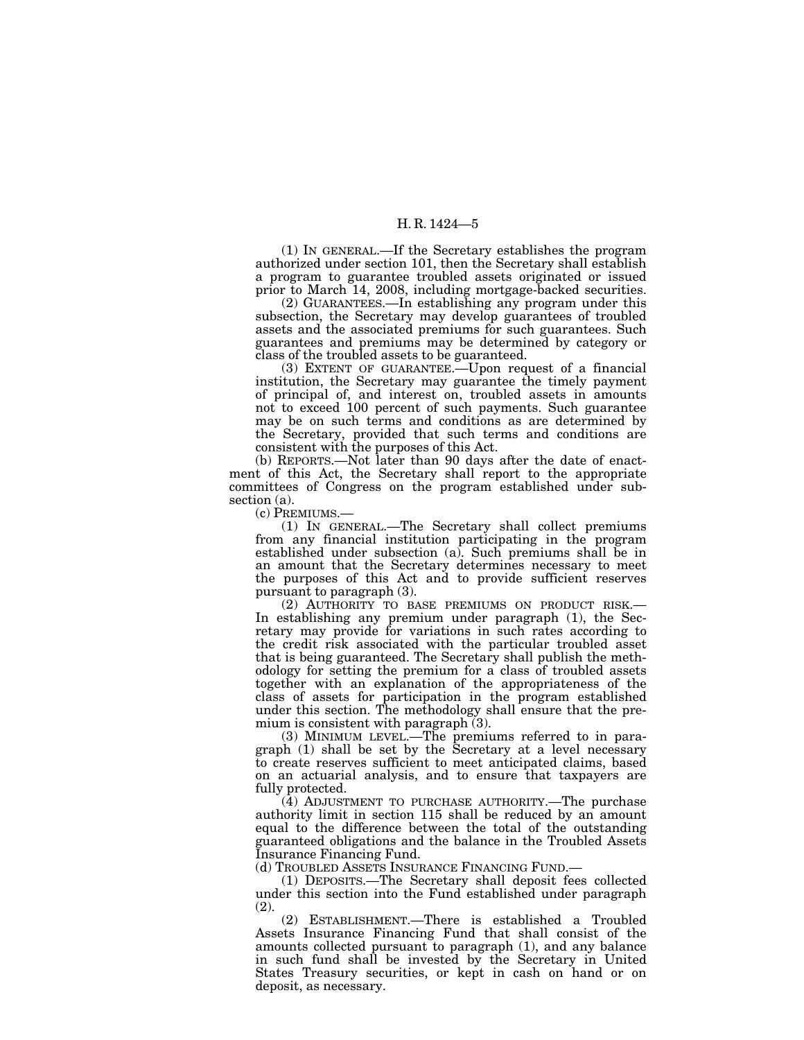(1) IN GENERAL.—If the Secretary establishes the program authorized under section 101, then the Secretary shall establish a program to guarantee troubled assets originated or issued prior to March 14, 2008, including mortgage-backed securities.

(2) GUARANTEES.—In establishing any program under this subsection, the Secretary may develop guarantees of troubled assets and the associated premiums for such guarantees. Such guarantees and premiums may be determined by category or class of the troubled assets to be guaranteed.

(3) EXTENT OF GUARANTEE.—Upon request of a financial institution, the Secretary may guarantee the timely payment of principal of, and interest on, troubled assets in amounts not to exceed 100 percent of such payments. Such guarantee may be on such terms and conditions as are determined by the Secretary, provided that such terms and conditions are consistent with the purposes of this Act.

(b) REPORTS.—Not later than 90 days after the date of enactment of this Act, the Secretary shall report to the appropriate committees of Congress on the program established under subsection (a).

(c) PREMIUMS.—

(1) IN GENERAL.—The Secretary shall collect premiums from any financial institution participating in the program established under subsection (a). Such premiums shall be in an amount that the Secretary determines necessary to meet the purposes of this Act and to provide sufficient reserves pursuant to paragraph (3).

(2) AUTHORITY TO BASE PREMIUMS ON PRODUCT RISK.—In establishing any premium under paragraph (1), the Secretary may provide for variations in such rates according to the credit risk associated with the particular troubled asset that is being guaranteed. The Secretary shall publish the methodology for setting the premium for a class of troubled assets together with an explanation of the appropriateness of the class of assets for participation in the program established under this section. The methodology shall ensure that the premium is consistent with paragraph (3).

(3) MINIMUM LEVEL.—The premiums referred to in paragraph (1) shall be set by the Secretary at a level necessary to create reserves sufficient to meet anticipated claims, based on an actuarial analysis, and to ensure that taxpayers are fully protected.

(4) ADJUSTMENT TO PURCHASE AUTHORITY.—The purchase authority limit in section 115 shall be reduced by an amount equal to the difference between the total of the outstanding guaranteed obligations and the balance in the Troubled Assets Insurance Financing Fund.

(d) TROUBLED ASSETS INSURANCE FINANCING FUND.—

(1) DEPOSITS.—The Secretary shall deposit fees collected under this section into the Fund established under paragraph (2).

(2) ESTABLISHMENT.—There is established a Troubled Assets Insurance Financing Fund that shall consist of the amounts collected pursuant to paragraph (1), and any balance in such fund shall be invested by the Secretary in United States Treasury securities, or kept in cash on hand or on deposit, as necessary.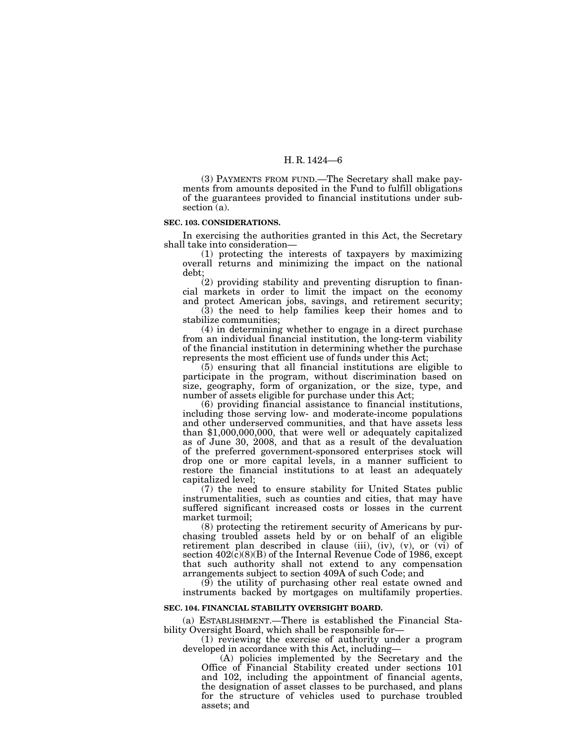(3) PAYMENTS FROM FUND.—The Secretary shall make payments from amounts deposited in the Fund to fulfill obligations of the guarantees provided to financial institutions under subsection (a).

**SEC. 103. CONSIDERATIONS.**

In exercising the authorities granted in this Act, the Secretary shall take into consideration—

(1) protecting the interests of taxpayers by maximizing overall returns and minimizing the impact on the national debt;

(2) providing stability and preventing disruption to financial markets in order to limit the impact on the economy and protect American jobs, savings, and retirement security;

(3) the need to help families keep their homes and to stabilize communities;

(4) in determining whether to engage in a direct purchase from an individual financial institution, the long-term viability of the financial institution in determining whether the purchase represents the most efficient use of funds under this Act;

(5) ensuring that all financial institutions are eligible to participate in the program, without discrimination based on size, geography, form of organization, or the size, type, and number of assets eligible for purchase under this Act;

(6) providing financial assistance to financial institutions, including those serving low- and moderate-income populations and other underserved communities, and that have assets less than $1,000,000,000, that were well or adequately capitalized as of June 30, 2008, and that as a result of the devaluation of the preferred government-sponsored enterprises stock will drop one or more capital levels, in a manner sufficient to restore the financial institutions to at least an adequately capitalized level;

(7) the need to ensure stability for United States public instrumentalities, such as counties and cities, that may have suffered significant increased costs or losses in the current market turmoil;

(8) protecting the retirement security of Americans by purchasing troubled assets held by or on behalf of an eligible retirement plan described in clause (iii), (iv), (v), or (vi) of section 402(c)(8)(B) of the Internal Revenue Code of 1986, except that such authority shall not extend to any compensation arrangements subject to section 409A of such Code; and

(9) the utility of purchasing other real estate owned and instruments backed by mortgages on multifamily properties.

**SEC. 104. FINANCIAL STABILITY OVERSIGHT BOARD.**

(a) ESTABLISHMENT.—There is established the Financial Stability Oversight Board, which shall be responsible for—

(1) reviewing the exercise of authority under a program developed in accordance with this Act, including—

(A) policies implemented by the Secretary and the Office of Financial Stability created under sections 101 and 102, including the appointment of financial agents, the designation of asset classes to be purchased, and plans for the structure of vehicles used to purchase troubled assets; and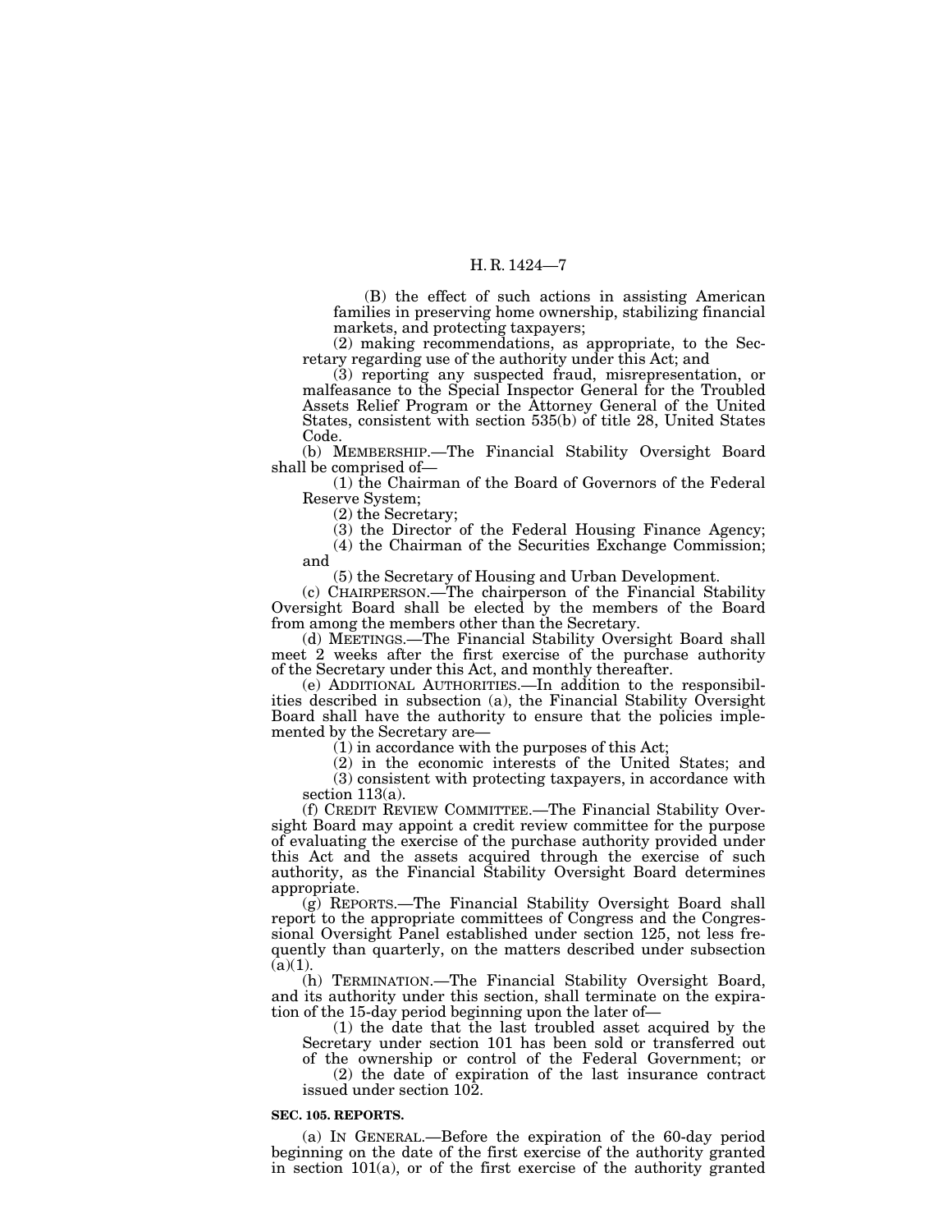(B) the effect of such actions in assisting American families in preserving home ownership, stabilizing financial markets, and protecting taxpayers;

(2) making recommendations, as appropriate, to the Secretary regarding use of the authority under this Act; and

(3) reporting any suspected fraud, misrepresentation, or malfeasance to the Special Inspector General for the Troubled Assets Relief Program or the Attorney General of the United States, consistent with section 535(b) of title 28, United States Code.

(b) MEMBERSHIP.—The Financial Stability Oversight Board shall be comprised of—

(1) the Chairman of the Board of Governors of the Federal Reserve System;

(2) the Secretary;

(3) the Director of the Federal Housing Finance Agency;

(4) the Chairman of the Securities Exchange Commission; and

(5) the Secretary of Housing and Urban Development.

(c) CHAIRPERSON.—The chairperson of the Financial Stability Oversight Board shall be elected by the members of the Board from among the members other than the Secretary.

(d) MEETINGS.—The Financial Stability Oversight Board shall meet 2 weeks after the first exercise of the purchase authority of the Secretary under this Act, and monthly thereafter.

(e) ADDITIONAL AUTHORITIES.—In addition to the responsibilities described in subsection (a), the Financial Stability Oversight Board shall have the authority to ensure that the policies implemented by the Secretary are—

(1) in accordance with the purposes of this Act;

(2) in the economic interests of the United States; and

(3) consistent with protecting taxpayers, in accordance with section 113(a).

(f) CREDIT REVIEW COMMITTEE.—The Financial Stability Oversight Board may appoint a credit review committee for the purpose of evaluating the exercise of the purchase authority provided under this Act and the assets acquired through the exercise of such authority, as the Financial Stability Oversight Board determines appropriate.

(g) REPORTS.—The Financial Stability Oversight Board shall report to the appropriate committees of Congress and the Congressional Oversight Panel established under section 125, not less frequently than quarterly, on the matters described under subsection (a)(1).

(h) TERMINATION.—The Financial Stability Oversight Board, and its authority under this section, shall terminate on the expiration of the 15-day period beginning upon the later of—

(1) the date that the last troubled asset acquired by the Secretary under section 101 has been sold or transferred out of the ownership or control of the Federal Government; or

(2) the date of expiration of the last insurance contract issued under section 102.

**SEC. 105. REPORTS.**

(a) IN GENERAL.—Before the expiration of the 60-day period beginning on the date of the first exercise of the authority granted in section 101(a), or of the first exercise of the authority granted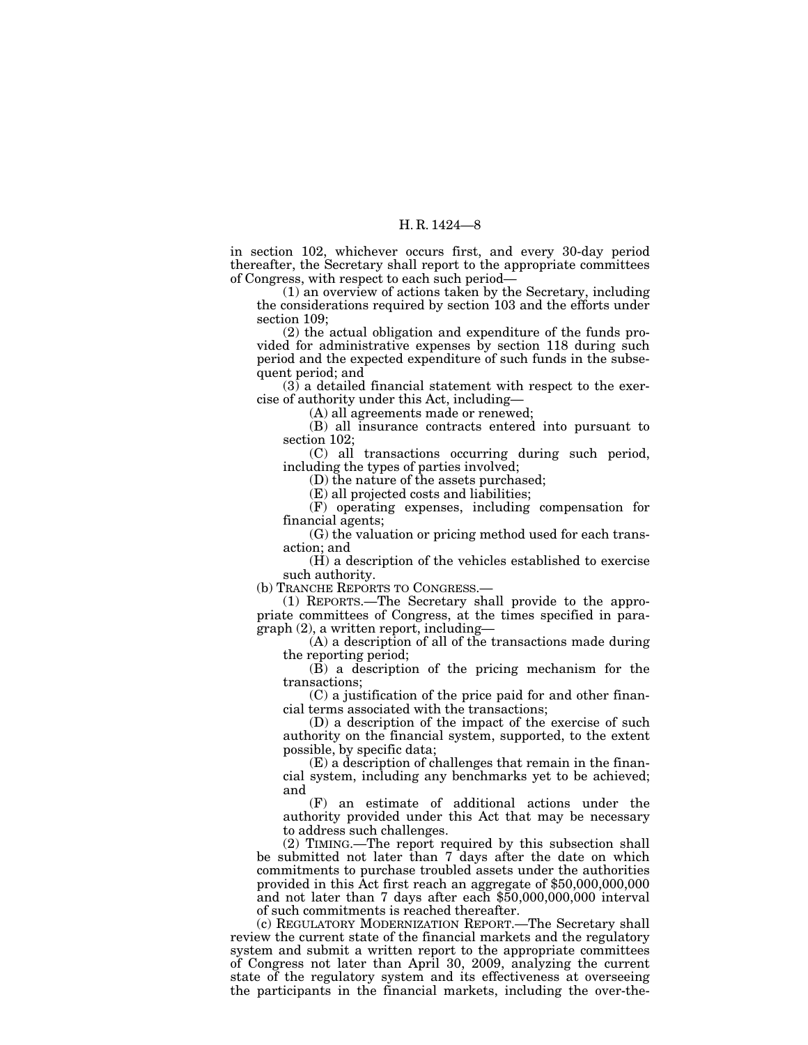in section 102, whichever occurs first, and every 30-day period thereafter, the Secretary shall report to the appropriate committees of Congress, with respect to each such period—

(1) an overview of actions taken by the Secretary, including the considerations required by section 103 and the efforts under section 109;

(2) the actual obligation and expenditure of the funds provided for administrative expenses by section 118 during such period and the expected expenditure of such funds in the subsequent period; and

(3) a detailed financial statement with respect to the exercise of authority under this Act, including—

(A) all agreements made or renewed;

(B) all insurance contracts entered into pursuant to section 102;

(C) all transactions occurring during such period, including the types of parties involved;

(D) the nature of the assets purchased;

(E) all projected costs and liabilities;

(F) operating expenses, including compensation for financial agents;

(G) the valuation or pricing method used for each transaction; and

(H) a description of the vehicles established to exercise such authority.

(b) TRANCHE REPORTS TO CONGRESS.—

(1) REPORTS.—The Secretary shall provide to the appropriate committees of Congress, at the times specified in paragraph (2), a written report, including—

(A) a description of all of the transactions made during the reporting period;

(B) a description of the pricing mechanism for the transactions;

(C) a justification of the price paid for and other financial terms associated with the transactions;

(D) a description of the impact of the exercise of such authority on the financial system, supported, to the extent possible, by specific data;

(E) a description of challenges that remain in the financial system, including any benchmarks yet to be achieved; and

(F) an estimate of additional actions under the authority provided under this Act that may be necessary to address such challenges.

(2) TIMING.—The report required by this subsection shall be submitted not later than 7 days after the date on which commitments to purchase troubled assets under the authorities provided in this Act first reach an aggregate of $50,000,000,000 and not later than 7 days after each $50,000,000,000 interval of such commitments is reached thereafter.

(c) REGULATORY MODERNIZATION REPORT.—The Secretary shall review the current state of the financial markets and the regulatory system and submit a written report to the appropriate committees of Congress not later than April 30, 2009, analyzing the current state of the regulatory system and its effectiveness at overseeing the participants in the financial markets, including the over-the-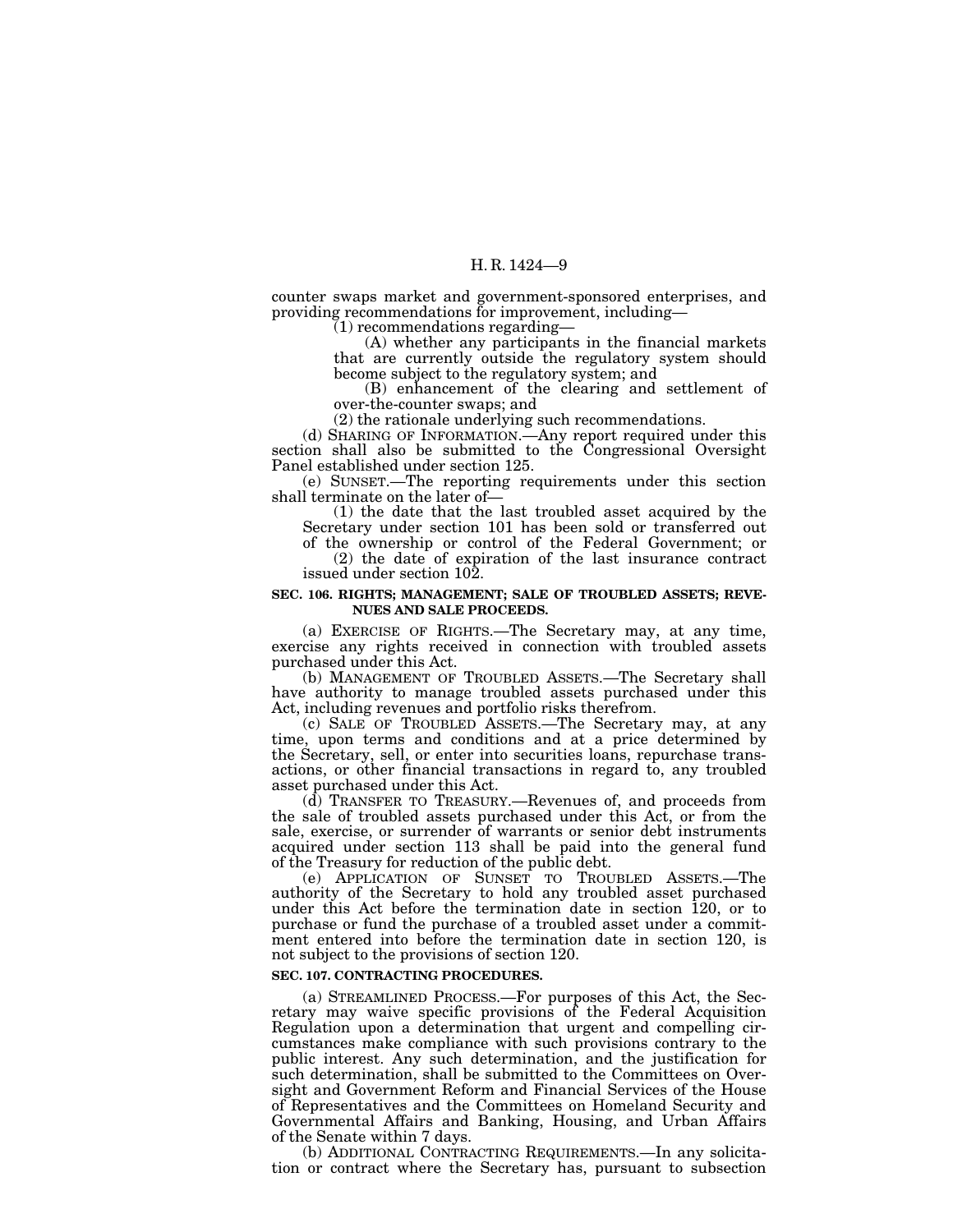counter swaps market and government-sponsored enterprises, and providing recommendations for improvement, including—

(1) recommendations regarding—

(A) whether any participants in the financial markets that are currently outside the regulatory system should become subject to the regulatory system; and

(B) enhancement of the clearing and settlement of over-the-counter swaps; and

(2) the rationale underlying such recommendations.

(d) SHARING OF INFORMATION.—Any report required under this section shall also be submitted to the Congressional Oversight Panel established under section 125.

(e) SUNSET.—The reporting requirements under this section shall terminate on the later of—

(1) the date that the last troubled asset acquired by the Secretary under section 101 has been sold or transferred out of the ownership or control of the Federal Government; or

(2) the date of expiration of the last insurance contract issued under section 102.

**SEC. 106. RIGHTS; MANAGEMENT; SALE OF TROUBLED ASSETS; REVENUES AND SALE PROCEEDS.**

(a) EXERCISE OF RIGHTS.—The Secretary may, at any time, exercise any rights received in connection with troubled assets purchased under this Act.

(b) MANAGEMENT OF TROUBLED ASSETS.—The Secretary shall have authority to manage troubled assets purchased under this Act, including revenues and portfolio risks therefrom.

(c) SALE OF TROUBLED ASSETS.—The Secretary may, at any time, upon terms and conditions and at a price determined by the Secretary, sell, or enter into securities loans, repurchase transactions, or other financial transactions in regard to, any troubled asset purchased under this Act.

(d) TRANSFER TO TREASURY.—Revenues of, and proceeds from the sale of troubled assets purchased under this Act, or from the sale, exercise, or surrender of warrants or senior debt instruments acquired under section 113 shall be paid into the general fund of the Treasury for reduction of the public debt.

(e) APPLICATION OF SUNSET TO TROUBLED ASSETS.—The authority of the Secretary to hold any troubled asset purchased under this Act before the termination date in section 120, or to purchase or fund the purchase of a troubled asset under a commitment entered into before the termination date in section 120, is not subject to the provisions of section 120.

**SEC. 107. CONTRACTING PROCEDURES.**

(a) STREAMLINED PROCESS.—For purposes of this Act, the Secretary may waive specific provisions of the Federal Acquisition Regulation upon a determination that urgent and compelling circumstances make compliance with such provisions contrary to the public interest. Any such determination, and the justification for such determination, shall be submitted to the Committees on Oversight and Government Reform and Financial Services of the House of Representatives and the Committees on Homeland Security and Governmental Affairs and Banking, Housing, and Urban Affairs of the Senate within 7 days.

(b) ADDITIONAL CONTRACTING REQUIREMENTS.—In any solicitation or contract where the Secretary has, pursuant to subsection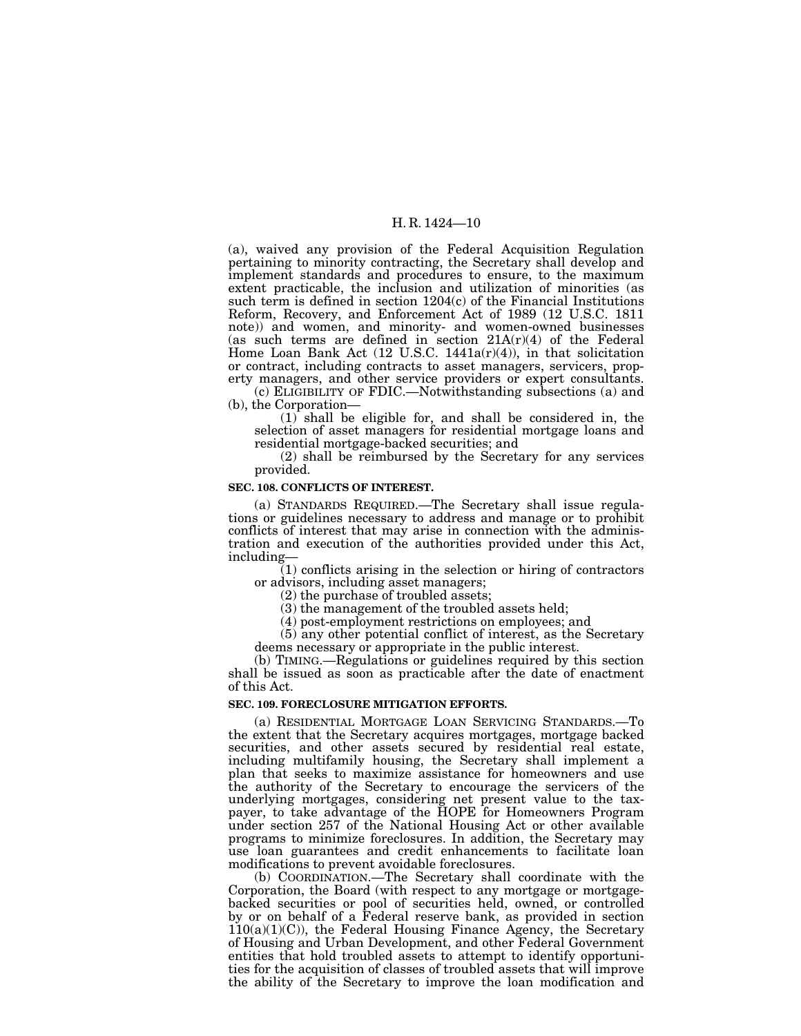(a), waived any provision of the Federal Acquisition Regulation pertaining to minority contracting, the Secretary shall develop and implement standards and procedures to ensure, to the maximum extent practicable, the inclusion and utilization of minorities (as such term is defined in section 1204(c) of the Financial Institutions Reform, Recovery, and Enforcement Act of 1989 (12 U.S.C. 1811 note)) and women, and minority- and women-owned businesses (as such terms are defined in section 21A(r)(4) of the Federal Home Loan Bank Act (12 U.S.C. 1441a(r)(4)), in that solicitation or contract, including contracts to asset managers, servicers, property managers, and other service providers or expert consultants.

(c) ELIGIBILITY OF FDIC.—Notwithstanding subsections (a) and (b), the Corporation—

(1) shall be eligible for, and shall be considered in, the selection of asset managers for residential mortgage loans and residential mortgage-backed securities; and

(2) shall be reimbursed by the Secretary for any services provided.

**SEC. 108. CONFLICTS OF INTEREST.**

(a) STANDARDS REQUIRED.—The Secretary shall issue regulations or guidelines necessary to address and manage or to prohibit conflicts of interest that may arise in connection with the administration and execution of the authorities provided under this Act, including—

(1) conflicts arising in the selection or hiring of contractors or advisors, including asset managers;

(2) the purchase of troubled assets;

(3) the management of the troubled assets held;

(4) post-employment restrictions on employees; and

(5) any other potential conflict of interest, as the Secretary deems necessary or appropriate in the public interest.

(b) TIMING.—Regulations or guidelines required by this section shall be issued as soon as practicable after the date of enactment of this Act.

**SEC. 109. FORECLOSURE MITIGATION EFFORTS.**

(a) RESIDENTIAL MORTGAGE LOAN SERVICING STANDARDS.—To the extent that the Secretary acquires mortgages, mortgage backed securities, and other assets secured by residential real estate, including multifamily housing, the Secretary shall implement a plan that seeks to maximize assistance for homeowners and use the authority of the Secretary to encourage the servicers of the underlying mortgages, considering net present value to the taxpayer, to take advantage of the HOPE for Homeowners Program under section 257 of the National Housing Act or other available programs to minimize foreclosures. In addition, the Secretary may use loan guarantees and credit enhancements to facilitate loan modifications to prevent avoidable foreclosures.

(b) COORDINATION.—The Secretary shall coordinate with the Corporation, the Board (with respect to any mortgage or mortgage-backed securities or pool of securities held, owned, or controlled by or on behalf of a Federal reserve bank, as provided in section 110(a)(1)(C)), the Federal Housing Finance Agency, the Secretary of Housing and Urban Development, and other Federal Government entities that hold troubled assets to attempt to identify opportunities for the acquisition of classes of troubled assets that will improve the ability of the Secretary to improve the loan modification and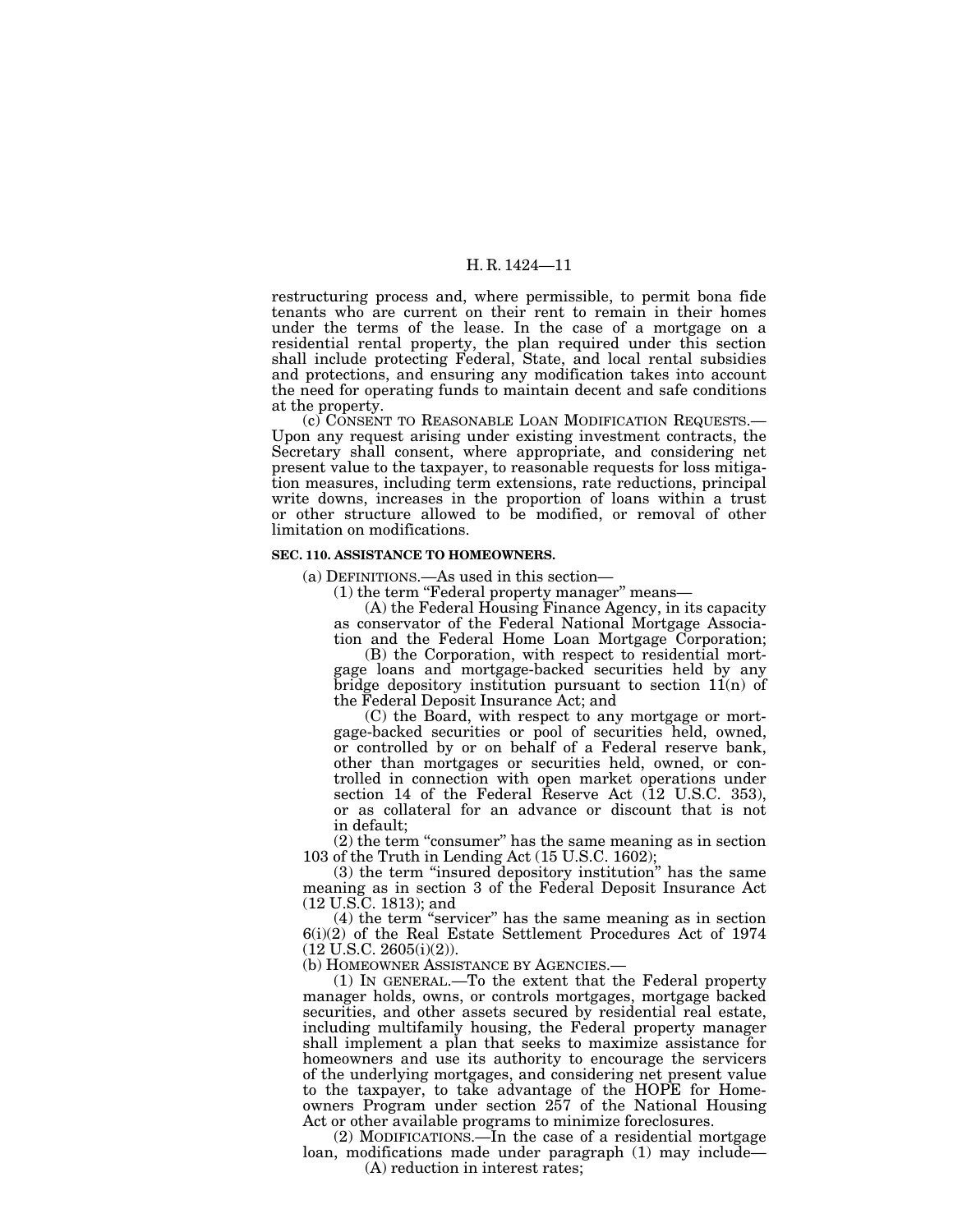restructuring process and, where permissible, to permit bona fide tenants who are current on their rent to remain in their homes under the terms of the lease. In the case of a mortgage on a residential rental property, the plan required under this section shall include protecting Federal, State, and local rental subsidies and protections, and ensuring any modification takes into account the need for operating funds to maintain decent and safe conditions at the property.

(c) CONSENT TO REASONABLE LOAN MODIFICATION REQUESTS.—Upon any request arising under existing investment contracts, the Secretary shall consent, where appropriate, and considering net present value to the taxpayer, to reasonable requests for loss mitigation measures, including term extensions, rate reductions, principal write downs, increases in the proportion of loans within a trust or other structure allowed to be modified, or removal of other limitation on modifications.

**SEC. 110. ASSISTANCE TO HOMEOWNERS.**

(a) DEFINITIONS.—As used in this section—

(1) the term "Federal property manager" means—

(A) the Federal Housing Finance Agency, in its capacity as conservator of the Federal National Mortgage Association and the Federal Home Loan Mortgage Corporation;

(B) the Corporation, with respect to residential mortgage loans and mortgage-backed securities held by any bridge depository institution pursuant to section 11(n) of the Federal Deposit Insurance Act; and

(C) the Board, with respect to any mortgage or mortgage-backed securities or pool of securities held, owned, or controlled by or on behalf of a Federal reserve bank, other than mortgages or securities held, owned, or controlled in connection with open market operations under section 14 of the Federal Reserve Act (12 U.S.C. 353), or as collateral for an advance or discount that is not in default;

(2) the term "consumer" has the same meaning as in section 103 of the Truth in Lending Act (15 U.S.C. 1602);

(3) the term "insured depository institution" has the same meaning as in section 3 of the Federal Deposit Insurance Act (12 U.S.C. 1813); and

(4) the term "servicer" has the same meaning as in section 6(i)(2) of the Real Estate Settlement Procedures Act of 1974 (12 U.S.C. 2605(i)(2)).

(b) HOMEOWNER ASSISTANCE BY AGENCIES.—

(1) IN GENERAL.—To the extent that the Federal property manager holds, owns, or controls mortgages, mortgage backed securities, and other assets secured by residential real estate, including multifamily housing, the Federal property manager shall implement a plan that seeks to maximize assistance for homeowners and use its authority to encourage the servicers of the underlying mortgages, and considering net present value to the taxpayer, to take advantage of the HOPE for Homeowners Program under section 257 of the National Housing Act or other available programs to minimize foreclosures.

(2) MODIFICATIONS.—In the case of a residential mortgage loan, modifications made under paragraph (1) may include—

(A) reduction in interest rates;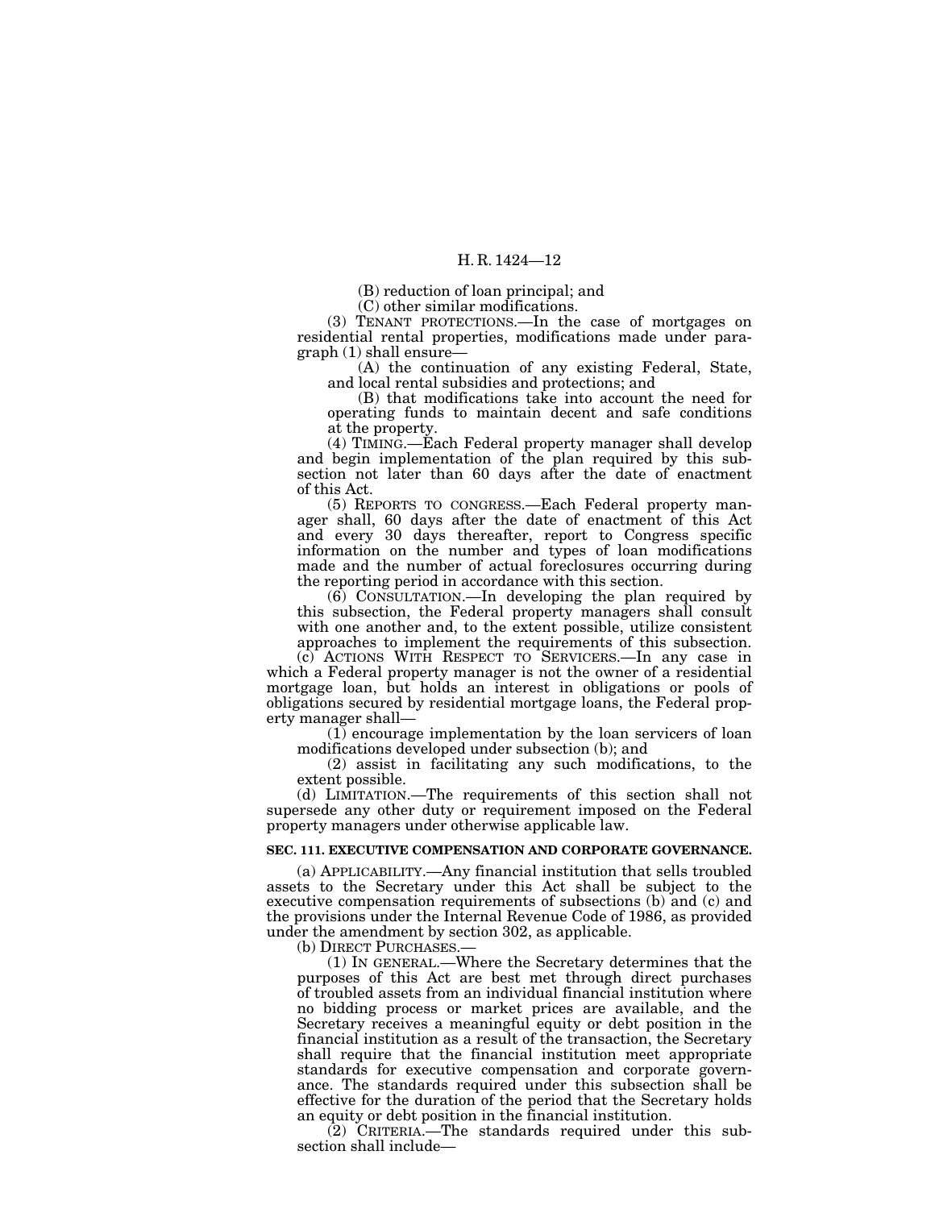(B) reduction of loan principal; and

(C) other similar modifications.

(3) TENANT PROTECTIONS.—In the case of mortgages on residential rental properties, modifications made under paragraph (1) shall ensure—

(A) the continuation of any existing Federal, State, and local rental subsidies and protections; and

(B) that modifications take into account the need for operating funds to maintain decent and safe conditions at the property.

(4) TIMING.—Each Federal property manager shall develop and begin implementation of the plan required by this subsection not later than 60 days after the date of enactment of this Act.

(5) REPORTS TO CONGRESS.—Each Federal property manager shall, 60 days after the date of enactment of this Act and every 30 days thereafter, report to Congress specific information on the number and types of loan modifications made and the number of actual foreclosures occurring during the reporting period in accordance with this section.

(6) CONSULTATION.—In developing the plan required by this subsection, the Federal property managers shall consult with one another and, to the extent possible, utilize consistent approaches to implement the requirements of this subsection.

(c) ACTIONS WITH RESPECT TO SERVICERS.—In any case in which a Federal property manager is not the owner of a residential mortgage loan, but holds an interest in obligations or pools of obligations secured by residential mortgage loans, the Federal property manager shall—

(1) encourage implementation by the loan servicers of loan modifications developed under subsection (b); and

(2) assist in facilitating any such modifications, to the extent possible.

(d) LIMITATION.—The requirements of this section shall not supersede any other duty or requirement imposed on the Federal property managers under otherwise applicable law.

**SEC. 111. EXECUTIVE COMPENSATION AND CORPORATE GOVERNANCE.**

(a) APPLICABILITY.—Any financial institution that sells troubled assets to the Secretary under this Act shall be subject to the executive compensation requirements of subsections (b) and (c) and the provisions under the Internal Revenue Code of 1986, as provided under the amendment by section 302, as applicable.

(b) DIRECT PURCHASES.—

(1) IN GENERAL.—Where the Secretary determines that the purposes of this Act are best met through direct purchases of troubled assets from an individual financial institution where no bidding process or market prices are available, and the Secretary receives a meaningful equity or debt position in the financial institution as a result of the transaction, the Secretary shall require that the financial institution meet appropriate standards for executive compensation and corporate governance. The standards required under this subsection shall be effective for the duration of the period that the Secretary holds an equity or debt position in the financial institution.

(2) CRITERIA.—The standards required under this subsection shall include—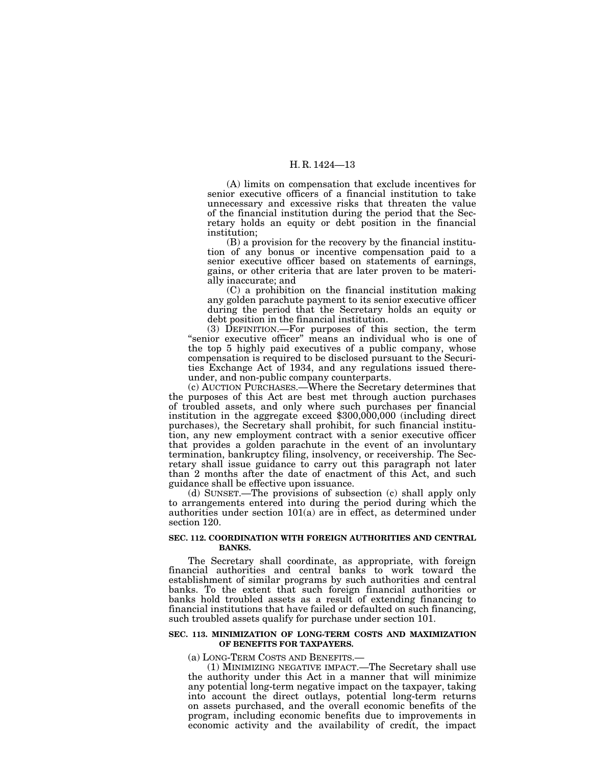(A) limits on compensation that exclude incentives for senior executive officers of a financial institution to take unnecessary and excessive risks that threaten the value of the financial institution during the period that the Secretary holds an equity or debt position in the financial institution;

(B) a provision for the recovery by the financial institution of any bonus or incentive compensation paid to a senior executive officer based on statements of earnings, gains, or other criteria that are later proven to be materially inaccurate; and

(C) a prohibition on the financial institution making any golden parachute payment to its senior executive officer during the period that the Secretary holds an equity or debt position in the financial institution.

(3) DEFINITION.—For purposes of this section, the term "senior executive officer" means an individual who is one of the top 5 highly paid executives of a public company, whose compensation is required to be disclosed pursuant to the Securities Exchange Act of 1934, and any regulations issued thereunder, and non-public company counterparts.

(c) AUCTION PURCHASES.—Where the Secretary determines that the purposes of this Act are best met through auction purchases of troubled assets, and only where such purchases per financial institution in the aggregate exceed $300,000,000 (including direct purchases), the Secretary shall prohibit, for such financial institution, any new employment contract with a senior executive officer that provides a golden parachute in the event of an involuntary termination, bankruptcy filing, insolvency, or receivership. The Secretary shall issue guidance to carry out this paragraph not later than 2 months after the date of enactment of this Act, and such guidance shall be effective upon issuance.

(d) SUNSET.—The provisions of subsection (c) shall apply only to arrangements entered into during the period during which the authorities under section 101(a) are in effect, as determined under section 120.

**SEC. 112. COORDINATION WITH FOREIGN AUTHORITIES AND CENTRAL BANKS.**

The Secretary shall coordinate, as appropriate, with foreign financial authorities and central banks to work toward the establishment of similar programs by such authorities and central banks. To the extent that such foreign financial authorities or banks hold troubled assets as a result of extending financing to financial institutions that have failed or defaulted on such financing, such troubled assets qualify for purchase under section 101.

**SEC. 113. MINIMIZATION OF LONG-TERM COSTS AND MAXIMIZATION OF BENEFITS FOR TAXPAYERS.**

(a) LONG-TERM COSTS AND BENEFITS.—

(1) MINIMIZING NEGATIVE IMPACT.—The Secretary shall use the authority under this Act in a manner that will minimize any potential long-term negative impact on the taxpayer, taking into account the direct outlays, potential long-term returns on assets purchased, and the overall economic benefits of the program, including economic benefits due to improvements in economic activity and the availability of credit, the impact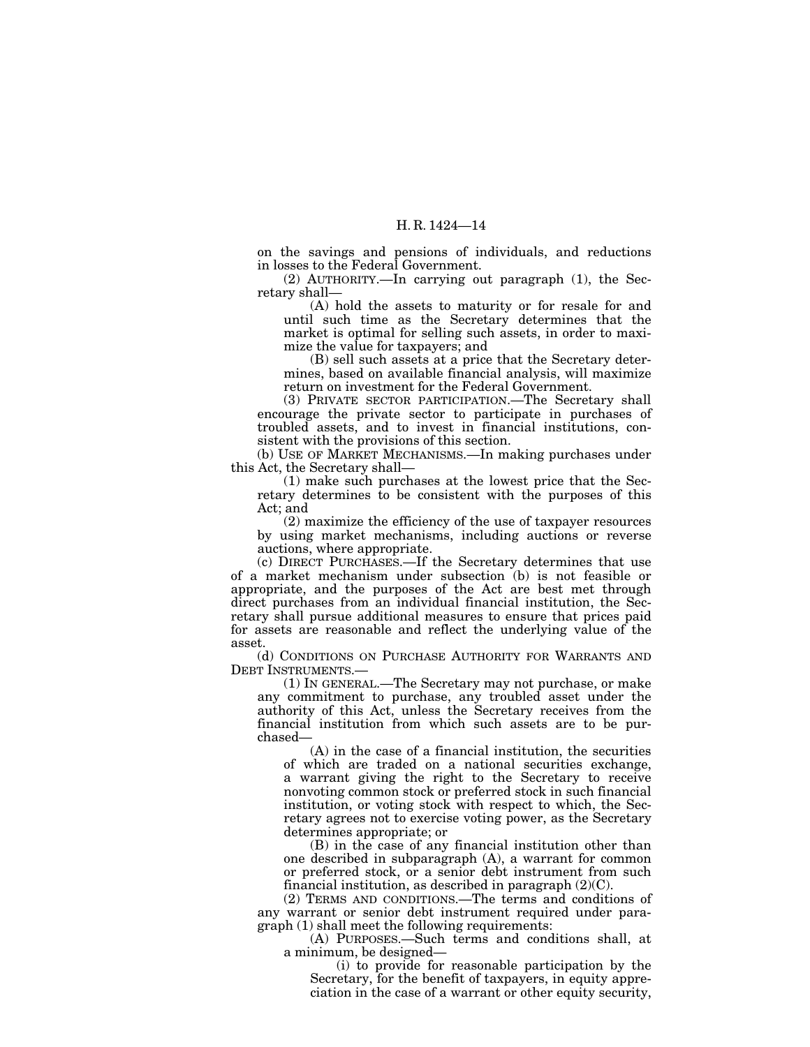on the savings and pensions of individuals, and reductions in losses to the Federal Government.

(2) AUTHORITY.—In carrying out paragraph (1), the Secretary shall—

(A) hold the assets to maturity or for resale for and until such time as the Secretary determines that the market is optimal for selling such assets, in order to maximize the value for taxpayers; and

(B) sell such assets at a price that the Secretary determines, based on available financial analysis, will maximize return on investment for the Federal Government.

(3) PRIVATE SECTOR PARTICIPATION.—The Secretary shall encourage the private sector to participate in purchases of troubled assets, and to invest in financial institutions, consistent with the provisions of this section.

(b) USE OF MARKET MECHANISMS.—In making purchases under this Act, the Secretary shall—

(1) make such purchases at the lowest price that the Secretary determines to be consistent with the purposes of this Act; and

(2) maximize the efficiency of the use of taxpayer resources by using market mechanisms, including auctions or reverse auctions, where appropriate.

(c) DIRECT PURCHASES.—If the Secretary determines that use of a market mechanism under subsection (b) is not feasible or appropriate, and the purposes of the Act are best met through direct purchases from an individual financial institution, the Secretary shall pursue additional measures to ensure that prices paid for assets are reasonable and reflect the underlying value of the asset.

(d) CONDITIONS ON PURCHASE AUTHORITY FOR WARRANTS AND DEBT INSTRUMENTS.—

(1) IN GENERAL.—The Secretary may not purchase, or make any commitment to purchase, any troubled asset under the authority of this Act, unless the Secretary receives from the financial institution from which such assets are to be purchased—

(A) in the case of a financial institution, the securities of which are traded on a national securities exchange, a warrant giving the right to the Secretary to receive nonvoting common stock or preferred stock in such financial institution, or voting stock with respect to which, the Secretary agrees not to exercise voting power, as the Secretary determines appropriate; or

(B) in the case of any financial institution other than one described in subparagraph (A), a warrant for common or preferred stock, or a senior debt instrument from such financial institution, as described in paragraph (2)(C).

(2) TERMS AND CONDITIONS.—The terms and conditions of any warrant or senior debt instrument required under paragraph (1) shall meet the following requirements:

(A) PURPOSES.—Such terms and conditions shall, at a minimum, be designed—

(i) to provide for reasonable participation by the Secretary, for the benefit of taxpayers, in equity appreciation in the case of a warrant or other equity security,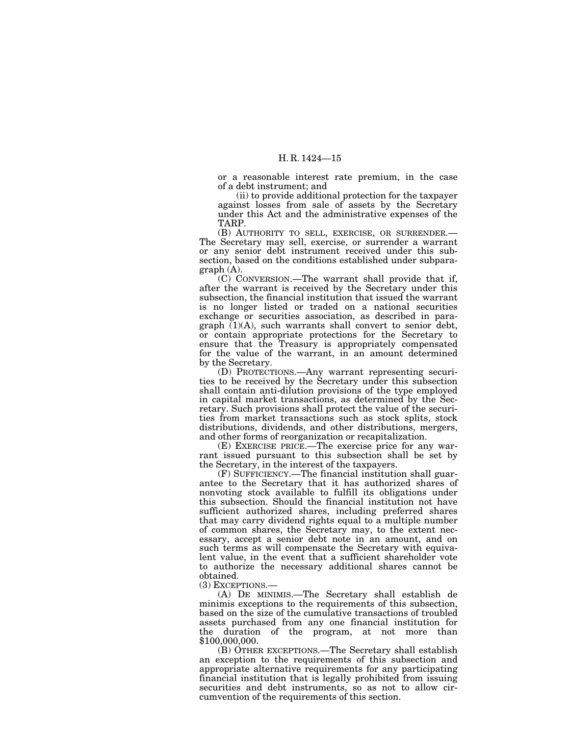or a reasonable interest rate premium, in the case of a debt instrument; and

(ii) to provide additional protection for the taxpayer against losses from sale of assets by the Secretary under this Act and the administrative expenses of the TARP.

(B) AUTHORITY TO SELL, EXERCISE, OR SURRENDER.—The Secretary may sell, exercise, or surrender a warrant or any senior debt instrument received under this subsection, based on the conditions established under subparagraph (A).

(C) CONVERSION.—The warrant shall provide that if, after the warrant is received by the Secretary under this subsection, the financial institution that issued the warrant is no longer listed or traded on a national securities exchange or securities association, as described in paragraph (1)(A), such warrants shall convert to senior debt, or contain appropriate protections for the Secretary to ensure that the Treasury is appropriately compensated for the value of the warrant, in an amount determined by the Secretary.

(D) PROTECTIONS.—Any warrant representing securities to be received by the Secretary under this subsection shall contain anti-dilution provisions of the type employed in capital market transactions, as determined by the Secretary. Such provisions shall protect the value of the securities from market transactions such as stock splits, stock distributions, dividends, and other distributions, mergers, and other forms of reorganization or recapitalization.

(E) EXERCISE PRICE.—The exercise price for any warrant issued pursuant to this subsection shall be set by the Secretary, in the interest of the taxpayers.

(F) SUFFICIENCY.—The financial institution shall guarantee to the Secretary that it has authorized shares of nonvoting stock available to fulfill its obligations under this subsection. Should the financial institution not have sufficient authorized shares, including preferred shares that may carry dividend rights equal to a multiple number of common shares, the Secretary may, to the extent necessary, accept a senior debt note in an amount, and on such terms as will compensate the Secretary with equivalent value, in the event that a sufficient shareholder vote to authorize the necessary additional shares cannot be obtained.

(3) EXCEPTIONS.—

(A) DE MINIMIS.—The Secretary shall establish de minimis exceptions to the requirements of this subsection, based on the size of the cumulative transactions of troubled assets purchased from any one financial institution for the duration of the program, at not more than $100,000,000.

(B) OTHER EXCEPTIONS.—The Secretary shall establish an exception to the requirements of this subsection and appropriate alternative requirements for any participating financial institution that is legally prohibited from issuing securities and debt instruments, so as not to allow circumvention of the requirements of this section.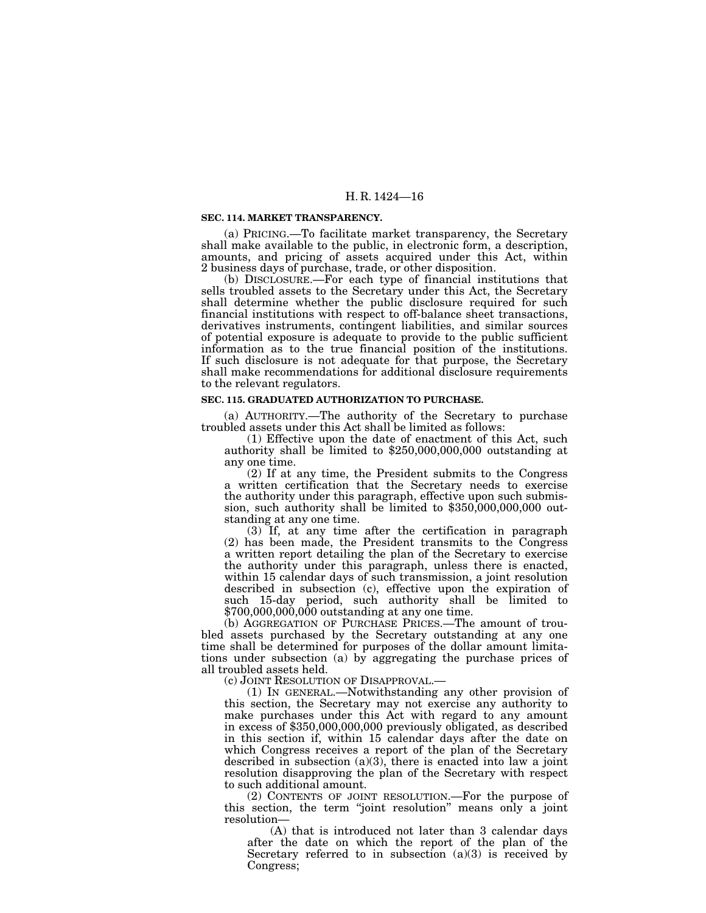**SEC. 114. MARKET TRANSPARENCY.**

(a) PRICING.—To facilitate market transparency, the Secretary shall make available to the public, in electronic form, a description, amounts, and pricing of assets acquired under this Act, within 2 business days of purchase, trade, or other disposition.

(b) DISCLOSURE.—For each type of financial institutions that sells troubled assets to the Secretary under this Act, the Secretary shall determine whether the public disclosure required for such financial institutions with respect to off-balance sheet transactions, derivatives instruments, contingent liabilities, and similar sources of potential exposure is adequate to provide to the public sufficient information as to the true financial position of the institutions. If such disclosure is not adequate for that purpose, the Secretary shall make recommendations for additional disclosure requirements to the relevant regulators.

**SEC. 115. GRADUATED AUTHORIZATION TO PURCHASE.**

(a) AUTHORITY.—The authority of the Secretary to purchase troubled assets under this Act shall be limited as follows:

(1) Effective upon the date of enactment of this Act, such authority shall be limited to $250,000,000,000 outstanding at any one time.

(2) If at any time, the President submits to the Congress a written certification that the Secretary needs to exercise the authority under this paragraph, effective upon such submission, such authority shall be limited to $350,000,000,000 outstanding at any one time.

(3) If, at any time after the certification in paragraph (2) has been made, the President transmits to the Congress a written report detailing the plan of the Secretary to exercise the authority under this paragraph, unless there is enacted, within 15 calendar days of such transmission, a joint resolution described in subsection (c), effective upon the expiration of such 15-day period, such authority shall be limited to $700,000,000,000 outstanding at any one time.

(b) AGGREGATION OF PURCHASE PRICES.—The amount of troubled assets purchased by the Secretary outstanding at any one time shall be determined for purposes of the dollar amount limitations under subsection (a) by aggregating the purchase prices of all troubled assets held.

(c) JOINT RESOLUTION OF DISAPPROVAL.—

(1) IN GENERAL.—Notwithstanding any other provision of this section, the Secretary may not exercise any authority to make purchases under this Act with regard to any amount in excess of $350,000,000,000 previously obligated, as described in this section if, within 15 calendar days after the date on which Congress receives a report of the plan of the Secretary described in subsection (a)(3), there is enacted into law a joint resolution disapproving the plan of the Secretary with respect to such additional amount.

(2) CONTENTS OF JOINT RESOLUTION.—For the purpose of this section, the term "joint resolution" means only a joint resolution—

(A) that is introduced not later than 3 calendar days after the date on which the report of the plan of the Secretary referred to in subsection (a)(3) is received by Congress;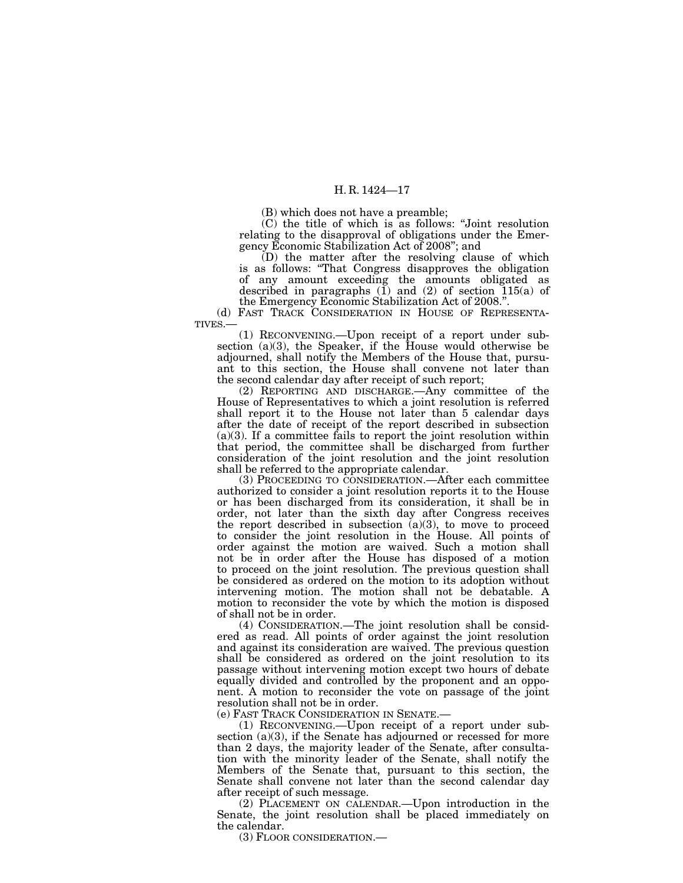(B) which does not have a preamble;

(C) the title of which is as follows: "Joint resolution relating to the disapproval of obligations under the Emergency Economic Stabilization Act of 2008"; and

(D) the matter after the resolving clause of which is as follows: "That Congress disapproves the obligation of any amount exceeding the amounts obligated as described in paragraphs (1) and (2) of section 115(a) of the Emergency Economic Stabilization Act of 2008.".

(d) FAST TRACK CONSIDERATION IN HOUSE OF REPRESENTATIVES.—

(1) RECONVENING.—Upon receipt of a report under subsection (a)(3), the Speaker, if the House would otherwise be adjourned, shall notify the Members of the House that, pursuant to this section, the House shall convene not later than the second calendar day after receipt of such report;

(2) REPORTING AND DISCHARGE.—Any committee of the House of Representatives to which a joint resolution is referred shall report it to the House not later than 5 calendar days after the date of receipt of the report described in subsection (a)(3). If a committee fails to report the joint resolution within that period, the committee shall be discharged from further consideration of the joint resolution and the joint resolution shall be referred to the appropriate calendar.

(3) PROCEEDING TO CONSIDERATION.—After each committee authorized to consider a joint resolution reports it to the House or has been discharged from its consideration, it shall be in order, not later than the sixth day after Congress receives the report described in subsection (a)(3), to move to proceed to consider the joint resolution in the House. All points of order against the motion are waived. Such a motion shall not be in order after the House has disposed of a motion to proceed on the joint resolution. The previous question shall be considered as ordered on the motion to its adoption without intervening motion. The motion shall not be debatable. A motion to reconsider the vote by which the motion is disposed of shall not be in order.

(4) CONSIDERATION.—The joint resolution shall be considered as read. All points of order against the joint resolution and against its consideration are waived. The previous question shall be considered as ordered on the joint resolution to its passage without intervening motion except two hours of debate equally divided and controlled by the proponent and an opponent. A motion to reconsider the vote on passage of the joint resolution shall not be in order.

(e) FAST TRACK CONSIDERATION IN SENATE.—

(1) RECONVENING.—Upon receipt of a report under subsection (a)(3), if the Senate has adjourned or recessed for more than 2 days, the majority leader of the Senate, after consultation with the minority leader of the Senate, shall notify the Members of the Senate that, pursuant to this section, the Senate shall convene not later than the second calendar day after receipt of such message.

(2) PLACEMENT ON CALENDAR.—Upon introduction in the Senate, the joint resolution shall be placed immediately on the calendar.

(3) FLOOR CONSIDERATION.—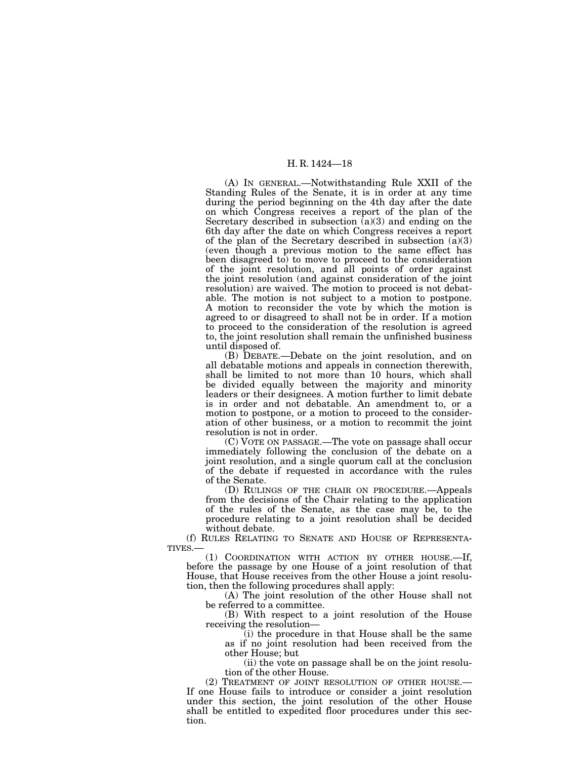(A) IN GENERAL.—Notwithstanding Rule XXII of the Standing Rules of the Senate, it is in order at any time during the period beginning on the 4th day after the date on which Congress receives a report of the plan of the Secretary described in subsection (a)(3) and ending on the 6th day after the date on which Congress receives a report of the plan of the Secretary described in subsection (a)(3) (even though a previous motion to the same effect has been disagreed to) to move to proceed to the consideration of the joint resolution, and all points of order against the joint resolution (and against consideration of the joint resolution) are waived. The motion to proceed is not debatable. The motion is not subject to a motion to postpone. A motion to reconsider the vote by which the motion is agreed to or disagreed to shall not be in order. If a motion to proceed to the consideration of the resolution is agreed to, the joint resolution shall remain the unfinished business until disposed of.

(B) DEBATE.—Debate on the joint resolution, and on all debatable motions and appeals in connection therewith, shall be limited to not more than 10 hours, which shall be divided equally between the majority and minority leaders or their designees. A motion further to limit debate is in order and not debatable. An amendment to, or a motion to postpone, or a motion to proceed to the consideration of other business, or a motion to recommit the joint resolution is not in order.

(C) VOTE ON PASSAGE.—The vote on passage shall occur immediately following the conclusion of the debate on a joint resolution, and a single quorum call at the conclusion of the debate if requested in accordance with the rules of the Senate.

(D) RULINGS OF THE CHAIR ON PROCEDURE.—Appeals from the decisions of the Chair relating to the application of the rules of the Senate, as the case may be, to the procedure relating to a joint resolution shall be decided without debate.

(f) RULES RELATING TO SENATE AND HOUSE OF REPRESENTATIVES.—

(1) COORDINATION WITH ACTION BY OTHER HOUSE.—If, before the passage by one House of a joint resolution of that House, that House receives from the other House a joint resolution, then the following procedures shall apply:

(A) The joint resolution of the other House shall not be referred to a committee.

(B) With respect to a joint resolution of the House receiving the resolution—

(i) the procedure in that House shall be the same as if no joint resolution had been received from the other House; but

(ii) the vote on passage shall be on the joint resolution of the other House.

(2) TREATMENT OF JOINT RESOLUTION OF OTHER HOUSE.—If one House fails to introduce or consider a joint resolution under this section, the joint resolution of the other House shall be entitled to expedited floor procedures under this section.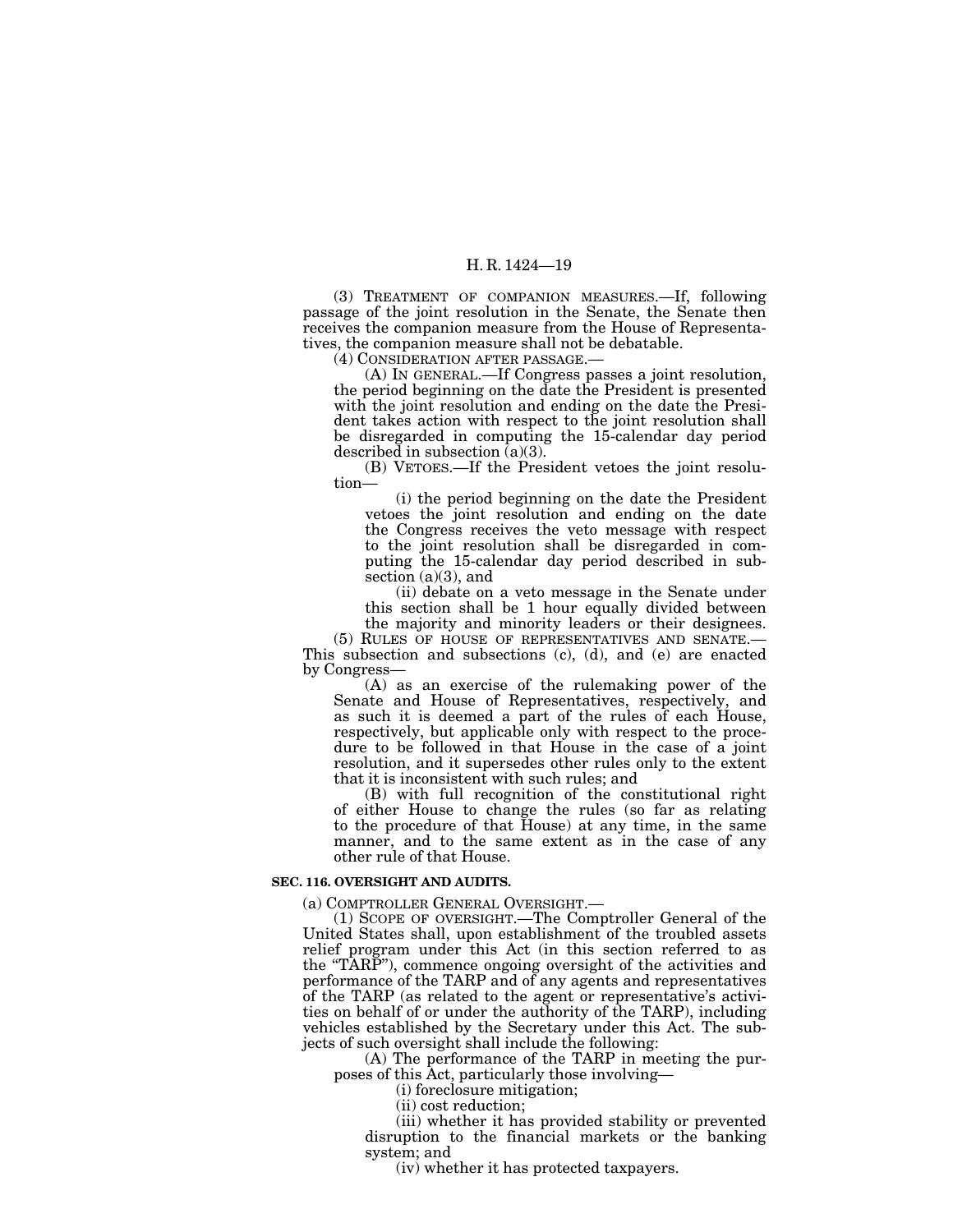(3) TREATMENT OF COMPANION MEASURES.—If, following passage of the joint resolution in the Senate, the Senate then receives the companion measure from the House of Representatives, the companion measure shall not be debatable.

(4) CONSIDERATION AFTER PASSAGE.—

(A) IN GENERAL.—If Congress passes a joint resolution, the period beginning on the date the President is presented with the joint resolution and ending on the date the President takes action with respect to the joint resolution shall be disregarded in computing the 15-calendar day period described in subsection (a)(3).

(B) VETOES.—If the President vetoes the joint resolution—

(i) the period beginning on the date the President vetoes the joint resolution and ending on the date the Congress receives the veto message with respect to the joint resolution shall be disregarded in computing the 15-calendar day period described in subsection (a)(3), and

(ii) debate on a veto message in the Senate under this section shall be 1 hour equally divided between the majority and minority leaders or their designees.

(5) RULES OF HOUSE OF REPRESENTATIVES AND SENATE.—This subsection and subsections (c), (d), and (e) are enacted by Congress—

(A) as an exercise of the rulemaking power of the Senate and House of Representatives, respectively, and as such it is deemed a part of the rules of each House, respectively, but applicable only with respect to the procedure to be followed in that House in the case of a joint resolution, and it supersedes other rules only to the extent that it is inconsistent with such rules; and

(B) with full recognition of the constitutional right of either House to change the rules (so far as relating to the procedure of that House) at any time, in the same manner, and to the same extent as in the case of any other rule of that House.

**SEC. 116. OVERSIGHT AND AUDITS.**

(a) COMPTROLLER GENERAL OVERSIGHT.—

(1) SCOPE OF OVERSIGHT.—The Comptroller General of the United States shall, upon establishment of the troubled assets relief program under this Act (in this section referred to as the "TARP"), commence ongoing oversight of the activities and performance of the TARP and of any agents and representatives of the TARP (as related to the agent or representative's activities on behalf of or under the authority of the TARP), including vehicles established by the Secretary under this Act. The subjects of such oversight shall include the following:

(A) The performance of the TARP in meeting the purposes of this Act, particularly those involving—

(i) foreclosure mitigation;

(ii) cost reduction;

(iii) whether it has provided stability or prevented disruption to the financial markets or the banking system; and

(iv) whether it has protected taxpayers.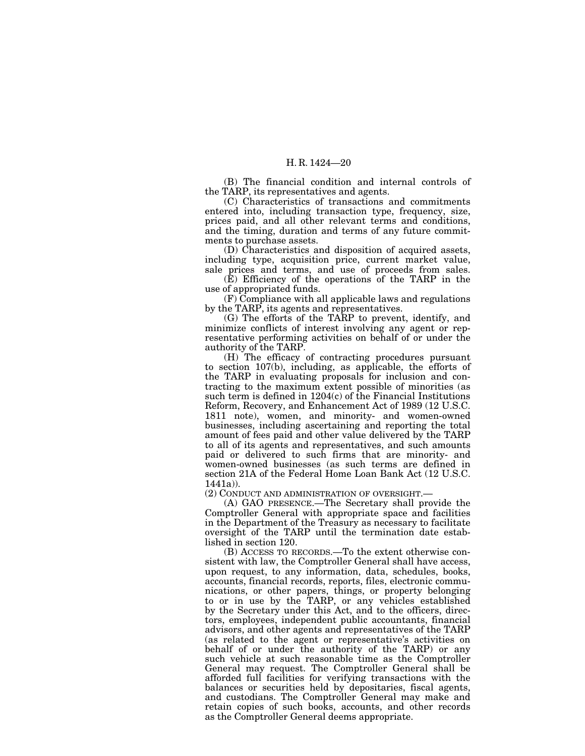(B) The financial condition and internal controls of the TARP, its representatives and agents.

(C) Characteristics of transactions and commitments entered into, including transaction type, frequency, size, prices paid, and all other relevant terms and conditions, and the timing, duration and terms of any future commitments to purchase assets.

(D) Characteristics and disposition of acquired assets, including type, acquisition price, current market value, sale prices and terms, and use of proceeds from sales.

(E) Efficiency of the operations of the TARP in the use of appropriated funds.

(F) Compliance with all applicable laws and regulations by the TARP, its agents and representatives.

(G) The efforts of the TARP to prevent, identify, and minimize conflicts of interest involving any agent or representative performing activities on behalf of or under the authority of the TARP.

(H) The efficacy of contracting procedures pursuant to section 107(b), including, as applicable, the efforts of the TARP in evaluating proposals for inclusion and contracting to the maximum extent possible of minorities (as such term is defined in 1204(c) of the Financial Institutions Reform, Recovery, and Enhancement Act of 1989 (12 U.S.C. 1811 note), women, and minority- and women-owned businesses, including ascertaining and reporting the total amount of fees paid and other value delivered by the TARP to all of its agents and representatives, and such amounts paid or delivered to such firms that are minority- and women-owned businesses (as such terms are defined in section 21A of the Federal Home Loan Bank Act (12 U.S.C. 1441a)).

(2) CONDUCT AND ADMINISTRATION OF OVERSIGHT.—

(A) GAO PRESENCE.—The Secretary shall provide the Comptroller General with appropriate space and facilities in the Department of the Treasury as necessary to facilitate oversight of the TARP until the termination date established in section 120.

(B) ACCESS TO RECORDS.—To the extent otherwise consistent with law, the Comptroller General shall have access, upon request, to any information, data, schedules, books, accounts, financial records, reports, files, electronic communications, or other papers, things, or property belonging to or in use by the TARP, or any vehicles established by the Secretary under this Act, and to the officers, directors, employees, independent public accountants, financial advisors, and other agents and representatives of the TARP (as related to the agent or representative's activities on behalf of or under the authority of the TARP) or any such vehicle at such reasonable time as the Comptroller General may request. The Comptroller General shall be afforded full facilities for verifying transactions with the balances or securities held by depositaries, fiscal agents, and custodians. The Comptroller General may make and retain copies of such books, accounts, and other records as the Comptroller General deems appropriate.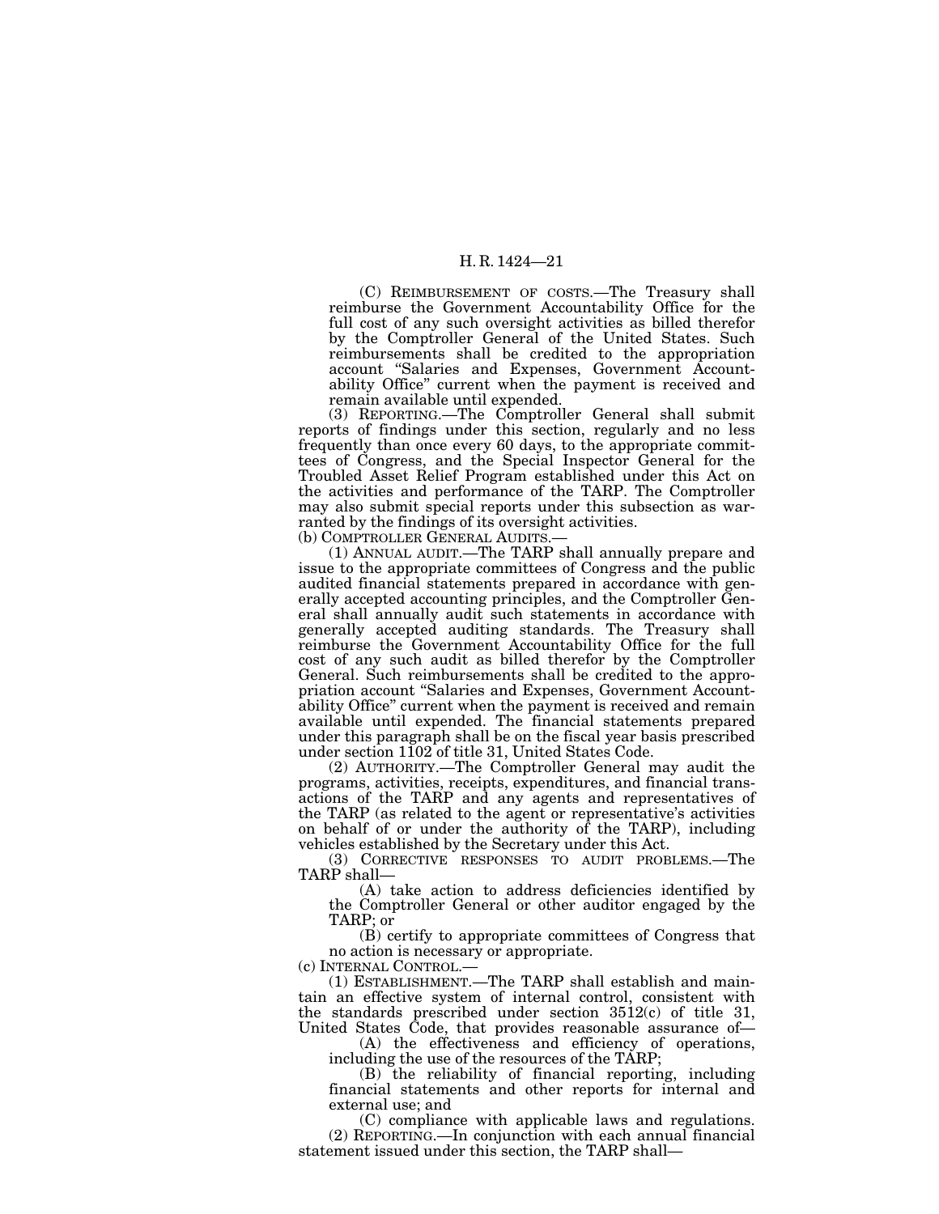(C) REIMBURSEMENT OF COSTS.—The Treasury shall reimburse the Government Accountability Office for the full cost of any such oversight activities as billed therefor by the Comptroller General of the United States. Such reimbursements shall be credited to the appropriation account "Salaries and Expenses, Government Accountability Office" current when the payment is received and remain available until expended.

(3) REPORTING.—The Comptroller General shall submit reports of findings under this section, regularly and no less frequently than once every 60 days, to the appropriate committees of Congress, and the Special Inspector General for the Troubled Asset Relief Program established under this Act on the activities and performance of the TARP. The Comptroller may also submit special reports under this subsection as warranted by the findings of its oversight activities.

(b) COMPTROLLER GENERAL AUDITS.—

(1) ANNUAL AUDIT.—The TARP shall annually prepare and issue to the appropriate committees of Congress and the public audited financial statements prepared in accordance with generally accepted accounting principles, and the Comptroller General shall annually audit such statements in accordance with generally accepted auditing standards. The Treasury shall reimburse the Government Accountability Office for the full cost of any such audit as billed therefor by the Comptroller General. Such reimbursements shall be credited to the appropriation account "Salaries and Expenses, Government Accountability Office" current when the payment is received and remain available until expended. The financial statements prepared under this paragraph shall be on the fiscal year basis prescribed under section 1102 of title 31, United States Code.

(2) AUTHORITY.—The Comptroller General may audit the programs, activities, receipts, expenditures, and financial transactions of the TARP and any agents and representatives of the TARP (as related to the agent or representative's activities on behalf of or under the authority of the TARP), including vehicles established by the Secretary under this Act.

(3) CORRECTIVE RESPONSES TO AUDIT PROBLEMS.—The TARP shall—

(A) take action to address deficiencies identified by the Comptroller General or other auditor engaged by the TARP; or

(B) certify to appropriate committees of Congress that no action is necessary or appropriate.

(c) INTERNAL CONTROL.—

(1) ESTABLISHMENT.—The TARP shall establish and maintain an effective system of internal control, consistent with the standards prescribed under section 3512(c) of title 31, United States Code, that provides reasonable assurance of—

(A) the effectiveness and efficiency of operations, including the use of the resources of the TARP;

(B) the reliability of financial reporting, including financial statements and other reports for internal and external use; and

(C) compliance with applicable laws and regulations.

(2) REPORTING.—In conjunction with each annual financial statement issued under this section, the TARP shall—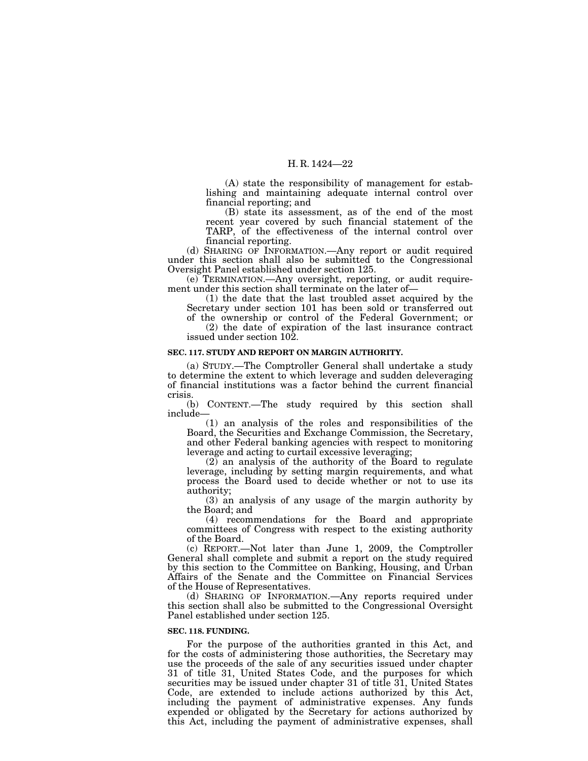(A) state the responsibility of management for establishing and maintaining adequate internal control over financial reporting; and

(B) state its assessment, as of the end of the most recent year covered by such financial statement of the TARP, of the effectiveness of the internal control over financial reporting.

(d) SHARING OF INFORMATION.—Any report or audit required under this section shall also be submitted to the Congressional Oversight Panel established under section 125.

(e) TERMINATION.—Any oversight, reporting, or audit requirement under this section shall terminate on the later of—

(1) the date that the last troubled asset acquired by the Secretary under section 101 has been sold or transferred out of the ownership or control of the Federal Government; or

(2) the date of expiration of the last insurance contract issued under section 102.

**SEC. 117. STUDY AND REPORT ON MARGIN AUTHORITY.**

(a) STUDY.—The Comptroller General shall undertake a study to determine the extent to which leverage and sudden deleveraging of financial institutions was a factor behind the current financial crisis.

(b) CONTENT.—The study required by this section shall include—

(1) an analysis of the roles and responsibilities of the Board, the Securities and Exchange Commission, the Secretary, and other Federal banking agencies with respect to monitoring leverage and acting to curtail excessive leveraging;

(2) an analysis of the authority of the Board to regulate leverage, including by setting margin requirements, and what process the Board used to decide whether or not to use its authority;

(3) an analysis of any usage of the margin authority by the Board; and

(4) recommendations for the Board and appropriate committees of Congress with respect to the existing authority of the Board.

(c) REPORT.—Not later than June 1, 2009, the Comptroller General shall complete and submit a report on the study required by this section to the Committee on Banking, Housing, and Urban Affairs of the Senate and the Committee on Financial Services of the House of Representatives.

(d) SHARING OF INFORMATION.—Any reports required under this section shall also be submitted to the Congressional Oversight Panel established under section 125.

**SEC. 118. FUNDING.**

For the purpose of the authorities granted in this Act, and for the costs of administering those authorities, the Secretary may use the proceeds of the sale of any securities issued under chapter 31 of title 31, United States Code, and the purposes for which securities may be issued under chapter 31 of title 31, United States Code, are extended to include actions authorized by this Act, including the payment of administrative expenses. Any funds expended or obligated by the Secretary for actions authorized by this Act, including the payment of administrative expenses, shall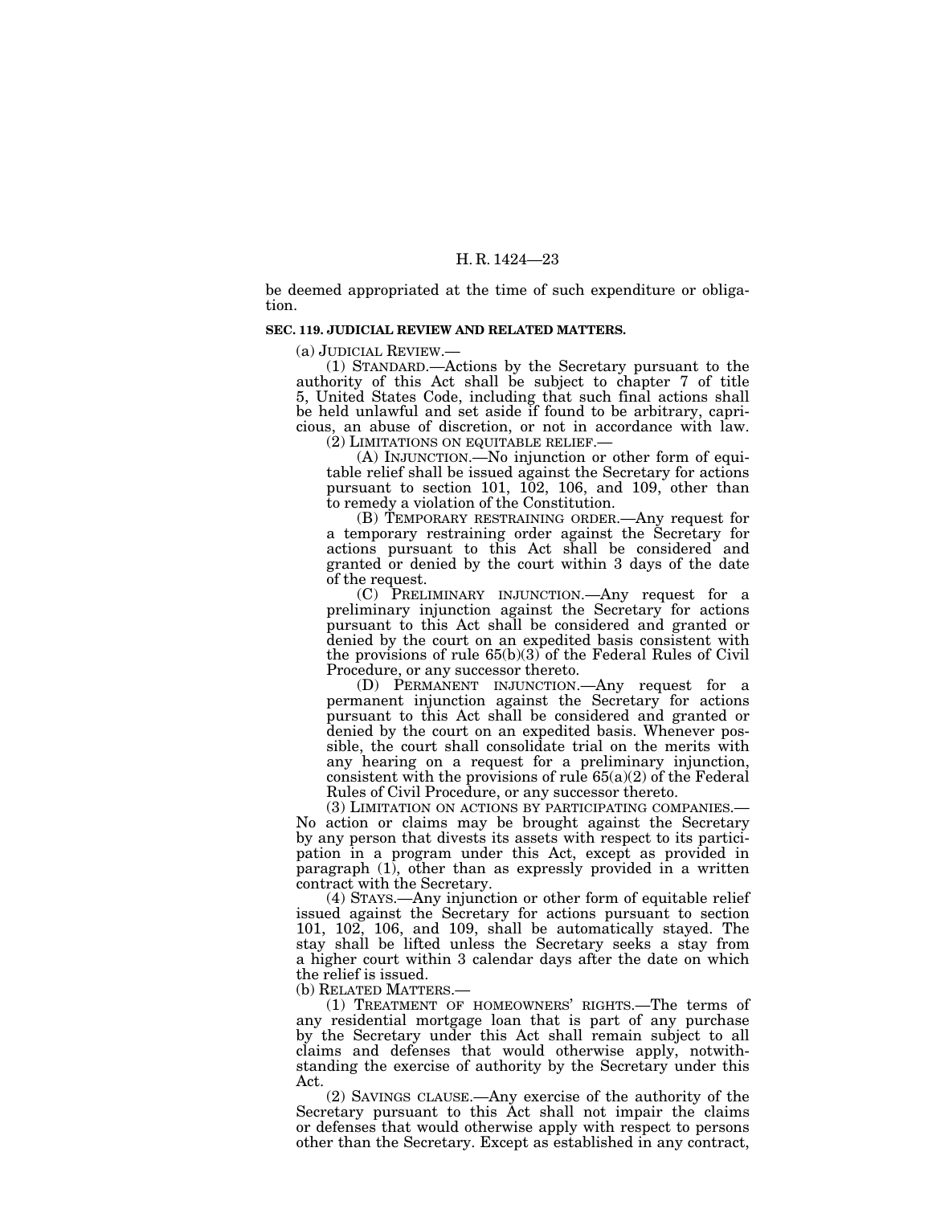be deemed appropriated at the time of such expenditure or obligation.

**SEC. 119. JUDICIAL REVIEW AND RELATED MATTERS.**

(a) JUDICIAL REVIEW.—

(1) STANDARD.—Actions by the Secretary pursuant to the authority of this Act shall be subject to chapter 7 of title 5, United States Code, including that such final actions shall be held unlawful and set aside if found to be arbitrary, capricious, an abuse of discretion, or not in accordance with law.

(2) LIMITATIONS ON EQUITABLE RELIEF.—

(A) INJUNCTION.—No injunction or other form of equitable relief shall be issued against the Secretary for actions pursuant to section 101, 102, 106, and 109, other than to remedy a violation of the Constitution.

(B) TEMPORARY RESTRAINING ORDER.—Any request for a temporary restraining order against the Secretary for actions pursuant to this Act shall be considered and granted or denied by the court within 3 days of the date of the request.

(C) PRELIMINARY INJUNCTION.—Any request for a preliminary injunction against the Secretary for actions pursuant to this Act shall be considered and granted or denied by the court on an expedited basis consistent with the provisions of rule 65(b)(3) of the Federal Rules of Civil Procedure, or any successor thereto.

(D) PERMANENT INJUNCTION.—Any request for a permanent injunction against the Secretary for actions pursuant to this Act shall be considered and granted or denied by the court on an expedited basis. Whenever possible, the court shall consolidate trial on the merits with any hearing on a request for a preliminary injunction, consistent with the provisions of rule 65(a)(2) of the Federal Rules of Civil Procedure, or any successor thereto.

(3) LIMITATION ON ACTIONS BY PARTICIPATING COMPANIES.—No action or claims may be brought against the Secretary by any person that divests its assets with respect to its participation in a program under this Act, except as provided in paragraph (1), other than as expressly provided in a written contract with the Secretary.

(4) STAYS.—Any injunction or other form of equitable relief issued against the Secretary for actions pursuant to section 101, 102, 106, and 109, shall be automatically stayed. The stay shall be lifted unless the Secretary seeks a stay from a higher court within 3 calendar days after the date on which the relief is issued.

(b) RELATED MATTERS.—

(1) TREATMENT OF HOMEOWNERS' RIGHTS.—The terms of any residential mortgage loan that is part of any purchase by the Secretary under this Act shall remain subject to all claims and defenses that would otherwise apply, notwithstanding the exercise of authority by the Secretary under this Act.

(2) SAVINGS CLAUSE.—Any exercise of the authority of the Secretary pursuant to this Act shall not impair the claims or defenses that would otherwise apply with respect to persons other than the Secretary. Except as established in any contract,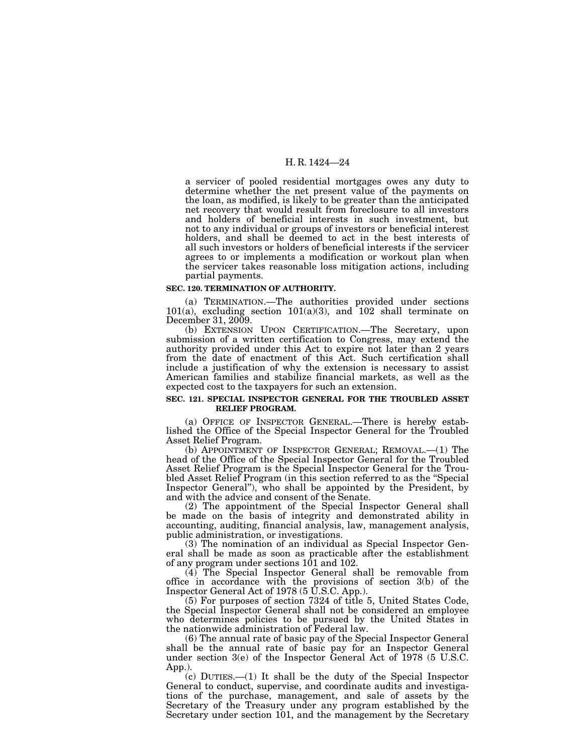a servicer of pooled residential mortgages owes any duty to determine whether the net present value of the payments on the loan, as modified, is likely to be greater than the anticipated net recovery that would result from foreclosure to all investors and holders of beneficial interests in such investment, but not to any individual or groups of investors or beneficial interest holders, and shall be deemed to act in the best interests of all such investors or holders of beneficial interests if the servicer agrees to or implements a modification or workout plan when the servicer takes reasonable loss mitigation actions, including partial payments.

**SEC. 120. TERMINATION OF AUTHORITY.**

(a) TERMINATION.—The authorities provided under sections 101(a), excluding section 101(a)(3), and 102 shall terminate on December 31, 2009.

(b) EXTENSION UPON CERTIFICATION.—The Secretary, upon submission of a written certification to Congress, may extend the authority provided under this Act to expire not later than 2 years from the date of enactment of this Act. Such certification shall include a justification of why the extension is necessary to assist American families and stabilize financial markets, as well as the expected cost to the taxpayers for such an extension.

**SEC. 121. SPECIAL INSPECTOR GENERAL FOR THE TROUBLED ASSET RELIEF PROGRAM.**

(a) OFFICE OF INSPECTOR GENERAL.—There is hereby established the Office of the Special Inspector General for the Troubled Asset Relief Program.

(b) APPOINTMENT OF INSPECTOR GENERAL; REMOVAL.—(1) The head of the Office of the Special Inspector General for the Troubled Asset Relief Program is the Special Inspector General for the Troubled Asset Relief Program (in this section referred to as the "Special Inspector General"), who shall be appointed by the President, by and with the advice and consent of the Senate.

(2) The appointment of the Special Inspector General shall be made on the basis of integrity and demonstrated ability in accounting, auditing, financial analysis, law, management analysis, public administration, or investigations.

(3) The nomination of an individual as Special Inspector General shall be made as soon as practicable after the establishment of any program under sections 101 and 102.

(4) The Special Inspector General shall be removable from office in accordance with the provisions of section 3(b) of the Inspector General Act of 1978 (5 U.S.C. App.).

(5) For purposes of section 7324 of title 5, United States Code, the Special Inspector General shall not be considered an employee who determines policies to be pursued by the United States in the nationwide administration of Federal law.

(6) The annual rate of basic pay of the Special Inspector General shall be the annual rate of basic pay for an Inspector General under section 3(e) of the Inspector General Act of 1978 (5 U.S.C. App.).

(c) DUTIES.—(1) It shall be the duty of the Special Inspector General to conduct, supervise, and coordinate audits and investigations of the purchase, management, and sale of assets by the Secretary of the Treasury under any program established by the Secretary under section 101, and the management by the Secretary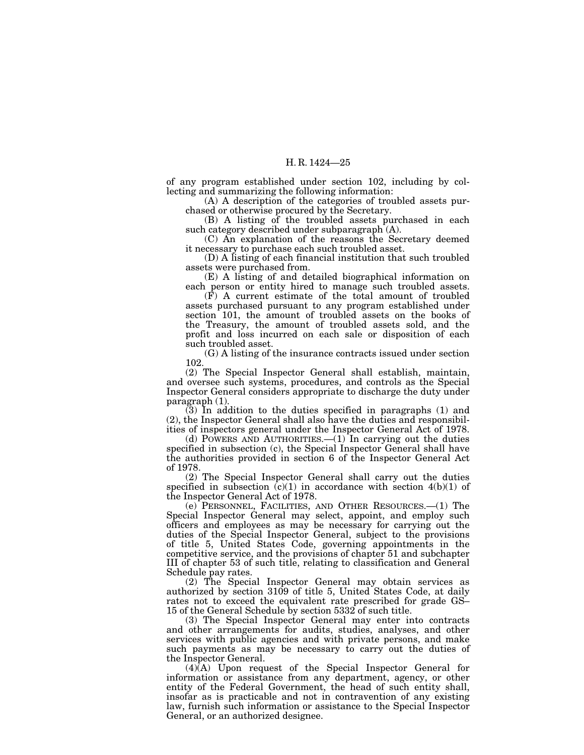of any program established under section 102, including by collecting and summarizing the following information:

(A) A description of the categories of troubled assets purchased or otherwise procured by the Secretary.

(B) A listing of the troubled assets purchased in each such category described under subparagraph (A).

(C) An explanation of the reasons the Secretary deemed it necessary to purchase each such troubled asset.

(D) A listing of each financial institution that such troubled assets were purchased from.

(E) A listing of and detailed biographical information on each person or entity hired to manage such troubled assets.

(F) A current estimate of the total amount of troubled assets purchased pursuant to any program established under section 101, the amount of troubled assets on the books of the Treasury, the amount of troubled assets sold, and the profit and loss incurred on each sale or disposition of each such troubled asset.

(G) A listing of the insurance contracts issued under section 102.

(2) The Special Inspector General shall establish, maintain, and oversee such systems, procedures, and controls as the Special Inspector General considers appropriate to discharge the duty under paragraph (1).

(3) In addition to the duties specified in paragraphs (1) and (2), the Inspector General shall also have the duties and responsibilities of inspectors general under the Inspector General Act of 1978.

(d) POWERS AND AUTHORITIES.—(1) In carrying out the duties specified in subsection (c), the Special Inspector General shall have the authorities provided in section 6 of the Inspector General Act of 1978.

(2) The Special Inspector General shall carry out the duties specified in subsection (c)(1) in accordance with section 4(b)(1) of the Inspector General Act of 1978.

(e) PERSONNEL, FACILITIES, AND OTHER RESOURCES.—(1) The Special Inspector General may select, appoint, and employ such officers and employees as may be necessary for carrying out the duties of the Special Inspector General, subject to the provisions of title 5, United States Code, governing appointments in the competitive service, and the provisions of chapter 51 and subchapter III of chapter 53 of such title, relating to classification and General Schedule pay rates.

(2) The Special Inspector General may obtain services as authorized by section 3109 of title 5, United States Code, at daily rates not to exceed the equivalent rate prescribed for grade GS–15 of the General Schedule by section 5332 of such title.

(3) The Special Inspector General may enter into contracts and other arrangements for audits, studies, analyses, and other services with public agencies and with private persons, and make such payments as may be necessary to carry out the duties of the Inspector General.

(4)(A) Upon request of the Special Inspector General for information or assistance from any department, agency, or other entity of the Federal Government, the head of such entity shall, insofar as is practicable and not in contravention of any existing law, furnish such information or assistance to the Special Inspector General, or an authorized designee.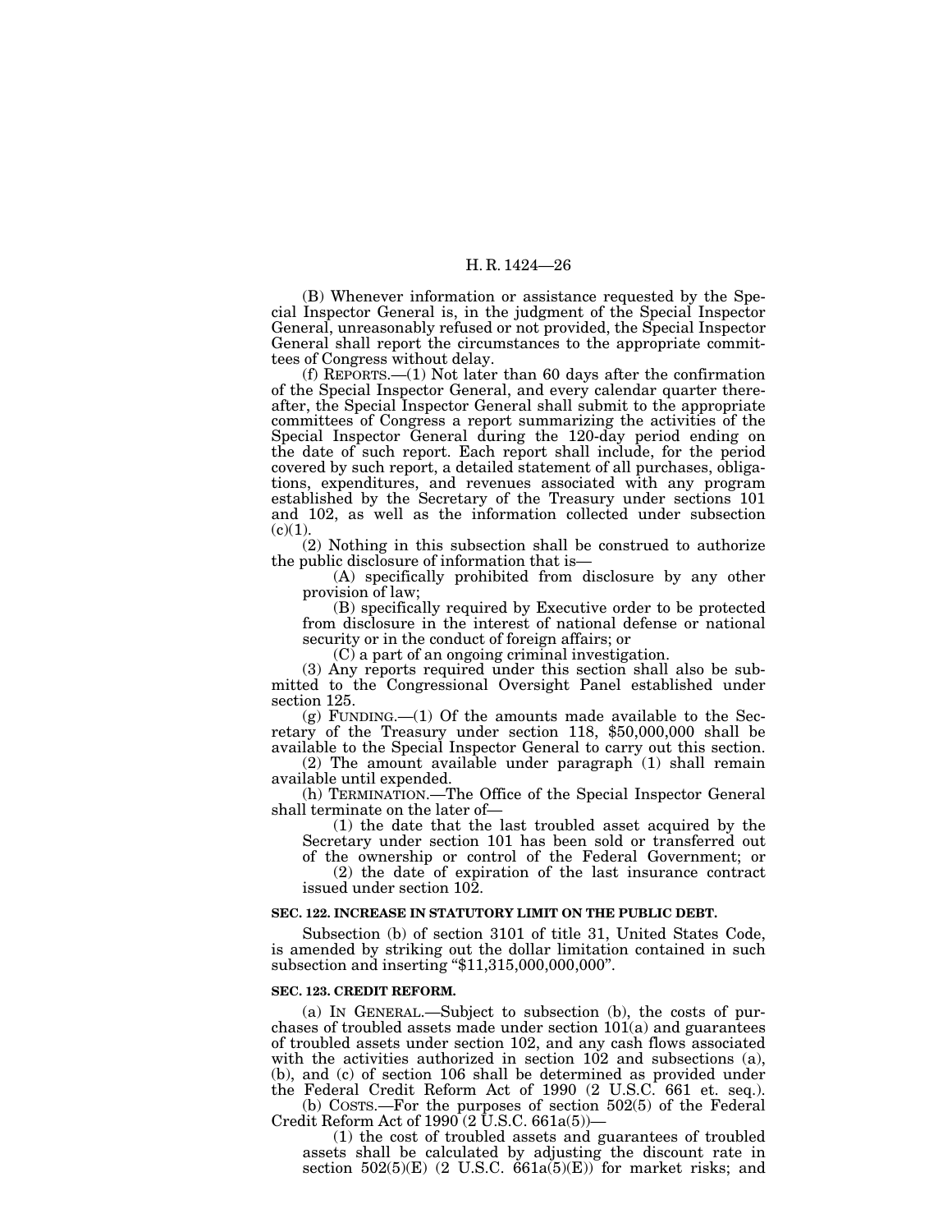(B) Whenever information or assistance requested by the Special Inspector General is, in the judgment of the Special Inspector General, unreasonably refused or not provided, the Special Inspector General shall report the circumstances to the appropriate committees of Congress without delay.

(f) REPORTS.—(1) Not later than 60 days after the confirmation of the Special Inspector General, and every calendar quarter thereafter, the Special Inspector General shall submit to the appropriate committees of Congress a report summarizing the activities of the Special Inspector General during the 120-day period ending on the date of such report. Each report shall include, for the period covered by such report, a detailed statement of all purchases, obligations, expenditures, and revenues associated with any program established by the Secretary of the Treasury under sections 101 and 102, as well as the information collected under subsection (c)(1).

(2) Nothing in this subsection shall be construed to authorize the public disclosure of information that is—

(A) specifically prohibited from disclosure by any other provision of law;

(B) specifically required by Executive order to be protected from disclosure in the interest of national defense or national security or in the conduct of foreign affairs; or

(C) a part of an ongoing criminal investigation.

(3) Any reports required under this section shall also be submitted to the Congressional Oversight Panel established under section 125.

(g) FUNDING.—(1) Of the amounts made available to the Secretary of the Treasury under section 118, $50,000,000 shall be available to the Special Inspector General to carry out this section.

(2) The amount available under paragraph (1) shall remain available until expended.

(h) TERMINATION.—The Office of the Special Inspector General shall terminate on the later of—

(1) the date that the last troubled asset acquired by the Secretary under section 101 has been sold or transferred out of the ownership or control of the Federal Government; or

(2) the date of expiration of the last insurance contract issued under section 102.

**SEC. 122. INCREASE IN STATUTORY LIMIT ON THE PUBLIC DEBT.**

Subsection (b) of section 3101 of title 31, United States Code, is amended by striking out the dollar limitation contained in such subsection and inserting "$11,315,000,000,000".

**SEC. 123. CREDIT REFORM.**

(a) IN GENERAL.—Subject to subsection (b), the costs of purchases of troubled assets made under section 101(a) and guarantees of troubled assets under section 102, and any cash flows associated with the activities authorized in section 102 and subsections (a), (b), and (c) of section 106 shall be determined as provided under the Federal Credit Reform Act of 1990 (2 U.S.C. 661 et. seq.).

(b) COSTS.—For the purposes of section 502(5) of the Federal Credit Reform Act of 1990 (2 U.S.C. 661a(5))—

(1) the cost of troubled assets and guarantees of troubled assets shall be calculated by adjusting the discount rate in section 502(5)(E) (2 U.S.C. 661a(5)(E)) for market risks; and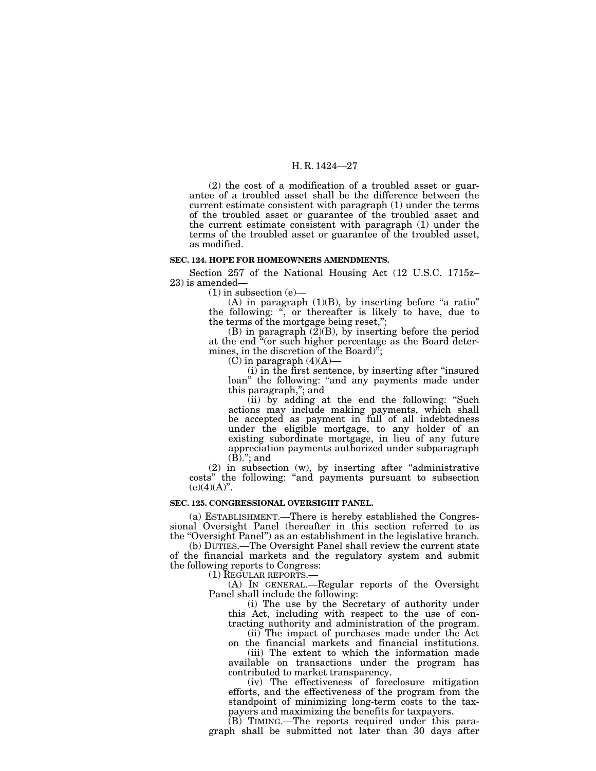(2) the cost of a modification of a troubled asset or guarantee of a troubled asset shall be the difference between the current estimate consistent with paragraph (1) under the terms of the troubled asset or guarantee of the troubled asset and the current estimate consistent with paragraph (1) under the terms of the troubled asset or guarantee of the troubled asset, as modified.

**SEC. 124. HOPE FOR HOMEOWNERS AMENDMENTS.**

Section 257 of the National Housing Act (12 U.S.C. 1715z–23) is amended—

(1) in subsection (e)—

(A) in paragraph (1)(B), by inserting before "a ratio" the following: ", or thereafter is likely to have, due to the terms of the mortgage being reset,";

(B) in paragraph (2)(B), by inserting before the period at the end "(or such higher percentage as the Board determines, in the discretion of the Board)";

(C) in paragraph (4)(A)—

(i) in the first sentence, by inserting after "insured loan" the following: "and any payments made under this paragraph,"; and

(ii) by adding at the end the following: "Such actions may include making payments, which shall be accepted as payment in full of all indebtedness under the eligible mortgage, to any holder of an existing subordinate mortgage, in lieu of any future appreciation payments authorized under subparagraph (B)."; and

(2) in subsection (w), by inserting after "administrative costs" the following: "and payments pursuant to subsection (e)(4)(A)".

**SEC. 125. CONGRESSIONAL OVERSIGHT PANEL.**

(a) ESTABLISHMENT.—There is hereby established the Congressional Oversight Panel (hereafter in this section referred to as the "Oversight Panel") as an establishment in the legislative branch.

(b) DUTIES.—The Oversight Panel shall review the current state of the financial markets and the regulatory system and submit the following reports to Congress:

(1) REGULAR REPORTS.—

(A) IN GENERAL.—Regular reports of the Oversight Panel shall include the following:

(i) The use by the Secretary of authority under this Act, including with respect to the use of contracting authority and administration of the program.

(ii) The impact of purchases made under the Act on the financial markets and financial institutions.

(iii) The extent to which the information made available on transactions under the program has contributed to market transparency.

(iv) The effectiveness of foreclosure mitigation efforts, and the effectiveness of the program from the standpoint of minimizing long-term costs to the taxpayers and maximizing the benefits for taxpayers.

(B) TIMING.—The reports required under this paragraph shall be submitted not later than 30 days after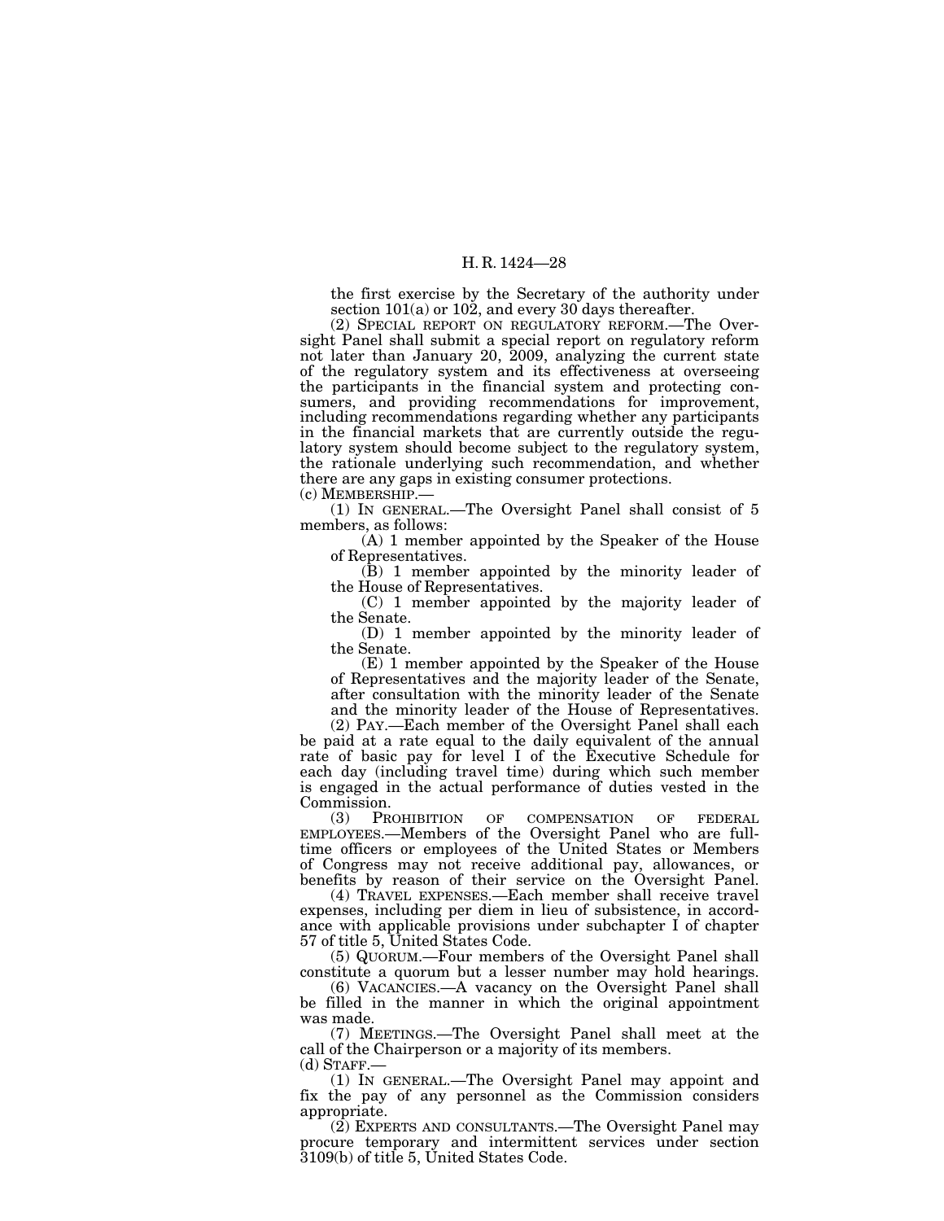the first exercise by the Secretary of the authority under section 101(a) or 102, and every 30 days thereafter.

(2) SPECIAL REPORT ON REGULATORY REFORM.—The Oversight Panel shall submit a special report on regulatory reform not later than January 20, 2009, analyzing the current state of the regulatory system and its effectiveness at overseeing the participants in the financial system and protecting consumers, and providing recommendations for improvement, including recommendations regarding whether any participants in the financial markets that are currently outside the regulatory system should become subject to the regulatory system, the rationale underlying such recommendation, and whether there are any gaps in existing consumer protections.

(c) MEMBERSHIP.—

(1) IN GENERAL.—The Oversight Panel shall consist of 5 members, as follows:

(A) 1 member appointed by the Speaker of the House of Representatives.

(B) 1 member appointed by the minority leader of the House of Representatives.

(C) 1 member appointed by the majority leader of the Senate.

(D) 1 member appointed by the minority leader of the Senate.

(E) 1 member appointed by the Speaker of the House of Representatives and the majority leader of the Senate, after consultation with the minority leader of the Senate and the minority leader of the House of Representatives.

(2) PAY.—Each member of the Oversight Panel shall each be paid at a rate equal to the daily equivalent of the annual rate of basic pay for level I of the Executive Schedule for each day (including travel time) during which such member is engaged in the actual performance of duties vested in the Commission.

(3) PROHIBITION OF COMPENSATION OF FEDERAL EMPLOYEES.—Members of the Oversight Panel who are full-time officers or employees of the United States or Members of Congress may not receive additional pay, allowances, or benefits by reason of their service on the Oversight Panel.

(4) TRAVEL EXPENSES.—Each member shall receive travel expenses, including per diem in lieu of subsistence, in accordance with applicable provisions under subchapter I of chapter 57 of title 5, United States Code.

(5) QUORUM.—Four members of the Oversight Panel shall constitute a quorum but a lesser number may hold hearings.

(6) VACANCIES.—A vacancy on the Oversight Panel shall be filled in the manner in which the original appointment was made.

(7) MEETINGS.—The Oversight Panel shall meet at the call of the Chairperson or a majority of its members.

(d) STAFF.—

(1) IN GENERAL.—The Oversight Panel may appoint and fix the pay of any personnel as the Commission considers appropriate.

(2) EXPERTS AND CONSULTANTS.—The Oversight Panel may procure temporary and intermittent services under section 3109(b) of title 5, United States Code.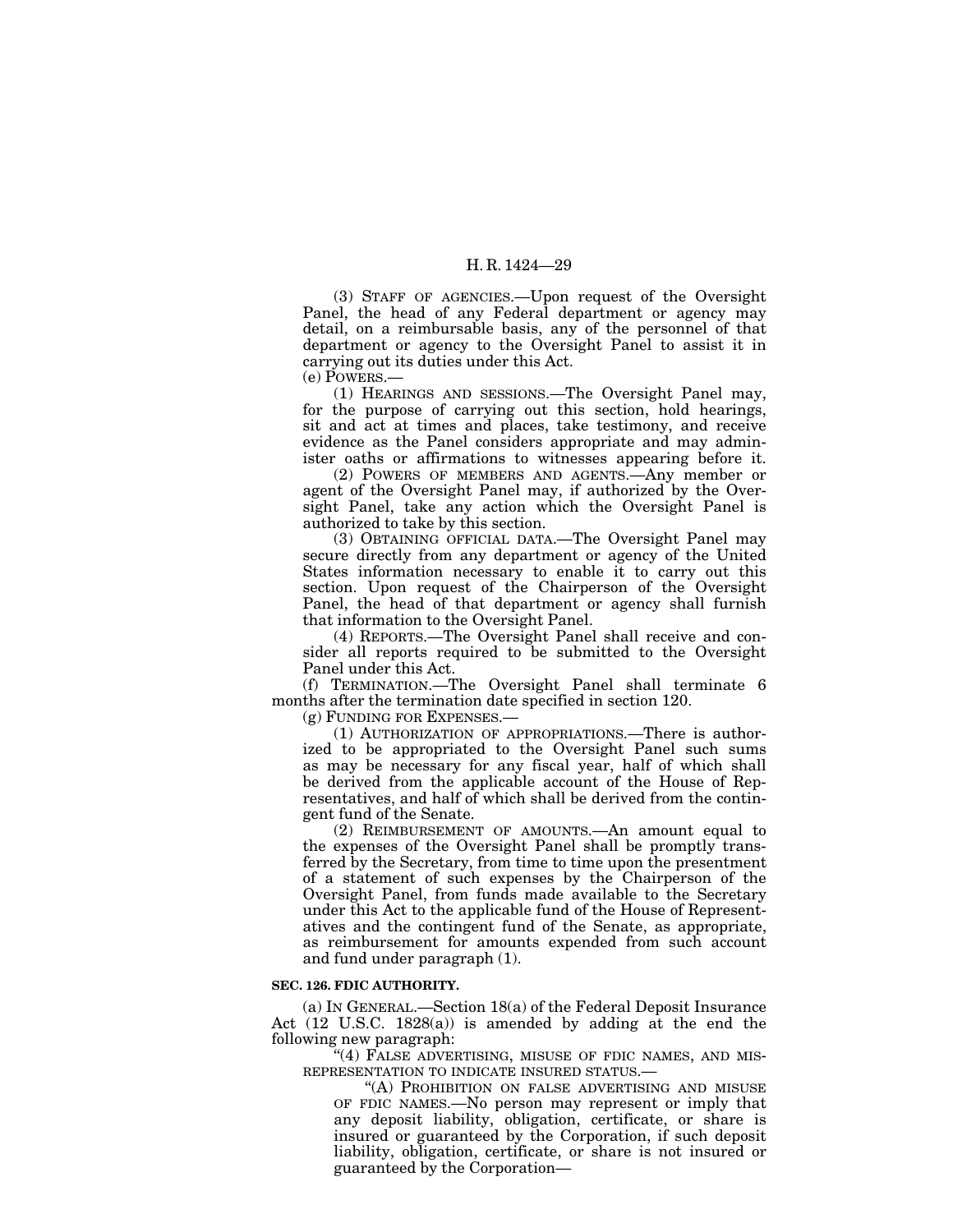(3) STAFF OF AGENCIES.—Upon request of the Oversight Panel, the head of any Federal department or agency may detail, on a reimbursable basis, any of the personnel of that department or agency to the Oversight Panel to assist it in carrying out its duties under this Act.

(e) POWERS.—

(1) HEARINGS AND SESSIONS.—The Oversight Panel may, for the purpose of carrying out this section, hold hearings, sit and act at times and places, take testimony, and receive evidence as the Panel considers appropriate and may administer oaths or affirmations to witnesses appearing before it.

(2) POWERS OF MEMBERS AND AGENTS.—Any member or agent of the Oversight Panel may, if authorized by the Oversight Panel, take any action which the Oversight Panel is authorized to take by this section.

(3) OBTAINING OFFICIAL DATA.—The Oversight Panel may secure directly from any department or agency of the United States information necessary to enable it to carry out this section. Upon request of the Chairperson of the Oversight Panel, the head of that department or agency shall furnish that information to the Oversight Panel.

(4) REPORTS.—The Oversight Panel shall receive and consider all reports required to be submitted to the Oversight Panel under this Act.

(f) TERMINATION.—The Oversight Panel shall terminate 6 months after the termination date specified in section 120.

(g) FUNDING FOR EXPENSES.—

(1) AUTHORIZATION OF APPROPRIATIONS.—There is authorized to be appropriated to the Oversight Panel such sums as may be necessary for any fiscal year, half of which shall be derived from the applicable account of the House of Representatives, and half of which shall be derived from the contingent fund of the Senate.

(2) REIMBURSEMENT OF AMOUNTS.—An amount equal to the expenses of the Oversight Panel shall be promptly transferred by the Secretary, from time to time upon the presentment of a statement of such expenses by the Chairperson of the Oversight Panel, from funds made available to the Secretary under this Act to the applicable fund of the House of Representatives and the contingent fund of the Senate, as appropriate, as reimbursement for amounts expended from such account and fund under paragraph (1).

**SEC. 126. FDIC AUTHORITY.**

(a) IN GENERAL.—Section 18(a) of the Federal Deposit Insurance Act (12 U.S.C. 1828(a)) is amended by adding at the end the following new paragraph:

"(4) FALSE ADVERTISING, MISUSE OF FDIC NAMES, AND MISREPRESENTATION TO INDICATE INSURED STATUS.—

"(A) PROHIBITION ON FALSE ADVERTISING AND MISUSE OF FDIC NAMES.—No person may represent or imply that any deposit liability, obligation, certificate, or share is insured or guaranteed by the Corporation, if such deposit liability, obligation, certificate, or share is not insured or guaranteed by the Corporation—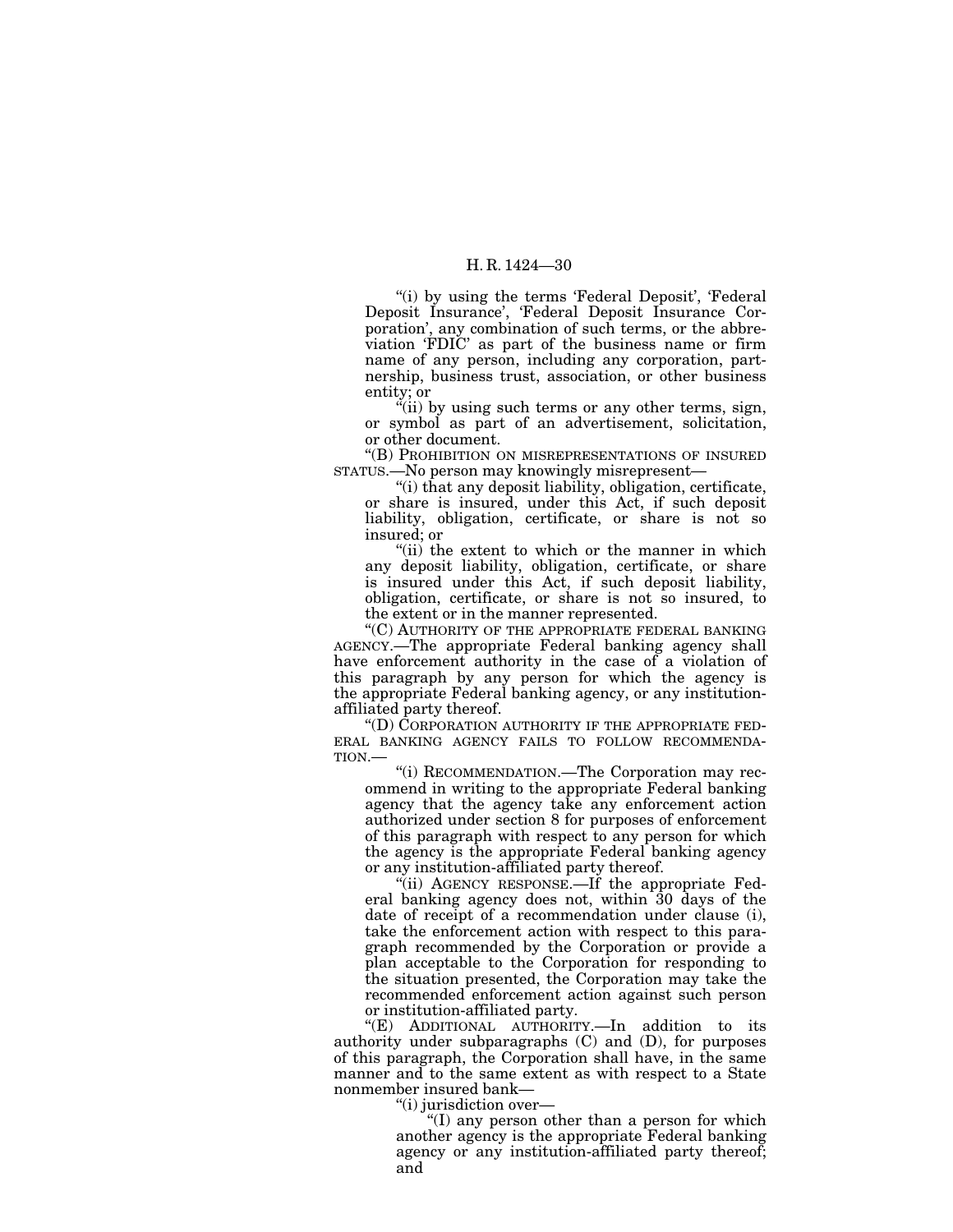"(i) by using the terms 'Federal Deposit', 'Federal Deposit Insurance', 'Federal Deposit Insurance Corporation', any combination of such terms, or the abbreviation 'FDIC' as part of the business name or firm name of any person, including any corporation, partnership, business trust, association, or other business entity; or

"(ii) by using such terms or any other terms, sign, or symbol as part of an advertisement, solicitation, or other document.

"(B) PROHIBITION ON MISREPRESENTATIONS OF INSURED STATUS.—No person may knowingly misrepresent—

"(i) that any deposit liability, obligation, certificate, or share is insured, under this Act, if such deposit liability, obligation, certificate, or share is not so insured; or

"(ii) the extent to which or the manner in which any deposit liability, obligation, certificate, or share is insured under this Act, if such deposit liability, obligation, certificate, or share is not so insured, to the extent or in the manner represented.

"(C) AUTHORITY OF THE APPROPRIATE FEDERAL BANKING AGENCY.—The appropriate Federal banking agency shall have enforcement authority in the case of a violation of this paragraph by any person for which the agency is the appropriate Federal banking agency, or any institution-affiliated party thereof.

"(D) CORPORATION AUTHORITY IF THE APPROPRIATE FEDERAL BANKING AGENCY FAILS TO FOLLOW RECOMMENDATION.—

"(i) RECOMMENDATION.—The Corporation may recommend in writing to the appropriate Federal banking agency that the agency take any enforcement action authorized under section 8 for purposes of enforcement of this paragraph with respect to any person for which the agency is the appropriate Federal banking agency or any institution-affiliated party thereof.

"(ii) AGENCY RESPONSE.—If the appropriate Federal banking agency does not, within 30 days of the date of receipt of a recommendation under clause (i), take the enforcement action with respect to this paragraph recommended by the Corporation or provide a plan acceptable to the Corporation for responding to the situation presented, the Corporation may take the recommended enforcement action against such person or institution-affiliated party.

"(E) ADDITIONAL AUTHORITY.—In addition to its authority under subparagraphs (C) and (D), for purposes of this paragraph, the Corporation shall have, in the same manner and to the same extent as with respect to a State nonmember insured bank—

"(i) jurisdiction over—

"(I) any person other than a person for which another agency is the appropriate Federal banking agency or any institution-affiliated party thereof; and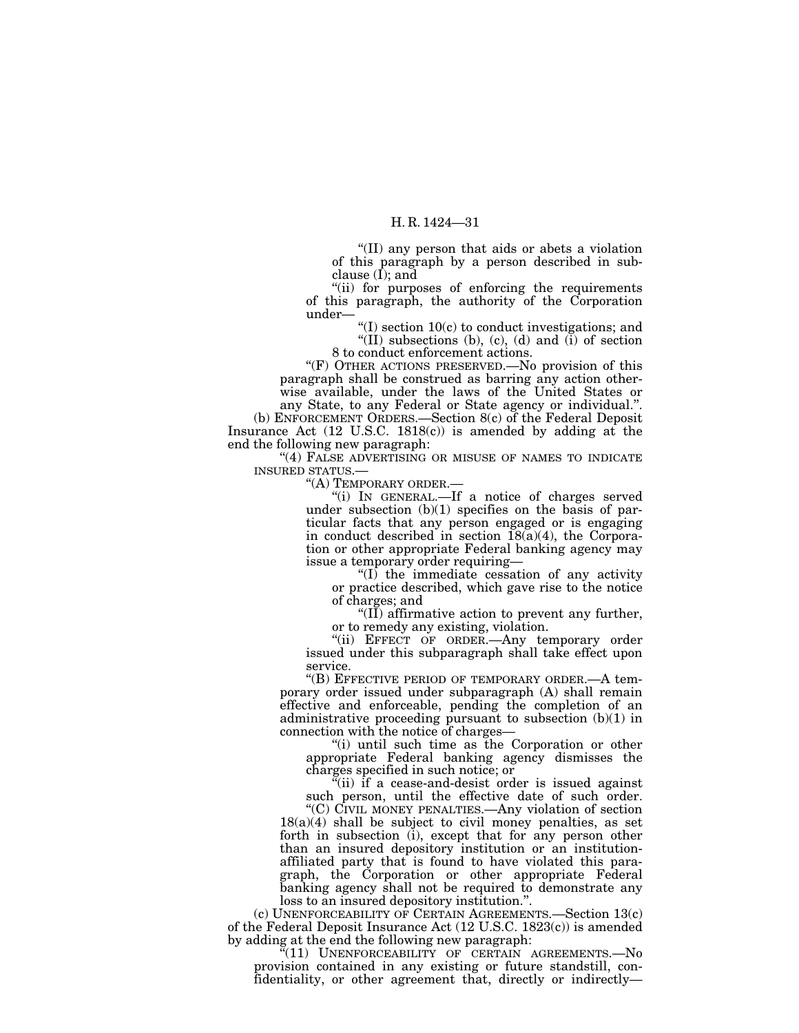"(II) any person that aids or abets a violation of this paragraph by a person described in subclause (I); and

"(ii) for purposes of enforcing the requirements of this paragraph, the authority of the Corporation under—

"(I) section 10(c) to conduct investigations; and

"(II) subsections (b), (c), (d) and (i) of section 8 to conduct enforcement actions.

"(F) OTHER ACTIONS PRESERVED.—No provision of this paragraph shall be construed as barring any action otherwise available, under the laws of the United States or any State, to any Federal or State agency or individual.".

(b) ENFORCEMENT ORDERS.—Section 8(c) of the Federal Deposit Insurance Act (12 U.S.C. 1818(c)) is amended by adding at the end the following new paragraph:

"(4) FALSE ADVERTISING OR MISUSE OF NAMES TO INDICATE INSURED STATUS.—

"(A) TEMPORARY ORDER.—

"(i) IN GENERAL.—If a notice of charges served under subsection (b)(1) specifies on the basis of particular facts that any person engaged or is engaging in conduct described in section 18(a)(4), the Corporation or other appropriate Federal banking agency may issue a temporary order requiring—

"(I) the immediate cessation of any activity or practice described, which gave rise to the notice of charges; and

"(II) affirmative action to prevent any further, or to remedy any existing, violation.

"(ii) EFFECT OF ORDER.—Any temporary order issued under this subparagraph shall take effect upon service.

"(B) EFFECTIVE PERIOD OF TEMPORARY ORDER.—A temporary order issued under subparagraph (A) shall remain effective and enforceable, pending the completion of an administrative proceeding pursuant to subsection (b)(1) in connection with the notice of charges—

"(i) until such time as the Corporation or other appropriate Federal banking agency dismisses the charges specified in such notice; or

"(ii) if a cease-and-desist order is issued against such person, until the effective date of such order.

"(C) CIVIL MONEY PENALTIES.—Any violation of section 18(a)(4) shall be subject to civil money penalties, as set forth in subsection (i), except that for any person other than an insured depository institution or an institution-affiliated party that is found to have violated this paragraph, the Corporation or other appropriate Federal banking agency shall not be required to demonstrate any loss to an insured depository institution.".

(c) UNENFORCEABILITY OF CERTAIN AGREEMENTS.—Section 13(c) of the Federal Deposit Insurance Act (12 U.S.C. 1823(c)) is amended by adding at the end the following new paragraph:

"(11) UNENFORCEABILITY OF CERTAIN AGREEMENTS.—No provision contained in any existing or future standstill, confidentiality, or other agreement that, directly or indirectly—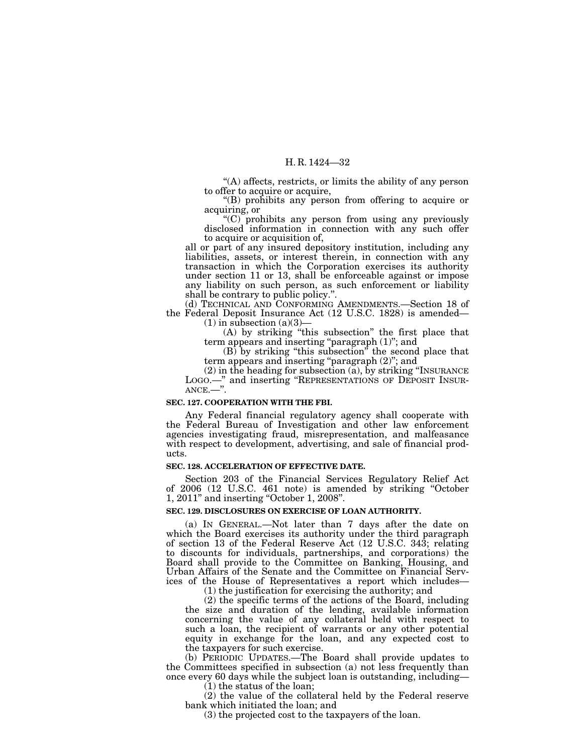"(A) affects, restricts, or limits the ability of any person to offer to acquire or acquire,

"(B) prohibits any person from offering to acquire or acquiring, or

"(C) prohibits any person from using any previously disclosed information in connection with any such offer to acquire or acquisition of,

all or part of any insured depository institution, including any liabilities, assets, or interest therein, in connection with any transaction in which the Corporation exercises its authority under section 11 or 13, shall be enforceable against or impose any liability on such person, as such enforcement or liability shall be contrary to public policy.".

(d) TECHNICAL AND CONFORMING AMENDMENTS.—Section 18 of the Federal Deposit Insurance Act (12 U.S.C. 1828) is amended—

(1) in subsection (a)(3)—

(A) by striking "this subsection" the first place that term appears and inserting "paragraph (1)"; and

(B) by striking "this subsection" the second place that term appears and inserting "paragraph (2)"; and

(2) in the heading for subsection (a), by striking "INSURANCE LOGO.—" and inserting "REPRESENTATIONS OF DEPOSIT INSURANCE.—".

**SEC. 127. COOPERATION WITH THE FBI.**

Any Federal financial regulatory agency shall cooperate with the Federal Bureau of Investigation and other law enforcement agencies investigating fraud, misrepresentation, and malfeasance with respect to development, advertising, and sale of financial products.

**SEC. 128. ACCELERATION OF EFFECTIVE DATE.**

Section 203 of the Financial Services Regulatory Relief Act of 2006 (12 U.S.C. 461 note) is amended by striking "October 1, 2011" and inserting "October 1, 2008".

**SEC. 129. DISCLOSURES ON EXERCISE OF LOAN AUTHORITY.**

(a) IN GENERAL.—Not later than 7 days after the date on which the Board exercises its authority under the third paragraph of section 13 of the Federal Reserve Act (12 U.S.C. 343; relating to discounts for individuals, partnerships, and corporations) the Board shall provide to the Committee on Banking, Housing, and Urban Affairs of the Senate and the Committee on Financial Services of the House of Representatives a report which includes—

(1) the justification for exercising the authority; and

(2) the specific terms of the actions of the Board, including the size and duration of the lending, available information concerning the value of any collateral held with respect to such a loan, the recipient of warrants or any other potential equity in exchange for the loan, and any expected cost to the taxpayers for such exercise.

(b) PERIODIC UPDATES.—The Board shall provide updates to the Committees specified in subsection (a) not less frequently than once every 60 days while the subject loan is outstanding, including—

(1) the status of the loan;

(2) the value of the collateral held by the Federal reserve bank which initiated the loan; and

(3) the projected cost to the taxpayers of the loan.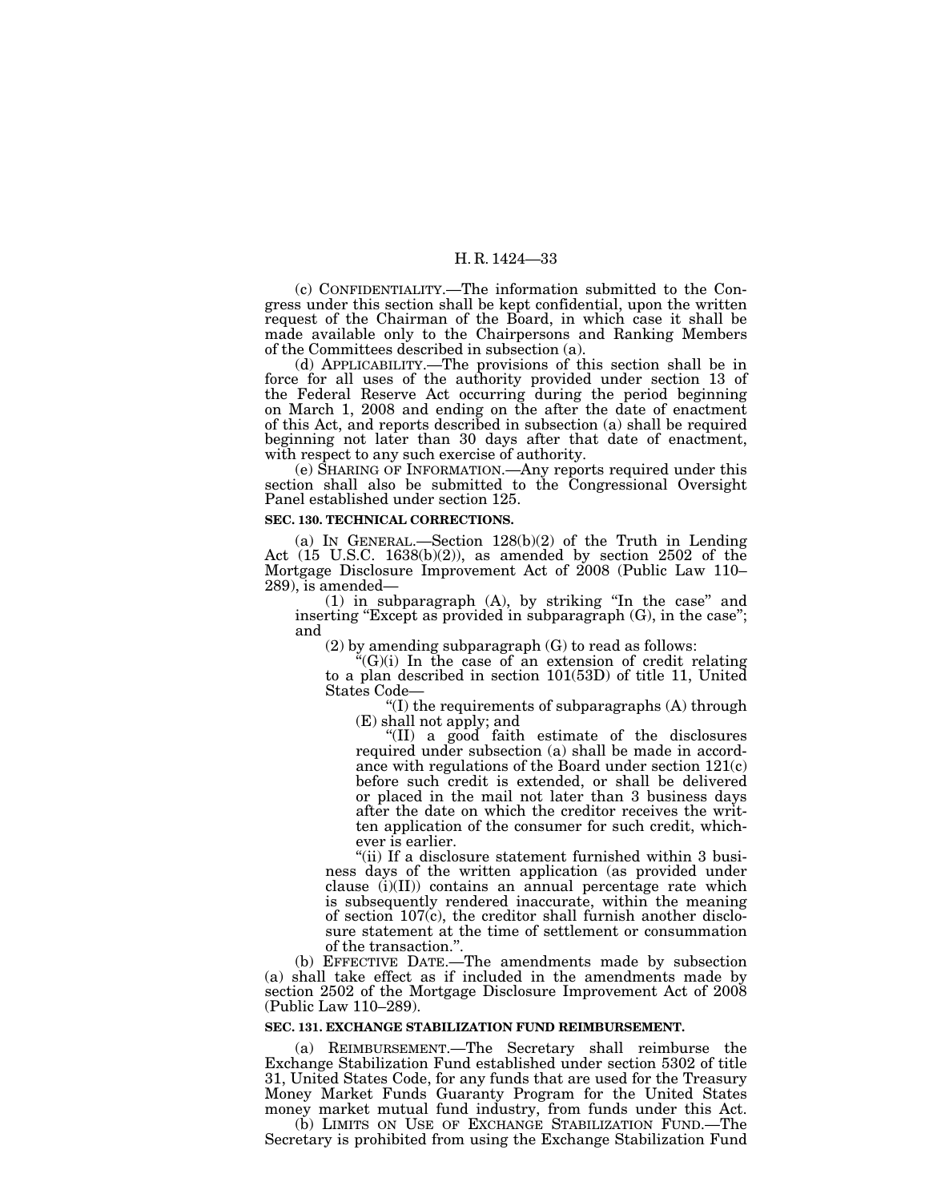(c) CONFIDENTIALITY.—The information submitted to the Congress under this section shall be kept confidential, upon the written request of the Chairman of the Board, in which case it shall be made available only to the Chairpersons and Ranking Members of the Committees described in subsection (a).

(d) APPLICABILITY.—The provisions of this section shall be in force for all uses of the authority provided under section 13 of the Federal Reserve Act occurring during the period beginning on March 1, 2008 and ending on the after the date of enactment of this Act, and reports described in subsection (a) shall be required beginning not later than 30 days after that date of enactment, with respect to any such exercise of authority.

(e) SHARING OF INFORMATION.—Any reports required under this section shall also be submitted to the Congressional Oversight Panel established under section 125.

**SEC. 130. TECHNICAL CORRECTIONS.**

(a) IN GENERAL.—Section 128(b)(2) of the Truth in Lending Act (15 U.S.C. 1638(b)(2)), as amended by section 2502 of the Mortgage Disclosure Improvement Act of 2008 (Public Law 110–289), is amended—

(1) in subparagraph (A), by striking "In the case" and inserting "Except as provided in subparagraph (G), in the case"; and

(2) by amending subparagraph (G) to read as follows:

"(G)(i) In the case of an extension of credit relating to a plan described in section 101(53D) of title 11, United States Code—

"(I) the requirements of subparagraphs (A) through (E) shall not apply; and

"(II) a good faith estimate of the disclosures required under subsection (a) shall be made in accordance with regulations of the Board under section 121(c) before such credit is extended, or shall be delivered or placed in the mail not later than 3 business days after the date on which the creditor receives the written application of the consumer for such credit, whichever is earlier.

"(ii) If a disclosure statement furnished within 3 business days of the written application (as provided under clause (i)(II)) contains an annual percentage rate which is subsequently rendered inaccurate, within the meaning of section 107(c), the creditor shall furnish another disclosure statement at the time of settlement or consummation of the transaction.".

(b) EFFECTIVE DATE.—The amendments made by subsection (a) shall take effect as if included in the amendments made by section 2502 of the Mortgage Disclosure Improvement Act of 2008 (Public Law 110–289).

**SEC. 131. EXCHANGE STABILIZATION FUND REIMBURSEMENT.**

(a) REIMBURSEMENT.—The Secretary shall reimburse the Exchange Stabilization Fund established under section 5302 of title 31, United States Code, for any funds that are used for the Treasury Money Market Funds Guaranty Program for the United States money market mutual fund industry, from funds under this Act.

(b) LIMITS ON USE OF EXCHANGE STABILIZATION FUND.—The Secretary is prohibited from using the Exchange Stabilization Fund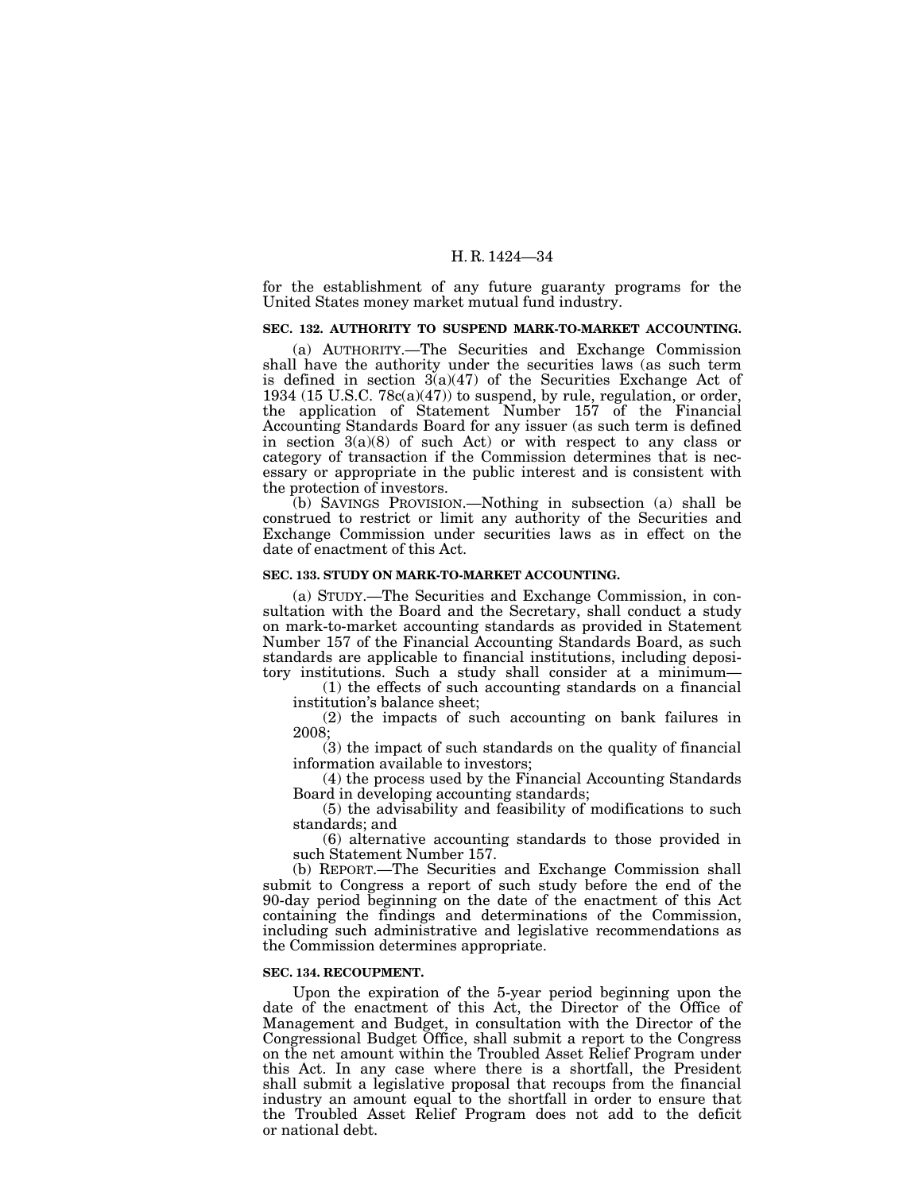for the establishment of any future guaranty programs for the United States money market mutual fund industry.

### SEC. 132. AUTHORITY TO SUSPEND MARK-TO-MARKET ACCOUNTING.

(a) AUTHORITY.—The Securities and Exchange Commission shall have the authority under the securities laws (as such term is defined in section 3(a)(47) of the Securities Exchange Act of 1934 (15 U.S.C. 78c(a)(47)) to suspend, by rule, regulation, or order, the application of Statement Number 157 of the Financial Accounting Standards Board for any issuer (as such term is defined in section 3(a)(8) of such Act) or with respect to any class or category of transaction if the Commission determines that is necessary or appropriate in the public interest and is consistent with the protection of investors.

(b) SAVINGS PROVISION.—Nothing in subsection (a) shall be construed to restrict or limit any authority of the Securities and Exchange Commission under securities laws as in effect on the date of enactment of this Act.

### SEC. 133. STUDY ON MARK-TO-MARKET ACCOUNTING.

(a) STUDY.—The Securities and Exchange Commission, in consultation with the Board and the Secretary, shall conduct a study on mark-to-market accounting standards as provided in Statement Number 157 of the Financial Accounting Standards Board, as such standards are applicable to financial institutions, including depository institutions. Such a study shall consider at a minimum—

(1) the effects of such accounting standards on a financial institution's balance sheet;

(2) the impacts of such accounting on bank failures in 2008;

(3) the impact of such standards on the quality of financial information available to investors;

(4) the process used by the Financial Accounting Standards Board in developing accounting standards;

(5) the advisability and feasibility of modifications to such standards; and

(6) alternative accounting standards to those provided in such Statement Number 157.

(b) REPORT.—The Securities and Exchange Commission shall submit to Congress a report of such study before the end of the 90-day period beginning on the date of the enactment of this Act containing the findings and determinations of the Commission, including such administrative and legislative recommendations as the Commission determines appropriate.

### SEC. 134. RECOUPMENT.

Upon the expiration of the 5-year period beginning upon the date of the enactment of this Act, the Director of the Office of Management and Budget, in consultation with the Director of the Congressional Budget Office, shall submit a report to the Congress on the net amount within the Troubled Asset Relief Program under this Act. In any case where there is a shortfall, the President shall submit a legislative proposal that recoups from the financial industry an amount equal to the shortfall in order to ensure that the Troubled Asset Relief Program does not add to the deficit or national debt.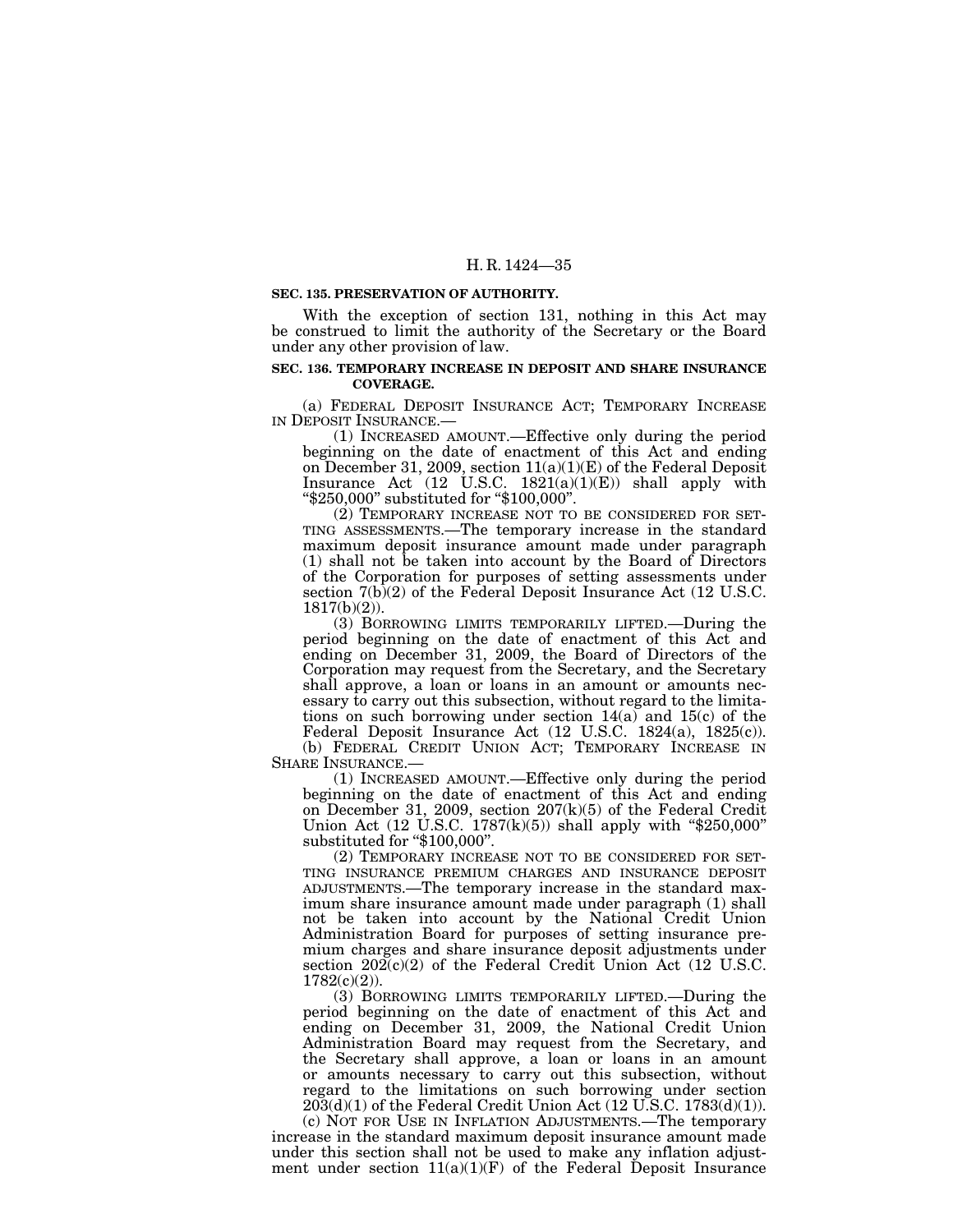**SEC. 135. PRESERVATION OF AUTHORITY.**

With the exception of section 131, nothing in this Act may be construed to limit the authority of the Secretary or the Board under any other provision of law.

**SEC. 136. TEMPORARY INCREASE IN DEPOSIT AND SHARE INSURANCE COVERAGE.**

(a) FEDERAL DEPOSIT INSURANCE ACT; TEMPORARY INCREASE IN DEPOSIT INSURANCE.—

(1) INCREASED AMOUNT.—Effective only during the period beginning on the date of enactment of this Act and ending on December 31, 2009, section 11(a)(1)(E) of the Federal Deposit Insurance Act (12 U.S.C. 1821(a)(1)(E)) shall apply with "$250,000" substituted for "$100,000".

(2) TEMPORARY INCREASE NOT TO BE CONSIDERED FOR SETTING ASSESSMENTS.—The temporary increase in the standard maximum deposit insurance amount made under paragraph (1) shall not be taken into account by the Board of Directors of the Corporation for purposes of setting assessments under section 7(b)(2) of the Federal Deposit Insurance Act (12 U.S.C. 1817(b)(2)).

(3) BORROWING LIMITS TEMPORARILY LIFTED.—During the period beginning on the date of enactment of this Act and ending on December 31, 2009, the Board of Directors of the Corporation may request from the Secretary, and the Secretary shall approve, a loan or loans in an amount or amounts necessary to carry out this subsection, without regard to the limitations on such borrowing under section 14(a) and 15(c) of the Federal Deposit Insurance Act (12 U.S.C. 1824(a), 1825(c)).

(b) FEDERAL CREDIT UNION ACT; TEMPORARY INCREASE IN SHARE INSURANCE.—

(1) INCREASED AMOUNT.—Effective only during the period beginning on the date of enactment of this Act and ending on December 31, 2009, section 207(k)(5) of the Federal Credit Union Act (12 U.S.C. 1787(k)(5)) shall apply with "$250,000" substituted for "$100,000".

(2) TEMPORARY INCREASE NOT TO BE CONSIDERED FOR SETTING INSURANCE PREMIUM CHARGES AND INSURANCE DEPOSIT ADJUSTMENTS.—The temporary increase in the standard maximum share insurance amount made under paragraph (1) shall not be taken into account by the National Credit Union Administration Board for purposes of setting insurance premium charges and share insurance deposit adjustments under section 202(c)(2) of the Federal Credit Union Act (12 U.S.C. 1782(c)(2)).

(3) BORROWING LIMITS TEMPORARILY LIFTED.—During the period beginning on the date of enactment of this Act and ending on December 31, 2009, the National Credit Union Administration Board may request from the Secretary, and the Secretary shall approve, a loan or loans in an amount or amounts necessary to carry out this subsection, without regard to the limitations on such borrowing under section 203(d)(1) of the Federal Credit Union Act (12 U.S.C. 1783(d)(1)).

(c) NOT FOR USE IN INFLATION ADJUSTMENTS.—The temporary increase in the standard maximum deposit insurance amount made under this section shall not be used to make any inflation adjustment under section 11(a)(1)(F) of the Federal Deposit Insurance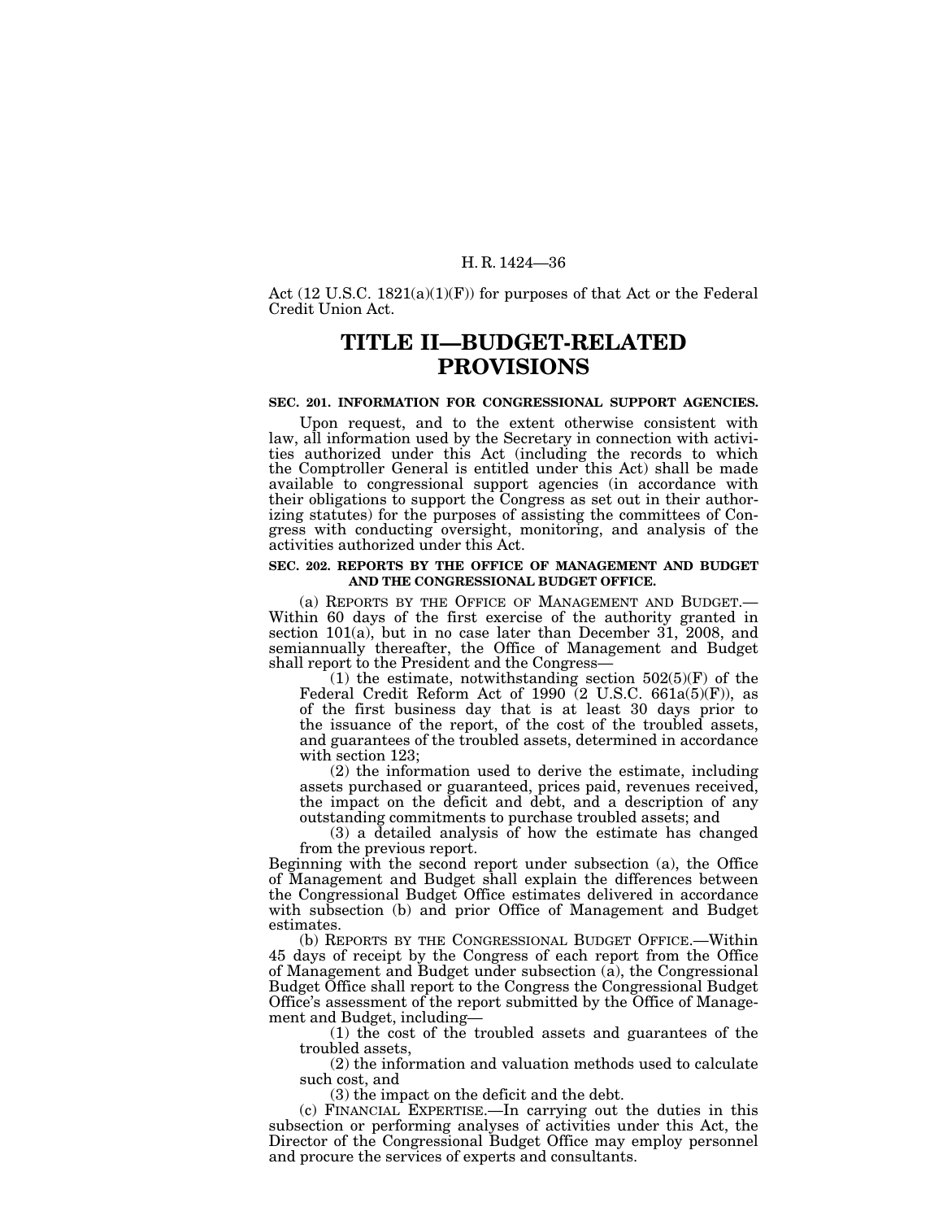Act (12 U.S.C. 1821(a)(1)(F)) for purposes of that Act or the Federal Credit Union Act.

# TITLE II—BUDGET-RELATED PROVISIONS

**SEC. 201. INFORMATION FOR CONGRESSIONAL SUPPORT AGENCIES.**

Upon request, and to the extent otherwise consistent with law, all information used by the Secretary in connection with activities authorized under this Act (including the records to which the Comptroller General is entitled under this Act) shall be made available to congressional support agencies (in accordance with their obligations to support the Congress as set out in their authorizing statutes) for the purposes of assisting the committees of Congress with conducting oversight, monitoring, and analysis of the activities authorized under this Act.

**SEC. 202. REPORTS BY THE OFFICE OF MANAGEMENT AND BUDGET AND THE CONGRESSIONAL BUDGET OFFICE.**

(a) REPORTS BY THE OFFICE OF MANAGEMENT AND BUDGET.—Within 60 days of the first exercise of the authority granted in section 101(a), but in no case later than December 31, 2008, and semiannually thereafter, the Office of Management and Budget shall report to the President and the Congress—

(1) the estimate, notwithstanding section 502(5)(F) of the Federal Credit Reform Act of 1990 (2 U.S.C. 661a(5)(F)), as of the first business day that is at least 30 days prior to the issuance of the report, of the cost of the troubled assets, and guarantees of the troubled assets, determined in accordance with section 123;

(2) the information used to derive the estimate, including assets purchased or guaranteed, prices paid, revenues received, the impact on the deficit and debt, and a description of any outstanding commitments to purchase troubled assets; and

(3) a detailed analysis of how the estimate has changed from the previous report.

Beginning with the second report under subsection (a), the Office of Management and Budget shall explain the differences between the Congressional Budget Office estimates delivered in accordance with subsection (b) and prior Office of Management and Budget estimates.

(b) REPORTS BY THE CONGRESSIONAL BUDGET OFFICE.—Within 45 days of receipt by the Congress of each report from the Office of Management and Budget under subsection (a), the Congressional Budget Office shall report to the Congress the Congressional Budget Office's assessment of the report submitted by the Office of Management and Budget, including—

(1) the cost of the troubled assets and guarantees of the troubled assets,

(2) the information and valuation methods used to calculate such cost, and

(3) the impact on the deficit and the debt.

(c) FINANCIAL EXPERTISE.—In carrying out the duties in this subsection or performing analyses of activities under this Act, the Director of the Congressional Budget Office may employ personnel and procure the services of experts and consultants.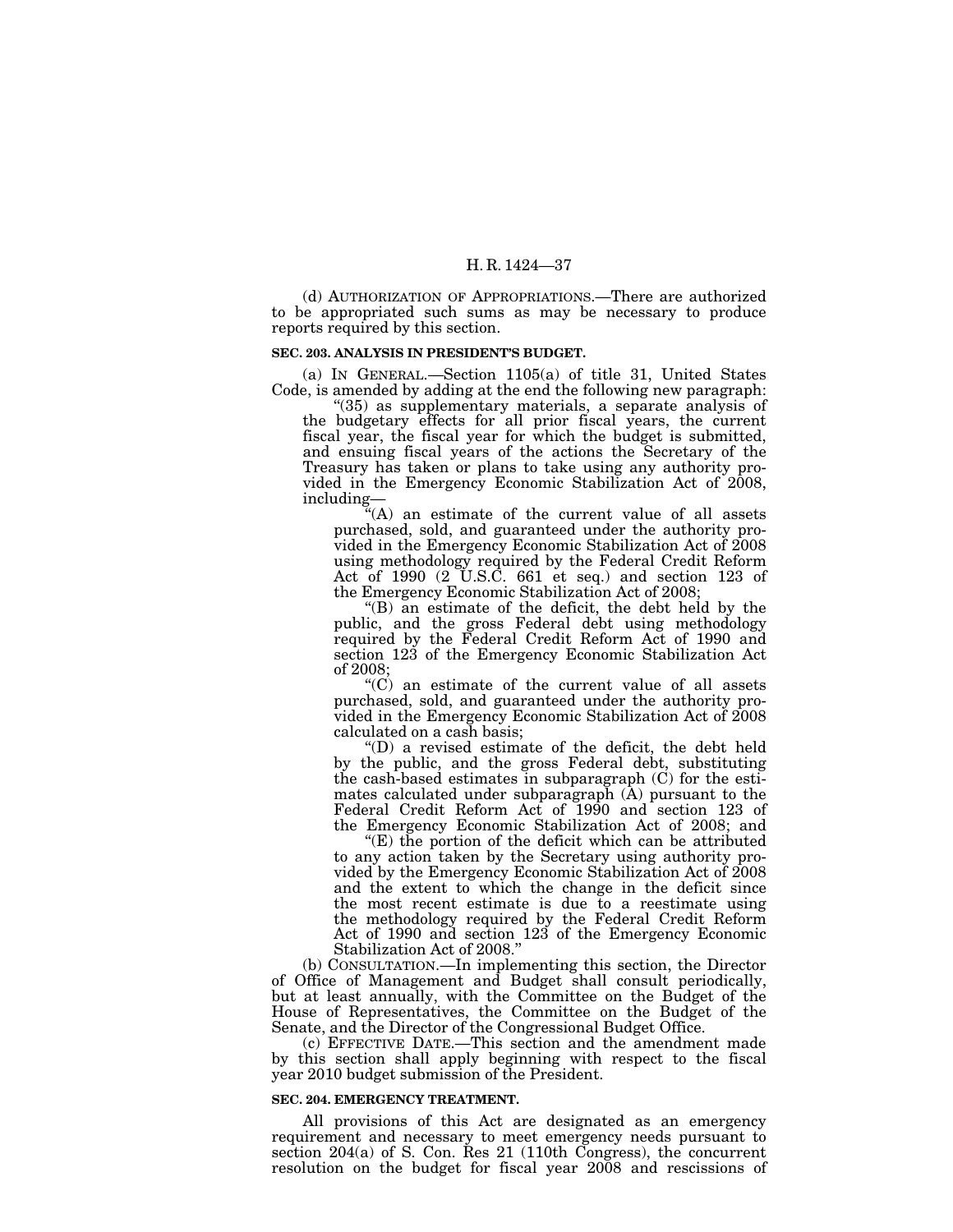(d) AUTHORIZATION OF APPROPRIATIONS.—There are authorized to be appropriated such sums as may be necessary to produce reports required by this section.

**SEC. 203. ANALYSIS IN PRESIDENT'S BUDGET.**

(a) IN GENERAL.—Section 1105(a) of title 31, United States Code, is amended by adding at the end the following new paragraph:

"(35) as supplementary materials, a separate analysis of the budgetary effects for all prior fiscal years, the current fiscal year, the fiscal year for which the budget is submitted, and ensuing fiscal years of the actions the Secretary of the Treasury has taken or plans to take using any authority provided in the Emergency Economic Stabilization Act of 2008, including—

"(A) an estimate of the current value of all assets purchased, sold, and guaranteed under the authority provided in the Emergency Economic Stabilization Act of 2008 using methodology required by the Federal Credit Reform Act of 1990 (2 U.S.C. 661 et seq.) and section 123 of the Emergency Economic Stabilization Act of 2008;

"(B) an estimate of the deficit, the debt held by the public, and the gross Federal debt using methodology required by the Federal Credit Reform Act of 1990 and section 123 of the Emergency Economic Stabilization Act of 2008;

"(C) an estimate of the current value of all assets purchased, sold, and guaranteed under the authority provided in the Emergency Economic Stabilization Act of 2008 calculated on a cash basis;

"(D) a revised estimate of the deficit, the debt held by the public, and the gross Federal debt, substituting the cash-based estimates in subparagraph (C) for the estimates calculated under subparagraph (A) pursuant to the Federal Credit Reform Act of 1990 and section 123 of the Emergency Economic Stabilization Act of 2008; and

"(E) the portion of the deficit which can be attributed to any action taken by the Secretary using authority provided by the Emergency Economic Stabilization Act of 2008 and the extent to which the change in the deficit since the most recent estimate is due to a reestimate using the methodology required by the Federal Credit Reform Act of 1990 and section 123 of the Emergency Economic Stabilization Act of 2008."

(b) CONSULTATION.—In implementing this section, the Director of Office of Management and Budget shall consult periodically, but at least annually, with the Committee on the Budget of the House of Representatives, the Committee on the Budget of the Senate, and the Director of the Congressional Budget Office.

(c) EFFECTIVE DATE.—This section and the amendment made by this section shall apply beginning with respect to the fiscal year 2010 budget submission of the President.

**SEC. 204. EMERGENCY TREATMENT.**

All provisions of this Act are designated as an emergency requirement and necessary to meet emergency needs pursuant to section 204(a) of S. Con. Res 21 (110th Congress), the concurrent resolution on the budget for fiscal year 2008 and rescissions of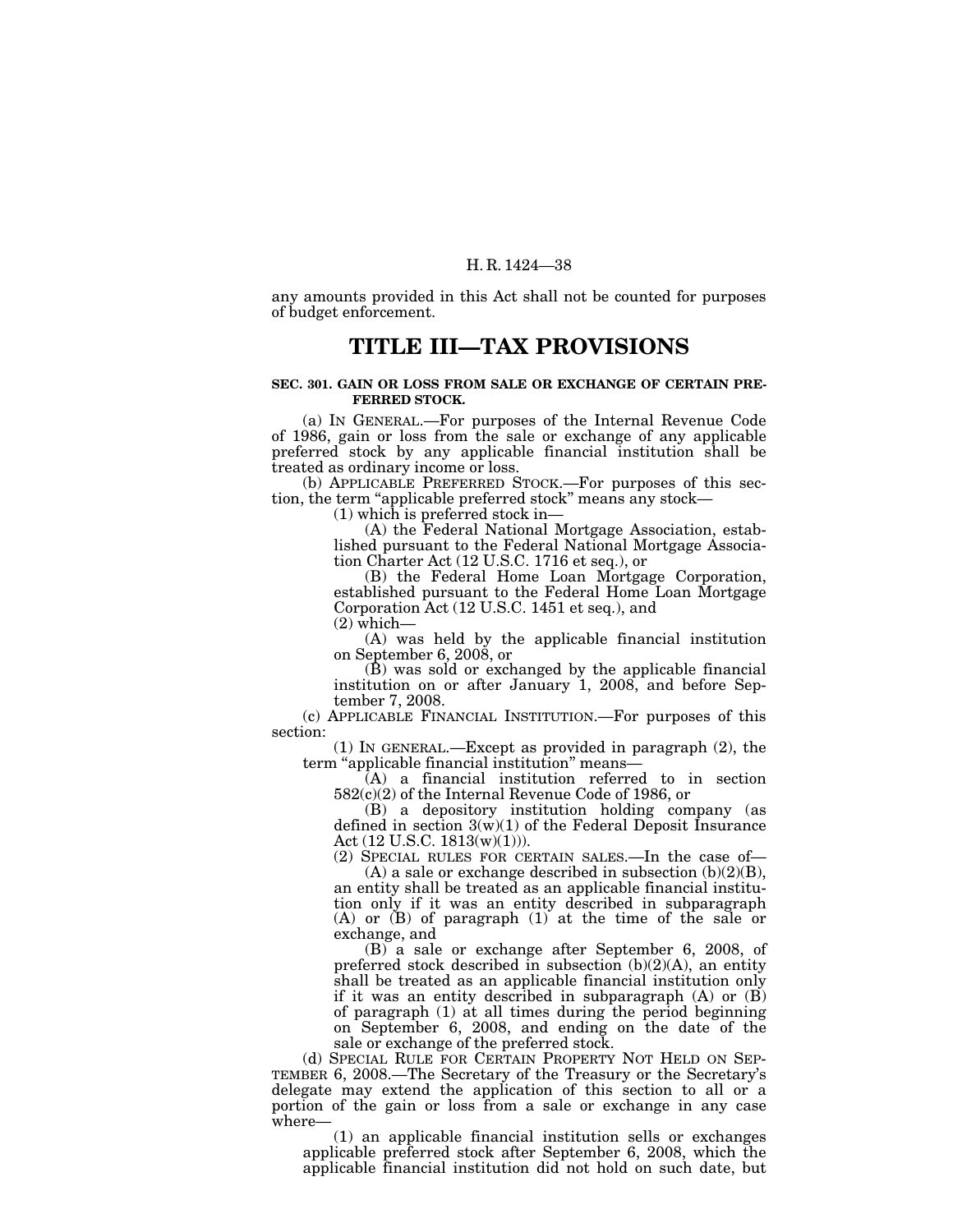any amounts provided in this Act shall not be counted for purposes of budget enforcement.

# TITLE III—TAX PROVISIONS

### SEC. 301. GAIN OR LOSS FROM SALE OR EXCHANGE OF CERTAIN PREFERRED STOCK.

(a) IN GENERAL.—For purposes of the Internal Revenue Code of 1986, gain or loss from the sale or exchange of any applicable preferred stock by any applicable financial institution shall be treated as ordinary income or loss.

(b) APPLICABLE PREFERRED STOCK.—For purposes of this section, the term "applicable preferred stock" means any stock—

(1) which is preferred stock in—

(A) the Federal National Mortgage Association, established pursuant to the Federal National Mortgage Association Charter Act (12 U.S.C. 1716 et seq.), or

(B) the Federal Home Loan Mortgage Corporation, established pursuant to the Federal Home Loan Mortgage Corporation Act (12 U.S.C. 1451 et seq.), and

(2) which—

(A) was held by the applicable financial institution on September 6, 2008, or

(B) was sold or exchanged by the applicable financial institution on or after January 1, 2008, and before September 7, 2008.

(c) APPLICABLE FINANCIAL INSTITUTION.—For purposes of this section:

(1) IN GENERAL.—Except as provided in paragraph (2), the term "applicable financial institution" means—

(A) a financial institution referred to in section 582(c)(2) of the Internal Revenue Code of 1986, or

(B) a depository institution holding company (as defined in section 3(w)(1) of the Federal Deposit Insurance Act (12 U.S.C. 1813(w)(1))).

(2) SPECIAL RULES FOR CERTAIN SALES.—In the case of—

(A) a sale or exchange described in subsection (b)(2)(B), an entity shall be treated as an applicable financial institution only if it was an entity described in subparagraph (A) or (B) of paragraph (1) at the time of the sale or exchange, and

(B) a sale or exchange after September 6, 2008, of preferred stock described in subsection (b)(2)(A), an entity shall be treated as an applicable financial institution only if it was an entity described in subparagraph (A) or (B) of paragraph (1) at all times during the period beginning on September 6, 2008, and ending on the date of the sale or exchange of the preferred stock.

(d) SPECIAL RULE FOR CERTAIN PROPERTY NOT HELD ON SEPTEMBER 6, 2008.—The Secretary of the Treasury or the Secretary's delegate may extend the application of this section to all or a portion of the gain or loss from a sale or exchange in any case where—

(1) an applicable financial institution sells or exchanges applicable preferred stock after September 6, 2008, which the applicable financial institution did not hold on such date, but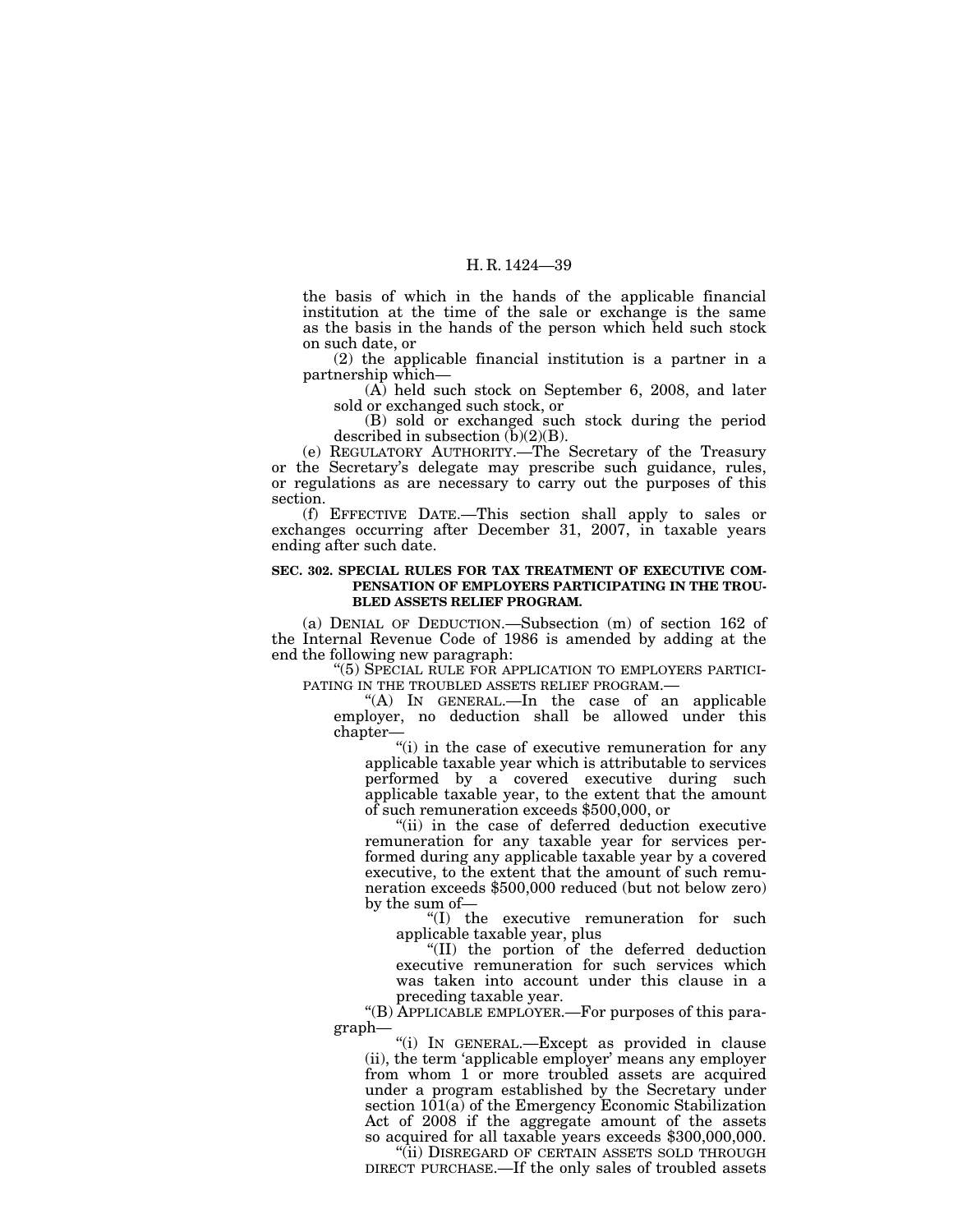the basis of which in the hands of the applicable financial institution at the time of the sale or exchange is the same as the basis in the hands of the person which held such stock on such date, or

(2) the applicable financial institution is a partner in a partnership which—

(A) held such stock on September 6, 2008, and later sold or exchanged such stock, or

(B) sold or exchanged such stock during the period described in subsection (b)(2)(B).

(e) REGULATORY AUTHORITY.—The Secretary of the Treasury or the Secretary's delegate may prescribe such guidance, rules, or regulations as are necessary to carry out the purposes of this section.

(f) EFFECTIVE DATE.—This section shall apply to sales or exchanges occurring after December 31, 2007, in taxable years ending after such date.

**SEC. 302. SPECIAL RULES FOR TAX TREATMENT OF EXECUTIVE COMPENSATION OF EMPLOYERS PARTICIPATING IN THE TROUBLED ASSETS RELIEF PROGRAM.**

(a) DENIAL OF DEDUCTION.—Subsection (m) of section 162 of the Internal Revenue Code of 1986 is amended by adding at the end the following new paragraph:

"(5) SPECIAL RULE FOR APPLICATION TO EMPLOYERS PARTICIPATING IN THE TROUBLED ASSETS RELIEF PROGRAM.—

"(A) IN GENERAL.—In the case of an applicable employer, no deduction shall be allowed under this chapter—

"(i) in the case of executive remuneration for any applicable taxable year which is attributable to services performed by a covered executive during such applicable taxable year, to the extent that the amount of such remuneration exceeds $500,000, or

"(ii) in the case of deferred deduction executive remuneration for any taxable year for services performed during any applicable taxable year by a covered executive, to the extent that the amount of such remuneration exceeds $500,000 reduced (but not below zero) by the sum of—

"(I) the executive remuneration for such applicable taxable year, plus

"(II) the portion of the deferred deduction executive remuneration for such services which was taken into account under this clause in a preceding taxable year.

"(B) APPLICABLE EMPLOYER.—For purposes of this paragraph—

"(i) IN GENERAL.—Except as provided in clause (ii), the term 'applicable employer' means any employer from whom 1 or more troubled assets are acquired under a program established by the Secretary under section 101(a) of the Emergency Economic Stabilization Act of 2008 if the aggregate amount of the assets so acquired for all taxable years exceeds $300,000,000.

"(ii) DISREGARD OF CERTAIN ASSETS SOLD THROUGH DIRECT PURCHASE.—If the only sales of troubled assets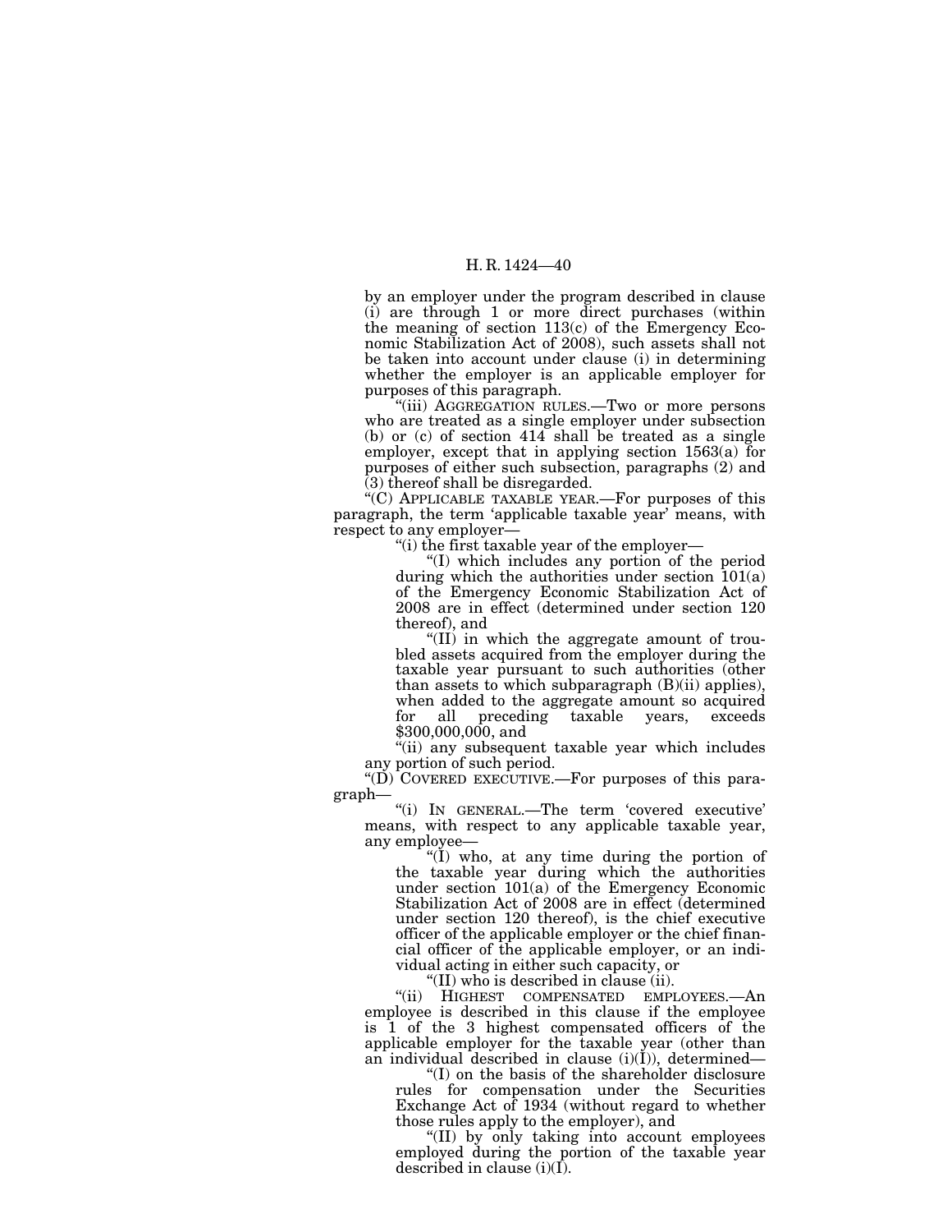by an employer under the program described in clause (i) are through 1 or more direct purchases (within the meaning of section 113(c) of the Emergency Economic Stabilization Act of 2008), such assets shall not be taken into account under clause (i) in determining whether the employer is an applicable employer for purposes of this paragraph.

"(iii) AGGREGATION RULES.—Two or more persons who are treated as a single employer under subsection (b) or (c) of section 414 shall be treated as a single employer, except that in applying section 1563(a) for purposes of either such subsection, paragraphs (2) and (3) thereof shall be disregarded.

"(C) APPLICABLE TAXABLE YEAR.—For purposes of this paragraph, the term 'applicable taxable year' means, with respect to any employer—

"(i) the first taxable year of the employer—

"(I) which includes any portion of the period during which the authorities under section 101(a) of the Emergency Economic Stabilization Act of 2008 are in effect (determined under section 120 thereof), and

"(II) in which the aggregate amount of troubled assets acquired from the employer during the taxable year pursuant to such authorities (other than assets to which subparagraph (B)(ii) applies), when added to the aggregate amount so acquired for all preceding taxable years, exceeds $300,000,000, and

"(ii) any subsequent taxable year which includes any portion of such period.

"(D) COVERED EXECUTIVE.—For purposes of this paragraph—

"(i) IN GENERAL.—The term 'covered executive' means, with respect to any applicable taxable year, any employee—

"(I) who, at any time during the portion of the taxable year during which the authorities under section 101(a) of the Emergency Economic Stabilization Act of 2008 are in effect (determined under section 120 thereof), is the chief executive officer of the applicable employer or the chief financial officer of the applicable employer, or an individual acting in either such capacity, or

"(II) who is described in clause (ii).

"(ii) HIGHEST COMPENSATED EMPLOYEES.—An employee is described in this clause if the employee is 1 of the 3 highest compensated officers of the applicable employer for the taxable year (other than an individual described in clause (i)(I)), determined—

"(I) on the basis of the shareholder disclosure rules for compensation under the Securities Exchange Act of 1934 (without regard to whether those rules apply to the employer), and

"(II) by only taking into account employees employed during the portion of the taxable year described in clause (i)(I).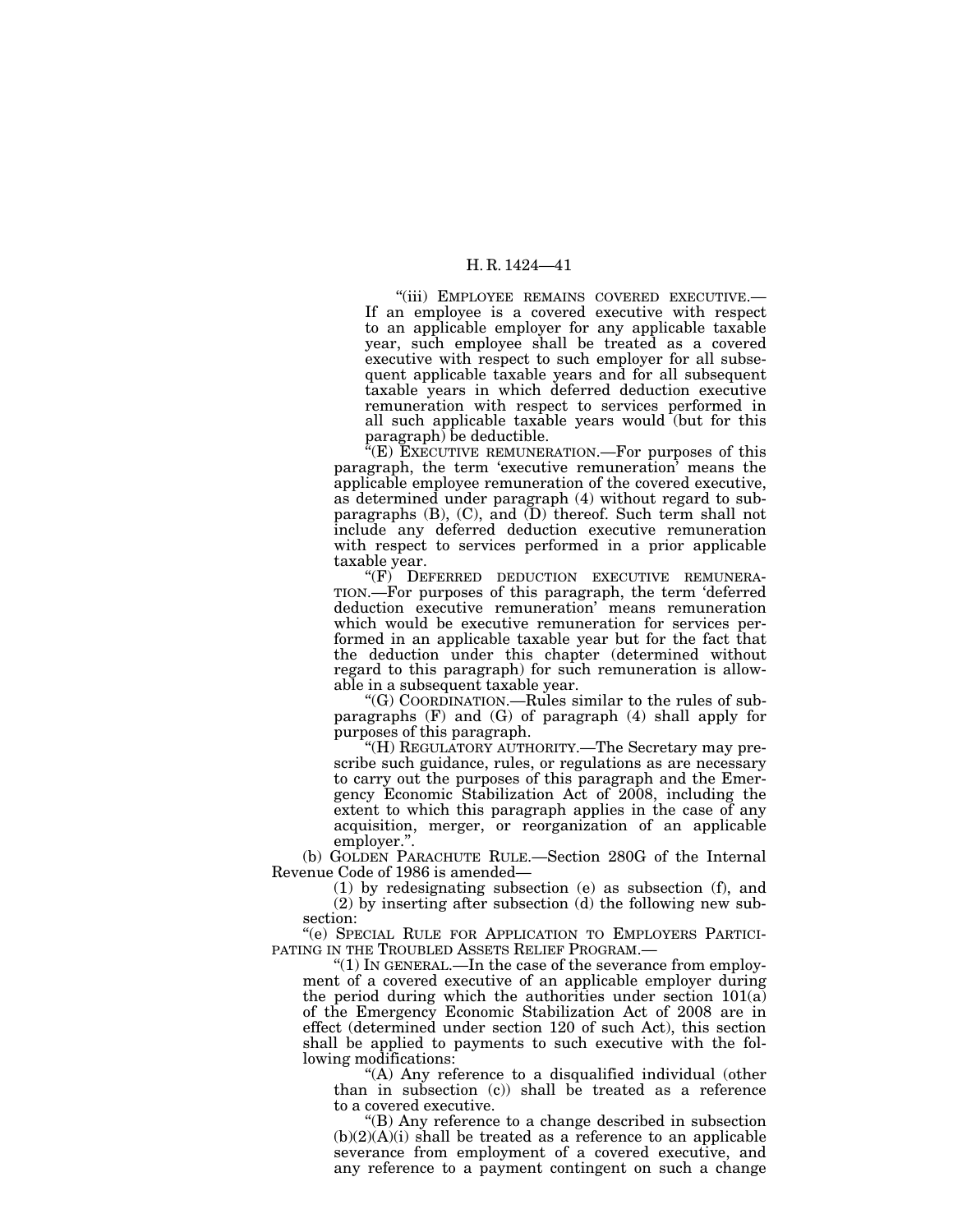"(iii) EMPLOYEE REMAINS COVERED EXECUTIVE.—If an employee is a covered executive with respect to an applicable employer for any applicable taxable year, such employee shall be treated as a covered executive with respect to such employer for all subsequent applicable taxable years and for all subsequent taxable years in which deferred deduction executive remuneration with respect to services performed in all such applicable taxable years would (but for this paragraph) be deductible.

"(E) EXECUTIVE REMUNERATION.—For purposes of this paragraph, the term 'executive remuneration' means the applicable employee remuneration of the covered executive, as determined under paragraph (4) without regard to subparagraphs (B), (C), and (D) thereof. Such term shall not include any deferred deduction executive remuneration with respect to services performed in a prior applicable taxable year.

"(F) DEFERRED DEDUCTION EXECUTIVE REMUNERATION.—For purposes of this paragraph, the term 'deferred deduction executive remuneration' means remuneration which would be executive remuneration for services performed in an applicable taxable year but for the fact that the deduction under this chapter (determined without regard to this paragraph) for such remuneration is allowable in a subsequent taxable year.

"(G) COORDINATION.—Rules similar to the rules of subparagraphs (F) and (G) of paragraph (4) shall apply for purposes of this paragraph.

"(H) REGULATORY AUTHORITY.—The Secretary may prescribe such guidance, rules, or regulations as are necessary to carry out the purposes of this paragraph and the Emergency Economic Stabilization Act of 2008, including the extent to which this paragraph applies in the case of any acquisition, merger, or reorganization of an applicable employer.".

(b) GOLDEN PARACHUTE RULE.—Section 280G of the Internal Revenue Code of 1986 is amended—

(1) by redesignating subsection (e) as subsection (f), and

(2) by inserting after subsection (d) the following new subsection:

"(e) SPECIAL RULE FOR APPLICATION TO EMPLOYERS PARTICIPATING IN THE TROUBLED ASSETS RELIEF PROGRAM.—

"(1) IN GENERAL.—In the case of the severance from employment of a covered executive of an applicable employer during the period during which the authorities under section 101(a) of the Emergency Economic Stabilization Act of 2008 are in effect (determined under section 120 of such Act), this section shall be applied to payments to such executive with the following modifications:

"(A) Any reference to a disqualified individual (other than in subsection (c)) shall be treated as a reference to a covered executive.

"(B) Any reference to a change described in subsection (b)(2)(A)(i) shall be treated as a reference to an applicable severance from employment of a covered executive, and any reference to a payment contingent on such a change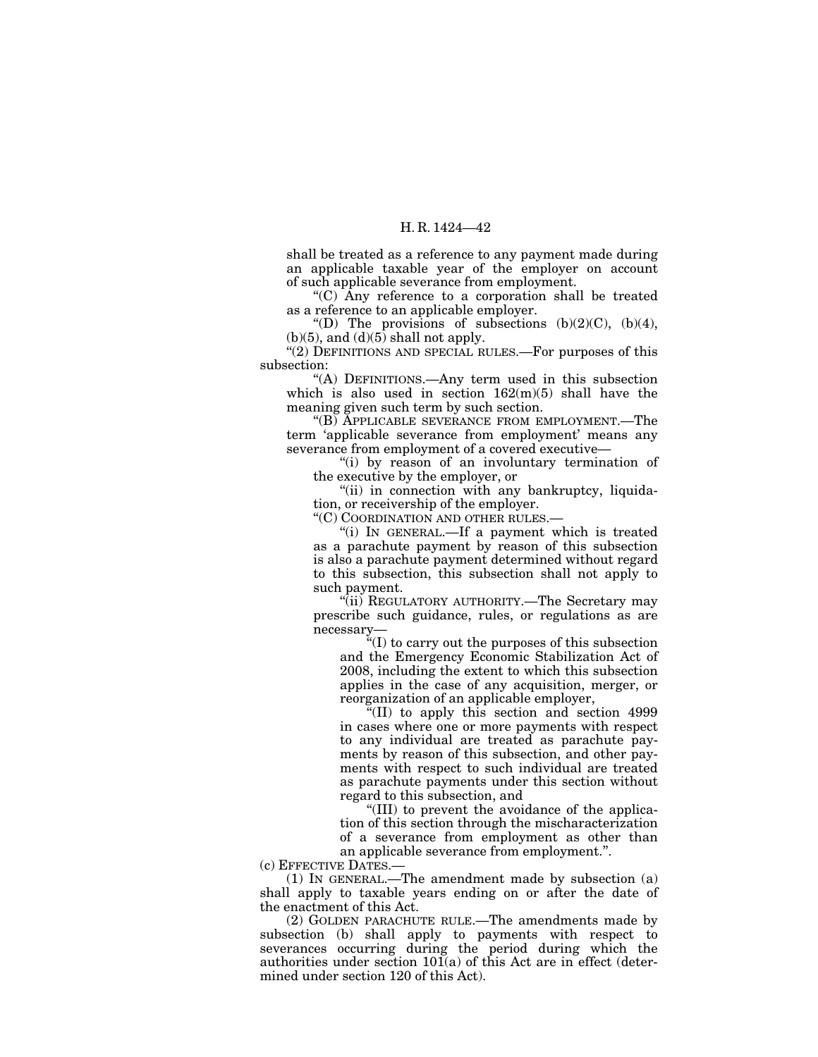shall be treated as a reference to any payment made during an applicable taxable year of the employer on account of such applicable severance from employment.

"(C) Any reference to a corporation shall be treated as a reference to an applicable employer.

"(D) The provisions of subsections (b)(2)(C), (b)(4), (b)(5), and (d)(5) shall not apply.

"(2) DEFINITIONS AND SPECIAL RULES.—For purposes of this subsection:

"(A) DEFINITIONS.—Any term used in this subsection which is also used in section 162(m)(5) shall have the meaning given such term by such section.

"(B) APPLICABLE SEVERANCE FROM EMPLOYMENT.—The term 'applicable severance from employment' means any severance from employment of a covered executive—

"(i) by reason of an involuntary termination of the executive by the employer, or

"(ii) in connection with any bankruptcy, liquidation, or receivership of the employer.

"(C) COORDINATION AND OTHER RULES.—

"(i) IN GENERAL.—If a payment which is treated as a parachute payment by reason of this subsection is also a parachute payment determined without regard to this subsection, this subsection shall not apply to such payment.

"(ii) REGULATORY AUTHORITY.—The Secretary may prescribe such guidance, rules, or regulations as are necessary—

"(I) to carry out the purposes of this subsection and the Emergency Economic Stabilization Act of 2008, including the extent to which this subsection applies in the case of any acquisition, merger, or reorganization of an applicable employer,

"(II) to apply this section and section 4999 in cases where one or more payments with respect to any individual are treated as parachute payments by reason of this subsection, and other payments with respect to such individual are treated as parachute payments under this section without regard to this subsection, and

"(III) to prevent the avoidance of the application of this section through the mischaracterization of a severance from employment as other than an applicable severance from employment.".

(c) EFFECTIVE DATES.—

(1) IN GENERAL.—The amendment made by subsection (a) shall apply to taxable years ending on or after the date of the enactment of this Act.

(2) GOLDEN PARACHUTE RULE.—The amendments made by subsection (b) shall apply to payments with respect to severances occurring during the period during which the authorities under section 101(a) of this Act are in effect (determined under section 120 of this Act).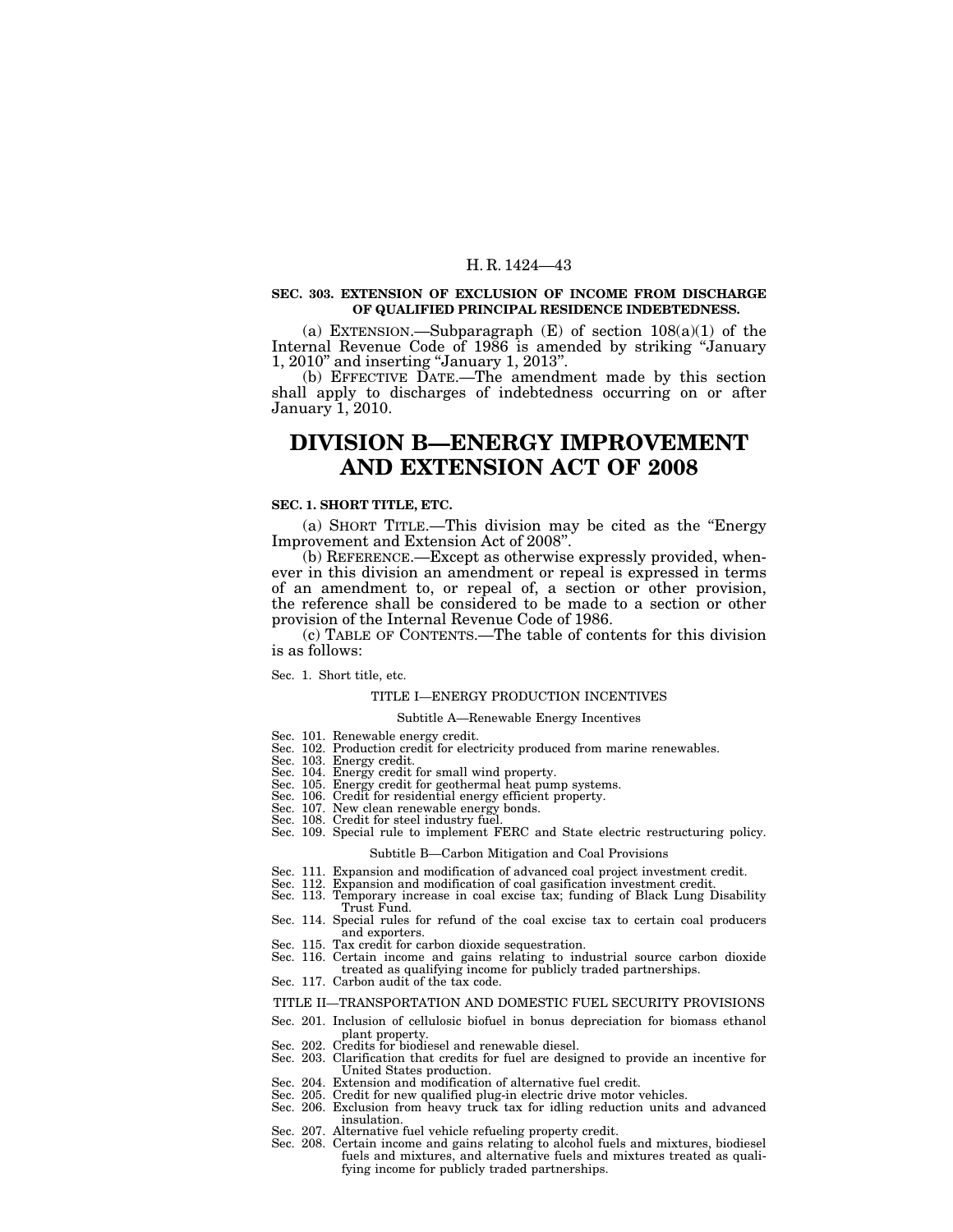**SEC. 303. EXTENSION OF EXCLUSION OF INCOME FROM DISCHARGE OF QUALIFIED PRINCIPAL RESIDENCE INDEBTEDNESS.**

(a) EXTENSION.—Subparagraph (E) of section 108(a)(1) of the Internal Revenue Code of 1986 is amended by striking "January 1, 2010" and inserting "January 1, 2013".

(b) EFFECTIVE DATE.—The amendment made by this section shall apply to discharges of indebtedness occurring on or after January 1, 2010.

# DIVISION B—ENERGY IMPROVEMENT AND EXTENSION ACT OF 2008

**SEC. 1. SHORT TITLE, ETC.**

(a) SHORT TITLE.—This division may be cited as the "Energy Improvement and Extension Act of 2008".

(b) REFERENCE.—Except as otherwise expressly provided, whenever in this division an amendment or repeal is expressed in terms of an amendment to, or repeal of, a section or other provision, the reference shall be considered to be made to a section or other provision of the Internal Revenue Code of 1986.

(c) TABLE OF CONTENTS.—The table of contents for this division is as follows:

Sec. 1. Short title, etc.

TITLE I—ENERGY PRODUCTION INCENTIVES

Subtitle A—Renewable Energy Incentives

Sec. 101. Renewable energy credit.
Sec. 102. Production credit for electricity produced from marine renewables.
Sec. 103. Energy credit.
Sec. 104. Energy credit for small wind property.
Sec. 105. Energy credit for geothermal heat pump systems.
Sec. 106. Credit for residential energy efficient property.
Sec. 107. New clean renewable energy bonds.
Sec. 108. Credit for steel industry fuel.
Sec. 109. Special rule to implement FERC and State electric restructuring policy.

Subtitle B—Carbon Mitigation and Coal Provisions

Sec. 111. Expansion and modification of advanced coal project investment credit.
Sec. 112. Expansion and modification of coal gasification investment credit.
Sec. 113. Temporary increase in coal excise tax; funding of Black Lung Disability Trust Fund.
Sec. 114. Special rules for refund of the coal excise tax to certain coal producers and exporters.
Sec. 115. Tax credit for carbon dioxide sequestration.
Sec. 116. Certain income and gains relating to industrial source carbon dioxide treated as qualifying income for publicly traded partnerships.
Sec. 117. Carbon audit of the tax code.

TITLE II—TRANSPORTATION AND DOMESTIC FUEL SECURITY PROVISIONS

Sec. 201. Inclusion of cellulosic biofuel in bonus depreciation for biomass ethanol plant property.
Sec. 202. Credits for biodiesel and renewable diesel.
Sec. 203. Clarification that credits for fuel are designed to provide an incentive for United States production.
Sec. 204. Extension and modification of alternative fuel credit.
Sec. 205. Credit for new qualified plug-in electric drive motor vehicles.
Sec. 206. Exclusion from heavy truck tax for idling reduction units and advanced insulation.
Sec. 207. Alternative fuel vehicle refueling property credit.
Sec. 208. Certain income and gains relating to alcohol fuels and mixtures, biodiesel fuels and mixtures, and alternative fuels and mixtures treated as qualifying income for publicly traded partnerships.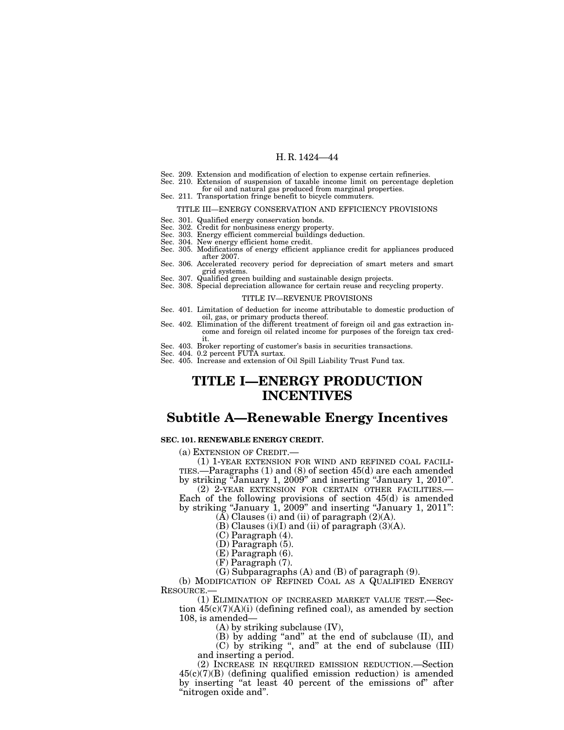Sec. 209. Extension and modification of election to expense certain refineries.
Sec. 210. Extension of suspension of taxable income limit on percentage depletion for oil and natural gas produced from marginal properties.
Sec. 211. Transportation fringe benefit to bicycle commuters.

TITLE III—ENERGY CONSERVATION AND EFFICIENCY PROVISIONS

Sec. 301. Qualified energy conservation bonds.
Sec. 302. Credit for nonbusiness energy property.
Sec. 303. Energy efficient commercial buildings deduction.
Sec. 304. New energy efficient home credit.
Sec. 305. Modifications of energy efficient appliance credit for appliances produced after 2007.
Sec. 306. Accelerated recovery period for depreciation of smart meters and smart grid systems.
Sec. 307. Qualified green building and sustainable design projects.
Sec. 308. Special depreciation allowance for certain reuse and recycling property.

TITLE IV—REVENUE PROVISIONS

Sec. 401. Limitation of deduction for income attributable to domestic production of oil, gas, or primary products thereof.
Sec. 402. Elimination of the different treatment of foreign oil and gas extraction income and foreign oil related income for purposes of the foreign tax credit.
Sec. 403. Broker reporting of customer's basis in securities transactions.
Sec. 404. 0.2 percent FUTA surtax.
Sec. 405. Increase and extension of Oil Spill Liability Trust Fund tax.

# TITLE I—ENERGY PRODUCTION INCENTIVES

## Subtitle A—Renewable Energy Incentives

**SEC. 101. RENEWABLE ENERGY CREDIT.**

(a) EXTENSION OF CREDIT.—

(1) 1-YEAR EXTENSION FOR WIND AND REFINED COAL FACILITIES.—Paragraphs (1) and (8) of section 45(d) are each amended by striking "January 1, 2009" and inserting "January 1, 2010".

(2) 2-YEAR EXTENSION FOR CERTAIN OTHER FACILITIES.—Each of the following provisions of section 45(d) is amended by striking "January 1, 2009" and inserting "January 1, 2011":

(A) Clauses (i) and (ii) of paragraph (2)(A).

(B) Clauses (i)(I) and (ii) of paragraph (3)(A).

(C) Paragraph (4).

(D) Paragraph (5).

(E) Paragraph (6).

(F) Paragraph (7).

(G) Subparagraphs (A) and (B) of paragraph (9).

(b) MODIFICATION OF REFINED COAL AS A QUALIFIED ENERGY RESOURCE.—

(1) ELIMINATION OF INCREASED MARKET VALUE TEST.—Section 45(c)(7)(A)(i) (defining refined coal), as amended by section 108, is amended—

(A) by striking subclause (IV),

(B) by adding "and" at the end of subclause (II), and

(C) by striking ", and" at the end of subclause (III) and inserting a period.

(2) INCREASE IN REQUIRED EMISSION REDUCTION.—Section 45(c)(7)(B) (defining qualified emission reduction) is amended by inserting "at least 40 percent of the emissions of" after "nitrogen oxide and".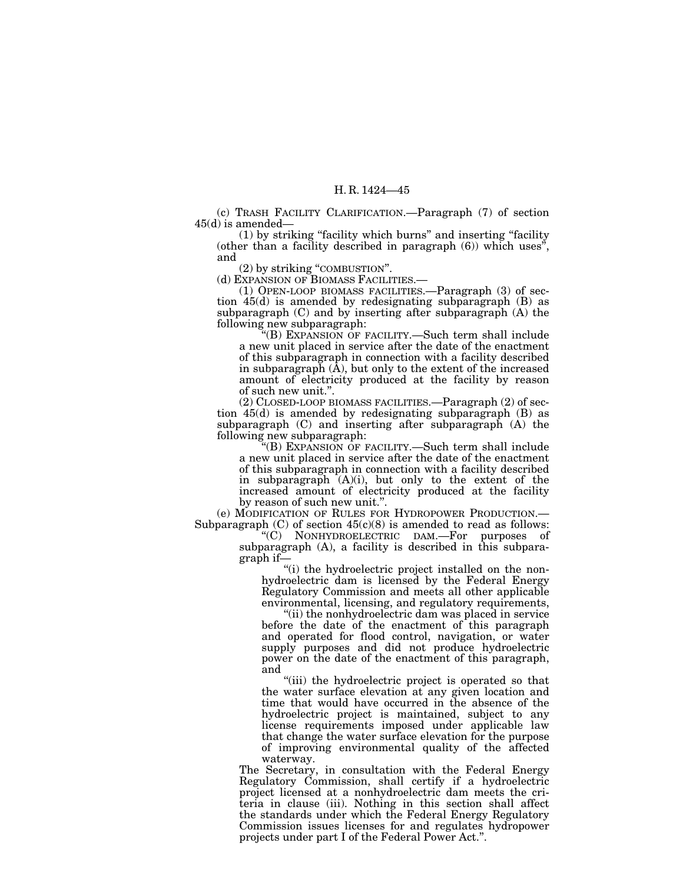(c) TRASH FACILITY CLARIFICATION.—Paragraph (7) of section 45(d) is amended—

(1) by striking "facility which burns" and inserting "facility (other than a facility described in paragraph (6)) which uses", and

(2) by striking "COMBUSTION".

(d) EXPANSION OF BIOMASS FACILITIES.—

(1) OPEN-LOOP BIOMASS FACILITIES.—Paragraph (3) of section 45(d) is amended by redesignating subparagraph (B) as subparagraph (C) and by inserting after subparagraph (A) the following new subparagraph:

"(B) EXPANSION OF FACILITY.—Such term shall include a new unit placed in service after the date of the enactment of this subparagraph in connection with a facility described in subparagraph (A), but only to the extent of the increased amount of electricity produced at the facility by reason of such new unit.".

(2) CLOSED-LOOP BIOMASS FACILITIES.—Paragraph (2) of section 45(d) is amended by redesignating subparagraph (B) as subparagraph (C) and inserting after subparagraph (A) the following new subparagraph:

"(B) EXPANSION OF FACILITY.—Such term shall include a new unit placed in service after the date of the enactment of this subparagraph in connection with a facility described in subparagraph (A)(i), but only to the extent of the increased amount of electricity produced at the facility by reason of such new unit.".

(e) MODIFICATION OF RULES FOR HYDROPOWER PRODUCTION.—Subparagraph (C) of section 45(c)(8) is amended to read as follows:

"(C) NONHYDROELECTRIC DAM.—For purposes of subparagraph (A), a facility is described in this subparagraph if—

"(i) the hydroelectric project installed on the nonhydroelectric dam is licensed by the Federal Energy Regulatory Commission and meets all other applicable environmental, licensing, and regulatory requirements,

"(ii) the nonhydroelectric dam was placed in service before the date of the enactment of this paragraph and operated for flood control, navigation, or water supply purposes and did not produce hydroelectric power on the date of the enactment of this paragraph, and

"(iii) the hydroelectric project is operated so that the water surface elevation at any given location and time that would have occurred in the absence of the hydroelectric project is maintained, subject to any license requirements imposed under applicable law that change the water surface elevation for the purpose of improving environmental quality of the affected waterway.

The Secretary, in consultation with the Federal Energy Regulatory Commission, shall certify if a hydroelectric project licensed at a nonhydroelectric dam meets the criteria in clause (iii). Nothing in this section shall affect the standards under which the Federal Energy Regulatory Commission issues licenses for and regulates hydropower projects under part I of the Federal Power Act.".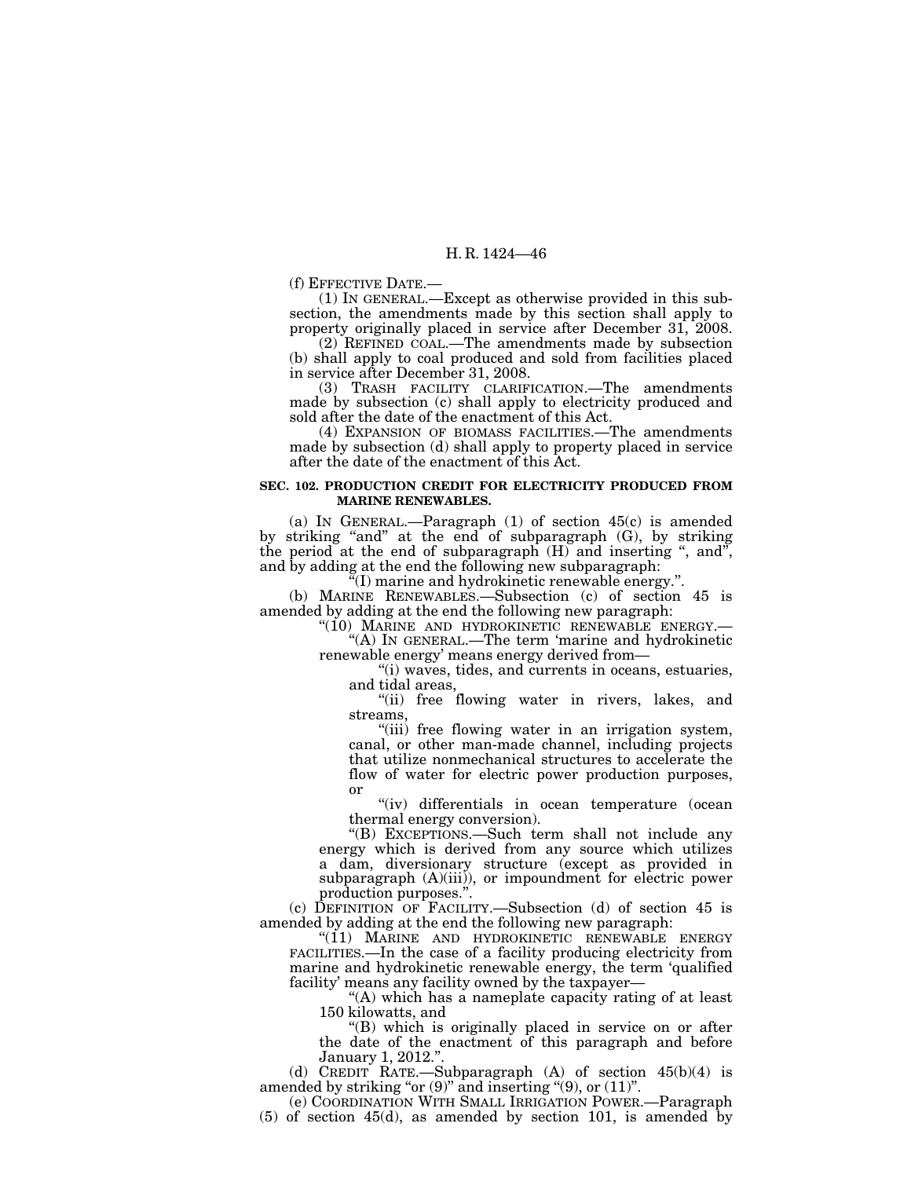(f) EFFECTIVE DATE.—

(1) IN GENERAL.—Except as otherwise provided in this subsection, the amendments made by this section shall apply to property originally placed in service after December 31, 2008.

(2) REFINED COAL.—The amendments made by subsection (b) shall apply to coal produced and sold from facilities placed in service after December 31, 2008.

(3) TRASH FACILITY CLARIFICATION.—The amendments made by subsection (c) shall apply to electricity produced and sold after the date of the enactment of this Act.

(4) EXPANSION OF BIOMASS FACILITIES.—The amendments made by subsection (d) shall apply to property placed in service after the date of the enactment of this Act.

**SEC. 102. PRODUCTION CREDIT FOR ELECTRICITY PRODUCED FROM MARINE RENEWABLES.**

(a) IN GENERAL.—Paragraph (1) of section 45(c) is amended by striking "and" at the end of subparagraph (G), by striking the period at the end of subparagraph (H) and inserting ", and", and by adding at the end the following new subparagraph:

"(I) marine and hydrokinetic renewable energy.".

(b) MARINE RENEWABLES.—Subsection (c) of section 45 is amended by adding at the end the following new paragraph:

"(10) MARINE AND HYDROKINETIC RENEWABLE ENERGY.—

"(A) IN GENERAL.—The term 'marine and hydrokinetic renewable energy' means energy derived from—

"(i) waves, tides, and currents in oceans, estuaries, and tidal areas,

"(ii) free flowing water in rivers, lakes, and streams,

"(iii) free flowing water in an irrigation system, canal, or other man-made channel, including projects that utilize nonmechanical structures to accelerate the flow of water for electric power production purposes, or

"(iv) differentials in ocean temperature (ocean thermal energy conversion).

"(B) EXCEPTIONS.—Such term shall not include any energy which is derived from any source which utilizes a dam, diversionary structure (except as provided in subparagraph (A)(iii)), or impoundment for electric power production purposes.".

(c) DEFINITION OF FACILITY.—Subsection (d) of section 45 is amended by adding at the end the following new paragraph:

"(11) MARINE AND HYDROKINETIC RENEWABLE ENERGY FACILITIES.—In the case of a facility producing electricity from marine and hydrokinetic renewable energy, the term 'qualified facility' means any facility owned by the taxpayer—

"(A) which has a nameplate capacity rating of at least 150 kilowatts, and

"(B) which is originally placed in service on or after the date of the enactment of this paragraph and before January 1, 2012.".

(d) CREDIT RATE.—Subparagraph (A) of section 45(b)(4) is amended by striking "or (9)" and inserting "(9), or (11)".

(e) COORDINATION WITH SMALL IRRIGATION POWER.—Paragraph (5) of section 45(d), as amended by section 101, is amended by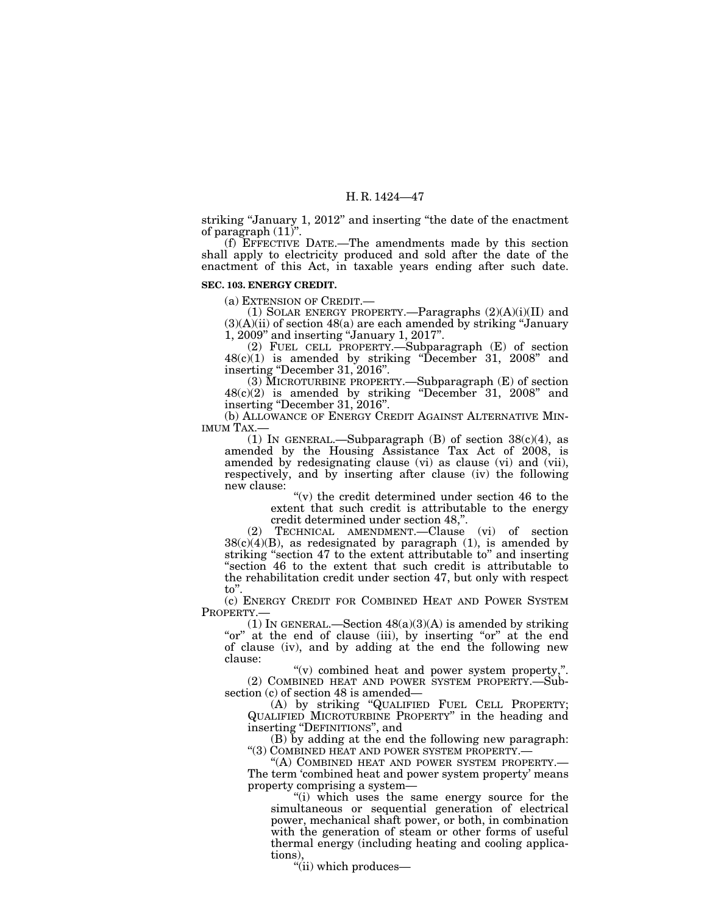striking "January 1, 2012" and inserting "the date of the enactment of paragraph (11)".

(f) EFFECTIVE DATE.—The amendments made by this section shall apply to electricity produced and sold after the date of the enactment of this Act, in taxable years ending after such date.

**SEC. 103. ENERGY CREDIT.**

(a) EXTENSION OF CREDIT.—

(1) SOLAR ENERGY PROPERTY.—Paragraphs (2)(A)(i)(II) and (3)(A)(ii) of section 48(a) are each amended by striking "January 1, 2009" and inserting "January 1, 2017".

(2) FUEL CELL PROPERTY.—Subparagraph (E) of section 48(c)(1) is amended by striking "December 31, 2008" and inserting "December 31, 2016".

(3) MICROTURBINE PROPERTY.—Subparagraph (E) of section 48(c)(2) is amended by striking "December 31, 2008" and inserting "December 31, 2016".

(b) ALLOWANCE OF ENERGY CREDIT AGAINST ALTERNATIVE MINIMUM TAX.—

(1) IN GENERAL.—Subparagraph (B) of section 38(c)(4), as amended by the Housing Assistance Tax Act of 2008, is amended by redesignating clause (vi) as clause (vi) and (vii), respectively, and by inserting after clause (iv) the following new clause:

"(v) the credit determined under section 46 to the extent that such credit is attributable to the energy credit determined under section 48,".

(2) TECHNICAL AMENDMENT.—Clause (vi) of section 38(c)(4)(B), as redesignated by paragraph (1), is amended by striking "section 47 to the extent attributable to" and inserting "section 46 to the extent that such credit is attributable to the rehabilitation credit under section 47, but only with respect to".

(c) ENERGY CREDIT FOR COMBINED HEAT AND POWER SYSTEM PROPERTY.—

(1) IN GENERAL.—Section 48(a)(3)(A) is amended by striking "or" at the end of clause (iii), by inserting "or" at the end of clause (iv), and by adding at the end the following new clause:

"(v) combined heat and power system property,".

(2) COMBINED HEAT AND POWER SYSTEM PROPERTY.—Subsection (c) of section 48 is amended—

(A) by striking "QUALIFIED FUEL CELL PROPERTY; QUALIFIED MICROTURBINE PROPERTY" in the heading and inserting "DEFINITIONS", and

(B) by adding at the end the following new paragraph:

"(3) COMBINED HEAT AND POWER SYSTEM PROPERTY.—

"(A) COMBINED HEAT AND POWER SYSTEM PROPERTY.—The term 'combined heat and power system property' means property comprising a system—

"(i) which uses the same energy source for the simultaneous or sequential generation of electrical power, mechanical shaft power, or both, in combination with the generation of steam or other forms of useful thermal energy (including heating and cooling applications),

"(ii) which produces—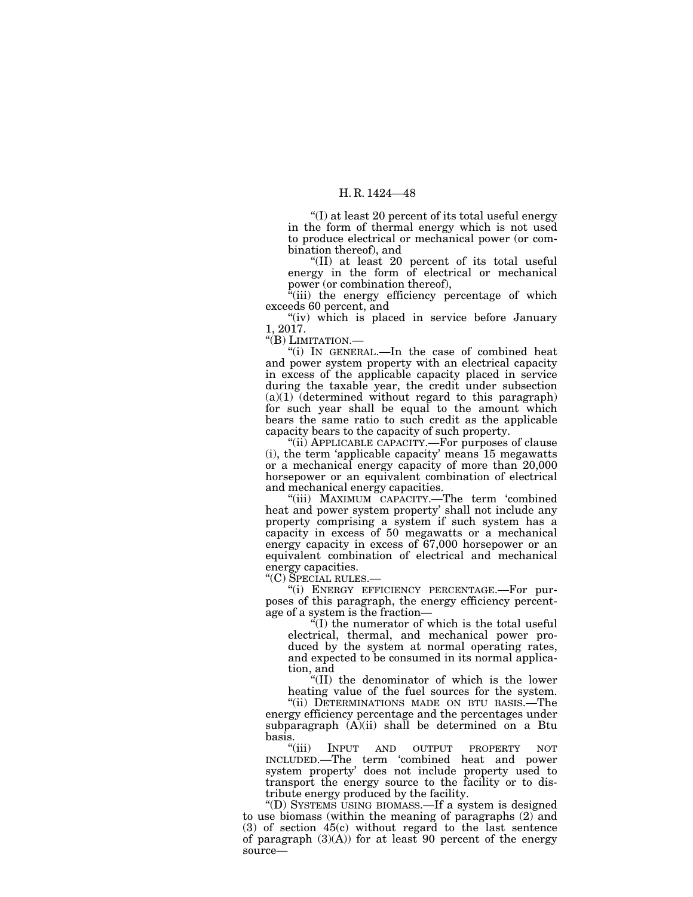"(I) at least 20 percent of its total useful energy in the form of thermal energy which is not used to produce electrical or mechanical power (or combination thereof), and

"(II) at least 20 percent of its total useful energy in the form of electrical or mechanical power (or combination thereof),

"(iii) the energy efficiency percentage of which exceeds 60 percent, and

"(iv) which is placed in service before January 1, 2017.

"(B) LIMITATION.—

"(i) IN GENERAL.—In the case of combined heat and power system property with an electrical capacity in excess of the applicable capacity placed in service during the taxable year, the credit under subsection (a)(1) (determined without regard to this paragraph) for such year shall be equal to the amount which bears the same ratio to such credit as the applicable capacity bears to the capacity of such property.

"(ii) APPLICABLE CAPACITY.—For purposes of clause (i), the term 'applicable capacity' means 15 megawatts or a mechanical energy capacity of more than 20,000 horsepower or an equivalent combination of electrical and mechanical energy capacities.

"(iii) MAXIMUM CAPACITY.—The term 'combined heat and power system property' shall not include any property comprising a system if such system has a capacity in excess of 50 megawatts or a mechanical energy capacity in excess of 67,000 horsepower or an equivalent combination of electrical and mechanical energy capacities.

"(C) SPECIAL RULES.—

"(i) ENERGY EFFICIENCY PERCENTAGE.—For purposes of this paragraph, the energy efficiency percentage of a system is the fraction—

"(I) the numerator of which is the total useful electrical, thermal, and mechanical power produced by the system at normal operating rates, and expected to be consumed in its normal application, and

"(II) the denominator of which is the lower heating value of the fuel sources for the system.

"(ii) DETERMINATIONS MADE ON BTU BASIS.—The energy efficiency percentage and the percentages under subparagraph (A)(ii) shall be determined on a Btu basis.

"(iii) INPUT AND OUTPUT PROPERTY NOT INCLUDED.—The term 'combined heat and power system property' does not include property used to transport the energy source to the facility or to distribute energy produced by the facility.

"(D) SYSTEMS USING BIOMASS.—If a system is designed to use biomass (within the meaning of paragraphs (2) and (3) of section 45(c) without regard to the last sentence of paragraph (3)(A)) for at least 90 percent of the energy source—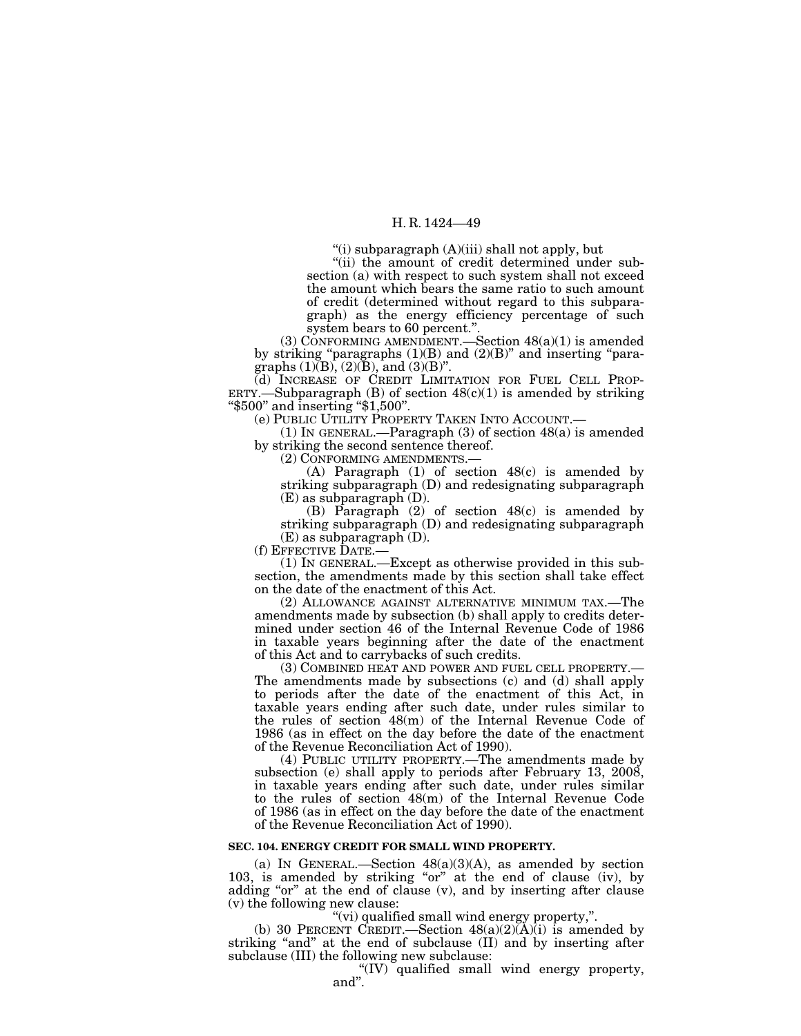"(i) subparagraph (A)(iii) shall not apply, but

"(ii) the amount of credit determined under subsection (a) with respect to such system shall not exceed the amount which bears the same ratio to such amount of credit (determined without regard to this subparagraph) as the energy efficiency percentage of such system bears to 60 percent.".

(3) CONFORMING AMENDMENT.—Section 48(a)(1) is amended by striking "paragraphs (1)(B) and (2)(B)" and inserting "paragraphs (1)(B), (2)(B), and (3)(B)".

(d) INCREASE OF CREDIT LIMITATION FOR FUEL CELL PROPERTY.—Subparagraph (B) of section 48(c)(1) is amended by striking "$500" and inserting "$1,500".

(e) PUBLIC UTILITY PROPERTY TAKEN INTO ACCOUNT.—

(1) IN GENERAL.—Paragraph (3) of section 48(a) is amended by striking the second sentence thereof.

(2) CONFORMING AMENDMENTS.—

(A) Paragraph (1) of section 48(c) is amended by striking subparagraph (D) and redesignating subparagraph (E) as subparagraph (D).

(B) Paragraph (2) of section 48(c) is amended by striking subparagraph (D) and redesignating subparagraph (E) as subparagraph (D).

(f) EFFECTIVE DATE.—

(1) IN GENERAL.—Except as otherwise provided in this subsection, the amendments made by this section shall take effect on the date of the enactment of this Act.

(2) ALLOWANCE AGAINST ALTERNATIVE MINIMUM TAX.—The amendments made by subsection (b) shall apply to credits determined under section 46 of the Internal Revenue Code of 1986 in taxable years beginning after the date of the enactment of this Act and to carrybacks of such credits.

(3) COMBINED HEAT AND POWER AND FUEL CELL PROPERTY.—The amendments made by subsections (c) and (d) shall apply to periods after the date of the enactment of this Act, in taxable years ending after such date, under rules similar to the rules of section 48(m) of the Internal Revenue Code of 1986 (as in effect on the day before the date of the enactment of the Revenue Reconciliation Act of 1990).

(4) PUBLIC UTILITY PROPERTY.—The amendments made by subsection (e) shall apply to periods after February 13, 2008, in taxable years ending after such date, under rules similar to the rules of section 48(m) of the Internal Revenue Code of 1986 (as in effect on the day before the date of the enactment of the Revenue Reconciliation Act of 1990).

**SEC. 104. ENERGY CREDIT FOR SMALL WIND PROPERTY.**

(a) IN GENERAL.—Section 48(a)(3)(A), as amended by section 103, is amended by striking "or" at the end of clause (iv), by adding "or" at the end of clause (v), and by inserting after clause (v) the following new clause:

"(vi) qualified small wind energy property,".

(b) 30 PERCENT CREDIT.—Section 48(a)(2)(A)(i) is amended by striking "and" at the end of subclause (II) and by inserting after subclause (III) the following new subclause:

"(IV) qualified small wind energy property, and".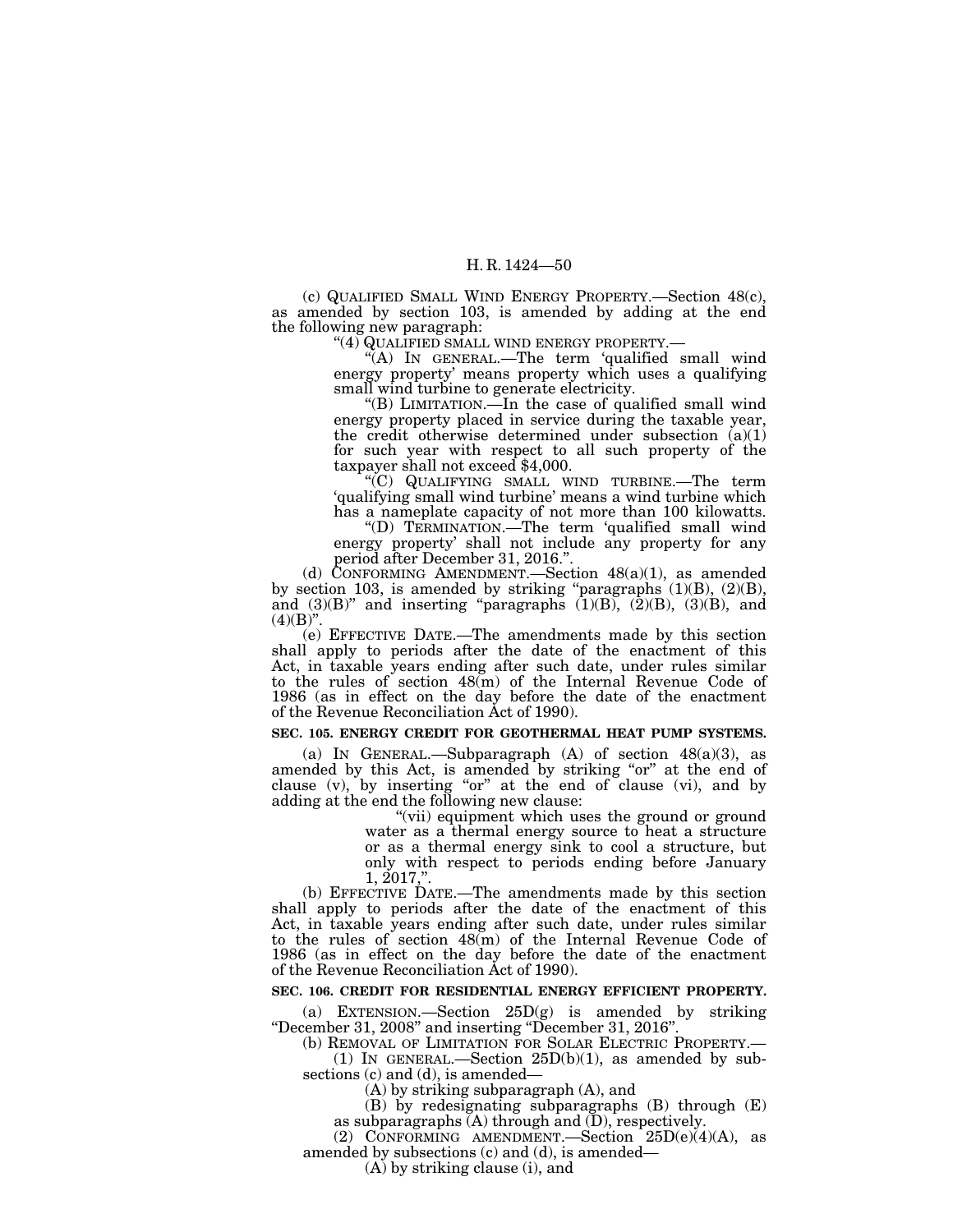(c) QUALIFIED SMALL WIND ENERGY PROPERTY.—Section 48(c), as amended by section 103, is amended by adding at the end the following new paragraph:

"(4) QUALIFIED SMALL WIND ENERGY PROPERTY.—

"(A) IN GENERAL.—The term 'qualified small wind energy property' means property which uses a qualifying small wind turbine to generate electricity.

"(B) LIMITATION.—In the case of qualified small wind energy property placed in service during the taxable year, the credit otherwise determined under subsection (a)(1) for such year with respect to all such property of the taxpayer shall not exceed $4,000.

"(C) QUALIFYING SMALL WIND TURBINE.—The term 'qualifying small wind turbine' means a wind turbine which has a nameplate capacity of not more than 100 kilowatts.

"(D) TERMINATION.—The term 'qualified small wind energy property' shall not include any property for any period after December 31, 2016.".

(d) CONFORMING AMENDMENT.—Section 48(a)(1), as amended by section 103, is amended by striking "paragraphs (1)(B), (2)(B), and (3)(B)" and inserting "paragraphs (1)(B), (2)(B), (3)(B), and (4)(B)".

(e) EFFECTIVE DATE.—The amendments made by this section shall apply to periods after the date of the enactment of this Act, in taxable years ending after such date, under rules similar to the rules of section 48(m) of the Internal Revenue Code of 1986 (as in effect on the day before the date of the enactment of the Revenue Reconciliation Act of 1990).

**SEC. 105. ENERGY CREDIT FOR GEOTHERMAL HEAT PUMP SYSTEMS.**

(a) IN GENERAL.—Subparagraph (A) of section 48(a)(3), as amended by this Act, is amended by striking "or" at the end of clause (v), by inserting "or" at the end of clause (vi), and by adding at the end the following new clause:

"(vii) equipment which uses the ground or ground water as a thermal energy source to heat a structure or as a thermal energy sink to cool a structure, but only with respect to periods ending before January 1, 2017,".

(b) EFFECTIVE DATE.—The amendments made by this section shall apply to periods after the date of the enactment of this Act, in taxable years ending after such date, under rules similar to the rules of section 48(m) of the Internal Revenue Code of 1986 (as in effect on the day before the date of the enactment of the Revenue Reconciliation Act of 1990).

**SEC. 106. CREDIT FOR RESIDENTIAL ENERGY EFFICIENT PROPERTY.**

(a) EXTENSION.—Section 25D(g) is amended by striking "December 31, 2008" and inserting "December 31, 2016".

(b) REMOVAL OF LIMITATION FOR SOLAR ELECTRIC PROPERTY.—

(1) IN GENERAL.—Section 25D(b)(1), as amended by subsections (c) and (d), is amended—

(A) by striking subparagraph (A), and

(B) by redesignating subparagraphs (B) through (E) as subparagraphs (A) through and (D), respectively.

(2) CONFORMING AMENDMENT.—Section 25D(e)(4)(A), as amended by subsections (c) and (d), is amended—

(A) by striking clause (i), and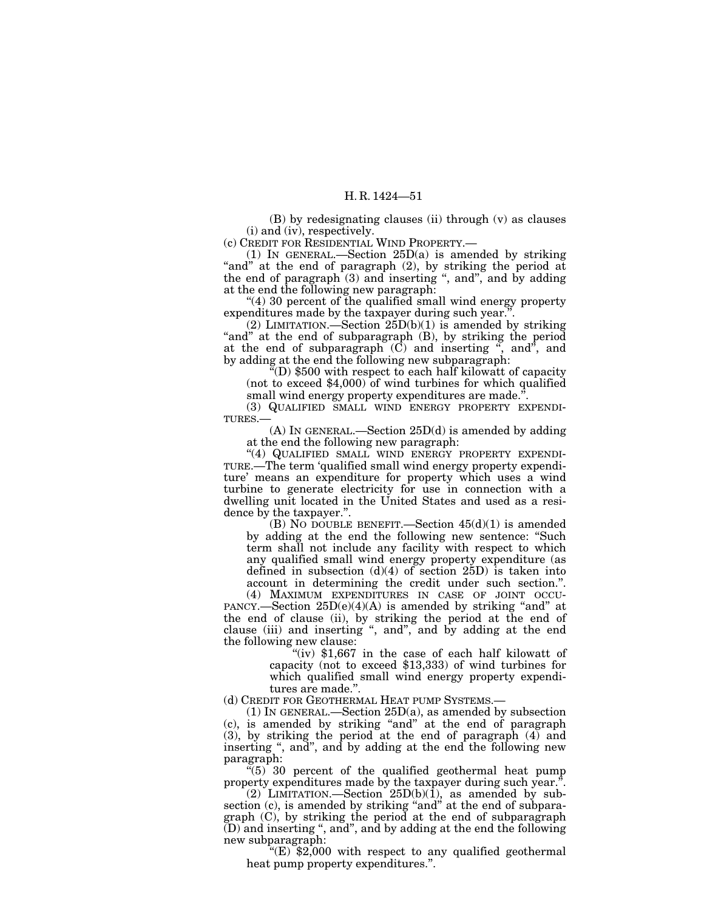(B) by redesignating clauses (ii) through (v) as clauses (i) and (iv), respectively.

(c) CREDIT FOR RESIDENTIAL WIND PROPERTY.—

(1) IN GENERAL.—Section 25D(a) is amended by striking "and" at the end of paragraph (2), by striking the period at the end of paragraph (3) and inserting ", and", and by adding at the end the following new paragraph:

"(4) 30 percent of the qualified small wind energy property expenditures made by the taxpayer during such year.".

(2) LIMITATION.—Section 25D(b)(1) is amended by striking "and" at the end of subparagraph (B), by striking the period at the end of subparagraph (C) and inserting ", and", and by adding at the end the following new subparagraph:

"(D) $500 with respect to each half kilowatt of capacity (not to exceed $4,000) of wind turbines for which qualified small wind energy property expenditures are made.".

(3) QUALIFIED SMALL WIND ENERGY PROPERTY EXPENDITURES.—

(A) IN GENERAL.—Section 25D(d) is amended by adding at the end the following new paragraph:

"(4) QUALIFIED SMALL WIND ENERGY PROPERTY EXPENDITURE.—The term 'qualified small wind energy property expenditure' means an expenditure for property which uses a wind turbine to generate electricity for use in connection with a dwelling unit located in the United States and used as a residence by the taxpayer.".

(B) NO DOUBLE BENEFIT.—Section 45(d)(1) is amended by adding at the end the following new sentence: "Such term shall not include any facility with respect to which any qualified small wind energy property expenditure (as defined in subsection (d)(4) of section 25D) is taken into account in determining the credit under such section.".

(4) MAXIMUM EXPENDITURES IN CASE OF JOINT OCCUPANCY.—Section 25D(e)(4)(A) is amended by striking "and" at the end of clause (ii), by striking the period at the end of clause (iii) and inserting ", and", and by adding at the end the following new clause:

"(iv) $1,667 in the case of each half kilowatt of capacity (not to exceed $13,333) of wind turbines for which qualified small wind energy property expenditures are made.".

(d) CREDIT FOR GEOTHERMAL HEAT PUMP SYSTEMS.—

(1) IN GENERAL.—Section 25D(a), as amended by subsection (c), is amended by striking "and" at the end of paragraph (3), by striking the period at the end of paragraph (4) and inserting ", and", and by adding at the end the following new paragraph:

"(5) 30 percent of the qualified geothermal heat pump property expenditures made by the taxpayer during such year.".

(2) LIMITATION.—Section 25D(b)(1), as amended by subsection (c), is amended by striking "and" at the end of subparagraph (C), by striking the period at the end of subparagraph (D) and inserting ", and", and by adding at the end the following new subparagraph:

"(E) $2,000 with respect to any qualified geothermal heat pump property expenditures.".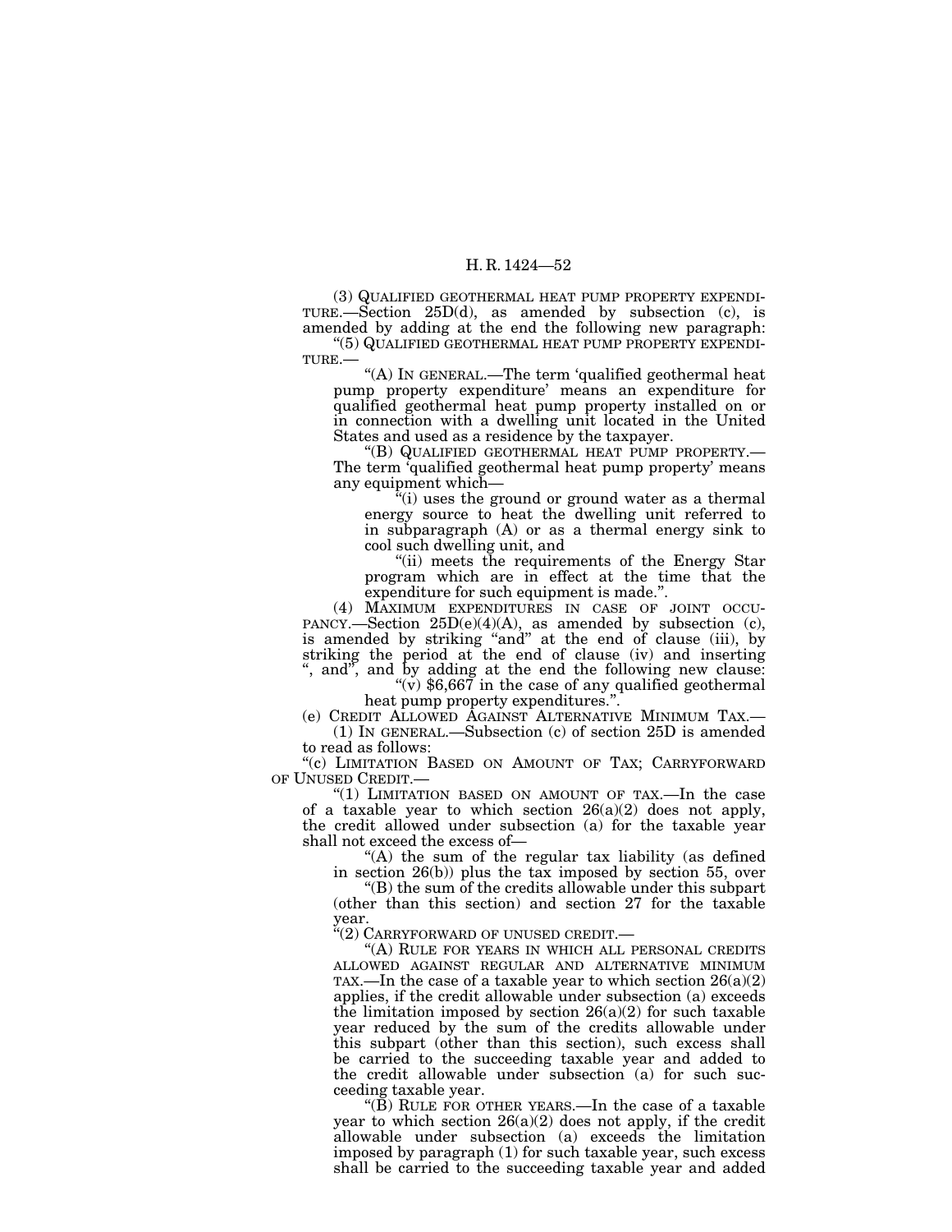(3) QUALIFIED GEOTHERMAL HEAT PUMP PROPERTY EXPENDITURE.—Section 25D(d), as amended by subsection (c), is amended by adding at the end the following new paragraph:

"(5) QUALIFIED GEOTHERMAL HEAT PUMP PROPERTY EXPENDITURE.—

"(A) IN GENERAL.—The term 'qualified geothermal heat pump property expenditure' means an expenditure for qualified geothermal heat pump property installed on or in connection with a dwelling unit located in the United States and used as a residence by the taxpayer.

"(B) QUALIFIED GEOTHERMAL HEAT PUMP PROPERTY.—The term 'qualified geothermal heat pump property' means any equipment which—

"(i) uses the ground or ground water as a thermal energy source to heat the dwelling unit referred to in subparagraph (A) or as a thermal energy sink to cool such dwelling unit, and

"(ii) meets the requirements of the Energy Star program which are in effect at the time that the expenditure for such equipment is made.".

(4) MAXIMUM EXPENDITURES IN CASE OF JOINT OCCUPANCY.—Section 25D(e)(4)(A), as amended by subsection (c), is amended by striking "and" at the end of clause (iii), by striking the period at the end of clause (iv) and inserting ", and", and by adding at the end the following new clause:

"(v) $6,667 in the case of any qualified geothermal heat pump property expenditures.".

(e) CREDIT ALLOWED AGAINST ALTERNATIVE MINIMUM TAX.—

(1) IN GENERAL.—Subsection (c) of section 25D is amended to read as follows:

"(c) LIMITATION BASED ON AMOUNT OF TAX; CARRYFORWARD OF UNUSED CREDIT.—

"(1) LIMITATION BASED ON AMOUNT OF TAX.—In the case of a taxable year to which section 26(a)(2) does not apply, the credit allowed under subsection (a) for the taxable year shall not exceed the excess of—

"(A) the sum of the regular tax liability (as defined in section 26(b)) plus the tax imposed by section 55, over

"(B) the sum of the credits allowable under this subpart (other than this section) and section 27 for the taxable year.

"(2) CARRYFORWARD OF UNUSED CREDIT.—

"(A) RULE FOR YEARS IN WHICH ALL PERSONAL CREDITS ALLOWED AGAINST REGULAR AND ALTERNATIVE MINIMUM TAX.—In the case of a taxable year to which section 26(a)(2) applies, if the credit allowable under subsection (a) exceeds the limitation imposed by section 26(a)(2) for such taxable year reduced by the sum of the credits allowable under this subpart (other than this section), such excess shall be carried to the succeeding taxable year and added to the credit allowable under subsection (a) for such succeeding taxable year.

"(B) RULE FOR OTHER YEARS.—In the case of a taxable year to which section 26(a)(2) does not apply, if the credit allowable under subsection (a) exceeds the limitation imposed by paragraph (1) for such taxable year, such excess shall be carried to the succeeding taxable year and added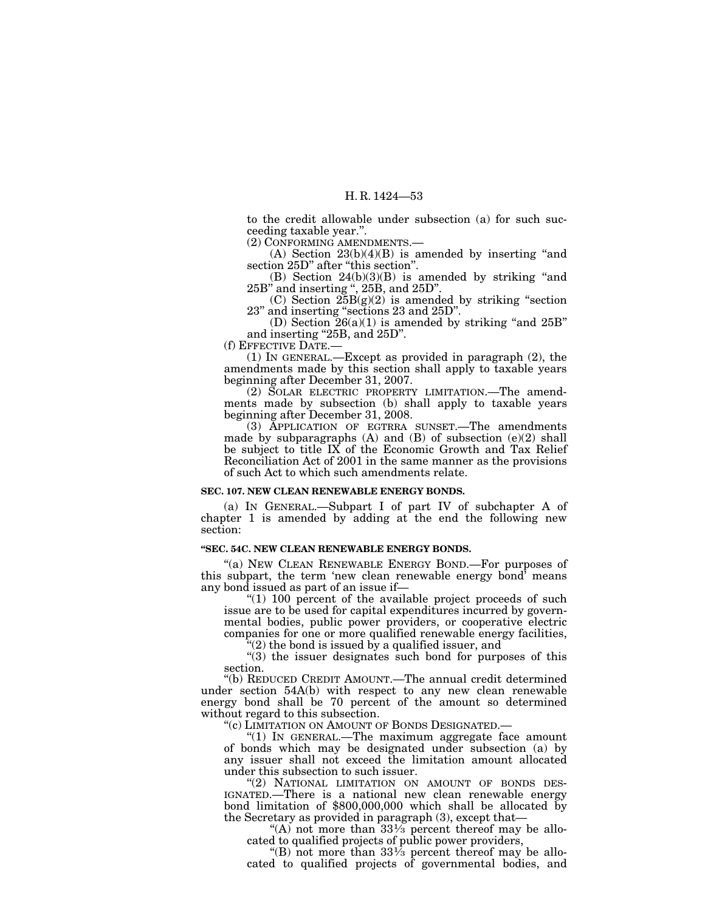to the credit allowable under subsection (a) for such succeeding taxable year.".

(2) CONFORMING AMENDMENTS.—

(A) Section 23(b)(4)(B) is amended by inserting "and section 25D" after "this section".

(B) Section 24(b)(3)(B) is amended by striking "and 25B" and inserting ", 25B, and 25D".

(C) Section 25B(g)(2) is amended by striking "section 23" and inserting "sections 23 and 25D".

(D) Section 26(a)(1) is amended by striking "and 25B" and inserting "25B, and 25D".

(f) EFFECTIVE DATE.—

(1) IN GENERAL.—Except as provided in paragraph (2), the amendments made by this section shall apply to taxable years beginning after December 31, 2007.

(2) SOLAR ELECTRIC PROPERTY LIMITATION.—The amendments made by subsection (b) shall apply to taxable years beginning after December 31, 2008.

(3) APPLICATION OF EGTRRA SUNSET.—The amendments made by subparagraphs (A) and (B) of subsection (e)(2) shall be subject to title IX of the Economic Growth and Tax Relief Reconciliation Act of 2001 in the same manner as the provisions of such Act to which such amendments relate.

**SEC. 107. NEW CLEAN RENEWABLE ENERGY BONDS.**

(a) IN GENERAL.—Subpart I of part IV of subchapter A of chapter 1 is amended by adding at the end the following new section:

**"SEC. 54C. NEW CLEAN RENEWABLE ENERGY BONDS.**

"(a) NEW CLEAN RENEWABLE ENERGY BOND.—For purposes of this subpart, the term 'new clean renewable energy bond' means any bond issued as part of an issue if—

"(1) 100 percent of the available project proceeds of such issue are to be used for capital expenditures incurred by governmental bodies, public power providers, or cooperative electric companies for one or more qualified renewable energy facilities,

"(2) the bond is issued by a qualified issuer, and

"(3) the issuer designates such bond for purposes of this section.

"(b) REDUCED CREDIT AMOUNT.—The annual credit determined under section 54A(b) with respect to any new clean renewable energy bond shall be 70 percent of the amount so determined without regard to this subsection.

"(c) LIMITATION ON AMOUNT OF BONDS DESIGNATED.—

"(1) IN GENERAL.—The maximum aggregate face amount of bonds which may be designated under subsection (a) by any issuer shall not exceed the limitation amount allocated under this subsection to such issuer.

"(2) NATIONAL LIMITATION ON AMOUNT OF BONDS DESIGNATED.—There is a national new clean renewable energy bond limitation of $800,000,000 which shall be allocated by the Secretary as provided in paragraph (3), except that—

"(A) not more than 33⅓ percent thereof may be allocated to qualified projects of public power providers,

"(B) not more than 33⅓ percent thereof may be allocated to qualified projects of governmental bodies, and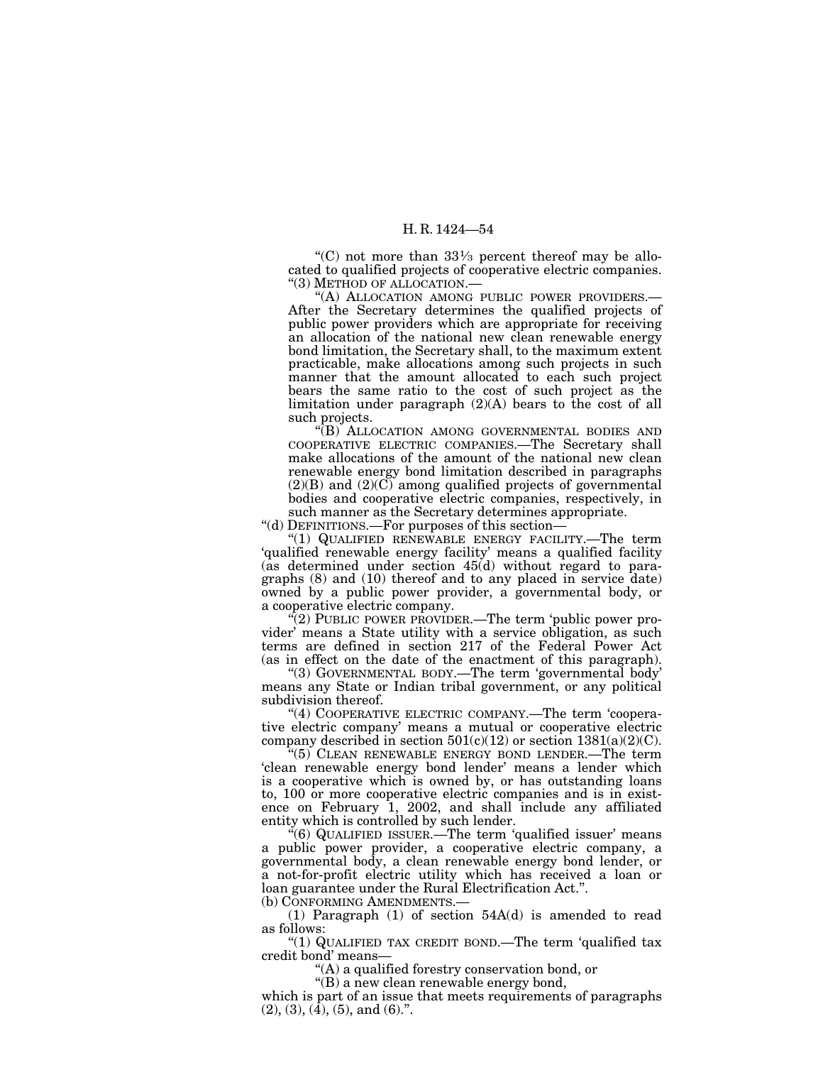"(C) not more than 33⅓ percent thereof may be allocated to qualified projects of cooperative electric companies.

"(3) METHOD OF ALLOCATION.—

"(A) ALLOCATION AMONG PUBLIC POWER PROVIDERS.—After the Secretary determines the qualified projects of public power providers which are appropriate for receiving an allocation of the national new clean renewable energy bond limitation, the Secretary shall, to the maximum extent practicable, make allocations among such projects in such manner that the amount allocated to each such project bears the same ratio to the cost of such project as the limitation under paragraph (2)(A) bears to the cost of all such projects.

"(B) ALLOCATION AMONG GOVERNMENTAL BODIES AND COOPERATIVE ELECTRIC COMPANIES.—The Secretary shall make allocations of the amount of the national new clean renewable energy bond limitation described in paragraphs (2)(B) and (2)(C) among qualified projects of governmental bodies and cooperative electric companies, respectively, in such manner as the Secretary determines appropriate.

"(d) DEFINITIONS.—For purposes of this section—

"(1) QUALIFIED RENEWABLE ENERGY FACILITY.—The term 'qualified renewable energy facility' means a qualified facility (as determined under section 45(d) without regard to paragraphs (8) and (10) thereof and to any placed in service date) owned by a public power provider, a governmental body, or a cooperative electric company.

"(2) PUBLIC POWER PROVIDER.—The term 'public power provider' means a State utility with a service obligation, as such terms are defined in section 217 of the Federal Power Act (as in effect on the date of the enactment of this paragraph).

"(3) GOVERNMENTAL BODY.—The term 'governmental body' means any State or Indian tribal government, or any political subdivision thereof.

"(4) COOPERATIVE ELECTRIC COMPANY.—The term 'cooperative electric company' means a mutual or cooperative electric company described in section 501(c)(12) or section 1381(a)(2)(C).

"(5) CLEAN RENEWABLE ENERGY BOND LENDER.—The term 'clean renewable energy bond lender' means a lender which is a cooperative which is owned by, or has outstanding loans to, 100 or more cooperative electric companies and is in existence on February 1, 2002, and shall include any affiliated entity which is controlled by such lender.

"(6) QUALIFIED ISSUER.—The term 'qualified issuer' means a public power provider, a cooperative electric company, a governmental body, a clean renewable energy bond lender, or a not-for-profit electric utility which has received a loan or loan guarantee under the Rural Electrification Act.".

(b) CONFORMING AMENDMENTS.—

(1) Paragraph (1) of section 54A(d) is amended to read as follows:

"(1) QUALIFIED TAX CREDIT BOND.—The term 'qualified tax credit bond' means—

"(A) a qualified forestry conservation bond, or

"(B) a new clean renewable energy bond,

which is part of an issue that meets requirements of paragraphs (2), (3), (4), (5), and (6).".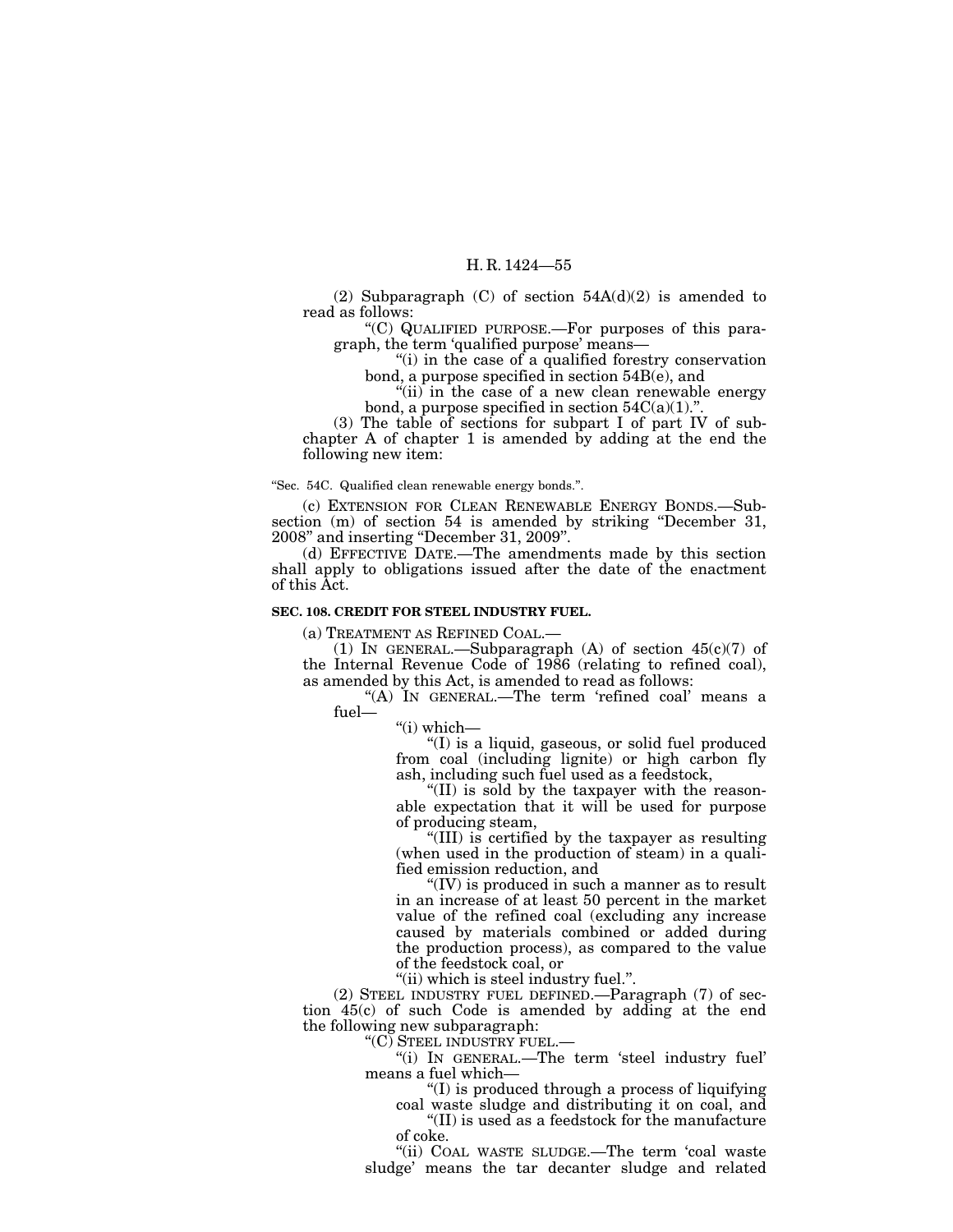(2) Subparagraph (C) of section 54A(d)(2) is amended to read as follows:

"(C) QUALIFIED PURPOSE.—For purposes of this paragraph, the term 'qualified purpose' means—

"(i) in the case of a qualified forestry conservation bond, a purpose specified in section 54B(e), and

"(ii) in the case of a new clean renewable energy bond, a purpose specified in section 54C(a)(1).".

(3) The table of sections for subpart I of part IV of subchapter A of chapter 1 is amended by adding at the end the following new item:

"Sec. 54C. Qualified clean renewable energy bonds.".

(c) EXTENSION FOR CLEAN RENEWABLE ENERGY BONDS.—Subsection (m) of section 54 is amended by striking "December 31, 2008" and inserting "December 31, 2009".

(d) EFFECTIVE DATE.—The amendments made by this section shall apply to obligations issued after the date of the enactment of this Act.

**SEC. 108. CREDIT FOR STEEL INDUSTRY FUEL.**

(a) TREATMENT AS REFINED COAL.—

(1) IN GENERAL.—Subparagraph (A) of section 45(c)(7) of the Internal Revenue Code of 1986 (relating to refined coal), as amended by this Act, is amended to read as follows:

"(A) IN GENERAL.—The term 'refined coal' means a fuel—

"(i) which—

"(I) is a liquid, gaseous, or solid fuel produced from coal (including lignite) or high carbon fly ash, including such fuel used as a feedstock,

"(II) is sold by the taxpayer with the reasonable expectation that it will be used for purpose of producing steam,

"(III) is certified by the taxpayer as resulting (when used in the production of steam) in a qualified emission reduction, and

"(IV) is produced in such a manner as to result in an increase of at least 50 percent in the market value of the refined coal (excluding any increase caused by materials combined or added during the production process), as compared to the value of the feedstock coal, or

"(ii) which is steel industry fuel.".

(2) STEEL INDUSTRY FUEL DEFINED.—Paragraph (7) of section 45(c) of such Code is amended by adding at the end the following new subparagraph:

"(C) STEEL INDUSTRY FUEL.—

"(i) IN GENERAL.—The term 'steel industry fuel' means a fuel which—

"(I) is produced through a process of liquifying coal waste sludge and distributing it on coal, and

"(II) is used as a feedstock for the manufacture of coke.

"(ii) COAL WASTE SLUDGE.—The term 'coal waste sludge' means the tar decanter sludge and related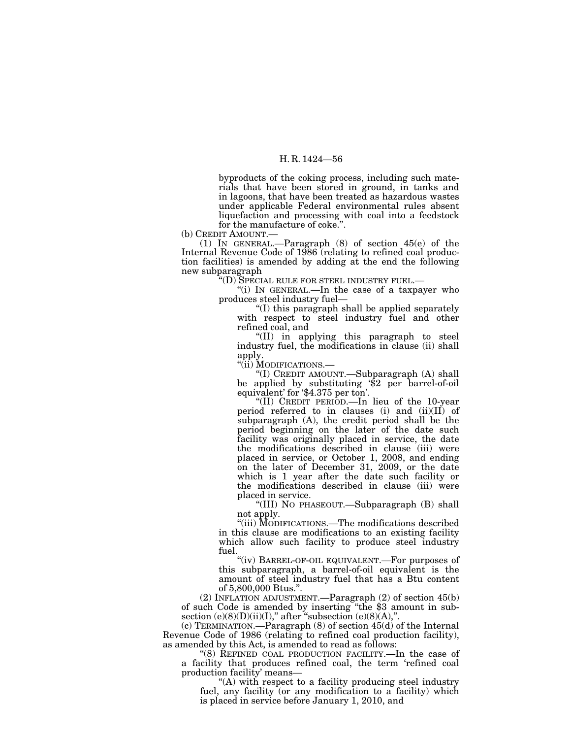byproducts of the coking process, including such materials that have been stored in ground, in tanks and in lagoons, that have been treated as hazardous wastes under applicable Federal environmental rules absent liquefaction and processing with coal into a feedstock for the manufacture of coke.''.

(b) CREDIT AMOUNT.—

(1) IN GENERAL.—Paragraph (8) of section 45(e) of the Internal Revenue Code of 1986 (relating to refined coal production facilities) is amended by adding at the end the following new subparagraph

''(D) SPECIAL RULE FOR STEEL INDUSTRY FUEL.—

''(i) IN GENERAL.—In the case of a taxpayer who produces steel industry fuel—

''(I) this paragraph shall be applied separately with respect to steel industry fuel and other refined coal, and

''(II) in applying this paragraph to steel industry fuel, the modifications in clause (ii) shall apply.

''(ii) MODIFICATIONS.—

''(I) CREDIT AMOUNT.—Subparagraph (A) shall be applied by substituting '$2 per barrel-of-oil equivalent' for '$4.375 per ton'.

''(II) CREDIT PERIOD.—In lieu of the 10-year period referred to in clauses (i) and (ii)(II) of subparagraph (A), the credit period shall be the period beginning on the later of the date such facility was originally placed in service, the date the modifications described in clause (iii) were placed in service, or October 1, 2008, and ending on the later of December 31, 2009, or the date which is 1 year after the date such facility or the modifications described in clause (iii) were placed in service.

''(III) NO PHASEOUT.—Subparagraph (B) shall not apply.

''(iii) MODIFICATIONS.—The modifications described in this clause are modifications to an existing facility which allow such facility to produce steel industry fuel.

''(iv) BARREL-OF-OIL EQUIVALENT.—For purposes of this subparagraph, a barrel-of-oil equivalent is the amount of steel industry fuel that has a Btu content of 5,800,000 Btus.''.

(2) INFLATION ADJUSTMENT.—Paragraph (2) of section 45(b) of such Code is amended by inserting ''the $3 amount in subsection (e)(8)(D)(ii)(I),'' after ''subsection (e)(8)(A),''.

(c) TERMINATION.—Paragraph (8) of section 45(d) of the Internal Revenue Code of 1986 (relating to refined coal production facility), as amended by this Act, is amended to read as follows:

''(8) REFINED COAL PRODUCTION FACILITY.—In the case of a facility that produces refined coal, the term 'refined coal production facility' means—

''(A) with respect to a facility producing steel industry fuel, any facility (or any modification to a facility) which is placed in service before January 1, 2010, and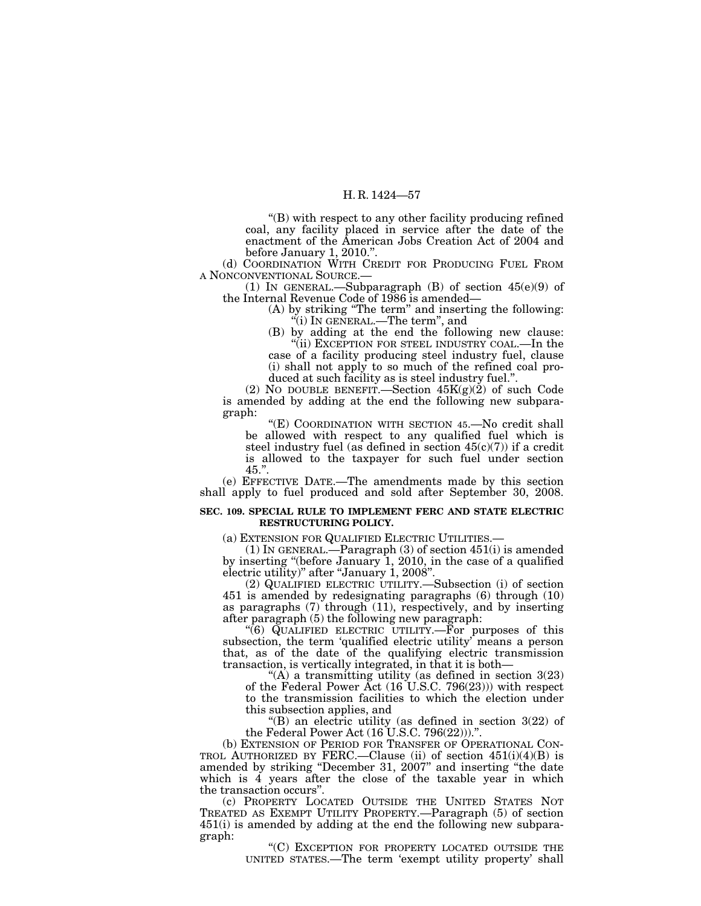"(B) with respect to any other facility producing refined coal, any facility placed in service after the date of the enactment of the American Jobs Creation Act of 2004 and before January 1, 2010.".

(d) COORDINATION WITH CREDIT FOR PRODUCING FUEL FROM A NONCONVENTIONAL SOURCE.—

(1) IN GENERAL.—Subparagraph (B) of section 45(e)(9) of the Internal Revenue Code of 1986 is amended—

(A) by striking "The term" and inserting the following: "(i) IN GENERAL.—The term", and

(B) by adding at the end the following new clause:

"(ii) EXCEPTION FOR STEEL INDUSTRY COAL.—In the case of a facility producing steel industry fuel, clause (i) shall not apply to so much of the refined coal produced at such facility as is steel industry fuel.".

(2) NO DOUBLE BENEFIT.—Section 45K(g)(2) of such Code is amended by adding at the end the following new subparagraph:

"(E) COORDINATION WITH SECTION 45.—No credit shall be allowed with respect to any qualified fuel which is steel industry fuel (as defined in section 45(c)(7)) if a credit is allowed to the taxpayer for such fuel under section 45.".

(e) EFFECTIVE DATE.—The amendments made by this section shall apply to fuel produced and sold after September 30, 2008.

**SEC. 109. SPECIAL RULE TO IMPLEMENT FERC AND STATE ELECTRIC RESTRUCTURING POLICY.**

(a) EXTENSION FOR QUALIFIED ELECTRIC UTILITIES.—

(1) IN GENERAL.—Paragraph (3) of section 451(i) is amended by inserting "(before January 1, 2010, in the case of a qualified electric utility)" after "January 1, 2008".

(2) QUALIFIED ELECTRIC UTILITY.—Subsection (i) of section 451 is amended by redesignating paragraphs (6) through (10) as paragraphs (7) through (11), respectively, and by inserting after paragraph (5) the following new paragraph:

"(6) QUALIFIED ELECTRIC UTILITY.—For purposes of this subsection, the term 'qualified electric utility' means a person that, as of the date of the qualifying electric transmission transaction, is vertically integrated, in that it is both—

"(A) a transmitting utility (as defined in section 3(23) of the Federal Power Act (16 U.S.C. 796(23))) with respect to the transmission facilities to which the election under this subsection applies, and

"(B) an electric utility (as defined in section 3(22) of the Federal Power Act (16 U.S.C. 796(22))).".

(b) EXTENSION OF PERIOD FOR TRANSFER OF OPERATIONAL CONTROL AUTHORIZED BY FERC.—Clause (ii) of section 451(i)(4)(B) is amended by striking "December 31, 2007" and inserting "the date which is 4 years after the close of the taxable year in which the transaction occurs".

(c) PROPERTY LOCATED OUTSIDE THE UNITED STATES NOT TREATED AS EXEMPT UTILITY PROPERTY.—Paragraph (5) of section 451(i) is amended by adding at the end the following new subparagraph:

"(C) EXCEPTION FOR PROPERTY LOCATED OUTSIDE THE UNITED STATES.—The term 'exempt utility property' shall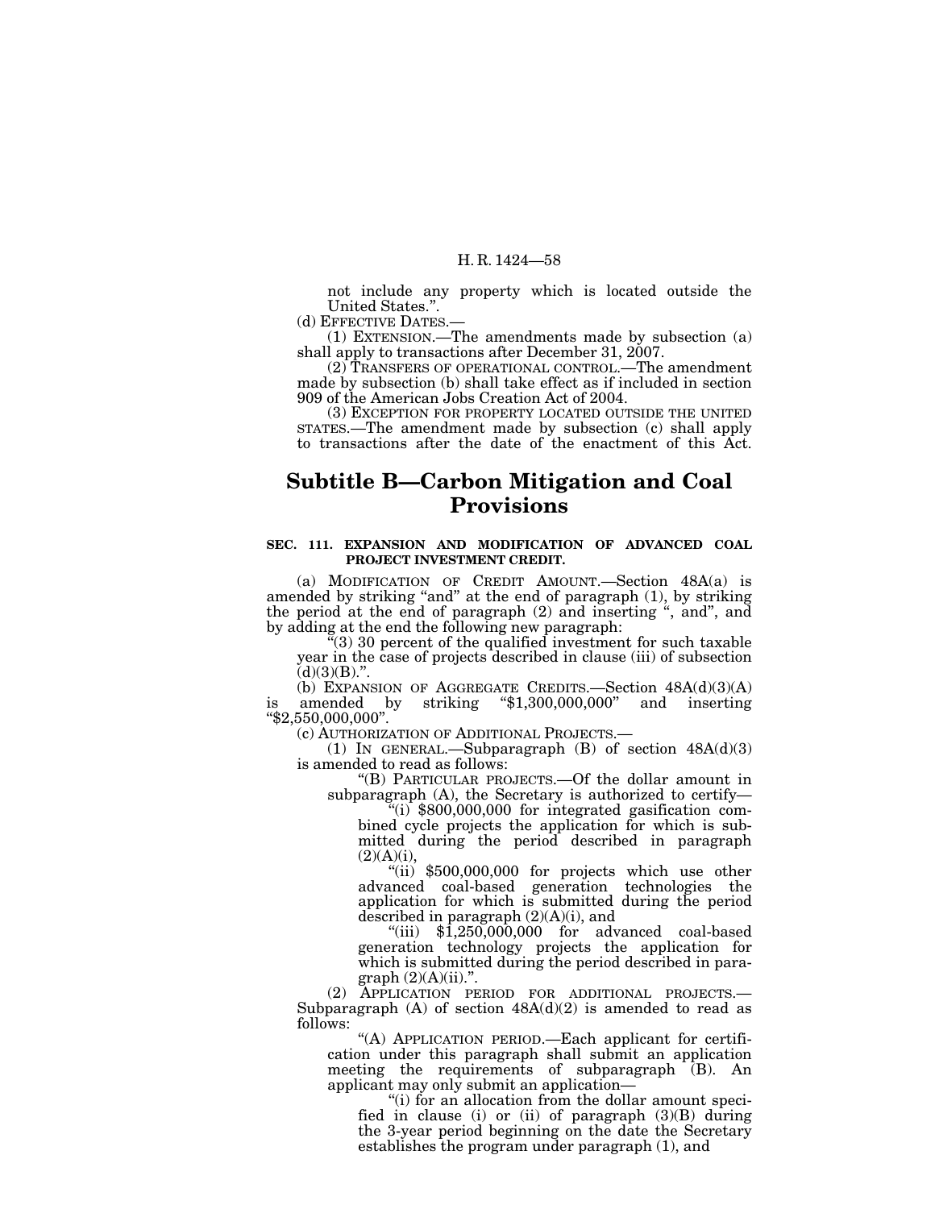not include any property which is located outside the United States.".

(d) EFFECTIVE DATES.—

(1) EXTENSION.—The amendments made by subsection (a) shall apply to transactions after December 31, 2007.

(2) TRANSFERS OF OPERATIONAL CONTROL.—The amendment made by subsection (b) shall take effect as if included in section 909 of the American Jobs Creation Act of 2004.

(3) EXCEPTION FOR PROPERTY LOCATED OUTSIDE THE UNITED STATES.—The amendment made by subsection (c) shall apply to transactions after the date of the enactment of this Act.

## Subtitle B—Carbon Mitigation and Coal Provisions

**SEC. 111. EXPANSION AND MODIFICATION OF ADVANCED COAL PROJECT INVESTMENT CREDIT.**

(a) MODIFICATION OF CREDIT AMOUNT.—Section 48A(a) is amended by striking "and" at the end of paragraph (1), by striking the period at the end of paragraph (2) and inserting ", and", and by adding at the end the following new paragraph:

"(3) 30 percent of the qualified investment for such taxable year in the case of projects described in clause (iii) of subsection (d)(3)(B).".

(b) EXPANSION OF AGGREGATE CREDITS.—Section 48A(d)(3)(A) is amended by striking "$1,300,000,000" and inserting "$2,550,000,000".

(c) AUTHORIZATION OF ADDITIONAL PROJECTS.—

(1) IN GENERAL.—Subparagraph (B) of section 48A(d)(3) is amended to read as follows:

"(B) PARTICULAR PROJECTS.—Of the dollar amount in subparagraph (A), the Secretary is authorized to certify—

"(i) $800,000,000 for integrated gasification combined cycle projects the application for which is submitted during the period described in paragraph (2)(A)(i),

"(ii) $500,000,000 for projects which use other advanced coal-based generation technologies the application for which is submitted during the period described in paragraph (2)(A)(i), and

"(iii) $1,250,000,000 for advanced coal-based generation technology projects the application for which is submitted during the period described in paragraph (2)(A)(ii).".

(2) APPLICATION PERIOD FOR ADDITIONAL PROJECTS.—Subparagraph (A) of section 48A(d)(2) is amended to read as follows:

"(A) APPLICATION PERIOD.—Each applicant for certification under this paragraph shall submit an application meeting the requirements of subparagraph (B). An applicant may only submit an application—

"(i) for an allocation from the dollar amount specified in clause (i) or (ii) of paragraph (3)(B) during the 3-year period beginning on the date the Secretary establishes the program under paragraph (1), and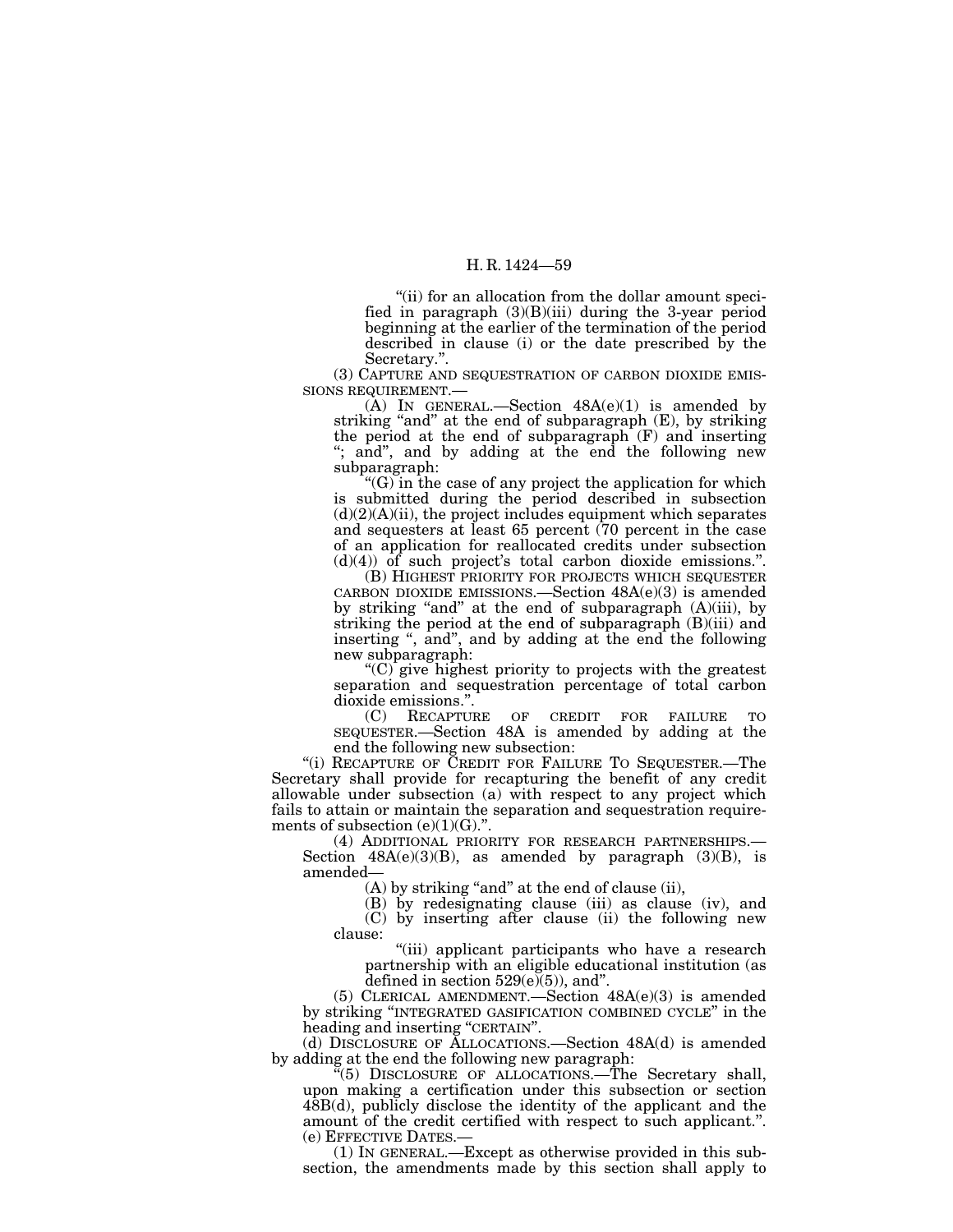"(ii) for an allocation from the dollar amount specified in paragraph (3)(B)(iii) during the 3-year period beginning at the earlier of the termination of the period described in clause (i) or the date prescribed by the Secretary.".

(3) CAPTURE AND SEQUESTRATION OF CARBON DIOXIDE EMISSIONS REQUIREMENT.—

(A) IN GENERAL.—Section 48A(e)(1) is amended by striking "and" at the end of subparagraph (E), by striking the period at the end of subparagraph (F) and inserting "; and", and by adding at the end the following new subparagraph:

"(G) in the case of any project the application for which is submitted during the period described in subsection (d)(2)(A)(ii), the project includes equipment which separates and sequesters at least 65 percent (70 percent in the case of an application for reallocated credits under subsection (d)(4)) of such project's total carbon dioxide emissions.".

(B) HIGHEST PRIORITY FOR PROJECTS WHICH SEQUESTER CARBON DIOXIDE EMISSIONS.—Section 48A(e)(3) is amended by striking "and" at the end of subparagraph (A)(iii), by striking the period at the end of subparagraph (B)(iii) and inserting ", and", and by adding at the end the following new subparagraph:

"(C) give highest priority to projects with the greatest separation and sequestration percentage of total carbon dioxide emissions.".

(C) RECAPTURE OF CREDIT FOR FAILURE TO SEQUESTER.—Section 48A is amended by adding at the end the following new subsection:

"(i) RECAPTURE OF CREDIT FOR FAILURE TO SEQUESTER.—The Secretary shall provide for recapturing the benefit of any credit allowable under subsection (a) with respect to any project which fails to attain or maintain the separation and sequestration requirements of subsection (e)(1)(G).".

(4) ADDITIONAL PRIORITY FOR RESEARCH PARTNERSHIPS.—Section 48A(e)(3)(B), as amended by paragraph (3)(B), is amended—

(A) by striking "and" at the end of clause (ii),

(B) by redesignating clause (iii) as clause (iv), and

(C) by inserting after clause (ii) the following new clause:

"(iii) applicant participants who have a research partnership with an eligible educational institution (as defined in section 529(e)(5)), and".

(5) CLERICAL AMENDMENT.—Section 48A(e)(3) is amended by striking "INTEGRATED GASIFICATION COMBINED CYCLE" in the heading and inserting "CERTAIN".

(d) DISCLOSURE OF ALLOCATIONS.—Section 48A(d) is amended by adding at the end the following new paragraph:

"(5) DISCLOSURE OF ALLOCATIONS.—The Secretary shall, upon making a certification under this subsection or section 48B(d), publicly disclose the identity of the applicant and the amount of the credit certified with respect to such applicant.".

(e) EFFECTIVE DATES.—

(1) IN GENERAL.—Except as otherwise provided in this subsection, the amendments made by this section shall apply to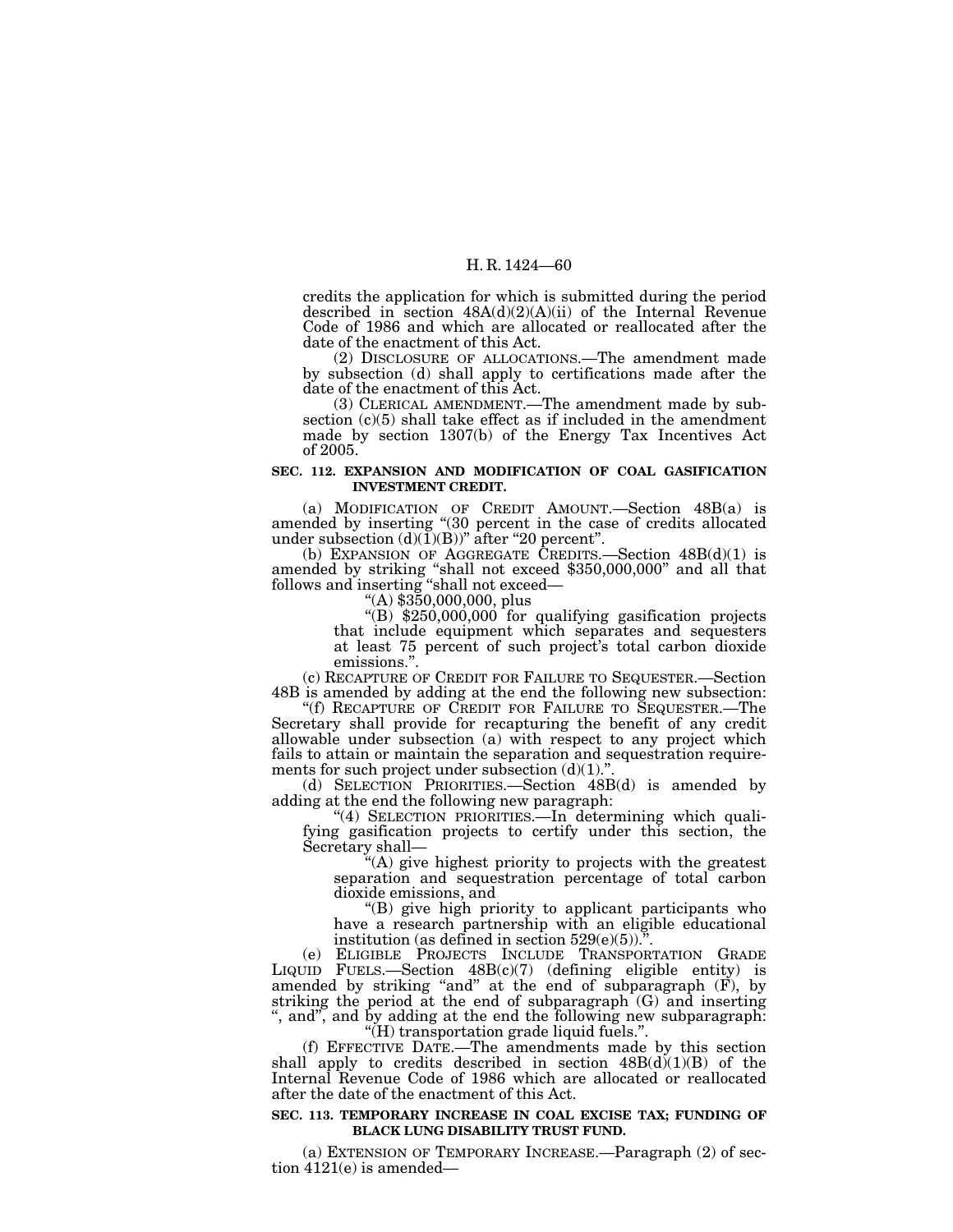credits the application for which is submitted during the period described in section 48A(d)(2)(A)(ii) of the Internal Revenue Code of 1986 and which are allocated or reallocated after the date of the enactment of this Act.

(2) DISCLOSURE OF ALLOCATIONS.—The amendment made by subsection (d) shall apply to certifications made after the date of the enactment of this Act.

(3) CLERICAL AMENDMENT.—The amendment made by subsection (c)(5) shall take effect as if included in the amendment made by section 1307(b) of the Energy Tax Incentives Act of 2005.

**SEC. 112. EXPANSION AND MODIFICATION OF COAL GASIFICATION INVESTMENT CREDIT.**

(a) MODIFICATION OF CREDIT AMOUNT.—Section 48B(a) is amended by inserting "(30 percent in the case of credits allocated under subsection (d)(1)(B))" after "20 percent".

(b) EXPANSION OF AGGREGATE CREDITS.—Section 48B(d)(1) is amended by striking "shall not exceed $350,000,000" and all that follows and inserting "shall not exceed—

"(A) $350,000,000, plus

"(B) $250,000,000 for qualifying gasification projects that include equipment which separates and sequesters at least 75 percent of such project's total carbon dioxide emissions.".

(c) RECAPTURE OF CREDIT FOR FAILURE TO SEQUESTER.—Section 48B is amended by adding at the end the following new subsection:

"(f) RECAPTURE OF CREDIT FOR FAILURE TO SEQUESTER.—The Secretary shall provide for recapturing the benefit of any credit allowable under subsection (a) with respect to any project which fails to attain or maintain the separation and sequestration requirements for such project under subsection (d)(1).".

(d) SELECTION PRIORITIES.—Section 48B(d) is amended by adding at the end the following new paragraph:

"(4) SELECTION PRIORITIES.—In determining which qualifying gasification projects to certify under this section, the Secretary shall—

"(A) give highest priority to projects with the greatest separation and sequestration percentage of total carbon dioxide emissions, and

"(B) give high priority to applicant participants who have a research partnership with an eligible educational institution (as defined in section 529(e)(5)).".

(e) ELIGIBLE PROJECTS INCLUDE TRANSPORTATION GRADE LIQUID FUELS.—Section 48B(c)(7) (defining eligible entity) is amended by striking "and" at the end of subparagraph (F), by striking the period at the end of subparagraph (G) and inserting ", and", and by adding at the end the following new subparagraph:

"(H) transportation grade liquid fuels.".

(f) EFFECTIVE DATE.—The amendments made by this section shall apply to credits described in section 48B(d)(1)(B) of the Internal Revenue Code of 1986 which are allocated or reallocated after the date of the enactment of this Act.

**SEC. 113. TEMPORARY INCREASE IN COAL EXCISE TAX; FUNDING OF BLACK LUNG DISABILITY TRUST FUND.**

(a) EXTENSION OF TEMPORARY INCREASE.—Paragraph (2) of section 4121(e) is amended—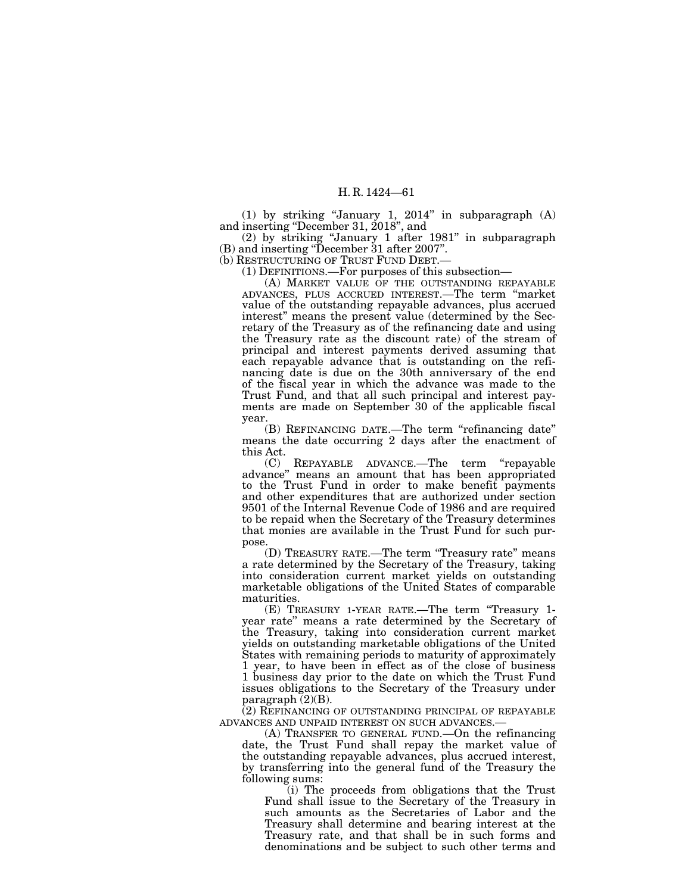(1) by striking "January 1, 2014" in subparagraph (A) and inserting "December 31, 2018", and

(2) by striking "January 1 after 1981" in subparagraph (B) and inserting "December 31 after 2007".

(b) RESTRUCTURING OF TRUST FUND DEBT.—

(1) DEFINITIONS.—For purposes of this subsection—

(A) MARKET VALUE OF THE OUTSTANDING REPAYABLE ADVANCES, PLUS ACCRUED INTEREST.—The term "market value of the outstanding repayable advances, plus accrued interest" means the present value (determined by the Secretary of the Treasury as of the refinancing date and using the Treasury rate as the discount rate) of the stream of principal and interest payments derived assuming that each repayable advance that is outstanding on the refinancing date is due on the 30th anniversary of the end of the fiscal year in which the advance was made to the Trust Fund, and that all such principal and interest payments are made on September 30 of the applicable fiscal year.

(B) REFINANCING DATE.—The term "refinancing date" means the date occurring 2 days after the enactment of this Act.

(C) REPAYABLE ADVANCE.—The term "repayable advance" means an amount that has been appropriated to the Trust Fund in order to make benefit payments and other expenditures that are authorized under section 9501 of the Internal Revenue Code of 1986 and are required to be repaid when the Secretary of the Treasury determines that monies are available in the Trust Fund for such purpose.

(D) TREASURY RATE.—The term "Treasury rate" means a rate determined by the Secretary of the Treasury, taking into consideration current market yields on outstanding marketable obligations of the United States of comparable maturities.

(E) TREASURY 1-YEAR RATE.—The term "Treasury 1-year rate" means a rate determined by the Secretary of the Treasury, taking into consideration current market yields on outstanding marketable obligations of the United States with remaining periods to maturity of approximately 1 year, to have been in effect as of the close of business 1 business day prior to the date on which the Trust Fund issues obligations to the Secretary of the Treasury under paragraph (2)(B).

(2) REFINANCING OF OUTSTANDING PRINCIPAL OF REPAYABLE ADVANCES AND UNPAID INTEREST ON SUCH ADVANCES.—

(A) TRANSFER TO GENERAL FUND.—On the refinancing date, the Trust Fund shall repay the market value of the outstanding repayable advances, plus accrued interest, by transferring into the general fund of the Treasury the following sums:

(i) The proceeds from obligations that the Trust Fund shall issue to the Secretary of the Treasury in such amounts as the Secretaries of Labor and the Treasury shall determine and bearing interest at the Treasury rate, and that shall be in such forms and denominations and be subject to such other terms and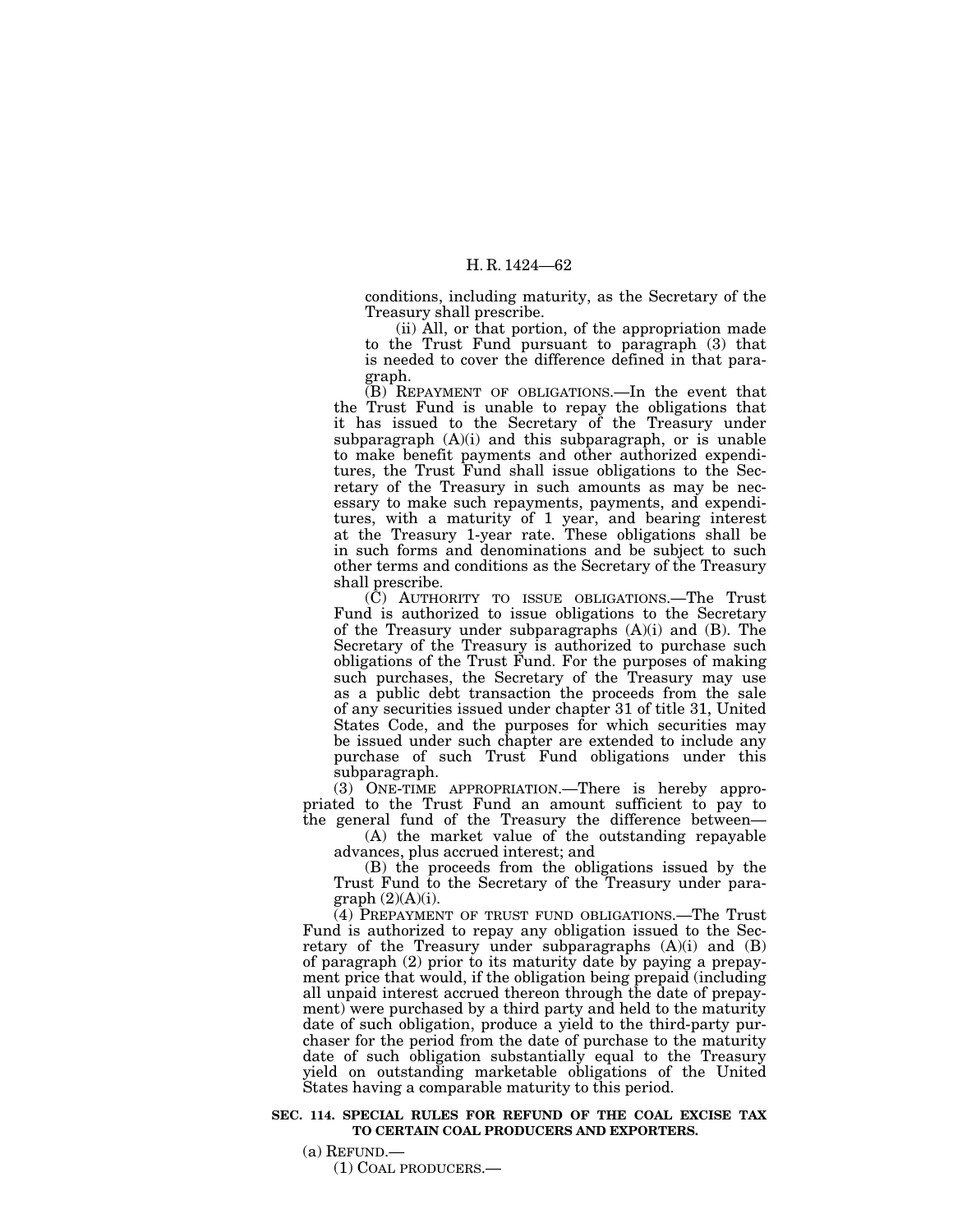conditions, including maturity, as the Secretary of the Treasury shall prescribe.

(ii) All, or that portion, of the appropriation made to the Trust Fund pursuant to paragraph (3) that is needed to cover the difference defined in that paragraph.

(B) REPAYMENT OF OBLIGATIONS.—In the event that the Trust Fund is unable to repay the obligations that it has issued to the Secretary of the Treasury under subparagraph (A)(i) and this subparagraph, or is unable to make benefit payments and other authorized expenditures, the Trust Fund shall issue obligations to the Secretary of the Treasury in such amounts as may be necessary to make such repayments, payments, and expenditures, with a maturity of 1 year, and bearing interest at the Treasury 1-year rate. These obligations shall be in such forms and denominations and be subject to such other terms and conditions as the Secretary of the Treasury shall prescribe.

(C) AUTHORITY TO ISSUE OBLIGATIONS.—The Trust Fund is authorized to issue obligations to the Secretary of the Treasury under subparagraphs (A)(i) and (B). The Secretary of the Treasury is authorized to purchase such obligations of the Trust Fund. For the purposes of making such purchases, the Secretary of the Treasury may use as a public debt transaction the proceeds from the sale of any securities issued under chapter 31 of title 31, United States Code, and the purposes for which securities may be issued under such chapter are extended to include any purchase of such Trust Fund obligations under this subparagraph.

(3) ONE-TIME APPROPRIATION.—There is hereby appropriated to the Trust Fund an amount sufficient to pay to the general fund of the Treasury the difference between—

(A) the market value of the outstanding repayable advances, plus accrued interest; and

(B) the proceeds from the obligations issued by the Trust Fund to the Secretary of the Treasury under paragraph (2)(A)(i).

(4) PREPAYMENT OF TRUST FUND OBLIGATIONS.—The Trust Fund is authorized to repay any obligation issued to the Secretary of the Treasury under subparagraphs (A)(i) and (B) of paragraph (2) prior to its maturity date by paying a prepayment price that would, if the obligation being prepaid (including all unpaid interest accrued thereon through the date of prepayment) were purchased by a third party and held to the maturity date of such obligation, produce a yield to the third-party purchaser for the period from the date of purchase to the maturity date of such obligation substantially equal to the Treasury yield on outstanding marketable obligations of the United States having a comparable maturity to this period.

**SEC. 114. SPECIAL RULES FOR REFUND OF THE COAL EXCISE TAX TO CERTAIN COAL PRODUCERS AND EXPORTERS.**

(a) REFUND.—

(1) COAL PRODUCERS.—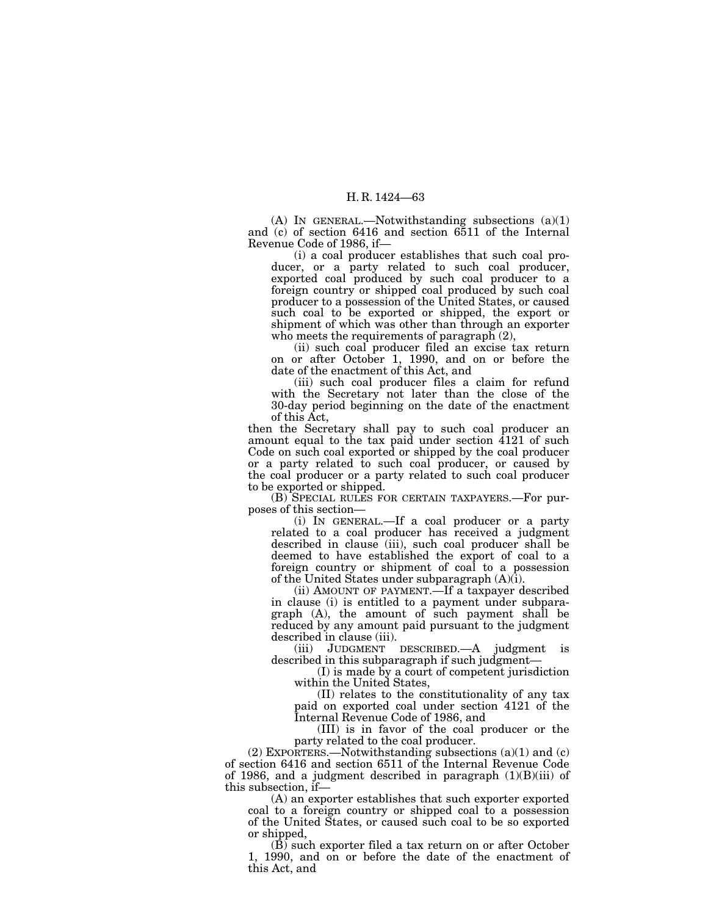(A) IN GENERAL.—Notwithstanding subsections (a)(1) and (c) of section 6416 and section 6511 of the Internal Revenue Code of 1986, if—

(i) a coal producer establishes that such coal producer, or a party related to such coal producer, exported coal produced by such coal producer to a foreign country or shipped coal produced by such coal producer to a possession of the United States, or caused such coal to be exported or shipped, the export or shipment of which was other than through an exporter who meets the requirements of paragraph (2),

(ii) such coal producer filed an excise tax return on or after October 1, 1990, and on or before the date of the enactment of this Act, and

(iii) such coal producer files a claim for refund with the Secretary not later than the close of the 30-day period beginning on the date of the enactment of this Act,

then the Secretary shall pay to such coal producer an amount equal to the tax paid under section 4121 of such Code on such coal exported or shipped by the coal producer or a party related to such coal producer, or caused by the coal producer or a party related to such coal producer to be exported or shipped.

(B) SPECIAL RULES FOR CERTAIN TAXPAYERS.—For purposes of this section—

(i) IN GENERAL.—If a coal producer or a party related to a coal producer has received a judgment described in clause (iii), such coal producer shall be deemed to have established the export of coal to a foreign country or shipment of coal to a possession of the United States under subparagraph (A)(i).

(ii) AMOUNT OF PAYMENT.—If a taxpayer described in clause (i) is entitled to a payment under subparagraph (A), the amount of such payment shall be reduced by any amount paid pursuant to the judgment described in clause (iii).

(iii) JUDGMENT DESCRIBED.—A judgment is described in this subparagraph if such judgment—

(I) is made by a court of competent jurisdiction within the United States,

(II) relates to the constitutionality of any tax paid on exported coal under section 4121 of the Internal Revenue Code of 1986, and

(III) is in favor of the coal producer or the party related to the coal producer.

(2) EXPORTERS.—Notwithstanding subsections (a)(1) and (c) of section 6416 and section 6511 of the Internal Revenue Code of 1986, and a judgment described in paragraph (1)(B)(iii) of this subsection, if—

(A) an exporter establishes that such exporter exported coal to a foreign country or shipped coal to a possession of the United States, or caused such coal to be so exported or shipped,

(B) such exporter filed a tax return on or after October 1, 1990, and on or before the date of the enactment of this Act, and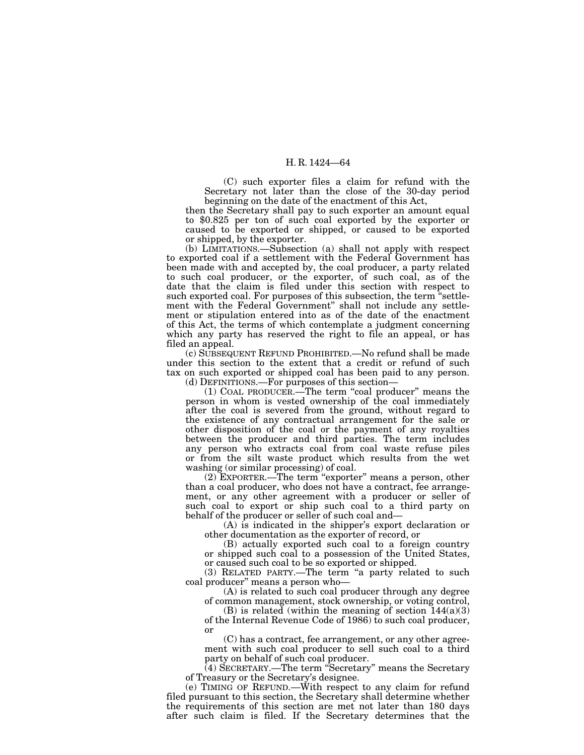(C) such exporter files a claim for refund with the Secretary not later than the close of the 30-day period beginning on the date of the enactment of this Act,

then the Secretary shall pay to such exporter an amount equal to $0.825 per ton of such coal exported by the exporter or caused to be exported or shipped, or caused to be exported or shipped, by the exporter.

(b) LIMITATIONS.—Subsection (a) shall not apply with respect to exported coal if a settlement with the Federal Government has been made with and accepted by, the coal producer, a party related to such coal producer, or the exporter, of such coal, as of the date that the claim is filed under this section with respect to such exported coal. For purposes of this subsection, the term "settlement with the Federal Government" shall not include any settlement or stipulation entered into as of the date of the enactment of this Act, the terms of which contemplate a judgment concerning which any party has reserved the right to file an appeal, or has filed an appeal.

(c) SUBSEQUENT REFUND PROHIBITED.—No refund shall be made under this section to the extent that a credit or refund of such tax on such exported or shipped coal has been paid to any person.

(d) DEFINITIONS.—For purposes of this section—

(1) COAL PRODUCER.—The term "coal producer" means the person in whom is vested ownership of the coal immediately after the coal is severed from the ground, without regard to the existence of any contractual arrangement for the sale or other disposition of the coal or the payment of any royalties between the producer and third parties. The term includes any person who extracts coal from coal waste refuse piles or from the silt waste product which results from the wet washing (or similar processing) of coal.

(2) EXPORTER.—The term "exporter" means a person, other than a coal producer, who does not have a contract, fee arrangement, or any other agreement with a producer or seller of such coal to export or ship such coal to a third party on behalf of the producer or seller of such coal and—

(A) is indicated in the shipper's export declaration or other documentation as the exporter of record, or

(B) actually exported such coal to a foreign country or shipped such coal to a possession of the United States, or caused such coal to be so exported or shipped.

(3) RELATED PARTY.—The term "a party related to such coal producer" means a person who—

(A) is related to such coal producer through any degree of common management, stock ownership, or voting control,

(B) is related (within the meaning of section 144(a)(3) of the Internal Revenue Code of 1986) to such coal producer, or

(C) has a contract, fee arrangement, or any other agreement with such coal producer to sell such coal to a third party on behalf of such coal producer.

(4) SECRETARY.—The term "Secretary" means the Secretary of Treasury or the Secretary's designee.

(e) TIMING OF REFUND.—With respect to any claim for refund filed pursuant to this section, the Secretary shall determine whether the requirements of this section are met not later than 180 days after such claim is filed. If the Secretary determines that the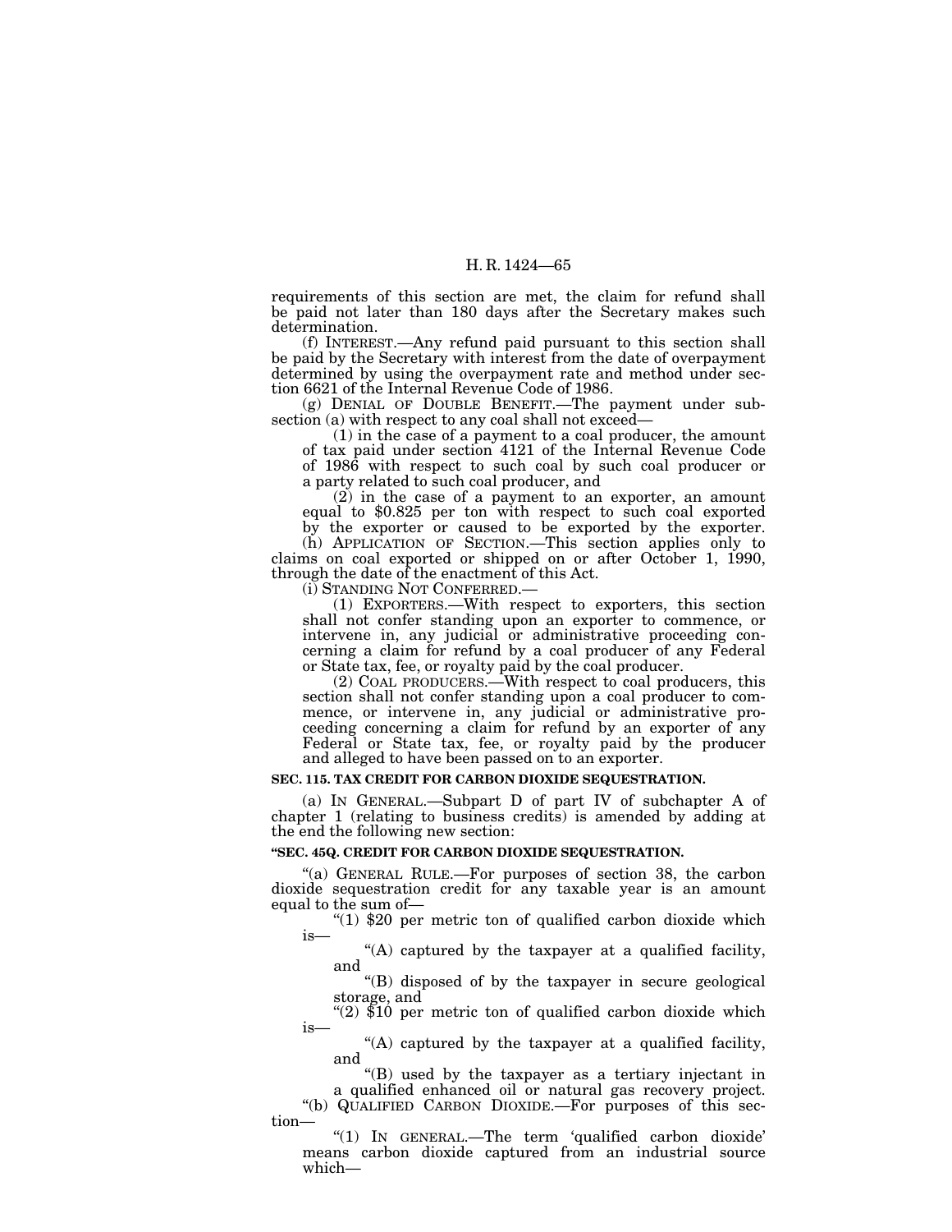requirements of this section are met, the claim for refund shall be paid not later than 180 days after the Secretary makes such determination.

(f) INTEREST.—Any refund paid pursuant to this section shall be paid by the Secretary with interest from the date of overpayment determined by using the overpayment rate and method under section 6621 of the Internal Revenue Code of 1986.

(g) DENIAL OF DOUBLE BENEFIT.—The payment under subsection (a) with respect to any coal shall not exceed—

(1) in the case of a payment to a coal producer, the amount of tax paid under section 4121 of the Internal Revenue Code of 1986 with respect to such coal by such coal producer or a party related to such coal producer, and

(2) in the case of a payment to an exporter, an amount equal to $0.825 per ton with respect to such coal exported by the exporter or caused to be exported by the exporter.

(h) APPLICATION OF SECTION.—This section applies only to claims on coal exported or shipped on or after October 1, 1990, through the date of the enactment of this Act.

(i) STANDING NOT CONFERRED.—

(1) EXPORTERS.—With respect to exporters, this section shall not confer standing upon an exporter to commence, or intervene in, any judicial or administrative proceeding concerning a claim for refund by a coal producer of any Federal or State tax, fee, or royalty paid by the coal producer.

(2) COAL PRODUCERS.—With respect to coal producers, this section shall not confer standing upon a coal producer to commence, or intervene in, any judicial or administrative proceeding concerning a claim for refund by an exporter of any Federal or State tax, fee, or royalty paid by the producer and alleged to have been passed on to an exporter.

**SEC. 115. TAX CREDIT FOR CARBON DIOXIDE SEQUESTRATION.**

(a) IN GENERAL.—Subpart D of part IV of subchapter A of chapter 1 (relating to business credits) is amended by adding at the end the following new section:

**"SEC. 45Q. CREDIT FOR CARBON DIOXIDE SEQUESTRATION.**

"(a) GENERAL RULE.—For purposes of section 38, the carbon dioxide sequestration credit for any taxable year is an amount equal to the sum of—

"(1) $20 per metric ton of qualified carbon dioxide which is—

"(A) captured by the taxpayer at a qualified facility, and

"(B) disposed of by the taxpayer in secure geological storage, and

"(2) $10 per metric ton of qualified carbon dioxide which is—

"(A) captured by the taxpayer at a qualified facility, and

"(B) used by the taxpayer as a tertiary injectant in a qualified enhanced oil or natural gas recovery project.

"(b) QUALIFIED CARBON DIOXIDE.—For purposes of this section—

"(1) IN GENERAL.—The term 'qualified carbon dioxide' means carbon dioxide captured from an industrial source which—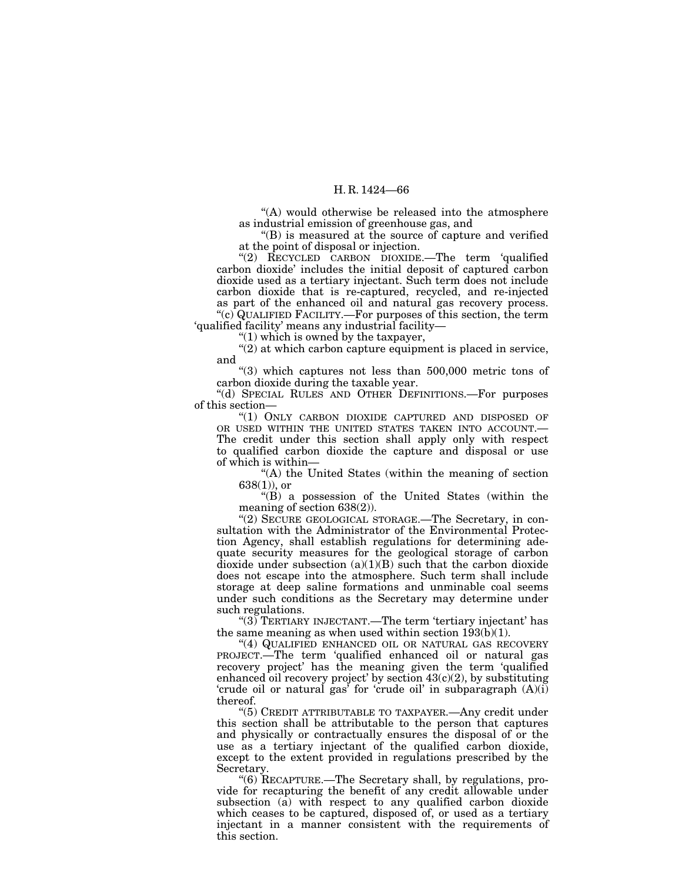"(A) would otherwise be released into the atmosphere as industrial emission of greenhouse gas, and

"(B) is measured at the source of capture and verified at the point of disposal or injection.

"(2) RECYCLED CARBON DIOXIDE.—The term 'qualified carbon dioxide' includes the initial deposit of captured carbon dioxide used as a tertiary injectant. Such term does not include carbon dioxide that is re-captured, recycled, and re-injected as part of the enhanced oil and natural gas recovery process.

"(c) QUALIFIED FACILITY.—For purposes of this section, the term 'qualified facility' means any industrial facility—

"(1) which is owned by the taxpayer,

"(2) at which carbon capture equipment is placed in service, and

"(3) which captures not less than 500,000 metric tons of carbon dioxide during the taxable year.

"(d) SPECIAL RULES AND OTHER DEFINITIONS.—For purposes of this section—

"(1) ONLY CARBON DIOXIDE CAPTURED AND DISPOSED OF OR USED WITHIN THE UNITED STATES TAKEN INTO ACCOUNT.—The credit under this section shall apply only with respect to qualified carbon dioxide the capture and disposal or use of which is within—

"(A) the United States (within the meaning of section 638(1)), or

"(B) a possession of the United States (within the meaning of section 638(2)).

"(2) SECURE GEOLOGICAL STORAGE.—The Secretary, in consultation with the Administrator of the Environmental Protection Agency, shall establish regulations for determining adequate security measures for the geological storage of carbon dioxide under subsection (a)(1)(B) such that the carbon dioxide does not escape into the atmosphere. Such term shall include storage at deep saline formations and unminable coal seems under such conditions as the Secretary may determine under such regulations.

"(3) TERTIARY INJECTANT.—The term 'tertiary injectant' has the same meaning as when used within section 193(b)(1).

"(4) QUALIFIED ENHANCED OIL OR NATURAL GAS RECOVERY PROJECT.—The term 'qualified enhanced oil or natural gas recovery project' has the meaning given the term 'qualified enhanced oil recovery project' by section 43(c)(2), by substituting 'crude oil or natural gas' for 'crude oil' in subparagraph (A)(i) thereof.

"(5) CREDIT ATTRIBUTABLE TO TAXPAYER.—Any credit under this section shall be attributable to the person that captures and physically or contractually ensures the disposal of or the use as a tertiary injectant of the qualified carbon dioxide, except to the extent provided in regulations prescribed by the Secretary.

"(6) RECAPTURE.—The Secretary shall, by regulations, provide for recapturing the benefit of any credit allowable under subsection (a) with respect to any qualified carbon dioxide which ceases to be captured, disposed of, or used as a tertiary injectant in a manner consistent with the requirements of this section.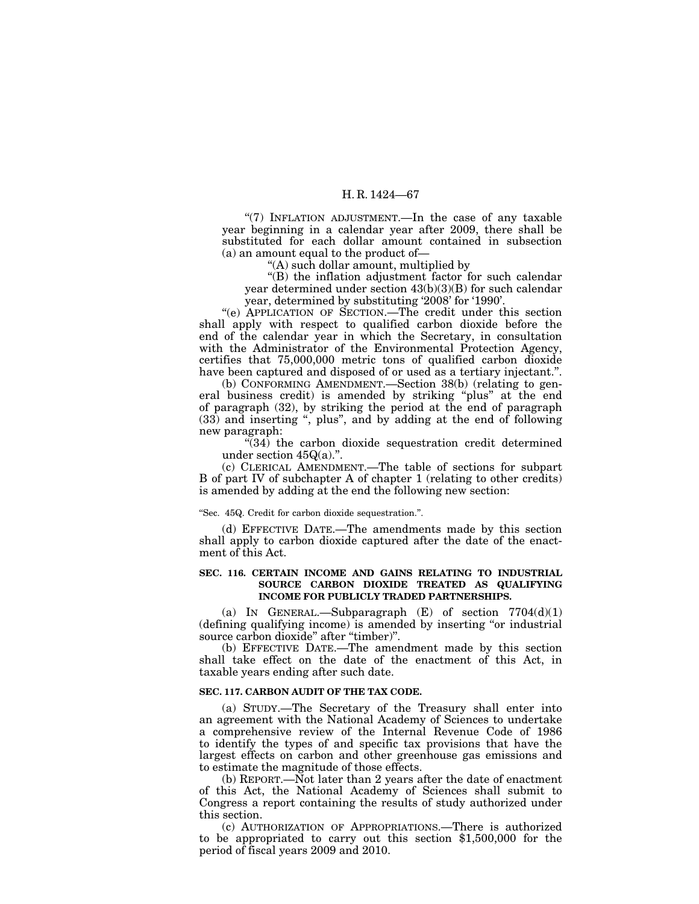"(7) INFLATION ADJUSTMENT.—In the case of any taxable year beginning in a calendar year after 2009, there shall be substituted for each dollar amount contained in subsection (a) an amount equal to the product of—

"(A) such dollar amount, multiplied by

"(B) the inflation adjustment factor for such calendar year determined under section 43(b)(3)(B) for such calendar year, determined by substituting '2008' for '1990'.

"(e) APPLICATION OF SECTION.—The credit under this section shall apply with respect to qualified carbon dioxide before the end of the calendar year in which the Secretary, in consultation with the Administrator of the Environmental Protection Agency, certifies that 75,000,000 metric tons of qualified carbon dioxide have been captured and disposed of or used as a tertiary injectant.".

(b) CONFORMING AMENDMENT.—Section 38(b) (relating to general business credit) is amended by striking "plus" at the end of paragraph (32), by striking the period at the end of paragraph (33) and inserting ", plus", and by adding at the end of following new paragraph:

"(34) the carbon dioxide sequestration credit determined under section 45Q(a).".

(c) CLERICAL AMENDMENT.—The table of sections for subpart B of part IV of subchapter A of chapter 1 (relating to other credits) is amended by adding at the end the following new section:

"Sec. 45Q. Credit for carbon dioxide sequestration.".

(d) EFFECTIVE DATE.—The amendments made by this section shall apply to carbon dioxide captured after the date of the enactment of this Act.

**SEC. 116. CERTAIN INCOME AND GAINS RELATING TO INDUSTRIAL SOURCE CARBON DIOXIDE TREATED AS QUALIFYING INCOME FOR PUBLICLY TRADED PARTNERSHIPS.**

(a) IN GENERAL.—Subparagraph (E) of section 7704(d)(1) (defining qualifying income) is amended by inserting "or industrial source carbon dioxide" after "timber)".

(b) EFFECTIVE DATE.—The amendment made by this section shall take effect on the date of the enactment of this Act, in taxable years ending after such date.

**SEC. 117. CARBON AUDIT OF THE TAX CODE.**

(a) STUDY.—The Secretary of the Treasury shall enter into an agreement with the National Academy of Sciences to undertake a comprehensive review of the Internal Revenue Code of 1986 to identify the types of and specific tax provisions that have the largest effects on carbon and other greenhouse gas emissions and to estimate the magnitude of those effects.

(b) REPORT.—Not later than 2 years after the date of enactment of this Act, the National Academy of Sciences shall submit to Congress a report containing the results of study authorized under this section.

(c) AUTHORIZATION OF APPROPRIATIONS.—There is authorized to be appropriated to carry out this section $1,500,000 for the period of fiscal years 2009 and 2010.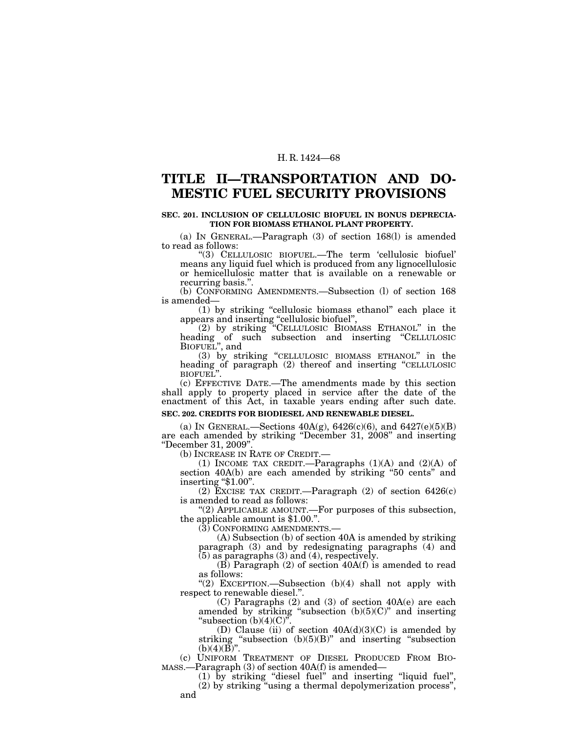# TITLE II—TRANSPORTATION AND DOMESTIC FUEL SECURITY PROVISIONS

**SEC. 201. INCLUSION OF CELLULOSIC BIOFUEL IN BONUS DEPRECIATION FOR BIOMASS ETHANOL PLANT PROPERTY.**

(a) IN GENERAL.—Paragraph (3) of section 168(l) is amended to read as follows:

"(3) CELLULOSIC BIOFUEL.—The term 'cellulosic biofuel' means any liquid fuel which is produced from any lignocellulosic or hemicellulosic matter that is available on a renewable or recurring basis.".

(b) CONFORMING AMENDMENTS.—Subsection (l) of section 168 is amended—

(1) by striking "cellulosic biomass ethanol" each place it appears and inserting "cellulosic biofuel",

(2) by striking "CELLULOSIC BIOMASS ETHANOL" in the heading of such subsection and inserting "CELLULOSIC BIOFUEL", and

(3) by striking "CELLULOSIC BIOMASS ETHANOL" in the heading of paragraph (2) thereof and inserting "CELLULOSIC BIOFUEL".

(c) EFFECTIVE DATE.—The amendments made by this section shall apply to property placed in service after the date of the enactment of this Act, in taxable years ending after such date.

**SEC. 202. CREDITS FOR BIODIESEL AND RENEWABLE DIESEL.**

(a) IN GENERAL.—Sections 40A(g), 6426(c)(6), and 6427(e)(5)(B) are each amended by striking "December 31, 2008" and inserting "December 31, 2009".

(b) INCREASE IN RATE OF CREDIT.—

(1) INCOME TAX CREDIT.—Paragraphs (1)(A) and (2)(A) of section 40A(b) are each amended by striking "50 cents" and inserting "$1.00".

(2) EXCISE TAX CREDIT.—Paragraph (2) of section 6426(c) is amended to read as follows:

"(2) APPLICABLE AMOUNT.—For purposes of this subsection, the applicable amount is $1.00.".

(3) CONFORMING AMENDMENTS.—

(A) Subsection (b) of section 40A is amended by striking paragraph (3) and by redesignating paragraphs (4) and (5) as paragraphs (3) and (4), respectively.

(B) Paragraph (2) of section 40A(f) is amended to read as follows:

"(2) EXCEPTION.—Subsection (b)(4) shall not apply with respect to renewable diesel.".

(C) Paragraphs (2) and (3) of section 40A(e) are each amended by striking "subsection (b)(5)(C)" and inserting "subsection (b)(4)(C)".

(D) Clause (ii) of section 40A(d)(3)(C) is amended by striking "subsection (b)(5)(B)" and inserting "subsection (b)(4)(B)".

(c) UNIFORM TREATMENT OF DIESEL PRODUCED FROM BIOMASS.—Paragraph (3) of section 40A(f) is amended—

(1) by striking "diesel fuel" and inserting "liquid fuel",

(2) by striking "using a thermal depolymerization process", and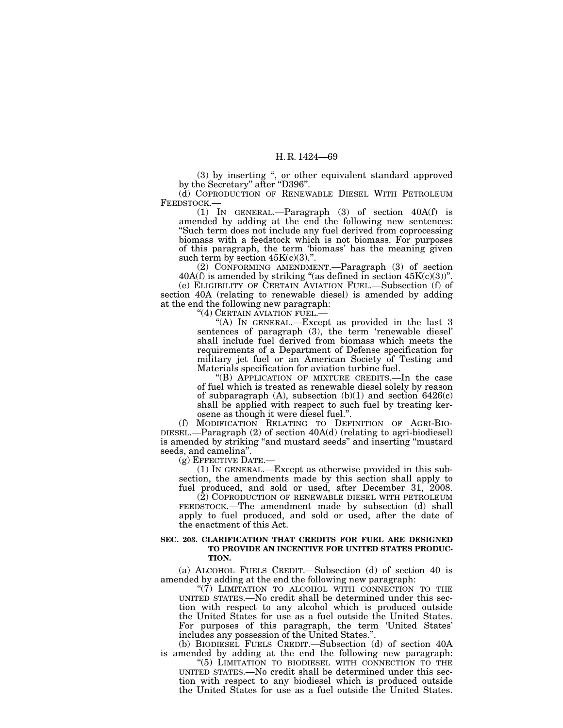(3) by inserting ", or other equivalent standard approved by the Secretary" after "D396".

(d) COPRODUCTION OF RENEWABLE DIESEL WITH PETROLEUM FEEDSTOCK.—

(1) IN GENERAL.—Paragraph (3) of section 40A(f) is amended by adding at the end the following new sentences: "Such term does not include any fuel derived from coprocessing biomass with a feedstock which is not biomass. For purposes of this paragraph, the term 'biomass' has the meaning given such term by section 45K(c)(3).".

(2) CONFORMING AMENDMENT.—Paragraph (3) of section 40A(f) is amended by striking "(as defined in section 45K(c)(3))".

(e) ELIGIBILITY OF CERTAIN AVIATION FUEL.—Subsection (f) of section 40A (relating to renewable diesel) is amended by adding at the end the following new paragraph:

"(4) CERTAIN AVIATION FUEL.—

"(A) IN GENERAL.—Except as provided in the last 3 sentences of paragraph (3), the term 'renewable diesel' shall include fuel derived from biomass which meets the requirements of a Department of Defense specification for military jet fuel or an American Society of Testing and Materials specification for aviation turbine fuel.

"(B) APPLICATION OF MIXTURE CREDITS.—In the case of fuel which is treated as renewable diesel solely by reason of subparagraph (A), subsection (b)(1) and section 6426(c) shall be applied with respect to such fuel by treating kerosene as though it were diesel fuel.".

(f) MODIFICATION RELATING TO DEFINITION OF AGRI-BIODIESEL.—Paragraph (2) of section 40A(d) (relating to agri-biodiesel) is amended by striking "and mustard seeds" and inserting "mustard seeds, and camelina".

(g) EFFECTIVE DATE.—

(1) IN GENERAL.—Except as otherwise provided in this subsection, the amendments made by this section shall apply to fuel produced, and sold or used, after December 31, 2008.

(2) COPRODUCTION OF RENEWABLE DIESEL WITH PETROLEUM FEEDSTOCK.—The amendment made by subsection (d) shall apply to fuel produced, and sold or used, after the date of the enactment of this Act.

**SEC. 203. CLARIFICATION THAT CREDITS FOR FUEL ARE DESIGNED TO PROVIDE AN INCENTIVE FOR UNITED STATES PRODUCTION.**

(a) ALCOHOL FUELS CREDIT.—Subsection (d) of section 40 is amended by adding at the end the following new paragraph:

"(7) LIMITATION TO ALCOHOL WITH CONNECTION TO THE UNITED STATES.—No credit shall be determined under this section with respect to any alcohol which is produced outside the United States for use as a fuel outside the United States. For purposes of this paragraph, the term 'United States' includes any possession of the United States.".

(b) BIODIESEL FUELS CREDIT.—Subsection (d) of section 40A is amended by adding at the end the following new paragraph:

"(5) LIMITATION TO BIODIESEL WITH CONNECTION TO THE UNITED STATES.—No credit shall be determined under this section with respect to any biodiesel which is produced outside the United States for use as a fuel outside the United States.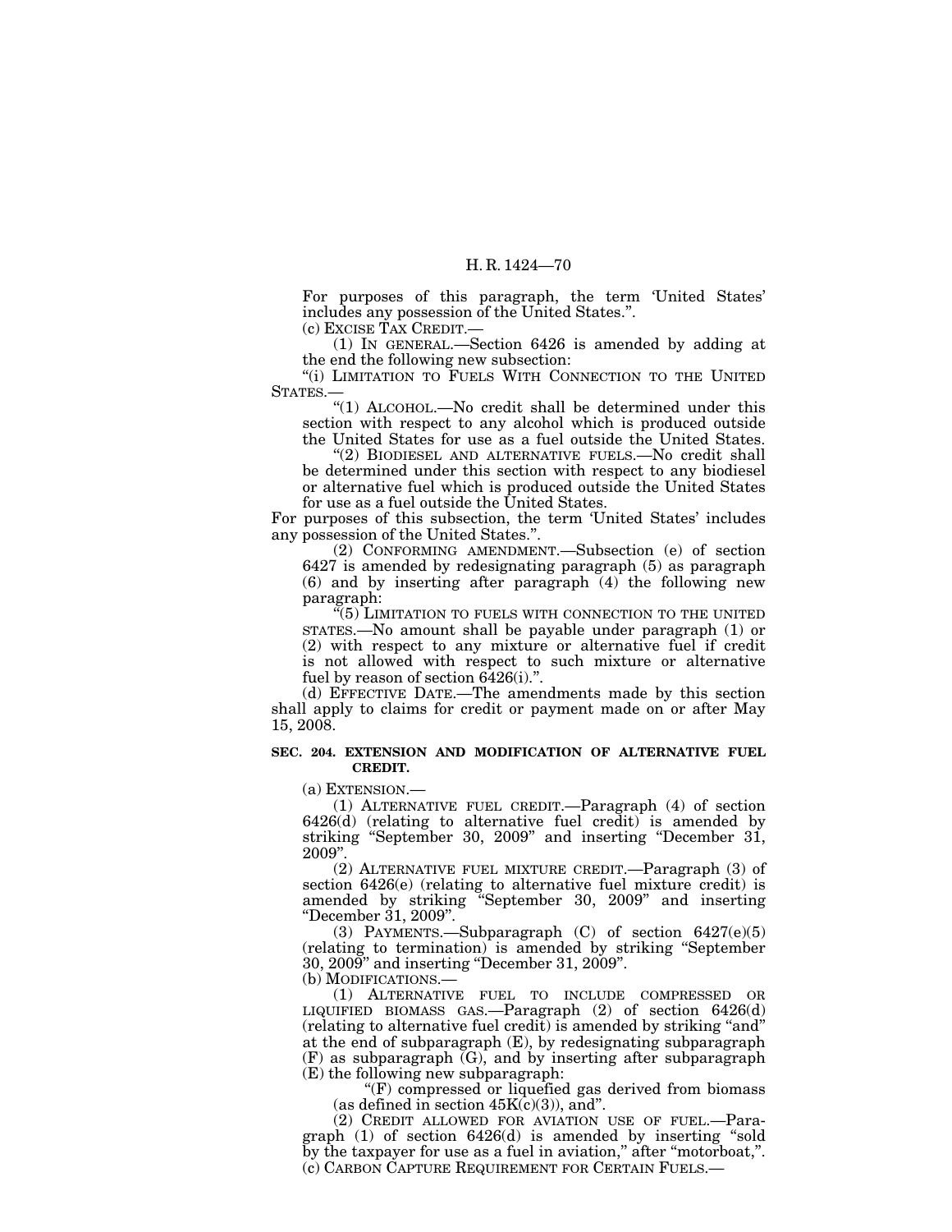For purposes of this paragraph, the term 'United States' includes any possession of the United States.''.

(c) EXCISE TAX CREDIT.—

(1) IN GENERAL.—Section 6426 is amended by adding at the end the following new subsection:

''(i) LIMITATION TO FUELS WITH CONNECTION TO THE UNITED STATES.—

''(1) ALCOHOL.—No credit shall be determined under this section with respect to any alcohol which is produced outside the United States for use as a fuel outside the United States.

''(2) BIODIESEL AND ALTERNATIVE FUELS.—No credit shall be determined under this section with respect to any biodiesel or alternative fuel which is produced outside the United States for use as a fuel outside the United States.

For purposes of this subsection, the term 'United States' includes any possession of the United States.''.

(2) CONFORMING AMENDMENT.—Subsection (e) of section 6427 is amended by redesignating paragraph (5) as paragraph (6) and by inserting after paragraph (4) the following new paragraph:

''(5) LIMITATION TO FUELS WITH CONNECTION TO THE UNITED STATES.—No amount shall be payable under paragraph (1) or (2) with respect to any mixture or alternative fuel if credit is not allowed with respect to such mixture or alternative fuel by reason of section 6426(i).''.

(d) EFFECTIVE DATE.—The amendments made by this section shall apply to claims for credit or payment made on or after May 15, 2008.

**SEC. 204. EXTENSION AND MODIFICATION OF ALTERNATIVE FUEL CREDIT.**

(a) EXTENSION.—

(1) ALTERNATIVE FUEL CREDIT.—Paragraph (4) of section 6426(d) (relating to alternative fuel credit) is amended by striking ''September 30, 2009'' and inserting ''December 31, 2009''.

(2) ALTERNATIVE FUEL MIXTURE CREDIT.—Paragraph (3) of section 6426(e) (relating to alternative fuel mixture credit) is amended by striking ''September 30, 2009'' and inserting ''December 31, 2009''.

(3) PAYMENTS.—Subparagraph (C) of section 6427(e)(5) (relating to termination) is amended by striking ''September 30, 2009'' and inserting ''December 31, 2009''.

(b) MODIFICATIONS.—

(1) ALTERNATIVE FUEL TO INCLUDE COMPRESSED OR LIQUIFIED BIOMASS GAS.—Paragraph (2) of section 6426(d) (relating to alternative fuel credit) is amended by striking ''and'' at the end of subparagraph (E), by redesignating subparagraph (F) as subparagraph (G), and by inserting after subparagraph (E) the following new subparagraph:

''(F) compressed or liquefied gas derived from biomass (as defined in section 45K(c)(3)), and''.

(2) CREDIT ALLOWED FOR AVIATION USE OF FUEL.—Paragraph (1) of section 6426(d) is amended by inserting ''sold by the taxpayer for use as a fuel in aviation,'' after ''motorboat,''.

(c) CARBON CAPTURE REQUIREMENT FOR CERTAIN FUELS.—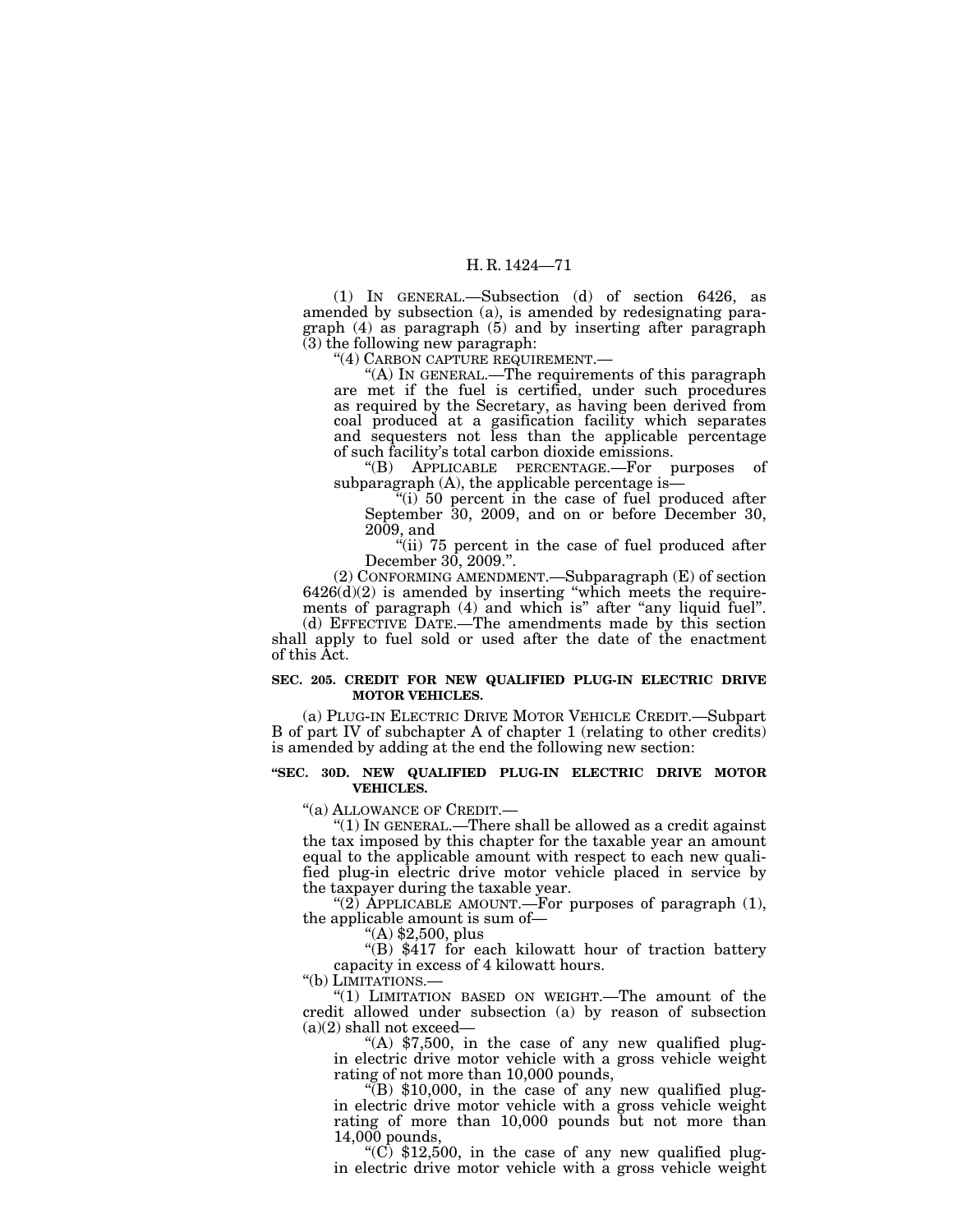(1) IN GENERAL.—Subsection (d) of section 6426, as amended by subsection (a), is amended by redesignating paragraph (4) as paragraph (5) and by inserting after paragraph (3) the following new paragraph:

"(4) CARBON CAPTURE REQUIREMENT.—

"(A) IN GENERAL.—The requirements of this paragraph are met if the fuel is certified, under such procedures as required by the Secretary, as having been derived from coal produced at a gasification facility which separates and sequesters not less than the applicable percentage of such facility's total carbon dioxide emissions.

"(B) APPLICABLE PERCENTAGE.—For purposes of subparagraph (A), the applicable percentage is—

"(i) 50 percent in the case of fuel produced after September 30, 2009, and on or before December 30, 2009, and

"(ii) 75 percent in the case of fuel produced after December 30, 2009.".

(2) CONFORMING AMENDMENT.—Subparagraph (E) of section 6426(d)(2) is amended by inserting "which meets the requirements of paragraph (4) and which is" after "any liquid fuel".

(d) EFFECTIVE DATE.—The amendments made by this section shall apply to fuel sold or used after the date of the enactment of this Act.

**SEC. 205. CREDIT FOR NEW QUALIFIED PLUG-IN ELECTRIC DRIVE MOTOR VEHICLES.**

(a) PLUG-IN ELECTRIC DRIVE MOTOR VEHICLE CREDIT.—Subpart B of part IV of subchapter A of chapter 1 (relating to other credits) is amended by adding at the end the following new section:

**"SEC. 30D. NEW QUALIFIED PLUG-IN ELECTRIC DRIVE MOTOR VEHICLES.**

"(a) ALLOWANCE OF CREDIT.—

"(1) IN GENERAL.—There shall be allowed as a credit against the tax imposed by this chapter for the taxable year an amount equal to the applicable amount with respect to each new qualified plug-in electric drive motor vehicle placed in service by the taxpayer during the taxable year.

"(2) APPLICABLE AMOUNT.—For purposes of paragraph (1), the applicable amount is sum of—

"(A) $2,500, plus

"(B) $417 for each kilowatt hour of traction battery capacity in excess of 4 kilowatt hours.

"(b) LIMITATIONS.—

"(1) LIMITATION BASED ON WEIGHT.—The amount of the credit allowed under subsection (a) by reason of subsection (a)(2) shall not exceed—

"(A) $7,500, in the case of any new qualified plug-in electric drive motor vehicle with a gross vehicle weight rating of not more than 10,000 pounds,

"(B) $10,000, in the case of any new qualified plug-in electric drive motor vehicle with a gross vehicle weight rating of more than 10,000 pounds but not more than 14,000 pounds,

"(C) $12,500, in the case of any new qualified plug-in electric drive motor vehicle with a gross vehicle weight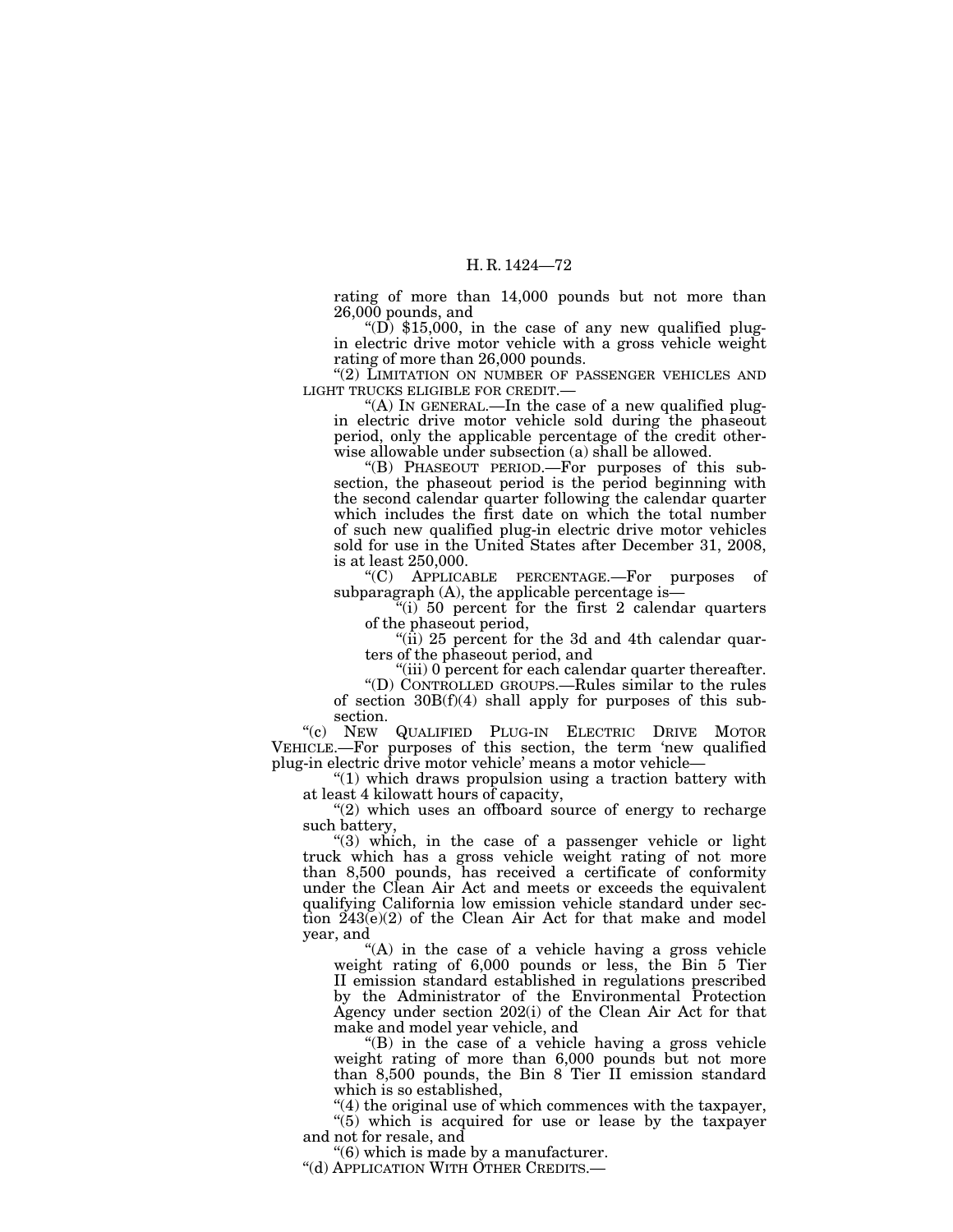rating of more than 14,000 pounds but not more than 26,000 pounds, and

"(D) $15,000, in the case of any new qualified plug-in electric drive motor vehicle with a gross vehicle weight rating of more than 26,000 pounds.

"(2) LIMITATION ON NUMBER OF PASSENGER VEHICLES AND LIGHT TRUCKS ELIGIBLE FOR CREDIT.—

"(A) IN GENERAL.—In the case of a new qualified plug-in electric drive motor vehicle sold during the phaseout period, only the applicable percentage of the credit otherwise allowable under subsection (a) shall be allowed.

"(B) PHASEOUT PERIOD.—For purposes of this subsection, the phaseout period is the period beginning with the second calendar quarter following the calendar quarter which includes the first date on which the total number of such new qualified plug-in electric drive motor vehicles sold for use in the United States after December 31, 2008, is at least 250,000.

"(C) APPLICABLE PERCENTAGE.—For purposes of subparagraph (A), the applicable percentage is—

"(i) 50 percent for the first 2 calendar quarters of the phaseout period,

"(ii) 25 percent for the 3d and 4th calendar quarters of the phaseout period, and

"(iii) 0 percent for each calendar quarter thereafter.

"(D) CONTROLLED GROUPS.—Rules similar to the rules of section 30B(f)(4) shall apply for purposes of this subsection.

"(c) NEW QUALIFIED PLUG-IN ELECTRIC DRIVE MOTOR VEHICLE.—For purposes of this section, the term 'new qualified plug-in electric drive motor vehicle' means a motor vehicle—

"(1) which draws propulsion using a traction battery with at least 4 kilowatt hours of capacity,

"(2) which uses an offboard source of energy to recharge such battery,

"(3) which, in the case of a passenger vehicle or light truck which has a gross vehicle weight rating of not more than 8,500 pounds, has received a certificate of conformity under the Clean Air Act and meets or exceeds the equivalent qualifying California low emission vehicle standard under section 243(e)(2) of the Clean Air Act for that make and model year, and

"(A) in the case of a vehicle having a gross vehicle weight rating of 6,000 pounds or less, the Bin 5 Tier II emission standard established in regulations prescribed by the Administrator of the Environmental Protection Agency under section 202(i) of the Clean Air Act for that make and model year vehicle, and

"(B) in the case of a vehicle having a gross vehicle weight rating of more than 6,000 pounds but not more than 8,500 pounds, the Bin 8 Tier II emission standard which is so established,

"(4) the original use of which commences with the taxpayer,

"(5) which is acquired for use or lease by the taxpayer and not for resale, and

"(6) which is made by a manufacturer.

"(d) APPLICATION WITH OTHER CREDITS.—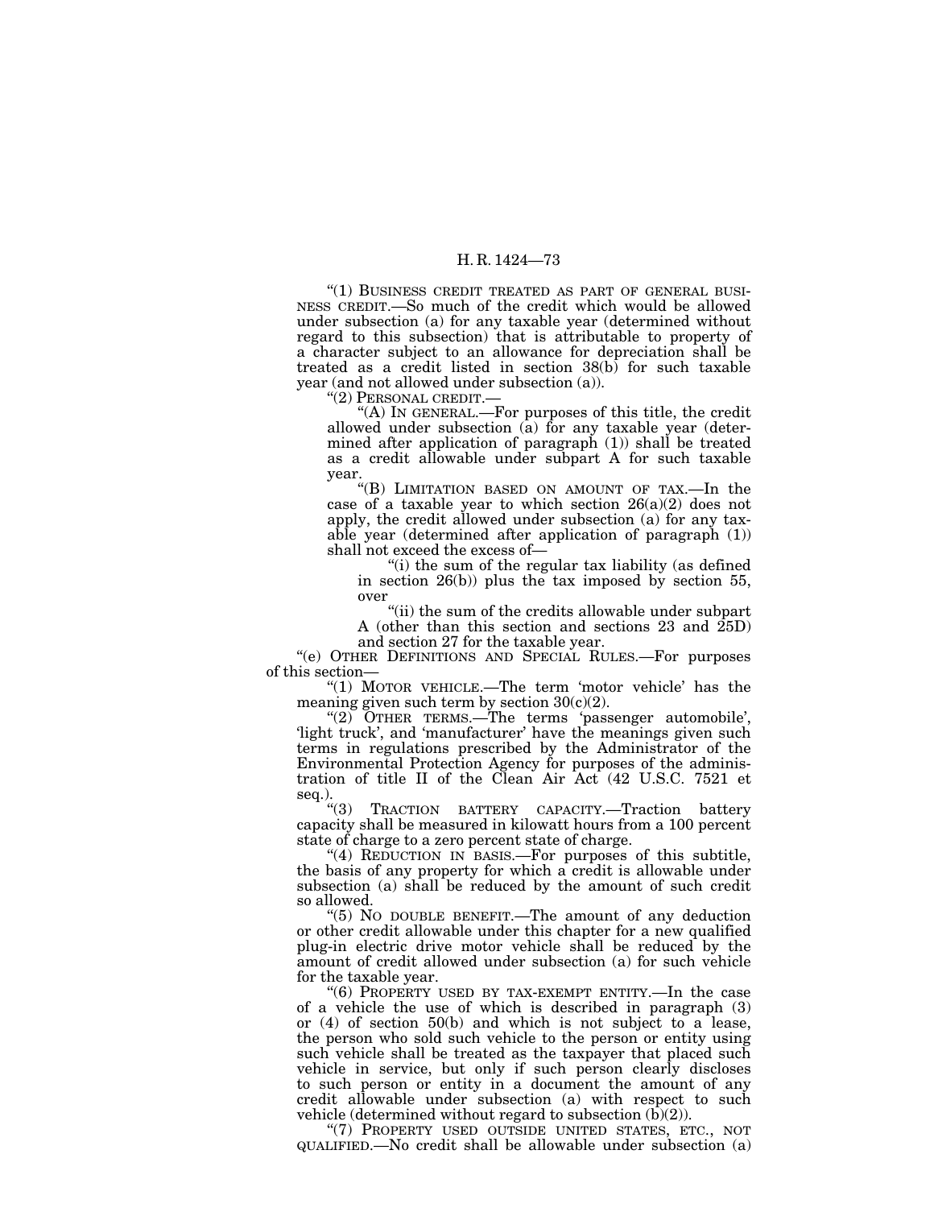"(1) BUSINESS CREDIT TREATED AS PART OF GENERAL BUSINESS CREDIT.—So much of the credit which would be allowed under subsection (a) for any taxable year (determined without regard to this subsection) that is attributable to property of a character subject to an allowance for depreciation shall be treated as a credit listed in section 38(b) for such taxable year (and not allowed under subsection (a)).

"(2) PERSONAL CREDIT.—

"(A) IN GENERAL.—For purposes of this title, the credit allowed under subsection (a) for any taxable year (determined after application of paragraph (1)) shall be treated as a credit allowable under subpart A for such taxable year.

"(B) LIMITATION BASED ON AMOUNT OF TAX.—In the case of a taxable year to which section 26(a)(2) does not apply, the credit allowed under subsection (a) for any taxable year (determined after application of paragraph (1)) shall not exceed the excess of—

"(i) the sum of the regular tax liability (as defined in section 26(b)) plus the tax imposed by section 55, over

"(ii) the sum of the credits allowable under subpart A (other than this section and sections 23 and 25D) and section 27 for the taxable year.

"(e) OTHER DEFINITIONS AND SPECIAL RULES.—For purposes of this section—

"(1) MOTOR VEHICLE.—The term 'motor vehicle' has the meaning given such term by section 30(c)(2).

"(2) OTHER TERMS.—The terms 'passenger automobile', 'light truck', and 'manufacturer' have the meanings given such terms in regulations prescribed by the Administrator of the Environmental Protection Agency for purposes of the administration of title II of the Clean Air Act (42 U.S.C. 7521 et seq.).

"(3) TRACTION BATTERY CAPACITY.—Traction battery capacity shall be measured in kilowatt hours from a 100 percent state of charge to a zero percent state of charge.

"(4) REDUCTION IN BASIS.—For purposes of this subtitle, the basis of any property for which a credit is allowable under subsection (a) shall be reduced by the amount of such credit so allowed.

"(5) NO DOUBLE BENEFIT.—The amount of any deduction or other credit allowable under this chapter for a new qualified plug-in electric drive motor vehicle shall be reduced by the amount of credit allowed under subsection (a) for such vehicle for the taxable year.

"(6) PROPERTY USED BY TAX-EXEMPT ENTITY.—In the case of a vehicle the use of which is described in paragraph (3) or (4) of section 50(b) and which is not subject to a lease, the person who sold such vehicle to the person or entity using such vehicle shall be treated as the taxpayer that placed such vehicle in service, but only if such person clearly discloses to such person or entity in a document the amount of any credit allowable under subsection (a) with respect to such vehicle (determined without regard to subsection (b)(2)).

"(7) PROPERTY USED OUTSIDE UNITED STATES, ETC., NOT QUALIFIED.—No credit shall be allowable under subsection (a)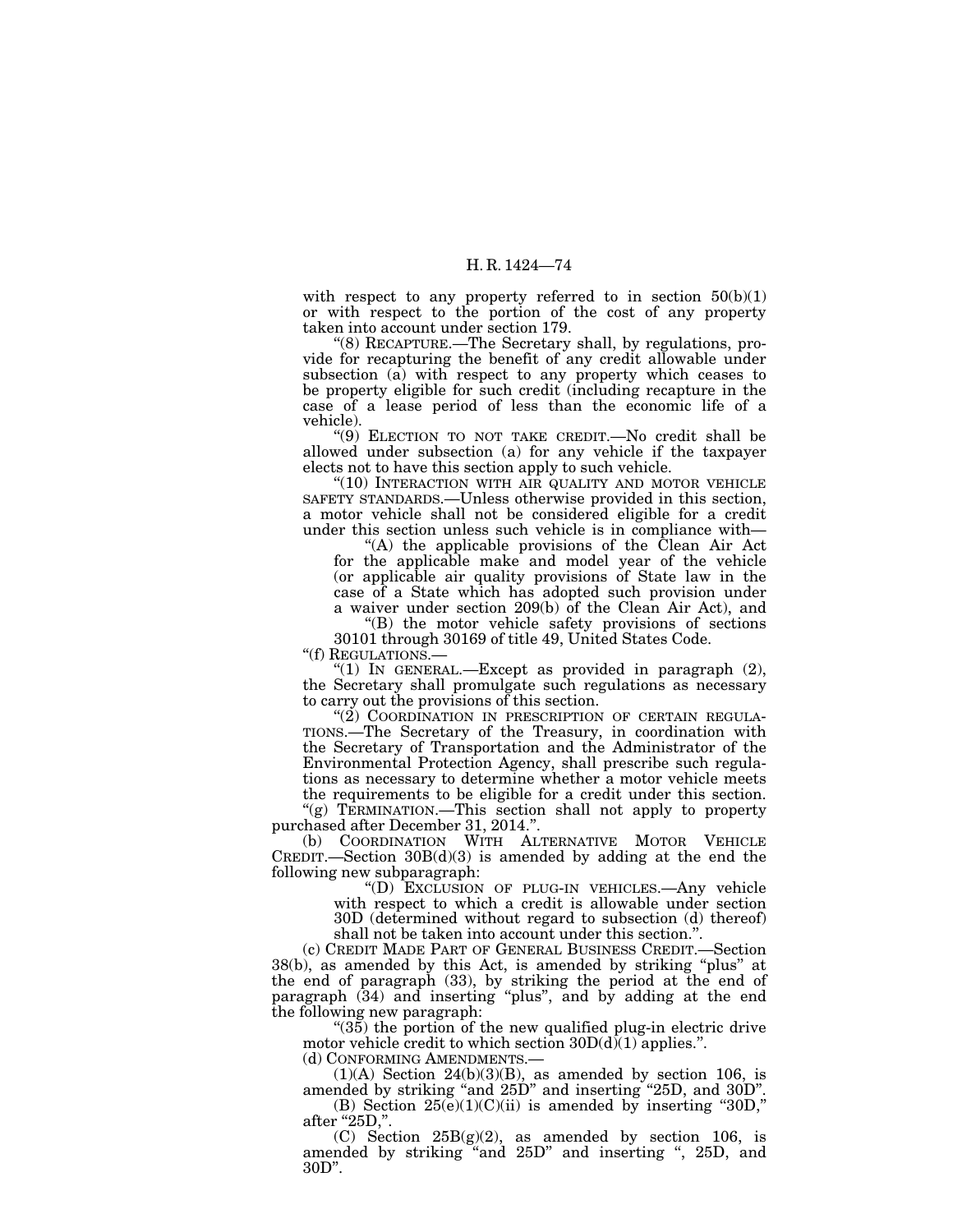with respect to any property referred to in section 50(b)(1) or with respect to the portion of the cost of any property taken into account under section 179.

"(8) RECAPTURE.—The Secretary shall, by regulations, provide for recapturing the benefit of any credit allowable under subsection (a) with respect to any property which ceases to be property eligible for such credit (including recapture in the case of a lease period of less than the economic life of a vehicle).

"(9) ELECTION TO NOT TAKE CREDIT.—No credit shall be allowed under subsection (a) for any vehicle if the taxpayer elects not to have this section apply to such vehicle.

"(10) INTERACTION WITH AIR QUALITY AND MOTOR VEHICLE SAFETY STANDARDS.—Unless otherwise provided in this section, a motor vehicle shall not be considered eligible for a credit under this section unless such vehicle is in compliance with—

"(A) the applicable provisions of the Clean Air Act for the applicable make and model year of the vehicle (or applicable air quality provisions of State law in the case of a State which has adopted such provision under a waiver under section 209(b) of the Clean Air Act), and

"(B) the motor vehicle safety provisions of sections 30101 through 30169 of title 49, United States Code.

"(f) REGULATIONS.—

"(1) IN GENERAL.—Except as provided in paragraph (2), the Secretary shall promulgate such regulations as necessary to carry out the provisions of this section.

"(2) COORDINATION IN PRESCRIPTION OF CERTAIN REGULATIONS.—The Secretary of the Treasury, in coordination with the Secretary of Transportation and the Administrator of the Environmental Protection Agency, shall prescribe such regulations as necessary to determine whether a motor vehicle meets the requirements to be eligible for a credit under this section.

"(g) TERMINATION.—This section shall not apply to property purchased after December 31, 2014.".

(b) COORDINATION WITH ALTERNATIVE MOTOR VEHICLE CREDIT.—Section 30B(d)(3) is amended by adding at the end the following new subparagraph:

"(D) EXCLUSION OF PLUG-IN VEHICLES.—Any vehicle with respect to which a credit is allowable under section 30D (determined without regard to subsection (d) thereof) shall not be taken into account under this section.".

(c) CREDIT MADE PART OF GENERAL BUSINESS CREDIT.—Section 38(b), as amended by this Act, is amended by striking "plus" at the end of paragraph (33), by striking the period at the end of paragraph (34) and inserting "plus", and by adding at the end the following new paragraph:

"(35) the portion of the new qualified plug-in electric drive motor vehicle credit to which section 30D(d)(1) applies.".

(d) CONFORMING AMENDMENTS.—

(1)(A) Section 24(b)(3)(B), as amended by section 106, is amended by striking "and 25D" and inserting "25D, and 30D".

(B) Section 25(e)(1)(C)(ii) is amended by inserting "30D," after "25D,".

(C) Section 25B(g)(2), as amended by section 106, is amended by striking "and 25D" and inserting ", 25D, and 30D".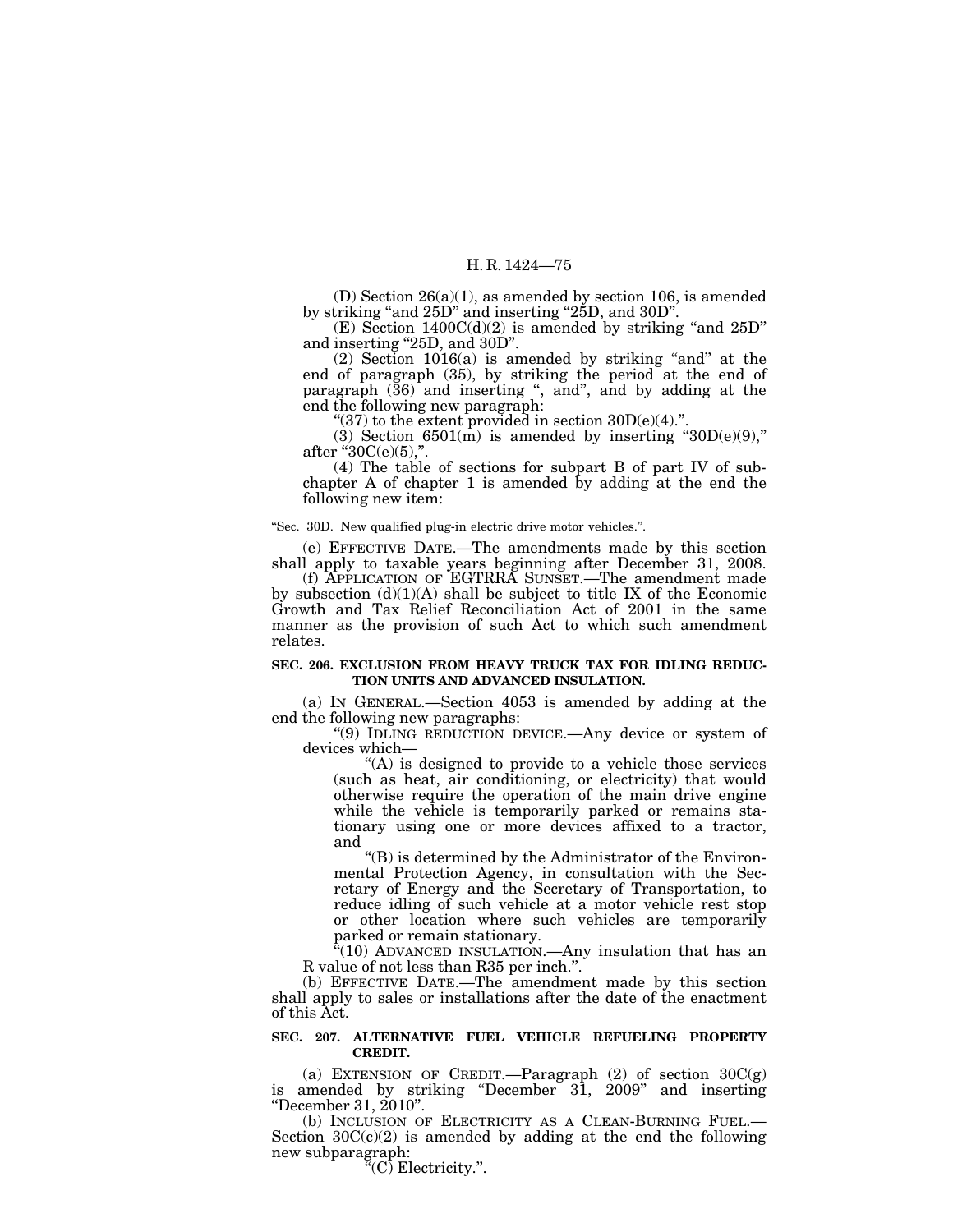(D) Section 26(a)(1), as amended by section 106, is amended by striking "and 25D" and inserting "25D, and 30D".

(E) Section 1400C(d)(2) is amended by striking "and 25D" and inserting "25D, and 30D".

(2) Section 1016(a) is amended by striking "and" at the end of paragraph (35), by striking the period at the end of paragraph (36) and inserting ", and", and by adding at the end the following new paragraph:

"(37) to the extent provided in section 30D(e)(4).".

(3) Section 6501(m) is amended by inserting "30D(e)(9)," after "30C(e)(5),".

(4) The table of sections for subpart B of part IV of subchapter A of chapter 1 is amended by adding at the end the following new item:

"Sec. 30D. New qualified plug-in electric drive motor vehicles.".

(e) EFFECTIVE DATE.—The amendments made by this section shall apply to taxable years beginning after December 31, 2008.

(f) APPLICATION OF EGTRRA SUNSET.—The amendment made by subsection (d)(1)(A) shall be subject to title IX of the Economic Growth and Tax Relief Reconciliation Act of 2001 in the same manner as the provision of such Act to which such amendment relates.

**SEC. 206. EXCLUSION FROM HEAVY TRUCK TAX FOR IDLING REDUCTION UNITS AND ADVANCED INSULATION.**

(a) IN GENERAL.—Section 4053 is amended by adding at the end the following new paragraphs:

"(9) IDLING REDUCTION DEVICE.—Any device or system of devices which—

"(A) is designed to provide to a vehicle those services (such as heat, air conditioning, or electricity) that would otherwise require the operation of the main drive engine while the vehicle is temporarily parked or remains stationary using one or more devices affixed to a tractor, and

"(B) is determined by the Administrator of the Environmental Protection Agency, in consultation with the Secretary of Energy and the Secretary of Transportation, to reduce idling of such vehicle at a motor vehicle rest stop or other location where such vehicles are temporarily parked or remain stationary.

"(10) ADVANCED INSULATION.—Any insulation that has an R value of not less than R35 per inch.".

(b) EFFECTIVE DATE.—The amendment made by this section shall apply to sales or installations after the date of the enactment of this Act.

**SEC. 207. ALTERNATIVE FUEL VEHICLE REFUELING PROPERTY CREDIT.**

(a) EXTENSION OF CREDIT.—Paragraph (2) of section 30C(g) is amended by striking "December 31, 2009" and inserting "December 31, 2010".

(b) INCLUSION OF ELECTRICITY AS A CLEAN-BURNING FUEL.—Section 30C(c)(2) is amended by adding at the end the following new subparagraph:

"(C) Electricity.".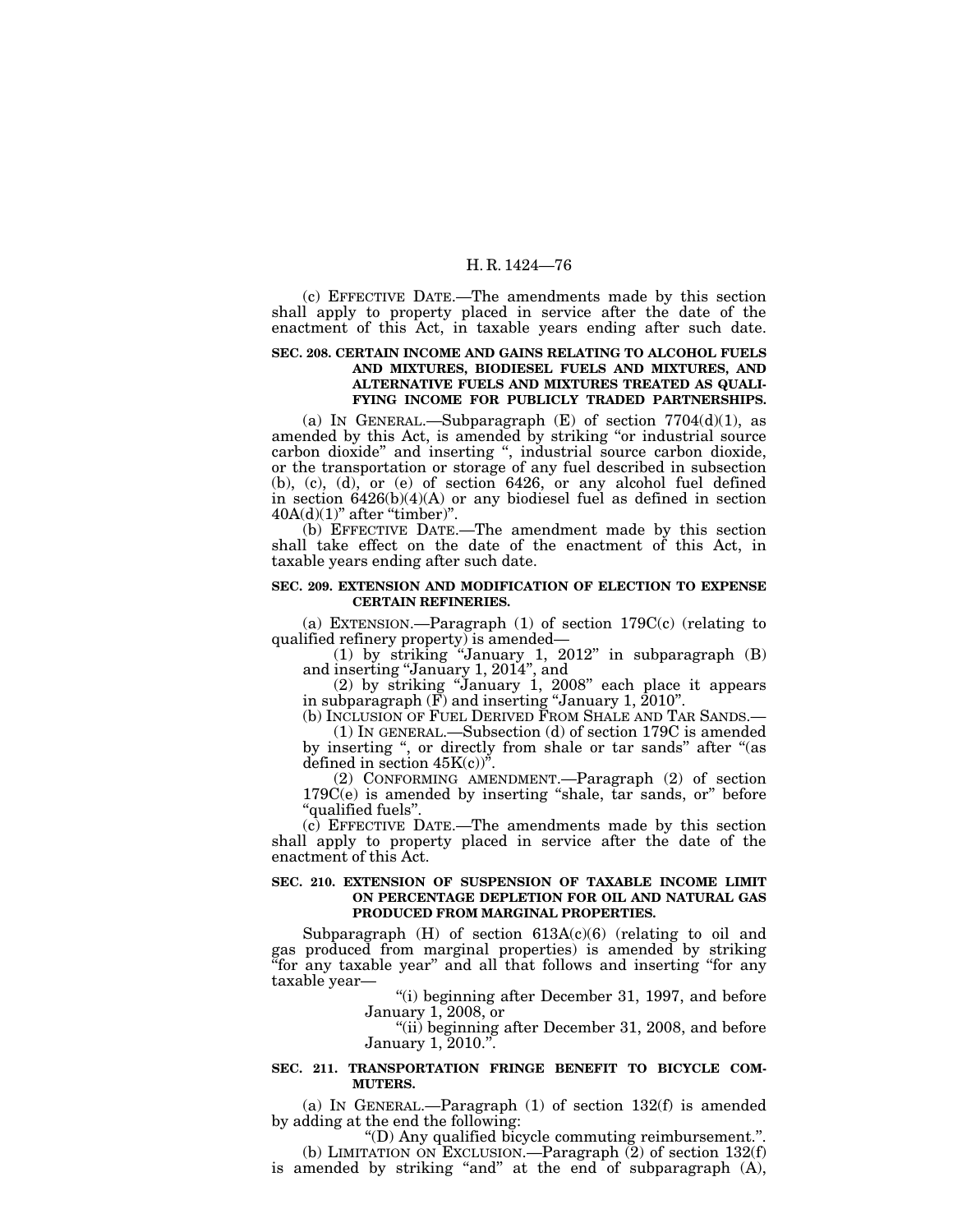(c) EFFECTIVE DATE.—The amendments made by this section shall apply to property placed in service after the date of the enactment of this Act, in taxable years ending after such date.

**SEC. 208. CERTAIN INCOME AND GAINS RELATING TO ALCOHOL FUELS AND MIXTURES, BIODIESEL FUELS AND MIXTURES, AND ALTERNATIVE FUELS AND MIXTURES TREATED AS QUALIFYING INCOME FOR PUBLICLY TRADED PARTNERSHIPS.**

(a) IN GENERAL.—Subparagraph (E) of section 7704(d)(1), as amended by this Act, is amended by striking "or industrial source carbon dioxide" and inserting ", industrial source carbon dioxide, or the transportation or storage of any fuel described in subsection (b), (c), (d), or (e) of section 6426, or any alcohol fuel defined in section 6426(b)(4)(A) or any biodiesel fuel as defined in section 40A(d)(1)" after "timber)".

(b) EFFECTIVE DATE.—The amendment made by this section shall take effect on the date of the enactment of this Act, in taxable years ending after such date.

**SEC. 209. EXTENSION AND MODIFICATION OF ELECTION TO EXPENSE CERTAIN REFINERIES.**

(a) EXTENSION.—Paragraph (1) of section 179C(c) (relating to qualified refinery property) is amended—

(1) by striking "January 1, 2012" in subparagraph (B) and inserting "January 1, 2014", and

(2) by striking "January 1, 2008" each place it appears in subparagraph (F) and inserting "January 1, 2010".

(b) INCLUSION OF FUEL DERIVED FROM SHALE AND TAR SANDS.—

(1) IN GENERAL.—Subsection (d) of section 179C is amended by inserting ", or directly from shale or tar sands" after "(as defined in section 45K(c))".

(2) CONFORMING AMENDMENT.—Paragraph (2) of section 179C(e) is amended by inserting "shale, tar sands, or" before "qualified fuels".

(c) EFFECTIVE DATE.—The amendments made by this section shall apply to property placed in service after the date of the enactment of this Act.

**SEC. 210. EXTENSION OF SUSPENSION OF TAXABLE INCOME LIMIT ON PERCENTAGE DEPLETION FOR OIL AND NATURAL GAS PRODUCED FROM MARGINAL PROPERTIES.**

Subparagraph (H) of section 613A(c)(6) (relating to oil and gas produced from marginal properties) is amended by striking "for any taxable year" and all that follows and inserting "for any taxable year—

"(i) beginning after December 31, 1997, and before January 1, 2008, or

"(ii) beginning after December 31, 2008, and before January 1, 2010.".

**SEC. 211. TRANSPORTATION FRINGE BENEFIT TO BICYCLE COMMUTERS.**

(a) IN GENERAL.—Paragraph (1) of section 132(f) is amended by adding at the end the following:

"(D) Any qualified bicycle commuting reimbursement.".

(b) LIMITATION ON EXCLUSION.—Paragraph (2) of section 132(f) is amended by striking "and" at the end of subparagraph (A),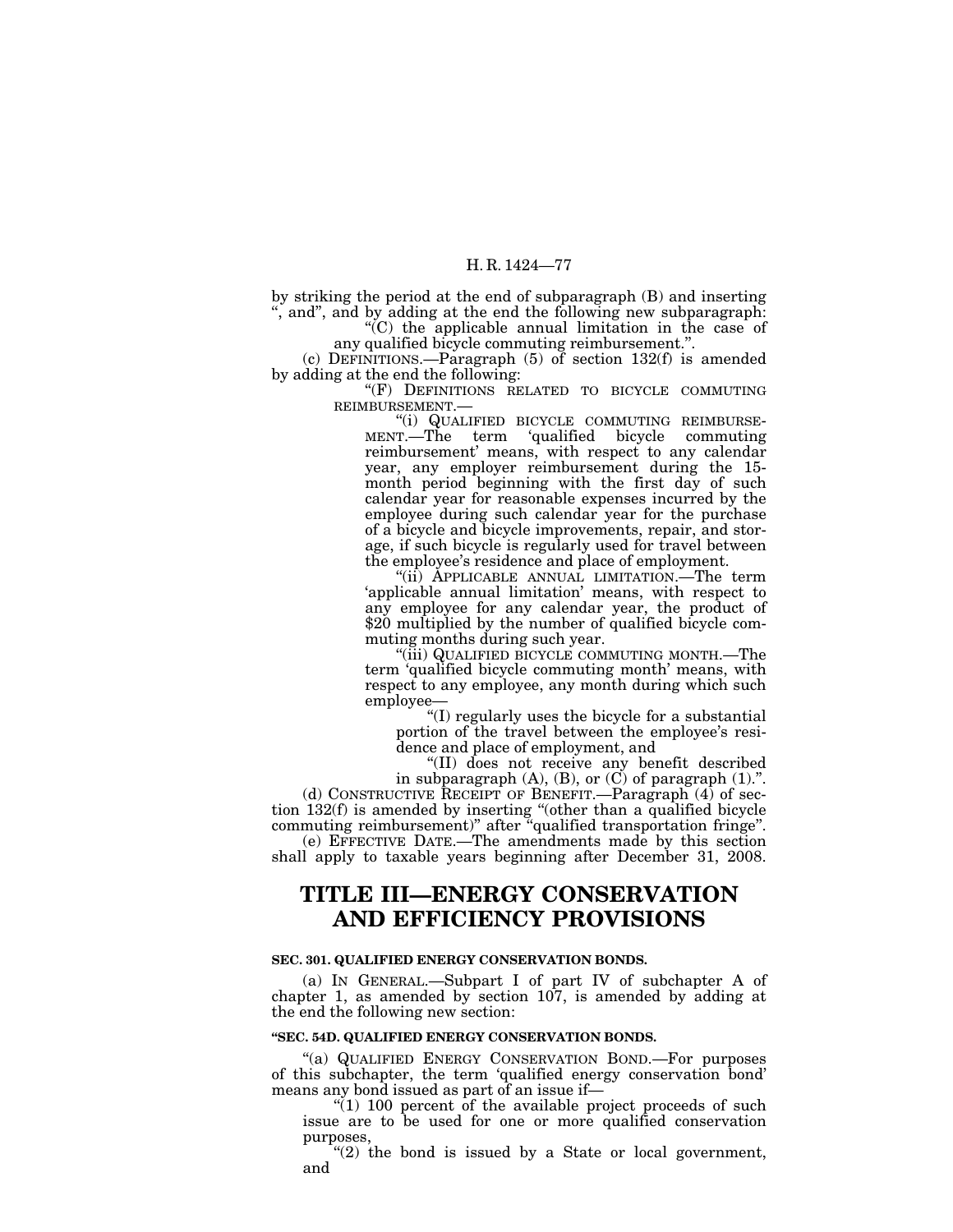by striking the period at the end of subparagraph (B) and inserting ", and", and by adding at the end the following new subparagraph:

"(C) the applicable annual limitation in the case of any qualified bicycle commuting reimbursement.".

(c) DEFINITIONS.—Paragraph (5) of section 132(f) is amended by adding at the end the following:

"(F) DEFINITIONS RELATED TO BICYCLE COMMUTING REIMBURSEMENT.—

"(i) QUALIFIED BICYCLE COMMUTING REIMBURSEMENT.—The term 'qualified bicycle commuting reimbursement' means, with respect to any calendar year, any employer reimbursement during the 15-month period beginning with the first day of such calendar year for reasonable expenses incurred by the employee during such calendar year for the purchase of a bicycle and bicycle improvements, repair, and storage, if such bicycle is regularly used for travel between the employee's residence and place of employment.

"(ii) APPLICABLE ANNUAL LIMITATION.—The term 'applicable annual limitation' means, with respect to any employee for any calendar year, the product of $20 multiplied by the number of qualified bicycle commuting months during such year.

"(iii) QUALIFIED BICYCLE COMMUTING MONTH.—The term 'qualified bicycle commuting month' means, with respect to any employee, any month during which such employee—

"(I) regularly uses the bicycle for a substantial portion of the travel between the employee's residence and place of employment, and

"(II) does not receive any benefit described in subparagraph (A), (B), or (C) of paragraph (1).".

(d) CONSTRUCTIVE RECEIPT OF BENEFIT.—Paragraph (4) of section 132(f) is amended by inserting "(other than a qualified bicycle commuting reimbursement)" after "qualified transportation fringe".

(e) EFFECTIVE DATE.—The amendments made by this section shall apply to taxable years beginning after December 31, 2008.

# TITLE III—ENERGY CONSERVATION AND EFFICIENCY PROVISIONS

**SEC. 301. QUALIFIED ENERGY CONSERVATION BONDS.**

(a) IN GENERAL.—Subpart I of part IV of subchapter A of chapter 1, as amended by section 107, is amended by adding at the end the following new section:

**"SEC. 54D. QUALIFIED ENERGY CONSERVATION BONDS.**

"(a) QUALIFIED ENERGY CONSERVATION BOND.—For purposes of this subchapter, the term 'qualified energy conservation bond' means any bond issued as part of an issue if—

"(1) 100 percent of the available project proceeds of such issue are to be used for one or more qualified conservation purposes,

"(2) the bond is issued by a State or local government, and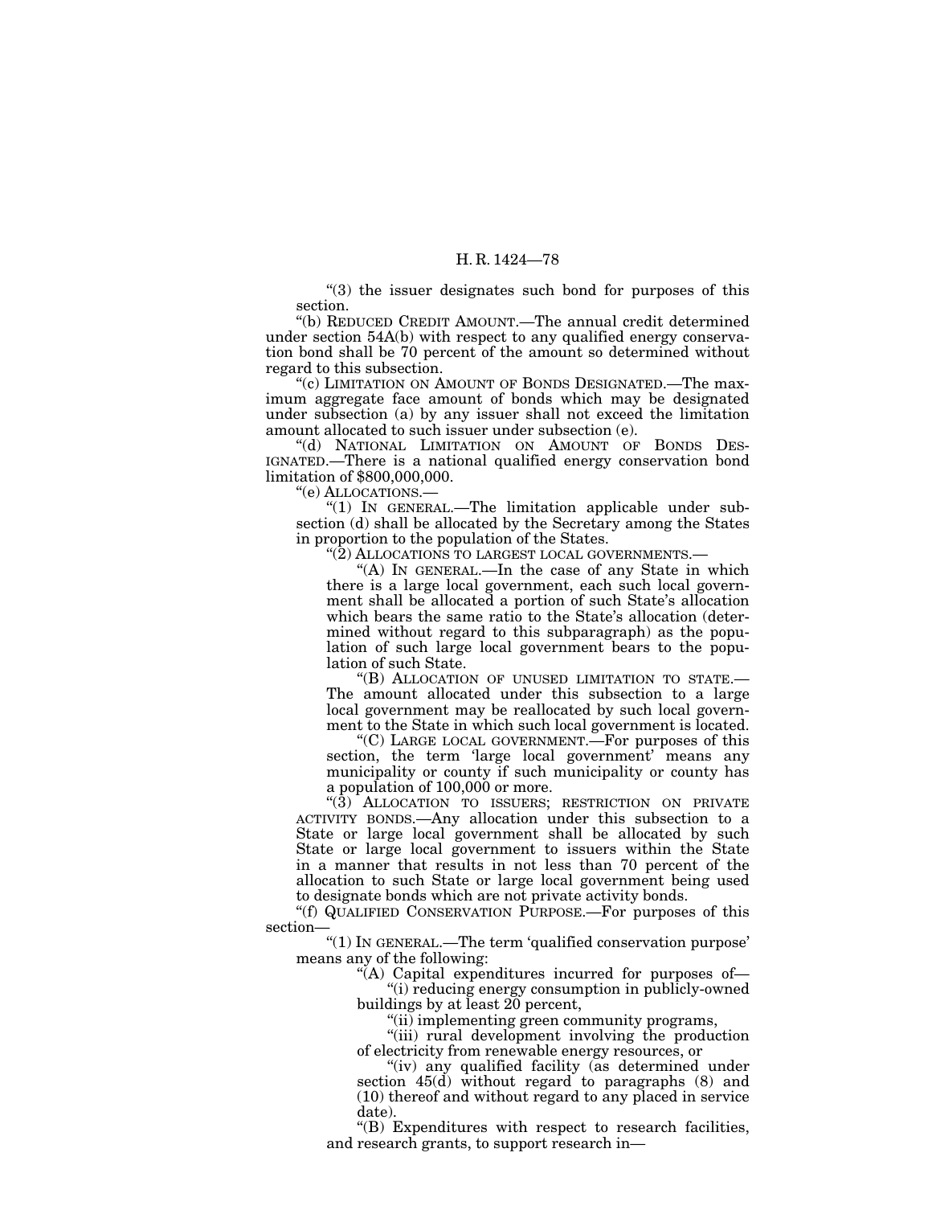"(3) the issuer designates such bond for purposes of this section.

"(b) REDUCED CREDIT AMOUNT.—The annual credit determined under section 54A(b) with respect to any qualified energy conservation bond shall be 70 percent of the amount so determined without regard to this subsection.

"(c) LIMITATION ON AMOUNT OF BONDS DESIGNATED.—The maximum aggregate face amount of bonds which may be designated under subsection (a) by any issuer shall not exceed the limitation amount allocated to such issuer under subsection (e).

"(d) NATIONAL LIMITATION ON AMOUNT OF BONDS DESIGNATED.—There is a national qualified energy conservation bond limitation of $800,000,000.

"(e) ALLOCATIONS.—

"(1) IN GENERAL.—The limitation applicable under subsection (d) shall be allocated by the Secretary among the States in proportion to the population of the States.

"(2) ALLOCATIONS TO LARGEST LOCAL GOVERNMENTS.—

"(A) IN GENERAL.—In the case of any State in which there is a large local government, each such local government shall be allocated a portion of such State's allocation which bears the same ratio to the State's allocation (determined without regard to this subparagraph) as the population of such large local government bears to the population of such State.

"(B) ALLOCATION OF UNUSED LIMITATION TO STATE.—The amount allocated under this subsection to a large local government may be reallocated by such local government to the State in which such local government is located.

"(C) LARGE LOCAL GOVERNMENT.—For purposes of this section, the term 'large local government' means any municipality or county if such municipality or county has a population of 100,000 or more.

"(3) ALLOCATION TO ISSUERS; RESTRICTION ON PRIVATE ACTIVITY BONDS.—Any allocation under this subsection to a State or large local government shall be allocated by such State or large local government to issuers within the State in a manner that results in not less than 70 percent of the allocation to such State or large local government being used to designate bonds which are not private activity bonds.

"(f) QUALIFIED CONSERVATION PURPOSE.—For purposes of this section—

"(1) IN GENERAL.—The term 'qualified conservation purpose' means any of the following:

"(A) Capital expenditures incurred for purposes of—

"(i) reducing energy consumption in publicly-owned buildings by at least 20 percent,

"(ii) implementing green community programs,

"(iii) rural development involving the production of electricity from renewable energy resources, or

"(iv) any qualified facility (as determined under section 45(d) without regard to paragraphs (8) and (10) thereof and without regard to any placed in service date).

"(B) Expenditures with respect to research facilities, and research grants, to support research in—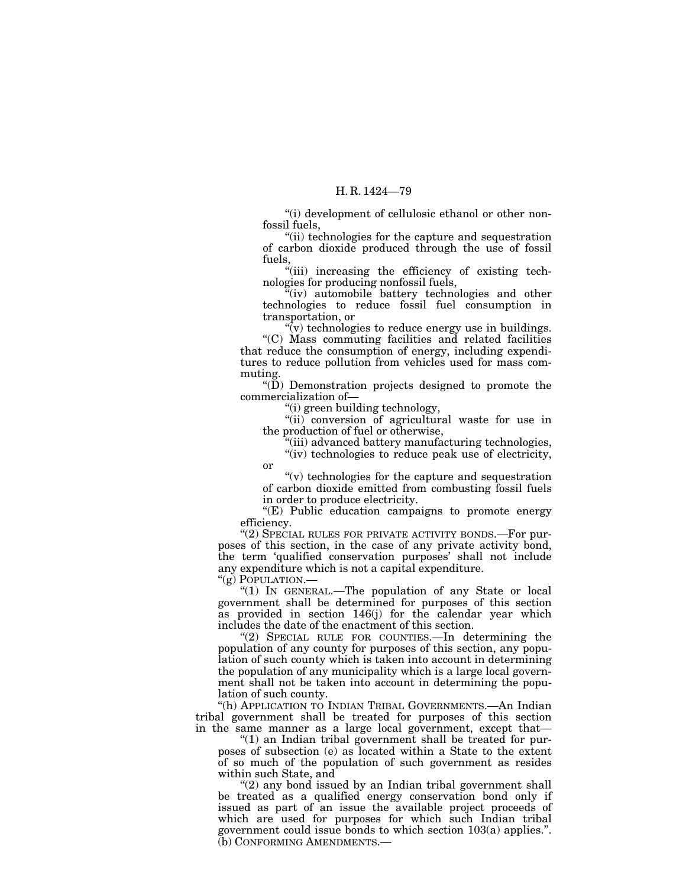"(i) development of cellulosic ethanol or other nonfossil fuels,

"(ii) technologies for the capture and sequestration of carbon dioxide produced through the use of fossil fuels,

"(iii) increasing the efficiency of existing technologies for producing nonfossil fuels,

"(iv) automobile battery technologies and other technologies to reduce fossil fuel consumption in transportation, or

"(v) technologies to reduce energy use in buildings.

"(C) Mass commuting facilities and related facilities that reduce the consumption of energy, including expenditures to reduce pollution from vehicles used for mass commuting.

"(D) Demonstration projects designed to promote the commercialization of—

"(i) green building technology,

"(ii) conversion of agricultural waste for use in the production of fuel or otherwise,

"(iii) advanced battery manufacturing technologies,

"(iv) technologies to reduce peak use of electricity, or

"(v) technologies for the capture and sequestration of carbon dioxide emitted from combusting fossil fuels in order to produce electricity.

"(E) Public education campaigns to promote energy efficiency.

"(2) SPECIAL RULES FOR PRIVATE ACTIVITY BONDS.—For purposes of this section, in the case of any private activity bond, the term 'qualified conservation purposes' shall not include any expenditure which is not a capital expenditure.

"(g) POPULATION.—

"(1) IN GENERAL.—The population of any State or local government shall be determined for purposes of this section as provided in section 146(j) for the calendar year which includes the date of the enactment of this section.

"(2) SPECIAL RULE FOR COUNTIES.—In determining the population of any county for purposes of this section, any population of such county which is taken into account in determining the population of any municipality which is a large local government shall not be taken into account in determining the population of such county.

"(h) APPLICATION TO INDIAN TRIBAL GOVERNMENTS.—An Indian tribal government shall be treated for purposes of this section in the same manner as a large local government, except that—

"(1) an Indian tribal government shall be treated for purposes of subsection (e) as located within a State to the extent of so much of the population of such government as resides within such State, and

"(2) any bond issued by an Indian tribal government shall be treated as a qualified energy conservation bond only if issued as part of an issue the available project proceeds of which are used for purposes for which such Indian tribal government could issue bonds to which section 103(a) applies.".

(b) CONFORMING AMENDMENTS.—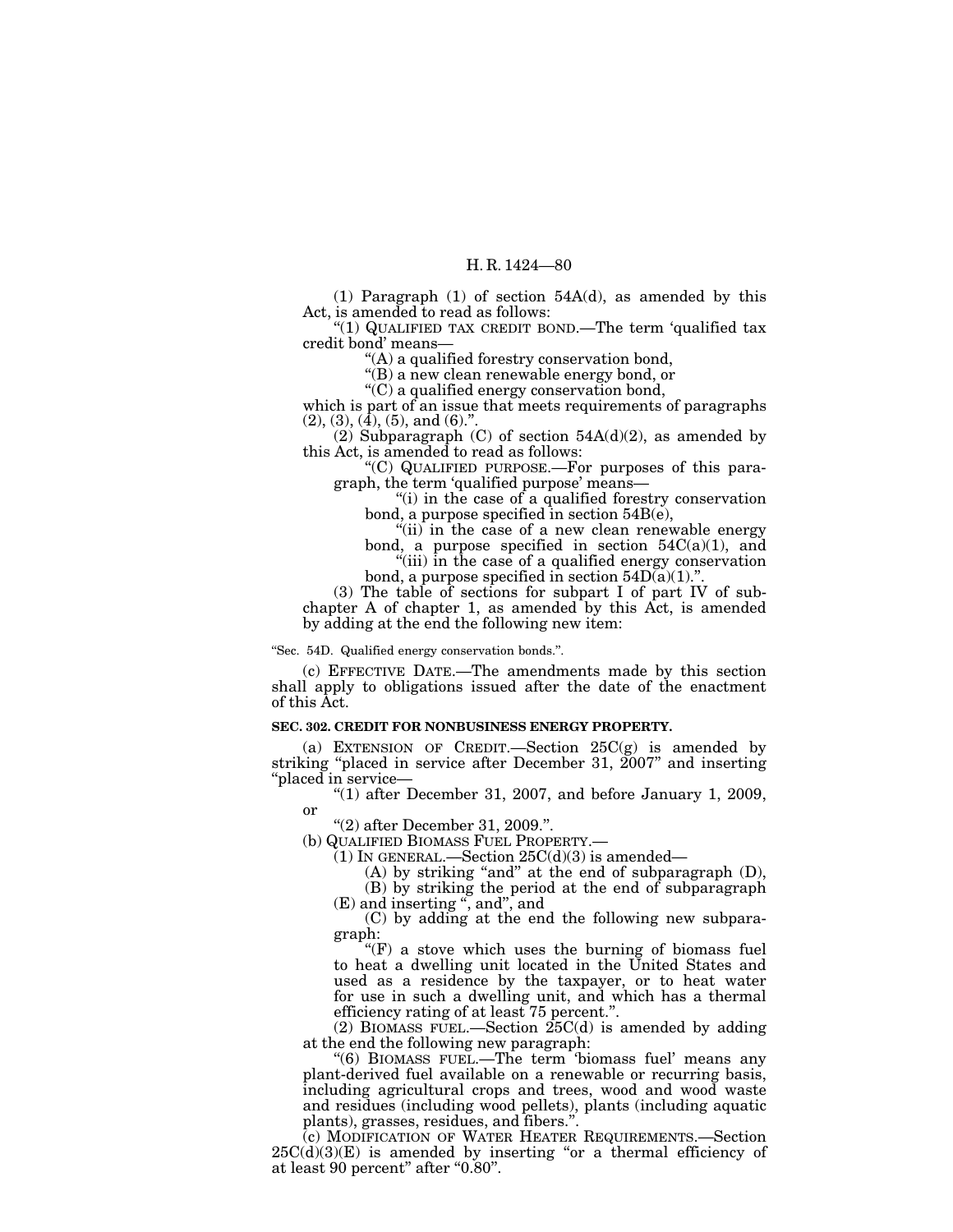(1) Paragraph (1) of section 54A(d), as amended by this Act, is amended to read as follows:

"(1) QUALIFIED TAX CREDIT BOND.—The term 'qualified tax credit bond' means—

"(A) a qualified forestry conservation bond,

"(B) a new clean renewable energy bond, or

"(C) a qualified energy conservation bond,

which is part of an issue that meets requirements of paragraphs (2), (3), (4), (5), and (6).".

(2) Subparagraph (C) of section 54A(d)(2), as amended by this Act, is amended to read as follows:

"(C) QUALIFIED PURPOSE.—For purposes of this paragraph, the term 'qualified purpose' means—

"(i) in the case of a qualified forestry conservation bond, a purpose specified in section 54B(e),

"(ii) in the case of a new clean renewable energy bond, a purpose specified in section 54C(a)(1), and

"(iii) in the case of a qualified energy conservation bond, a purpose specified in section 54D(a)(1).".

(3) The table of sections for subpart I of part IV of subchapter A of chapter 1, as amended by this Act, is amended by adding at the end the following new item:

"Sec. 54D. Qualified energy conservation bonds.".

(c) EFFECTIVE DATE.—The amendments made by this section shall apply to obligations issued after the date of the enactment of this Act.

**SEC. 302. CREDIT FOR NONBUSINESS ENERGY PROPERTY.**

(a) EXTENSION OF CREDIT.—Section 25C(g) is amended by striking "placed in service after December 31, 2007" and inserting "placed in service—

"(1) after December 31, 2007, and before January 1, 2009, or

"(2) after December 31, 2009.".

(b) QUALIFIED BIOMASS FUEL PROPERTY.—

(1) IN GENERAL.—Section 25C(d)(3) is amended—

(A) by striking "and" at the end of subparagraph (D),

(B) by striking the period at the end of subparagraph (E) and inserting ", and", and

(C) by adding at the end the following new subparagraph:

"(F) a stove which uses the burning of biomass fuel to heat a dwelling unit located in the United States and used as a residence by the taxpayer, or to heat water for use in such a dwelling unit, and which has a thermal efficiency rating of at least 75 percent.".

(2) BIOMASS FUEL.—Section 25C(d) is amended by adding at the end the following new paragraph:

"(6) BIOMASS FUEL.—The term 'biomass fuel' means any plant-derived fuel available on a renewable or recurring basis, including agricultural crops and trees, wood and wood waste and residues (including wood pellets), plants (including aquatic plants), grasses, residues, and fibers.".

(c) MODIFICATION OF WATER HEATER REQUIREMENTS.—Section 25C(d)(3)(E) is amended by inserting "or a thermal efficiency of at least 90 percent" after "0.80".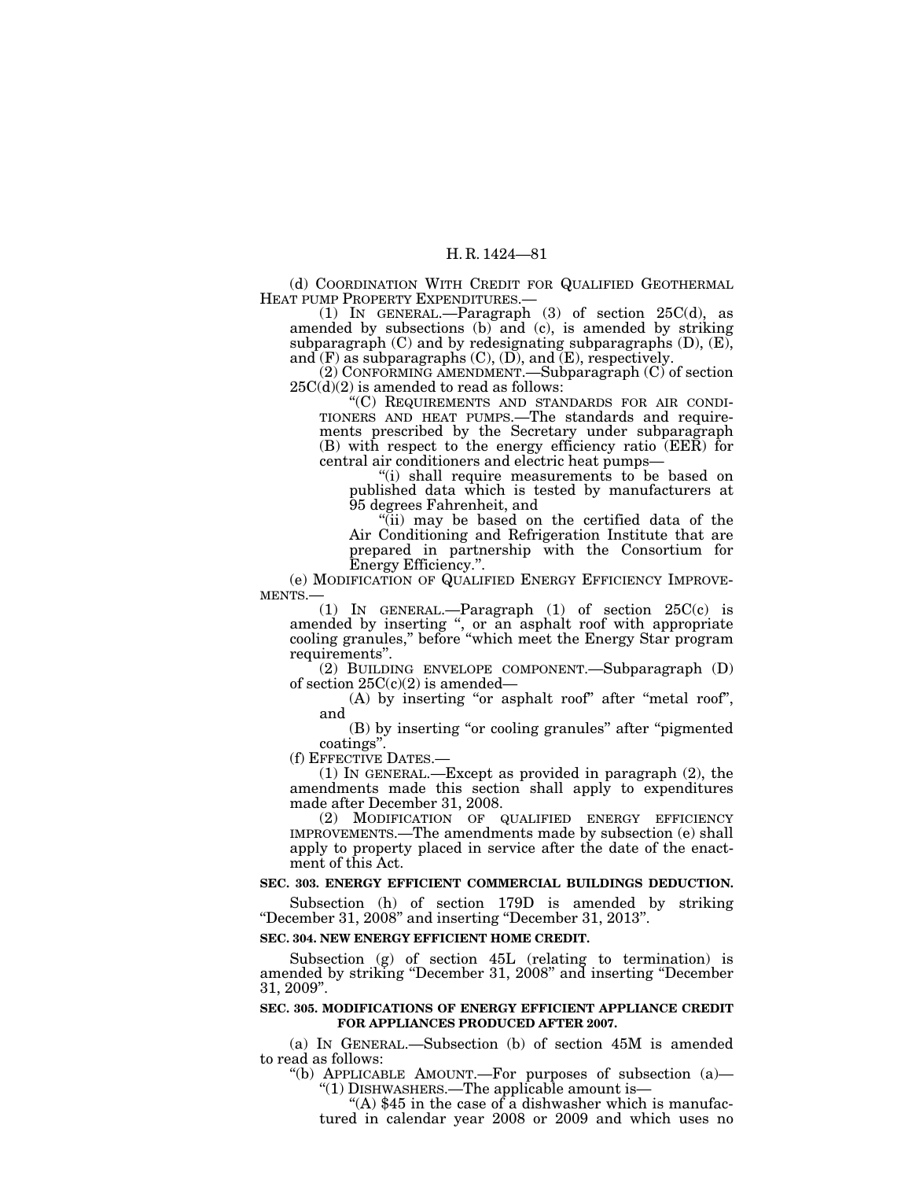(d) COORDINATION WITH CREDIT FOR QUALIFIED GEOTHERMAL HEAT PUMP PROPERTY EXPENDITURES.—

(1) IN GENERAL.—Paragraph (3) of section 25C(d), as amended by subsections (b) and (c), is amended by striking subparagraph (C) and by redesignating subparagraphs (D), (E), and (F) as subparagraphs (C), (D), and (E), respectively.

(2) CONFORMING AMENDMENT.—Subparagraph (C) of section 25C(d)(2) is amended to read as follows:

"(C) REQUIREMENTS AND STANDARDS FOR AIR CONDITIONERS AND HEAT PUMPS.—The standards and requirements prescribed by the Secretary under subparagraph (B) with respect to the energy efficiency ratio (EER) for central air conditioners and electric heat pumps—

"(i) shall require measurements to be based on published data which is tested by manufacturers at 95 degrees Fahrenheit, and

"(ii) may be based on the certified data of the Air Conditioning and Refrigeration Institute that are prepared in partnership with the Consortium for Energy Efficiency.".

(e) MODIFICATION OF QUALIFIED ENERGY EFFICIENCY IMPROVEMENTS.—

(1) IN GENERAL.—Paragraph (1) of section 25C(c) is amended by inserting ", or an asphalt roof with appropriate cooling granules," before "which meet the Energy Star program requirements".

(2) BUILDING ENVELOPE COMPONENT.—Subparagraph (D) of section 25C(c)(2) is amended—

(A) by inserting "or asphalt roof" after "metal roof", and

(B) by inserting "or cooling granules" after "pigmented coatings".

(f) EFFECTIVE DATES.—

(1) IN GENERAL.—Except as provided in paragraph (2), the amendments made this section shall apply to expenditures made after December 31, 2008.

(2) MODIFICATION OF QUALIFIED ENERGY EFFICIENCY IMPROVEMENTS.—The amendments made by subsection (e) shall apply to property placed in service after the date of the enactment of this Act.

**SEC. 303. ENERGY EFFICIENT COMMERCIAL BUILDINGS DEDUCTION.**

Subsection (h) of section 179D is amended by striking "December 31, 2008" and inserting "December 31, 2013".

**SEC. 304. NEW ENERGY EFFICIENT HOME CREDIT.**

Subsection (g) of section 45L (relating to termination) is amended by striking "December 31, 2008" and inserting "December 31, 2009".

**SEC. 305. MODIFICATIONS OF ENERGY EFFICIENT APPLIANCE CREDIT FOR APPLIANCES PRODUCED AFTER 2007.**

(a) IN GENERAL.—Subsection (b) of section 45M is amended to read as follows:

"(b) APPLICABLE AMOUNT.—For purposes of subsection (a)—

"(1) DISHWASHERS.—The applicable amount is—

"(A) $45 in the case of a dishwasher which is manufactured in calendar year 2008 or 2009 and which uses no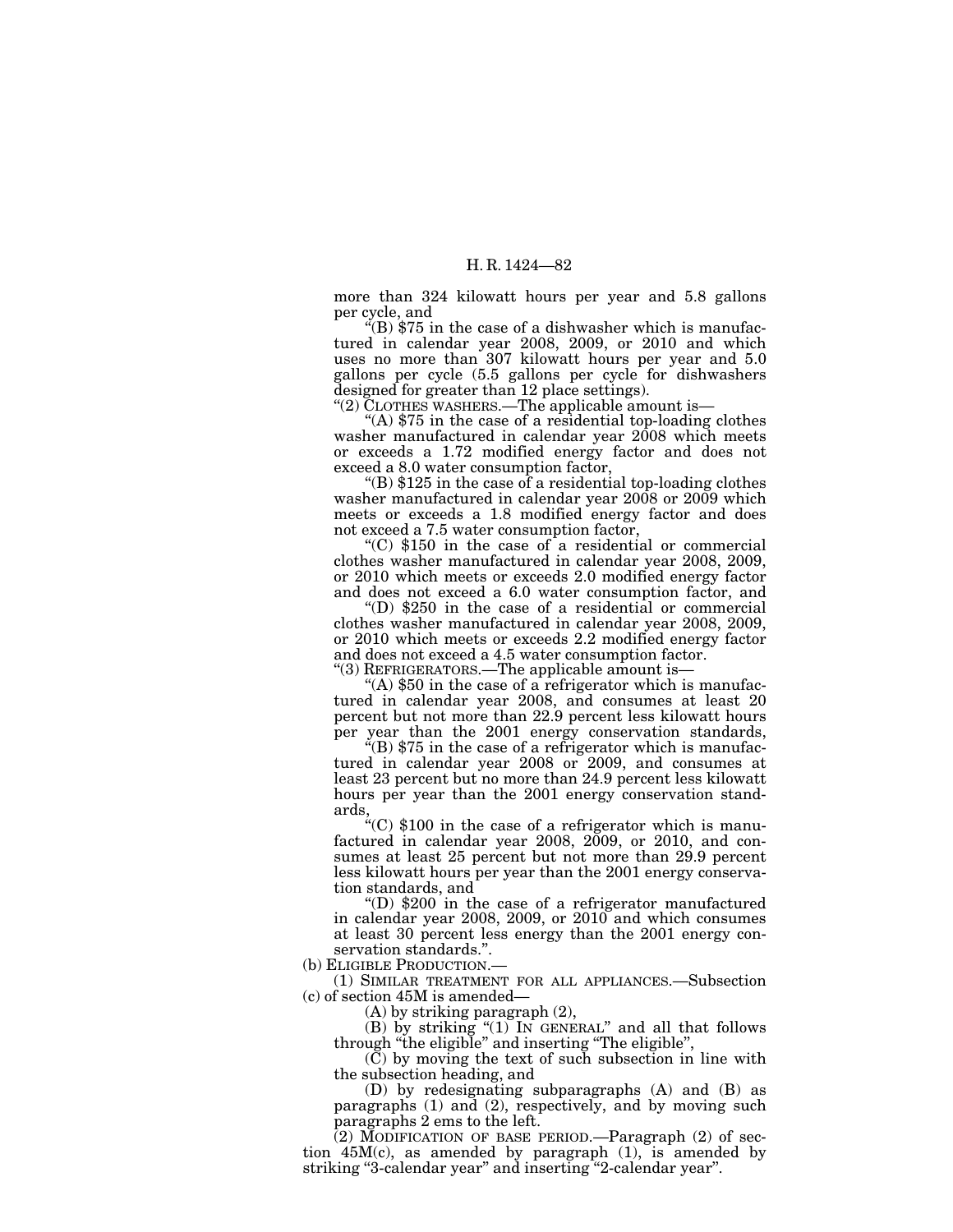more than 324 kilowatt hours per year and 5.8 gallons per cycle, and

"(B) $75 in the case of a dishwasher which is manufactured in calendar year 2008, 2009, or 2010 and which uses no more than 307 kilowatt hours per year and 5.0 gallons per cycle (5.5 gallons per cycle for dishwashers designed for greater than 12 place settings).

"(2) CLOTHES WASHERS.—The applicable amount is—

"(A) $75 in the case of a residential top-loading clothes washer manufactured in calendar year 2008 which meets or exceeds a 1.72 modified energy factor and does not exceed a 8.0 water consumption factor,

"(B) $125 in the case of a residential top-loading clothes washer manufactured in calendar year 2008 or 2009 which meets or exceeds a 1.8 modified energy factor and does not exceed a 7.5 water consumption factor,

"(C) $150 in the case of a residential or commercial clothes washer manufactured in calendar year 2008, 2009, or 2010 which meets or exceeds 2.0 modified energy factor and does not exceed a 6.0 water consumption factor, and

"(D) $250 in the case of a residential or commercial clothes washer manufactured in calendar year 2008, 2009, or 2010 which meets or exceeds 2.2 modified energy factor and does not exceed a 4.5 water consumption factor.

"(3) REFRIGERATORS.—The applicable amount is—

"(A) $50 in the case of a refrigerator which is manufactured in calendar year 2008, and consumes at least 20 percent but not more than 22.9 percent less kilowatt hours per year than the 2001 energy conservation standards,

"(B) $75 in the case of a refrigerator which is manufactured in calendar year 2008 or 2009, and consumes at least 23 percent but no more than 24.9 percent less kilowatt hours per year than the 2001 energy conservation standards,

"(C) $100 in the case of a refrigerator which is manufactured in calendar year 2008, 2009, or 2010, and consumes at least 25 percent but not more than 29.9 percent less kilowatt hours per year than the 2001 energy conservation standards, and

"(D) $200 in the case of a refrigerator manufactured in calendar year 2008, 2009, or 2010 and which consumes at least 30 percent less energy than the 2001 energy conservation standards.".

(b) ELIGIBLE PRODUCTION.—

(1) SIMILAR TREATMENT FOR ALL APPLIANCES.—Subsection (c) of section 45M is amended—

(A) by striking paragraph (2),

(B) by striking "(1) IN GENERAL" and all that follows through "the eligible" and inserting "The eligible",

(C) by moving the text of such subsection in line with the subsection heading, and

(D) by redesignating subparagraphs (A) and (B) as paragraphs (1) and (2), respectively, and by moving such paragraphs 2 ems to the left.

(2) MODIFICATION OF BASE PERIOD.—Paragraph (2) of section 45M(c), as amended by paragraph (1), is amended by striking "3-calendar year" and inserting "2-calendar year".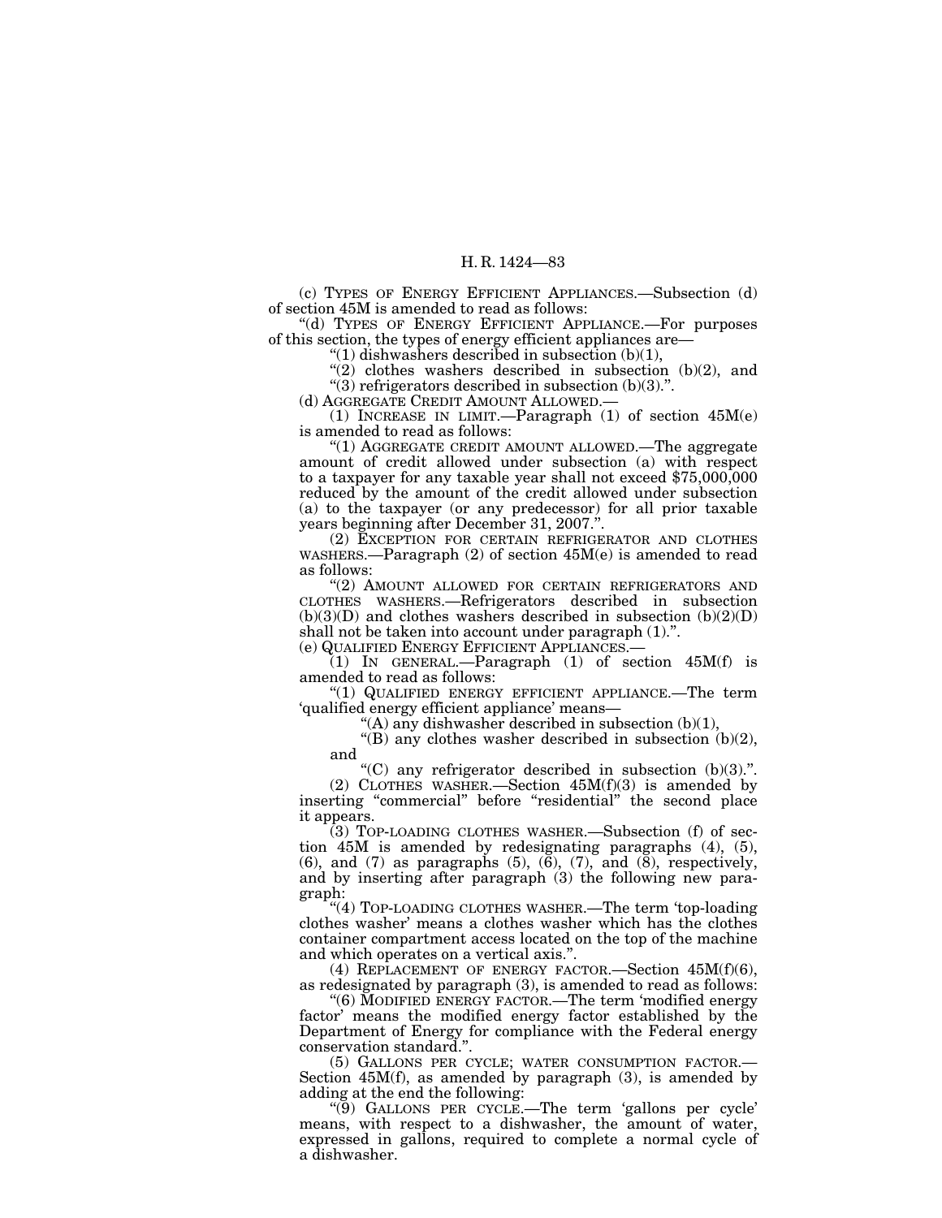(c) TYPES OF ENERGY EFFICIENT APPLIANCES.—Subsection (d) of section 45M is amended to read as follows:

"(d) TYPES OF ENERGY EFFICIENT APPLIANCE.—For purposes of this section, the types of energy efficient appliances are—

"(1) dishwashers described in subsection (b)(1),

"(2) clothes washers described in subsection (b)(2), and

"(3) refrigerators described in subsection (b)(3).".

(d) AGGREGATE CREDIT AMOUNT ALLOWED.—

(1) INCREASE IN LIMIT.—Paragraph (1) of section 45M(e) is amended to read as follows:

"(1) AGGREGATE CREDIT AMOUNT ALLOWED.—The aggregate amount of credit allowed under subsection (a) with respect to a taxpayer for any taxable year shall not exceed $75,000,000 reduced by the amount of the credit allowed under subsection (a) to the taxpayer (or any predecessor) for all prior taxable years beginning after December 31, 2007.".

(2) EXCEPTION FOR CERTAIN REFRIGERATOR AND CLOTHES WASHERS.—Paragraph (2) of section 45M(e) is amended to read as follows:

"(2) AMOUNT ALLOWED FOR CERTAIN REFRIGERATORS AND CLOTHES WASHERS.—Refrigerators described in subsection (b)(3)(D) and clothes washers described in subsection (b)(2)(D) shall not be taken into account under paragraph (1).".

(e) QUALIFIED ENERGY EFFICIENT APPLIANCES.—

(1) IN GENERAL.—Paragraph (1) of section 45M(f) is amended to read as follows:

"(1) QUALIFIED ENERGY EFFICIENT APPLIANCE.—The term 'qualified energy efficient appliance' means—

"(A) any dishwasher described in subsection (b)(1),

"(B) any clothes washer described in subsection (b)(2), and

"(C) any refrigerator described in subsection (b)(3).".

(2) CLOTHES WASHER.—Section 45M(f)(3) is amended by inserting "commercial" before "residential" the second place it appears.

(3) TOP-LOADING CLOTHES WASHER.—Subsection (f) of section 45M is amended by redesignating paragraphs (4), (5), (6), and (7) as paragraphs (5), (6), (7), and (8), respectively, and by inserting after paragraph (3) the following new paragraph:

"(4) TOP-LOADING CLOTHES WASHER.—The term 'top-loading clothes washer' means a clothes washer which has the clothes container compartment access located on the top of the machine and which operates on a vertical axis.".

(4) REPLACEMENT OF ENERGY FACTOR.—Section 45M(f)(6), as redesignated by paragraph (3), is amended to read as follows:

"(6) MODIFIED ENERGY FACTOR.—The term 'modified energy factor' means the modified energy factor established by the Department of Energy for compliance with the Federal energy conservation standard.".

(5) GALLONS PER CYCLE; WATER CONSUMPTION FACTOR.—Section 45M(f), as amended by paragraph (3), is amended by adding at the end the following:

"(9) GALLONS PER CYCLE.—The term 'gallons per cycle' means, with respect to a dishwasher, the amount of water, expressed in gallons, required to complete a normal cycle of a dishwasher.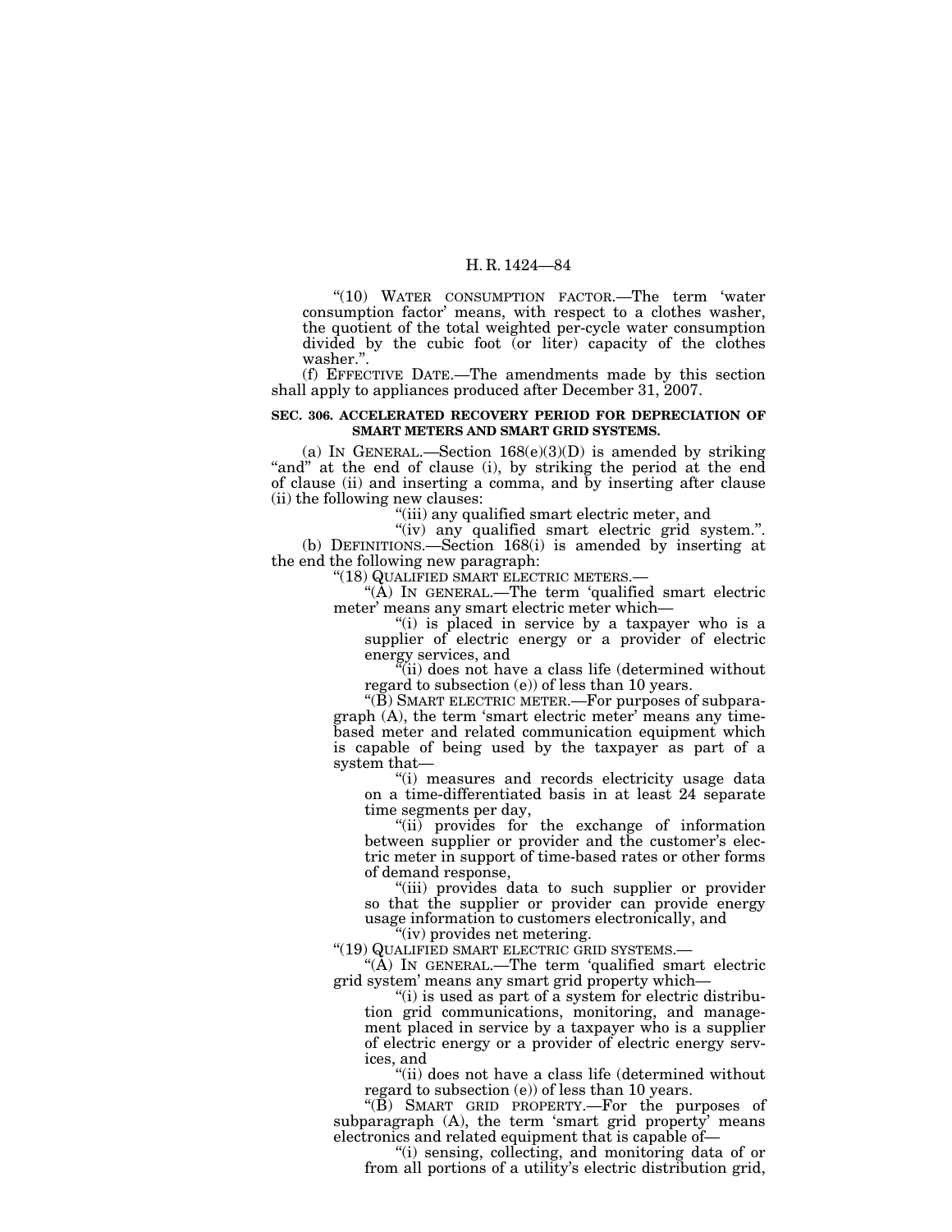"(10) WATER CONSUMPTION FACTOR.—The term 'water consumption factor' means, with respect to a clothes washer, the quotient of the total weighted per-cycle water consumption divided by the cubic foot (or liter) capacity of the clothes washer.".

(f) EFFECTIVE DATE.—The amendments made by this section shall apply to appliances produced after December 31, 2007.

**SEC. 306. ACCELERATED RECOVERY PERIOD FOR DEPRECIATION OF SMART METERS AND SMART GRID SYSTEMS.**

(a) IN GENERAL.—Section 168(e)(3)(D) is amended by striking "and" at the end of clause (i), by striking the period at the end of clause (ii) and inserting a comma, and by inserting after clause (ii) the following new clauses:

"(iii) any qualified smart electric meter, and

"(iv) any qualified smart electric grid system.".

(b) DEFINITIONS.—Section 168(i) is amended by inserting at the end the following new paragraph:

"(18) QUALIFIED SMART ELECTRIC METERS.—

"(A) IN GENERAL.—The term 'qualified smart electric meter' means any smart electric meter which—

"(i) is placed in service by a taxpayer who is a supplier of electric energy or a provider of electric energy services, and

"(ii) does not have a class life (determined without regard to subsection (e)) of less than 10 years.

"(B) SMART ELECTRIC METER.—For purposes of subparagraph (A), the term 'smart electric meter' means any time-based meter and related communication equipment which is capable of being used by the taxpayer as part of a system that—

"(i) measures and records electricity usage data on a time-differentiated basis in at least 24 separate time segments per day,

"(ii) provides for the exchange of information between supplier or provider and the customer's electric meter in support of time-based rates or other forms of demand response,

"(iii) provides data to such supplier or provider so that the supplier or provider can provide energy usage information to customers electronically, and

"(iv) provides net metering.

"(19) QUALIFIED SMART ELECTRIC GRID SYSTEMS.—

"(A) IN GENERAL.—The term 'qualified smart electric grid system' means any smart grid property which—

"(i) is used as part of a system for electric distribution grid communications, monitoring, and management placed in service by a taxpayer who is a supplier of electric energy or a provider of electric energy services, and

"(ii) does not have a class life (determined without regard to subsection (e)) of less than 10 years.

"(B) SMART GRID PROPERTY.—For the purposes of subparagraph (A), the term 'smart grid property' means electronics and related equipment that is capable of—

"(i) sensing, collecting, and monitoring data of or from all portions of a utility's electric distribution grid,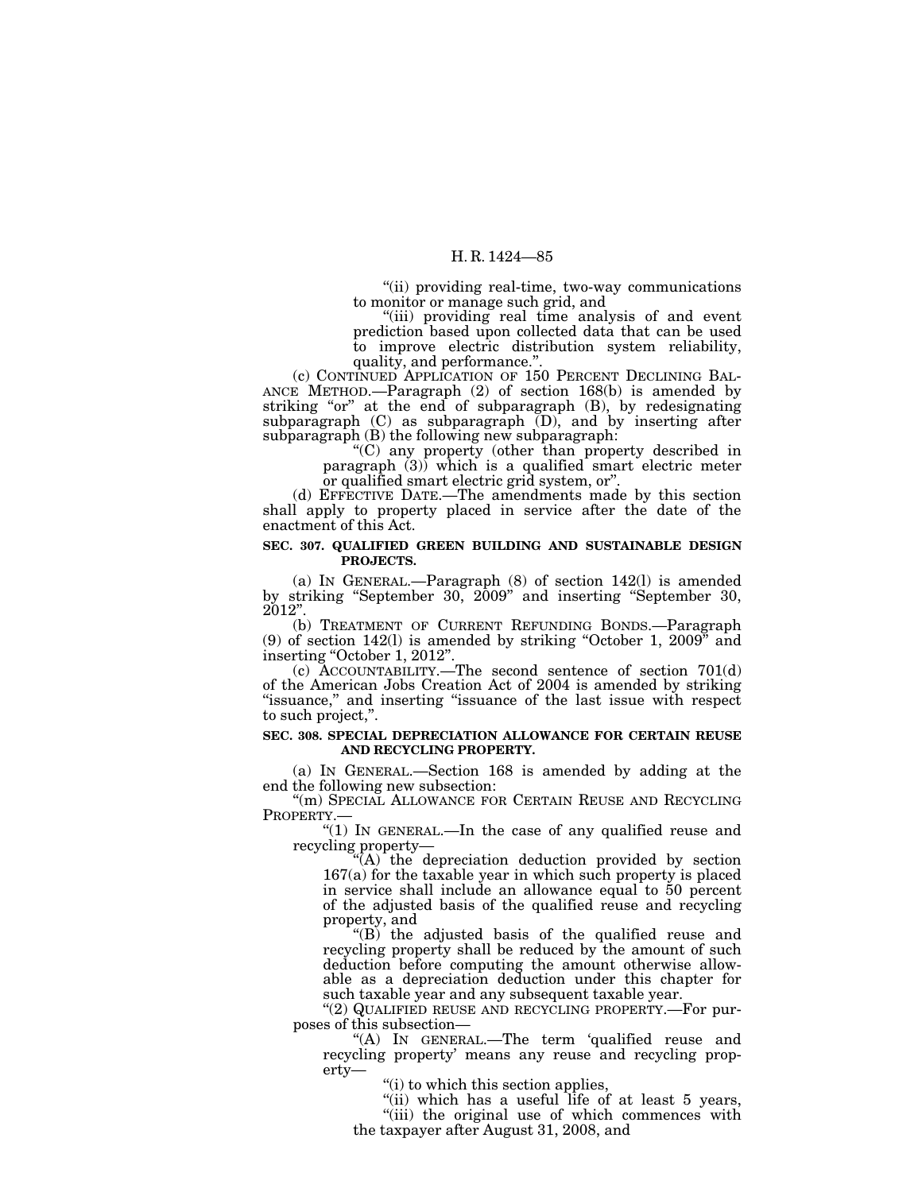"(ii) providing real-time, two-way communications to monitor or manage such grid, and

"(iii) providing real time analysis of and event prediction based upon collected data that can be used to improve electric distribution system reliability, quality, and performance.".

(c) CONTINUED APPLICATION OF 150 PERCENT DECLINING BALANCE METHOD.—Paragraph (2) of section 168(b) is amended by striking "or" at the end of subparagraph (B), by redesignating subparagraph (C) as subparagraph (D), and by inserting after subparagraph (B) the following new subparagraph:

"(C) any property (other than property described in paragraph (3)) which is a qualified smart electric meter or qualified smart electric grid system, or".

(d) EFFECTIVE DATE.—The amendments made by this section shall apply to property placed in service after the date of the enactment of this Act.

**SEC. 307. QUALIFIED GREEN BUILDING AND SUSTAINABLE DESIGN PROJECTS.**

(a) IN GENERAL.—Paragraph (8) of section 142(l) is amended by striking "September 30, 2009" and inserting "September 30, 2012".

(b) TREATMENT OF CURRENT REFUNDING BONDS.—Paragraph (9) of section 142(l) is amended by striking "October 1, 2009" and inserting "October 1, 2012".

(c) ACCOUNTABILITY.—The second sentence of section 701(d) of the American Jobs Creation Act of 2004 is amended by striking "issuance," and inserting "issuance of the last issue with respect to such project,".

**SEC. 308. SPECIAL DEPRECIATION ALLOWANCE FOR CERTAIN REUSE AND RECYCLING PROPERTY.**

(a) IN GENERAL.—Section 168 is amended by adding at the end the following new subsection:

"(m) SPECIAL ALLOWANCE FOR CERTAIN REUSE AND RECYCLING PROPERTY.—

"(1) IN GENERAL.—In the case of any qualified reuse and recycling property—

"(A) the depreciation deduction provided by section 167(a) for the taxable year in which such property is placed in service shall include an allowance equal to 50 percent of the adjusted basis of the qualified reuse and recycling property, and

"(B) the adjusted basis of the qualified reuse and recycling property shall be reduced by the amount of such deduction before computing the amount otherwise allowable as a depreciation deduction under this chapter for such taxable year and any subsequent taxable year.

"(2) QUALIFIED REUSE AND RECYCLING PROPERTY.—For purposes of this subsection—

"(A) IN GENERAL.—The term 'qualified reuse and recycling property' means any reuse and recycling property—

"(i) to which this section applies,

"(ii) which has a useful life of at least 5 years,

"(iii) the original use of which commences with the taxpayer after August 31, 2008, and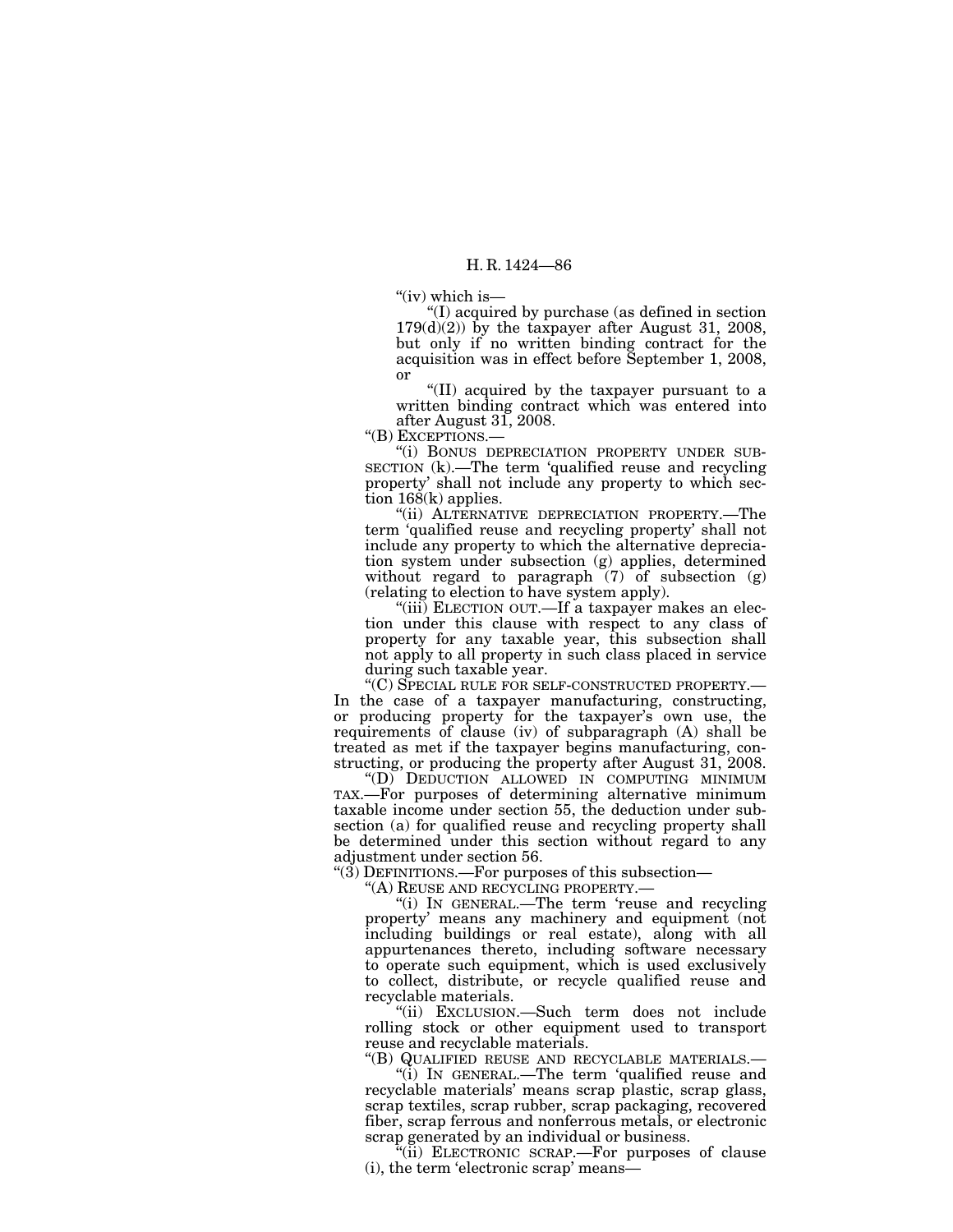"(iv) which is—

"(I) acquired by purchase (as defined in section 179(d)(2)) by the taxpayer after August 31, 2008, but only if no written binding contract for the acquisition was in effect before September 1, 2008, or

"(II) acquired by the taxpayer pursuant to a written binding contract which was entered into after August 31, 2008.

"(B) EXCEPTIONS.—

"(i) BONUS DEPRECIATION PROPERTY UNDER SUBSECTION (k).—The term 'qualified reuse and recycling property' shall not include any property to which section 168(k) applies.

"(ii) ALTERNATIVE DEPRECIATION PROPERTY.—The term 'qualified reuse and recycling property' shall not include any property to which the alternative depreciation system under subsection (g) applies, determined without regard to paragraph (7) of subsection (g) (relating to election to have system apply).

"(iii) ELECTION OUT.—If a taxpayer makes an election under this clause with respect to any class of property for any taxable year, this subsection shall not apply to all property in such class placed in service during such taxable year.

"(C) SPECIAL RULE FOR SELF-CONSTRUCTED PROPERTY.—In the case of a taxpayer manufacturing, constructing, or producing property for the taxpayer's own use, the requirements of clause (iv) of subparagraph (A) shall be treated as met if the taxpayer begins manufacturing, constructing, or producing the property after August 31, 2008.

"(D) DEDUCTION ALLOWED IN COMPUTING MINIMUM TAX.—For purposes of determining alternative minimum taxable income under section 55, the deduction under subsection (a) for qualified reuse and recycling property shall be determined under this section without regard to any adjustment under section 56.

"(3) DEFINITIONS.—For purposes of this subsection—

"(A) REUSE AND RECYCLING PROPERTY.—

"(i) IN GENERAL.—The term 'reuse and recycling property' means any machinery and equipment (not including buildings or real estate), along with all appurtenances thereto, including software necessary to operate such equipment, which is used exclusively to collect, distribute, or recycle qualified reuse and recyclable materials.

"(ii) EXCLUSION.—Such term does not include rolling stock or other equipment used to transport reuse and recyclable materials.

"(B) QUALIFIED REUSE AND RECYCLABLE MATERIALS.—

"(i) IN GENERAL.—The term 'qualified reuse and recyclable materials' means scrap plastic, scrap glass, scrap textiles, scrap rubber, scrap packaging, recovered fiber, scrap ferrous and nonferrous metals, or electronic scrap generated by an individual or business.

"(ii) ELECTRONIC SCRAP.—For purposes of clause (i), the term 'electronic scrap' means—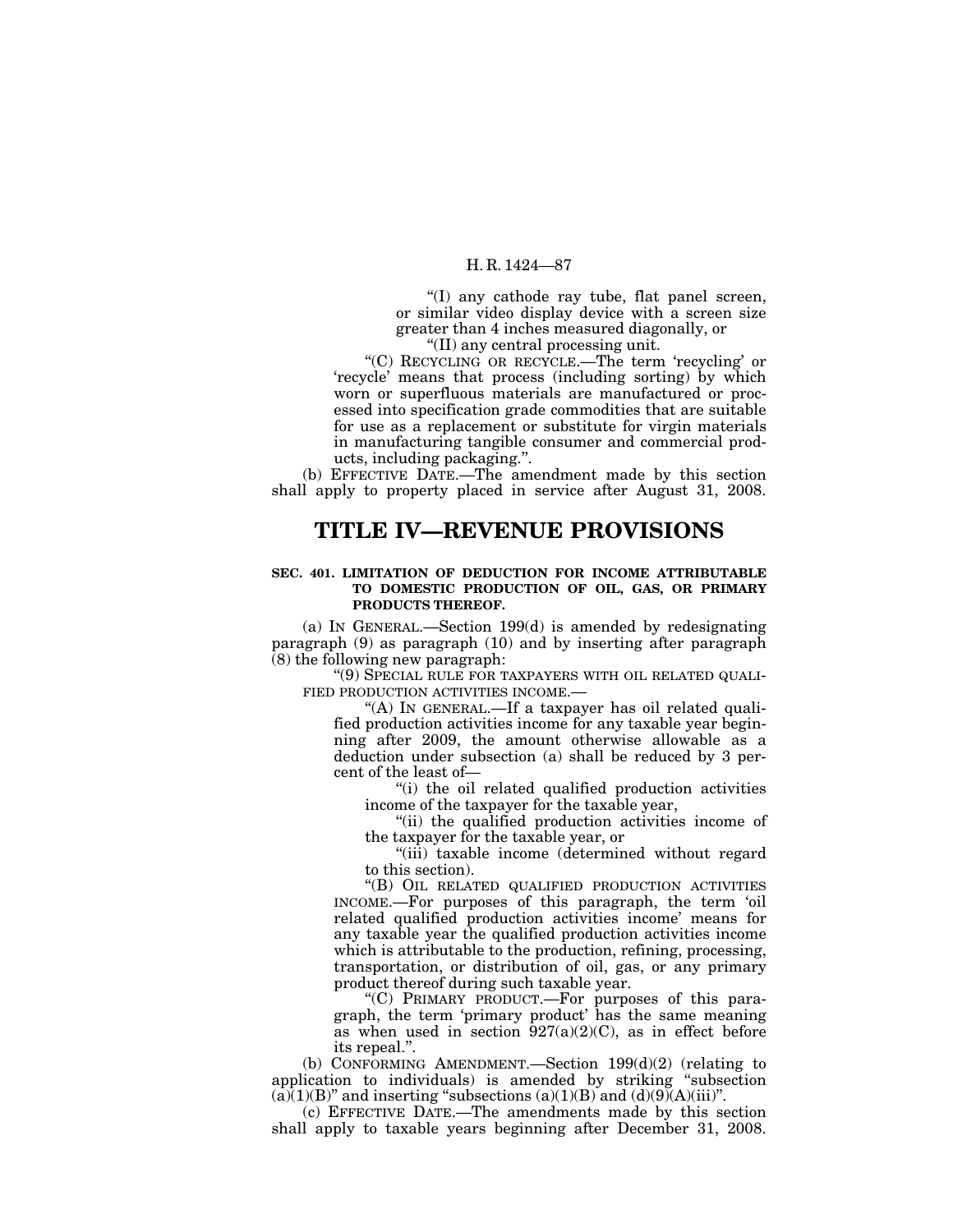"(I) any cathode ray tube, flat panel screen, or similar video display device with a screen size greater than 4 inches measured diagonally, or

"(II) any central processing unit.

"(C) RECYCLING OR RECYCLE.—The term 'recycling' or 'recycle' means that process (including sorting) by which worn or superfluous materials are manufactured or processed into specification grade commodities that are suitable for use as a replacement or substitute for virgin materials in manufacturing tangible consumer and commercial products, including packaging.".

(b) EFFECTIVE DATE.—The amendment made by this section shall apply to property placed in service after August 31, 2008.

# TITLE IV—REVENUE PROVISIONS

**SEC. 401. LIMITATION OF DEDUCTION FOR INCOME ATTRIBUTABLE TO DOMESTIC PRODUCTION OF OIL, GAS, OR PRIMARY PRODUCTS THEREOF.**

(a) IN GENERAL.—Section 199(d) is amended by redesignating paragraph (9) as paragraph (10) and by inserting after paragraph (8) the following new paragraph:

"(9) SPECIAL RULE FOR TAXPAYERS WITH OIL RELATED QUALIFIED PRODUCTION ACTIVITIES INCOME.—

"(A) IN GENERAL.—If a taxpayer has oil related qualified production activities income for any taxable year beginning after 2009, the amount otherwise allowable as a deduction under subsection (a) shall be reduced by 3 percent of the least of—

"(i) the oil related qualified production activities income of the taxpayer for the taxable year,

"(ii) the qualified production activities income of the taxpayer for the taxable year, or

"(iii) taxable income (determined without regard to this section).

"(B) OIL RELATED QUALIFIED PRODUCTION ACTIVITIES INCOME.—For purposes of this paragraph, the term 'oil related qualified production activities income' means for any taxable year the qualified production activities income which is attributable to the production, refining, processing, transportation, or distribution of oil, gas, or any primary product thereof during such taxable year.

"(C) PRIMARY PRODUCT.—For purposes of this paragraph, the term 'primary product' has the same meaning as when used in section 927(a)(2)(C), as in effect before its repeal.".

(b) CONFORMING AMENDMENT.—Section 199(d)(2) (relating to application to individuals) is amended by striking "subsection (a)(1)(B)" and inserting "subsections (a)(1)(B) and (d)(9)(A)(iii)".

(c) EFFECTIVE DATE.—The amendments made by this section shall apply to taxable years beginning after December 31, 2008.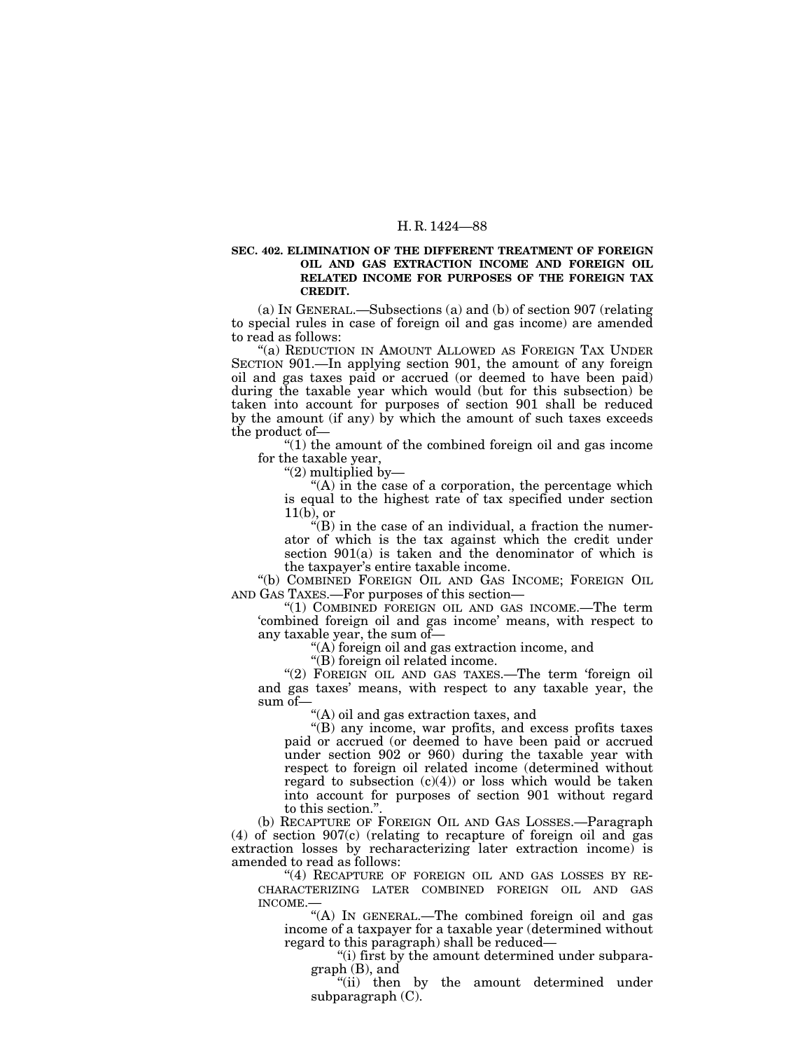**SEC. 402. ELIMINATION OF THE DIFFERENT TREATMENT OF FOREIGN OIL AND GAS EXTRACTION INCOME AND FOREIGN OIL RELATED INCOME FOR PURPOSES OF THE FOREIGN TAX CREDIT.**

(a) IN GENERAL.—Subsections (a) and (b) of section 907 (relating to special rules in case of foreign oil and gas income) are amended to read as follows:

"(a) REDUCTION IN AMOUNT ALLOWED AS FOREIGN TAX UNDER SECTION 901.—In applying section 901, the amount of any foreign oil and gas taxes paid or accrued (or deemed to have been paid) during the taxable year which would (but for this subsection) be taken into account for purposes of section 901 shall be reduced by the amount (if any) by which the amount of such taxes exceeds the product of—

"(1) the amount of the combined foreign oil and gas income for the taxable year,

"(2) multiplied by—

"(A) in the case of a corporation, the percentage which is equal to the highest rate of tax specified under section 11(b), or

"(B) in the case of an individual, a fraction the numerator of which is the tax against which the credit under section 901(a) is taken and the denominator of which is the taxpayer's entire taxable income.

"(b) COMBINED FOREIGN OIL AND GAS INCOME; FOREIGN OIL AND GAS TAXES.—For purposes of this section—

"(1) COMBINED FOREIGN OIL AND GAS INCOME.—The term 'combined foreign oil and gas income' means, with respect to any taxable year, the sum of—

"(A) foreign oil and gas extraction income, and

"(B) foreign oil related income.

"(2) FOREIGN OIL AND GAS TAXES.—The term 'foreign oil and gas taxes' means, with respect to any taxable year, the sum of—

"(A) oil and gas extraction taxes, and

"(B) any income, war profits, and excess profits taxes paid or accrued (or deemed to have been paid or accrued under section 902 or 960) during the taxable year with respect to foreign oil related income (determined without regard to subsection (c)(4)) or loss which would be taken into account for purposes of section 901 without regard to this section.".

(b) RECAPTURE OF FOREIGN OIL AND GAS LOSSES.—Paragraph (4) of section 907(c) (relating to recapture of foreign oil and gas extraction losses by recharacterizing later extraction income) is amended to read as follows:

"(4) RECAPTURE OF FOREIGN OIL AND GAS LOSSES BY RECHARACTERIZING LATER COMBINED FOREIGN OIL AND GAS INCOME.—

"(A) IN GENERAL.—The combined foreign oil and gas income of a taxpayer for a taxable year (determined without regard to this paragraph) shall be reduced—

"(i) first by the amount determined under subparagraph (B), and

"(ii) then by the amount determined under subparagraph (C).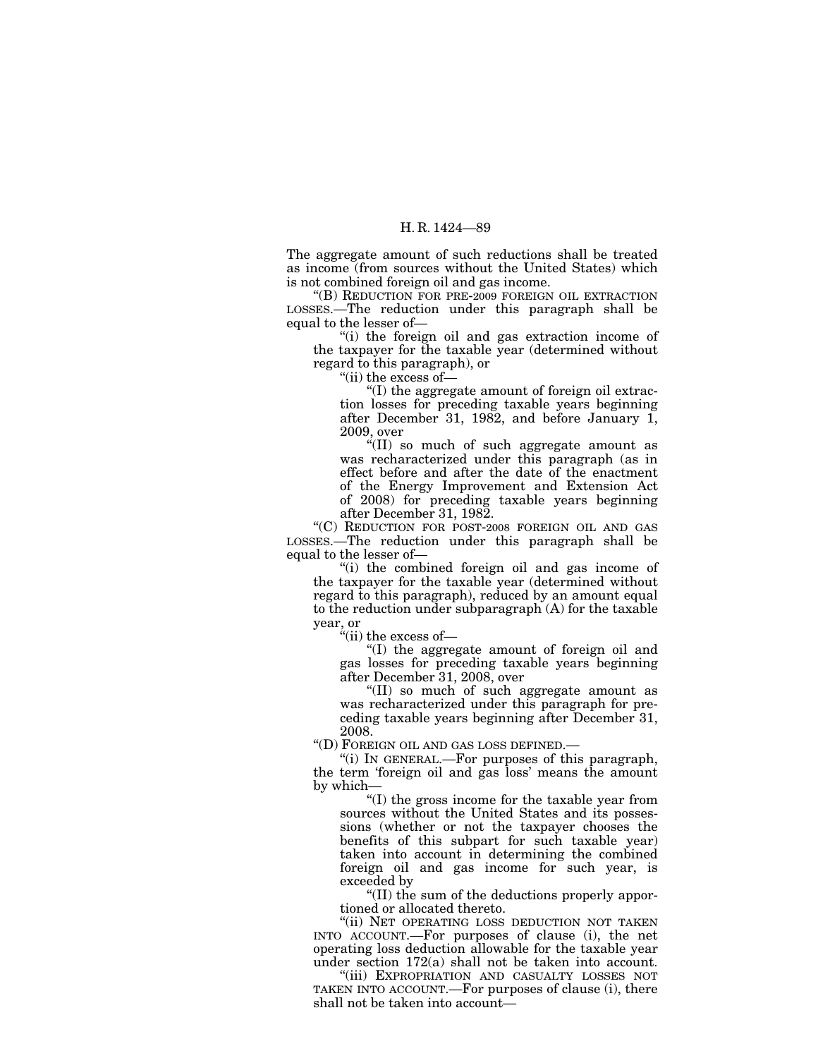The aggregate amount of such reductions shall be treated as income (from sources without the United States) which is not combined foreign oil and gas income.

"(B) REDUCTION FOR PRE-2009 FOREIGN OIL EXTRACTION LOSSES.—The reduction under this paragraph shall be equal to the lesser of—

"(i) the foreign oil and gas extraction income of the taxpayer for the taxable year (determined without regard to this paragraph), or

"(ii) the excess of—

"(I) the aggregate amount of foreign oil extraction losses for preceding taxable years beginning after December 31, 1982, and before January 1, 2009, over

"(II) so much of such aggregate amount as was recharacterized under this paragraph (as in effect before and after the date of the enactment of the Energy Improvement and Extension Act of 2008) for preceding taxable years beginning after December 31, 1982.

"(C) REDUCTION FOR POST-2008 FOREIGN OIL AND GAS LOSSES.—The reduction under this paragraph shall be equal to the lesser of—

"(i) the combined foreign oil and gas income of the taxpayer for the taxable year (determined without regard to this paragraph), reduced by an amount equal to the reduction under subparagraph (A) for the taxable year, or

"(ii) the excess of—

"(I) the aggregate amount of foreign oil and gas losses for preceding taxable years beginning after December 31, 2008, over

"(II) so much of such aggregate amount as was recharacterized under this paragraph for preceding taxable years beginning after December 31, 2008.

"(D) FOREIGN OIL AND GAS LOSS DEFINED.—

"(i) IN GENERAL.—For purposes of this paragraph, the term 'foreign oil and gas loss' means the amount by which—

"(I) the gross income for the taxable year from sources without the United States and its possessions (whether or not the taxpayer chooses the benefits of this subpart for such taxable year) taken into account in determining the combined foreign oil and gas income for such year, is exceeded by

"(II) the sum of the deductions properly apportioned or allocated thereto.

"(ii) NET OPERATING LOSS DEDUCTION NOT TAKEN INTO ACCOUNT.—For purposes of clause (i), the net operating loss deduction allowable for the taxable year under section 172(a) shall not be taken into account.

"(iii) EXPROPRIATION AND CASUALTY LOSSES NOT TAKEN INTO ACCOUNT.—For purposes of clause (i), there shall not be taken into account—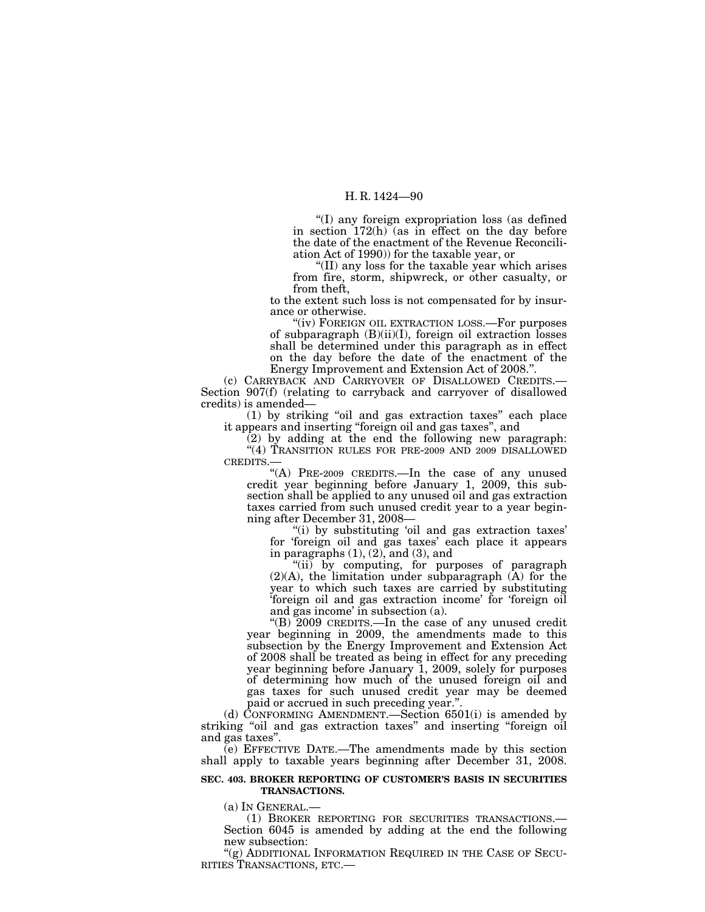"(I) any foreign expropriation loss (as defined in section 172(h) (as in effect on the day before the date of the enactment of the Revenue Reconciliation Act of 1990)) for the taxable year, or

"(II) any loss for the taxable year which arises from fire, storm, shipwreck, or other casualty, or from theft,

to the extent such loss is not compensated for by insurance or otherwise.

"(iv) FOREIGN OIL EXTRACTION LOSS.—For purposes of subparagraph (B)(ii)(I), foreign oil extraction losses shall be determined under this paragraph as in effect on the day before the date of the enactment of the Energy Improvement and Extension Act of 2008.".

(c) CARRYBACK AND CARRYOVER OF DISALLOWED CREDITS.—Section 907(f) (relating to carryback and carryover of disallowed credits) is amended—

(1) by striking "oil and gas extraction taxes" each place it appears and inserting "foreign oil and gas taxes", and

(2) by adding at the end the following new paragraph:

"(4) TRANSITION RULES FOR PRE-2009 AND 2009 DISALLOWED CREDITS.—

"(A) PRE-2009 CREDITS.—In the case of any unused credit year beginning before January 1, 2009, this subsection shall be applied to any unused oil and gas extraction taxes carried from such unused credit year to a year beginning after December 31, 2008—

"(i) by substituting 'oil and gas extraction taxes' for 'foreign oil and gas taxes' each place it appears in paragraphs (1), (2), and (3), and

"(ii) by computing, for purposes of paragraph (2)(A), the limitation under subparagraph (A) for the year to which such taxes are carried by substituting 'foreign oil and gas extraction income' for 'foreign oil and gas income' in subsection (a).

"(B) 2009 CREDITS.—In the case of any unused credit year beginning in 2009, the amendments made to this subsection by the Energy Improvement and Extension Act of 2008 shall be treated as being in effect for any preceding year beginning before January 1, 2009, solely for purposes of determining how much of the unused foreign oil and gas taxes for such unused credit year may be deemed paid or accrued in such preceding year.".

(d) CONFORMING AMENDMENT.—Section 6501(i) is amended by striking "oil and gas extraction taxes" and inserting "foreign oil and gas taxes".

(e) EFFECTIVE DATE.—The amendments made by this section shall apply to taxable years beginning after December 31, 2008.

**SEC. 403. BROKER REPORTING OF CUSTOMER'S BASIS IN SECURITIES TRANSACTIONS.**

(a) IN GENERAL.—

(1) BROKER REPORTING FOR SECURITIES TRANSACTIONS.—Section 6045 is amended by adding at the end the following new subsection:

"(g) ADDITIONAL INFORMATION REQUIRED IN THE CASE OF SECURITIES TRANSACTIONS, ETC.—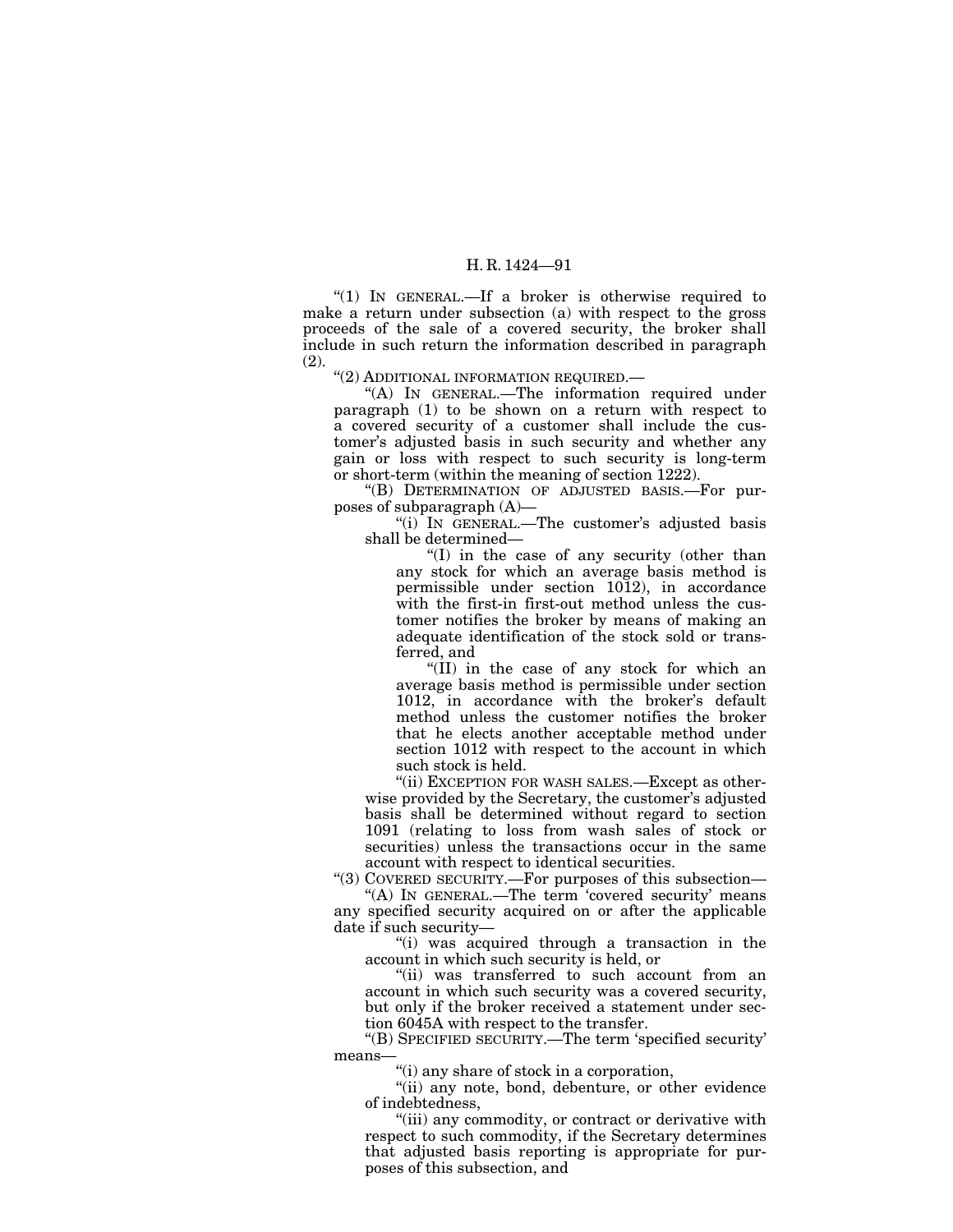"(1) IN GENERAL.—If a broker is otherwise required to make a return under subsection (a) with respect to the gross proceeds of the sale of a covered security, the broker shall include in such return the information described in paragraph (2).

"(2) ADDITIONAL INFORMATION REQUIRED.—

"(A) IN GENERAL.—The information required under paragraph (1) to be shown on a return with respect to a covered security of a customer shall include the customer's adjusted basis in such security and whether any gain or loss with respect to such security is long-term or short-term (within the meaning of section 1222).

"(B) DETERMINATION OF ADJUSTED BASIS.—For purposes of subparagraph (A)—

"(i) IN GENERAL.—The customer's adjusted basis shall be determined—

"(I) in the case of any security (other than any stock for which an average basis method is permissible under section 1012), in accordance with the first-in first-out method unless the customer notifies the broker by means of making an adequate identification of the stock sold or transferred, and

"(II) in the case of any stock for which an average basis method is permissible under section 1012, in accordance with the broker's default method unless the customer notifies the broker that he elects another acceptable method under section 1012 with respect to the account in which such stock is held.

"(ii) EXCEPTION FOR WASH SALES.—Except as otherwise provided by the Secretary, the customer's adjusted basis shall be determined without regard to section 1091 (relating to loss from wash sales of stock or securities) unless the transactions occur in the same account with respect to identical securities.

"(3) COVERED SECURITY.—For purposes of this subsection—

"(A) IN GENERAL.—The term 'covered security' means any specified security acquired on or after the applicable date if such security—

"(i) was acquired through a transaction in the account in which such security is held, or

"(ii) was transferred to such account from an account in which such security was a covered security, but only if the broker received a statement under section 6045A with respect to the transfer.

"(B) SPECIFIED SECURITY.—The term 'specified security' means—

"(i) any share of stock in a corporation,

"(ii) any note, bond, debenture, or other evidence of indebtedness,

"(iii) any commodity, or contract or derivative with respect to such commodity, if the Secretary determines that adjusted basis reporting is appropriate for purposes of this subsection, and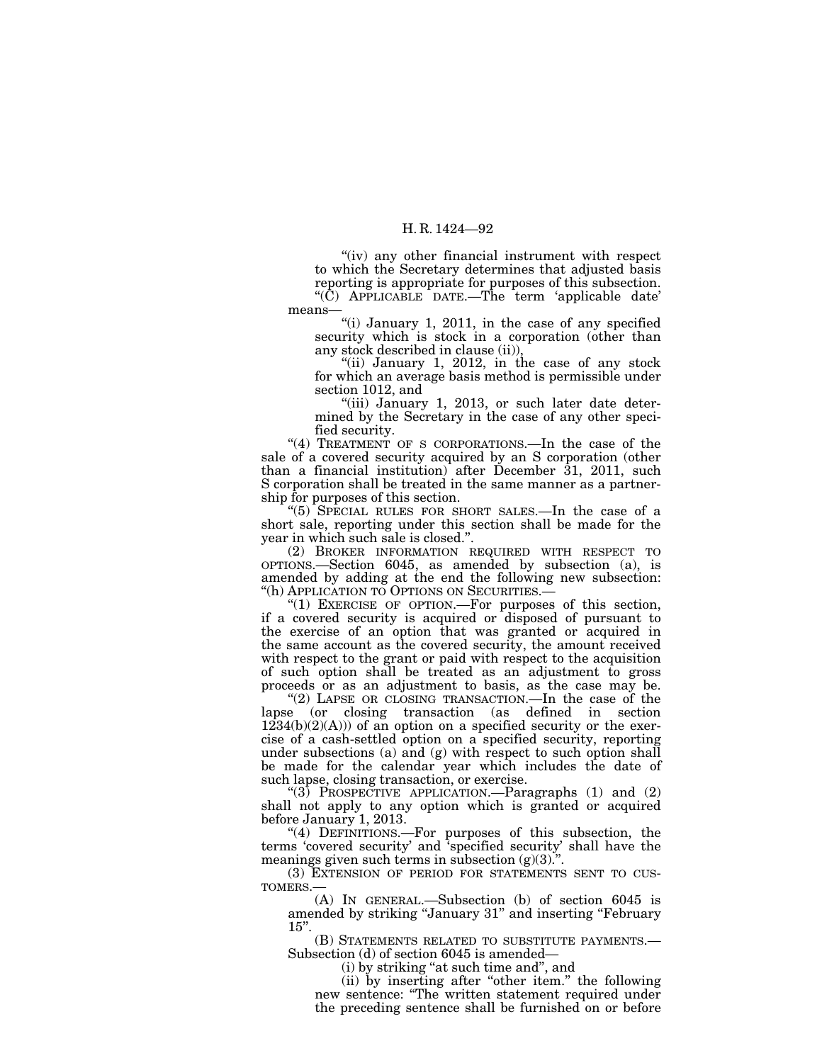"(iv) any other financial instrument with respect to which the Secretary determines that adjusted basis reporting is appropriate for purposes of this subsection.

"(C) APPLICABLE DATE.—The term 'applicable date' means—

"(i) January 1, 2011, in the case of any specified security which is stock in a corporation (other than any stock described in clause (ii)),

"(ii) January 1, 2012, in the case of any stock for which an average basis method is permissible under section 1012, and

"(iii) January 1, 2013, or such later date determined by the Secretary in the case of any other specified security.

"(4) TREATMENT OF S CORPORATIONS.—In the case of the sale of a covered security acquired by an S corporation (other than a financial institution) after December 31, 2011, such S corporation shall be treated in the same manner as a partnership for purposes of this section.

"(5) SPECIAL RULES FOR SHORT SALES.—In the case of a short sale, reporting under this section shall be made for the year in which such sale is closed.".

(2) BROKER INFORMATION REQUIRED WITH RESPECT TO OPTIONS.—Section 6045, as amended by subsection (a), is amended by adding at the end the following new subsection:

"(h) APPLICATION TO OPTIONS ON SECURITIES.—

"(1) EXERCISE OF OPTION.—For purposes of this section, if a covered security is acquired or disposed of pursuant to the exercise of an option that was granted or acquired in the same account as the covered security, the amount received with respect to the grant or paid with respect to the acquisition of such option shall be treated as an adjustment to gross proceeds or as an adjustment to basis, as the case may be.

"(2) LAPSE OR CLOSING TRANSACTION.—In the case of the lapse (or closing transaction (as defined in section 1234(b)(2)(A))) of an option on a specified security or the exercise of a cash-settled option on a specified security, reporting under subsections (a) and (g) with respect to such option shall be made for the calendar year which includes the date of such lapse, closing transaction, or exercise.

"(3) PROSPECTIVE APPLICATION.—Paragraphs (1) and (2) shall not apply to any option which is granted or acquired before January 1, 2013.

"(4) DEFINITIONS.—For purposes of this subsection, the terms 'covered security' and 'specified security' shall have the meanings given such terms in subsection (g)(3).".

(3) EXTENSION OF PERIOD FOR STATEMENTS SENT TO CUSTOMERS.—

(A) IN GENERAL.—Subsection (b) of section 6045 is amended by striking "January 31" and inserting "February 15".

(B) STATEMENTS RELATED TO SUBSTITUTE PAYMENTS.—Subsection (d) of section 6045 is amended—

(i) by striking "at such time and", and

(ii) by inserting after "other item." the following new sentence: "The written statement required under the preceding sentence shall be furnished on or before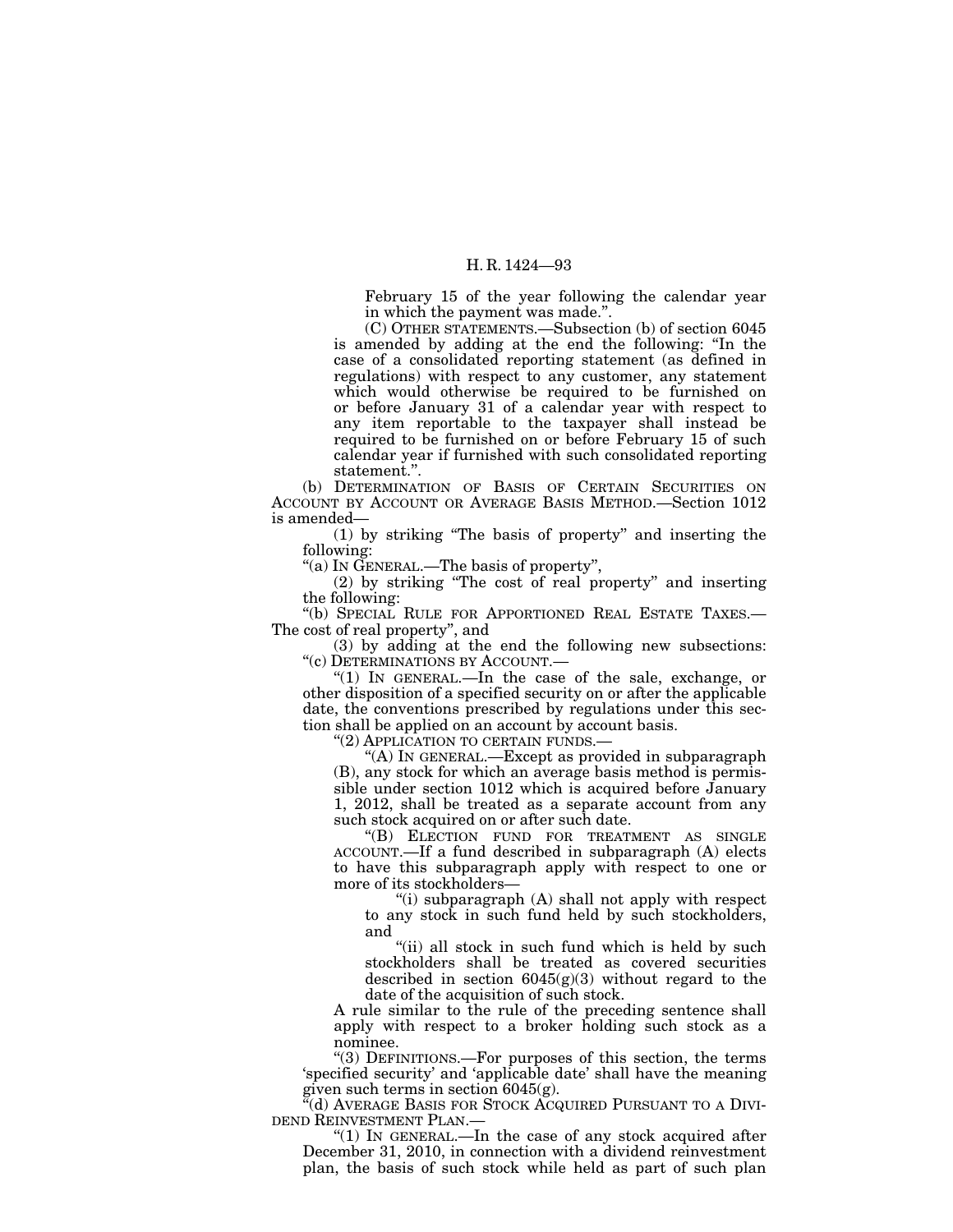February 15 of the year following the calendar year in which the payment was made.".

(C) OTHER STATEMENTS.—Subsection (b) of section 6045 is amended by adding at the end the following: "In the case of a consolidated reporting statement (as defined in regulations) with respect to any customer, any statement which would otherwise be required to be furnished on or before January 31 of a calendar year with respect to any item reportable to the taxpayer shall instead be required to be furnished on or before February 15 of such calendar year if furnished with such consolidated reporting statement.".

(b) DETERMINATION OF BASIS OF CERTAIN SECURITIES ON ACCOUNT BY ACCOUNT OR AVERAGE BASIS METHOD.—Section 1012 is amended—

(1) by striking "The basis of property" and inserting the following:

"(a) IN GENERAL.—The basis of property",

(2) by striking "The cost of real property" and inserting the following:

"(b) SPECIAL RULE FOR APPORTIONED REAL ESTATE TAXES.—The cost of real property", and

(3) by adding at the end the following new subsections:

"(c) DETERMINATIONS BY ACCOUNT.—

"(1) IN GENERAL.—In the case of the sale, exchange, or other disposition of a specified security on or after the applicable date, the conventions prescribed by regulations under this section shall be applied on an account by account basis.

"(2) APPLICATION TO CERTAIN FUNDS.—

"(A) IN GENERAL.—Except as provided in subparagraph (B), any stock for which an average basis method is permissible under section 1012 which is acquired before January 1, 2012, shall be treated as a separate account from any such stock acquired on or after such date.

"(B) ELECTION FUND FOR TREATMENT AS SINGLE ACCOUNT.—If a fund described in subparagraph (A) elects to have this subparagraph apply with respect to one or more of its stockholders—

"(i) subparagraph (A) shall not apply with respect to any stock in such fund held by such stockholders, and

"(ii) all stock in such fund which is held by such stockholders shall be treated as covered securities described in section 6045(g)(3) without regard to the date of the acquisition of such stock.

A rule similar to the rule of the preceding sentence shall apply with respect to a broker holding such stock as a nominee.

"(3) DEFINITIONS.—For purposes of this section, the terms 'specified security' and 'applicable date' shall have the meaning given such terms in section 6045(g).

"(d) AVERAGE BASIS FOR STOCK ACQUIRED PURSUANT TO A DIVIDEND REINVESTMENT PLAN.—

"(1) IN GENERAL.—In the case of any stock acquired after December 31, 2010, in connection with a dividend reinvestment plan, the basis of such stock while held as part of such plan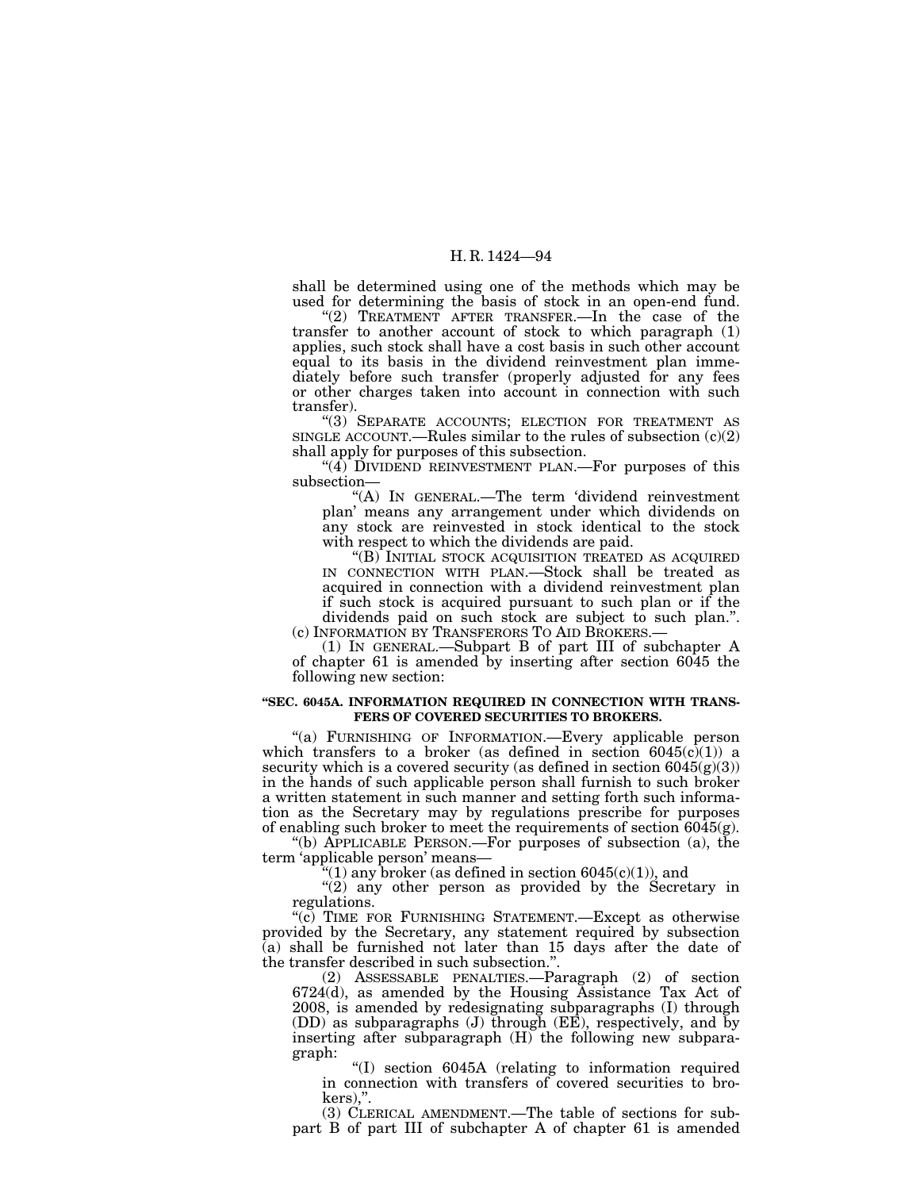shall be determined using one of the methods which may be used for determining the basis of stock in an open-end fund.

"(2) TREATMENT AFTER TRANSFER.—In the case of the transfer to another account of stock to which paragraph (1) applies, such stock shall have a cost basis in such other account equal to its basis in the dividend reinvestment plan immediately before such transfer (properly adjusted for any fees or other charges taken into account in connection with such transfer).

"(3) SEPARATE ACCOUNTS; ELECTION FOR TREATMENT AS SINGLE ACCOUNT.—Rules similar to the rules of subsection (c)(2) shall apply for purposes of this subsection.

"(4) DIVIDEND REINVESTMENT PLAN.—For purposes of this subsection—

"(A) IN GENERAL.—The term 'dividend reinvestment plan' means any arrangement under which dividends on any stock are reinvested in stock identical to the stock with respect to which the dividends are paid.

"(B) INITIAL STOCK ACQUISITION TREATED AS ACQUIRED IN CONNECTION WITH PLAN.—Stock shall be treated as acquired in connection with a dividend reinvestment plan if such stock is acquired pursuant to such plan or if the dividends paid on such stock are subject to such plan.".

(c) INFORMATION BY TRANSFERORS TO AID BROKERS.—

(1) IN GENERAL.—Subpart B of part III of subchapter A of chapter 61 is amended by inserting after section 6045 the following new section:

**"SEC. 6045A. INFORMATION REQUIRED IN CONNECTION WITH TRANSFERS OF COVERED SECURITIES TO BROKERS.**

"(a) FURNISHING OF INFORMATION.—Every applicable person which transfers to a broker (as defined in section 6045(c)(1)) a security which is a covered security (as defined in section 6045(g)(3)) in the hands of such applicable person shall furnish to such broker a written statement in such manner and setting forth such information as the Secretary may by regulations prescribe for purposes of enabling such broker to meet the requirements of section 6045(g).

"(b) APPLICABLE PERSON.—For purposes of subsection (a), the term 'applicable person' means—

"(1) any broker (as defined in section 6045(c)(1)), and

"(2) any other person as provided by the Secretary in regulations.

"(c) TIME FOR FURNISHING STATEMENT.—Except as otherwise provided by the Secretary, any statement required by subsection (a) shall be furnished not later than 15 days after the date of the transfer described in such subsection.".

(2) ASSESSABLE PENALTIES.—Paragraph (2) of section 6724(d), as amended by the Housing Assistance Tax Act of 2008, is amended by redesignating subparagraphs (I) through (DD) as subparagraphs (J) through (EE), respectively, and by inserting after subparagraph (H) the following new subparagraph:

"(I) section 6045A (relating to information required in connection with transfers of covered securities to brokers),".

(3) CLERICAL AMENDMENT.—The table of sections for subpart B of part III of subchapter A of chapter 61 is amended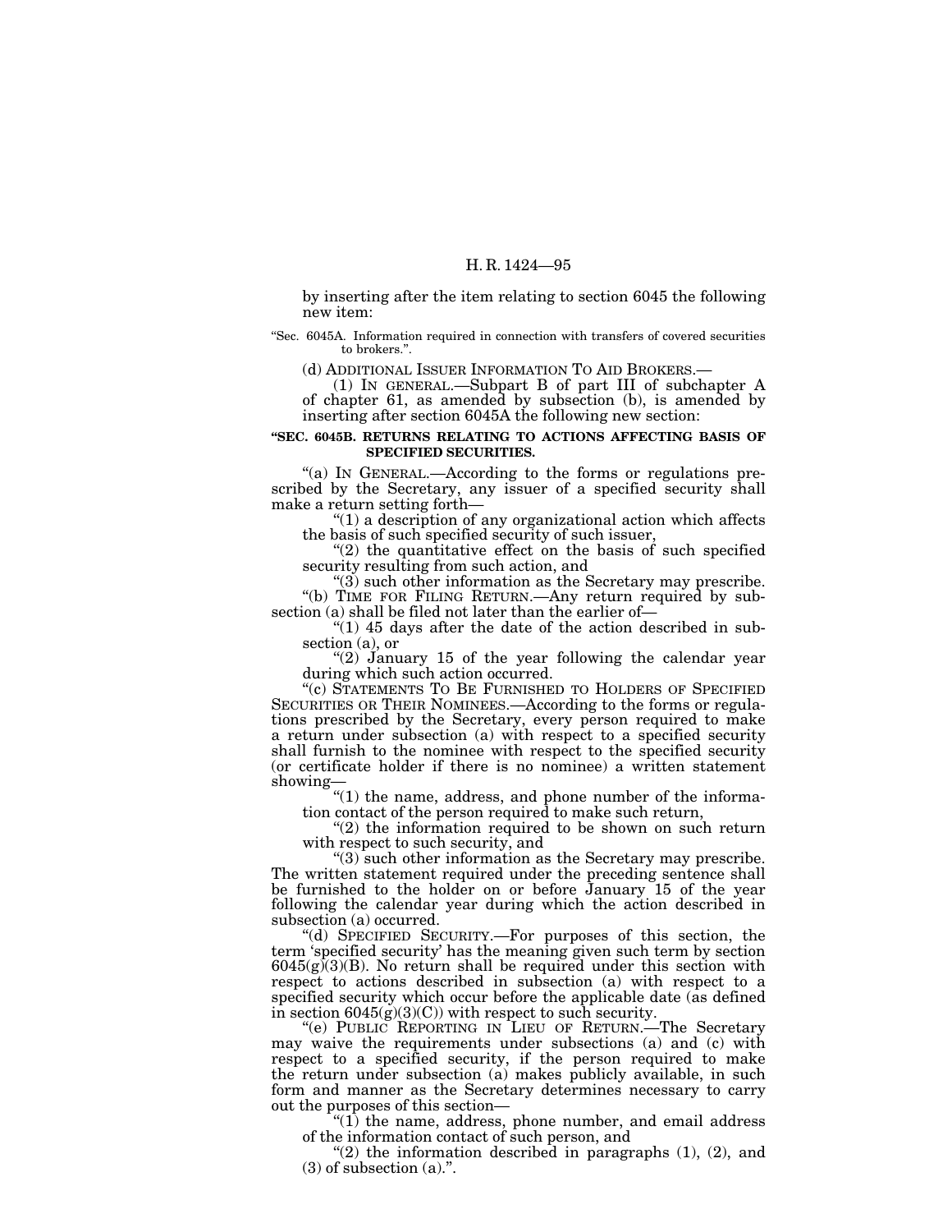by inserting after the item relating to section 6045 the following new item:

"Sec. 6045A. Information required in connection with transfers of covered securities to brokers.".

(d) ADDITIONAL ISSUER INFORMATION TO AID BROKERS.—

(1) IN GENERAL.—Subpart B of part III of subchapter A of chapter 61, as amended by subsection (b), is amended by inserting after section 6045A the following new section:

**"SEC. 6045B. RETURNS RELATING TO ACTIONS AFFECTING BASIS OF SPECIFIED SECURITIES.**

"(a) IN GENERAL.—According to the forms or regulations prescribed by the Secretary, any issuer of a specified security shall make a return setting forth—

"(1) a description of any organizational action which affects the basis of such specified security of such issuer,

"(2) the quantitative effect on the basis of such specified security resulting from such action, and

"(3) such other information as the Secretary may prescribe.

"(b) TIME FOR FILING RETURN.—Any return required by subsection (a) shall be filed not later than the earlier of—

"(1) 45 days after the date of the action described in subsection (a), or

"(2) January 15 of the year following the calendar year during which such action occurred.

"(c) STATEMENTS TO BE FURNISHED TO HOLDERS OF SPECIFIED SECURITIES OR THEIR NOMINEES.—According to the forms or regulations prescribed by the Secretary, every person required to make a return under subsection (a) with respect to a specified security shall furnish to the nominee with respect to the specified security (or certificate holder if there is no nominee) a written statement showing—

"(1) the name, address, and phone number of the information contact of the person required to make such return,

"(2) the information required to be shown on such return with respect to such security, and

"(3) such other information as the Secretary may prescribe.

The written statement required under the preceding sentence shall be furnished to the holder on or before January 15 of the year following the calendar year during which the action described in subsection (a) occurred.

"(d) SPECIFIED SECURITY.—For purposes of this section, the term 'specified security' has the meaning given such term by section 6045(g)(3)(B). No return shall be required under this section with respect to actions described in subsection (a) with respect to a specified security which occur before the applicable date (as defined in section 6045(g)(3)(C)) with respect to such security.

"(e) PUBLIC REPORTING IN LIEU OF RETURN.—The Secretary may waive the requirements under subsections (a) and (c) with respect to a specified security, if the person required to make the return under subsection (a) makes publicly available, in such form and manner as the Secretary determines necessary to carry out the purposes of this section—

"(1) the name, address, phone number, and email address of the information contact of such person, and

"(2) the information described in paragraphs (1), (2), and (3) of subsection (a).".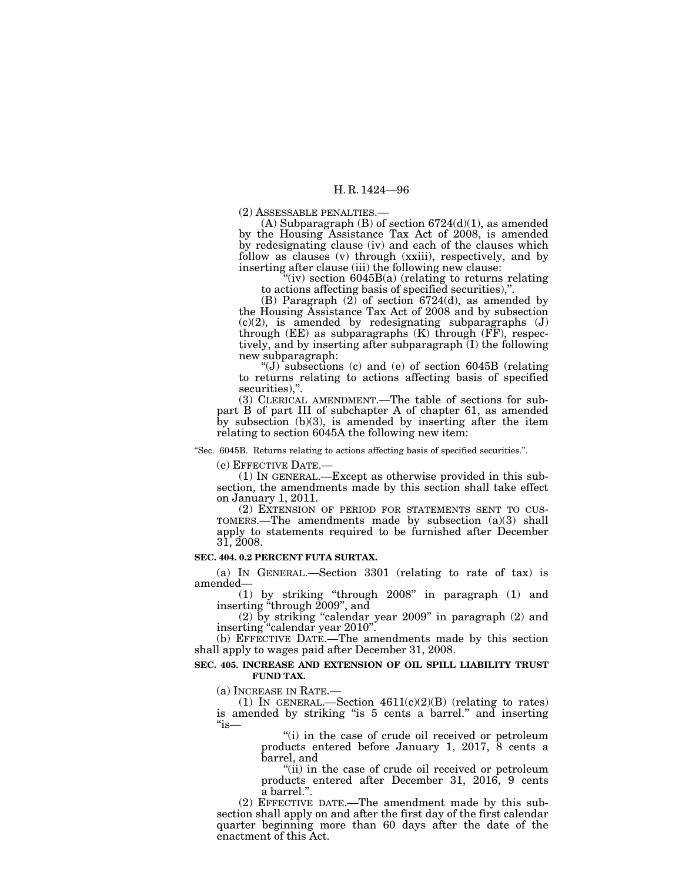(2) ASSESSABLE PENALTIES.—

(A) Subparagraph (B) of section 6724(d)(1), as amended by the Housing Assistance Tax Act of 2008, is amended by redesignating clause (iv) and each of the clauses which follow as clauses (v) through (xxiii), respectively, and by inserting after clause (iii) the following new clause:

"(iv) section 6045B(a) (relating to returns relating to actions affecting basis of specified securities),".

(B) Paragraph (2) of section 6724(d), as amended by the Housing Assistance Tax Act of 2008 and by subsection (c)(2), is amended by redesignating subparagraphs (J) through (EE) as subparagraphs (K) through (FF), respectively, and by inserting after subparagraph (I) the following new subparagraph:

"(J) subsections (c) and (e) of section 6045B (relating to returns relating to actions affecting basis of specified securities),".

(3) CLERICAL AMENDMENT.—The table of sections for subpart B of part III of subchapter A of chapter 61, as amended by subsection (b)(3), is amended by inserting after the item relating to section 6045A the following new item:

"Sec. 6045B. Returns relating to actions affecting basis of specified securities.".

(e) EFFECTIVE DATE.—

(1) IN GENERAL.—Except as otherwise provided in this subsection, the amendments made by this section shall take effect on January 1, 2011.

(2) EXTENSION OF PERIOD FOR STATEMENTS SENT TO CUSTOMERS.—The amendments made by subsection (a)(3) shall apply to statements required to be furnished after December 31, 2008.

**SEC. 404. 0.2 PERCENT FUTA SURTAX.**

(a) IN GENERAL.—Section 3301 (relating to rate of tax) is amended—

(1) by striking "through 2008" in paragraph (1) and inserting "through 2009", and

(2) by striking "calendar year 2009" in paragraph (2) and inserting "calendar year 2010".

(b) EFFECTIVE DATE.—The amendments made by this section shall apply to wages paid after December 31, 2008.

**SEC. 405. INCREASE AND EXTENSION OF OIL SPILL LIABILITY TRUST FUND TAX.**

(a) INCREASE IN RATE.—

(1) IN GENERAL.—Section 4611(c)(2)(B) (relating to rates) is amended by striking "is 5 cents a barrel." and inserting "is—

"(i) in the case of crude oil received or petroleum products entered before January 1, 2017, 8 cents a barrel, and

"(ii) in the case of crude oil received or petroleum products entered after December 31, 2016, 9 cents a barrel.".

(2) EFFECTIVE DATE.—The amendment made by this subsection shall apply on and after the first day of the first calendar quarter beginning more than 60 days after the date of the enactment of this Act.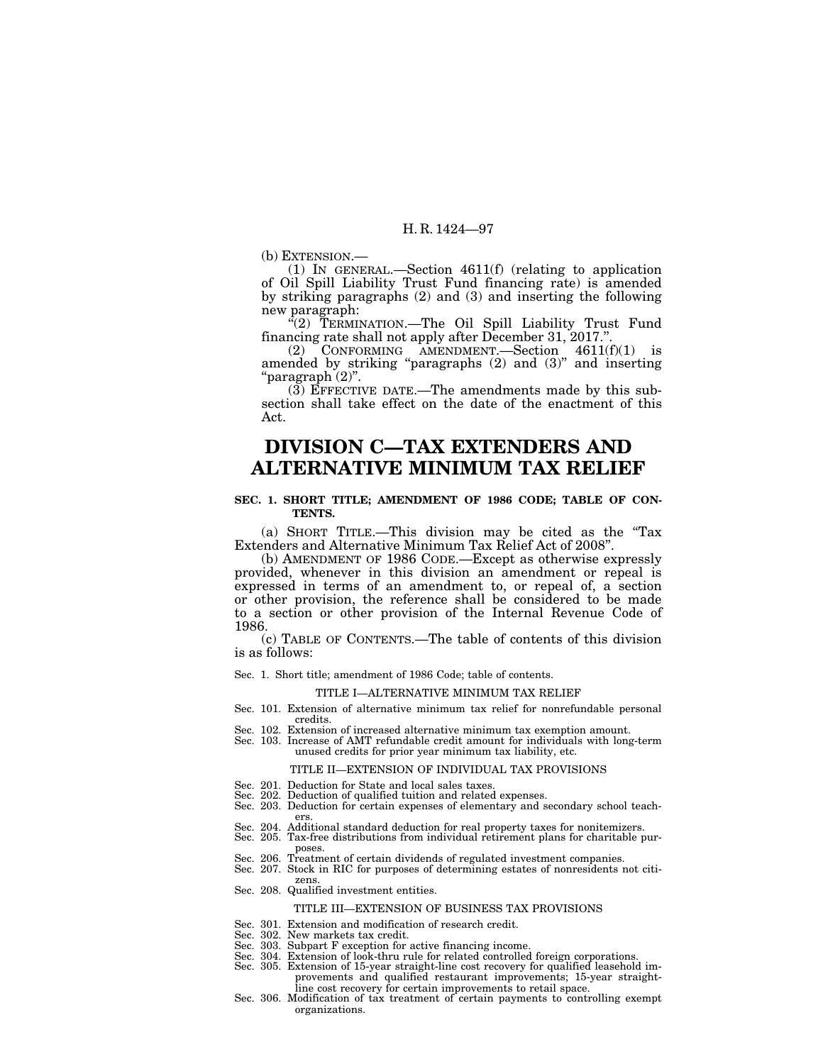(b) EXTENSION.—

(1) IN GENERAL.—Section 4611(f) (relating to application of Oil Spill Liability Trust Fund financing rate) is amended by striking paragraphs (2) and (3) and inserting the following new paragraph:

"(2) TERMINATION.—The Oil Spill Liability Trust Fund financing rate shall not apply after December 31, 2017.".

(2) CONFORMING AMENDMENT.—Section 4611(f)(1) is amended by striking "paragraphs (2) and (3)" and inserting "paragraph (2)".

(3) EFFECTIVE DATE.—The amendments made by this subsection shall take effect on the date of the enactment of this Act.

# DIVISION C—TAX EXTENDERS AND ALTERNATIVE MINIMUM TAX RELIEF

**SEC. 1. SHORT TITLE; AMENDMENT OF 1986 CODE; TABLE OF CONTENTS.**

(a) SHORT TITLE.—This division may be cited as the "Tax Extenders and Alternative Minimum Tax Relief Act of 2008".

(b) AMENDMENT OF 1986 CODE.—Except as otherwise expressly provided, whenever in this division an amendment or repeal is expressed in terms of an amendment to, or repeal of, a section or other provision, the reference shall be considered to be made to a section or other provision of the Internal Revenue Code of 1986.

(c) TABLE OF CONTENTS.—The table of contents of this division is as follows:

Sec. 1. Short title; amendment of 1986 Code; table of contents.

TITLE I—ALTERNATIVE MINIMUM TAX RELIEF

Sec. 101. Extension of alternative minimum tax relief for nonrefundable personal credits.
Sec. 102. Extension of increased alternative minimum tax exemption amount.
Sec. 103. Increase of AMT refundable credit amount for individuals with long-term unused credits for prior year minimum tax liability, etc.

TITLE II—EXTENSION OF INDIVIDUAL TAX PROVISIONS

Sec. 201. Deduction for State and local sales taxes.
Sec. 202. Deduction of qualified tuition and related expenses.
Sec. 203. Deduction for certain expenses of elementary and secondary school teachers.
Sec. 204. Additional standard deduction for real property taxes for nonitemizers.
Sec. 205. Tax-free distributions from individual retirement plans for charitable purposes.
Sec. 206. Treatment of certain dividends of regulated investment companies.
Sec. 207. Stock in RIC for purposes of determining estates of nonresidents not citizens.
Sec. 208. Qualified investment entities.

TITLE III—EXTENSION OF BUSINESS TAX PROVISIONS

Sec. 301. Extension and modification of research credit.
Sec. 302. New markets tax credit.
Sec. 303. Subpart F exception for active financing income.
Sec. 304. Extension of look-thru rule for related controlled foreign corporations.
Sec. 305. Extension of 15-year straight-line cost recovery for qualified leasehold improvements and qualified restaurant improvements; 15-year straight-line cost recovery for certain improvements to retail space.
Sec. 306. Modification of tax treatment of certain payments to controlling exempt organizations.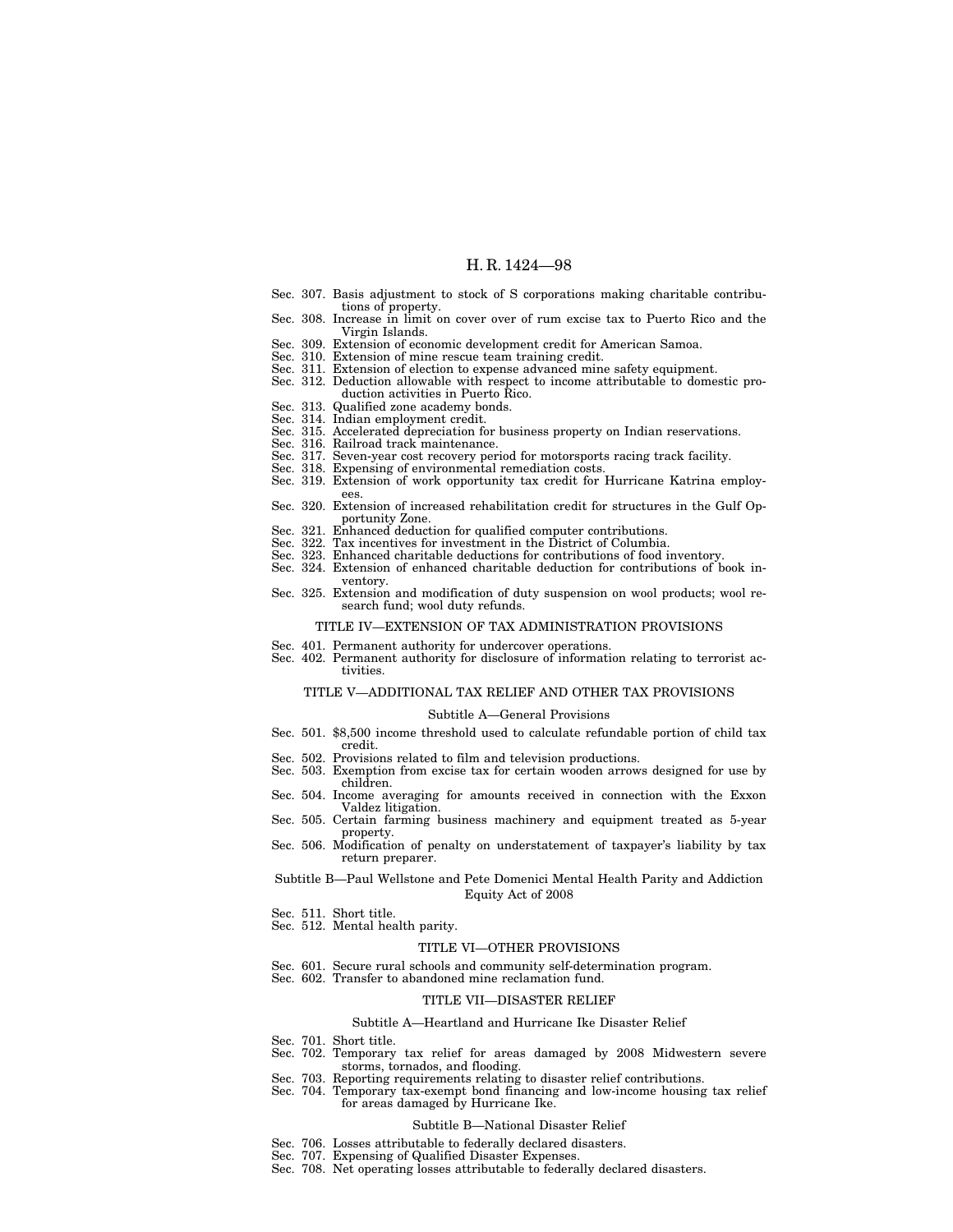Sec. 307. Basis adjustment to stock of S corporations making charitable contributions of property.

Sec. 308. Increase in limit on cover over of rum excise tax to Puerto Rico and the Virgin Islands.

Sec. 309. Extension of economic development credit for American Samoa.

Sec. 310. Extension of mine rescue team training credit.

Sec. 311. Extension of election to expense advanced mine safety equipment.

Sec. 312. Deduction allowable with respect to income attributable to domestic production activities in Puerto Rico.

Sec. 313. Qualified zone academy bonds.

Sec. 314. Indian employment credit.

Sec. 315. Accelerated depreciation for business property on Indian reservations.

Sec. 316. Railroad track maintenance.

Sec. 317. Seven-year cost recovery period for motorsports racing track facility.

Sec. 318. Expensing of environmental remediation costs.

Sec. 319. Extension of work opportunity tax credit for Hurricane Katrina employees.

Sec. 320. Extension of increased rehabilitation credit for structures in the Gulf Opportunity Zone.

Sec. 321. Enhanced deduction for qualified computer contributions.

Sec. 322. Tax incentives for investment in the District of Columbia.

Sec. 323. Enhanced charitable deductions for contributions of food inventory.

Sec. 324. Extension of enhanced charitable deduction for contributions of book inventory.

Sec. 325. Extension and modification of duty suspension on wool products; wool research fund; wool duty refunds.

## TITLE IV—EXTENSION OF TAX ADMINISTRATION PROVISIONS

Sec. 401. Permanent authority for undercover operations.

Sec. 402. Permanent authority for disclosure of information relating to terrorist activities.

## TITLE V—ADDITIONAL TAX RELIEF AND OTHER TAX PROVISIONS

### Subtitle A—General Provisions

Sec. 501. $8,500 income threshold used to calculate refundable portion of child tax credit.

Sec. 502. Provisions related to film and television productions.

Sec. 503. Exemption from excise tax for certain wooden arrows designed for use by children.

Sec. 504. Income averaging for amounts received in connection with the Exxon Valdez litigation.

Sec. 505. Certain farming business machinery and equipment treated as 5-year property.

Sec. 506. Modification of penalty on understatement of taxpayer's liability by tax return preparer.

### Subtitle B—Paul Wellstone and Pete Domenici Mental Health Parity and Addiction Equity Act of 2008

Sec. 511. Short title.

Sec. 512. Mental health parity.

## TITLE VI—OTHER PROVISIONS

Sec. 601. Secure rural schools and community self-determination program.

Sec. 602. Transfer to abandoned mine reclamation fund.

## TITLE VII—DISASTER RELIEF

### Subtitle A—Heartland and Hurricane Ike Disaster Relief

Sec. 701. Short title.

Sec. 702. Temporary tax relief for areas damaged by 2008 Midwestern severe storms, tornados, and flooding.

Sec. 703. Reporting requirements relating to disaster relief contributions.

Sec. 704. Temporary tax-exempt bond financing and low-income housing tax relief for areas damaged by Hurricane Ike.

### Subtitle B—National Disaster Relief

Sec. 706. Losses attributable to federally declared disasters.

Sec. 707. Expensing of Qualified Disaster Expenses.

Sec. 708. Net operating losses attributable to federally declared disasters.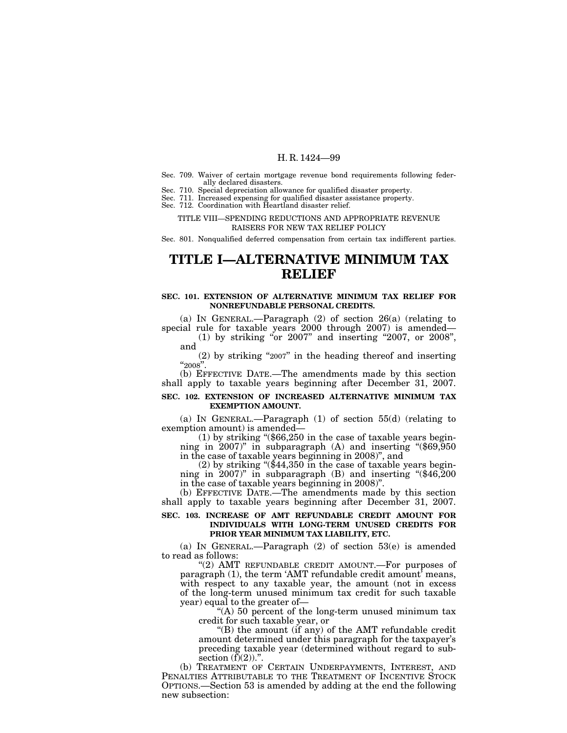Sec. 709. Waiver of certain mortgage revenue bond requirements following federally declared disasters.
Sec. 710. Special depreciation allowance for qualified disaster property.
Sec. 711. Increased expensing for qualified disaster assistance property.
Sec. 712. Coordination with Heartland disaster relief.

TITLE VIII—SPENDING REDUCTIONS AND APPROPRIATE REVENUE RAISERS FOR NEW TAX RELIEF POLICY

Sec. 801. Nonqualified deferred compensation from certain tax indifferent parties.

# TITLE I—ALTERNATIVE MINIMUM TAX RELIEF

### SEC. 101. EXTENSION OF ALTERNATIVE MINIMUM TAX RELIEF FOR NONREFUNDABLE PERSONAL CREDITS.

(a) IN GENERAL.—Paragraph (2) of section 26(a) (relating to special rule for taxable years 2000 through 2007) is amended—

(1) by striking "or 2007" and inserting "2007, or 2008", and

(2) by striking "2007" in the heading thereof and inserting "2008".

(b) EFFECTIVE DATE.—The amendments made by this section shall apply to taxable years beginning after December 31, 2007.

### SEC. 102. EXTENSION OF INCREASED ALTERNATIVE MINIMUM TAX EXEMPTION AMOUNT.

(a) IN GENERAL.—Paragraph (1) of section 55(d) (relating to exemption amount) is amended—

(1) by striking "($66,250 in the case of taxable years beginning in 2007)" in subparagraph (A) and inserting "($69,950 in the case of taxable years beginning in 2008)", and

(2) by striking "($44,350 in the case of taxable years beginning in 2007)" in subparagraph (B) and inserting "($46,200 in the case of taxable years beginning in 2008)".

(b) EFFECTIVE DATE.—The amendments made by this section shall apply to taxable years beginning after December 31, 2007.

### SEC. 103. INCREASE OF AMT REFUNDABLE CREDIT AMOUNT FOR INDIVIDUALS WITH LONG-TERM UNUSED CREDITS FOR PRIOR YEAR MINIMUM TAX LIABILITY, ETC.

(a) IN GENERAL.—Paragraph (2) of section 53(e) is amended to read as follows:

"(2) AMT REFUNDABLE CREDIT AMOUNT.—For purposes of paragraph (1), the term 'AMT refundable credit amount' means, with respect to any taxable year, the amount (not in excess of the long-term unused minimum tax credit for such taxable year) equal to the greater of—

"(A) 50 percent of the long-term unused minimum tax credit for such taxable year, or

"(B) the amount (if any) of the AMT refundable credit amount determined under this paragraph for the taxpayer's preceding taxable year (determined without regard to subsection (f)(2)).".

(b) TREATMENT OF CERTAIN UNDERPAYMENTS, INTEREST, AND PENALTIES ATTRIBUTABLE TO THE TREATMENT OF INCENTIVE STOCK OPTIONS.—Section 53 is amended by adding at the end the following new subsection: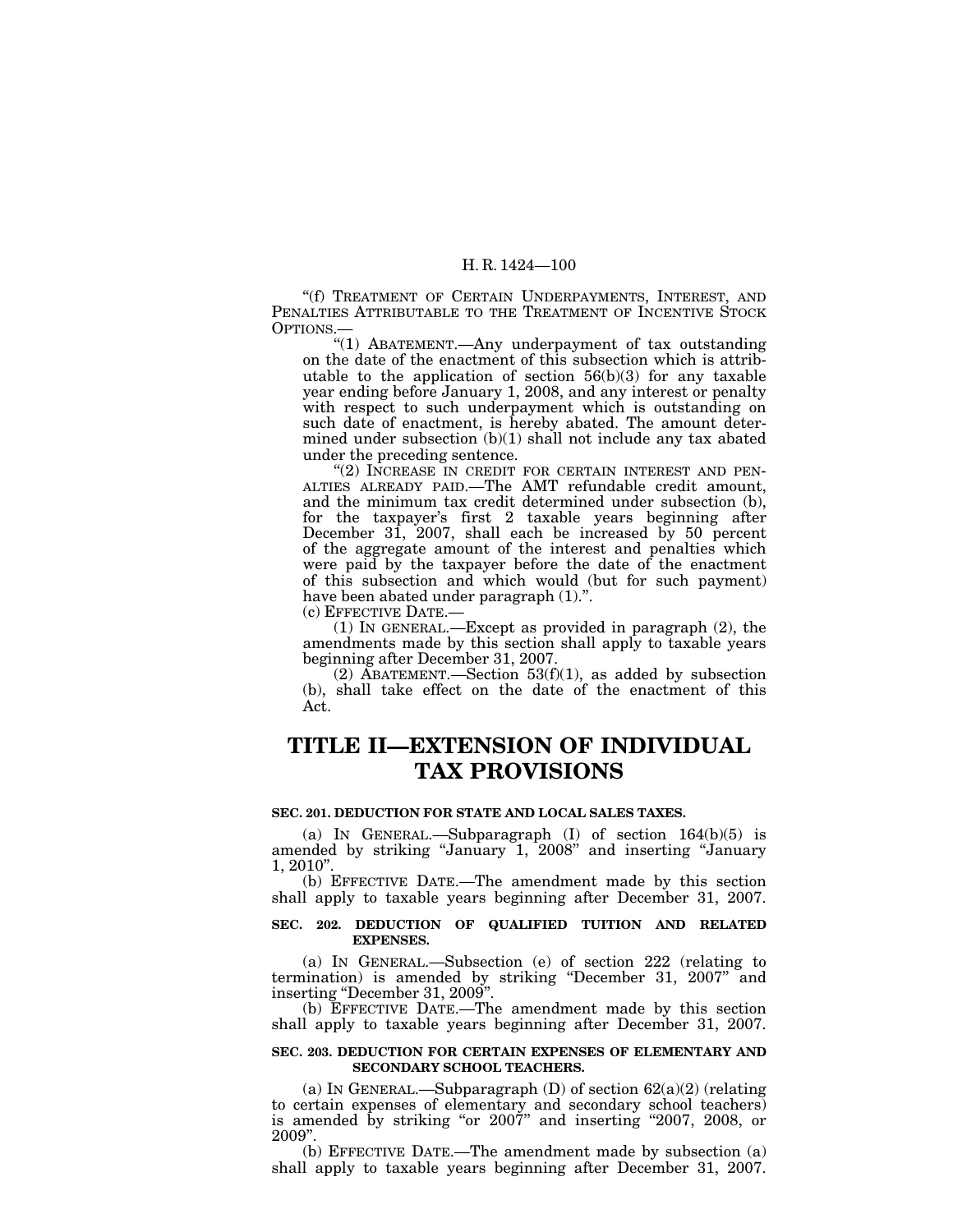"(f) TREATMENT OF CERTAIN UNDERPAYMENTS, INTEREST, AND PENALTIES ATTRIBUTABLE TO THE TREATMENT OF INCENTIVE STOCK OPTIONS.—

"(1) ABATEMENT.—Any underpayment of tax outstanding on the date of the enactment of this subsection which is attributable to the application of section 56(b)(3) for any taxable year ending before January 1, 2008, and any interest or penalty with respect to such underpayment which is outstanding on such date of enactment, is hereby abated. The amount determined under subsection (b)(1) shall not include any tax abated under the preceding sentence.

"(2) INCREASE IN CREDIT FOR CERTAIN INTEREST AND PENALTIES ALREADY PAID.—The AMT refundable credit amount, and the minimum tax credit determined under subsection (b), for the taxpayer's first 2 taxable years beginning after December 31, 2007, shall each be increased by 50 percent of the aggregate amount of the interest and penalties which were paid by the taxpayer before the date of the enactment of this subsection and which would (but for such payment) have been abated under paragraph (1).".

(c) EFFECTIVE DATE.—

(1) IN GENERAL.—Except as provided in paragraph (2), the amendments made by this section shall apply to taxable years beginning after December 31, 2007.

(2) ABATEMENT.—Section 53(f)(1), as added by subsection (b), shall take effect on the date of the enactment of this Act.

# TITLE II—EXTENSION OF INDIVIDUAL TAX PROVISIONS

### SEC. 201. DEDUCTION FOR STATE AND LOCAL SALES TAXES.

(a) IN GENERAL.—Subparagraph (I) of section 164(b)(5) is amended by striking "January 1, 2008" and inserting "January 1, 2010".

(b) EFFECTIVE DATE.—The amendment made by this section shall apply to taxable years beginning after December 31, 2007.

### SEC. 202. DEDUCTION OF QUALIFIED TUITION AND RELATED EXPENSES.

(a) IN GENERAL.—Subsection (e) of section 222 (relating to termination) is amended by striking "December 31, 2007" and inserting "December 31, 2009".

(b) EFFECTIVE DATE.—The amendment made by this section shall apply to taxable years beginning after December 31, 2007.

### SEC. 203. DEDUCTION FOR CERTAIN EXPENSES OF ELEMENTARY AND SECONDARY SCHOOL TEACHERS.

(a) IN GENERAL.—Subparagraph (D) of section 62(a)(2) (relating to certain expenses of elementary and secondary school teachers) is amended by striking "or 2007" and inserting "2007, 2008, or 2009".

(b) EFFECTIVE DATE.—The amendment made by subsection (a) shall apply to taxable years beginning after December 31, 2007.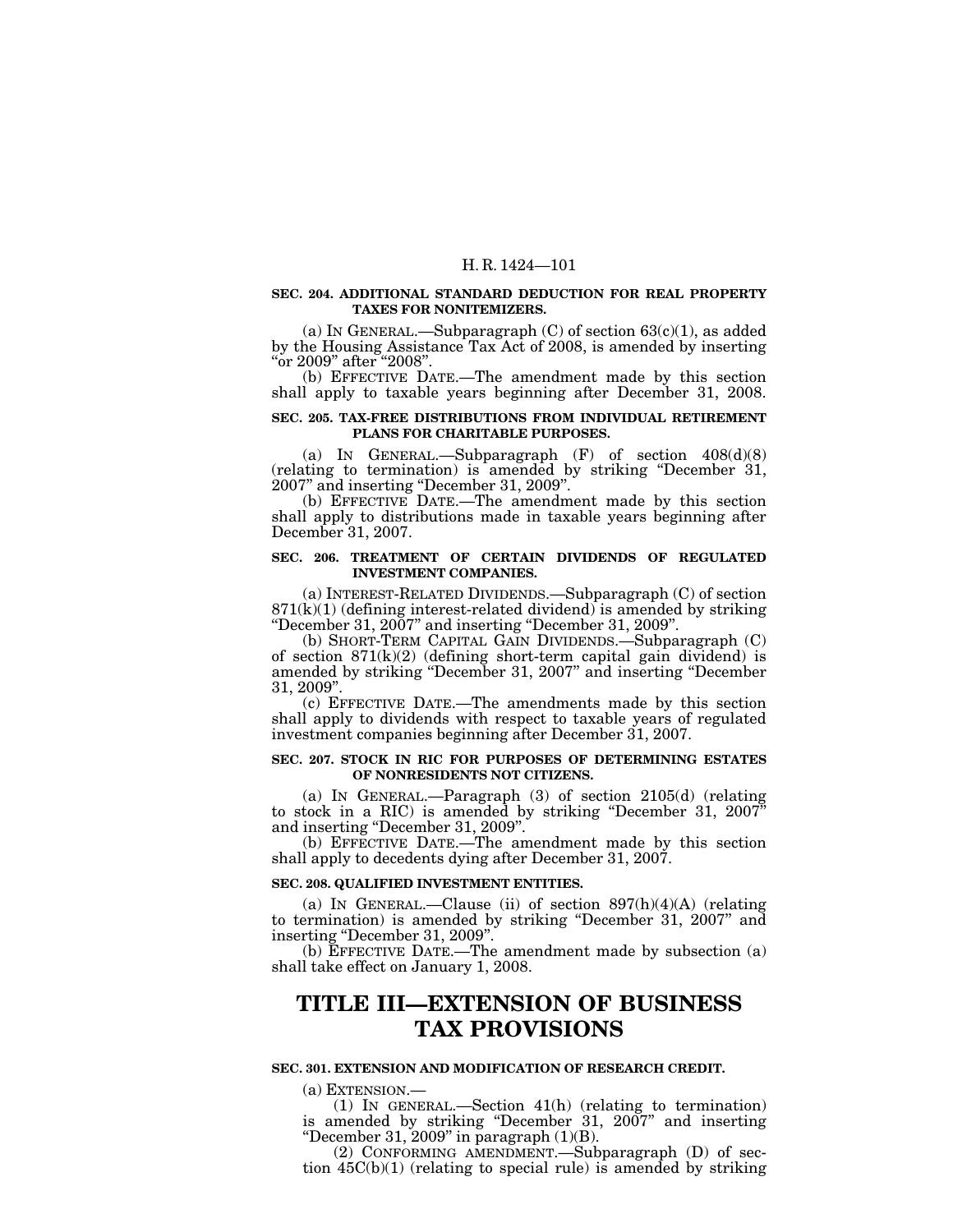**SEC. 204. ADDITIONAL STANDARD DEDUCTION FOR REAL PROPERTY TAXES FOR NONITEMIZERS.**

(a) IN GENERAL.—Subparagraph (C) of section 63(c)(1), as added by the Housing Assistance Tax Act of 2008, is amended by inserting "or 2009" after "2008".

(b) EFFECTIVE DATE.—The amendment made by this section shall apply to taxable years beginning after December 31, 2008.

**SEC. 205. TAX-FREE DISTRIBUTIONS FROM INDIVIDUAL RETIREMENT PLANS FOR CHARITABLE PURPOSES.**

(a) IN GENERAL.—Subparagraph (F) of section 408(d)(8) (relating to termination) is amended by striking "December 31, 2007" and inserting "December 31, 2009".

(b) EFFECTIVE DATE.—The amendment made by this section shall apply to distributions made in taxable years beginning after December 31, 2007.

**SEC. 206. TREATMENT OF CERTAIN DIVIDENDS OF REGULATED INVESTMENT COMPANIES.**

(a) INTEREST-RELATED DIVIDENDS.—Subparagraph (C) of section 871(k)(1) (defining interest-related dividend) is amended by striking "December 31, 2007" and inserting "December 31, 2009".

(b) SHORT-TERM CAPITAL GAIN DIVIDENDS.—Subparagraph (C) of section 871(k)(2) (defining short-term capital gain dividend) is amended by striking "December 31, 2007" and inserting "December 31, 2009".

(c) EFFECTIVE DATE.—The amendments made by this section shall apply to dividends with respect to taxable years of regulated investment companies beginning after December 31, 2007.

**SEC. 207. STOCK IN RIC FOR PURPOSES OF DETERMINING ESTATES OF NONRESIDENTS NOT CITIZENS.**

(a) IN GENERAL.—Paragraph (3) of section 2105(d) (relating to stock in a RIC) is amended by striking "December 31, 2007" and inserting "December 31, 2009".

(b) EFFECTIVE DATE.—The amendment made by this section shall apply to decedents dying after December 31, 2007.

**SEC. 208. QUALIFIED INVESTMENT ENTITIES.**

(a) IN GENERAL.—Clause (ii) of section 897(h)(4)(A) (relating to termination) is amended by striking "December 31, 2007" and inserting "December 31, 2009".

(b) EFFECTIVE DATE.—The amendment made by subsection (a) shall take effect on January 1, 2008.

# TITLE III—EXTENSION OF BUSINESS TAX PROVISIONS

**SEC. 301. EXTENSION AND MODIFICATION OF RESEARCH CREDIT.**

(a) EXTENSION.—

(1) IN GENERAL.—Section 41(h) (relating to termination) is amended by striking "December 31, 2007" and inserting "December 31, 2009" in paragraph (1)(B).

(2) CONFORMING AMENDMENT.—Subparagraph (D) of section 45C(b)(1) (relating to special rule) is amended by striking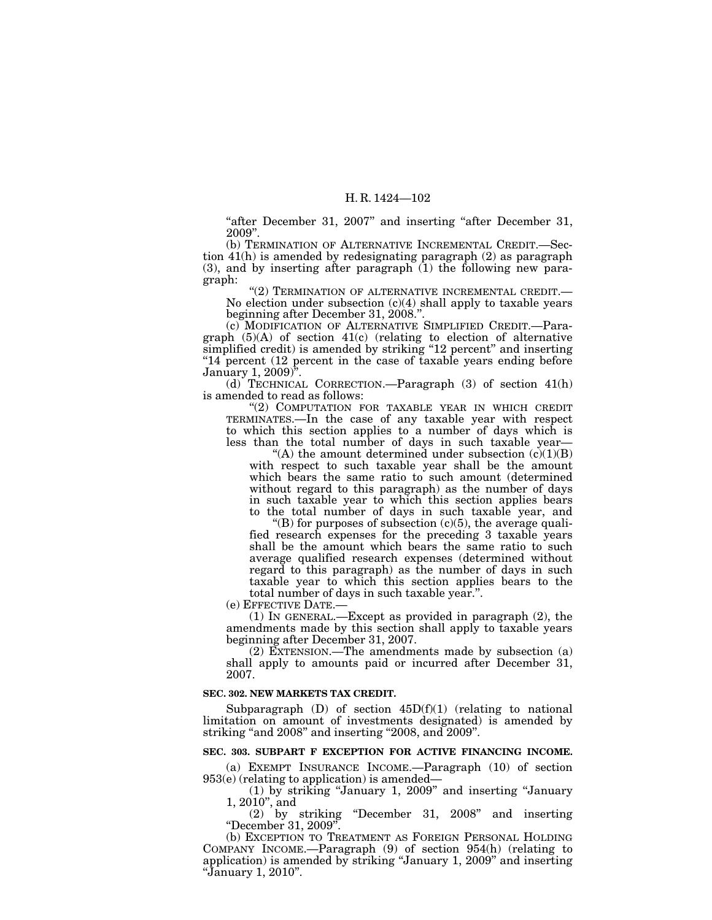"after December 31, 2007" and inserting "after December 31, 2009".

(b) TERMINATION OF ALTERNATIVE INCREMENTAL CREDIT.—Section 41(h) is amended by redesignating paragraph (2) as paragraph (3), and by inserting after paragraph (1) the following new paragraph:

"(2) TERMINATION OF ALTERNATIVE INCREMENTAL CREDIT.—No election under subsection (c)(4) shall apply to taxable years beginning after December 31, 2008.".

(c) MODIFICATION OF ALTERNATIVE SIMPLIFIED CREDIT.—Paragraph (5)(A) of section 41(c) (relating to election of alternative simplified credit) is amended by striking "12 percent" and inserting "14 percent (12 percent in the case of taxable years ending before January 1, 2009)".

(d) TECHNICAL CORRECTION.—Paragraph (3) of section 41(h) is amended to read as follows:

"(2) COMPUTATION FOR TAXABLE YEAR IN WHICH CREDIT TERMINATES.—In the case of any taxable year with respect to which this section applies to a number of days which is less than the total number of days in such taxable year—

"(A) the amount determined under subsection (c)(1)(B) with respect to such taxable year shall be the amount which bears the same ratio to such amount (determined without regard to this paragraph) as the number of days in such taxable year to which this section applies bears to the total number of days in such taxable year, and

"(B) for purposes of subsection (c)(5), the average qualified research expenses for the preceding 3 taxable years shall be the amount which bears the same ratio to such average qualified research expenses (determined without regard to this paragraph) as the number of days in such taxable year to which this section applies bears to the total number of days in such taxable year.".

(e) EFFECTIVE DATE.—

(1) IN GENERAL.—Except as provided in paragraph (2), the amendments made by this section shall apply to taxable years beginning after December 31, 2007.

(2) EXTENSION.—The amendments made by subsection (a) shall apply to amounts paid or incurred after December 31, 2007.

**SEC. 302. NEW MARKETS TAX CREDIT.**

Subparagraph (D) of section 45D(f)(1) (relating to national limitation on amount of investments designated) is amended by striking "and 2008" and inserting "2008, and 2009".

**SEC. 303. SUBPART F EXCEPTION FOR ACTIVE FINANCING INCOME.**

(a) EXEMPT INSURANCE INCOME.—Paragraph (10) of section 953(e) (relating to application) is amended—

(1) by striking "January 1, 2009" and inserting "January 1, 2010", and

(2) by striking "December 31, 2008" and inserting "December 31, 2009".

(b) EXCEPTION TO TREATMENT AS FOREIGN PERSONAL HOLDING COMPANY INCOME.—Paragraph (9) of section 954(h) (relating to application) is amended by striking "January 1, 2009" and inserting "January 1, 2010".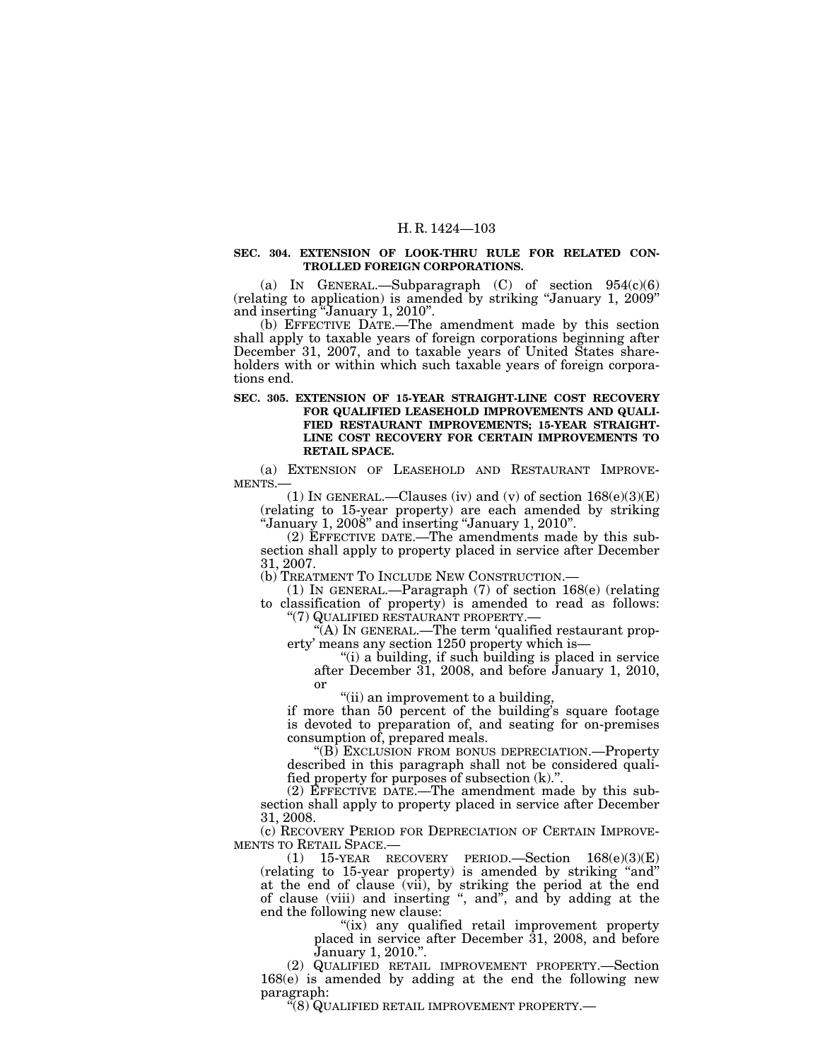**SEC. 304. EXTENSION OF LOOK-THRU RULE FOR RELATED CONTROLLED FOREIGN CORPORATIONS.**

(a) IN GENERAL.—Subparagraph (C) of section 954(c)(6) (relating to application) is amended by striking "January 1, 2009" and inserting "January 1, 2010".

(b) EFFECTIVE DATE.—The amendment made by this section shall apply to taxable years of foreign corporations beginning after December 31, 2007, and to taxable years of United States shareholders with or within which such taxable years of foreign corporations end.

**SEC. 305. EXTENSION OF 15-YEAR STRAIGHT-LINE COST RECOVERY FOR QUALIFIED LEASEHOLD IMPROVEMENTS AND QUALIFIED RESTAURANT IMPROVEMENTS; 15-YEAR STRAIGHT-LINE COST RECOVERY FOR CERTAIN IMPROVEMENTS TO RETAIL SPACE.**

(a) EXTENSION OF LEASEHOLD AND RESTAURANT IMPROVEMENTS.—

(1) IN GENERAL.—Clauses (iv) and (v) of section 168(e)(3)(E) (relating to 15-year property) are each amended by striking "January 1, 2008" and inserting "January 1, 2010".

(2) EFFECTIVE DATE.—The amendments made by this subsection shall apply to property placed in service after December 31, 2007.

(b) TREATMENT TO INCLUDE NEW CONSTRUCTION.—

(1) IN GENERAL.—Paragraph (7) of section 168(e) (relating to classification of property) is amended to read as follows:

"(7) QUALIFIED RESTAURANT PROPERTY.—

"(A) IN GENERAL.—The term 'qualified restaurant property' means any section 1250 property which is—

"(i) a building, if such building is placed in service after December 31, 2008, and before January 1, 2010, or

"(ii) an improvement to a building,

if more than 50 percent of the building's square footage is devoted to preparation of, and seating for on-premises consumption of, prepared meals.

"(B) EXCLUSION FROM BONUS DEPRECIATION.—Property described in this paragraph shall not be considered qualified property for purposes of subsection (k).".

(2) EFFECTIVE DATE.—The amendment made by this subsection shall apply to property placed in service after December 31, 2008.

(c) RECOVERY PERIOD FOR DEPRECIATION OF CERTAIN IMPROVEMENTS TO RETAIL SPACE.—

(1) 15-YEAR RECOVERY PERIOD.—Section 168(e)(3)(E) (relating to 15-year property) is amended by striking "and" at the end of clause (vii), by striking the period at the end of clause (viii) and inserting ", and", and by adding at the end the following new clause:

"(ix) any qualified retail improvement property placed in service after December 31, 2008, and before January 1, 2010.".

(2) QUALIFIED RETAIL IMPROVEMENT PROPERTY.—Section 168(e) is amended by adding at the end the following new paragraph:

"(8) QUALIFIED RETAIL IMPROVEMENT PROPERTY.—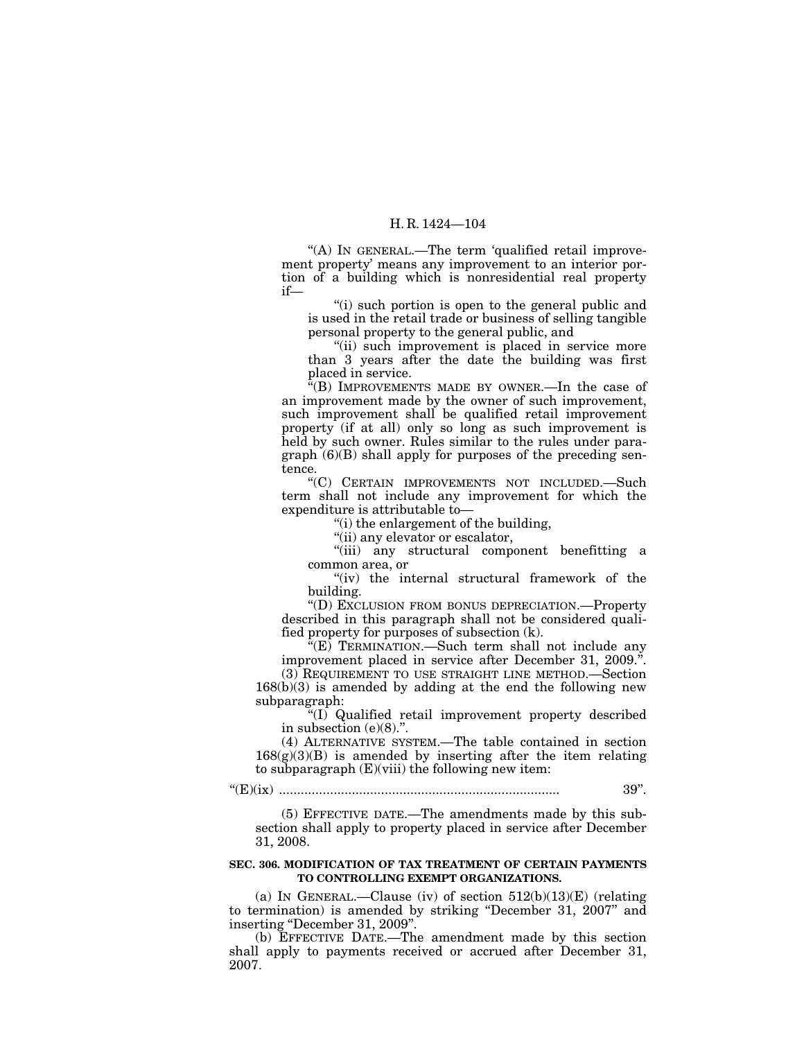"(A) IN GENERAL.—The term 'qualified retail improvement property' means any improvement to an interior portion of a building which is nonresidential real property if—

"(i) such portion is open to the general public and is used in the retail trade or business of selling tangible personal property to the general public, and

"(ii) such improvement is placed in service more than 3 years after the date the building was first placed in service.

"(B) IMPROVEMENTS MADE BY OWNER.—In the case of an improvement made by the owner of such improvement, such improvement shall be qualified retail improvement property (if at all) only so long as such improvement is held by such owner. Rules similar to the rules under paragraph (6)(B) shall apply for purposes of the preceding sentence.

"(C) CERTAIN IMPROVEMENTS NOT INCLUDED.—Such term shall not include any improvement for which the expenditure is attributable to—

"(i) the enlargement of the building,

"(ii) any elevator or escalator,

"(iii) any structural component benefitting a common area, or

"(iv) the internal structural framework of the building.

"(D) EXCLUSION FROM BONUS DEPRECIATION.—Property described in this paragraph shall not be considered qualified property for purposes of subsection (k).

"(E) TERMINATION.—Such term shall not include any improvement placed in service after December 31, 2009.".

(3) REQUIREMENT TO USE STRAIGHT LINE METHOD.—Section 168(b)(3) is amended by adding at the end the following new subparagraph:

"(I) Qualified retail improvement property described in subsection (e)(8).".

(4) ALTERNATIVE SYSTEM.—The table contained in section 168(g)(3)(B) is amended by inserting after the item relating to subparagraph (E)(viii) the following new item:

"(E)(ix) ............................................................................ 39".

(5) EFFECTIVE DATE.—The amendments made by this subsection shall apply to property placed in service after December 31, 2008.

**SEC. 306. MODIFICATION OF TAX TREATMENT OF CERTAIN PAYMENTS TO CONTROLLING EXEMPT ORGANIZATIONS.**

(a) IN GENERAL.—Clause (iv) of section 512(b)(13)(E) (relating to termination) is amended by striking "December 31, 2007" and inserting "December 31, 2009".

(b) EFFECTIVE DATE.—The amendment made by this section shall apply to payments received or accrued after December 31, 2007.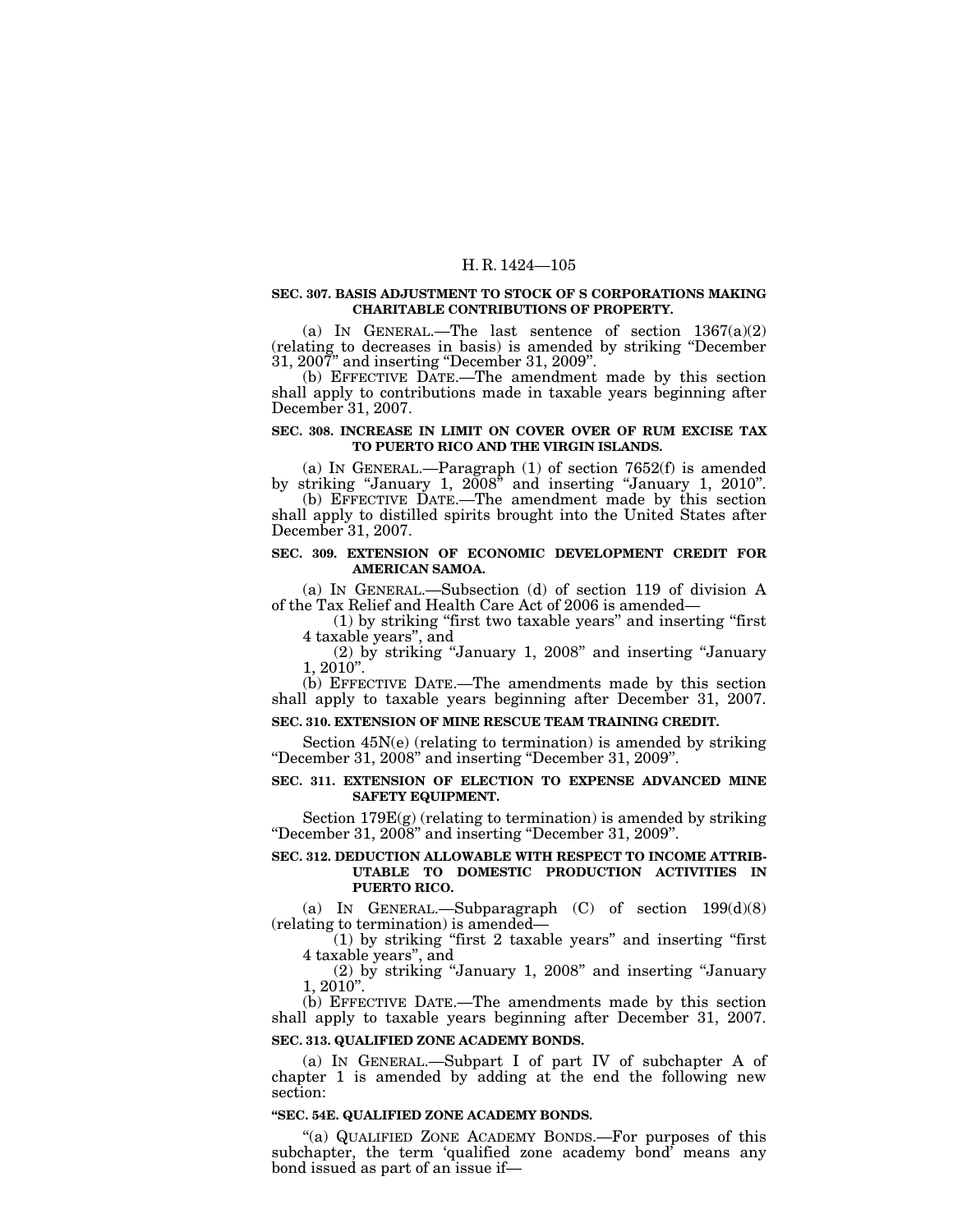**SEC. 307. BASIS ADJUSTMENT TO STOCK OF S CORPORATIONS MAKING CHARITABLE CONTRIBUTIONS OF PROPERTY.**

(a) IN GENERAL.—The last sentence of section 1367(a)(2) (relating to decreases in basis) is amended by striking "December 31, 2007" and inserting "December 31, 2009".

(b) EFFECTIVE DATE.—The amendment made by this section shall apply to contributions made in taxable years beginning after December 31, 2007.

**SEC. 308. INCREASE IN LIMIT ON COVER OVER OF RUM EXCISE TAX TO PUERTO RICO AND THE VIRGIN ISLANDS.**

(a) IN GENERAL.—Paragraph (1) of section 7652(f) is amended by striking "January 1, 2008" and inserting "January 1, 2010".

(b) EFFECTIVE DATE.—The amendment made by this section shall apply to distilled spirits brought into the United States after December 31, 2007.

**SEC. 309. EXTENSION OF ECONOMIC DEVELOPMENT CREDIT FOR AMERICAN SAMOA.**

(a) IN GENERAL.—Subsection (d) of section 119 of division A of the Tax Relief and Health Care Act of 2006 is amended—

(1) by striking "first two taxable years" and inserting "first 4 taxable years", and

(2) by striking "January 1, 2008" and inserting "January 1, 2010".

(b) EFFECTIVE DATE.—The amendments made by this section shall apply to taxable years beginning after December 31, 2007.

**SEC. 310. EXTENSION OF MINE RESCUE TEAM TRAINING CREDIT.**

Section 45N(e) (relating to termination) is amended by striking "December 31, 2008" and inserting "December 31, 2009".

**SEC. 311. EXTENSION OF ELECTION TO EXPENSE ADVANCED MINE SAFETY EQUIPMENT.**

Section 179E(g) (relating to termination) is amended by striking "December 31, 2008" and inserting "December 31, 2009".

**SEC. 312. DEDUCTION ALLOWABLE WITH RESPECT TO INCOME ATTRIBUTABLE TO DOMESTIC PRODUCTION ACTIVITIES IN PUERTO RICO.**

(a) IN GENERAL.—Subparagraph (C) of section 199(d)(8) (relating to termination) is amended—

(1) by striking "first 2 taxable years" and inserting "first 4 taxable years", and

(2) by striking "January 1, 2008" and inserting "January 1, 2010".

(b) EFFECTIVE DATE.—The amendments made by this section shall apply to taxable years beginning after December 31, 2007.

**SEC. 313. QUALIFIED ZONE ACADEMY BONDS.**

(a) IN GENERAL.—Subpart I of part IV of subchapter A of chapter 1 is amended by adding at the end the following new section:

**"SEC. 54E. QUALIFIED ZONE ACADEMY BONDS.**

"(a) QUALIFIED ZONE ACADEMY BONDS.—For purposes of this subchapter, the term 'qualified zone academy bond' means any bond issued as part of an issue if—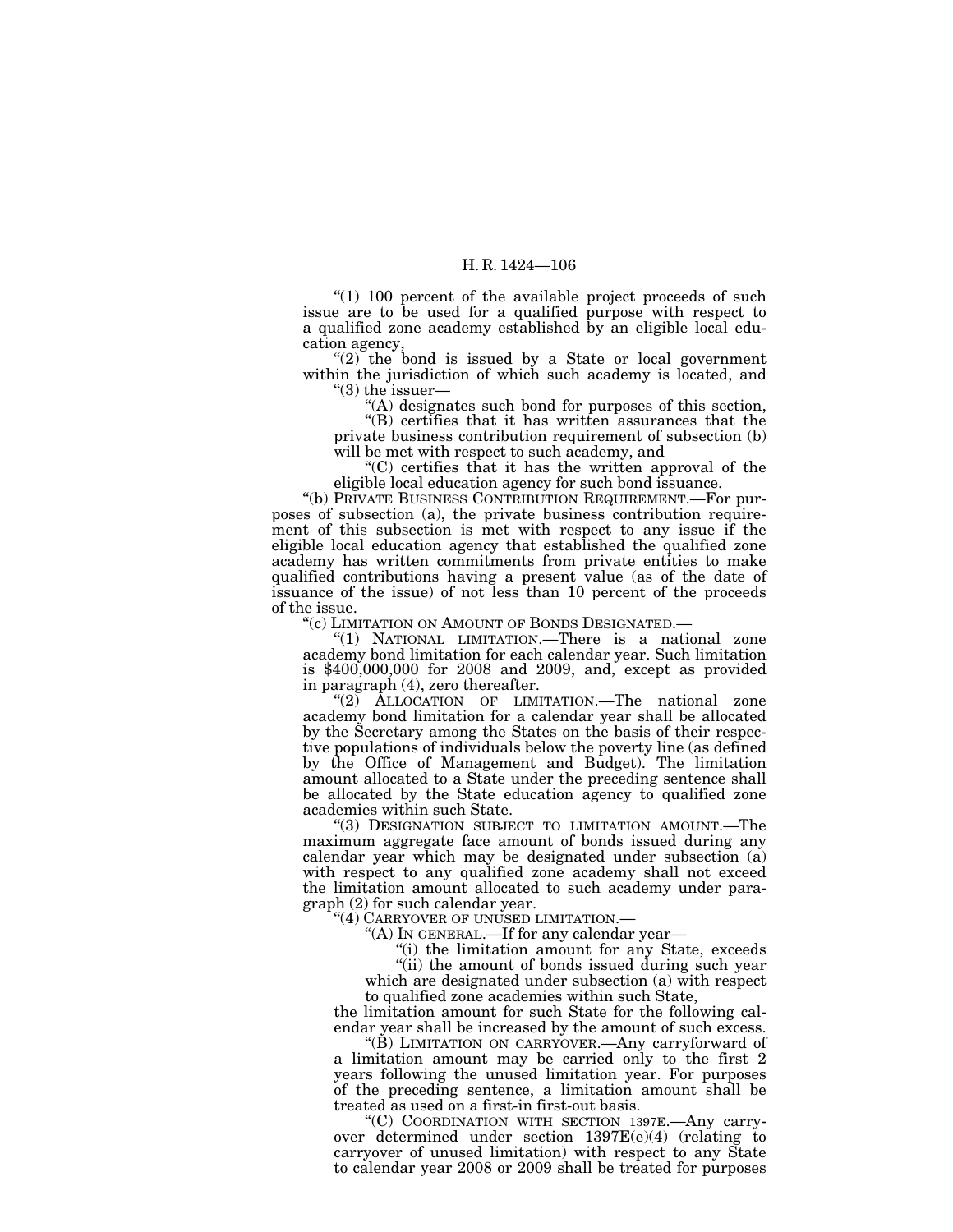"(1) 100 percent of the available project proceeds of such issue are to be used for a qualified purpose with respect to a qualified zone academy established by an eligible local education agency,

"(2) the bond is issued by a State or local government within the jurisdiction of which such academy is located, and

"(3) the issuer—

"(A) designates such bond for purposes of this section,

"(B) certifies that it has written assurances that the private business contribution requirement of subsection (b) will be met with respect to such academy, and

"(C) certifies that it has the written approval of the eligible local education agency for such bond issuance.

"(b) PRIVATE BUSINESS CONTRIBUTION REQUIREMENT.—For purposes of subsection (a), the private business contribution requirement of this subsection is met with respect to any issue if the eligible local education agency that established the qualified zone academy has written commitments from private entities to make qualified contributions having a present value (as of the date of issuance of the issue) of not less than 10 percent of the proceeds of the issue.

"(c) LIMITATION ON AMOUNT OF BONDS DESIGNATED.—

"(1) NATIONAL LIMITATION.—There is a national zone academy bond limitation for each calendar year. Such limitation is $400,000,000 for 2008 and 2009, and, except as provided in paragraph (4), zero thereafter.

"(2) ALLOCATION OF LIMITATION.—The national zone academy bond limitation for a calendar year shall be allocated by the Secretary among the States on the basis of their respective populations of individuals below the poverty line (as defined by the Office of Management and Budget). The limitation amount allocated to a State under the preceding sentence shall be allocated by the State education agency to qualified zone academies within such State.

"(3) DESIGNATION SUBJECT TO LIMITATION AMOUNT.—The maximum aggregate face amount of bonds issued during any calendar year which may be designated under subsection (a) with respect to any qualified zone academy shall not exceed the limitation amount allocated to such academy under paragraph (2) for such calendar year.

"(4) CARRYOVER OF UNUSED LIMITATION.—

"(A) IN GENERAL.—If for any calendar year—

"(i) the limitation amount for any State, exceeds

"(ii) the amount of bonds issued during such year which are designated under subsection (a) with respect to qualified zone academies within such State,

the limitation amount for such State for the following calendar year shall be increased by the amount of such excess.

"(B) LIMITATION ON CARRYOVER.—Any carryforward of a limitation amount may be carried only to the first 2 years following the unused limitation year. For purposes of the preceding sentence, a limitation amount shall be treated as used on a first-in first-out basis.

"(C) COORDINATION WITH SECTION 1397E.—Any carryover determined under section 1397E(e)(4) (relating to carryover of unused limitation) with respect to any State to calendar year 2008 or 2009 shall be treated for purposes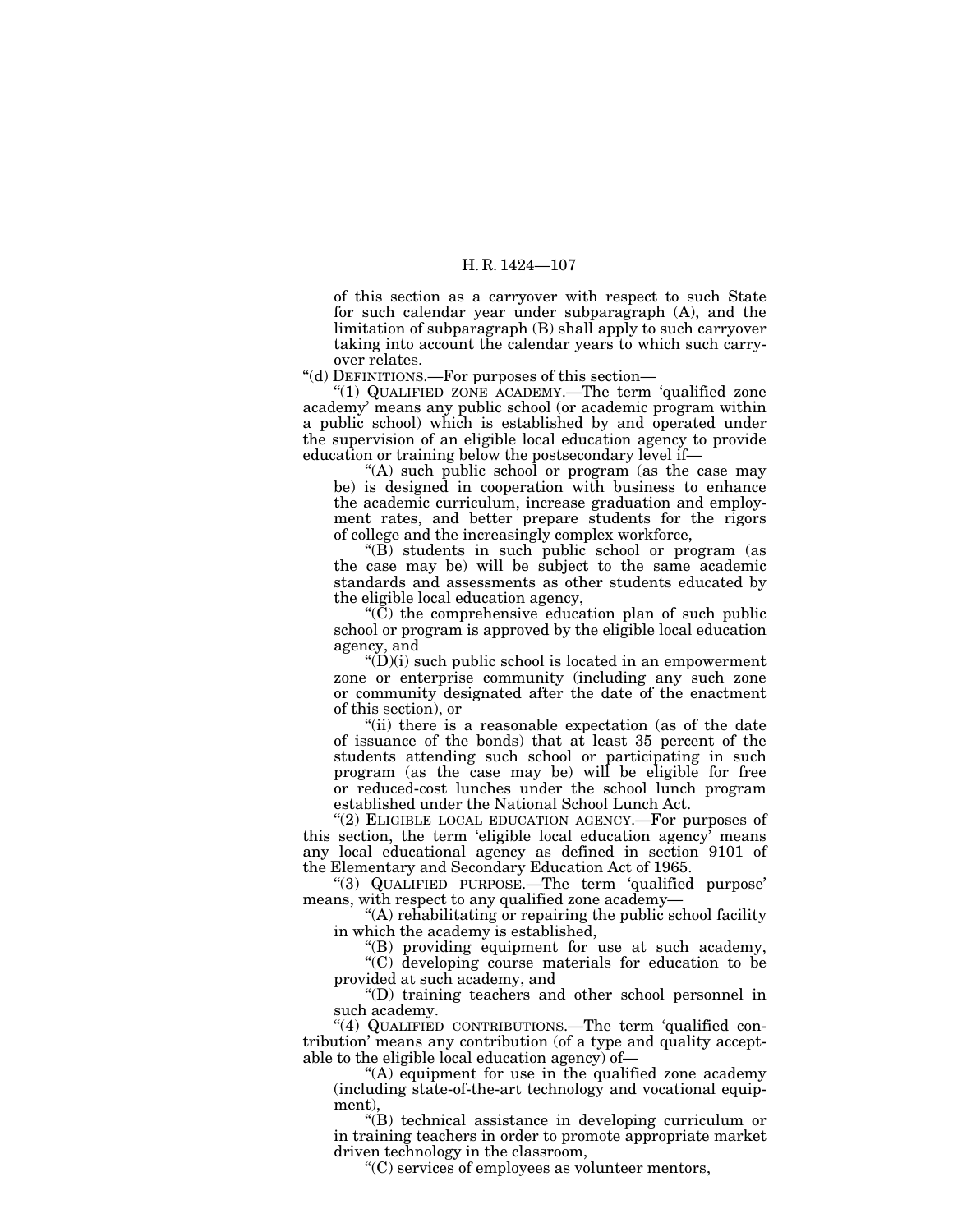of this section as a carryover with respect to such State for such calendar year under subparagraph (A), and the limitation of subparagraph (B) shall apply to such carryover taking into account the calendar years to which such carryover relates.

"(d) DEFINITIONS.—For purposes of this section—

"(1) QUALIFIED ZONE ACADEMY.—The term 'qualified zone academy' means any public school (or academic program within a public school) which is established by and operated under the supervision of an eligible local education agency to provide education or training below the postsecondary level if—

"(A) such public school or program (as the case may be) is designed in cooperation with business to enhance the academic curriculum, increase graduation and employment rates, and better prepare students for the rigors of college and the increasingly complex workforce,

"(B) students in such public school or program (as the case may be) will be subject to the same academic standards and assessments as other students educated by the eligible local education agency,

"(C) the comprehensive education plan of such public school or program is approved by the eligible local education agency, and

"(D)(i) such public school is located in an empowerment zone or enterprise community (including any such zone or community designated after the date of the enactment of this section), or

"(ii) there is a reasonable expectation (as of the date of issuance of the bonds) that at least 35 percent of the students attending such school or participating in such program (as the case may be) will be eligible for free or reduced-cost lunches under the school lunch program established under the National School Lunch Act.

"(2) ELIGIBLE LOCAL EDUCATION AGENCY.—For purposes of this section, the term 'eligible local education agency' means any local educational agency as defined in section 9101 of the Elementary and Secondary Education Act of 1965.

"(3) QUALIFIED PURPOSE.—The term 'qualified purpose' means, with respect to any qualified zone academy—

"(A) rehabilitating or repairing the public school facility in which the academy is established,

"(B) providing equipment for use at such academy,

"(C) developing course materials for education to be provided at such academy, and

"(D) training teachers and other school personnel in such academy.

"(4) QUALIFIED CONTRIBUTIONS.—The term 'qualified contribution' means any contribution (of a type and quality acceptable to the eligible local education agency) of—

"(A) equipment for use in the qualified zone academy (including state-of-the-art technology and vocational equipment),

"(B) technical assistance in developing curriculum or in training teachers in order to promote appropriate market driven technology in the classroom,

"(C) services of employees as volunteer mentors,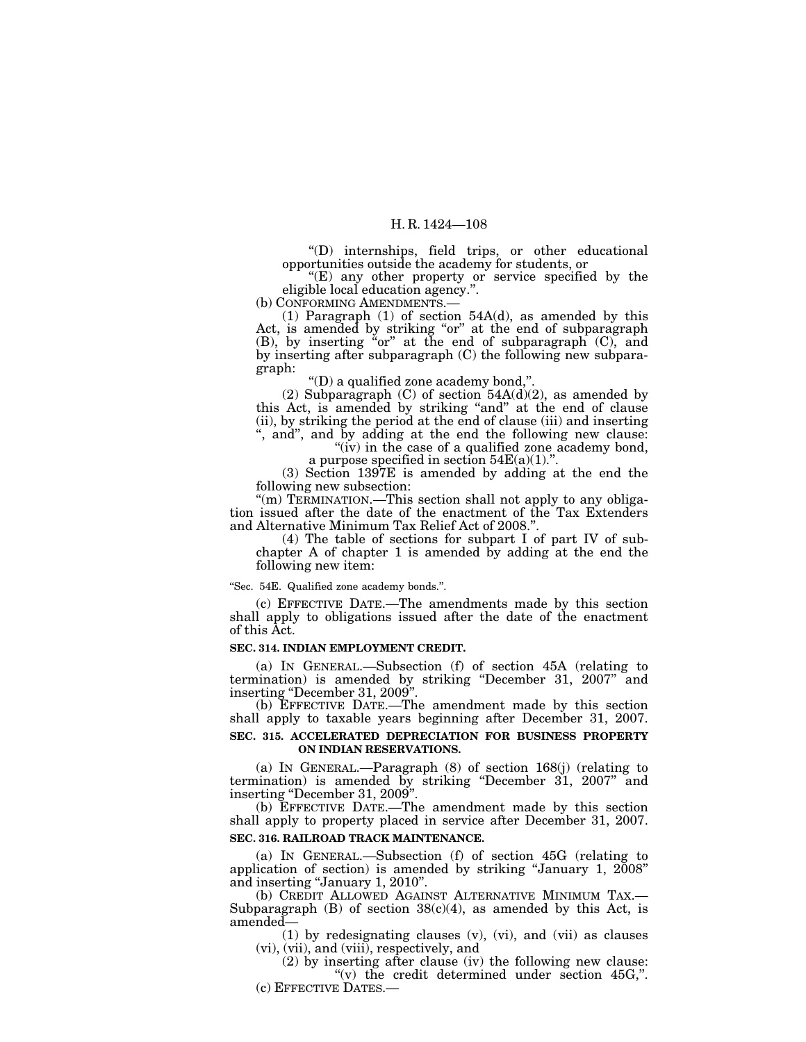"(D) internships, field trips, or other educational opportunities outside the academy for students, or

"(E) any other property or service specified by the eligible local education agency.".

(b) CONFORMING AMENDMENTS.—

(1) Paragraph (1) of section 54A(d), as amended by this Act, is amended by striking "or" at the end of subparagraph (B), by inserting "or" at the end of subparagraph (C), and by inserting after subparagraph (C) the following new subparagraph:

"(D) a qualified zone academy bond,".

(2) Subparagraph (C) of section 54A(d)(2), as amended by this Act, is amended by striking "and" at the end of clause (ii), by striking the period at the end of clause (iii) and inserting ", and", and by adding at the end the following new clause:

"(iv) in the case of a qualified zone academy bond, a purpose specified in section 54E(a)(1).".

(3) Section 1397E is amended by adding at the end the following new subsection:

"(m) TERMINATION.—This section shall not apply to any obligation issued after the date of the enactment of the Tax Extenders and Alternative Minimum Tax Relief Act of 2008.".

(4) The table of sections for subpart I of part IV of subchapter A of chapter 1 is amended by adding at the end the following new item:

"Sec. 54E. Qualified zone academy bonds.".

(c) EFFECTIVE DATE.—The amendments made by this section shall apply to obligations issued after the date of the enactment of this Act.

**SEC. 314. INDIAN EMPLOYMENT CREDIT.**

(a) IN GENERAL.—Subsection (f) of section 45A (relating to termination) is amended by striking "December 31, 2007" and inserting "December 31, 2009".

(b) EFFECTIVE DATE.—The amendment made by this section shall apply to taxable years beginning after December 31, 2007.

**SEC. 315. ACCELERATED DEPRECIATION FOR BUSINESS PROPERTY ON INDIAN RESERVATIONS.**

(a) IN GENERAL.—Paragraph (8) of section 168(j) (relating to termination) is amended by striking "December 31, 2007" and inserting "December 31, 2009".

(b) EFFECTIVE DATE.—The amendment made by this section shall apply to property placed in service after December 31, 2007.

**SEC. 316. RAILROAD TRACK MAINTENANCE.**

(a) IN GENERAL.—Subsection (f) of section 45G (relating to application of section) is amended by striking "January 1, 2008" and inserting "January 1, 2010".

(b) CREDIT ALLOWED AGAINST ALTERNATIVE MINIMUM TAX.—Subparagraph (B) of section 38(c)(4), as amended by this Act, is amended—

(1) by redesignating clauses (v), (vi), and (vii) as clauses (vi), (vii), and (viii), respectively, and

(2) by inserting after clause (iv) the following new clause:

"(v) the credit determined under section 45G,".

(c) EFFECTIVE DATES.—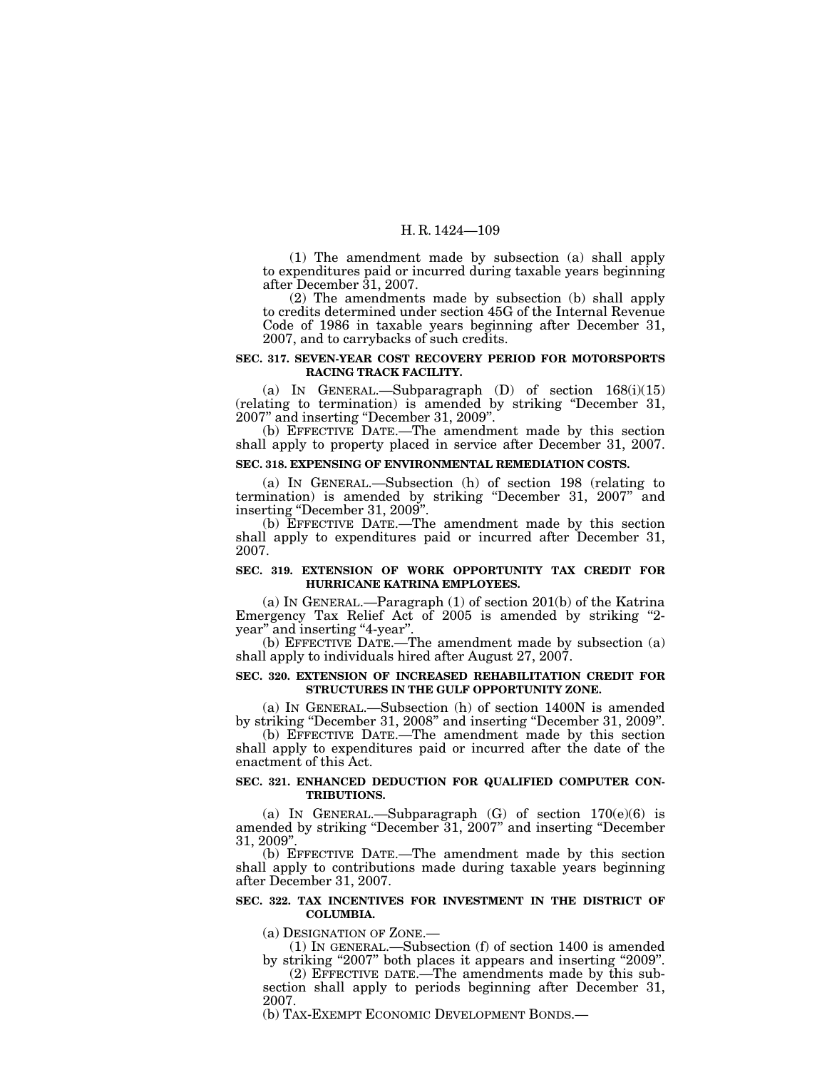(1) The amendment made by subsection (a) shall apply to expenditures paid or incurred during taxable years beginning after December 31, 2007.

(2) The amendments made by subsection (b) shall apply to credits determined under section 45G of the Internal Revenue Code of 1986 in taxable years beginning after December 31, 2007, and to carrybacks of such credits.

**SEC. 317. SEVEN-YEAR COST RECOVERY PERIOD FOR MOTORSPORTS RACING TRACK FACILITY.**

(a) IN GENERAL.—Subparagraph (D) of section 168(i)(15) (relating to termination) is amended by striking "December 31, 2007" and inserting "December 31, 2009".

(b) EFFECTIVE DATE.—The amendment made by this section shall apply to property placed in service after December 31, 2007.

**SEC. 318. EXPENSING OF ENVIRONMENTAL REMEDIATION COSTS.**

(a) IN GENERAL.—Subsection (h) of section 198 (relating to termination) is amended by striking "December 31, 2007" and inserting "December 31, 2009".

(b) EFFECTIVE DATE.—The amendment made by this section shall apply to expenditures paid or incurred after December 31, 2007.

**SEC. 319. EXTENSION OF WORK OPPORTUNITY TAX CREDIT FOR HURRICANE KATRINA EMPLOYEES.**

(a) IN GENERAL.—Paragraph (1) of section 201(b) of the Katrina Emergency Tax Relief Act of 2005 is amended by striking "2-year" and inserting "4-year".

(b) EFFECTIVE DATE.—The amendment made by subsection (a) shall apply to individuals hired after August 27, 2007.

**SEC. 320. EXTENSION OF INCREASED REHABILITATION CREDIT FOR STRUCTURES IN THE GULF OPPORTUNITY ZONE.**

(a) IN GENERAL.—Subsection (h) of section 1400N is amended by striking "December 31, 2008" and inserting "December 31, 2009".

(b) EFFECTIVE DATE.—The amendment made by this section shall apply to expenditures paid or incurred after the date of the enactment of this Act.

**SEC. 321. ENHANCED DEDUCTION FOR QUALIFIED COMPUTER CONTRIBUTIONS.**

(a) IN GENERAL.—Subparagraph (G) of section 170(e)(6) is amended by striking "December 31, 2007" and inserting "December 31, 2009".

(b) EFFECTIVE DATE.—The amendment made by this section shall apply to contributions made during taxable years beginning after December 31, 2007.

**SEC. 322. TAX INCENTIVES FOR INVESTMENT IN THE DISTRICT OF COLUMBIA.**

(a) DESIGNATION OF ZONE.—

(1) IN GENERAL.—Subsection (f) of section 1400 is amended by striking "2007" both places it appears and inserting "2009".

(2) EFFECTIVE DATE.—The amendments made by this subsection shall apply to periods beginning after December 31, 2007.

(b) TAX-EXEMPT ECONOMIC DEVELOPMENT BONDS.—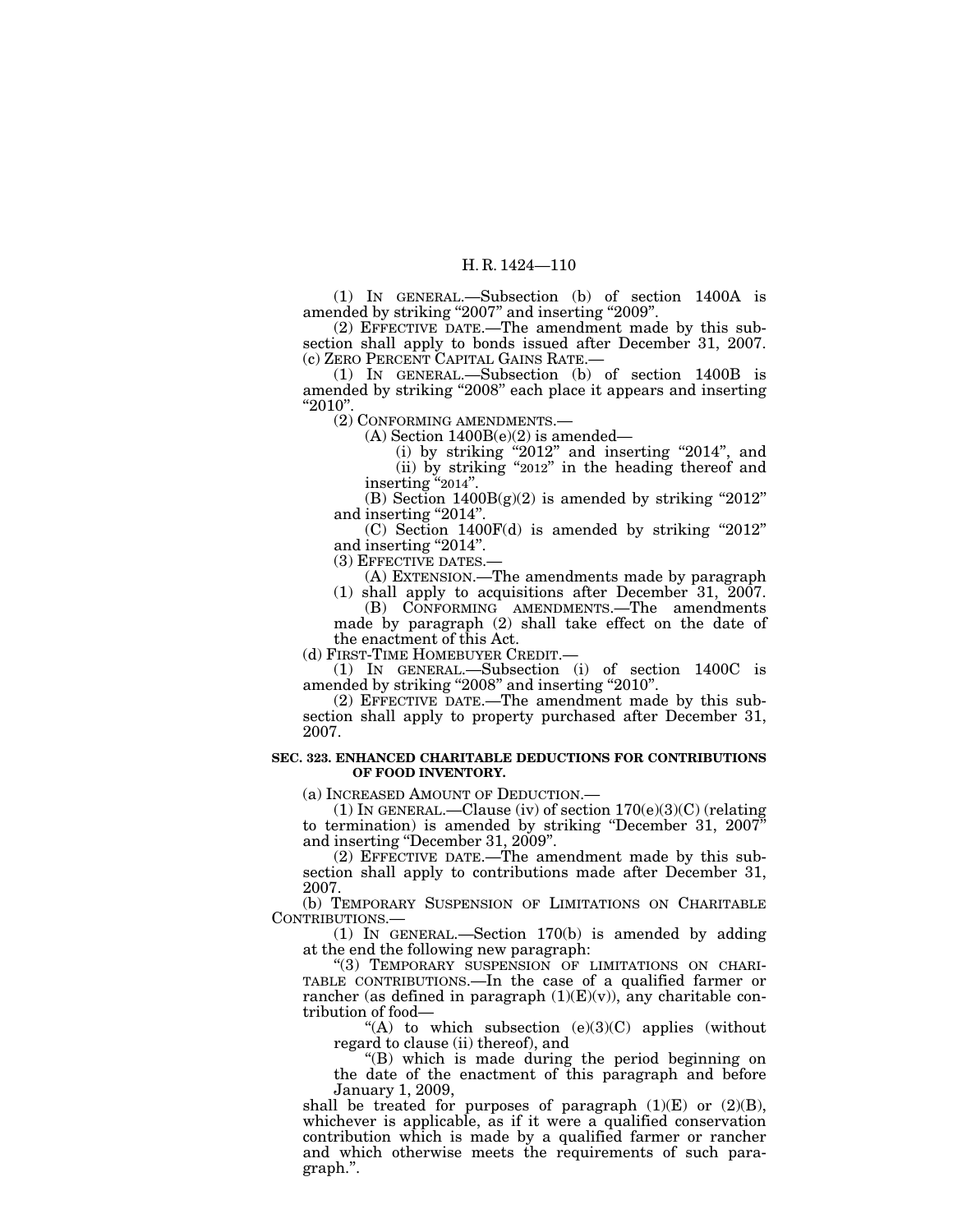(1) IN GENERAL.—Subsection (b) of section 1400A is amended by striking "2007" and inserting "2009".

(2) EFFECTIVE DATE.—The amendment made by this subsection shall apply to bonds issued after December 31, 2007.

(c) ZERO PERCENT CAPITAL GAINS RATE.—

(1) IN GENERAL.—Subsection (b) of section 1400B is amended by striking "2008" each place it appears and inserting "2010".

(2) CONFORMING AMENDMENTS.—

(A) Section 1400B(e)(2) is amended—

(i) by striking "2012" and inserting "2014", and

(ii) by striking "2012" in the heading thereof and inserting "2014".

(B) Section 1400B(g)(2) is amended by striking "2012" and inserting "2014".

(C) Section 1400F(d) is amended by striking "2012" and inserting "2014".

(3) EFFECTIVE DATES.—

(A) EXTENSION.—The amendments made by paragraph (1) shall apply to acquisitions after December 31, 2007.

(B) CONFORMING AMENDMENTS.—The amendments made by paragraph (2) shall take effect on the date of the enactment of this Act.

(d) FIRST-TIME HOMEBUYER CREDIT.—

(1) IN GENERAL.—Subsection (i) of section 1400C is amended by striking "2008" and inserting "2010".

(2) EFFECTIVE DATE.—The amendment made by this subsection shall apply to property purchased after December 31, 2007.

**SEC. 323. ENHANCED CHARITABLE DEDUCTIONS FOR CONTRIBUTIONS OF FOOD INVENTORY.**

(a) INCREASED AMOUNT OF DEDUCTION.—

(1) IN GENERAL.—Clause (iv) of section 170(e)(3)(C) (relating to termination) is amended by striking "December 31, 2007" and inserting "December 31, 2009".

(2) EFFECTIVE DATE.—The amendment made by this subsection shall apply to contributions made after December 31, 2007.

(b) TEMPORARY SUSPENSION OF LIMITATIONS ON CHARITABLE CONTRIBUTIONS.—

(1) IN GENERAL.—Section 170(b) is amended by adding at the end the following new paragraph:

"(3) TEMPORARY SUSPENSION OF LIMITATIONS ON CHARITABLE CONTRIBUTIONS.—In the case of a qualified farmer or rancher (as defined in paragraph (1)(E)(v)), any charitable contribution of food—

"(A) to which subsection (e)(3)(C) applies (without regard to clause (ii) thereof), and

"(B) which is made during the period beginning on the date of the enactment of this paragraph and before January 1, 2009,

shall be treated for purposes of paragraph (1)(E) or (2)(B), whichever is applicable, as if it were a qualified conservation contribution which is made by a qualified farmer or rancher and which otherwise meets the requirements of such paragraph.".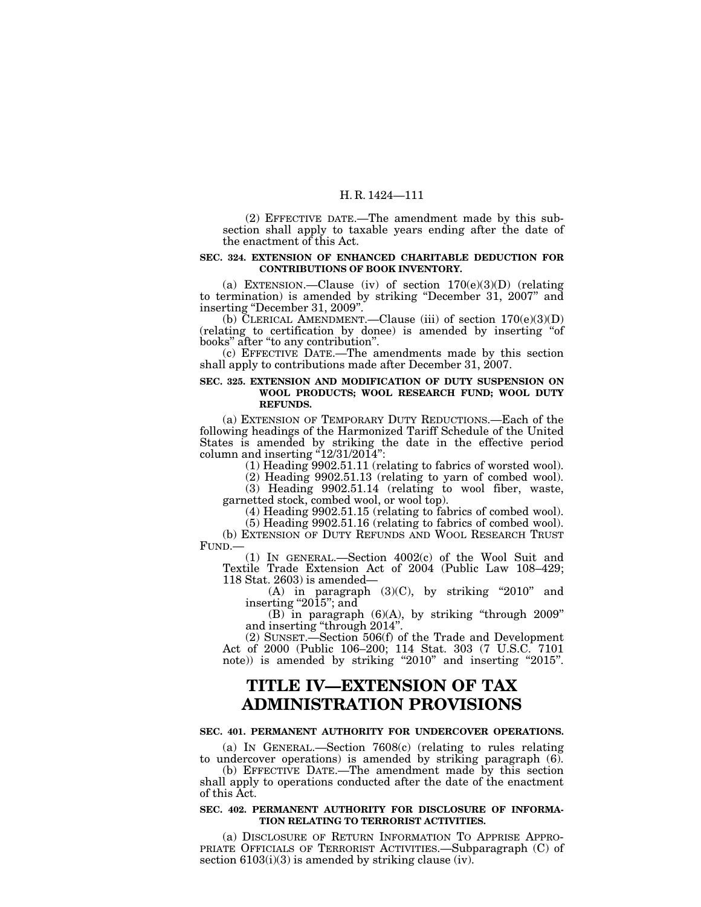(2) EFFECTIVE DATE.—The amendment made by this subsection shall apply to taxable years ending after the date of the enactment of this Act.

**SEC. 324. EXTENSION OF ENHANCED CHARITABLE DEDUCTION FOR CONTRIBUTIONS OF BOOK INVENTORY.**

(a) EXTENSION.—Clause (iv) of section 170(e)(3)(D) (relating to termination) is amended by striking "December 31, 2007" and inserting "December 31, 2009".

(b) CLERICAL AMENDMENT.—Clause (iii) of section 170(e)(3)(D) (relating to certification by donee) is amended by inserting "of books" after "to any contribution".

(c) EFFECTIVE DATE.—The amendments made by this section shall apply to contributions made after December 31, 2007.

**SEC. 325. EXTENSION AND MODIFICATION OF DUTY SUSPENSION ON WOOL PRODUCTS; WOOL RESEARCH FUND; WOOL DUTY REFUNDS.**

(a) EXTENSION OF TEMPORARY DUTY REDUCTIONS.—Each of the following headings of the Harmonized Tariff Schedule of the United States is amended by striking the date in the effective period column and inserting "12/31/2014":

(1) Heading 9902.51.11 (relating to fabrics of worsted wool).

(2) Heading 9902.51.13 (relating to yarn of combed wool).

(3) Heading 9902.51.14 (relating to wool fiber, waste, garnetted stock, combed wool, or wool top).

(4) Heading 9902.51.15 (relating to fabrics of combed wool).

(5) Heading 9902.51.16 (relating to fabrics of combed wool).

(b) EXTENSION OF DUTY REFUNDS AND WOOL RESEARCH TRUST FUND.—

(1) IN GENERAL.—Section 4002(c) of the Wool Suit and Textile Trade Extension Act of 2004 (Public Law 108–429; 118 Stat. 2603) is amended—

(A) in paragraph (3)(C), by striking "2010" and inserting "2015"; and

(B) in paragraph (6)(A), by striking "through 2009" and inserting "through 2014".

(2) SUNSET.—Section 506(f) of the Trade and Development Act of 2000 (Public 106–200; 114 Stat. 303 (7 U.S.C. 7101 note)) is amended by striking "2010" and inserting "2015".

# TITLE IV—EXTENSION OF TAX ADMINISTRATION PROVISIONS

**SEC. 401. PERMANENT AUTHORITY FOR UNDERCOVER OPERATIONS.**

(a) IN GENERAL.—Section 7608(c) (relating to rules relating to undercover operations) is amended by striking paragraph (6).

(b) EFFECTIVE DATE.—The amendment made by this section shall apply to operations conducted after the date of the enactment of this Act.

**SEC. 402. PERMANENT AUTHORITY FOR DISCLOSURE OF INFORMATION RELATING TO TERRORIST ACTIVITIES.**

(a) DISCLOSURE OF RETURN INFORMATION TO APPRISE APPROPRIATE OFFICIALS OF TERRORIST ACTIVITIES.—Subparagraph (C) of section 6103(i)(3) is amended by striking clause (iv).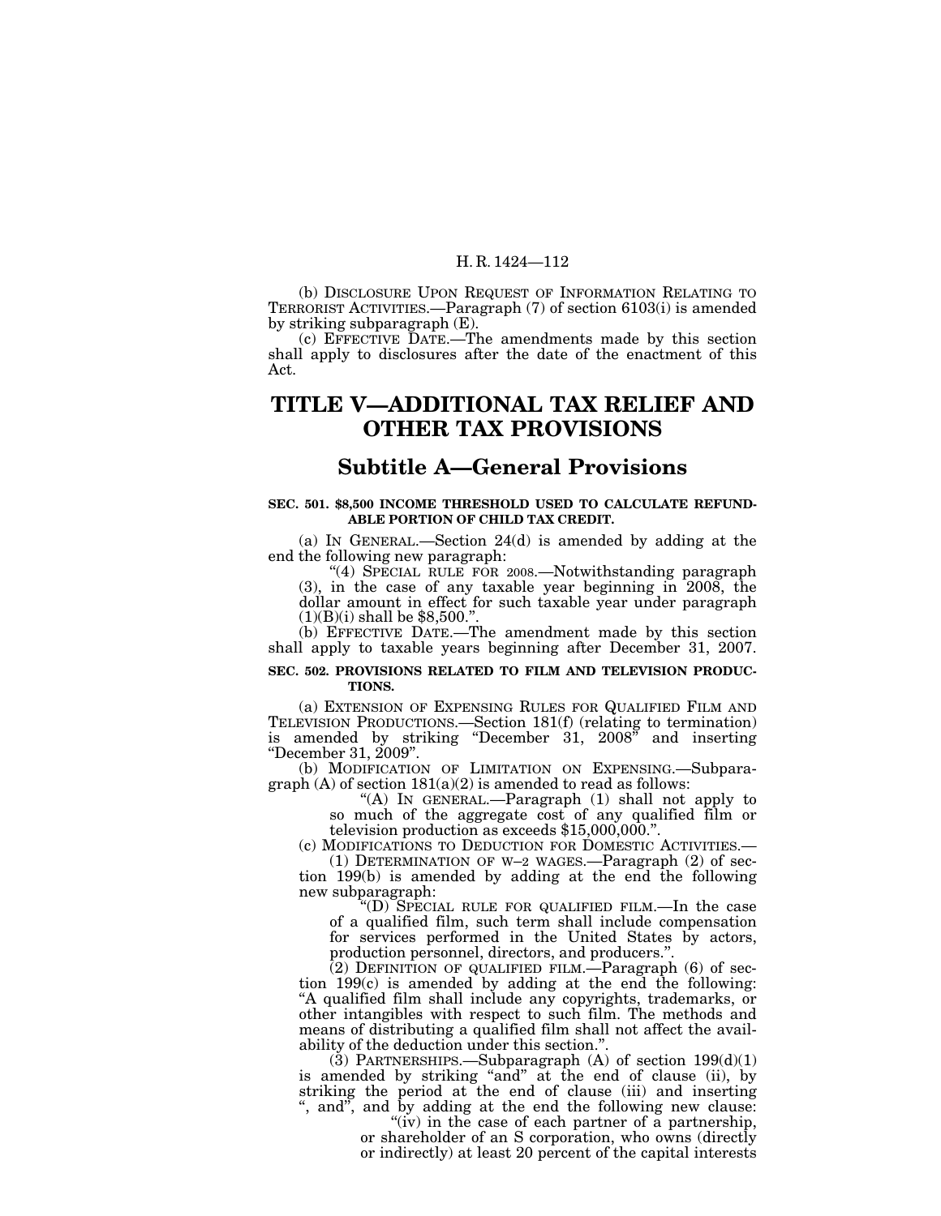(b) DISCLOSURE UPON REQUEST OF INFORMATION RELATING TO TERRORIST ACTIVITIES.—Paragraph (7) of section 6103(i) is amended by striking subparagraph (E).

(c) EFFECTIVE DATE.—The amendments made by this section shall apply to disclosures after the date of the enactment of this Act.

# TITLE V—ADDITIONAL TAX RELIEF AND OTHER TAX PROVISIONS

## Subtitle A—General Provisions

### SEC. 501. $8,500 INCOME THRESHOLD USED TO CALCULATE REFUNDABLE PORTION OF CHILD TAX CREDIT.

(a) IN GENERAL.—Section 24(d) is amended by adding at the end the following new paragraph:

"(4) SPECIAL RULE FOR 2008.—Notwithstanding paragraph (3), in the case of any taxable year beginning in 2008, the dollar amount in effect for such taxable year under paragraph (1)(B)(i) shall be $8,500.".

(b) EFFECTIVE DATE.—The amendment made by this section shall apply to taxable years beginning after December 31, 2007.

### SEC. 502. PROVISIONS RELATED TO FILM AND TELEVISION PRODUCTIONS.

(a) EXTENSION OF EXPENSING RULES FOR QUALIFIED FILM AND TELEVISION PRODUCTIONS.—Section 181(f) (relating to termination) is amended by striking "December 31, 2008" and inserting "December 31, 2009".

(b) MODIFICATION OF LIMITATION ON EXPENSING.—Subparagraph (A) of section 181(a)(2) is amended to read as follows:

"(A) IN GENERAL.—Paragraph (1) shall not apply to so much of the aggregate cost of any qualified film or television production as exceeds $15,000,000.".

(c) MODIFICATIONS TO DEDUCTION FOR DOMESTIC ACTIVITIES.—

(1) DETERMINATION OF W–2 WAGES.—Paragraph (2) of section 199(b) is amended by adding at the end the following new subparagraph:

"(D) SPECIAL RULE FOR QUALIFIED FILM.—In the case of a qualified film, such term shall include compensation for services performed in the United States by actors, production personnel, directors, and producers.".

(2) DEFINITION OF QUALIFIED FILM.—Paragraph (6) of section 199(c) is amended by adding at the end the following: "A qualified film shall include any copyrights, trademarks, or other intangibles with respect to such film. The methods and means of distributing a qualified film shall not affect the availability of the deduction under this section.".

(3) PARTNERSHIPS.—Subparagraph (A) of section 199(d)(1) is amended by striking "and" at the end of clause (ii), by striking the period at the end of clause (iii) and inserting ", and", and by adding at the end the following new clause:

"(iv) in the case of each partner of a partnership, or shareholder of an S corporation, who owns (directly or indirectly) at least 20 percent of the capital interests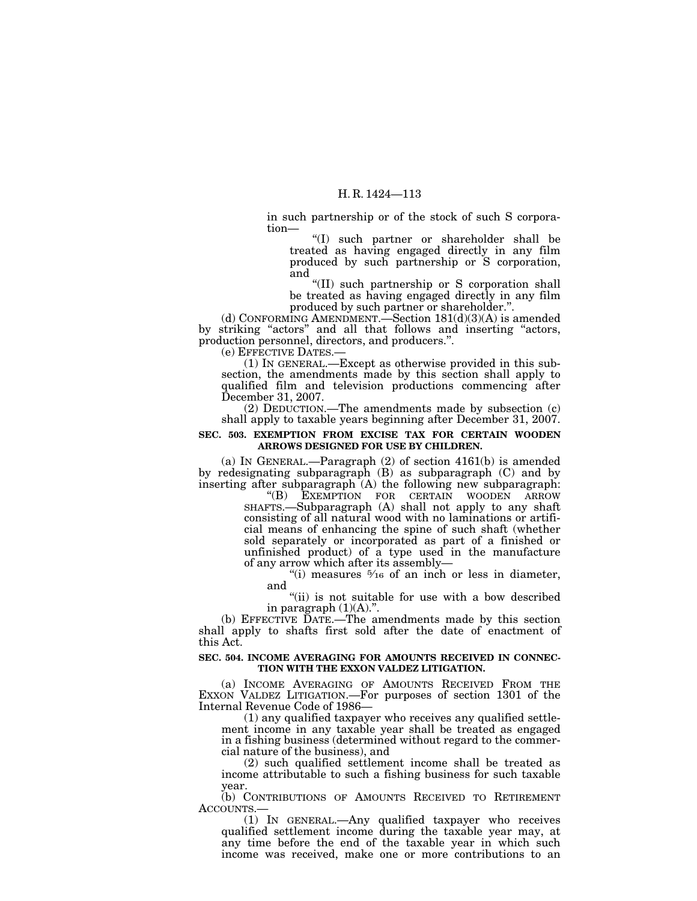in such partnership or of the stock of such S corporation—

"(I) such partner or shareholder shall be treated as having engaged directly in any film produced by such partnership or S corporation, and

"(II) such partnership or S corporation shall be treated as having engaged directly in any film produced by such partner or shareholder.".

(d) CONFORMING AMENDMENT.—Section 181(d)(3)(A) is amended by striking "actors" and all that follows and inserting "actors, production personnel, directors, and producers.".

(e) EFFECTIVE DATES.—

(1) IN GENERAL.—Except as otherwise provided in this subsection, the amendments made by this section shall apply to qualified film and television productions commencing after December 31, 2007.

(2) DEDUCTION.—The amendments made by subsection (c) shall apply to taxable years beginning after December 31, 2007.

**SEC. 503. EXEMPTION FROM EXCISE TAX FOR CERTAIN WOODEN ARROWS DESIGNED FOR USE BY CHILDREN.**

(a) IN GENERAL.—Paragraph (2) of section 4161(b) is amended by redesignating subparagraph (B) as subparagraph (C) and by inserting after subparagraph (A) the following new subparagraph:

"(B) EXEMPTION FOR CERTAIN WOODEN ARROW SHAFTS.—Subparagraph (A) shall not apply to any shaft consisting of all natural wood with no laminations or artificial means of enhancing the spine of such shaft (whether sold separately or incorporated as part of a finished or unfinished product) of a type used in the manufacture of any arrow which after its assembly—

"(i) measures $\frac{5}{16}$ of an inch or less in diameter, and

"(ii) is not suitable for use with a bow described in paragraph (1)(A).".

(b) EFFECTIVE DATE.—The amendments made by this section shall apply to shafts first sold after the date of enactment of this Act.

**SEC. 504. INCOME AVERAGING FOR AMOUNTS RECEIVED IN CONNECTION WITH THE EXXON VALDEZ LITIGATION.**

(a) INCOME AVERAGING OF AMOUNTS RECEIVED FROM THE EXXON VALDEZ LITIGATION.—For purposes of section 1301 of the Internal Revenue Code of 1986—

(1) any qualified taxpayer who receives any qualified settlement income in any taxable year shall be treated as engaged in a fishing business (determined without regard to the commercial nature of the business), and

(2) such qualified settlement income shall be treated as income attributable to such a fishing business for such taxable year.

(b) CONTRIBUTIONS OF AMOUNTS RECEIVED TO RETIREMENT ACCOUNTS.—

(1) IN GENERAL.—Any qualified taxpayer who receives qualified settlement income during the taxable year may, at any time before the end of the taxable year in which such income was received, make one or more contributions to an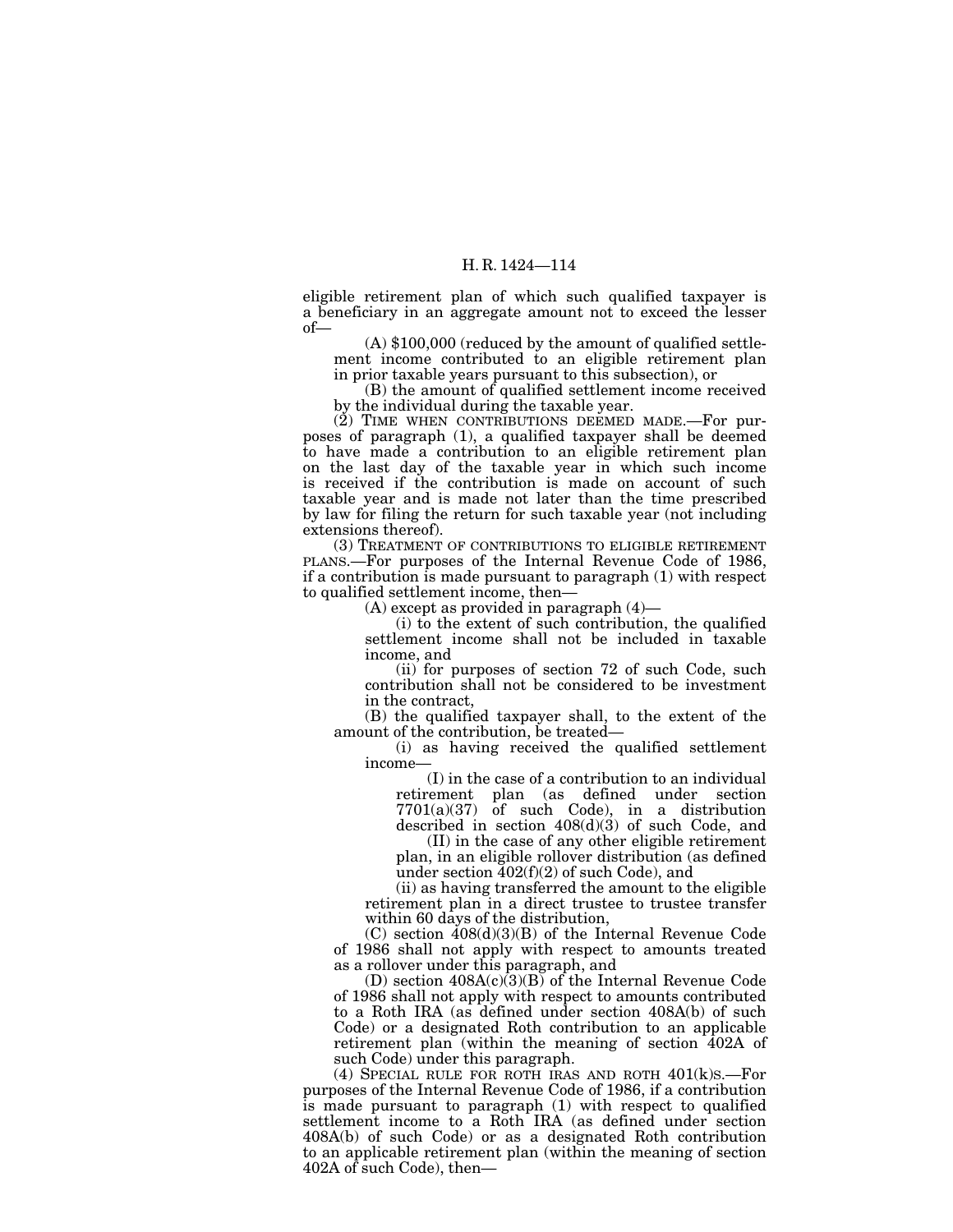eligible retirement plan of which such qualified taxpayer is a beneficiary in an aggregate amount not to exceed the lesser of—

(A) $100,000 (reduced by the amount of qualified settlement income contributed to an eligible retirement plan in prior taxable years pursuant to this subsection), or

(B) the amount of qualified settlement income received by the individual during the taxable year.

(2) TIME WHEN CONTRIBUTIONS DEEMED MADE.—For purposes of paragraph (1), a qualified taxpayer shall be deemed to have made a contribution to an eligible retirement plan on the last day of the taxable year in which such income is received if the contribution is made on account of such taxable year and is made not later than the time prescribed by law for filing the return for such taxable year (not including extensions thereof).

(3) TREATMENT OF CONTRIBUTIONS TO ELIGIBLE RETIREMENT PLANS.—For purposes of the Internal Revenue Code of 1986, if a contribution is made pursuant to paragraph (1) with respect to qualified settlement income, then—

(A) except as provided in paragraph (4)—

(i) to the extent of such contribution, the qualified settlement income shall not be included in taxable income, and

(ii) for purposes of section 72 of such Code, such contribution shall not be considered to be investment in the contract,

(B) the qualified taxpayer shall, to the extent of the amount of the contribution, be treated—

(i) as having received the qualified settlement income—

(I) in the case of a contribution to an individual retirement plan (as defined under section 7701(a)(37) of such Code), in a distribution described in section 408(d)(3) of such Code, and

(II) in the case of any other eligible retirement plan, in an eligible rollover distribution (as defined under section 402(f)(2) of such Code), and

(ii) as having transferred the amount to the eligible retirement plan in a direct trustee to trustee transfer within 60 days of the distribution,

(C) section 408(d)(3)(B) of the Internal Revenue Code of 1986 shall not apply with respect to amounts treated as a rollover under this paragraph, and

(D) section 408A(c)(3)(B) of the Internal Revenue Code of 1986 shall not apply with respect to amounts contributed to a Roth IRA (as defined under section 408A(b) of such Code) or a designated Roth contribution to an applicable retirement plan (within the meaning of section 402A of such Code) under this paragraph.

(4) SPECIAL RULE FOR ROTH IRAS AND ROTH 401(k)S.—For purposes of the Internal Revenue Code of 1986, if a contribution is made pursuant to paragraph (1) with respect to qualified settlement income to a Roth IRA (as defined under section 408A(b) of such Code) or as a designated Roth contribution to an applicable retirement plan (within the meaning of section 402A of such Code), then—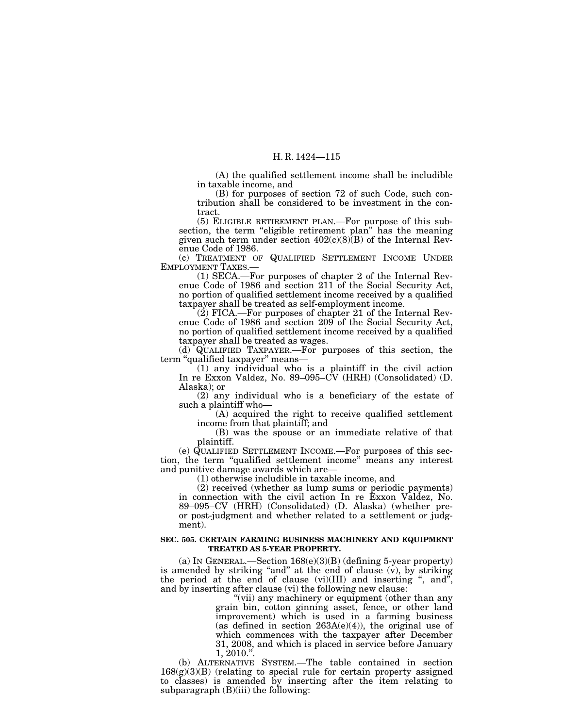(A) the qualified settlement income shall be includible in taxable income, and

(B) for purposes of section 72 of such Code, such contribution shall be considered to be investment in the contract.

(5) ELIGIBLE RETIREMENT PLAN.—For purpose of this subsection, the term "eligible retirement plan" has the meaning given such term under section 402(c)(8)(B) of the Internal Revenue Code of 1986.

(c) TREATMENT OF QUALIFIED SETTLEMENT INCOME UNDER EMPLOYMENT TAXES.—

(1) SECA.—For purposes of chapter 2 of the Internal Revenue Code of 1986 and section 211 of the Social Security Act, no portion of qualified settlement income received by a qualified taxpayer shall be treated as self-employment income.

(2) FICA.—For purposes of chapter 21 of the Internal Revenue Code of 1986 and section 209 of the Social Security Act, no portion of qualified settlement income received by a qualified taxpayer shall be treated as wages.

(d) QUALIFIED TAXPAYER.—For purposes of this section, the term "qualified taxpayer" means—

(1) any individual who is a plaintiff in the civil action In re Exxon Valdez, No. 89–095–CV (HRH) (Consolidated) (D. Alaska); or

(2) any individual who is a beneficiary of the estate of such a plaintiff who—

(A) acquired the right to receive qualified settlement income from that plaintiff; and

(B) was the spouse or an immediate relative of that plaintiff.

(e) QUALIFIED SETTLEMENT INCOME.—For purposes of this section, the term "qualified settlement income" means any interest and punitive damage awards which are—

(1) otherwise includible in taxable income, and

(2) received (whether as lump sums or periodic payments) in connection with the civil action In re Exxon Valdez, No. 89–095–CV (HRH) (Consolidated) (D. Alaska) (whether pre- or post-judgment and whether related to a settlement or judgment).

**SEC. 505. CERTAIN FARMING BUSINESS MACHINERY AND EQUIPMENT TREATED AS 5-YEAR PROPERTY.**

(a) IN GENERAL.—Section 168(e)(3)(B) (defining 5-year property) is amended by striking "and" at the end of clause (v), by striking the period at the end of clause (vi)(III) and inserting ", and", and by inserting after clause (vi) the following new clause:

"(vii) any machinery or equipment (other than any grain bin, cotton ginning asset, fence, or other land improvement) which is used in a farming business (as defined in section 263A(e)(4)), the original use of which commences with the taxpayer after December 31, 2008, and which is placed in service before January 1, 2010.".

(b) ALTERNATIVE SYSTEM.—The table contained in section 168(g)(3)(B) (relating to special rule for certain property assigned to classes) is amended by inserting after the item relating to subparagraph (B)(iii) the following: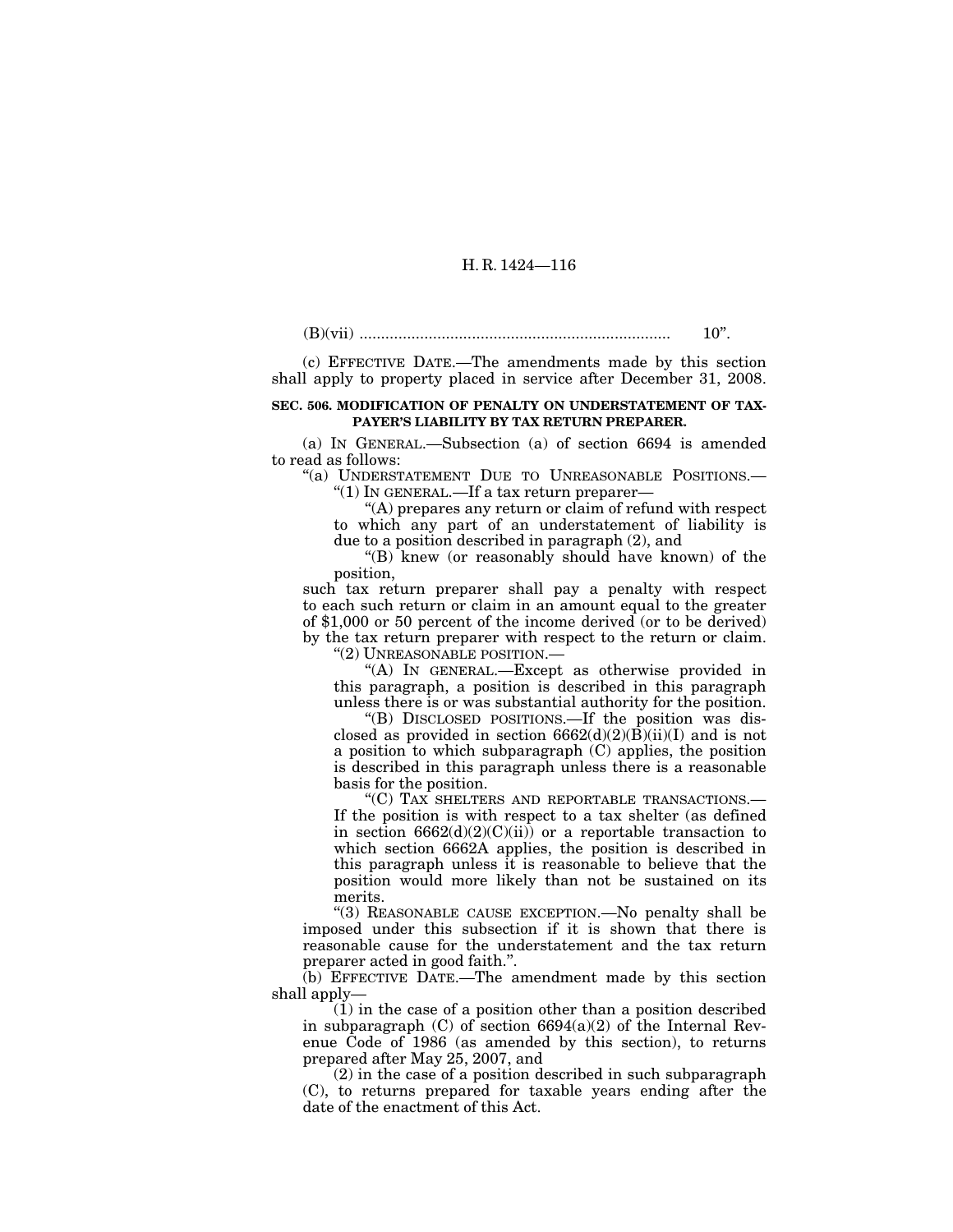(B)(vii) ........................................................................ 10".

(c) EFFECTIVE DATE.—The amendments made by this section shall apply to property placed in service after December 31, 2008.

**SEC. 506. MODIFICATION OF PENALTY ON UNDERSTATEMENT OF TAXPAYER'S LIABILITY BY TAX RETURN PREPARER.**

(a) IN GENERAL.—Subsection (a) of section 6694 is amended to read as follows:

"(a) UNDERSTATEMENT DUE TO UNREASONABLE POSITIONS.—

"(1) IN GENERAL.—If a tax return preparer—

"(A) prepares any return or claim of refund with respect to which any part of an understatement of liability is due to a position described in paragraph (2), and

"(B) knew (or reasonably should have known) of the position,

such tax return preparer shall pay a penalty with respect to each such return or claim in an amount equal to the greater of $1,000 or 50 percent of the income derived (or to be derived) by the tax return preparer with respect to the return or claim.

"(2) UNREASONABLE POSITION.—

"(A) IN GENERAL.—Except as otherwise provided in this paragraph, a position is described in this paragraph unless there is or was substantial authority for the position.

"(B) DISCLOSED POSITIONS.—If the position was disclosed as provided in section 6662(d)(2)(B)(ii)(I) and is not a position to which subparagraph (C) applies, the position is described in this paragraph unless there is a reasonable basis for the position.

"(C) TAX SHELTERS AND REPORTABLE TRANSACTIONS.—If the position is with respect to a tax shelter (as defined in section 6662(d)(2)(C)(ii)) or a reportable transaction to which section 6662A applies, the position is described in this paragraph unless it is reasonable to believe that the position would more likely than not be sustained on its merits.

"(3) REASONABLE CAUSE EXCEPTION.—No penalty shall be imposed under this subsection if it is shown that there is reasonable cause for the understatement and the tax return preparer acted in good faith.".

(b) EFFECTIVE DATE.—The amendment made by this section shall apply—

(1) in the case of a position other than a position described in subparagraph (C) of section 6694(a)(2) of the Internal Revenue Code of 1986 (as amended by this section), to returns prepared after May 25, 2007, and

(2) in the case of a position described in such subparagraph (C), to returns prepared for taxable years ending after the date of the enactment of this Act.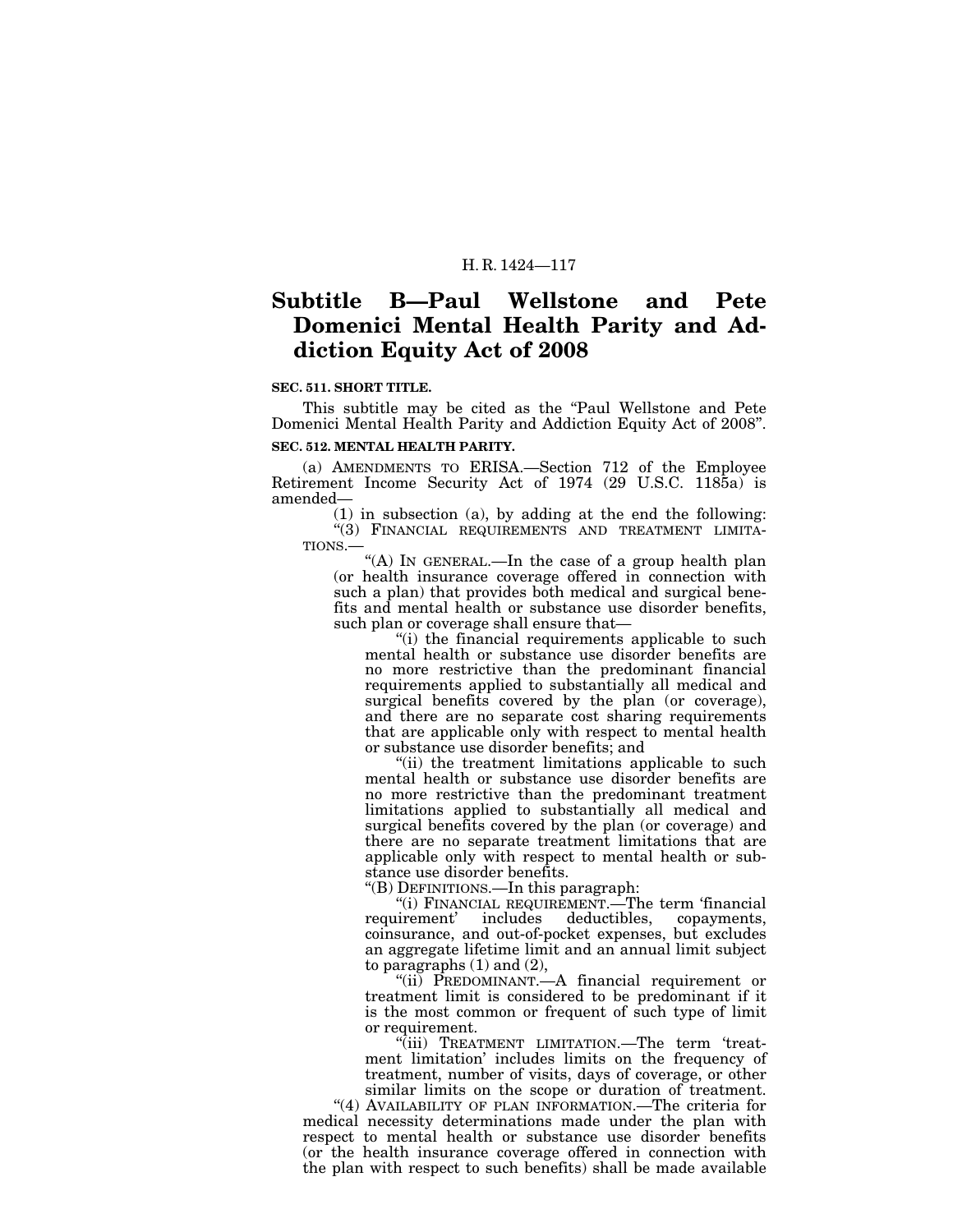# Subtitle B—Paul Wellstone and Pete Domenici Mental Health Parity and Addiction Equity Act of 2008

**SEC. 511. SHORT TITLE.**

This subtitle may be cited as the "Paul Wellstone and Pete Domenici Mental Health Parity and Addiction Equity Act of 2008".

**SEC. 512. MENTAL HEALTH PARITY.**

(a) AMENDMENTS TO ERISA.—Section 712 of the Employee Retirement Income Security Act of 1974 (29 U.S.C. 1185a) is amended—

(1) in subsection (a), by adding at the end the following:

"(3) FINANCIAL REQUIREMENTS AND TREATMENT LIMITATIONS.—

"(A) IN GENERAL.—In the case of a group health plan (or health insurance coverage offered in connection with such a plan) that provides both medical and surgical benefits and mental health or substance use disorder benefits, such plan or coverage shall ensure that—

"(i) the financial requirements applicable to such mental health or substance use disorder benefits are no more restrictive than the predominant financial requirements applied to substantially all medical and surgical benefits covered by the plan (or coverage), and there are no separate cost sharing requirements that are applicable only with respect to mental health or substance use disorder benefits; and

"(ii) the treatment limitations applicable to such mental health or substance use disorder benefits are no more restrictive than the predominant treatment limitations applied to substantially all medical and surgical benefits covered by the plan (or coverage) and there are no separate treatment limitations that are applicable only with respect to mental health or substance use disorder benefits.

"(B) DEFINITIONS.—In this paragraph:

"(i) FINANCIAL REQUIREMENT.—The term 'financial requirement' includes deductibles, copayments, coinsurance, and out-of-pocket expenses, but excludes an aggregate lifetime limit and an annual limit subject to paragraphs (1) and (2),

"(ii) PREDOMINANT.—A financial requirement or treatment limit is considered to be predominant if it is the most common or frequent of such type of limit or requirement.

"(iii) TREATMENT LIMITATION.—The term 'treatment limitation' includes limits on the frequency of treatment, number of visits, days of coverage, or other similar limits on the scope or duration of treatment.

"(4) AVAILABILITY OF PLAN INFORMATION.—The criteria for medical necessity determinations made under the plan with respect to mental health or substance use disorder benefits (or the health insurance coverage offered in connection with the plan with respect to such benefits) shall be made available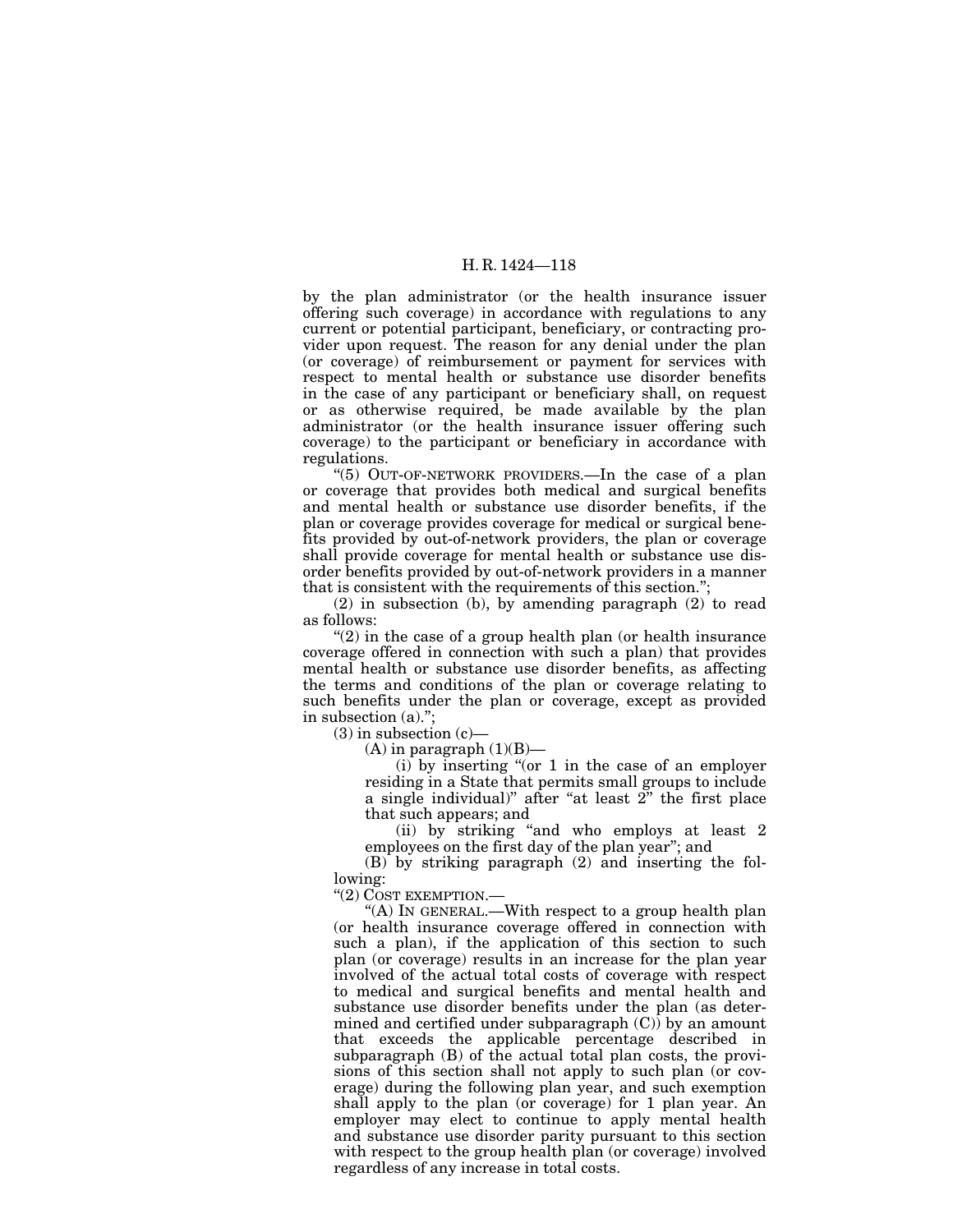by the plan administrator (or the health insurance issuer offering such coverage) in accordance with regulations to any current or potential participant, beneficiary, or contracting provider upon request. The reason for any denial under the plan (or coverage) of reimbursement or payment for services with respect to mental health or substance use disorder benefits in the case of any participant or beneficiary shall, on request or as otherwise required, be made available by the plan administrator (or the health insurance issuer offering such coverage) to the participant or beneficiary in accordance with regulations.

"(5) OUT-OF-NETWORK PROVIDERS.—In the case of a plan or coverage that provides both medical and surgical benefits and mental health or substance use disorder benefits, if the plan or coverage provides coverage for medical or surgical benefits provided by out-of-network providers, the plan or coverage shall provide coverage for mental health or substance use disorder benefits provided by out-of-network providers in a manner that is consistent with the requirements of this section.";

(2) in subsection (b), by amending paragraph (2) to read as follows:

"(2) in the case of a group health plan (or health insurance coverage offered in connection with such a plan) that provides mental health or substance use disorder benefits, as affecting the terms and conditions of the plan or coverage relating to such benefits under the plan or coverage, except as provided in subsection (a).";

(3) in subsection (c)—

(A) in paragraph (1)(B)—

(i) by inserting "(or 1 in the case of an employer residing in a State that permits small groups to include a single individual)" after "at least 2" the first place that such appears; and

(ii) by striking "and who employs at least 2 employees on the first day of the plan year"; and

(B) by striking paragraph (2) and inserting the following:

"(2) COST EXEMPTION.—

"(A) IN GENERAL.—With respect to a group health plan (or health insurance coverage offered in connection with such a plan), if the application of this section to such plan (or coverage) results in an increase for the plan year involved of the actual total costs of coverage with respect to medical and surgical benefits and mental health and substance use disorder benefits under the plan (as determined and certified under subparagraph (C)) by an amount that exceeds the applicable percentage described in subparagraph (B) of the actual total plan costs, the provisions of this section shall not apply to such plan (or coverage) during the following plan year, and such exemption shall apply to the plan (or coverage) for 1 plan year. An employer may elect to continue to apply mental health and substance use disorder parity pursuant to this section with respect to the group health plan (or coverage) involved regardless of any increase in total costs.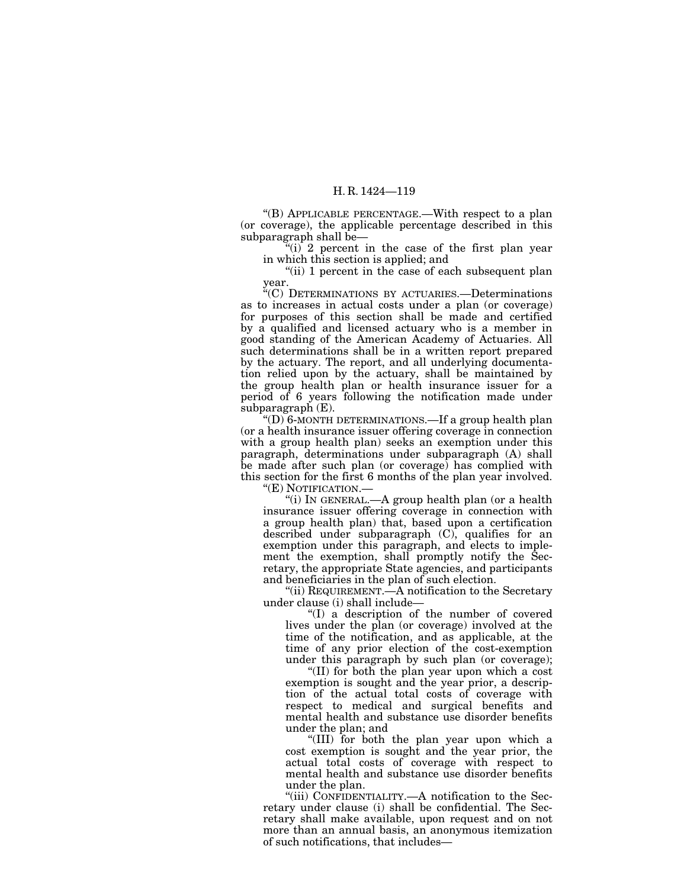"(B) APPLICABLE PERCENTAGE.—With respect to a plan (or coverage), the applicable percentage described in this subparagraph shall be—

"(i) 2 percent in the case of the first plan year in which this section is applied; and

"(ii) 1 percent in the case of each subsequent plan year.

"(C) DETERMINATIONS BY ACTUARIES.—Determinations as to increases in actual costs under a plan (or coverage) for purposes of this section shall be made and certified by a qualified and licensed actuary who is a member in good standing of the American Academy of Actuaries. All such determinations shall be in a written report prepared by the actuary. The report, and all underlying documentation relied upon by the actuary, shall be maintained by the group health plan or health insurance issuer for a period of 6 years following the notification made under subparagraph (E).

"(D) 6-MONTH DETERMINATIONS.—If a group health plan (or a health insurance issuer offering coverage in connection with a group health plan) seeks an exemption under this paragraph, determinations under subparagraph (A) shall be made after such plan (or coverage) has complied with this section for the first 6 months of the plan year involved.

"(E) NOTIFICATION.—

"(i) IN GENERAL.—A group health plan (or a health insurance issuer offering coverage in connection with a group health plan) that, based upon a certification described under subparagraph (C), qualifies for an exemption under this paragraph, and elects to implement the exemption, shall promptly notify the Secretary, the appropriate State agencies, and participants and beneficiaries in the plan of such election.

"(ii) REQUIREMENT.—A notification to the Secretary under clause (i) shall include—

"(I) a description of the number of covered lives under the plan (or coverage) involved at the time of the notification, and as applicable, at the time of any prior election of the cost-exemption under this paragraph by such plan (or coverage);

"(II) for both the plan year upon which a cost exemption is sought and the year prior, a description of the actual total costs of coverage with respect to medical and surgical benefits and mental health and substance use disorder benefits under the plan; and

"(III) for both the plan year upon which a cost exemption is sought and the year prior, the actual total costs of coverage with respect to mental health and substance use disorder benefits under the plan.

"(iii) CONFIDENTIALITY.—A notification to the Secretary under clause (i) shall be confidential. The Secretary shall make available, upon request and on not more than an annual basis, an anonymous itemization of such notifications, that includes—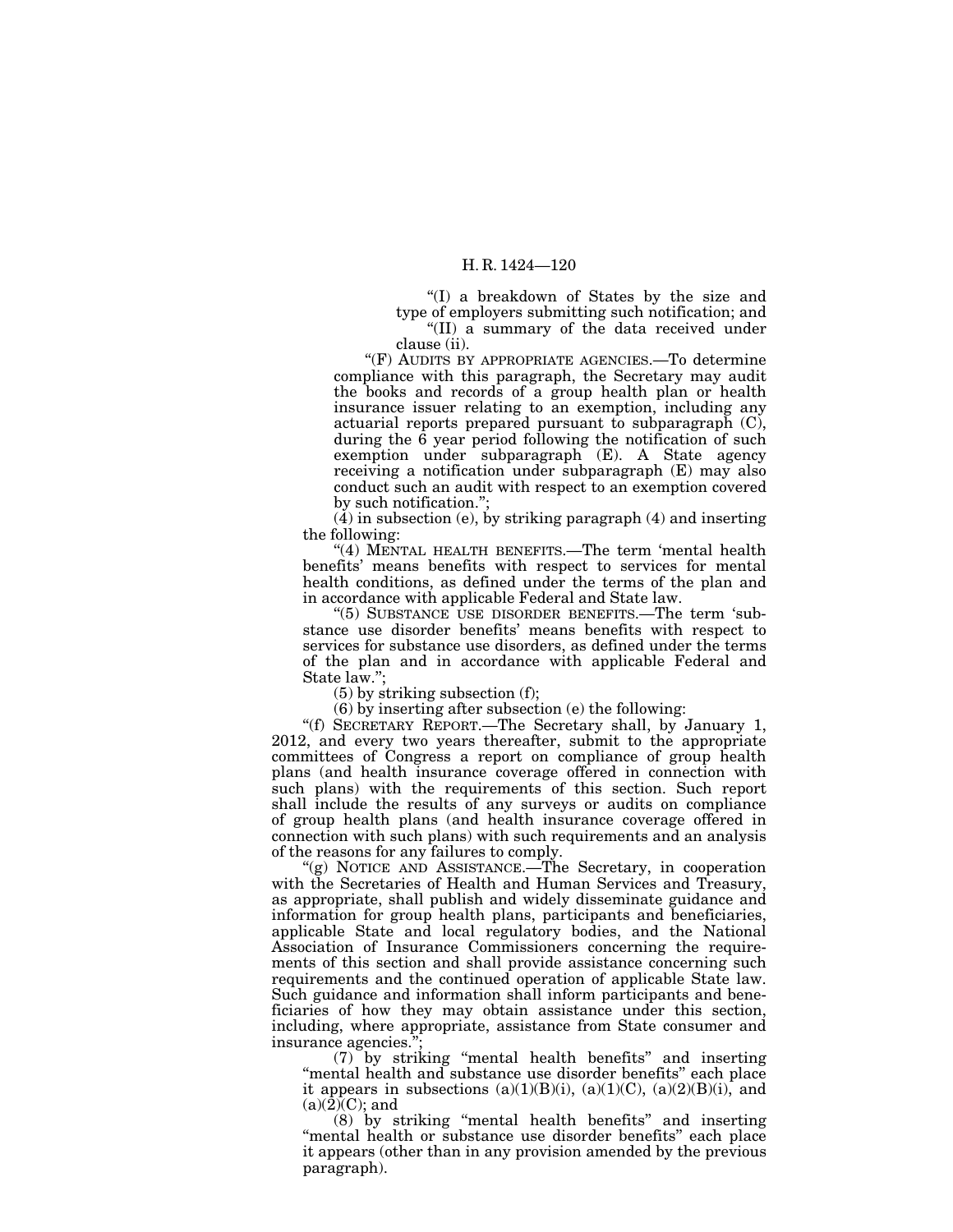"(I) a breakdown of States by the size and type of employers submitting such notification; and

"(II) a summary of the data received under clause (ii).

"(F) AUDITS BY APPROPRIATE AGENCIES.—To determine compliance with this paragraph, the Secretary may audit the books and records of a group health plan or health insurance issuer relating to an exemption, including any actuarial reports prepared pursuant to subparagraph (C), during the 6 year period following the notification of such exemption under subparagraph (E). A State agency receiving a notification under subparagraph (E) may also conduct such an audit with respect to an exemption covered by such notification.";

(4) in subsection (e), by striking paragraph (4) and inserting the following:

"(4) MENTAL HEALTH BENEFITS.—The term 'mental health benefits' means benefits with respect to services for mental health conditions, as defined under the terms of the plan and in accordance with applicable Federal and State law.

"(5) SUBSTANCE USE DISORDER BENEFITS.—The term 'substance use disorder benefits' means benefits with respect to services for substance use disorders, as defined under the terms of the plan and in accordance with applicable Federal and State law.";

(5) by striking subsection (f);

(6) by inserting after subsection (e) the following:

"(f) SECRETARY REPORT.—The Secretary shall, by January 1, 2012, and every two years thereafter, submit to the appropriate committees of Congress a report on compliance of group health plans (and health insurance coverage offered in connection with such plans) with the requirements of this section. Such report shall include the results of any surveys or audits on compliance of group health plans (and health insurance coverage offered in connection with such plans) with such requirements and an analysis of the reasons for any failures to comply.

"(g) NOTICE AND ASSISTANCE.—The Secretary, in cooperation with the Secretaries of Health and Human Services and Treasury, as appropriate, shall publish and widely disseminate guidance and information for group health plans, participants and beneficiaries, applicable State and local regulatory bodies, and the National Association of Insurance Commissioners concerning the requirements of this section and shall provide assistance concerning such requirements and the continued operation of applicable State law. Such guidance and information shall inform participants and beneficiaries of how they may obtain assistance under this section, including, where appropriate, assistance from State consumer and insurance agencies.";

(7) by striking "mental health benefits" and inserting "mental health and substance use disorder benefits" each place it appears in subsections (a)(1)(B)(i), (a)(1)(C), (a)(2)(B)(i), and (a)(2)(C); and

(8) by striking "mental health benefits" and inserting "mental health or substance use disorder benefits" each place it appears (other than in any provision amended by the previous paragraph).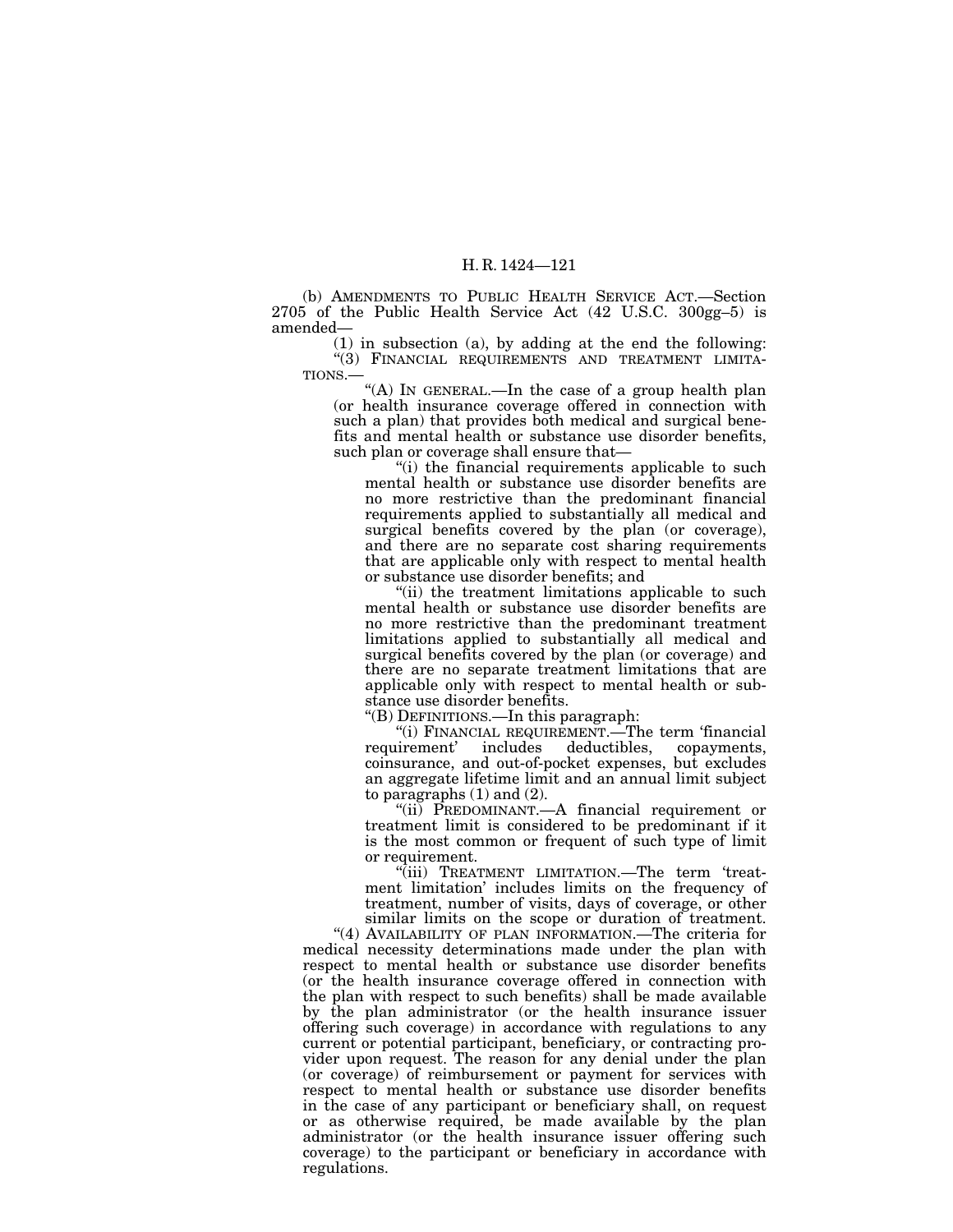(b) AMENDMENTS TO PUBLIC HEALTH SERVICE ACT.—Section 2705 of the Public Health Service Act (42 U.S.C. 300gg–5) is amended—

(1) in subsection (a), by adding at the end the following:

"(3) FINANCIAL REQUIREMENTS AND TREATMENT LIMITATIONS.—

"(A) IN GENERAL.—In the case of a group health plan (or health insurance coverage offered in connection with such a plan) that provides both medical and surgical benefits and mental health or substance use disorder benefits, such plan or coverage shall ensure that—

"(i) the financial requirements applicable to such mental health or substance use disorder benefits are no more restrictive than the predominant financial requirements applied to substantially all medical and surgical benefits covered by the plan (or coverage), and there are no separate cost sharing requirements that are applicable only with respect to mental health or substance use disorder benefits; and

"(ii) the treatment limitations applicable to such mental health or substance use disorder benefits are no more restrictive than the predominant treatment limitations applied to substantially all medical and surgical benefits covered by the plan (or coverage) and there are no separate treatment limitations that are applicable only with respect to mental health or substance use disorder benefits.

"(B) DEFINITIONS.—In this paragraph:

"(i) FINANCIAL REQUIREMENT.—The term 'financial requirement' includes deductibles, copayments, coinsurance, and out-of-pocket expenses, but excludes an aggregate lifetime limit and an annual limit subject to paragraphs (1) and (2).

"(ii) PREDOMINANT.—A financial requirement or treatment limit is considered to be predominant if it is the most common or frequent of such type of limit or requirement.

"(iii) TREATMENT LIMITATION.—The term 'treatment limitation' includes limits on the frequency of treatment, number of visits, days of coverage, or other similar limits on the scope or duration of treatment.

"(4) AVAILABILITY OF PLAN INFORMATION.—The criteria for medical necessity determinations made under the plan with respect to mental health or substance use disorder benefits (or the health insurance coverage offered in connection with the plan with respect to such benefits) shall be made available by the plan administrator (or the health insurance issuer offering such coverage) in accordance with regulations to any current or potential participant, beneficiary, or contracting provider upon request. The reason for any denial under the plan (or coverage) of reimbursement or payment for services with respect to mental health or substance use disorder benefits in the case of any participant or beneficiary shall, on request or as otherwise required, be made available by the plan administrator (or the health insurance issuer offering such coverage) to the participant or beneficiary in accordance with regulations.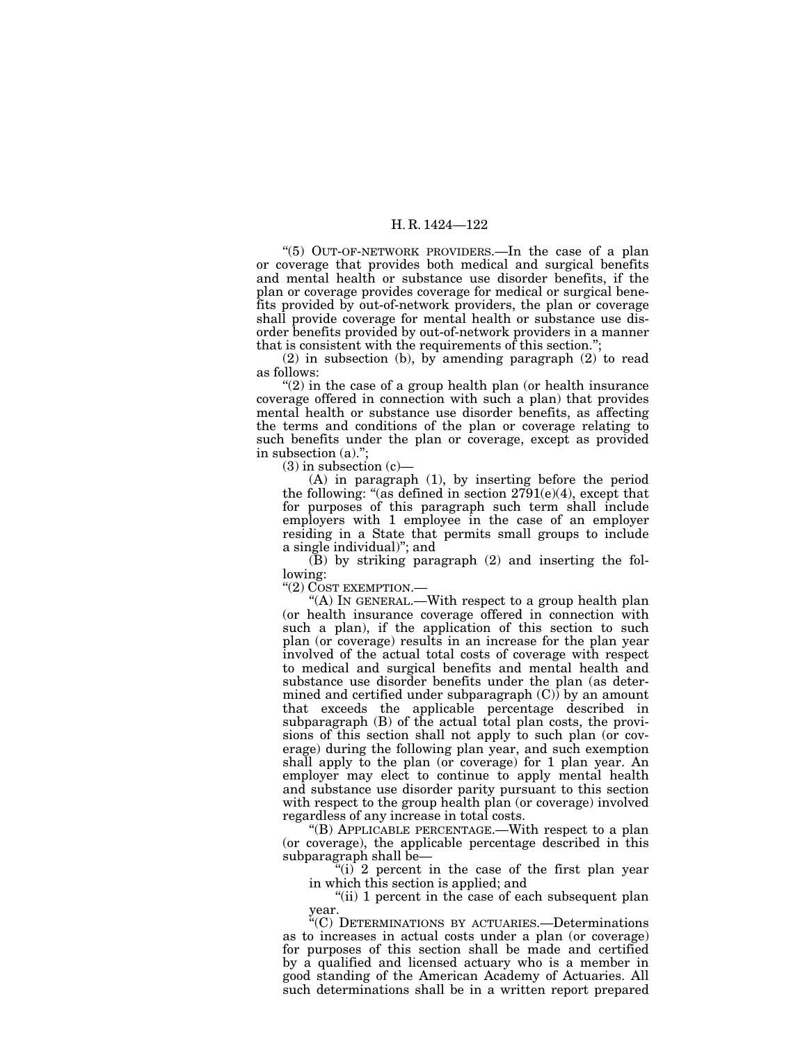"(5) OUT-OF-NETWORK PROVIDERS.—In the case of a plan or coverage that provides both medical and surgical benefits and mental health or substance use disorder benefits, if the plan or coverage provides coverage for medical or surgical benefits provided by out-of-network providers, the plan or coverage shall provide coverage for mental health or substance use disorder benefits provided by out-of-network providers in a manner that is consistent with the requirements of this section.";

(2) in subsection (b), by amending paragraph (2) to read as follows:

"(2) in the case of a group health plan (or health insurance coverage offered in connection with such a plan) that provides mental health or substance use disorder benefits, as affecting the terms and conditions of the plan or coverage relating to such benefits under the plan or coverage, except as provided in subsection (a).";

(3) in subsection (c)—

(A) in paragraph (1), by inserting before the period the following: "(as defined in section 2791(e)(4), except that for purposes of this paragraph such term shall include employers with 1 employee in the case of an employer residing in a State that permits small groups to include a single individual)"; and

(B) by striking paragraph (2) and inserting the following:

"(2) COST EXEMPTION.—

"(A) IN GENERAL.—With respect to a group health plan (or health insurance coverage offered in connection with such a plan), if the application of this section to such plan (or coverage) results in an increase for the plan year involved of the actual total costs of coverage with respect to medical and surgical benefits and mental health and substance use disorder benefits under the plan (as determined and certified under subparagraph (C)) by an amount that exceeds the applicable percentage described in subparagraph (B) of the actual total plan costs, the provisions of this section shall not apply to such plan (or coverage) during the following plan year, and such exemption shall apply to the plan (or coverage) for 1 plan year. An employer may elect to continue to apply mental health and substance use disorder parity pursuant to this section with respect to the group health plan (or coverage) involved regardless of any increase in total costs.

"(B) APPLICABLE PERCENTAGE.—With respect to a plan (or coverage), the applicable percentage described in this subparagraph shall be—

"(i) 2 percent in the case of the first plan year in which this section is applied; and

"(ii) 1 percent in the case of each subsequent plan year.

"(C) DETERMINATIONS BY ACTUARIES.—Determinations as to increases in actual costs under a plan (or coverage) for purposes of this section shall be made and certified by a qualified and licensed actuary who is a member in good standing of the American Academy of Actuaries. All such determinations shall be in a written report prepared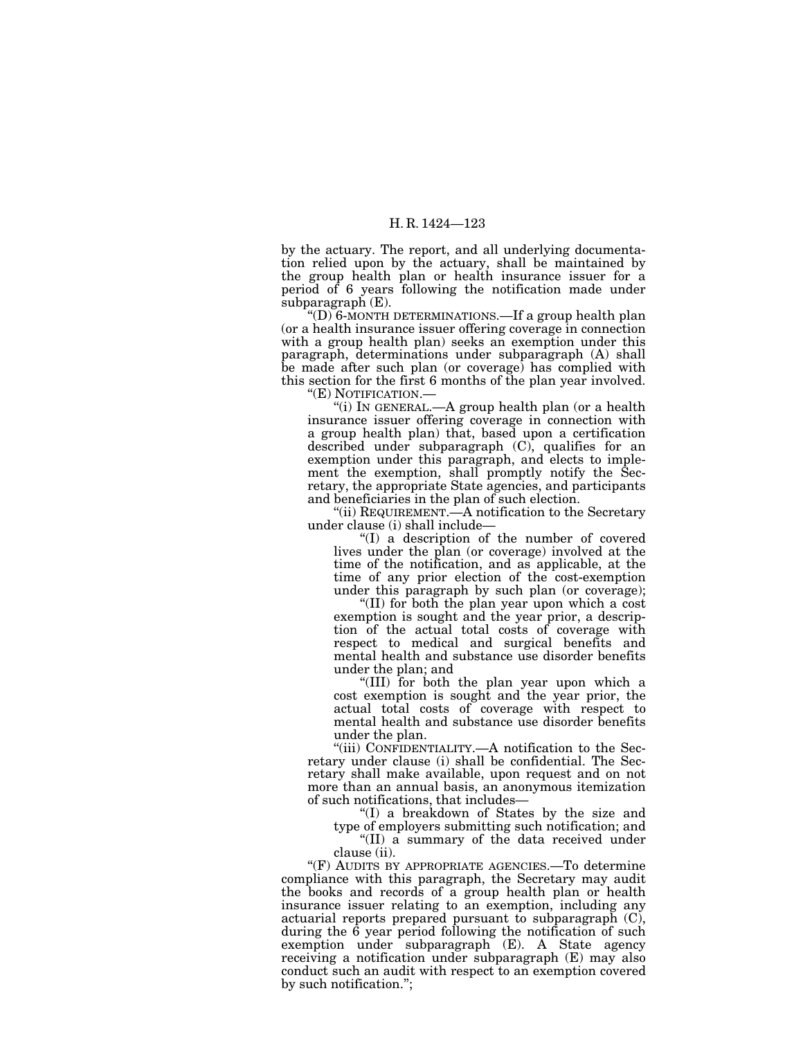by the actuary. The report, and all underlying documentation relied upon by the actuary, shall be maintained by the group health plan or health insurance issuer for a period of 6 years following the notification made under subparagraph (E).

"(D) 6-MONTH DETERMINATIONS.—If a group health plan (or a health insurance issuer offering coverage in connection with a group health plan) seeks an exemption under this paragraph, determinations under subparagraph (A) shall be made after such plan (or coverage) has complied with this section for the first 6 months of the plan year involved.

"(E) NOTIFICATION.—

"(i) IN GENERAL.—A group health plan (or a health insurance issuer offering coverage in connection with a group health plan) that, based upon a certification described under subparagraph (C), qualifies for an exemption under this paragraph, and elects to implement the exemption, shall promptly notify the Secretary, the appropriate State agencies, and participants and beneficiaries in the plan of such election.

"(ii) REQUIREMENT.—A notification to the Secretary under clause (i) shall include—

"(I) a description of the number of covered lives under the plan (or coverage) involved at the time of the notification, and as applicable, at the time of any prior election of the cost-exemption under this paragraph by such plan (or coverage);

"(II) for both the plan year upon which a cost exemption is sought and the year prior, a description of the actual total costs of coverage with respect to medical and surgical benefits and mental health and substance use disorder benefits under the plan; and

"(III) for both the plan year upon which a cost exemption is sought and the year prior, the actual total costs of coverage with respect to mental health and substance use disorder benefits under the plan.

"(iii) CONFIDENTIALITY.—A notification to the Secretary under clause (i) shall be confidential. The Secretary shall make available, upon request and on not more than an annual basis, an anonymous itemization of such notifications, that includes—

"(I) a breakdown of States by the size and type of employers submitting such notification; and

"(II) a summary of the data received under clause (ii).

"(F) AUDITS BY APPROPRIATE AGENCIES.—To determine compliance with this paragraph, the Secretary may audit the books and records of a group health plan or health insurance issuer relating to an exemption, including any actuarial reports prepared pursuant to subparagraph (C), during the 6 year period following the notification of such exemption under subparagraph (E). A State agency receiving a notification under subparagraph (E) may also conduct such an audit with respect to an exemption covered by such notification.";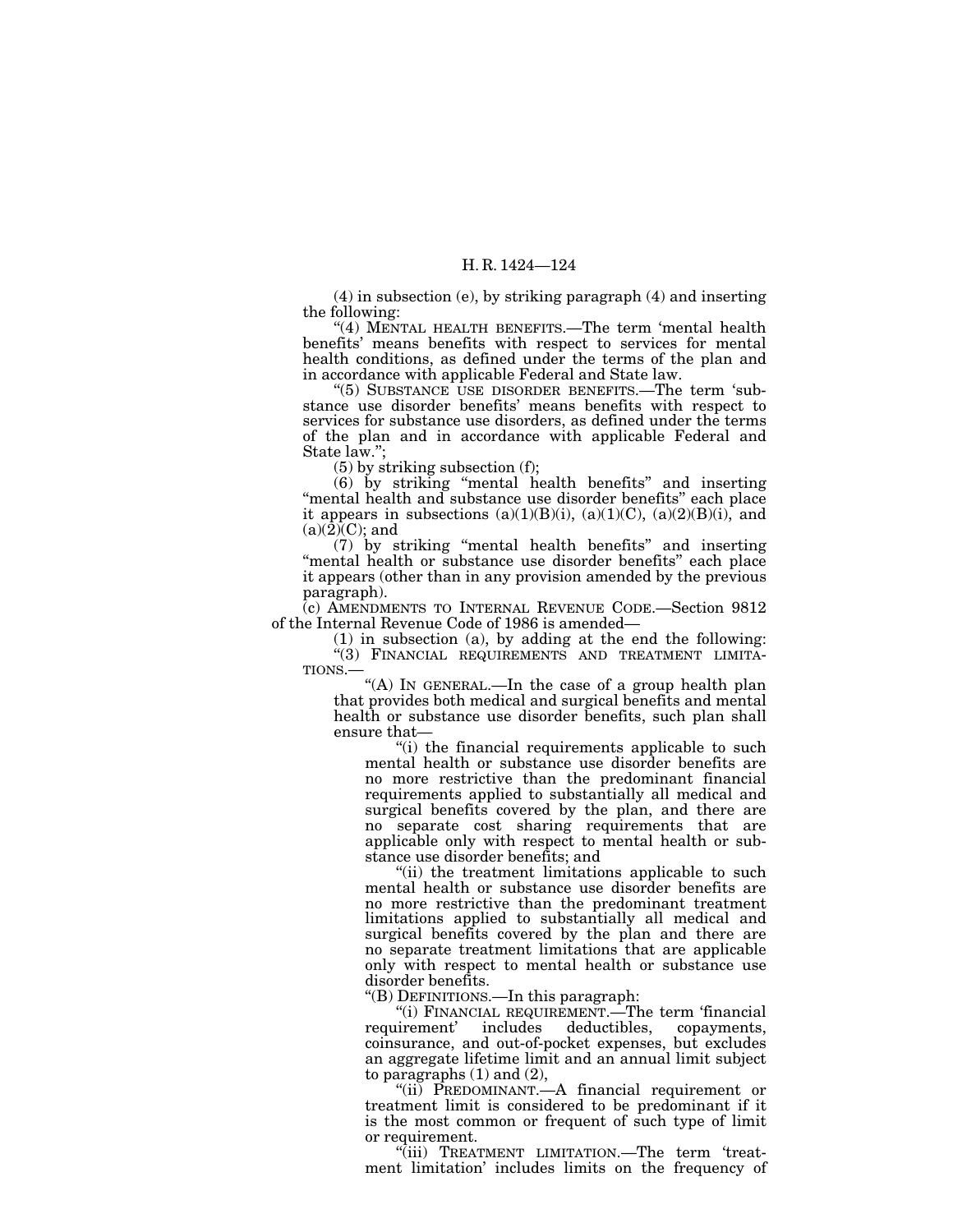(4) in subsection (e), by striking paragraph (4) and inserting the following:

"(4) MENTAL HEALTH BENEFITS.—The term 'mental health benefits' means benefits with respect to services for mental health conditions, as defined under the terms of the plan and in accordance with applicable Federal and State law.

"(5) SUBSTANCE USE DISORDER BENEFITS.—The term 'substance use disorder benefits' means benefits with respect to services for substance use disorders, as defined under the terms of the plan and in accordance with applicable Federal and State law.";

(5) by striking subsection (f);

(6) by striking "mental health benefits" and inserting "mental health and substance use disorder benefits" each place it appears in subsections (a)(1)(B)(i), (a)(1)(C), (a)(2)(B)(i), and (a)(2)(C); and

(7) by striking "mental health benefits" and inserting "mental health or substance use disorder benefits" each place it appears (other than in any provision amended by the previous paragraph).

(c) AMENDMENTS TO INTERNAL REVENUE CODE.—Section 9812 of the Internal Revenue Code of 1986 is amended—

(1) in subsection (a), by adding at the end the following:

"(3) FINANCIAL REQUIREMENTS AND TREATMENT LIMITATIONS.—

"(A) IN GENERAL.—In the case of a group health plan that provides both medical and surgical benefits and mental health or substance use disorder benefits, such plan shall ensure that—

"(i) the financial requirements applicable to such mental health or substance use disorder benefits are no more restrictive than the predominant financial requirements applied to substantially all medical and surgical benefits covered by the plan, and there are no separate cost sharing requirements that are applicable only with respect to mental health or substance use disorder benefits; and

"(ii) the treatment limitations applicable to such mental health or substance use disorder benefits are no more restrictive than the predominant treatment limitations applied to substantially all medical and surgical benefits covered by the plan and there are no separate treatment limitations that are applicable only with respect to mental health or substance use disorder benefits.

"(B) DEFINITIONS.—In this paragraph:

"(i) FINANCIAL REQUIREMENT.—The term 'financial requirement' includes deductibles, copayments, coinsurance, and out-of-pocket expenses, but excludes an aggregate lifetime limit and an annual limit subject to paragraphs (1) and (2),

"(ii) PREDOMINANT.—A financial requirement or treatment limit is considered to be predominant if it is the most common or frequent of such type of limit or requirement.

"(iii) TREATMENT LIMITATION.—The term 'treatment limitation' includes limits on the frequency of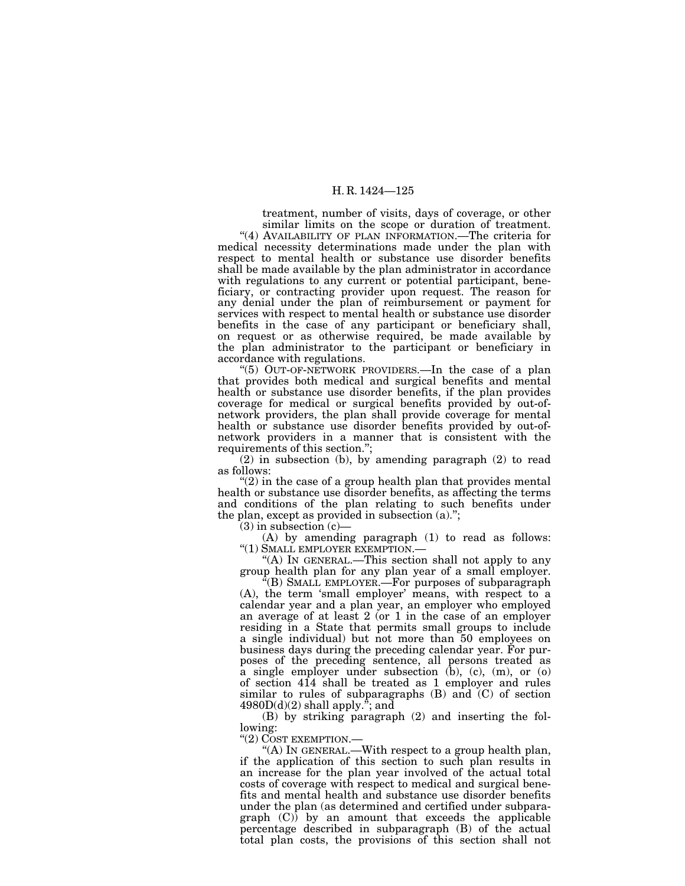treatment, number of visits, days of coverage, or other similar limits on the scope or duration of treatment.

"(4) AVAILABILITY OF PLAN INFORMATION.—The criteria for medical necessity determinations made under the plan with respect to mental health or substance use disorder benefits shall be made available by the plan administrator in accordance with regulations to any current or potential participant, beneficiary, or contracting provider upon request. The reason for any denial under the plan of reimbursement or payment for services with respect to mental health or substance use disorder benefits in the case of any participant or beneficiary shall, on request or as otherwise required, be made available by the plan administrator to the participant or beneficiary in accordance with regulations.

"(5) OUT-OF-NETWORK PROVIDERS.—In the case of a plan that provides both medical and surgical benefits and mental health or substance use disorder benefits, if the plan provides coverage for medical or surgical benefits provided by out-of-network providers, the plan shall provide coverage for mental health or substance use disorder benefits provided by out-of-network providers in a manner that is consistent with the requirements of this section.";

(2) in subsection (b), by amending paragraph (2) to read as follows:

"(2) in the case of a group health plan that provides mental health or substance use disorder benefits, as affecting the terms and conditions of the plan relating to such benefits under the plan, except as provided in subsection (a).";

(3) in subsection (c)—

(A) by amending paragraph (1) to read as follows:

"(1) SMALL EMPLOYER EXEMPTION.—

"(A) IN GENERAL.—This section shall not apply to any group health plan for any plan year of a small employer.

"(B) SMALL EMPLOYER.—For purposes of subparagraph (A), the term 'small employer' means, with respect to a calendar year and a plan year, an employer who employed an average of at least 2 (or 1 in the case of an employer residing in a State that permits small groups to include a single individual) but not more than 50 employees on business days during the preceding calendar year. For purposes of the preceding sentence, all persons treated as a single employer under subsection (b), (c), (m), or (o) of section 414 shall be treated as 1 employer and rules similar to rules of subparagraphs (B) and (C) of section 4980D(d)(2) shall apply."; and

(B) by striking paragraph (2) and inserting the following:

"(2) COST EXEMPTION.—

"(A) IN GENERAL.—With respect to a group health plan, if the application of this section to such plan results in an increase for the plan year involved of the actual total costs of coverage with respect to medical and surgical benefits and mental health and substance use disorder benefits under the plan (as determined and certified under subparagraph (C)) by an amount that exceeds the applicable percentage described in subparagraph (B) of the actual total plan costs, the provisions of this section shall not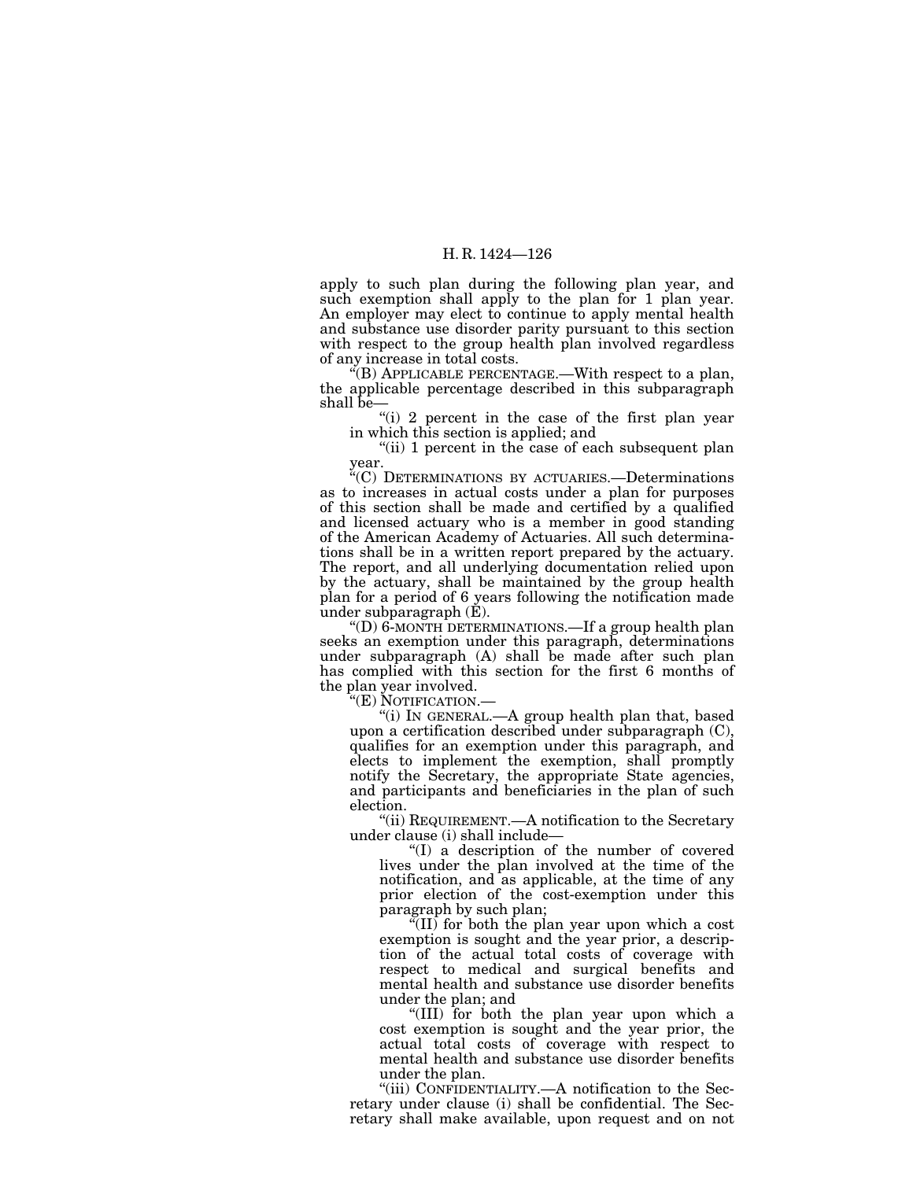apply to such plan during the following plan year, and such exemption shall apply to the plan for 1 plan year. An employer may elect to continue to apply mental health and substance use disorder parity pursuant to this section with respect to the group health plan involved regardless of any increase in total costs.

"(B) APPLICABLE PERCENTAGE.—With respect to a plan, the applicable percentage described in this subparagraph shall be—

"(i) 2 percent in the case of the first plan year in which this section is applied; and

"(ii) 1 percent in the case of each subsequent plan year.

"(C) DETERMINATIONS BY ACTUARIES.—Determinations as to increases in actual costs under a plan for purposes of this section shall be made and certified by a qualified and licensed actuary who is a member in good standing of the American Academy of Actuaries. All such determinations shall be in a written report prepared by the actuary. The report, and all underlying documentation relied upon by the actuary, shall be maintained by the group health plan for a period of 6 years following the notification made under subparagraph (E).

"(D) 6-MONTH DETERMINATIONS.—If a group health plan seeks an exemption under this paragraph, determinations under subparagraph (A) shall be made after such plan has complied with this section for the first 6 months of the plan year involved.

"(E) NOTIFICATION.—

"(i) IN GENERAL.—A group health plan that, based upon a certification described under subparagraph (C), qualifies for an exemption under this paragraph, and elects to implement the exemption, shall promptly notify the Secretary, the appropriate State agencies, and participants and beneficiaries in the plan of such election.

"(ii) REQUIREMENT.—A notification to the Secretary under clause (i) shall include—

"(I) a description of the number of covered lives under the plan involved at the time of the notification, and as applicable, at the time of any prior election of the cost-exemption under this paragraph by such plan;

"(II) for both the plan year upon which a cost exemption is sought and the year prior, a description of the actual total costs of coverage with respect to medical and surgical benefits and mental health and substance use disorder benefits under the plan; and

"(III) for both the plan year upon which a cost exemption is sought and the year prior, the actual total costs of coverage with respect to mental health and substance use disorder benefits under the plan.

"(iii) CONFIDENTIALITY.—A notification to the Secretary under clause (i) shall be confidential. The Secretary shall make available, upon request and on not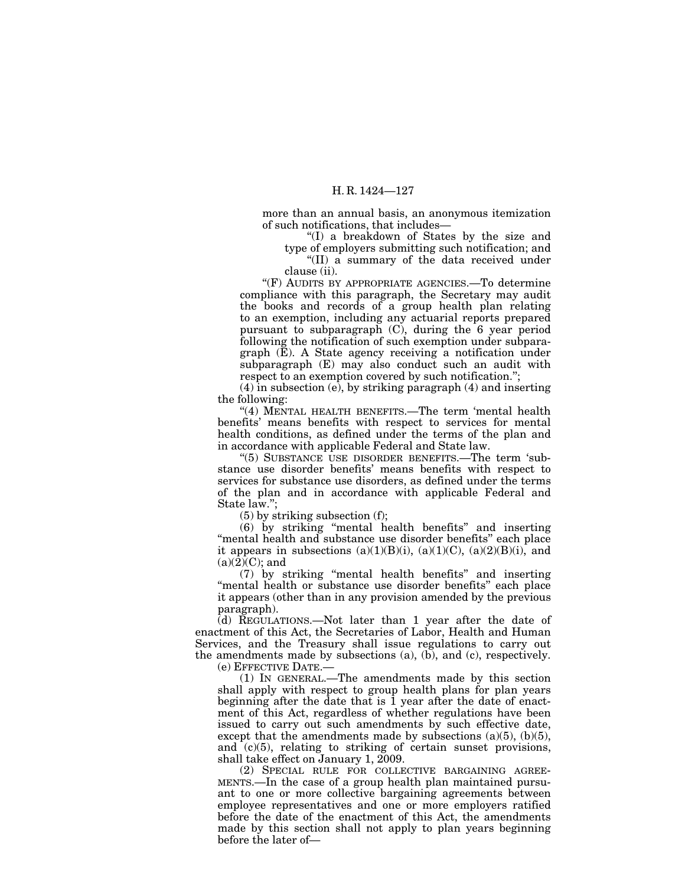more than an annual basis, an anonymous itemization of such notifications, that includes—

"(I) a breakdown of States by the size and type of employers submitting such notification; and

"(II) a summary of the data received under clause (ii).

"(F) AUDITS BY APPROPRIATE AGENCIES.—To determine compliance with this paragraph, the Secretary may audit the books and records of a group health plan relating to an exemption, including any actuarial reports prepared pursuant to subparagraph (C), during the 6 year period following the notification of such exemption under subparagraph (E). A State agency receiving a notification under subparagraph (E) may also conduct such an audit with respect to an exemption covered by such notification.";

(4) in subsection (e), by striking paragraph (4) and inserting the following:

"(4) MENTAL HEALTH BENEFITS.—The term 'mental health benefits' means benefits with respect to services for mental health conditions, as defined under the terms of the plan and in accordance with applicable Federal and State law.

"(5) SUBSTANCE USE DISORDER BENEFITS.—The term 'substance use disorder benefits' means benefits with respect to services for substance use disorders, as defined under the terms of the plan and in accordance with applicable Federal and State law.";

(5) by striking subsection (f);

(6) by striking "mental health benefits" and inserting "mental health and substance use disorder benefits" each place it appears in subsections (a)(1)(B)(i), (a)(1)(C), (a)(2)(B)(i), and (a)(2)(C); and

(7) by striking "mental health benefits" and inserting "mental health or substance use disorder benefits" each place it appears (other than in any provision amended by the previous paragraph).

(d) REGULATIONS.—Not later than 1 year after the date of enactment of this Act, the Secretaries of Labor, Health and Human Services, and the Treasury shall issue regulations to carry out the amendments made by subsections (a), (b), and (c), respectively.

(e) EFFECTIVE DATE.—

(1) IN GENERAL.—The amendments made by this section shall apply with respect to group health plans for plan years beginning after the date that is 1 year after the date of enactment of this Act, regardless of whether regulations have been issued to carry out such amendments by such effective date, except that the amendments made by subsections (a)(5), (b)(5), and (c)(5), relating to striking of certain sunset provisions, shall take effect on January 1, 2009.

(2) SPECIAL RULE FOR COLLECTIVE BARGAINING AGREEMENTS.—In the case of a group health plan maintained pursuant to one or more collective bargaining agreements between employee representatives and one or more employers ratified before the date of the enactment of this Act, the amendments made by this section shall not apply to plan years beginning before the later of—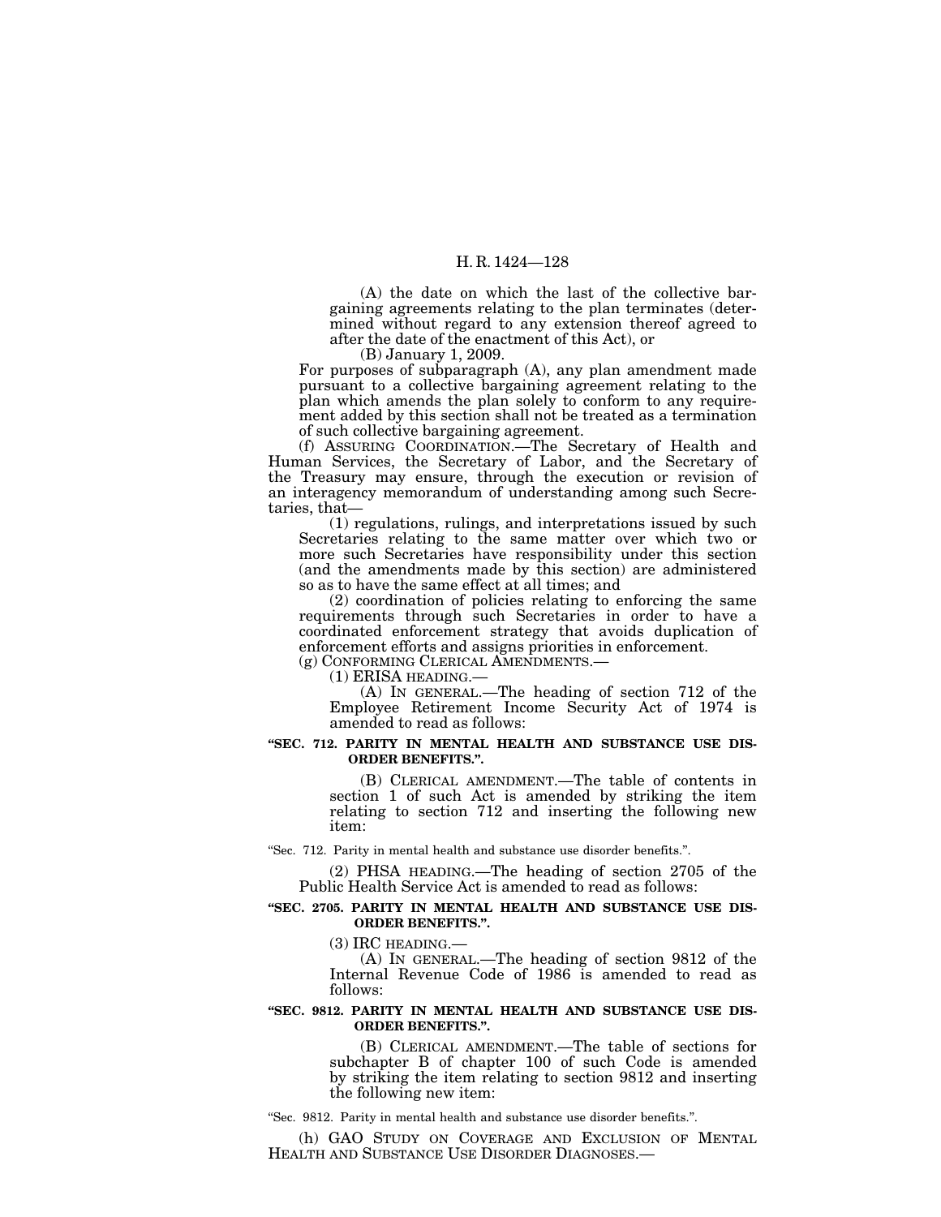(A) the date on which the last of the collective bargaining agreements relating to the plan terminates (determined without regard to any extension thereof agreed to after the date of the enactment of this Act), or

(B) January 1, 2009.

For purposes of subparagraph (A), any plan amendment made pursuant to a collective bargaining agreement relating to the plan which amends the plan solely to conform to any requirement added by this section shall not be treated as a termination of such collective bargaining agreement.

(f) ASSURING COORDINATION.—The Secretary of Health and Human Services, the Secretary of Labor, and the Secretary of the Treasury may ensure, through the execution or revision of an interagency memorandum of understanding among such Secretaries, that—

(1) regulations, rulings, and interpretations issued by such Secretaries relating to the same matter over which two or more such Secretaries have responsibility under this section (and the amendments made by this section) are administered so as to have the same effect at all times; and

(2) coordination of policies relating to enforcing the same requirements through such Secretaries in order to have a coordinated enforcement strategy that avoids duplication of enforcement efforts and assigns priorities in enforcement.

(g) CONFORMING CLERICAL AMENDMENTS.—

(1) ERISA HEADING.—

(A) IN GENERAL.—The heading of section 712 of the Employee Retirement Income Security Act of 1974 is amended to read as follows:

**"SEC. 712. PARITY IN MENTAL HEALTH AND SUBSTANCE USE DISORDER BENEFITS.".**

(B) CLERICAL AMENDMENT.—The table of contents in section 1 of such Act is amended by striking the item relating to section 712 and inserting the following new item:

"Sec. 712. Parity in mental health and substance use disorder benefits.".

(2) PHSA HEADING.—The heading of section 2705 of the Public Health Service Act is amended to read as follows:

**"SEC. 2705. PARITY IN MENTAL HEALTH AND SUBSTANCE USE DISORDER BENEFITS.".**

(3) IRC HEADING.—

(A) IN GENERAL.—The heading of section 9812 of the Internal Revenue Code of 1986 is amended to read as follows:

**"SEC. 9812. PARITY IN MENTAL HEALTH AND SUBSTANCE USE DISORDER BENEFITS.".**

(B) CLERICAL AMENDMENT.—The table of sections for subchapter B of chapter 100 of such Code is amended by striking the item relating to section 9812 and inserting the following new item:

"Sec. 9812. Parity in mental health and substance use disorder benefits.".

(h) GAO STUDY ON COVERAGE AND EXCLUSION OF MENTAL HEALTH AND SUBSTANCE USE DISORDER DIAGNOSES.—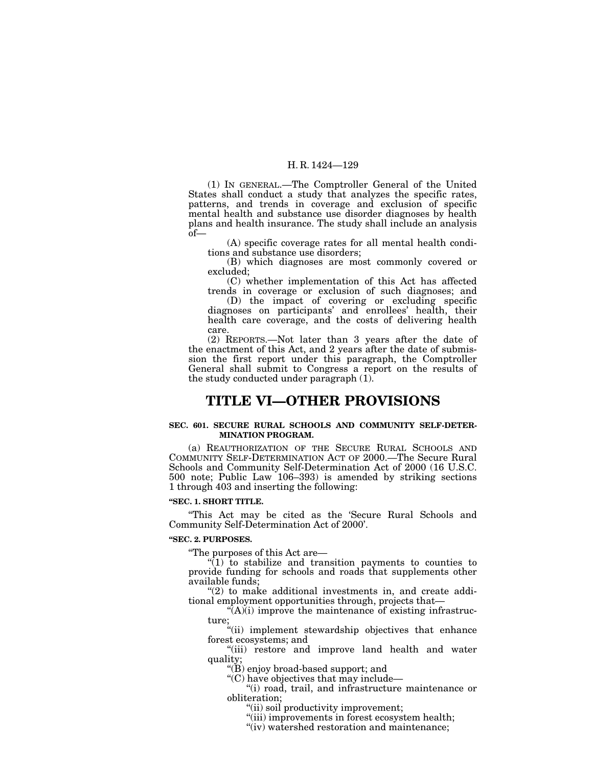(1) IN GENERAL.—The Comptroller General of the United States shall conduct a study that analyzes the specific rates, patterns, and trends in coverage and exclusion of specific mental health and substance use disorder diagnoses by health plans and health insurance. The study shall include an analysis of—

(A) specific coverage rates for all mental health conditions and substance use disorders;

(B) which diagnoses are most commonly covered or excluded;

(C) whether implementation of this Act has affected trends in coverage or exclusion of such diagnoses; and

(D) the impact of covering or excluding specific diagnoses on participants' and enrollees' health, their health care coverage, and the costs of delivering health care.

(2) REPORTS.—Not later than 3 years after the date of the enactment of this Act, and 2 years after the date of submission the first report under this paragraph, the Comptroller General shall submit to Congress a report on the results of the study conducted under paragraph (1).

# TITLE VI—OTHER PROVISIONS

**SEC. 601. SECURE RURAL SCHOOLS AND COMMUNITY SELF-DETERMINATION PROGRAM.**

(a) REAUTHORIZATION OF THE SECURE RURAL SCHOOLS AND COMMUNITY SELF-DETERMINATION ACT OF 2000.—The Secure Rural Schools and Community Self-Determination Act of 2000 (16 U.S.C. 500 note; Public Law 106–393) is amended by striking sections 1 through 403 and inserting the following:

**"SEC. 1. SHORT TITLE.**

"This Act may be cited as the 'Secure Rural Schools and Community Self-Determination Act of 2000'.

**"SEC. 2. PURPOSES.**

"The purposes of this Act are—

"(1) to stabilize and transition payments to counties to provide funding for schools and roads that supplements other available funds;

"(2) to make additional investments in, and create additional employment opportunities through, projects that—

"(A)(i) improve the maintenance of existing infrastructure;

"(ii) implement stewardship objectives that enhance forest ecosystems; and

"(iii) restore and improve land health and water quality;

"(B) enjoy broad-based support; and

"(C) have objectives that may include—

"(i) road, trail, and infrastructure maintenance or obliteration;

"(ii) soil productivity improvement;

"(iii) improvements in forest ecosystem health;

"(iv) watershed restoration and maintenance;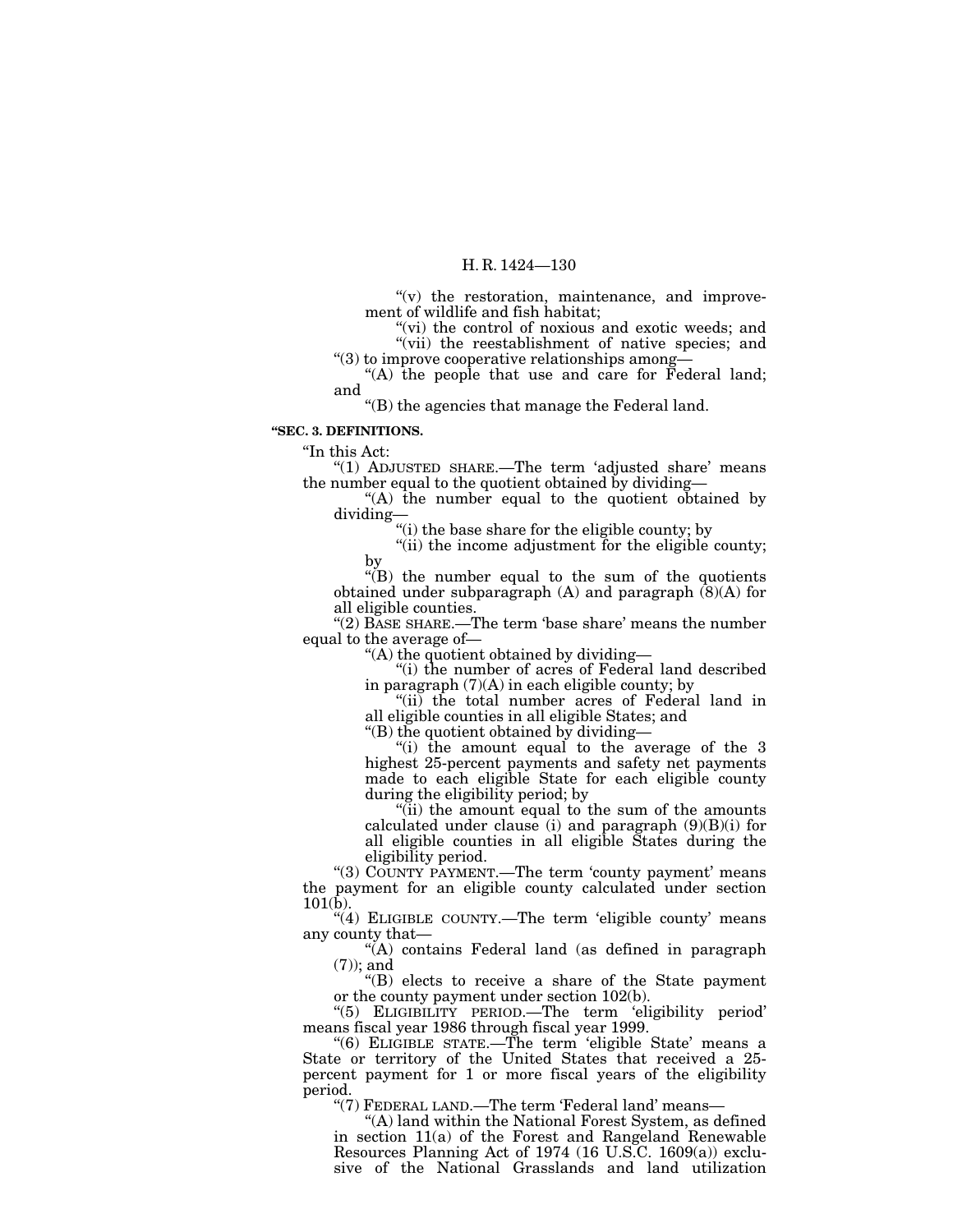"(v) the restoration, maintenance, and improvement of wildlife and fish habitat;

"(vi) the control of noxious and exotic weeds; and

"(vii) the reestablishment of native species; and

"(3) to improve cooperative relationships among—

"(A) the people that use and care for Federal land; and

"(B) the agencies that manage the Federal land.

**"SEC. 3. DEFINITIONS.**

"In this Act:

"(1) ADJUSTED SHARE.—The term 'adjusted share' means the number equal to the quotient obtained by dividing—

"(A) the number equal to the quotient obtained by dividing—

"(i) the base share for the eligible county; by

"(ii) the income adjustment for the eligible county; by

"(B) the number equal to the sum of the quotients obtained under subparagraph (A) and paragraph (8)(A) for all eligible counties.

"(2) BASE SHARE.—The term 'base share' means the number equal to the average of—

"(A) the quotient obtained by dividing—

"(i) the number of acres of Federal land described in paragraph (7)(A) in each eligible county; by

"(ii) the total number acres of Federal land in all eligible counties in all eligible States; and

"(B) the quotient obtained by dividing—

"(i) the amount equal to the average of the 3 highest 25-percent payments and safety net payments made to each eligible State for each eligible county during the eligibility period; by

"(ii) the amount equal to the sum of the amounts calculated under clause (i) and paragraph (9)(B)(i) for all eligible counties in all eligible States during the eligibility period.

"(3) COUNTY PAYMENT.—The term 'county payment' means the payment for an eligible county calculated under section 101(b).

"(4) ELIGIBLE COUNTY.—The term 'eligible county' means any county that—

"(A) contains Federal land (as defined in paragraph (7)); and

"(B) elects to receive a share of the State payment or the county payment under section 102(b).

"(5) ELIGIBILITY PERIOD.—The term 'eligibility period' means fiscal year 1986 through fiscal year 1999.

"(6) ELIGIBLE STATE.—The term 'eligible State' means a State or territory of the United States that received a 25-percent payment for 1 or more fiscal years of the eligibility period.

"(7) FEDERAL LAND.—The term 'Federal land' means—

"(A) land within the National Forest System, as defined in section 11(a) of the Forest and Rangeland Renewable Resources Planning Act of 1974 (16 U.S.C. 1609(a)) exclusive of the National Grasslands and land utilization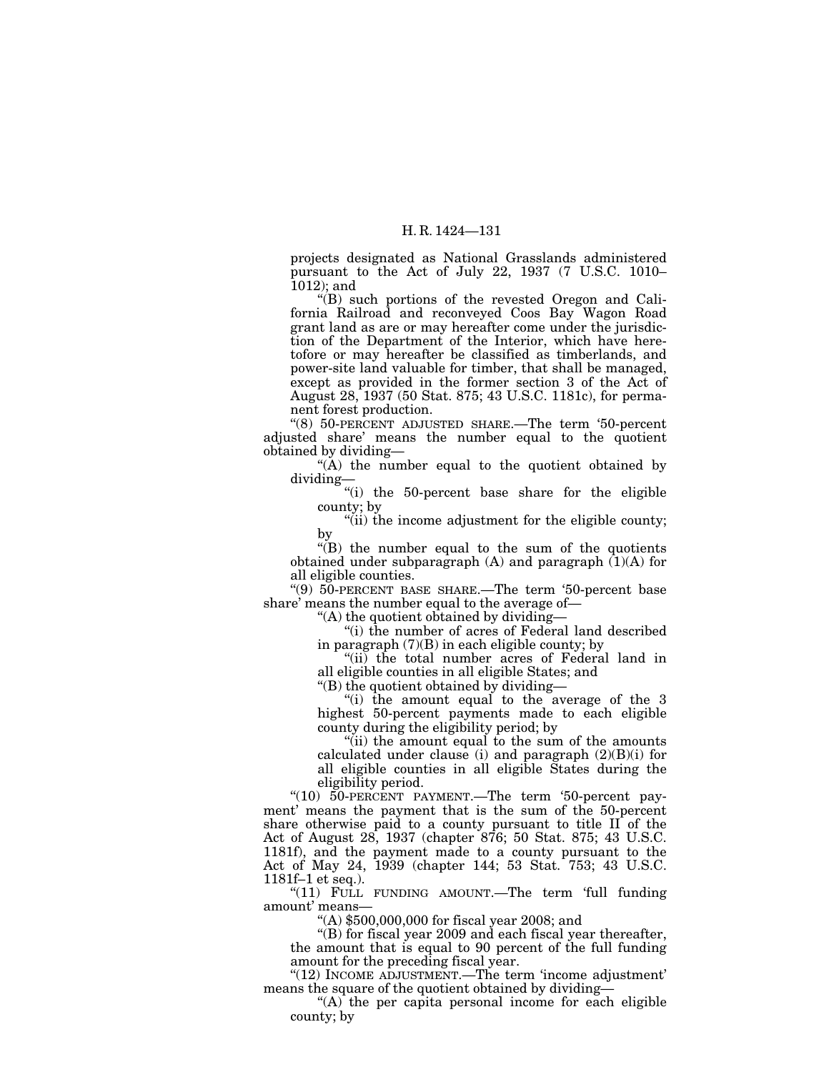projects designated as National Grasslands administered pursuant to the Act of July 22, 1937 (7 U.S.C. 1010–1012); and

"(B) such portions of the revested Oregon and California Railroad and reconveyed Coos Bay Wagon Road grant land as are or may hereafter come under the jurisdiction of the Department of the Interior, which have heretofore or may hereafter be classified as timberlands, and power-site land valuable for timber, that shall be managed, except as provided in the former section 3 of the Act of August 28, 1937 (50 Stat. 875; 43 U.S.C. 1181c), for permanent forest production.

"(8) 50-PERCENT ADJUSTED SHARE.—The term '50-percent adjusted share' means the number equal to the quotient obtained by dividing—

"(A) the number equal to the quotient obtained by dividing—

"(i) the 50-percent base share for the eligible county; by

"(ii) the income adjustment for the eligible county; by

"(B) the number equal to the sum of the quotients obtained under subparagraph (A) and paragraph (1)(A) for all eligible counties.

"(9) 50-PERCENT BASE SHARE.—The term '50-percent base share' means the number equal to the average of—

"(A) the quotient obtained by dividing—

"(i) the number of acres of Federal land described in paragraph (7)(B) in each eligible county; by

"(ii) the total number acres of Federal land in all eligible counties in all eligible States; and

"(B) the quotient obtained by dividing—

"(i) the amount equal to the average of the 3 highest 50-percent payments made to each eligible county during the eligibility period; by

"(ii) the amount equal to the sum of the amounts calculated under clause (i) and paragraph (2)(B)(i) for all eligible counties in all eligible States during the eligibility period.

"(10) 50-PERCENT PAYMENT.—The term '50-percent payment' means the payment that is the sum of the 50-percent share otherwise paid to a county pursuant to title II of the Act of August 28, 1937 (chapter 876; 50 Stat. 875; 43 U.S.C. 1181f), and the payment made to a county pursuant to the Act of May 24, 1939 (chapter 144; 53 Stat. 753; 43 U.S.C. 1181f–1 et seq.).

"(11) FULL FUNDING AMOUNT.—The term 'full funding amount' means—

"(A) $500,000,000 for fiscal year 2008; and

"(B) for fiscal year 2009 and each fiscal year thereafter, the amount that is equal to 90 percent of the full funding amount for the preceding fiscal year.

"(12) INCOME ADJUSTMENT.—The term 'income adjustment' means the square of the quotient obtained by dividing—

"(A) the per capita personal income for each eligible county; by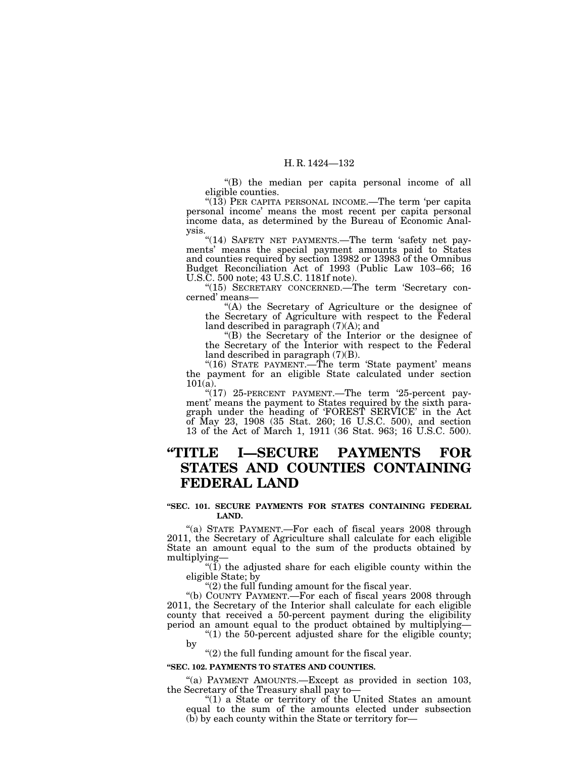"(B) the median per capita personal income of all eligible counties.

"(13) PER CAPITA PERSONAL INCOME.—The term 'per capita personal income' means the most recent per capita personal income data, as determined by the Bureau of Economic Analysis.

"(14) SAFETY NET PAYMENTS.—The term 'safety net payments' means the special payment amounts paid to States and counties required by section 13982 or 13983 of the Omnibus Budget Reconciliation Act of 1993 (Public Law 103–66; 16 U.S.C. 500 note; 43 U.S.C. 1181f note).

"(15) SECRETARY CONCERNED.—The term 'Secretary concerned' means—

"(A) the Secretary of Agriculture or the designee of the Secretary of Agriculture with respect to the Federal land described in paragraph (7)(A); and

"(B) the Secretary of the Interior or the designee of the Secretary of the Interior with respect to the Federal land described in paragraph (7)(B).

"(16) STATE PAYMENT.—The term 'State payment' means the payment for an eligible State calculated under section 101(a).

"(17) 25-PERCENT PAYMENT.—The term '25-percent payment' means the payment to States required by the sixth paragraph under the heading of 'FOREST SERVICE' in the Act of May 23, 1908 (35 Stat. 260; 16 U.S.C. 500), and section 13 of the Act of March 1, 1911 (36 Stat. 963; 16 U.S.C. 500).

# "TITLE I—SECURE PAYMENTS FOR STATES AND COUNTIES CONTAINING FEDERAL LAND

**"SEC. 101. SECURE PAYMENTS FOR STATES CONTAINING FEDERAL LAND.**

"(a) STATE PAYMENT.—For each of fiscal years 2008 through 2011, the Secretary of Agriculture shall calculate for each eligible State an amount equal to the sum of the products obtained by multiplying—

"(1) the adjusted share for each eligible county within the eligible State; by

"(2) the full funding amount for the fiscal year.

"(b) COUNTY PAYMENT.—For each of fiscal years 2008 through 2011, the Secretary of the Interior shall calculate for each eligible county that received a 50-percent payment during the eligibility period an amount equal to the product obtained by multiplying—

"(1) the 50-percent adjusted share for the eligible county; by

"(2) the full funding amount for the fiscal year.

**"SEC. 102. PAYMENTS TO STATES AND COUNTIES.**

"(a) PAYMENT AMOUNTS.—Except as provided in section 103, the Secretary of the Treasury shall pay to—

"(1) a State or territory of the United States an amount equal to the sum of the amounts elected under subsection (b) by each county within the State or territory for—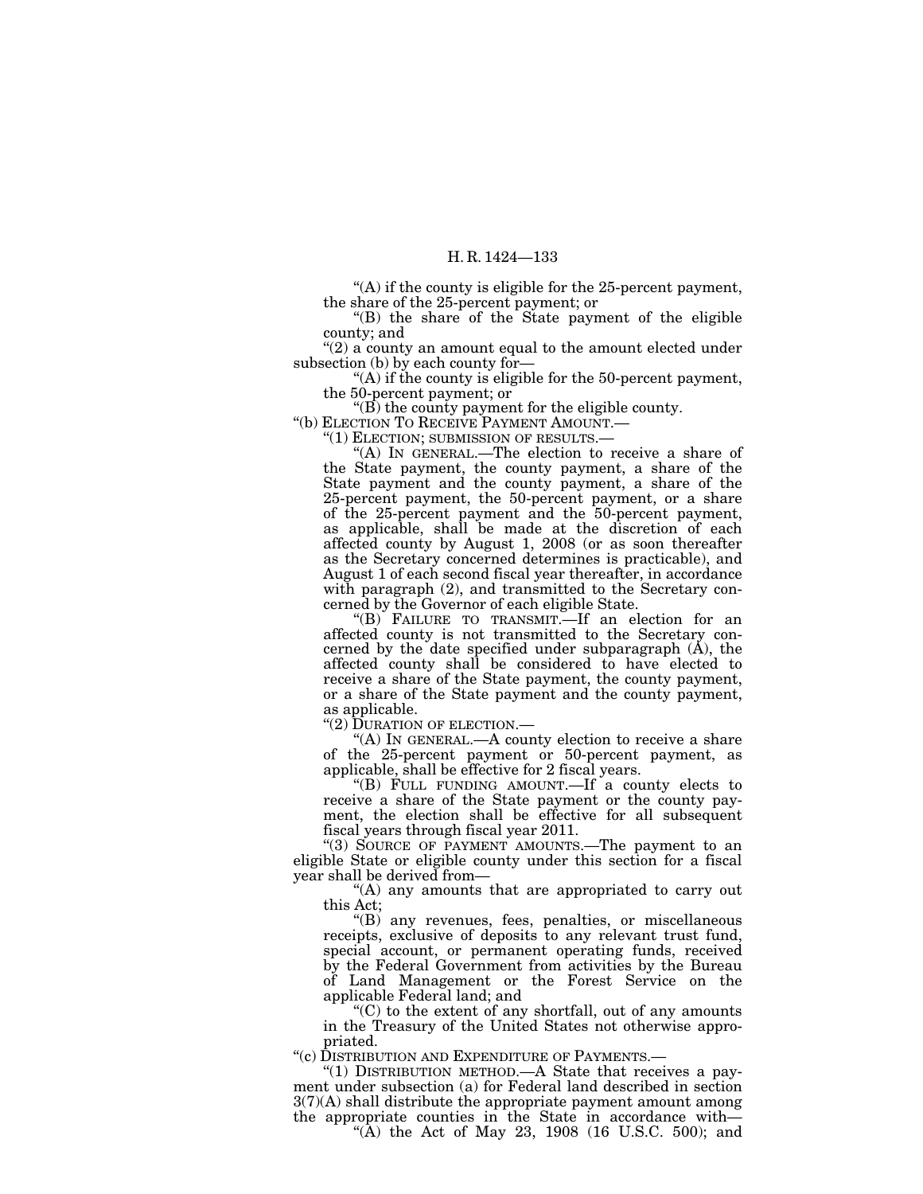"(A) if the county is eligible for the 25-percent payment, the share of the 25-percent payment; or

"(B) the share of the State payment of the eligible county; and

"(2) a county an amount equal to the amount elected under subsection (b) by each county for—

"(A) if the county is eligible for the 50-percent payment, the 50-percent payment; or

"(B) the county payment for the eligible county.

"(b) ELECTION TO RECEIVE PAYMENT AMOUNT.—

"(1) ELECTION; SUBMISSION OF RESULTS.—

"(A) IN GENERAL.—The election to receive a share of the State payment, the county payment, a share of the State payment and the county payment, a share of the 25-percent payment, the 50-percent payment, or a share of the 25-percent payment and the 50-percent payment, as applicable, shall be made at the discretion of each affected county by August 1, 2008 (or as soon thereafter as the Secretary concerned determines is practicable), and August 1 of each second fiscal year thereafter, in accordance with paragraph (2), and transmitted to the Secretary concerned by the Governor of each eligible State.

"(B) FAILURE TO TRANSMIT.—If an election for an affected county is not transmitted to the Secretary concerned by the date specified under subparagraph (A), the affected county shall be considered to have elected to receive a share of the State payment, the county payment, or a share of the State payment and the county payment, as applicable.

"(2) DURATION OF ELECTION.—

"(A) IN GENERAL.—A county election to receive a share of the 25-percent payment or 50-percent payment, as applicable, shall be effective for 2 fiscal years.

"(B) FULL FUNDING AMOUNT.—If a county elects to receive a share of the State payment or the county payment, the election shall be effective for all subsequent fiscal years through fiscal year 2011.

"(3) SOURCE OF PAYMENT AMOUNTS.—The payment to an eligible State or eligible county under this section for a fiscal year shall be derived from—

"(A) any amounts that are appropriated to carry out this Act;

"(B) any revenues, fees, penalties, or miscellaneous receipts, exclusive of deposits to any relevant trust fund, special account, or permanent operating funds, received by the Federal Government from activities by the Bureau of Land Management or the Forest Service on the applicable Federal land; and

"(C) to the extent of any shortfall, out of any amounts in the Treasury of the United States not otherwise appropriated.

"(c) DISTRIBUTION AND EXPENDITURE OF PAYMENTS.—

"(1) DISTRIBUTION METHOD.—A State that receives a payment under subsection (a) for Federal land described in section 3(7)(A) shall distribute the appropriate payment amount among the appropriate counties in the State in accordance with—

"(A) the Act of May 23, 1908 (16 U.S.C. 500); and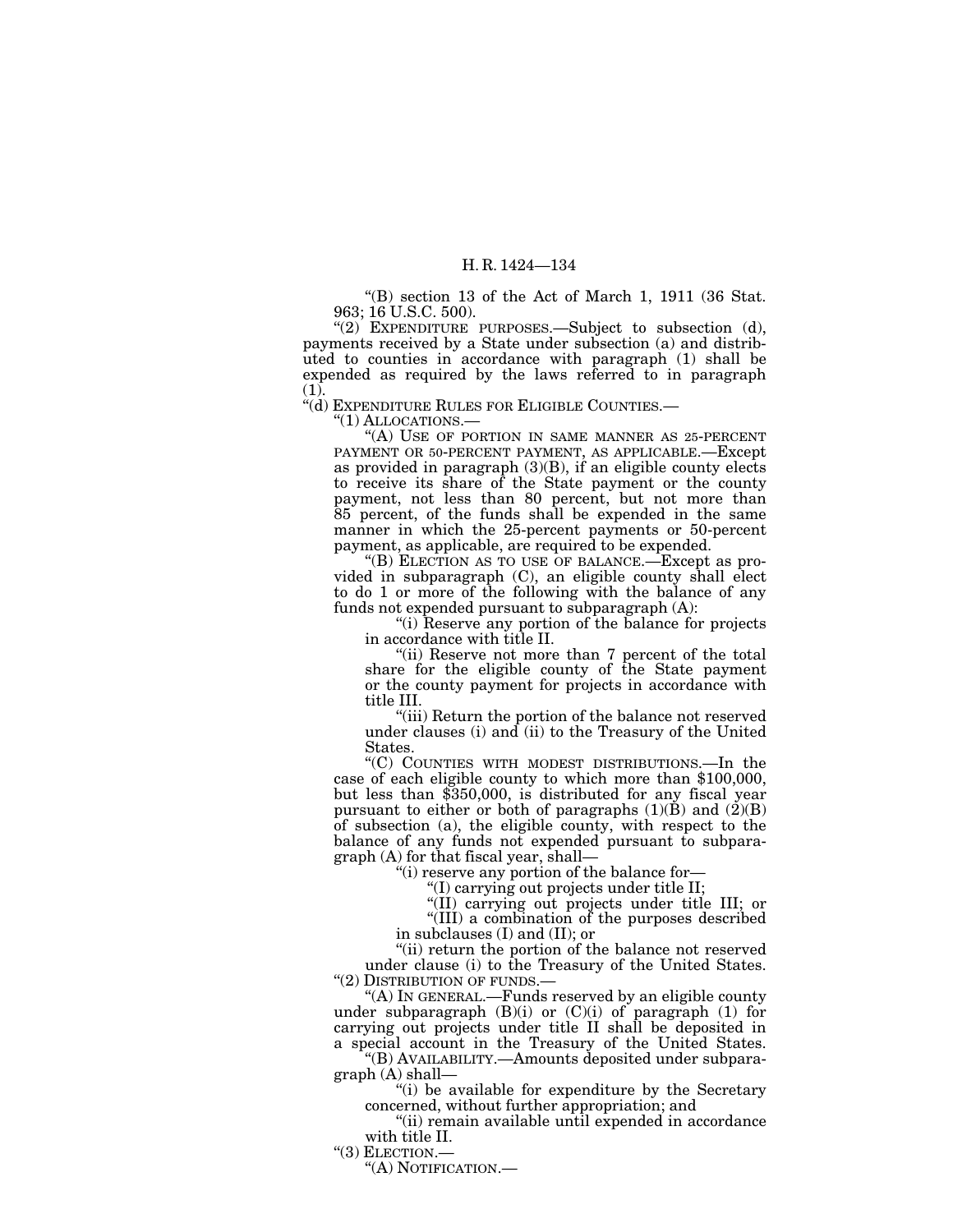"(B) section 13 of the Act of March 1, 1911 (36 Stat. 963; 16 U.S.C. 500).

"(2) EXPENDITURE PURPOSES.—Subject to subsection (d), payments received by a State under subsection (a) and distributed to counties in accordance with paragraph (1) shall be expended as required by the laws referred to in paragraph (1).

"(d) EXPENDITURE RULES FOR ELIGIBLE COUNTIES.—

"(1) ALLOCATIONS.—

"(A) USE OF PORTION IN SAME MANNER AS 25-PERCENT PAYMENT OR 50-PERCENT PAYMENT, AS APPLICABLE.—Except as provided in paragraph (3)(B), if an eligible county elects to receive its share of the State payment or the county payment, not less than 80 percent, but not more than 85 percent, of the funds shall be expended in the same manner in which the 25-percent payments or 50-percent payment, as applicable, are required to be expended.

"(B) ELECTION AS TO USE OF BALANCE.—Except as provided in subparagraph (C), an eligible county shall elect to do 1 or more of the following with the balance of any funds not expended pursuant to subparagraph (A):

"(i) Reserve any portion of the balance for projects in accordance with title II.

"(ii) Reserve not more than 7 percent of the total share for the eligible county of the State payment or the county payment for projects in accordance with title III.

"(iii) Return the portion of the balance not reserved under clauses (i) and (ii) to the Treasury of the United States.

"(C) COUNTIES WITH MODEST DISTRIBUTIONS.—In the case of each eligible county to which more than $100,000, but less than $350,000, is distributed for any fiscal year pursuant to either or both of paragraphs (1)(B) and (2)(B) of subsection (a), the eligible county, with respect to the balance of any funds not expended pursuant to subparagraph (A) for that fiscal year, shall—

"(i) reserve any portion of the balance for—

"(I) carrying out projects under title II;

"(II) carrying out projects under title III; or

"(III) a combination of the purposes described in subclauses (I) and (II); or

"(ii) return the portion of the balance not reserved under clause (i) to the Treasury of the United States.

"(2) DISTRIBUTION OF FUNDS.—

"(A) IN GENERAL.—Funds reserved by an eligible county under subparagraph (B)(i) or (C)(i) of paragraph (1) for carrying out projects under title II shall be deposited in a special account in the Treasury of the United States.

"(B) AVAILABILITY.—Amounts deposited under subparagraph (A) shall—

"(i) be available for expenditure by the Secretary concerned, without further appropriation; and

"(ii) remain available until expended in accordance with title II.

"(3) ELECTION.—

"(A) NOTIFICATION.—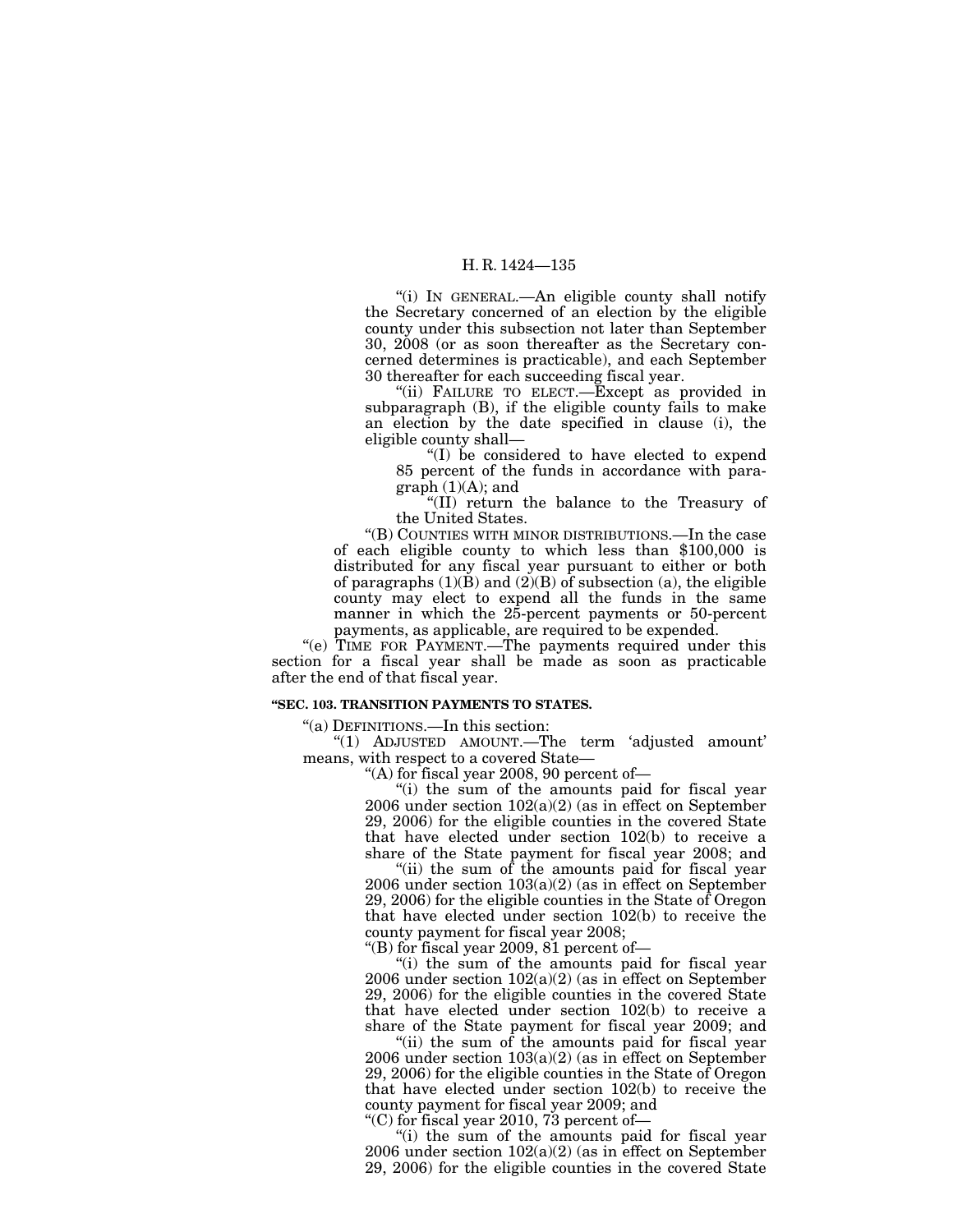"(i) IN GENERAL.—An eligible county shall notify the Secretary concerned of an election by the eligible county under this subsection not later than September 30, 2008 (or as soon thereafter as the Secretary concerned determines is practicable), and each September 30 thereafter for each succeeding fiscal year.

"(ii) FAILURE TO ELECT.—Except as provided in subparagraph (B), if the eligible county fails to make an election by the date specified in clause (i), the eligible county shall—

"(I) be considered to have elected to expend 85 percent of the funds in accordance with paragraph (1)(A); and

"(II) return the balance to the Treasury of the United States.

"(B) COUNTIES WITH MINOR DISTRIBUTIONS.—In the case of each eligible county to which less than $100,000 is distributed for any fiscal year pursuant to either or both of paragraphs (1)(B) and (2)(B) of subsection (a), the eligible county may elect to expend all the funds in the same manner in which the 25-percent payments or 50-percent payments, as applicable, are required to be expended.

"(e) TIME FOR PAYMENT.—The payments required under this section for a fiscal year shall be made as soon as practicable after the end of that fiscal year.

**"SEC. 103. TRANSITION PAYMENTS TO STATES.**

"(a) DEFINITIONS.—In this section:

"(1) ADJUSTED AMOUNT.—The term 'adjusted amount' means, with respect to a covered State—

"(A) for fiscal year 2008, 90 percent of—

"(i) the sum of the amounts paid for fiscal year 2006 under section 102(a)(2) (as in effect on September 29, 2006) for the eligible counties in the covered State that have elected under section 102(b) to receive a share of the State payment for fiscal year 2008; and

"(ii) the sum of the amounts paid for fiscal year 2006 under section 103(a)(2) (as in effect on September 29, 2006) for the eligible counties in the State of Oregon that have elected under section 102(b) to receive the county payment for fiscal year 2008;

"(B) for fiscal year 2009, 81 percent of—

"(i) the sum of the amounts paid for fiscal year 2006 under section 102(a)(2) (as in effect on September 29, 2006) for the eligible counties in the covered State that have elected under section 102(b) to receive a share of the State payment for fiscal year 2009; and

"(ii) the sum of the amounts paid for fiscal year 2006 under section 103(a)(2) (as in effect on September 29, 2006) for the eligible counties in the State of Oregon that have elected under section 102(b) to receive the county payment for fiscal year 2009; and

"(C) for fiscal year 2010, 73 percent of—

"(i) the sum of the amounts paid for fiscal year 2006 under section 102(a)(2) (as in effect on September 29, 2006) for the eligible counties in the covered State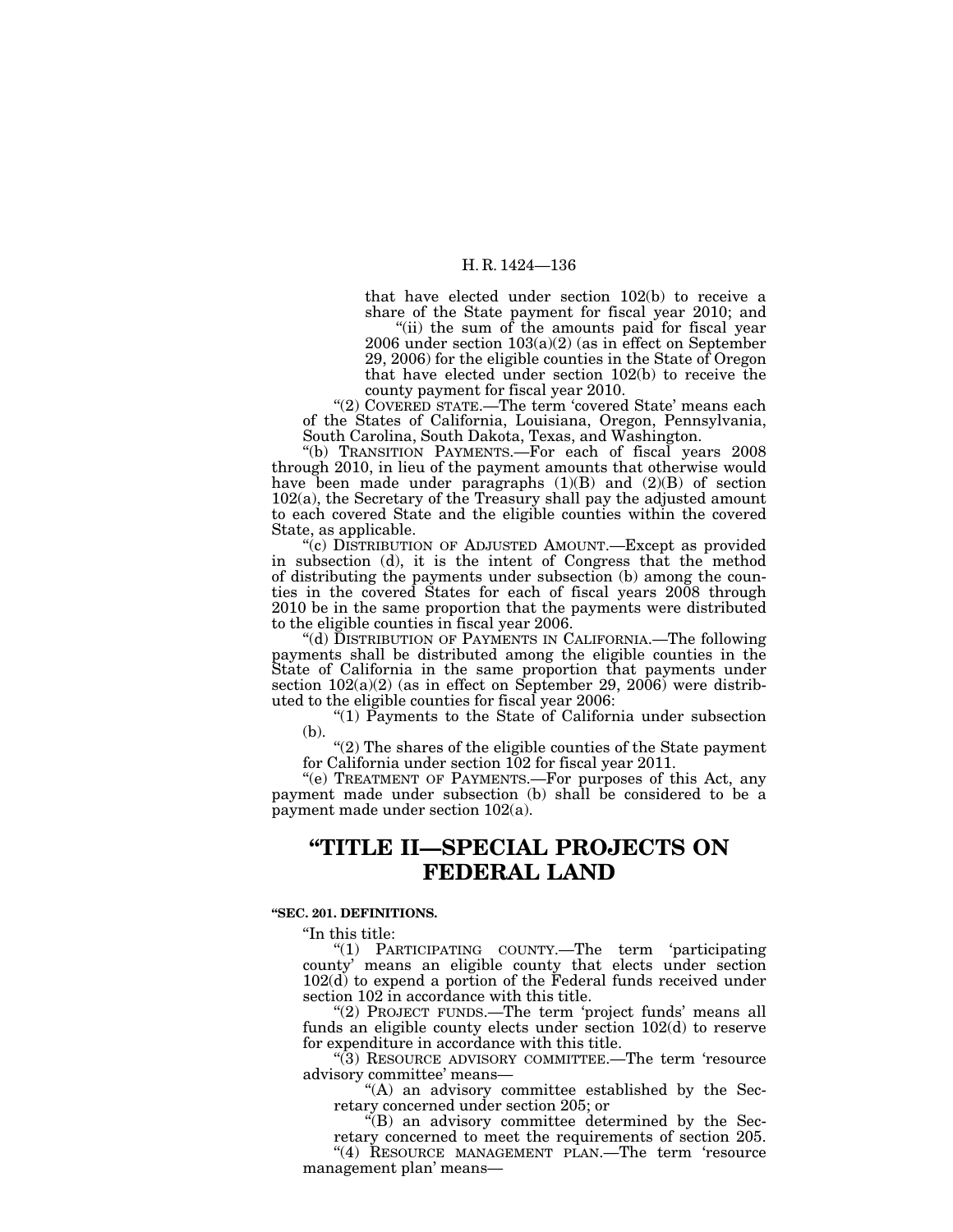that have elected under section 102(b) to receive a share of the State payment for fiscal year 2010; and

"(ii) the sum of the amounts paid for fiscal year 2006 under section 103(a)(2) (as in effect on September 29, 2006) for the eligible counties in the State of Oregon that have elected under section 102(b) to receive the county payment for fiscal year 2010.

"(2) COVERED STATE.—The term 'covered State' means each of the States of California, Louisiana, Oregon, Pennsylvania, South Carolina, South Dakota, Texas, and Washington.

"(b) TRANSITION PAYMENTS.—For each of fiscal years 2008 through 2010, in lieu of the payment amounts that otherwise would have been made under paragraphs (1)(B) and (2)(B) of section 102(a), the Secretary of the Treasury shall pay the adjusted amount to each covered State and the eligible counties within the covered State, as applicable.

"(c) DISTRIBUTION OF ADJUSTED AMOUNT.—Except as provided in subsection (d), it is the intent of Congress that the method of distributing the payments under subsection (b) among the counties in the covered States for each of fiscal years 2008 through 2010 be in the same proportion that the payments were distributed to the eligible counties in fiscal year 2006.

"(d) DISTRIBUTION OF PAYMENTS IN CALIFORNIA.—The following payments shall be distributed among the eligible counties in the State of California in the same proportion that payments under section 102(a)(2) (as in effect on September 29, 2006) were distributed to the eligible counties for fiscal year 2006:

"(1) Payments to the State of California under subsection (b).

"(2) The shares of the eligible counties of the State payment for California under section 102 for fiscal year 2011.

"(e) TREATMENT OF PAYMENTS.—For purposes of this Act, any payment made under subsection (b) shall be considered to be a payment made under section 102(a).

# "TITLE II—SPECIAL PROJECTS ON FEDERAL LAND

**"SEC. 201. DEFINITIONS.**

"In this title:

"(1) PARTICIPATING COUNTY.—The term 'participating county' means an eligible county that elects under section 102(d) to expend a portion of the Federal funds received under section 102 in accordance with this title.

"(2) PROJECT FUNDS.—The term 'project funds' means all funds an eligible county elects under section 102(d) to reserve for expenditure in accordance with this title.

"(3) RESOURCE ADVISORY COMMITTEE.—The term 'resource advisory committee' means—

"(A) an advisory committee established by the Secretary concerned under section 205; or

"(B) an advisory committee determined by the Secretary concerned to meet the requirements of section 205.

"(4) RESOURCE MANAGEMENT PLAN.—The term 'resource management plan' means—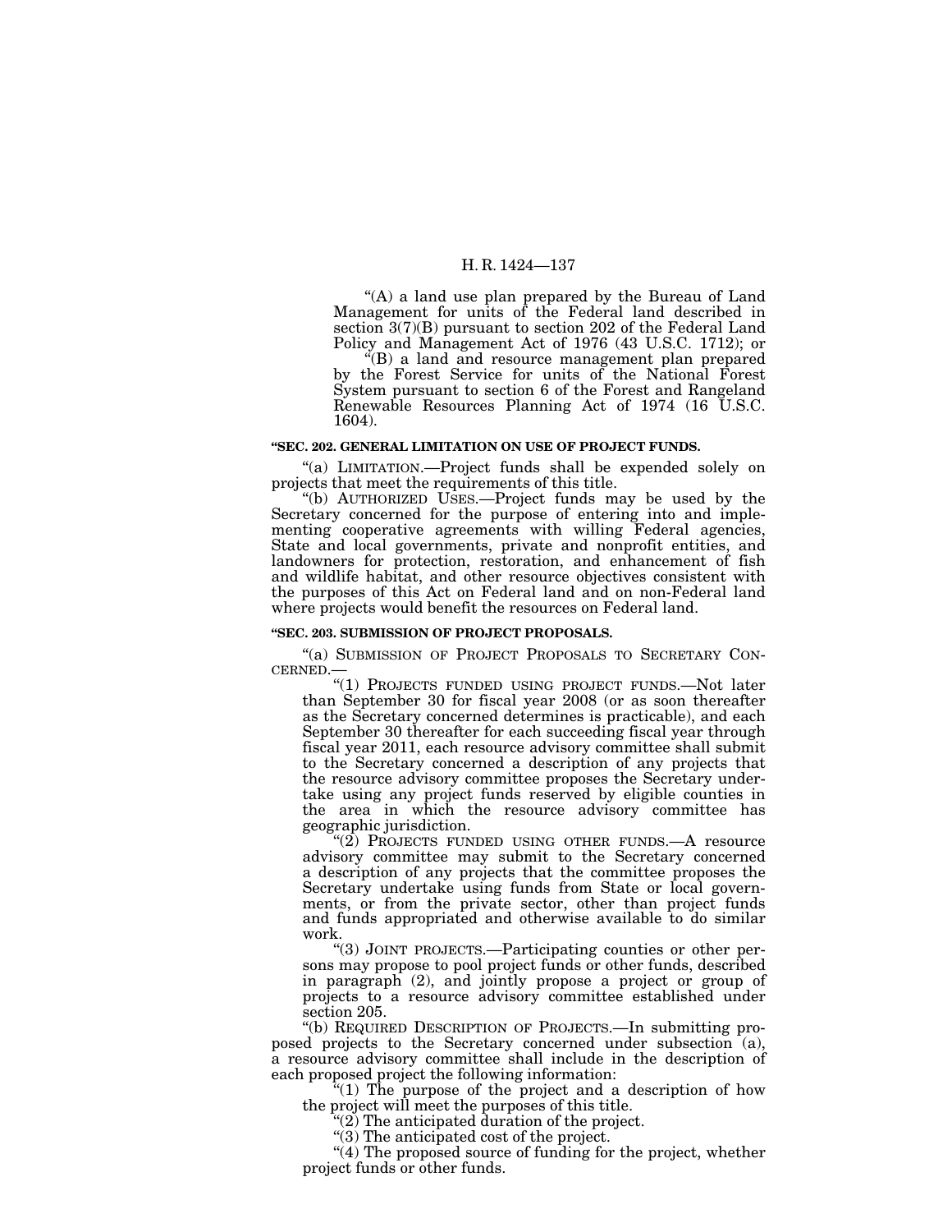"(A) a land use plan prepared by the Bureau of Land Management for units of the Federal land described in section 3(7)(B) pursuant to section 202 of the Federal Land Policy and Management Act of 1976 (43 U.S.C. 1712); or

"(B) a land and resource management plan prepared by the Forest Service for units of the National Forest System pursuant to section 6 of the Forest and Rangeland Renewable Resources Planning Act of 1974 (16 U.S.C. 1604).

**"SEC. 202. GENERAL LIMITATION ON USE OF PROJECT FUNDS.**

"(a) LIMITATION.—Project funds shall be expended solely on projects that meet the requirements of this title.

"(b) AUTHORIZED USES.—Project funds may be used by the Secretary concerned for the purpose of entering into and implementing cooperative agreements with willing Federal agencies, State and local governments, private and nonprofit entities, and landowners for protection, restoration, and enhancement of fish and wildlife habitat, and other resource objectives consistent with the purposes of this Act on Federal land and on non-Federal land where projects would benefit the resources on Federal land.

**"SEC. 203. SUBMISSION OF PROJECT PROPOSALS.**

"(a) SUBMISSION OF PROJECT PROPOSALS TO SECRETARY CONCERNED.—

"(1) PROJECTS FUNDED USING PROJECT FUNDS.—Not later than September 30 for fiscal year 2008 (or as soon thereafter as the Secretary concerned determines is practicable), and each September 30 thereafter for each succeeding fiscal year through fiscal year 2011, each resource advisory committee shall submit to the Secretary concerned a description of any projects that the resource advisory committee proposes the Secretary undertake using any project funds reserved by eligible counties in the area in which the resource advisory committee has geographic jurisdiction.

"(2) PROJECTS FUNDED USING OTHER FUNDS.—A resource advisory committee may submit to the Secretary concerned a description of any projects that the committee proposes the Secretary undertake using funds from State or local governments, or from the private sector, other than project funds and funds appropriated and otherwise available to do similar work.

"(3) JOINT PROJECTS.—Participating counties or other persons may propose to pool project funds or other funds, described in paragraph (2), and jointly propose a project or group of projects to a resource advisory committee established under section 205.

"(b) REQUIRED DESCRIPTION OF PROJECTS.—In submitting proposed projects to the Secretary concerned under subsection (a), a resource advisory committee shall include in the description of each proposed project the following information:

"(1) The purpose of the project and a description of how the project will meet the purposes of this title.

"(2) The anticipated duration of the project.

"(3) The anticipated cost of the project.

"(4) The proposed source of funding for the project, whether project funds or other funds.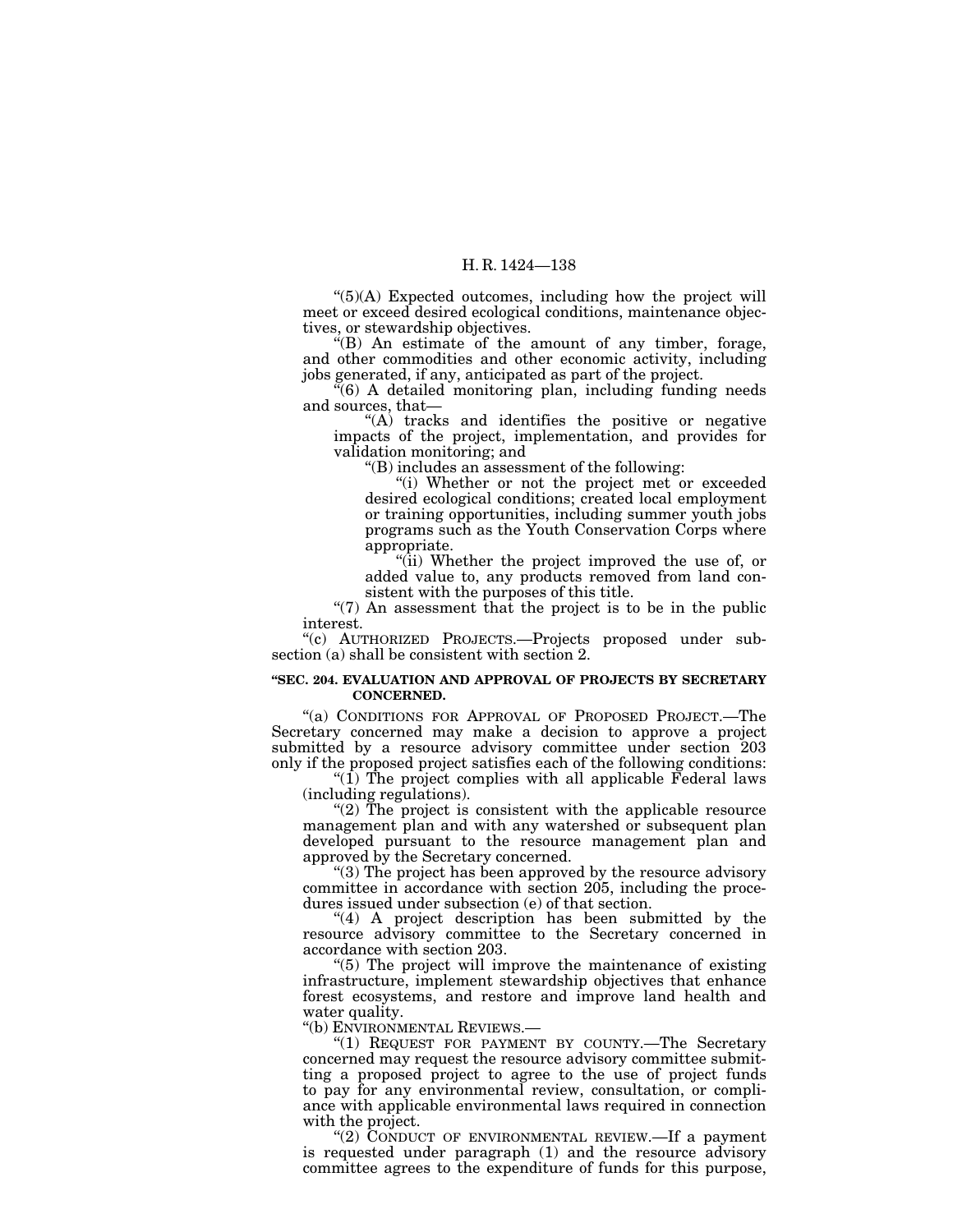"(5)(A) Expected outcomes, including how the project will meet or exceed desired ecological conditions, maintenance objectives, or stewardship objectives.

"(B) An estimate of the amount of any timber, forage, and other commodities and other economic activity, including jobs generated, if any, anticipated as part of the project.

"(6) A detailed monitoring plan, including funding needs and sources, that—

"(A) tracks and identifies the positive or negative impacts of the project, implementation, and provides for validation monitoring; and

"(B) includes an assessment of the following:

"(i) Whether or not the project met or exceeded desired ecological conditions; created local employment or training opportunities, including summer youth jobs programs such as the Youth Conservation Corps where appropriate.

"(ii) Whether the project improved the use of, or added value to, any products removed from land consistent with the purposes of this title.

"(7) An assessment that the project is to be in the public interest.

"(c) AUTHORIZED PROJECTS.—Projects proposed under subsection (a) shall be consistent with section 2.

**"SEC. 204. EVALUATION AND APPROVAL OF PROJECTS BY SECRETARY CONCERNED.**

"(a) CONDITIONS FOR APPROVAL OF PROPOSED PROJECT.—The Secretary concerned may make a decision to approve a project submitted by a resource advisory committee under section 203 only if the proposed project satisfies each of the following conditions:

"(1) The project complies with all applicable Federal laws (including regulations).

"(2) The project is consistent with the applicable resource management plan and with any watershed or subsequent plan developed pursuant to the resource management plan and approved by the Secretary concerned.

"(3) The project has been approved by the resource advisory committee in accordance with section 205, including the procedures issued under subsection (e) of that section.

"(4) A project description has been submitted by the resource advisory committee to the Secretary concerned in accordance with section 203.

"(5) The project will improve the maintenance of existing infrastructure, implement stewardship objectives that enhance forest ecosystems, and restore and improve land health and water quality.

"(b) ENVIRONMENTAL REVIEWS.—

"(1) REQUEST FOR PAYMENT BY COUNTY.—The Secretary concerned may request the resource advisory committee submitting a proposed project to agree to the use of project funds to pay for any environmental review, consultation, or compliance with applicable environmental laws required in connection with the project.

"(2) CONDUCT OF ENVIRONMENTAL REVIEW.—If a payment is requested under paragraph (1) and the resource advisory committee agrees to the expenditure of funds for this purpose,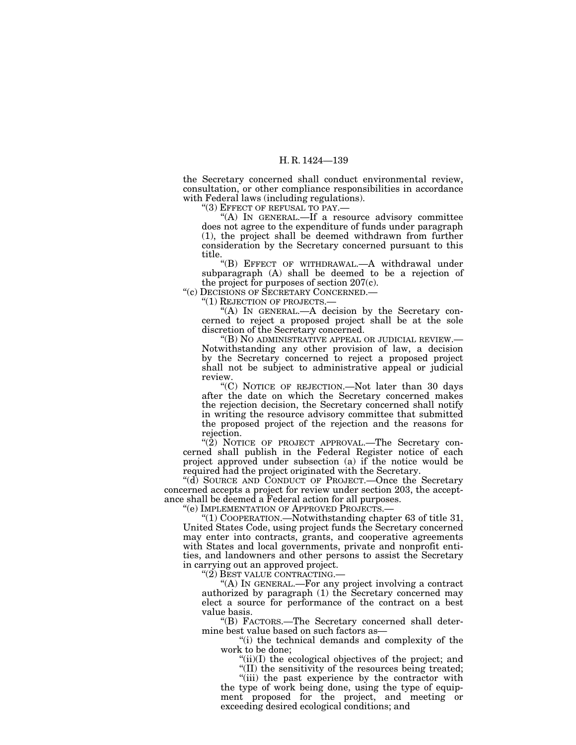the Secretary concerned shall conduct environmental review, consultation, or other compliance responsibilities in accordance with Federal laws (including regulations).

"(3) EFFECT OF REFUSAL TO PAY.—

"(A) IN GENERAL.—If a resource advisory committee does not agree to the expenditure of funds under paragraph (1), the project shall be deemed withdrawn from further consideration by the Secretary concerned pursuant to this title.

"(B) EFFECT OF WITHDRAWAL.—A withdrawal under subparagraph (A) shall be deemed to be a rejection of the project for purposes of section 207(c).

"(c) DECISIONS OF SECRETARY CONCERNED.—

"(1) REJECTION OF PROJECTS.—

"(A) IN GENERAL.—A decision by the Secretary concerned to reject a proposed project shall be at the sole discretion of the Secretary concerned.

"(B) NO ADMINISTRATIVE APPEAL OR JUDICIAL REVIEW.—Notwithstanding any other provision of law, a decision by the Secretary concerned to reject a proposed project shall not be subject to administrative appeal or judicial review.

"(C) NOTICE OF REJECTION.—Not later than 30 days after the date on which the Secretary concerned makes the rejection decision, the Secretary concerned shall notify in writing the resource advisory committee that submitted the proposed project of the rejection and the reasons for rejection.

"(2) NOTICE OF PROJECT APPROVAL.—The Secretary concerned shall publish in the Federal Register notice of each project approved under subsection (a) if the notice would be required had the project originated with the Secretary.

"(d) SOURCE AND CONDUCT OF PROJECT.—Once the Secretary concerned accepts a project for review under section 203, the acceptance shall be deemed a Federal action for all purposes.

"(e) IMPLEMENTATION OF APPROVED PROJECTS.—

"(1) COOPERATION.—Notwithstanding chapter 63 of title 31, United States Code, using project funds the Secretary concerned may enter into contracts, grants, and cooperative agreements with States and local governments, private and nonprofit entities, and landowners and other persons to assist the Secretary in carrying out an approved project.

"(2) BEST VALUE CONTRACTING.—

"(A) IN GENERAL.—For any project involving a contract authorized by paragraph (1) the Secretary concerned may elect a source for performance of the contract on a best value basis.

"(B) FACTORS.—The Secretary concerned shall determine best value based on such factors as—

"(i) the technical demands and complexity of the work to be done;

"(ii)(I) the ecological objectives of the project; and

"(II) the sensitivity of the resources being treated;

"(iii) the past experience by the contractor with the type of work being done, using the type of equipment proposed for the project, and meeting or exceeding desired ecological conditions; and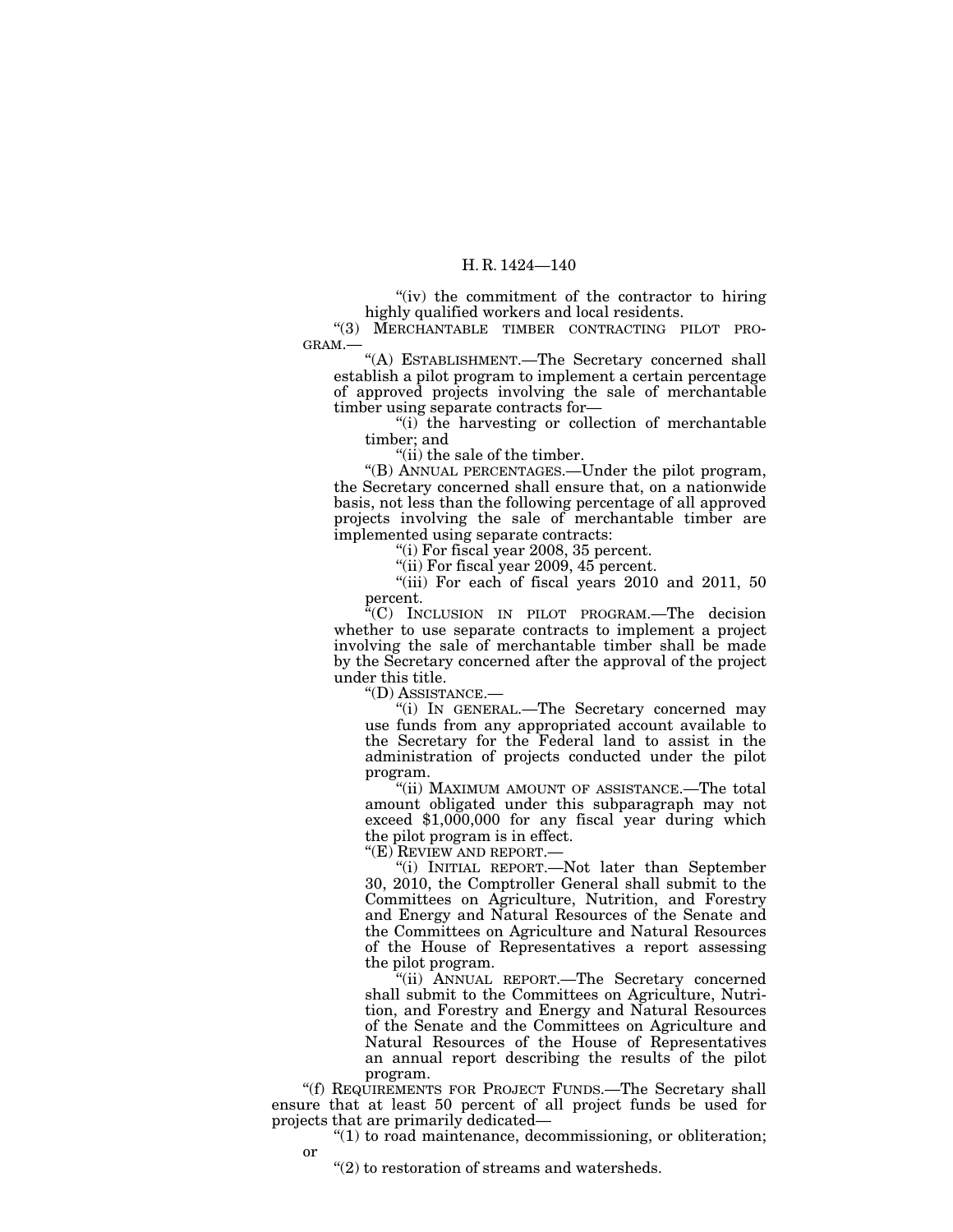"(iv) the commitment of the contractor to hiring highly qualified workers and local residents.

"(3) MERCHANTABLE TIMBER CONTRACTING PILOT PROGRAM.—

"(A) ESTABLISHMENT.—The Secretary concerned shall establish a pilot program to implement a certain percentage of approved projects involving the sale of merchantable timber using separate contracts for—

"(i) the harvesting or collection of merchantable timber; and

"(ii) the sale of the timber.

"(B) ANNUAL PERCENTAGES.—Under the pilot program, the Secretary concerned shall ensure that, on a nationwide basis, not less than the following percentage of all approved projects involving the sale of merchantable timber are implemented using separate contracts:

"(i) For fiscal year 2008, 35 percent.

"(ii) For fiscal year 2009, 45 percent.

"(iii) For each of fiscal years 2010 and 2011, 50 percent.

"(C) INCLUSION IN PILOT PROGRAM.—The decision whether to use separate contracts to implement a project involving the sale of merchantable timber shall be made by the Secretary concerned after the approval of the project under this title.

"(D) ASSISTANCE.—

"(i) IN GENERAL.—The Secretary concerned may use funds from any appropriated account available to the Secretary for the Federal land to assist in the administration of projects conducted under the pilot program.

"(ii) MAXIMUM AMOUNT OF ASSISTANCE.—The total amount obligated under this subparagraph may not exceed $1,000,000 for any fiscal year during which the pilot program is in effect.

"(E) REVIEW AND REPORT.—

"(i) INITIAL REPORT.—Not later than September 30, 2010, the Comptroller General shall submit to the Committees on Agriculture, Nutrition, and Forestry and Energy and Natural Resources of the Senate and the Committees on Agriculture and Natural Resources of the House of Representatives a report assessing the pilot program.

"(ii) ANNUAL REPORT.—The Secretary concerned shall submit to the Committees on Agriculture, Nutrition, and Forestry and Energy and Natural Resources of the Senate and the Committees on Agriculture and Natural Resources of the House of Representatives an annual report describing the results of the pilot program.

"(f) REQUIREMENTS FOR PROJECT FUNDS.—The Secretary shall ensure that at least 50 percent of all project funds be used for projects that are primarily dedicated—

"(1) to road maintenance, decommissioning, or obliteration; or

"(2) to restoration of streams and watersheds.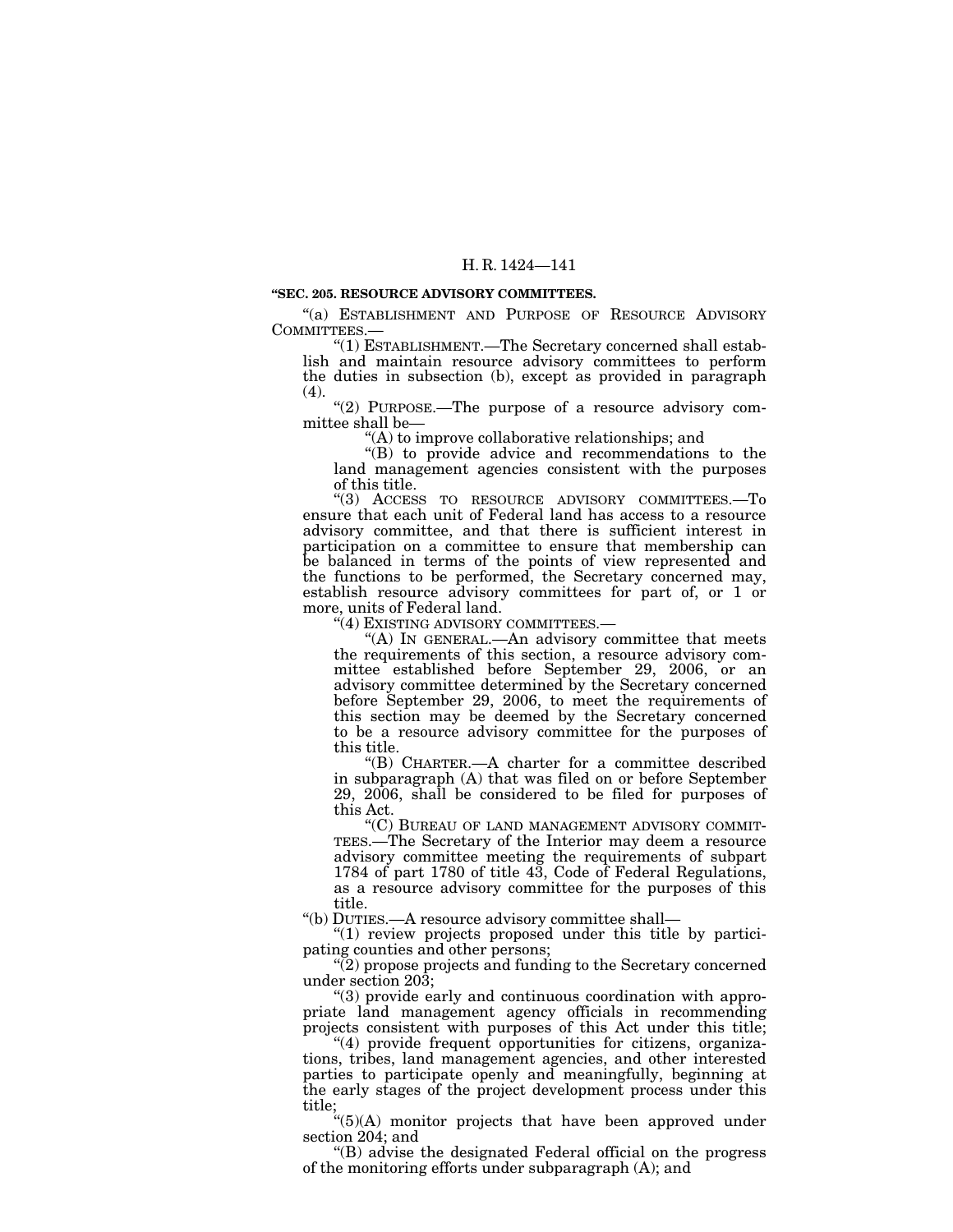**"SEC. 205. RESOURCE ADVISORY COMMITTEES.**

"(a) ESTABLISHMENT AND PURPOSE OF RESOURCE ADVISORY COMMITTEES.—

"(1) ESTABLISHMENT.—The Secretary concerned shall establish and maintain resource advisory committees to perform the duties in subsection (b), except as provided in paragraph (4).

"(2) PURPOSE.—The purpose of a resource advisory committee shall be—

"(A) to improve collaborative relationships; and

"(B) to provide advice and recommendations to the land management agencies consistent with the purposes of this title.

"(3) ACCESS TO RESOURCE ADVISORY COMMITTEES.—To ensure that each unit of Federal land has access to a resource advisory committee, and that there is sufficient interest in participation on a committee to ensure that membership can be balanced in terms of the points of view represented and the functions to be performed, the Secretary concerned may, establish resource advisory committees for part of, or 1 or more, units of Federal land.

"(4) EXISTING ADVISORY COMMITTEES.—

"(A) IN GENERAL.—An advisory committee that meets the requirements of this section, a resource advisory committee established before September 29, 2006, or an advisory committee determined by the Secretary concerned before September 29, 2006, to meet the requirements of this section may be deemed by the Secretary concerned to be a resource advisory committee for the purposes of this title.

"(B) CHARTER.—A charter for a committee described in subparagraph (A) that was filed on or before September 29, 2006, shall be considered to be filed for purposes of this Act.

"(C) BUREAU OF LAND MANAGEMENT ADVISORY COMMITTEES.—The Secretary of the Interior may deem a resource advisory committee meeting the requirements of subpart 1784 of part 1780 of title 43, Code of Federal Regulations, as a resource advisory committee for the purposes of this title.

"(b) DUTIES.—A resource advisory committee shall—

"(1) review projects proposed under this title by participating counties and other persons;

"(2) propose projects and funding to the Secretary concerned under section 203;

"(3) provide early and continuous coordination with appropriate land management agency officials in recommending projects consistent with purposes of this Act under this title;

"(4) provide frequent opportunities for citizens, organizations, tribes, land management agencies, and other interested parties to participate openly and meaningfully, beginning at the early stages of the project development process under this title;

"(5)(A) monitor projects that have been approved under section 204; and

"(B) advise the designated Federal official on the progress of the monitoring efforts under subparagraph (A); and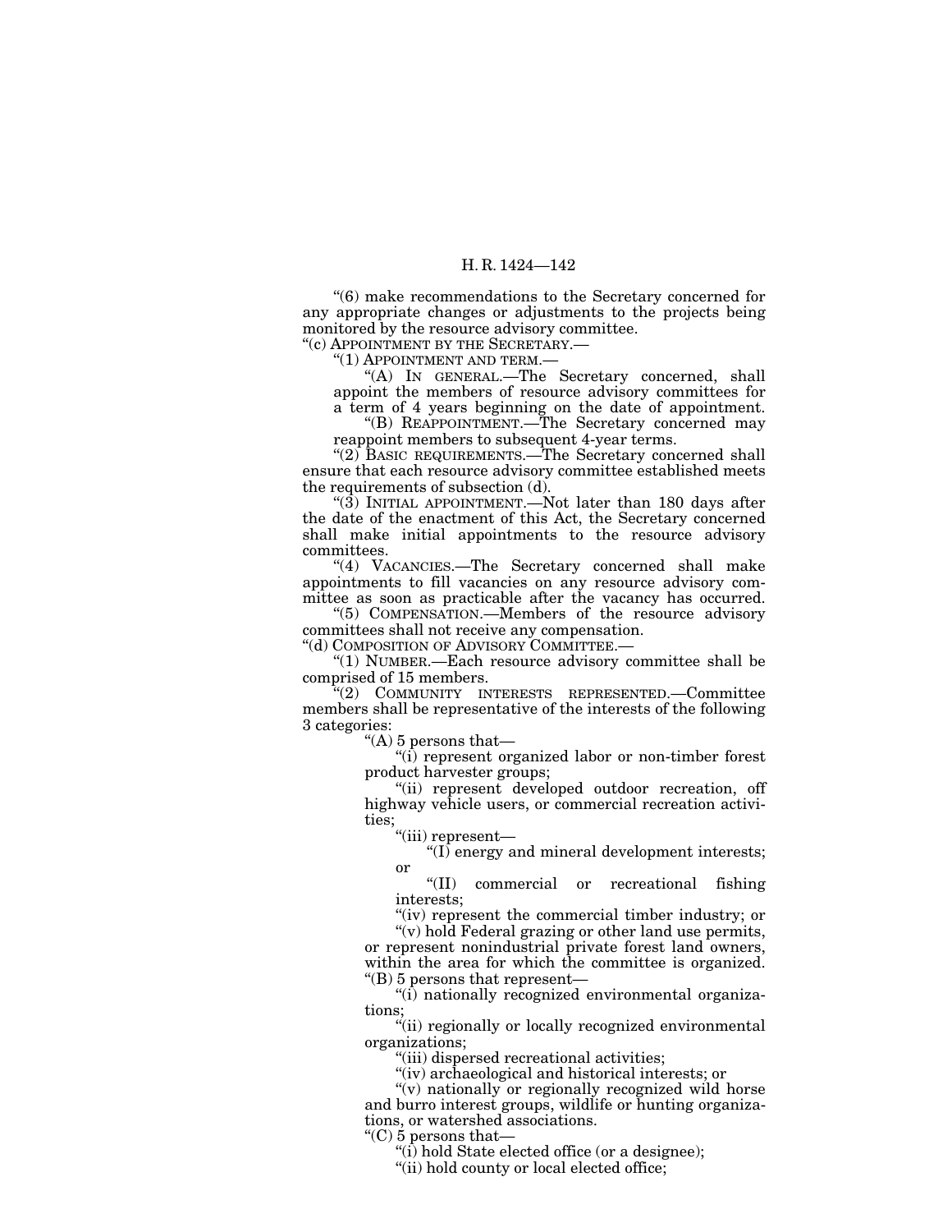"(6) make recommendations to the Secretary concerned for any appropriate changes or adjustments to the projects being monitored by the resource advisory committee.

"(c) APPOINTMENT BY THE SECRETARY.—

"(1) APPOINTMENT AND TERM.—

"(A) IN GENERAL.—The Secretary concerned, shall appoint the members of resource advisory committees for a term of 4 years beginning on the date of appointment.

"(B) REAPPOINTMENT.—The Secretary concerned may reappoint members to subsequent 4-year terms.

"(2) BASIC REQUIREMENTS.—The Secretary concerned shall ensure that each resource advisory committee established meets the requirements of subsection (d).

"(3) INITIAL APPOINTMENT.—Not later than 180 days after the date of the enactment of this Act, the Secretary concerned shall make initial appointments to the resource advisory committees.

"(4) VACANCIES.—The Secretary concerned shall make appointments to fill vacancies on any resource advisory committee as soon as practicable after the vacancy has occurred.

"(5) COMPENSATION.—Members of the resource advisory committees shall not receive any compensation.

"(d) COMPOSITION OF ADVISORY COMMITTEE.—

"(1) NUMBER.—Each resource advisory committee shall be comprised of 15 members.

"(2) COMMUNITY INTERESTS REPRESENTED.—Committee members shall be representative of the interests of the following 3 categories:

"(A) 5 persons that—

"(i) represent organized labor or non-timber forest product harvester groups;

"(ii) represent developed outdoor recreation, off highway vehicle users, or commercial recreation activities;

"(iii) represent—

"(I) energy and mineral development interests; or

"(II) commercial or recreational fishing interests;

"(iv) represent the commercial timber industry; or

"(v) hold Federal grazing or other land use permits, or represent nonindustrial private forest land owners, within the area for which the committee is organized.

"(B) 5 persons that represent—

"(i) nationally recognized environmental organizations;

"(ii) regionally or locally recognized environmental organizations;

"(iii) dispersed recreational activities;

"(iv) archaeological and historical interests; or

"(v) nationally or regionally recognized wild horse and burro interest groups, wildlife or hunting organizations, or watershed associations.

"(C) 5 persons that—

"(i) hold State elected office (or a designee);

"(ii) hold county or local elected office;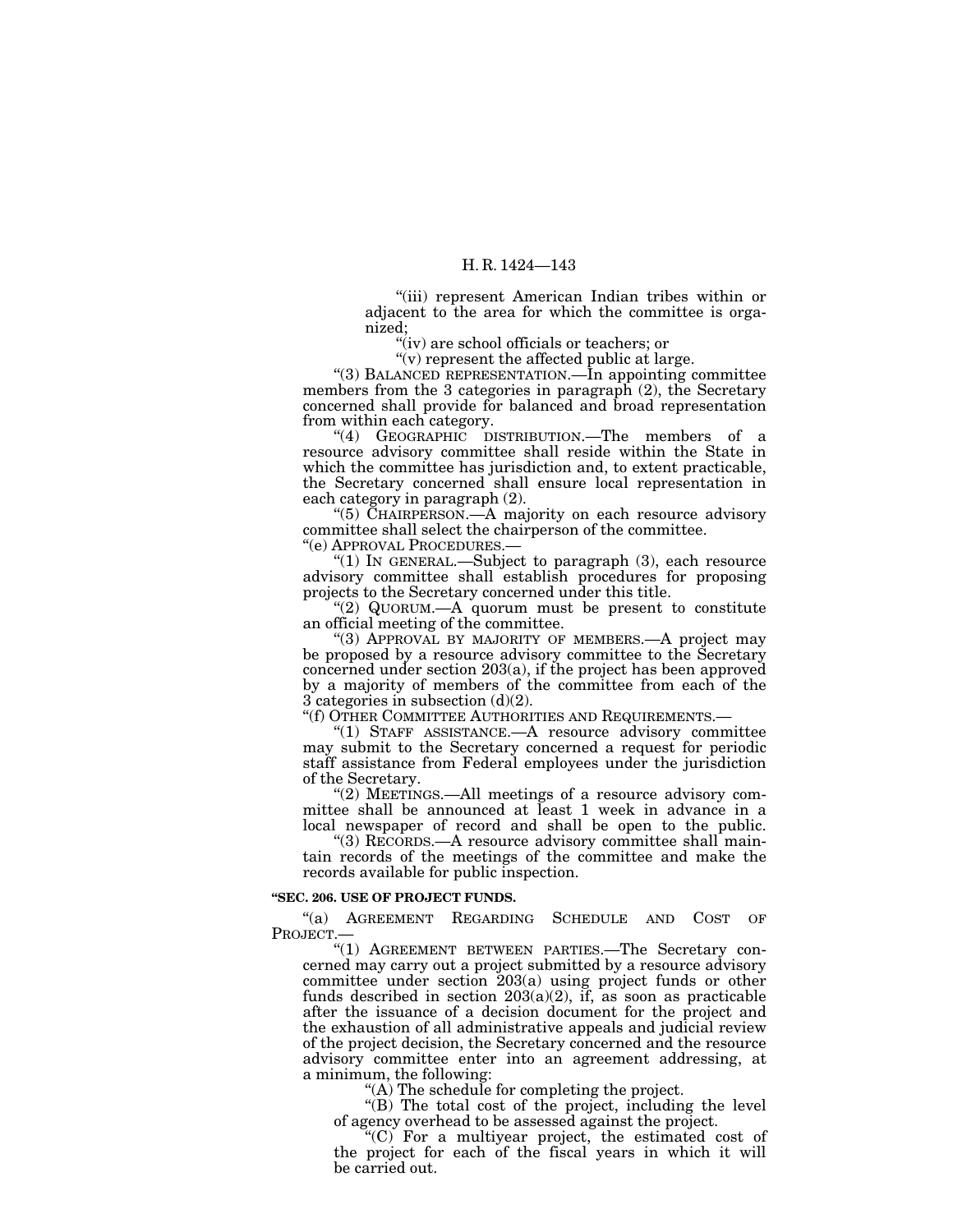"(iii) represent American Indian tribes within or adjacent to the area for which the committee is organized;

"(iv) are school officials or teachers; or

"(v) represent the affected public at large.

"(3) BALANCED REPRESENTATION.—In appointing committee members from the 3 categories in paragraph (2), the Secretary concerned shall provide for balanced and broad representation from within each category.

"(4) GEOGRAPHIC DISTRIBUTION.—The members of a resource advisory committee shall reside within the State in which the committee has jurisdiction and, to extent practicable, the Secretary concerned shall ensure local representation in each category in paragraph (2).

"(5) CHAIRPERSON.—A majority on each resource advisory committee shall select the chairperson of the committee.

"(e) APPROVAL PROCEDURES.—

"(1) IN GENERAL.—Subject to paragraph (3), each resource advisory committee shall establish procedures for proposing projects to the Secretary concerned under this title.

"(2) QUORUM.—A quorum must be present to constitute an official meeting of the committee.

"(3) APPROVAL BY MAJORITY OF MEMBERS.—A project may be proposed by a resource advisory committee to the Secretary concerned under section 203(a), if the project has been approved by a majority of members of the committee from each of the 3 categories in subsection (d)(2).

"(f) OTHER COMMITTEE AUTHORITIES AND REQUIREMENTS.—

"(1) STAFF ASSISTANCE.—A resource advisory committee may submit to the Secretary concerned a request for periodic staff assistance from Federal employees under the jurisdiction of the Secretary.

"(2) MEETINGS.—All meetings of a resource advisory committee shall be announced at least 1 week in advance in a local newspaper of record and shall be open to the public.

"(3) RECORDS.—A resource advisory committee shall maintain records of the meetings of the committee and make the records available for public inspection.

**"SEC. 206. USE OF PROJECT FUNDS.**

"(a) AGREEMENT REGARDING SCHEDULE AND COST OF PROJECT.—

"(1) AGREEMENT BETWEEN PARTIES.—The Secretary concerned may carry out a project submitted by a resource advisory committee under section 203(a) using project funds or other funds described in section 203(a)(2), if, as soon as practicable after the issuance of a decision document for the project and the exhaustion of all administrative appeals and judicial review of the project decision, the Secretary concerned and the resource advisory committee enter into an agreement addressing, at a minimum, the following:

"(A) The schedule for completing the project.

"(B) The total cost of the project, including the level of agency overhead to be assessed against the project.

"(C) For a multiyear project, the estimated cost of the project for each of the fiscal years in which it will be carried out.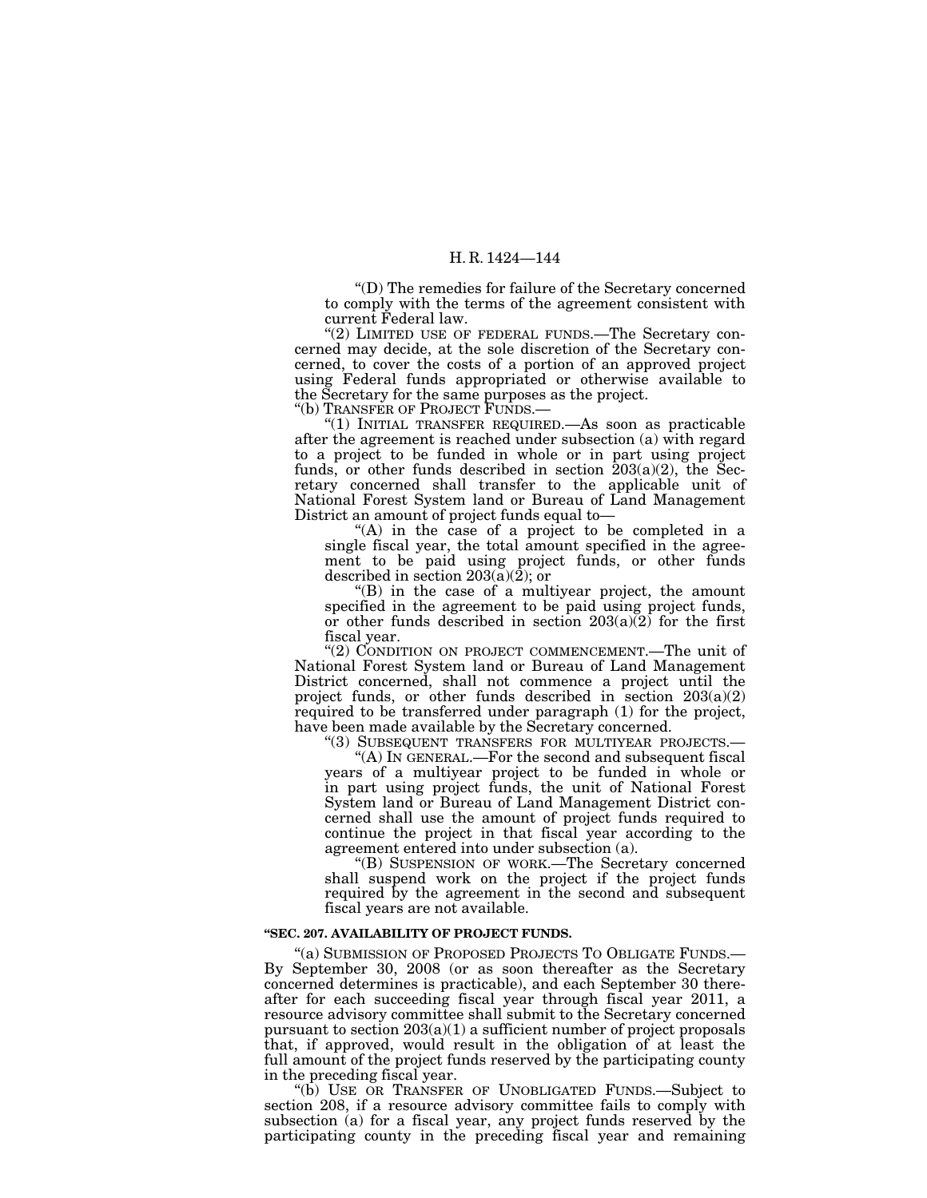"(D) The remedies for failure of the Secretary concerned to comply with the terms of the agreement consistent with current Federal law.

"(2) LIMITED USE OF FEDERAL FUNDS.—The Secretary concerned may decide, at the sole discretion of the Secretary concerned, to cover the costs of a portion of an approved project using Federal funds appropriated or otherwise available to the Secretary for the same purposes as the project.

"(b) TRANSFER OF PROJECT FUNDS.—

"(1) INITIAL TRANSFER REQUIRED.—As soon as practicable after the agreement is reached under subsection (a) with regard to a project to be funded in whole or in part using project funds, or other funds described in section 203(a)(2), the Secretary concerned shall transfer to the applicable unit of National Forest System land or Bureau of Land Management District an amount of project funds equal to—

"(A) in the case of a project to be completed in a single fiscal year, the total amount specified in the agreement to be paid using project funds, or other funds described in section 203(a)(2); or

"(B) in the case of a multiyear project, the amount specified in the agreement to be paid using project funds, or other funds described in section 203(a)(2) for the first fiscal year.

"(2) CONDITION ON PROJECT COMMENCEMENT.—The unit of National Forest System land or Bureau of Land Management District concerned, shall not commence a project until the project funds, or other funds described in section 203(a)(2) required to be transferred under paragraph (1) for the project, have been made available by the Secretary concerned.

"(3) SUBSEQUENT TRANSFERS FOR MULTIYEAR PROJECTS.—

"(A) IN GENERAL.—For the second and subsequent fiscal years of a multiyear project to be funded in whole or in part using project funds, the unit of National Forest System land or Bureau of Land Management District concerned shall use the amount of project funds required to continue the project in that fiscal year according to the agreement entered into under subsection (a).

"(B) SUSPENSION OF WORK.—The Secretary concerned shall suspend work on the project if the project funds required by the agreement in the second and subsequent fiscal years are not available.

**"SEC. 207. AVAILABILITY OF PROJECT FUNDS.**

"(a) SUBMISSION OF PROPOSED PROJECTS TO OBLIGATE FUNDS.—By September 30, 2008 (or as soon thereafter as the Secretary concerned determines is practicable), and each September 30 thereafter for each succeeding fiscal year through fiscal year 2011, a resource advisory committee shall submit to the Secretary concerned pursuant to section 203(a)(1) a sufficient number of project proposals that, if approved, would result in the obligation of at least the full amount of the project funds reserved by the participating county in the preceding fiscal year.

"(b) USE OR TRANSFER OF UNOBLIGATED FUNDS.—Subject to section 208, if a resource advisory committee fails to comply with subsection (a) for a fiscal year, any project funds reserved by the participating county in the preceding fiscal year and remaining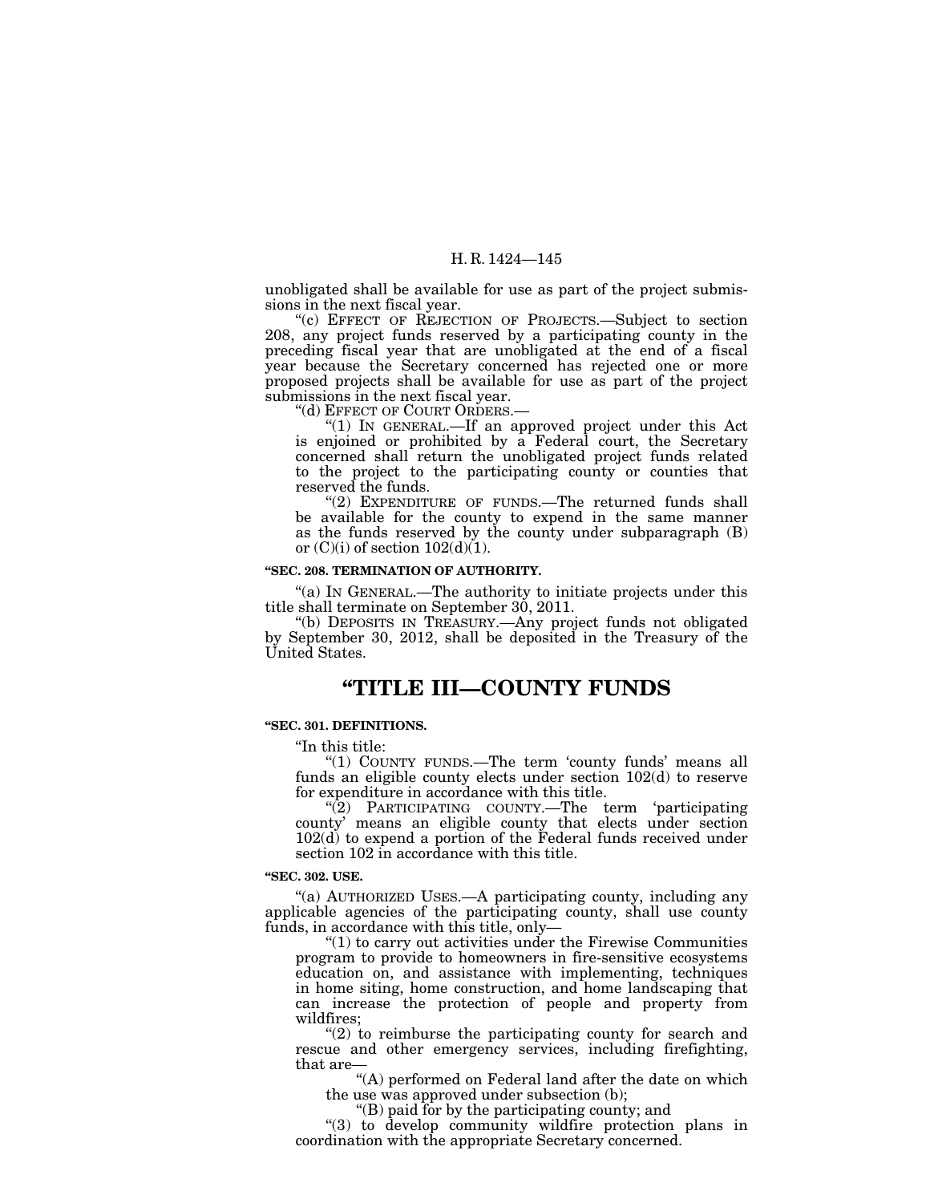unobligated shall be available for use as part of the project submissions in the next fiscal year.

"(c) EFFECT OF REJECTION OF PROJECTS.—Subject to section 208, any project funds reserved by a participating county in the preceding fiscal year that are unobligated at the end of a fiscal year because the Secretary concerned has rejected one or more proposed projects shall be available for use as part of the project submissions in the next fiscal year.

"(d) EFFECT OF COURT ORDERS.—

"(1) IN GENERAL.—If an approved project under this Act is enjoined or prohibited by a Federal court, the Secretary concerned shall return the unobligated project funds related to the project to the participating county or counties that reserved the funds.

"(2) EXPENDITURE OF FUNDS.—The returned funds shall be available for the county to expend in the same manner as the funds reserved by the county under subparagraph (B) or (C)(i) of section 102(d)(1).

**"SEC. 208. TERMINATION OF AUTHORITY.**

"(a) IN GENERAL.—The authority to initiate projects under this title shall terminate on September 30, 2011.

"(b) DEPOSITS IN TREASURY.—Any project funds not obligated by September 30, 2012, shall be deposited in the Treasury of the United States.

# "TITLE III—COUNTY FUNDS

**"SEC. 301. DEFINITIONS.**

"In this title:

"(1) COUNTY FUNDS.—The term 'county funds' means all funds an eligible county elects under section 102(d) to reserve for expenditure in accordance with this title.

"(2) PARTICIPATING COUNTY.—The term 'participating county' means an eligible county that elects under section 102(d) to expend a portion of the Federal funds received under section 102 in accordance with this title.

**"SEC. 302. USE.**

"(a) AUTHORIZED USES.—A participating county, including any applicable agencies of the participating county, shall use county funds, in accordance with this title, only—

"(1) to carry out activities under the Firewise Communities program to provide to homeowners in fire-sensitive ecosystems education on, and assistance with implementing, techniques in home siting, home construction, and home landscaping that can increase the protection of people and property from wildfires;

"(2) to reimburse the participating county for search and rescue and other emergency services, including firefighting, that are—

"(A) performed on Federal land after the date on which the use was approved under subsection (b);

"(B) paid for by the participating county; and

"(3) to develop community wildfire protection plans in coordination with the appropriate Secretary concerned.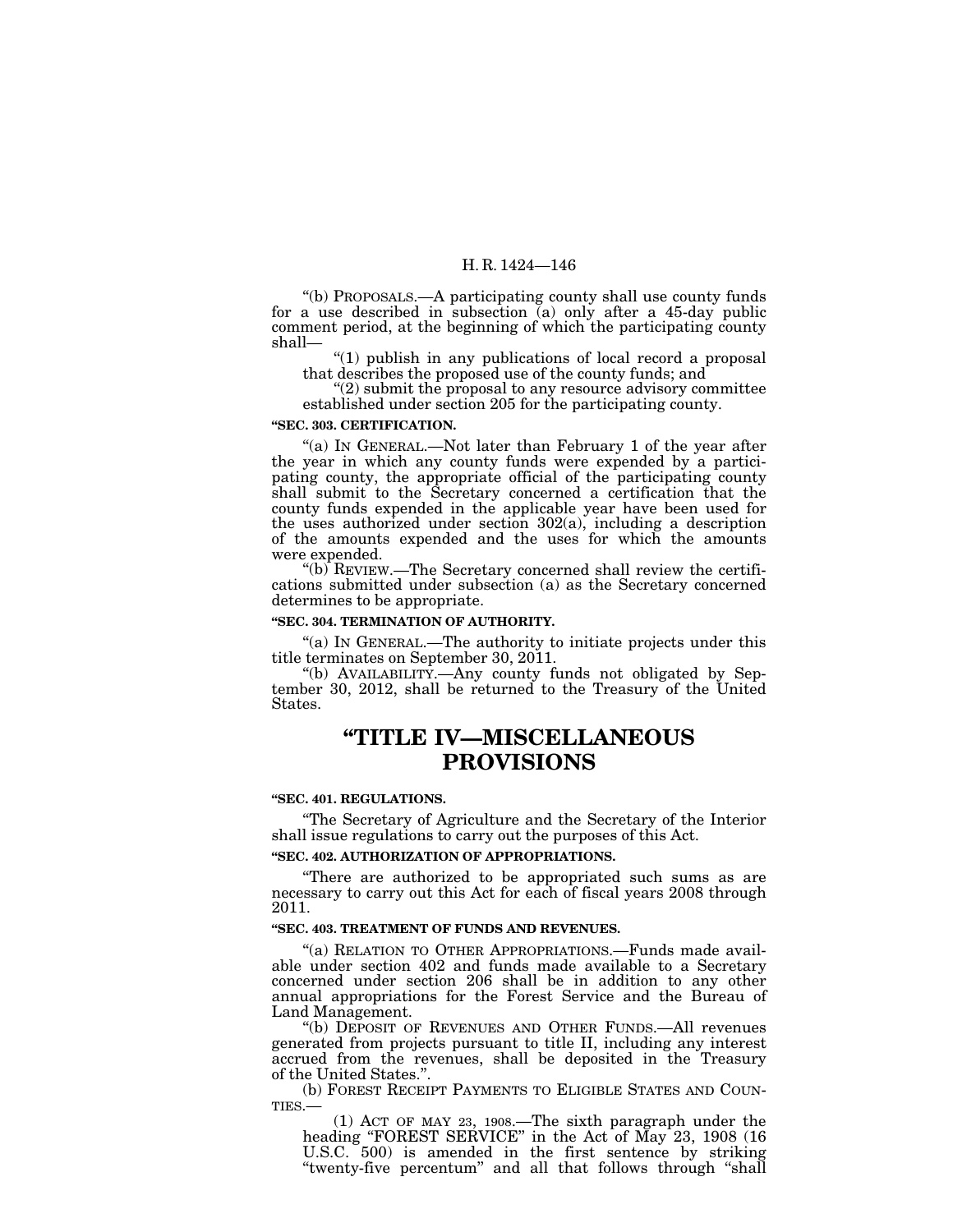"(b) PROPOSALS.—A participating county shall use county funds for a use described in subsection (a) only after a 45-day public comment period, at the beginning of which the participating county shall—

"(1) publish in any publications of local record a proposal that describes the proposed use of the county funds; and

"(2) submit the proposal to any resource advisory committee established under section 205 for the participating county.

**"SEC. 303. CERTIFICATION.**

"(a) IN GENERAL.—Not later than February 1 of the year after the year in which any county funds were expended by a participating county, the appropriate official of the participating county shall submit to the Secretary concerned a certification that the county funds expended in the applicable year have been used for the uses authorized under section 302(a), including a description of the amounts expended and the uses for which the amounts were expended.

"(b) REVIEW.—The Secretary concerned shall review the certifications submitted under subsection (a) as the Secretary concerned determines to be appropriate.

**"SEC. 304. TERMINATION OF AUTHORITY.**

"(a) IN GENERAL.—The authority to initiate projects under this title terminates on September 30, 2011.

"(b) AVAILABILITY.—Any county funds not obligated by September 30, 2012, shall be returned to the Treasury of the United States.

# "TITLE IV—MISCELLANEOUS PROVISIONS

**"SEC. 401. REGULATIONS.**

"The Secretary of Agriculture and the Secretary of the Interior shall issue regulations to carry out the purposes of this Act.

**"SEC. 402. AUTHORIZATION OF APPROPRIATIONS.**

"There are authorized to be appropriated such sums as are necessary to carry out this Act for each of fiscal years 2008 through 2011.

**"SEC. 403. TREATMENT OF FUNDS AND REVENUES.**

"(a) RELATION TO OTHER APPROPRIATIONS.—Funds made available under section 402 and funds made available to a Secretary concerned under section 206 shall be in addition to any other annual appropriations for the Forest Service and the Bureau of Land Management.

"(b) DEPOSIT OF REVENUES AND OTHER FUNDS.—All revenues generated from projects pursuant to title II, including any interest accrued from the revenues, shall be deposited in the Treasury of the United States.".

(b) FOREST RECEIPT PAYMENTS TO ELIGIBLE STATES AND COUNTIES.—

(1) ACT OF MAY 23, 1908.—The sixth paragraph under the heading "FOREST SERVICE" in the Act of May 23, 1908 (16 U.S.C. 500) is amended in the first sentence by striking "twenty-five percentum" and all that follows through "shall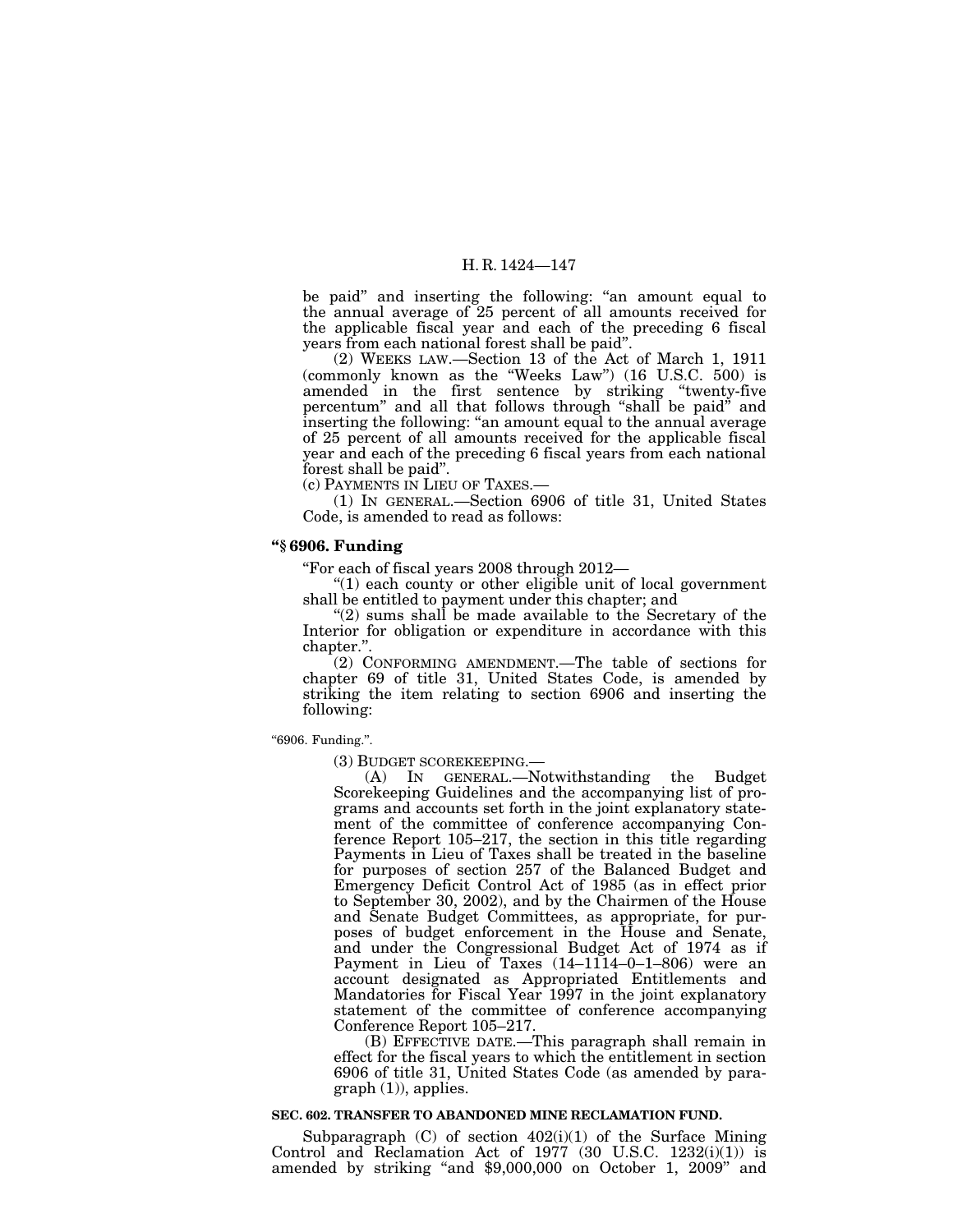be paid" and inserting the following: "an amount equal to the annual average of 25 percent of all amounts received for the applicable fiscal year and each of the preceding 6 fiscal years from each national forest shall be paid".

(2) WEEKS LAW.—Section 13 of the Act of March 1, 1911 (commonly known as the "Weeks Law") (16 U.S.C. 500) is amended in the first sentence by striking "twenty-five percentum" and all that follows through "shall be paid" and inserting the following: "an amount equal to the annual average of 25 percent of all amounts received for the applicable fiscal year and each of the preceding 6 fiscal years from each national forest shall be paid".

(c) PAYMENTS IN LIEU OF TAXES.—

(1) IN GENERAL.—Section 6906 of title 31, United States Code, is amended to read as follows:

**"§ 6906. Funding**

"For each of fiscal years 2008 through 2012—

"(1) each county or other eligible unit of local government shall be entitled to payment under this chapter; and

"(2) sums shall be made available to the Secretary of the Interior for obligation or expenditure in accordance with this chapter.".

(2) CONFORMING AMENDMENT.—The table of sections for chapter 69 of title 31, United States Code, is amended by striking the item relating to section 6906 and inserting the following:

"6906. Funding.".

(3) BUDGET SCOREKEEPING.—

(A) IN GENERAL.—Notwithstanding the Budget Scorekeeping Guidelines and the accompanying list of programs and accounts set forth in the joint explanatory statement of the committee of conference accompanying Conference Report 105–217, the section in this title regarding Payments in Lieu of Taxes shall be treated in the baseline for purposes of section 257 of the Balanced Budget and Emergency Deficit Control Act of 1985 (as in effect prior to September 30, 2002), and by the Chairmen of the House and Senate Budget Committees, as appropriate, for purposes of budget enforcement in the House and Senate, and under the Congressional Budget Act of 1974 as if Payment in Lieu of Taxes (14–1114–0–1–806) were an account designated as Appropriated Entitlements and Mandatories for Fiscal Year 1997 in the joint explanatory statement of the committee of conference accompanying Conference Report 105–217.

(B) EFFECTIVE DATE.—This paragraph shall remain in effect for the fiscal years to which the entitlement in section 6906 of title 31, United States Code (as amended by paragraph (1)), applies.

**SEC. 602. TRANSFER TO ABANDONED MINE RECLAMATION FUND.**

Subparagraph (C) of section 402(i)(1) of the Surface Mining Control and Reclamation Act of 1977 (30 U.S.C. 1232(i)(1)) is amended by striking "and $9,000,000 on October 1, 2009" and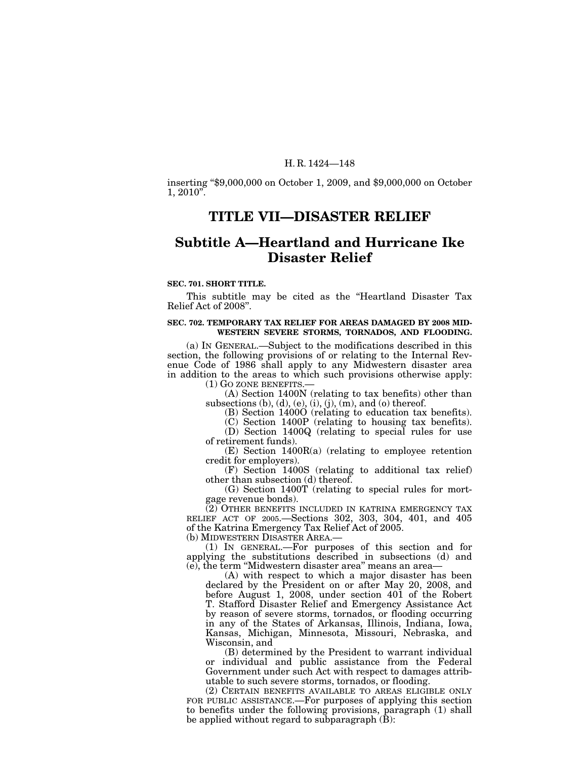inserting "$9,000,000 on October 1, 2009, and $9,000,000 on October 1, 2010".

# TITLE VII—DISASTER RELIEF

## Subtitle A—Heartland and Hurricane Ike Disaster Relief

**SEC. 701. SHORT TITLE.**

This subtitle may be cited as the "Heartland Disaster Tax Relief Act of 2008".

**SEC. 702. TEMPORARY TAX RELIEF FOR AREAS DAMAGED BY 2008 MIDWESTERN SEVERE STORMS, TORNADOS, AND FLOODING.**

(a) IN GENERAL.—Subject to the modifications described in this section, the following provisions of or relating to the Internal Revenue Code of 1986 shall apply to any Midwestern disaster area in addition to the areas to which such provisions otherwise apply:

(1) GO ZONE BENEFITS.—

(A) Section 1400N (relating to tax benefits) other than subsections (b), (d), (e), (i), (j), (m), and (o) thereof.

(B) Section 1400O (relating to education tax benefits).

(C) Section 1400P (relating to housing tax benefits).

(D) Section 1400Q (relating to special rules for use of retirement funds).

(E) Section 1400R(a) (relating to employee retention credit for employers).

(F) Section 1400S (relating to additional tax relief) other than subsection (d) thereof.

(G) Section 1400T (relating to special rules for mortgage revenue bonds).

(2) OTHER BENEFITS INCLUDED IN KATRINA EMERGENCY TAX RELIEF ACT OF 2005.—Sections 302, 303, 304, 401, and 405 of the Katrina Emergency Tax Relief Act of 2005.

(b) MIDWESTERN DISASTER AREA.—

(1) IN GENERAL.—For purposes of this section and for applying the substitutions described in subsections (d) and (e), the term "Midwestern disaster area" means an area—

(A) with respect to which a major disaster has been declared by the President on or after May 20, 2008, and before August 1, 2008, under section 401 of the Robert T. Stafford Disaster Relief and Emergency Assistance Act by reason of severe storms, tornados, or flooding occurring in any of the States of Arkansas, Illinois, Indiana, Iowa, Kansas, Michigan, Minnesota, Missouri, Nebraska, and Wisconsin, and

(B) determined by the President to warrant individual or individual and public assistance from the Federal Government under such Act with respect to damages attributable to such severe storms, tornados, or flooding.

(2) CERTAIN BENEFITS AVAILABLE TO AREAS ELIGIBLE ONLY FOR PUBLIC ASSISTANCE.—For purposes of applying this section to benefits under the following provisions, paragraph (1) shall be applied without regard to subparagraph (B):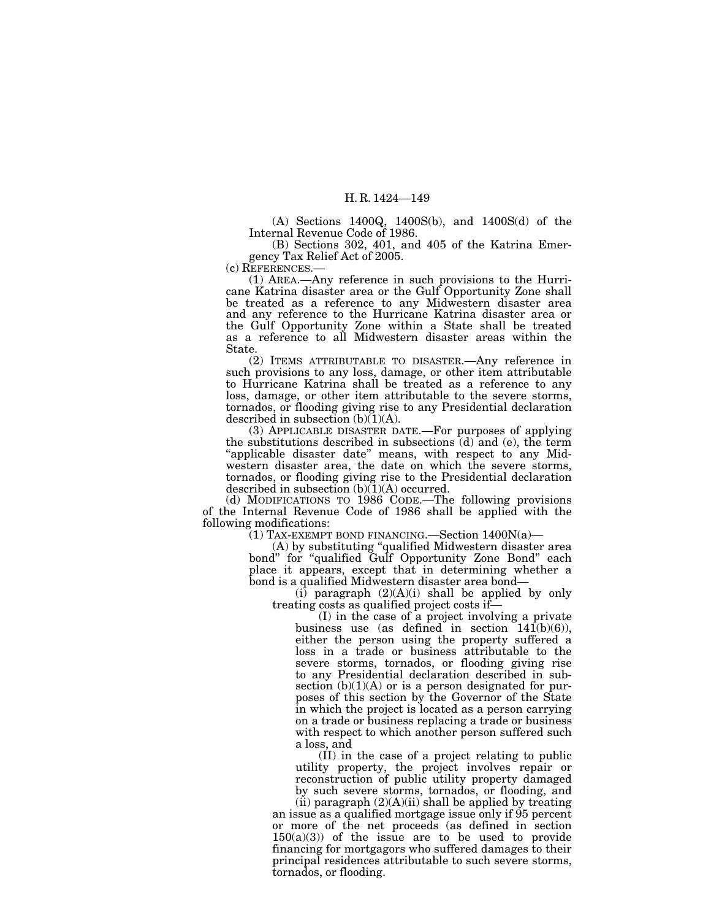(A) Sections 1400Q, 1400S(b), and 1400S(d) of the Internal Revenue Code of 1986.

(B) Sections 302, 401, and 405 of the Katrina Emergency Tax Relief Act of 2005.

(c) REFERENCES.—

(1) AREA.—Any reference in such provisions to the Hurricane Katrina disaster area or the Gulf Opportunity Zone shall be treated as a reference to any Midwestern disaster area and any reference to the Hurricane Katrina disaster area or the Gulf Opportunity Zone within a State shall be treated as a reference to all Midwestern disaster areas within the State.

(2) ITEMS ATTRIBUTABLE TO DISASTER.—Any reference in such provisions to any loss, damage, or other item attributable to Hurricane Katrina shall be treated as a reference to any loss, damage, or other item attributable to the severe storms, tornados, or flooding giving rise to any Presidential declaration described in subsection (b)(1)(A).

(3) APPLICABLE DISASTER DATE.—For purposes of applying the substitutions described in subsections (d) and (e), the term "applicable disaster date" means, with respect to any Midwestern disaster area, the date on which the severe storms, tornados, or flooding giving rise to the Presidential declaration described in subsection (b)(1)(A) occurred.

(d) MODIFICATIONS TO 1986 CODE.—The following provisions of the Internal Revenue Code of 1986 shall be applied with the following modifications:

(1) TAX-EXEMPT BOND FINANCING.—Section 1400N(a)—

(A) by substituting "qualified Midwestern disaster area bond" for "qualified Gulf Opportunity Zone Bond" each place it appears, except that in determining whether a bond is a qualified Midwestern disaster area bond—

(i) paragraph (2)(A)(i) shall be applied by only treating costs as qualified project costs if—

(I) in the case of a project involving a private business use (as defined in section 141(b)(6)), either the person using the property suffered a loss in a trade or business attributable to the severe storms, tornados, or flooding giving rise to any Presidential declaration described in subsection (b)(1)(A) or is a person designated for purposes of this section by the Governor of the State in which the project is located as a person carrying on a trade or business replacing a trade or business with respect to which another person suffered such a loss, and

(II) in the case of a project relating to public utility property, the project involves repair or reconstruction of public utility property damaged by such severe storms, tornados, or flooding, and

(ii) paragraph (2)(A)(ii) shall be applied by treating an issue as a qualified mortgage issue only if 95 percent or more of the net proceeds (as defined in section 150(a)(3)) of the issue are to be used to provide financing for mortgagors who suffered damages to their principal residences attributable to such severe storms, tornados, or flooding.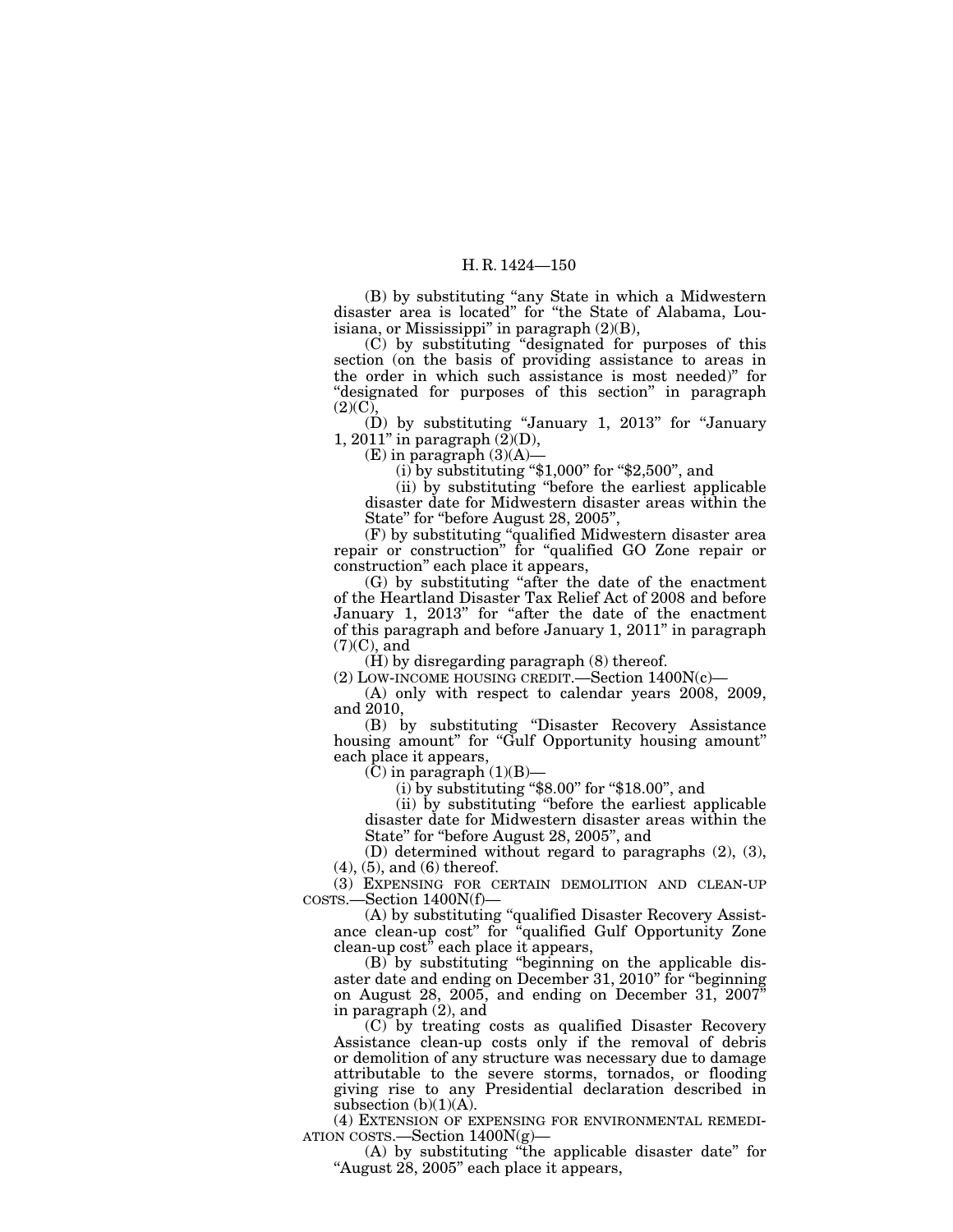(B) by substituting "any State in which a Midwestern disaster area is located" for "the State of Alabama, Louisiana, or Mississippi" in paragraph (2)(B),

(C) by substituting "designated for purposes of this section (on the basis of providing assistance to areas in the order in which such assistance is most needed)" for "designated for purposes of this section" in paragraph (2)(C),

(D) by substituting "January 1, 2013" for "January 1, 2011" in paragraph (2)(D),

(E) in paragraph (3)(A)—

(i) by substituting "$1,000" for "$2,500", and

(ii) by substituting "before the earliest applicable disaster date for Midwestern disaster areas within the State" for "before August 28, 2005",

(F) by substituting "qualified Midwestern disaster area repair or construction" for "qualified GO Zone repair or construction" each place it appears,

(G) by substituting "after the date of the enactment of the Heartland Disaster Tax Relief Act of 2008 and before January 1, 2013" for "after the date of the enactment of this paragraph and before January 1, 2011" in paragraph (7)(C), and

(H) by disregarding paragraph (8) thereof.

(2) LOW-INCOME HOUSING CREDIT.—Section 1400N(c)—

(A) only with respect to calendar years 2008, 2009, and 2010,

(B) by substituting "Disaster Recovery Assistance housing amount" for "Gulf Opportunity housing amount" each place it appears,

(C) in paragraph (1)(B)—

(i) by substituting "$8.00" for "$18.00", and

(ii) by substituting "before the earliest applicable disaster date for Midwestern disaster areas within the State" for "before August 28, 2005", and

(D) determined without regard to paragraphs (2), (3), (4), (5), and (6) thereof.

(3) EXPENSING FOR CERTAIN DEMOLITION AND CLEAN-UP COSTS.—Section 1400N(f)—

(A) by substituting "qualified Disaster Recovery Assistance clean-up cost" for "qualified Gulf Opportunity Zone clean-up cost" each place it appears,

(B) by substituting "beginning on the applicable disaster date and ending on December 31, 2010" for "beginning on August 28, 2005, and ending on December 31, 2007" in paragraph (2), and

(C) by treating costs as qualified Disaster Recovery Assistance clean-up costs only if the removal of debris or demolition of any structure was necessary due to damage attributable to the severe storms, tornados, or flooding giving rise to any Presidential declaration described in subsection (b)(1)(A).

(4) EXTENSION OF EXPENSING FOR ENVIRONMENTAL REMEDIATION COSTS.—Section 1400N(g)—

(A) by substituting "the applicable disaster date" for "August 28, 2005" each place it appears,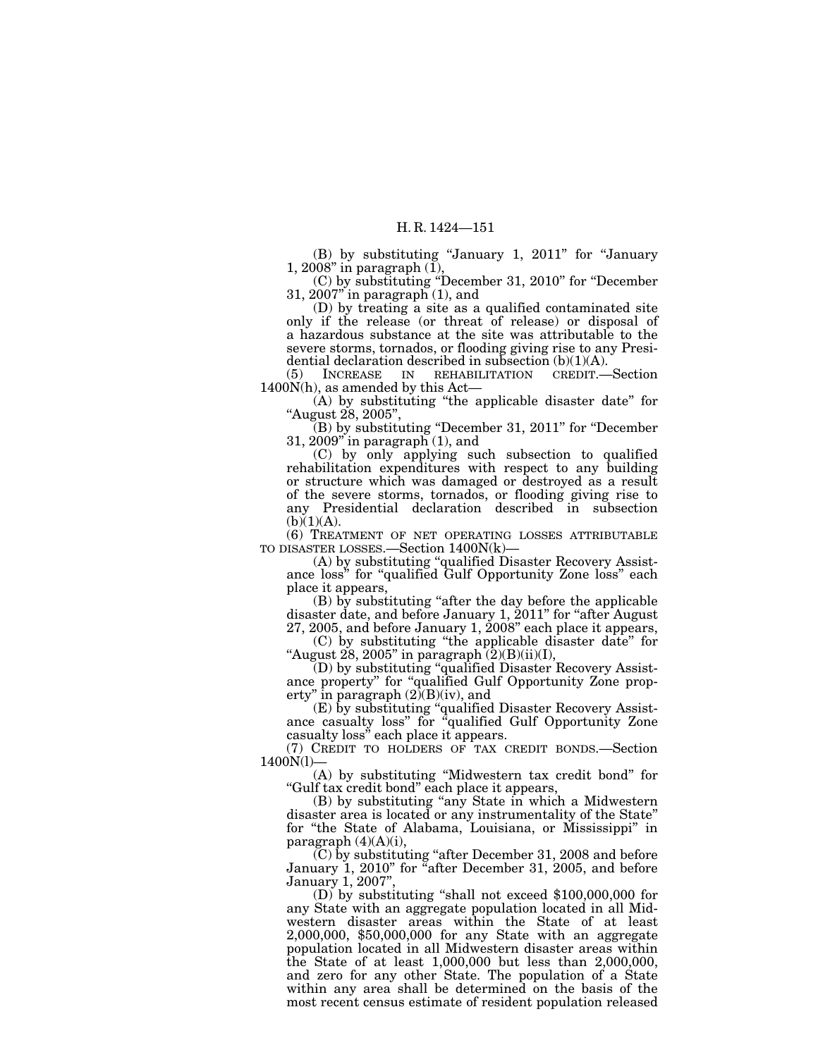(B) by substituting "January 1, 2011" for "January 1, 2008" in paragraph (1),

(C) by substituting "December 31, 2010" for "December 31, 2007" in paragraph (1), and

(D) by treating a site as a qualified contaminated site only if the release (or threat of release) or disposal of a hazardous substance at the site was attributable to the severe storms, tornados, or flooding giving rise to any Presidential declaration described in subsection (b)(1)(A).

(5) INCREASE IN REHABILITATION CREDIT.—Section 1400N(h), as amended by this Act—

(A) by substituting "the applicable disaster date" for "August 28, 2005",

(B) by substituting "December 31, 2011" for "December 31, 2009" in paragraph (1), and

(C) by only applying such subsection to qualified rehabilitation expenditures with respect to any building or structure which was damaged or destroyed as a result of the severe storms, tornados, or flooding giving rise to any Presidential declaration described in subsection (b)(1)(A).

(6) TREATMENT OF NET OPERATING LOSSES ATTRIBUTABLE TO DISASTER LOSSES.—Section 1400N(k)—

(A) by substituting "qualified Disaster Recovery Assistance loss" for "qualified Gulf Opportunity Zone loss" each place it appears,

(B) by substituting "after the day before the applicable disaster date, and before January 1, 2011" for "after August 27, 2005, and before January 1, 2008" each place it appears,

(C) by substituting "the applicable disaster date" for "August 28, 2005" in paragraph (2)(B)(ii)(I),

(D) by substituting "qualified Disaster Recovery Assistance property" for "qualified Gulf Opportunity Zone property" in paragraph (2)(B)(iv), and

(E) by substituting "qualified Disaster Recovery Assistance casualty loss" for "qualified Gulf Opportunity Zone casualty loss" each place it appears.

(7) CREDIT TO HOLDERS OF TAX CREDIT BONDS.—Section 1400N(l)—

(A) by substituting "Midwestern tax credit bond" for "Gulf tax credit bond" each place it appears,

(B) by substituting "any State in which a Midwestern disaster area is located or any instrumentality of the State" for "the State of Alabama, Louisiana, or Mississippi" in paragraph (4)(A)(i),

(C) by substituting "after December 31, 2008 and before January 1, 2010" for "after December 31, 2005, and before January 1, 2007",

(D) by substituting "shall not exceed $100,000,000 for any State with an aggregate population located in all Midwestern disaster areas within the State of at least 2,000,000, $50,000,000 for any State with an aggregate population located in all Midwestern disaster areas within the State of at least 1,000,000 but less than 2,000,000, and zero for any other State. The population of a State within any area shall be determined on the basis of the most recent census estimate of resident population released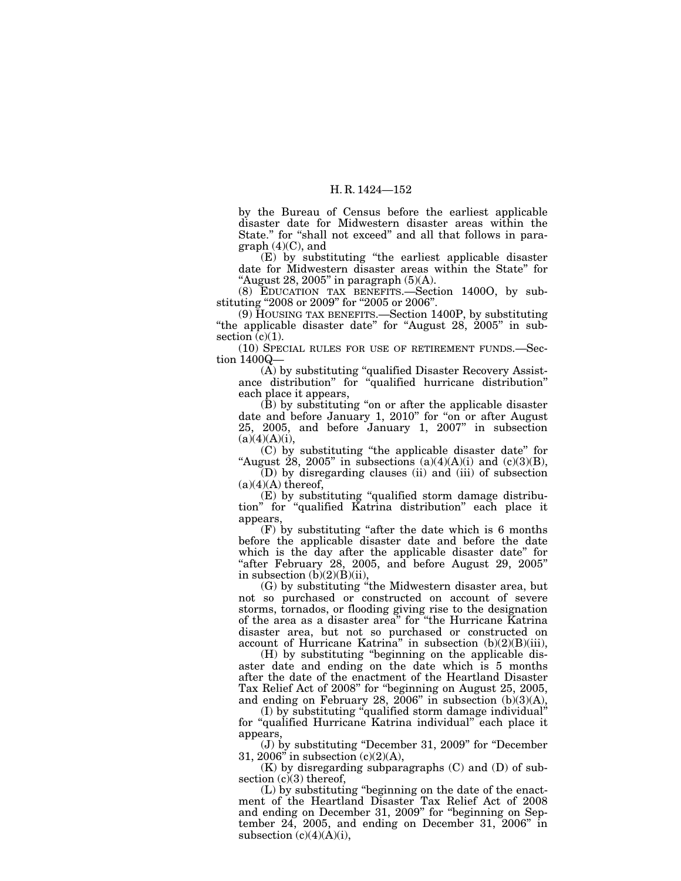by the Bureau of Census before the earliest applicable disaster date for Midwestern disaster areas within the State." for "shall not exceed" and all that follows in paragraph (4)(C), and

(E) by substituting "the earliest applicable disaster date for Midwestern disaster areas within the State" for "August 28, 2005" in paragraph (5)(A).

(8) EDUCATION TAX BENEFITS.—Section 1400O, by substituting "2008 or 2009" for "2005 or 2006".

(9) HOUSING TAX BENEFITS.—Section 1400P, by substituting "the applicable disaster date" for "August 28, 2005" in subsection (c)(1).

(10) SPECIAL RULES FOR USE OF RETIREMENT FUNDS.—Section 1400Q—

(A) by substituting "qualified Disaster Recovery Assistance distribution" for "qualified hurricane distribution" each place it appears,

(B) by substituting "on or after the applicable disaster date and before January 1, 2010" for "on or after August 25, 2005, and before January 1, 2007" in subsection (a)(4)(A)(i),

(C) by substituting "the applicable disaster date" for "August 28, 2005" in subsections (a)(4)(A)(i) and (c)(3)(B),

(D) by disregarding clauses (ii) and (iii) of subsection (a)(4)(A) thereof,

(E) by substituting "qualified storm damage distribution" for "qualified Katrina distribution" each place it appears,

(F) by substituting "after the date which is 6 months before the applicable disaster date and before the date which is the day after the applicable disaster date" for "after February 28, 2005, and before August 29, 2005" in subsection (b)(2)(B)(ii),

(G) by substituting "the Midwestern disaster area, but not so purchased or constructed on account of severe storms, tornados, or flooding giving rise to the designation of the area as a disaster area" for "the Hurricane Katrina disaster area, but not so purchased or constructed on account of Hurricane Katrina" in subsection (b)(2)(B)(iii),

(H) by substituting "beginning on the applicable disaster date and ending on the date which is 5 months after the date of the enactment of the Heartland Disaster Tax Relief Act of 2008" for "beginning on August 25, 2005, and ending on February 28, 2006" in subsection (b)(3)(A),

(I) by substituting "qualified storm damage individual" for "qualified Hurricane Katrina individual" each place it appears,

(J) by substituting "December 31, 2009" for "December 31, 2006" in subsection (c)(2)(A),

(K) by disregarding subparagraphs (C) and (D) of subsection (c)(3) thereof,

(L) by substituting "beginning on the date of the enactment of the Heartland Disaster Tax Relief Act of 2008 and ending on December 31, 2009" for "beginning on September 24, 2005, and ending on December 31, 2006" in subsection (c)(4)(A)(i),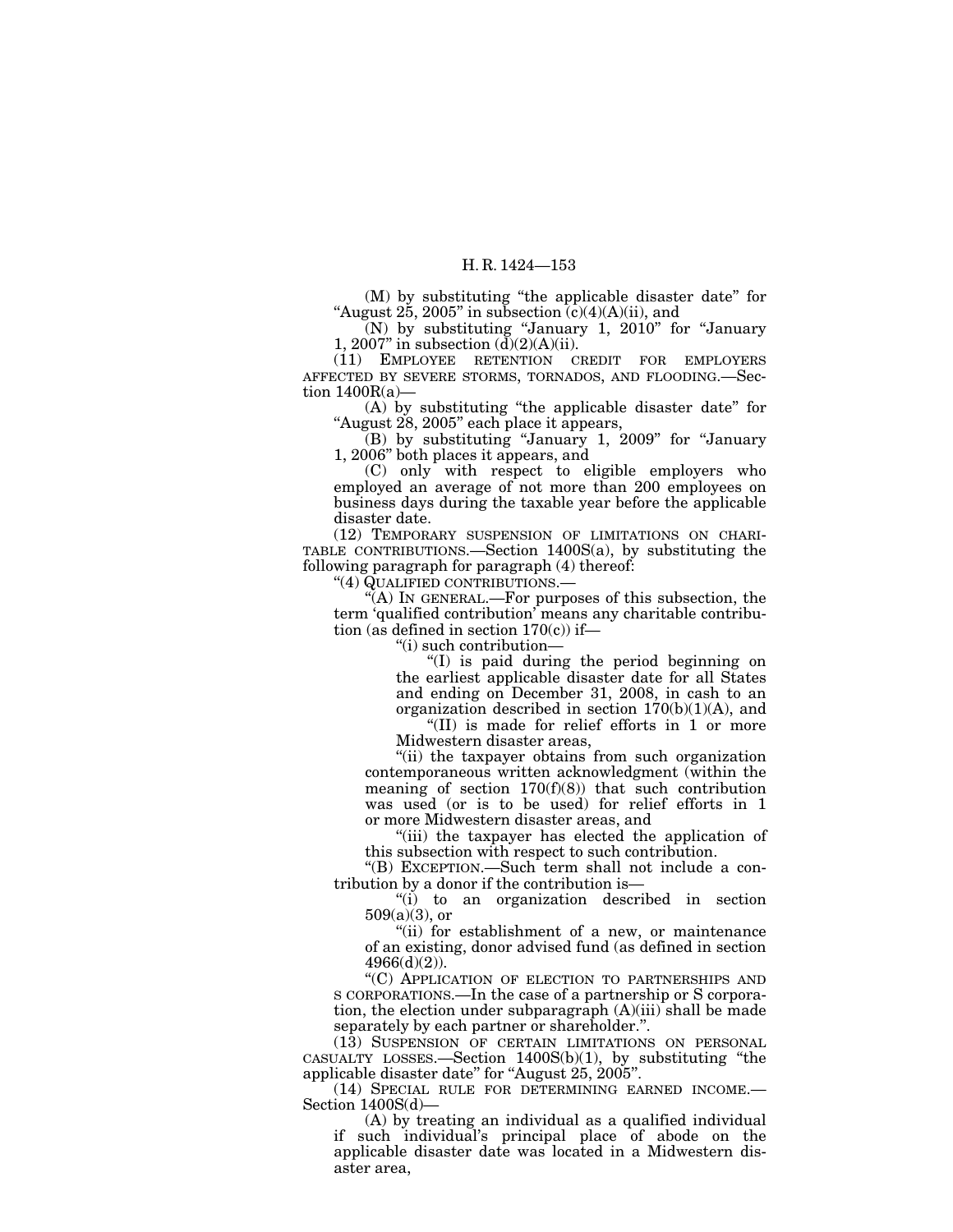(M) by substituting "the applicable disaster date" for "August 25, 2005" in subsection (c)(4)(A)(ii), and

(N) by substituting "January 1, 2010" for "January 1, 2007" in subsection (d)(2)(A)(ii).

(11) EMPLOYEE RETENTION CREDIT FOR EMPLOYERS AFFECTED BY SEVERE STORMS, TORNADOS, AND FLOODING.—Section 1400R(a)—

(A) by substituting "the applicable disaster date" for "August 28, 2005" each place it appears,

(B) by substituting "January 1, 2009" for "January 1, 2006" both places it appears, and

(C) only with respect to eligible employers who employed an average of not more than 200 employees on business days during the taxable year before the applicable disaster date.

(12) TEMPORARY SUSPENSION OF LIMITATIONS ON CHARITABLE CONTRIBUTIONS.—Section 1400S(a), by substituting the following paragraph for paragraph (4) thereof:

"(4) QUALIFIED CONTRIBUTIONS.—

"(A) IN GENERAL.—For purposes of this subsection, the term 'qualified contribution' means any charitable contribution (as defined in section 170(c)) if—

"(i) such contribution—

"(I) is paid during the period beginning on the earliest applicable disaster date for all States and ending on December 31, 2008, in cash to an organization described in section 170(b)(1)(A), and

"(II) is made for relief efforts in 1 or more Midwestern disaster areas,

"(ii) the taxpayer obtains from such organization contemporaneous written acknowledgment (within the meaning of section 170(f)(8)) that such contribution was used (or is to be used) for relief efforts in 1 or more Midwestern disaster areas, and

"(iii) the taxpayer has elected the application of this subsection with respect to such contribution.

"(B) EXCEPTION.—Such term shall not include a contribution by a donor if the contribution is—

"(i) to an organization described in section 509(a)(3), or

"(ii) for establishment of a new, or maintenance of an existing, donor advised fund (as defined in section 4966(d)(2)).

"(C) APPLICATION OF ELECTION TO PARTNERSHIPS AND S CORPORATIONS.—In the case of a partnership or S corporation, the election under subparagraph (A)(iii) shall be made separately by each partner or shareholder.".

(13) SUSPENSION OF CERTAIN LIMITATIONS ON PERSONAL CASUALTY LOSSES.—Section 1400S(b)(1), by substituting "the applicable disaster date" for "August 25, 2005".

(14) SPECIAL RULE FOR DETERMINING EARNED INCOME.—Section 1400S(d)—

(A) by treating an individual as a qualified individual if such individual's principal place of abode on the applicable disaster date was located in a Midwestern disaster area,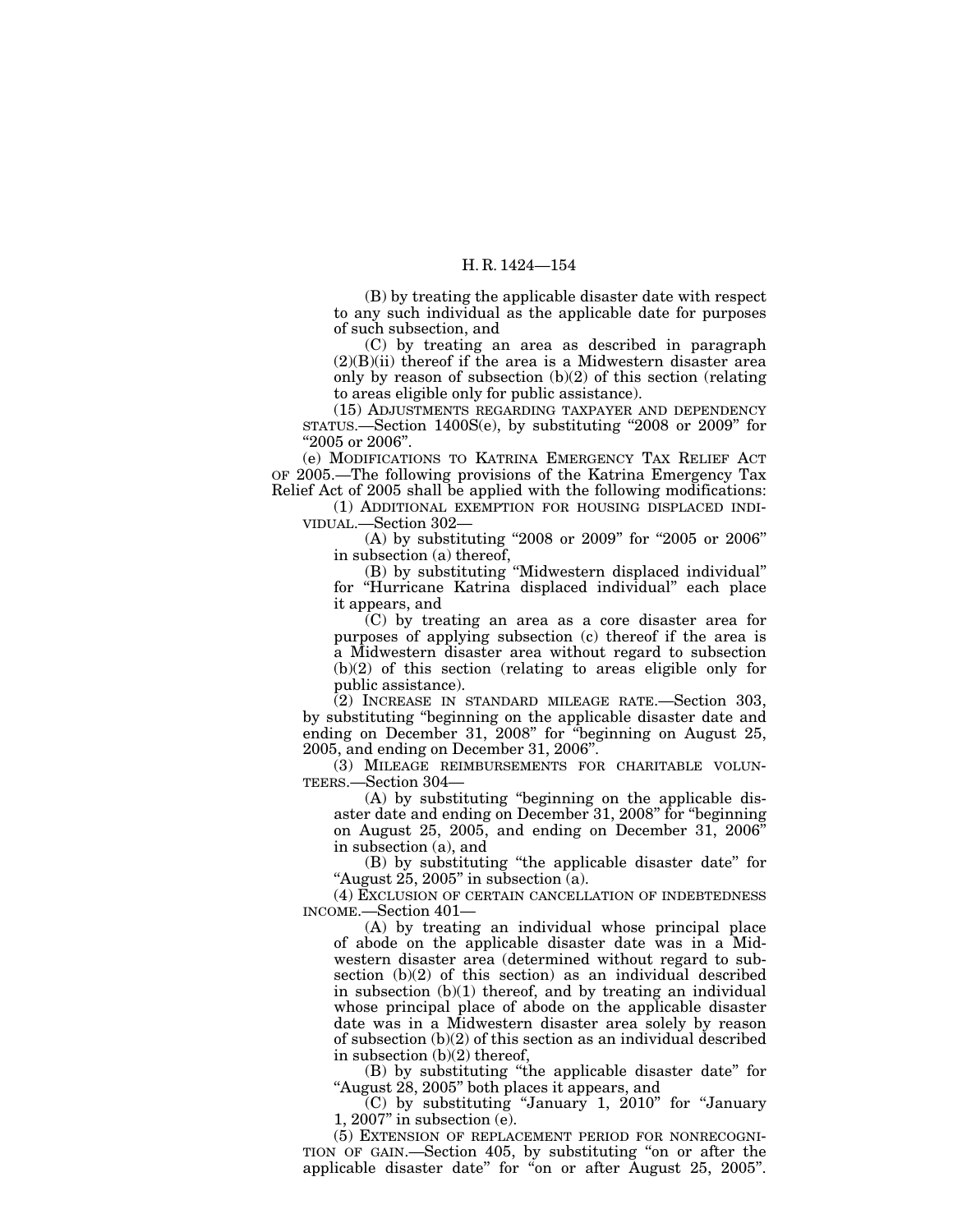(B) by treating the applicable disaster date with respect to any such individual as the applicable date for purposes of such subsection, and

(C) by treating an area as described in paragraph (2)(B)(ii) thereof if the area is a Midwestern disaster area only by reason of subsection (b)(2) of this section (relating to areas eligible only for public assistance).

(15) ADJUSTMENTS REGARDING TAXPAYER AND DEPENDENCY STATUS.—Section 1400S(e), by substituting "2008 or 2009" for "2005 or 2006".

(e) MODIFICATIONS TO KATRINA EMERGENCY TAX RELIEF ACT OF 2005.—The following provisions of the Katrina Emergency Tax Relief Act of 2005 shall be applied with the following modifications:

(1) ADDITIONAL EXEMPTION FOR HOUSING DISPLACED INDIVIDUAL.—Section 302—

(A) by substituting "2008 or 2009" for "2005 or 2006" in subsection (a) thereof,

(B) by substituting "Midwestern displaced individual" for "Hurricane Katrina displaced individual" each place it appears, and

(C) by treating an area as a core disaster area for purposes of applying subsection (c) thereof if the area is a Midwestern disaster area without regard to subsection (b)(2) of this section (relating to areas eligible only for public assistance).

(2) INCREASE IN STANDARD MILEAGE RATE.—Section 303, by substituting "beginning on the applicable disaster date and ending on December 31, 2008" for "beginning on August 25, 2005, and ending on December 31, 2006".

(3) MILEAGE REIMBURSEMENTS FOR CHARITABLE VOLUNTEERS.—Section 304—

(A) by substituting "beginning on the applicable disaster date and ending on December 31, 2008" for "beginning on August 25, 2005, and ending on December 31, 2006" in subsection (a), and

(B) by substituting "the applicable disaster date" for "August 25, 2005" in subsection (a).

(4) EXCLUSION OF CERTAIN CANCELLATION OF INDEBTEDNESS INCOME.—Section 401—

(A) by treating an individual whose principal place of abode on the applicable disaster date was in a Midwestern disaster area (determined without regard to subsection (b)(2) of this section) as an individual described in subsection (b)(1) thereof, and by treating an individual whose principal place of abode on the applicable disaster date was in a Midwestern disaster area solely by reason of subsection (b)(2) of this section as an individual described in subsection (b)(2) thereof,

(B) by substituting "the applicable disaster date" for "August 28, 2005" both places it appears, and

(C) by substituting "January 1, 2010" for "January 1, 2007" in subsection (e).

(5) EXTENSION OF REPLACEMENT PERIOD FOR NONRECOGNITION OF GAIN.—Section 405, by substituting "on or after the applicable disaster date" for "on or after August 25, 2005".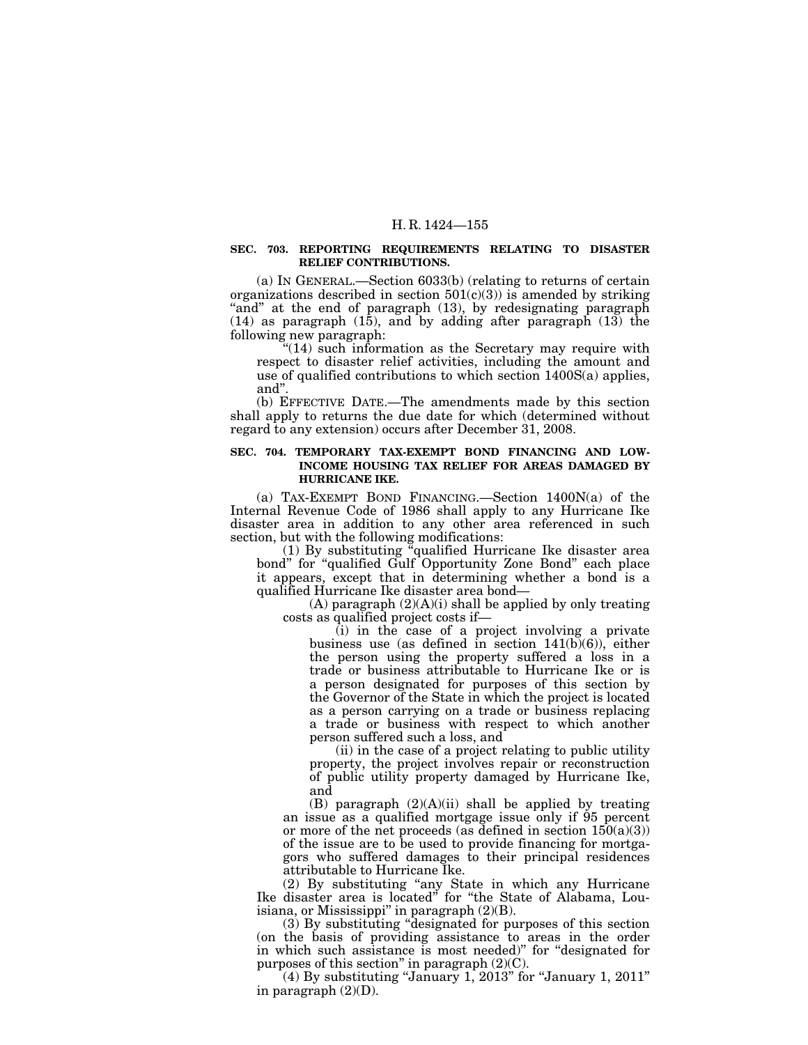**SEC. 703. REPORTING REQUIREMENTS RELATING TO DISASTER RELIEF CONTRIBUTIONS.**

(a) IN GENERAL.—Section 6033(b) (relating to returns of certain organizations described in section 501(c)(3)) is amended by striking "and" at the end of paragraph (13), by redesignating paragraph (14) as paragraph (15), and by adding after paragraph (13) the following new paragraph:

"(14) such information as the Secretary may require with respect to disaster relief activities, including the amount and use of qualified contributions to which section 1400S(a) applies, and".

(b) EFFECTIVE DATE.—The amendments made by this section shall apply to returns the due date for which (determined without regard to any extension) occurs after December 31, 2008.

**SEC. 704. TEMPORARY TAX-EXEMPT BOND FINANCING AND LOW-INCOME HOUSING TAX RELIEF FOR AREAS DAMAGED BY HURRICANE IKE.**

(a) TAX-EXEMPT BOND FINANCING.—Section 1400N(a) of the Internal Revenue Code of 1986 shall apply to any Hurricane Ike disaster area in addition to any other area referenced in such section, but with the following modifications:

(1) By substituting "qualified Hurricane Ike disaster area bond" for "qualified Gulf Opportunity Zone Bond" each place it appears, except that in determining whether a bond is a qualified Hurricane Ike disaster area bond—

(A) paragraph (2)(A)(i) shall be applied by only treating costs as qualified project costs if—

(i) in the case of a project involving a private business use (as defined in section 141(b)(6)), either the person using the property suffered a loss in a trade or business attributable to Hurricane Ike or is a person designated for purposes of this section by the Governor of the State in which the project is located as a person carrying on a trade or business replacing a trade or business with respect to which another person suffered such a loss, and

(ii) in the case of a project relating to public utility property, the project involves repair or reconstruction of public utility property damaged by Hurricane Ike, and

(B) paragraph (2)(A)(ii) shall be applied by treating an issue as a qualified mortgage issue only if 95 percent or more of the net proceeds (as defined in section 150(a)(3)) of the issue are to be used to provide financing for mortgagors who suffered damages to their principal residences attributable to Hurricane Ike.

(2) By substituting "any State in which any Hurricane Ike disaster area is located" for "the State of Alabama, Louisiana, or Mississippi" in paragraph (2)(B).

(3) By substituting "designated for purposes of this section (on the basis of providing assistance to areas in the order in which such assistance is most needed)" for "designated for purposes of this section" in paragraph (2)(C).

(4) By substituting "January 1, 2013" for "January 1, 2011" in paragraph (2)(D).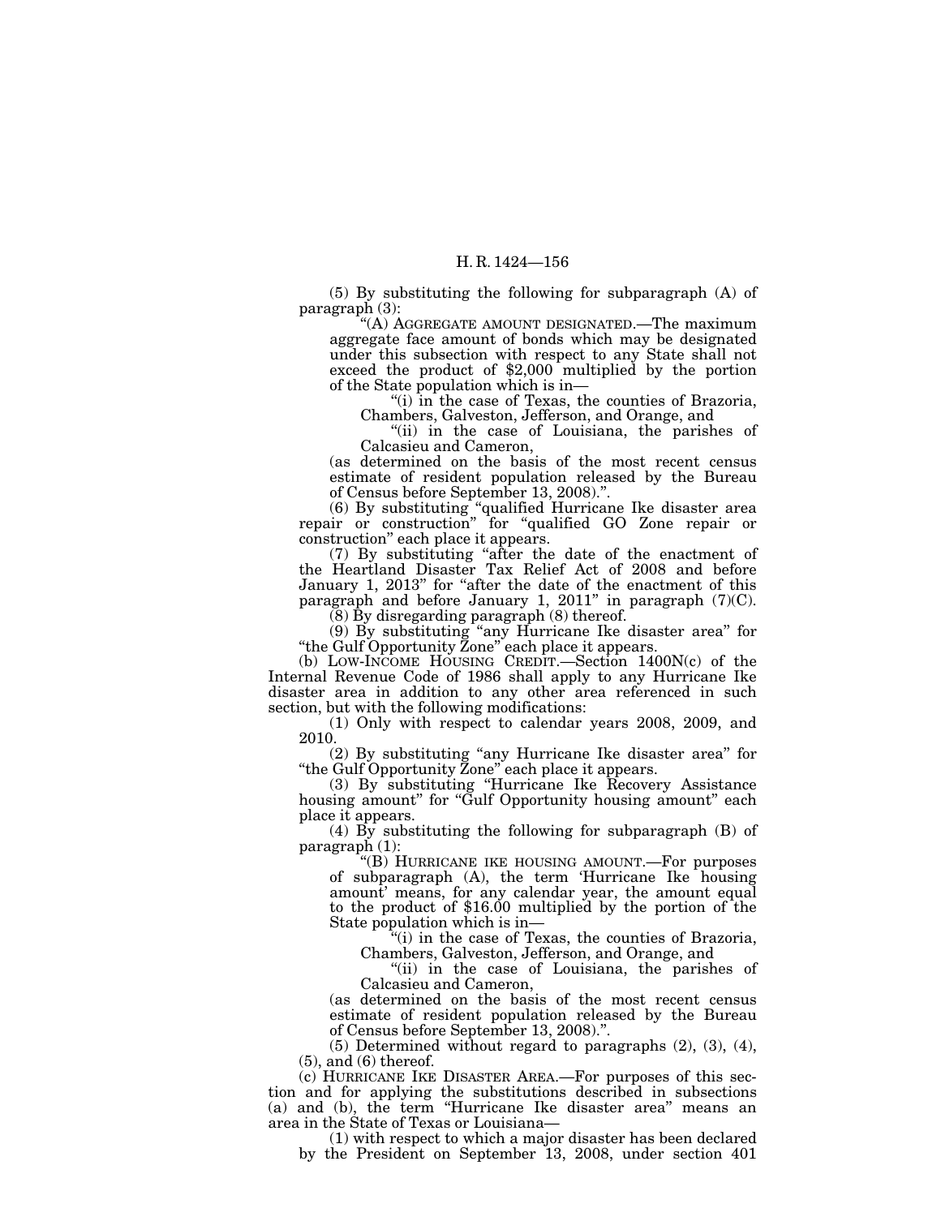(5) By substituting the following for subparagraph (A) of paragraph (3):

"(A) AGGREGATE AMOUNT DESIGNATED.—The maximum aggregate face amount of bonds which may be designated under this subsection with respect to any State shall not exceed the product of $2,000 multiplied by the portion of the State population which is in—

"(i) in the case of Texas, the counties of Brazoria, Chambers, Galveston, Jefferson, and Orange, and

"(ii) in the case of Louisiana, the parishes of Calcasieu and Cameron,

(as determined on the basis of the most recent census estimate of resident population released by the Bureau of Census before September 13, 2008).".

(6) By substituting "qualified Hurricane Ike disaster area repair or construction" for "qualified GO Zone repair or construction" each place it appears.

(7) By substituting "after the date of the enactment of the Heartland Disaster Tax Relief Act of 2008 and before January 1, 2013" for "after the date of the enactment of this paragraph and before January 1, 2011" in paragraph (7)(C).

(8) By disregarding paragraph (8) thereof.

(9) By substituting "any Hurricane Ike disaster area" for "the Gulf Opportunity Zone" each place it appears.

(b) LOW-INCOME HOUSING CREDIT.—Section 1400N(c) of the Internal Revenue Code of 1986 shall apply to any Hurricane Ike disaster area in addition to any other area referenced in such section, but with the following modifications:

(1) Only with respect to calendar years 2008, 2009, and 2010.

(2) By substituting "any Hurricane Ike disaster area" for "the Gulf Opportunity Zone" each place it appears.

(3) By substituting "Hurricane Ike Recovery Assistance housing amount" for "Gulf Opportunity housing amount" each place it appears.

(4) By substituting the following for subparagraph (B) of paragraph (1):

"(B) HURRICANE IKE HOUSING AMOUNT.—For purposes of subparagraph (A), the term 'Hurricane Ike housing amount' means, for any calendar year, the amount equal to the product of $16.00 multiplied by the portion of the State population which is in—

"(i) in the case of Texas, the counties of Brazoria, Chambers, Galveston, Jefferson, and Orange, and

"(ii) in the case of Louisiana, the parishes of Calcasieu and Cameron,

(as determined on the basis of the most recent census estimate of resident population released by the Bureau of Census before September 13, 2008).".

(5) Determined without regard to paragraphs (2), (3), (4), (5), and (6) thereof.

(c) HURRICANE IKE DISASTER AREA.—For purposes of this section and for applying the substitutions described in subsections (a) and (b), the term "Hurricane Ike disaster area" means an area in the State of Texas or Louisiana—

(1) with respect to which a major disaster has been declared by the President on September 13, 2008, under section 401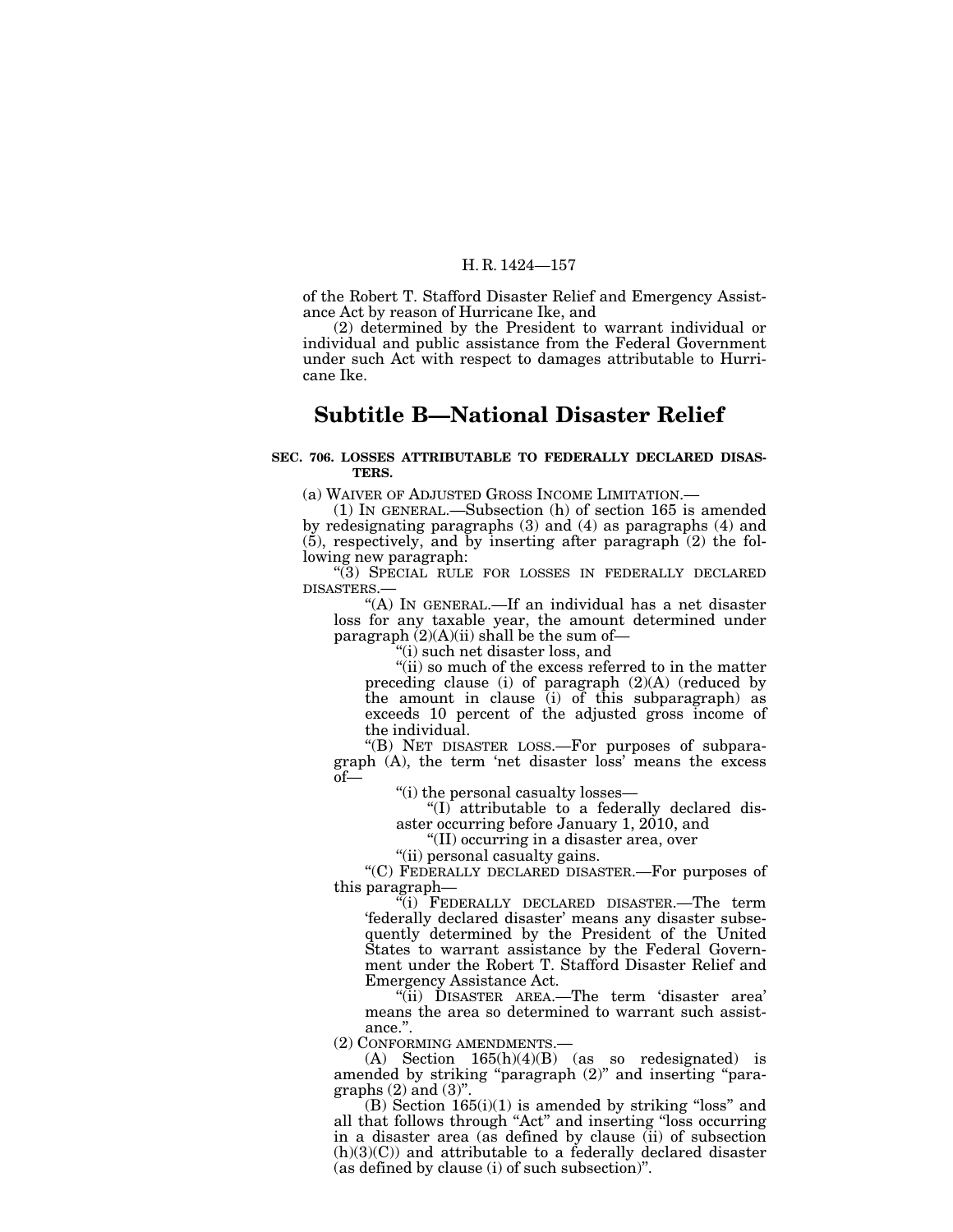of the Robert T. Stafford Disaster Relief and Emergency Assistance Act by reason of Hurricane Ike, and

(2) determined by the President to warrant individual or individual and public assistance from the Federal Government under such Act with respect to damages attributable to Hurricane Ike.

## Subtitle B—National Disaster Relief

**SEC. 706. LOSSES ATTRIBUTABLE TO FEDERALLY DECLARED DISASTERS.**

(a) WAIVER OF ADJUSTED GROSS INCOME LIMITATION.—

(1) IN GENERAL.—Subsection (h) of section 165 is amended by redesignating paragraphs (3) and (4) as paragraphs (4) and (5), respectively, and by inserting after paragraph (2) the following new paragraph:

"(3) SPECIAL RULE FOR LOSSES IN FEDERALLY DECLARED DISASTERS.—

"(A) IN GENERAL.—If an individual has a net disaster loss for any taxable year, the amount determined under paragraph (2)(A)(ii) shall be the sum of—

"(i) such net disaster loss, and

"(ii) so much of the excess referred to in the matter preceding clause (i) of paragraph (2)(A) (reduced by the amount in clause (i) of this subparagraph) as exceeds 10 percent of the adjusted gross income of the individual.

"(B) NET DISASTER LOSS.—For purposes of subparagraph (A), the term 'net disaster loss' means the excess of—

"(i) the personal casualty losses—

"(I) attributable to a federally declared disaster occurring before January 1, 2010, and

"(II) occurring in a disaster area, over

"(ii) personal casualty gains.

"(C) FEDERALLY DECLARED DISASTER.—For purposes of this paragraph—

"(i) FEDERALLY DECLARED DISASTER.—The term 'federally declared disaster' means any disaster subsequently determined by the President of the United States to warrant assistance by the Federal Government under the Robert T. Stafford Disaster Relief and Emergency Assistance Act.

"(ii) DISASTER AREA.—The term 'disaster area' means the area so determined to warrant such assistance.".

(2) CONFORMING AMENDMENTS.—

(A) Section 165(h)(4)(B) (as so redesignated) is amended by striking "paragraph (2)" and inserting "paragraphs (2) and (3)".

(B) Section 165(i)(1) is amended by striking "loss" and all that follows through "Act" and inserting "loss occurring in a disaster area (as defined by clause (ii) of subsection (h)(3)(C)) and attributable to a federally declared disaster (as defined by clause (i) of such subsection)".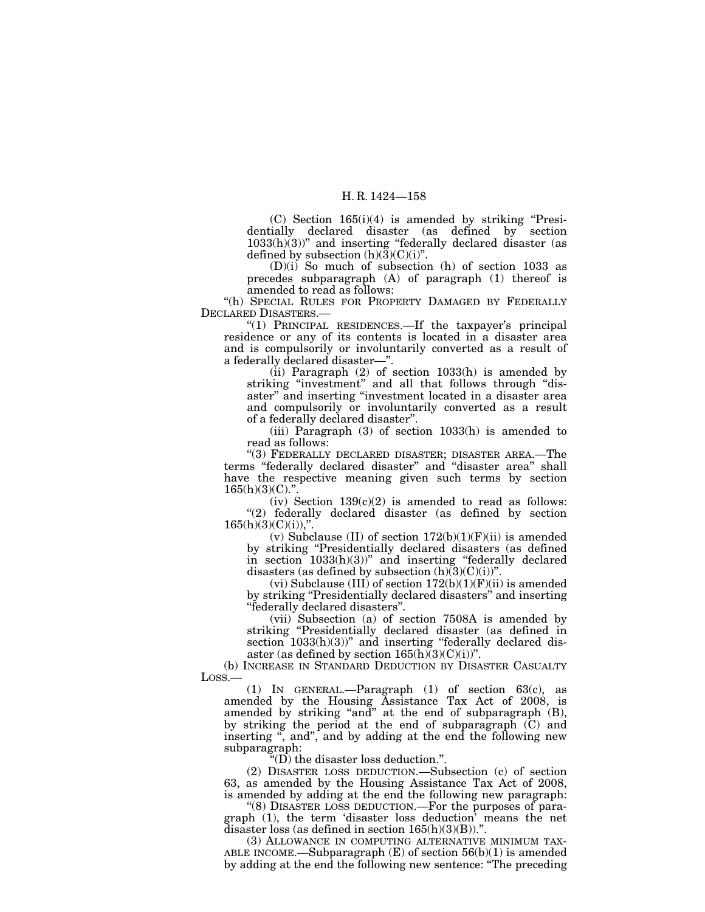(C) Section 165(i)(4) is amended by striking "Presidentially declared disaster (as defined by section 1033(h)(3))" and inserting "federally declared disaster (as defined by subsection (h)(3)(C)(i)".

(D)(i) So much of subsection (h) of section 1033 as precedes subparagraph (A) of paragraph (1) thereof is amended to read as follows:

"(h) SPECIAL RULES FOR PROPERTY DAMAGED BY FEDERALLY DECLARED DISASTERS.—

"(1) PRINCIPAL RESIDENCES.—If the taxpayer's principal residence or any of its contents is located in a disaster area and is compulsorily or involuntarily converted as a result of a federally declared disaster—".

(ii) Paragraph (2) of section 1033(h) is amended by striking "investment" and all that follows through "disaster" and inserting "investment located in a disaster area and compulsorily or involuntarily converted as a result of a federally declared disaster".

(iii) Paragraph (3) of section 1033(h) is amended to read as follows:

"(3) FEDERALLY DECLARED DISASTER; DISASTER AREA.—The terms "federally declared disaster" and "disaster area" shall have the respective meaning given such terms by section 165(h)(3)(C).".

(iv) Section 139(c)(2) is amended to read as follows:

"(2) federally declared disaster (as defined by section 165(h)(3)(C)(i)),".

(v) Subclause (II) of section 172(b)(1)(F)(ii) is amended by striking "Presidentially declared disasters (as defined in section 1033(h)(3))" and inserting "federally declared disasters (as defined by subsection (h)(3)(C)(i))".

(vi) Subclause (III) of section 172(b)(1)(F)(ii) is amended by striking "Presidentially declared disasters" and inserting "federally declared disasters".

(vii) Subsection (a) of section 7508A is amended by striking "Presidentially declared disaster (as defined in section 1033(h)(3))" and inserting "federally declared disaster (as defined by section 165(h)(3)(C)(i))".

(b) INCREASE IN STANDARD DEDUCTION BY DISASTER CASUALTY LOSS.—

(1) IN GENERAL.—Paragraph (1) of section 63(c), as amended by the Housing Assistance Tax Act of 2008, is amended by striking "and" at the end of subparagraph (B), by striking the period at the end of subparagraph (C) and inserting ", and", and by adding at the end the following new subparagraph:

"(D) the disaster loss deduction.".

(2) DISASTER LOSS DEDUCTION.—Subsection (c) of section 63, as amended by the Housing Assistance Tax Act of 2008, is amended by adding at the end the following new paragraph:

"(8) DISASTER LOSS DEDUCTION.—For the purposes of paragraph (1), the term 'disaster loss deduction' means the net disaster loss (as defined in section 165(h)(3)(B)).".

(3) ALLOWANCE IN COMPUTING ALTERNATIVE MINIMUM TAXABLE INCOME.—Subparagraph (E) of section 56(b)(1) is amended by adding at the end the following new sentence: "The preceding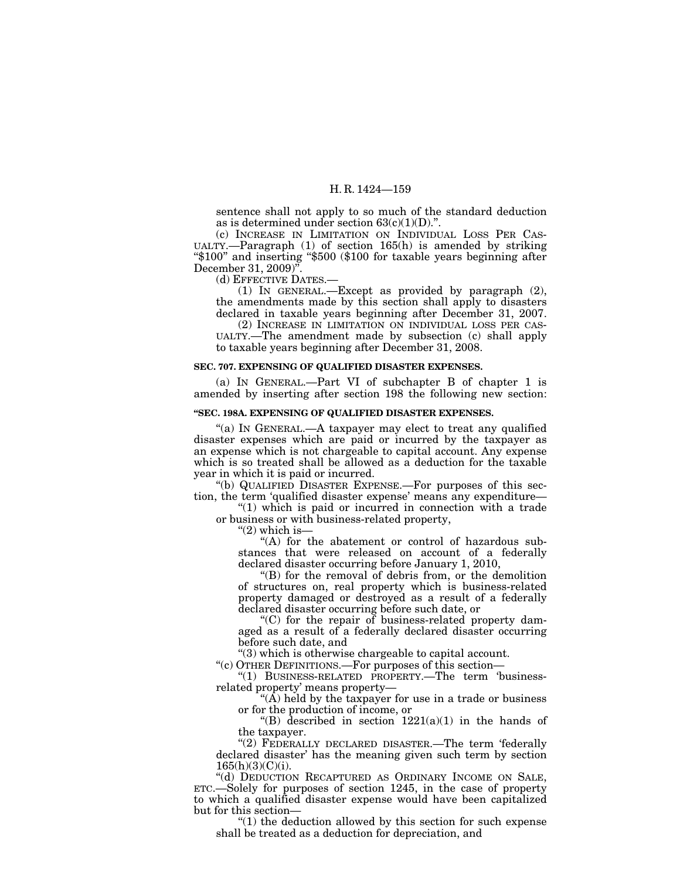sentence shall not apply to so much of the standard deduction as is determined under section 63(c)(1)(D).".

(c) INCREASE IN LIMITATION ON INDIVIDUAL LOSS PER CASUALTY.—Paragraph (1) of section 165(h) is amended by striking "$100" and inserting "$500 ($100 for taxable years beginning after December 31, 2009)".

(d) EFFECTIVE DATES.—

(1) IN GENERAL.—Except as provided by paragraph (2), the amendments made by this section shall apply to disasters declared in taxable years beginning after December 31, 2007.

(2) INCREASE IN LIMITATION ON INDIVIDUAL LOSS PER CASUALTY.—The amendment made by subsection (c) shall apply to taxable years beginning after December 31, 2008.

**SEC. 707. EXPENSING OF QUALIFIED DISASTER EXPENSES.**

(a) IN GENERAL.—Part VI of subchapter B of chapter 1 is amended by inserting after section 198 the following new section:

**"SEC. 198A. EXPENSING OF QUALIFIED DISASTER EXPENSES.**

"(a) IN GENERAL.—A taxpayer may elect to treat any qualified disaster expenses which are paid or incurred by the taxpayer as an expense which is not chargeable to capital account. Any expense which is so treated shall be allowed as a deduction for the taxable year in which it is paid or incurred.

"(b) QUALIFIED DISASTER EXPENSE.—For purposes of this section, the term 'qualified disaster expense' means any expenditure—

"(1) which is paid or incurred in connection with a trade or business or with business-related property,

"(2) which is—

"(A) for the abatement or control of hazardous substances that were released on account of a federally declared disaster occurring before January 1, 2010,

"(B) for the removal of debris from, or the demolition of structures on, real property which is business-related property damaged or destroyed as a result of a federally declared disaster occurring before such date, or

"(C) for the repair of business-related property damaged as a result of a federally declared disaster occurring before such date, and

"(3) which is otherwise chargeable to capital account.

"(c) OTHER DEFINITIONS.—For purposes of this section—

"(1) BUSINESS-RELATED PROPERTY.—The term 'business-related property' means property—

"(A) held by the taxpayer for use in a trade or business or for the production of income, or

"(B) described in section 1221(a)(1) in the hands of the taxpayer.

"(2) FEDERALLY DECLARED DISASTER.—The term 'federally declared disaster' has the meaning given such term by section 165(h)(3)(C)(i).

"(d) DEDUCTION RECAPTURED AS ORDINARY INCOME ON SALE, ETC.—Solely for purposes of section 1245, in the case of property to which a qualified disaster expense would have been capitalized but for this section—

"(1) the deduction allowed by this section for such expense shall be treated as a deduction for depreciation, and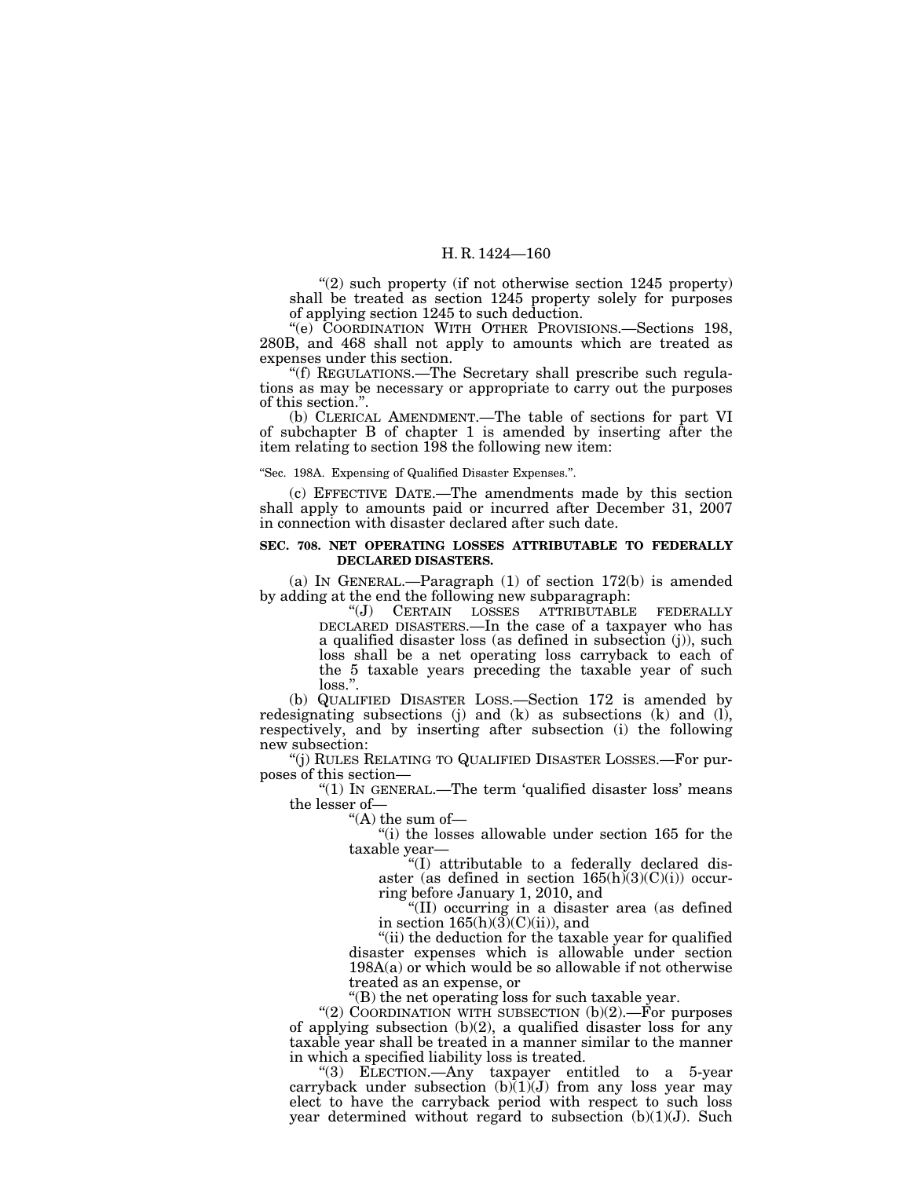"(2) such property (if not otherwise section 1245 property) shall be treated as section 1245 property solely for purposes of applying section 1245 to such deduction.

"(e) COORDINATION WITH OTHER PROVISIONS.—Sections 198, 280B, and 468 shall not apply to amounts which are treated as expenses under this section.

"(f) REGULATIONS.—The Secretary shall prescribe such regulations as may be necessary or appropriate to carry out the purposes of this section.".

(b) CLERICAL AMENDMENT.—The table of sections for part VI of subchapter B of chapter 1 is amended by inserting after the item relating to section 198 the following new item:

"Sec. 198A. Expensing of Qualified Disaster Expenses.".

(c) EFFECTIVE DATE.—The amendments made by this section shall apply to amounts paid or incurred after December 31, 2007 in connection with disaster declared after such date.

**SEC. 708. NET OPERATING LOSSES ATTRIBUTABLE TO FEDERALLY DECLARED DISASTERS.**

(a) IN GENERAL.—Paragraph (1) of section 172(b) is amended by adding at the end the following new subparagraph:

"(J) CERTAIN LOSSES ATTRIBUTABLE FEDERALLY DECLARED DISASTERS.—In the case of a taxpayer who has a qualified disaster loss (as defined in subsection (j)), such loss shall be a net operating loss carryback to each of the 5 taxable years preceding the taxable year of such loss.".

(b) QUALIFIED DISASTER LOSS.—Section 172 is amended by redesignating subsections (j) and (k) as subsections (k) and (l), respectively, and by inserting after subsection (i) the following new subsection:

"(j) RULES RELATING TO QUALIFIED DISASTER LOSSES.—For purposes of this section—

"(1) IN GENERAL.—The term 'qualified disaster loss' means the lesser of—

"(A) the sum of—

"(i) the losses allowable under section 165 for the taxable year—

"(I) attributable to a federally declared disaster (as defined in section 165(h)(3)(C)(i)) occurring before January 1, 2010, and

"(II) occurring in a disaster area (as defined in section 165(h)(3)(C)(ii)), and

"(ii) the deduction for the taxable year for qualified disaster expenses which is allowable under section 198A(a) or which would be so allowable if not otherwise treated as an expense, or

"(B) the net operating loss for such taxable year.

"(2) COORDINATION WITH SUBSECTION (b)(2).—For purposes of applying subsection (b)(2), a qualified disaster loss for any taxable year shall be treated in a manner similar to the manner in which a specified liability loss is treated.

"(3) ELECTION.—Any taxpayer entitled to a 5-year carryback under subsection (b)(1)(J) from any loss year may elect to have the carryback period with respect to such loss year determined without regard to subsection (b)(1)(J). Such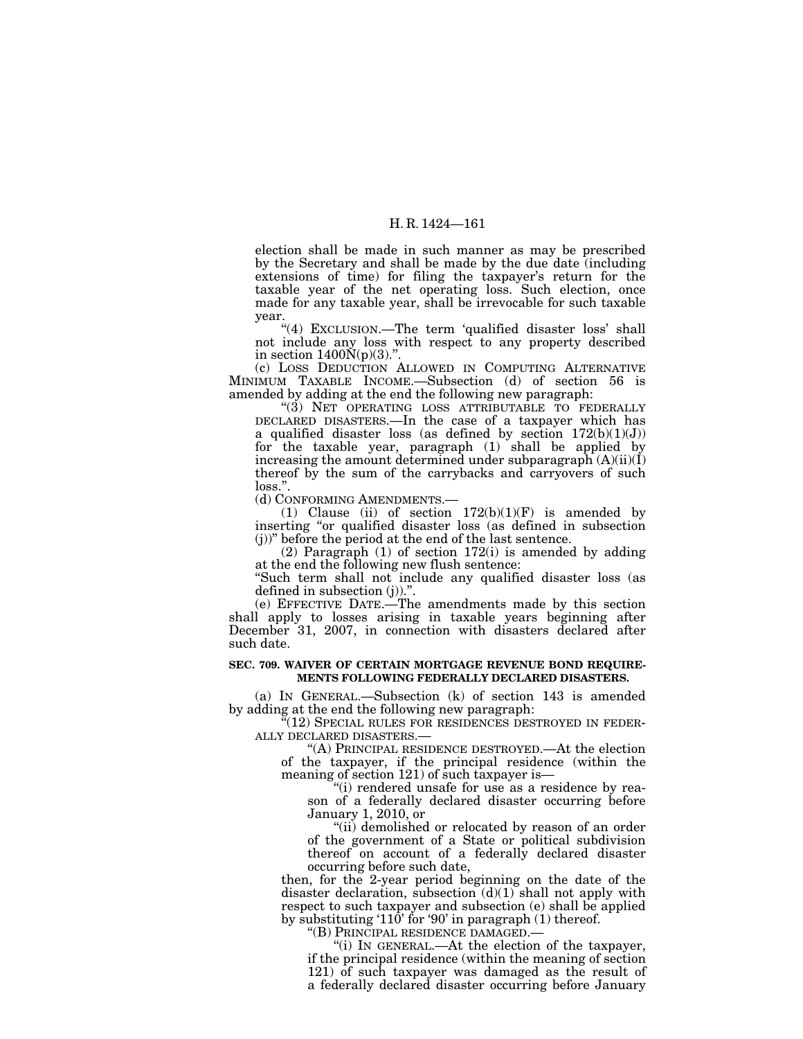election shall be made in such manner as may be prescribed by the Secretary and shall be made by the due date (including extensions of time) for filing the taxpayer's return for the taxable year of the net operating loss. Such election, once made for any taxable year, shall be irrevocable for such taxable year.

"(4) EXCLUSION.—The term 'qualified disaster loss' shall not include any loss with respect to any property described in section 1400N(p)(3).".

(c) LOSS DEDUCTION ALLOWED IN COMPUTING ALTERNATIVE MINIMUM TAXABLE INCOME.—Subsection (d) of section 56 is amended by adding at the end the following new paragraph:

"(3) NET OPERATING LOSS ATTRIBUTABLE TO FEDERALLY DECLARED DISASTERS.—In the case of a taxpayer which has a qualified disaster loss (as defined by section 172(b)(1)(J)) for the taxable year, paragraph (1) shall be applied by increasing the amount determined under subparagraph (A)(ii)(I) thereof by the sum of the carrybacks and carryovers of such loss.".

(d) CONFORMING AMENDMENTS.—

(1) Clause (ii) of section 172(b)(1)(F) is amended by inserting "or qualified disaster loss (as defined in subsection (j))" before the period at the end of the last sentence.

(2) Paragraph (1) of section 172(i) is amended by adding at the end the following new flush sentence:

"Such term shall not include any qualified disaster loss (as defined in subsection (j)).".

(e) EFFECTIVE DATE.—The amendments made by this section shall apply to losses arising in taxable years beginning after December 31, 2007, in connection with disasters declared after such date.

**SEC. 709. WAIVER OF CERTAIN MORTGAGE REVENUE BOND REQUIREMENTS FOLLOWING FEDERALLY DECLARED DISASTERS.**

(a) IN GENERAL.—Subsection (k) of section 143 is amended by adding at the end the following new paragraph:

"(12) SPECIAL RULES FOR RESIDENCES DESTROYED IN FEDERALLY DECLARED DISASTERS.—

"(A) PRINCIPAL RESIDENCE DESTROYED.—At the election of the taxpayer, if the principal residence (within the meaning of section 121) of such taxpayer is—

"(i) rendered unsafe for use as a residence by reason of a federally declared disaster occurring before January 1, 2010, or

"(ii) demolished or relocated by reason of an order of the government of a State or political subdivision thereof on account of a federally declared disaster occurring before such date,

then, for the 2-year period beginning on the date of the disaster declaration, subsection (d)(1) shall not apply with respect to such taxpayer and subsection (e) shall be applied by substituting '110' for '90' in paragraph (1) thereof.

"(B) PRINCIPAL RESIDENCE DAMAGED.—

"(i) IN GENERAL.—At the election of the taxpayer, if the principal residence (within the meaning of section 121) of such taxpayer was damaged as the result of a federally declared disaster occurring before January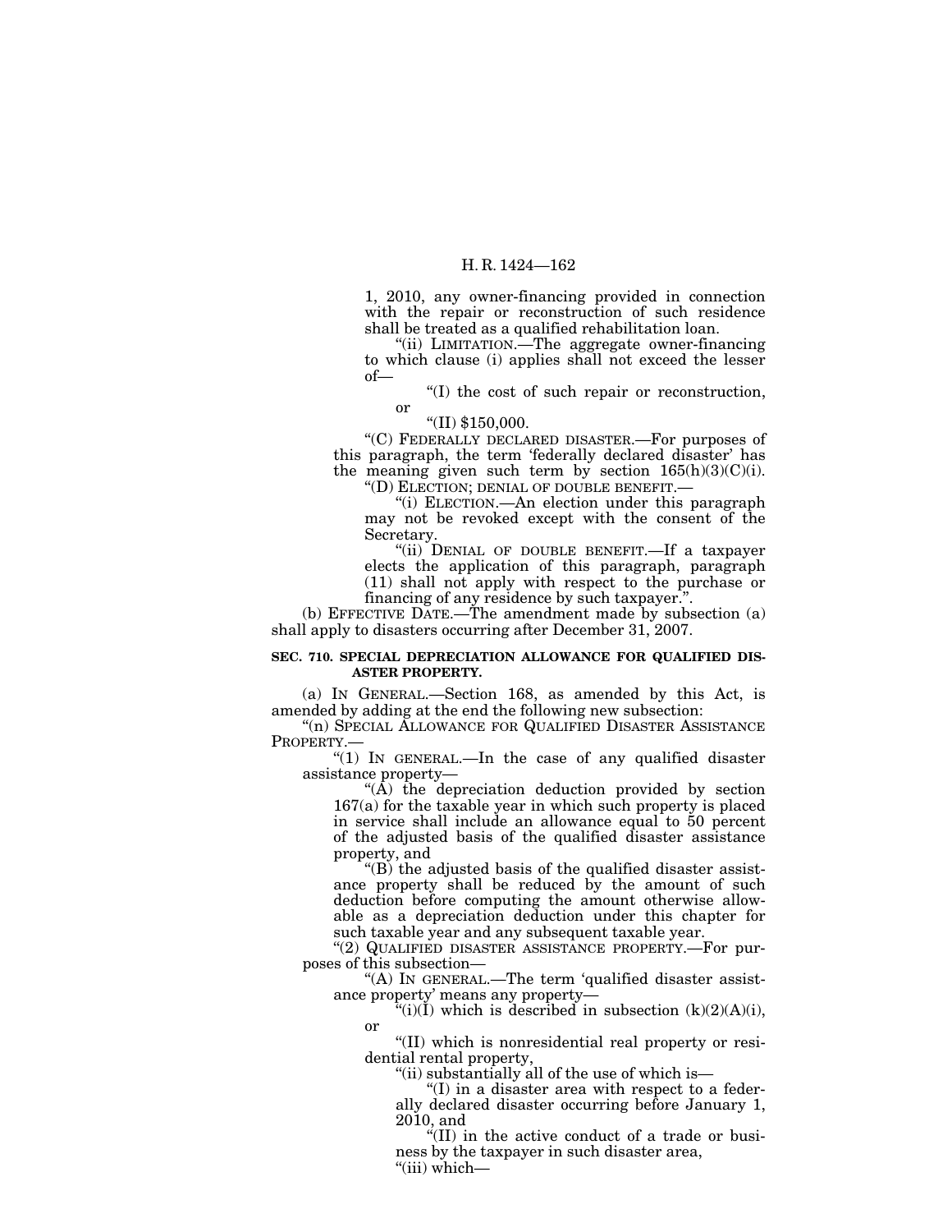1, 2010, any owner-financing provided in connection with the repair or reconstruction of such residence shall be treated as a qualified rehabilitation loan.

"(ii) LIMITATION.—The aggregate owner-financing to which clause (i) applies shall not exceed the lesser of—

"(I) the cost of such repair or reconstruction, or

"(II) $150,000.

"(C) FEDERALLY DECLARED DISASTER.—For purposes of this paragraph, the term 'federally declared disaster' has the meaning given such term by section 165(h)(3)(C)(i).

"(D) ELECTION; DENIAL OF DOUBLE BENEFIT.—

"(i) ELECTION.—An election under this paragraph may not be revoked except with the consent of the Secretary.

"(ii) DENIAL OF DOUBLE BENEFIT.—If a taxpayer elects the application of this paragraph, paragraph (11) shall not apply with respect to the purchase or financing of any residence by such taxpayer.".

(b) EFFECTIVE DATE.—The amendment made by subsection (a) shall apply to disasters occurring after December 31, 2007.

**SEC. 710. SPECIAL DEPRECIATION ALLOWANCE FOR QUALIFIED DISASTER PROPERTY.**

(a) IN GENERAL.—Section 168, as amended by this Act, is amended by adding at the end the following new subsection:

"(n) SPECIAL ALLOWANCE FOR QUALIFIED DISASTER ASSISTANCE PROPERTY.—

"(1) IN GENERAL.—In the case of any qualified disaster assistance property—

"(A) the depreciation deduction provided by section 167(a) for the taxable year in which such property is placed in service shall include an allowance equal to 50 percent of the adjusted basis of the qualified disaster assistance property, and

"(B) the adjusted basis of the qualified disaster assistance property shall be reduced by the amount of such deduction before computing the amount otherwise allowable as a depreciation deduction under this chapter for such taxable year and any subsequent taxable year.

"(2) QUALIFIED DISASTER ASSISTANCE PROPERTY.—For purposes of this subsection—

"(A) IN GENERAL.—The term 'qualified disaster assistance property' means any property—

"(i)(I) which is described in subsection (k)(2)(A)(i), or

"(II) which is nonresidential real property or residential rental property,

"(ii) substantially all of the use of which is—

"(I) in a disaster area with respect to a federally declared disaster occurring before January 1, 2010, and

"(II) in the active conduct of a trade or business by the taxpayer in such disaster area,

"(iii) which—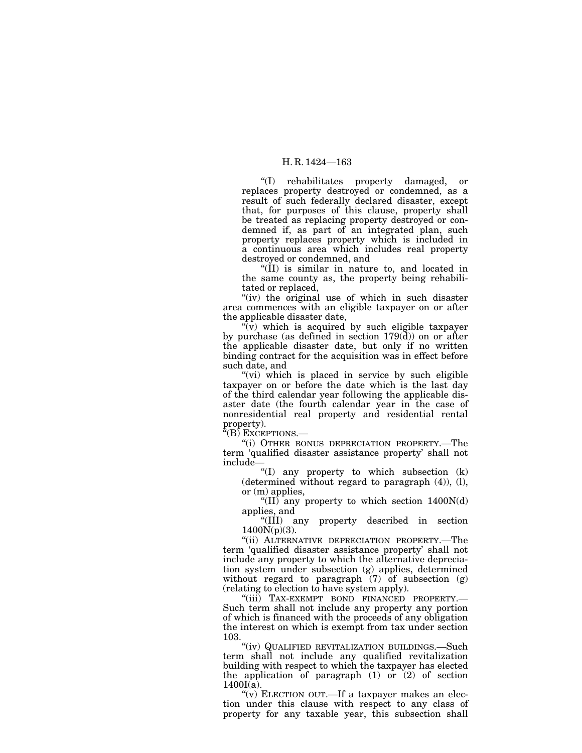"(I) rehabilitates property damaged, or replaces property destroyed or condemned, as a result of such federally declared disaster, except that, for purposes of this clause, property shall be treated as replacing property destroyed or condemned if, as part of an integrated plan, such property replaces property which is included in a continuous area which includes real property destroyed or condemned, and

"(II) is similar in nature to, and located in the same county as, the property being rehabilitated or replaced,

"(iv) the original use of which in such disaster area commences with an eligible taxpayer on or after the applicable disaster date,

"(v) which is acquired by such eligible taxpayer by purchase (as defined in section 179(d)) on or after the applicable disaster date, but only if no written binding contract for the acquisition was in effect before such date, and

"(vi) which is placed in service by such eligible taxpayer on or before the date which is the last day of the third calendar year following the applicable disaster date (the fourth calendar year in the case of nonresidential real property and residential rental property).

"(B) EXCEPTIONS.—

"(i) OTHER BONUS DEPRECIATION PROPERTY.—The term 'qualified disaster assistance property' shall not include—

"(I) any property to which subsection (k) (determined without regard to paragraph (4)), (l), or (m) applies,

"(II) any property to which section 1400N(d) applies, and

"(III) any property described in section 1400N(p)(3).

"(ii) ALTERNATIVE DEPRECIATION PROPERTY.—The term 'qualified disaster assistance property' shall not include any property to which the alternative depreciation system under subsection (g) applies, determined without regard to paragraph (7) of subsection (g) (relating to election to have system apply).

"(iii) TAX-EXEMPT BOND FINANCED PROPERTY.—Such term shall not include any property any portion of which is financed with the proceeds of any obligation the interest on which is exempt from tax under section 103.

"(iv) QUALIFIED REVITALIZATION BUILDINGS.—Such term shall not include any qualified revitalization building with respect to which the taxpayer has elected the application of paragraph (1) or (2) of section 1400I(a).

"(v) ELECTION OUT.—If a taxpayer makes an election under this clause with respect to any class of property for any taxable year, this subsection shall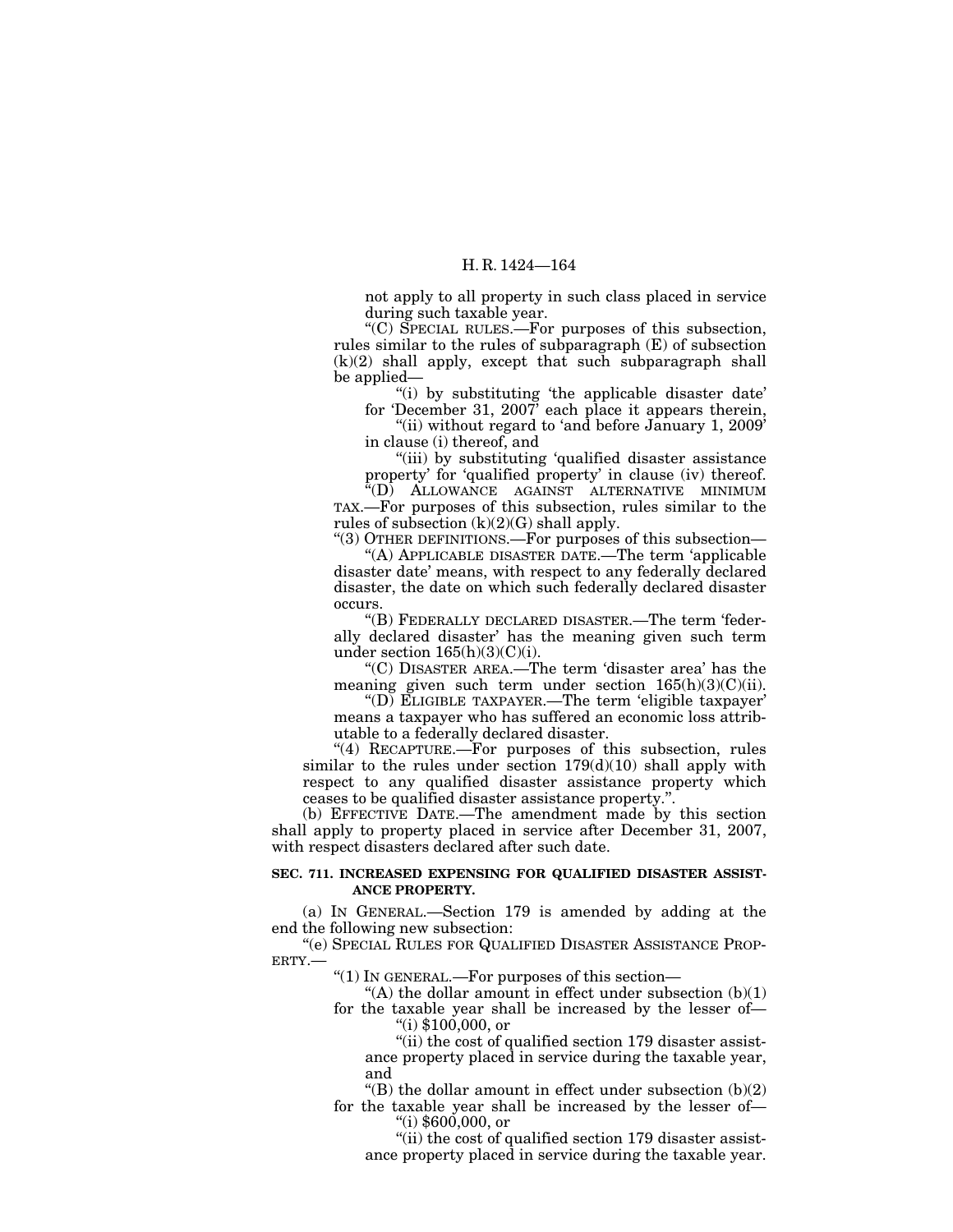not apply to all property in such class placed in service during such taxable year.

"(C) SPECIAL RULES.—For purposes of this subsection, rules similar to the rules of subparagraph (E) of subsection (k)(2) shall apply, except that such subparagraph shall be applied—

"(i) by substituting 'the applicable disaster date' for 'December 31, 2007' each place it appears therein,

"(ii) without regard to 'and before January 1, 2009' in clause (i) thereof, and

"(iii) by substituting 'qualified disaster assistance property' for 'qualified property' in clause (iv) thereof.

"(D) ALLOWANCE AGAINST ALTERNATIVE MINIMUM TAX.—For purposes of this subsection, rules similar to the rules of subsection (k)(2)(G) shall apply.

"(3) OTHER DEFINITIONS.—For purposes of this subsection—

"(A) APPLICABLE DISASTER DATE.—The term 'applicable disaster date' means, with respect to any federally declared disaster, the date on which such federally declared disaster occurs.

"(B) FEDERALLY DECLARED DISASTER.—The term 'federally declared disaster' has the meaning given such term under section 165(h)(3)(C)(i).

"(C) DISASTER AREA.—The term 'disaster area' has the meaning given such term under section 165(h)(3)(C)(ii).

"(D) ELIGIBLE TAXPAYER.—The term 'eligible taxpayer' means a taxpayer who has suffered an economic loss attributable to a federally declared disaster.

"(4) RECAPTURE.—For purposes of this subsection, rules similar to the rules under section 179(d)(10) shall apply with respect to any qualified disaster assistance property which ceases to be qualified disaster assistance property.".

(b) EFFECTIVE DATE.—The amendment made by this section shall apply to property placed in service after December 31, 2007, with respect disasters declared after such date.

**SEC. 711. INCREASED EXPENSING FOR QUALIFIED DISASTER ASSISTANCE PROPERTY.**

(a) IN GENERAL.—Section 179 is amended by adding at the end the following new subsection:

"(e) SPECIAL RULES FOR QUALIFIED DISASTER ASSISTANCE PROPERTY.—

"(1) IN GENERAL.—For purposes of this section—

"(A) the dollar amount in effect under subsection (b)(1) for the taxable year shall be increased by the lesser of—

"(i) $100,000, or

"(ii) the cost of qualified section 179 disaster assistance property placed in service during the taxable year, and

"(B) the dollar amount in effect under subsection (b)(2) for the taxable year shall be increased by the lesser of—

"(i) $600,000, or

"(ii) the cost of qualified section 179 disaster assistance property placed in service during the taxable year.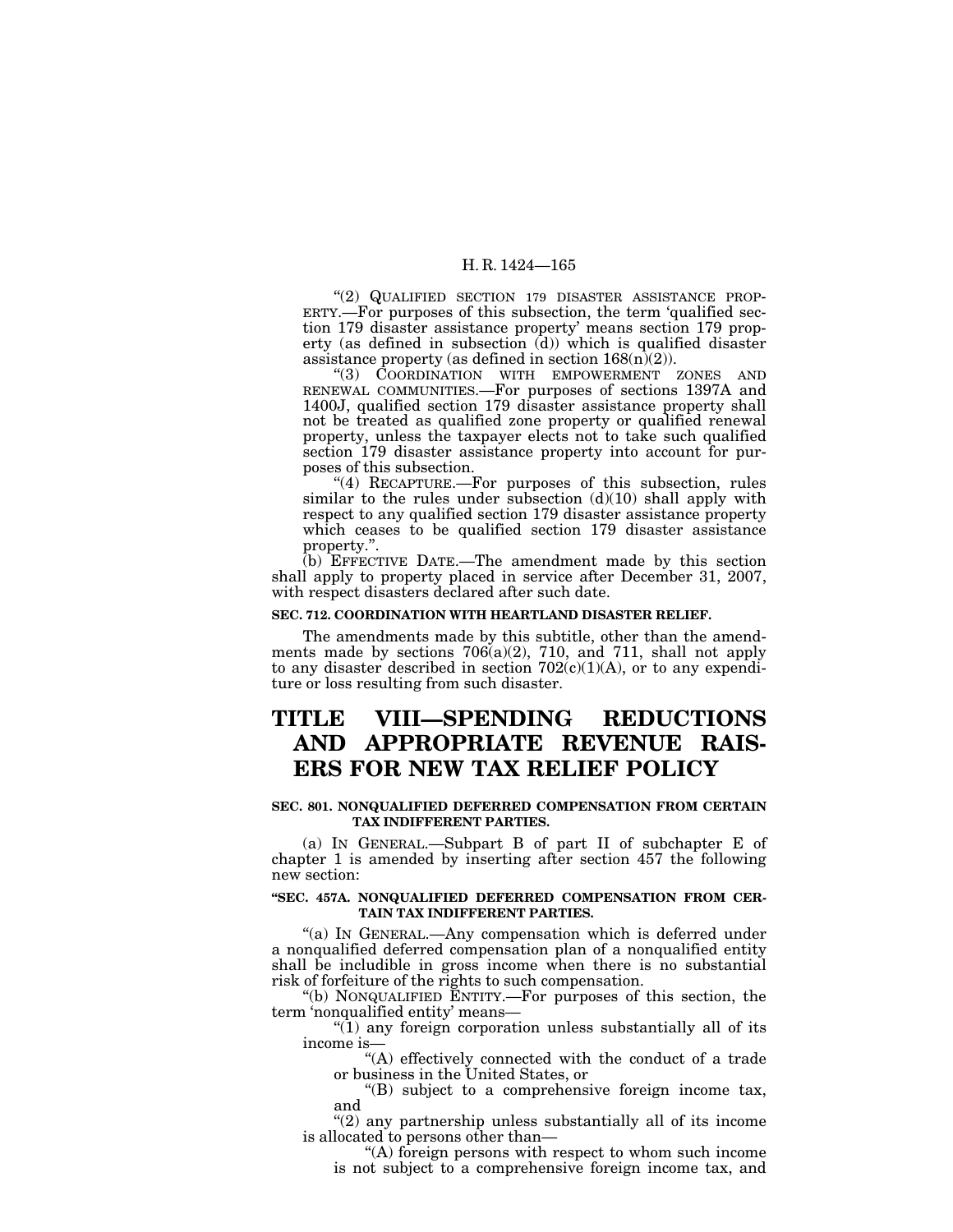"(2) QUALIFIED SECTION 179 DISASTER ASSISTANCE PROPERTY.—For purposes of this subsection, the term 'qualified section 179 disaster assistance property' means section 179 property (as defined in subsection (d)) which is qualified disaster assistance property (as defined in section 168(n)(2)).

"(3) COORDINATION WITH EMPOWERMENT ZONES AND RENEWAL COMMUNITIES.—For purposes of sections 1397A and 1400J, qualified section 179 disaster assistance property shall not be treated as qualified zone property or qualified renewal property, unless the taxpayer elects not to take such qualified section 179 disaster assistance property into account for purposes of this subsection.

"(4) RECAPTURE.—For purposes of this subsection, rules similar to the rules under subsection (d)(10) shall apply with respect to any qualified section 179 disaster assistance property which ceases to be qualified section 179 disaster assistance property.".

(b) EFFECTIVE DATE.—The amendment made by this section shall apply to property placed in service after December 31, 2007, with respect disasters declared after such date.

**SEC. 712. COORDINATION WITH HEARTLAND DISASTER RELIEF.**

The amendments made by this subtitle, other than the amendments made by sections 706(a)(2), 710, and 711, shall not apply to any disaster described in section 702(c)(1)(A), or to any expenditure or loss resulting from such disaster.

# TITLE VIII—SPENDING REDUCTIONS AND APPROPRIATE REVENUE RAISERS FOR NEW TAX RELIEF POLICY

**SEC. 801. NONQUALIFIED DEFERRED COMPENSATION FROM CERTAIN TAX INDIFFERENT PARTIES.**

(a) IN GENERAL.—Subpart B of part II of subchapter E of chapter 1 is amended by inserting after section 457 the following new section:

**"SEC. 457A. NONQUALIFIED DEFERRED COMPENSATION FROM CERTAIN TAX INDIFFERENT PARTIES.**

"(a) IN GENERAL.—Any compensation which is deferred under a nonqualified deferred compensation plan of a nonqualified entity shall be includible in gross income when there is no substantial risk of forfeiture of the rights to such compensation.

"(b) NONQUALIFIED ENTITY.—For purposes of this section, the term 'nonqualified entity' means—

"(1) any foreign corporation unless substantially all of its income is—

"(A) effectively connected with the conduct of a trade or business in the United States, or

"(B) subject to a comprehensive foreign income tax, and

"(2) any partnership unless substantially all of its income is allocated to persons other than—

"(A) foreign persons with respect to whom such income is not subject to a comprehensive foreign income tax, and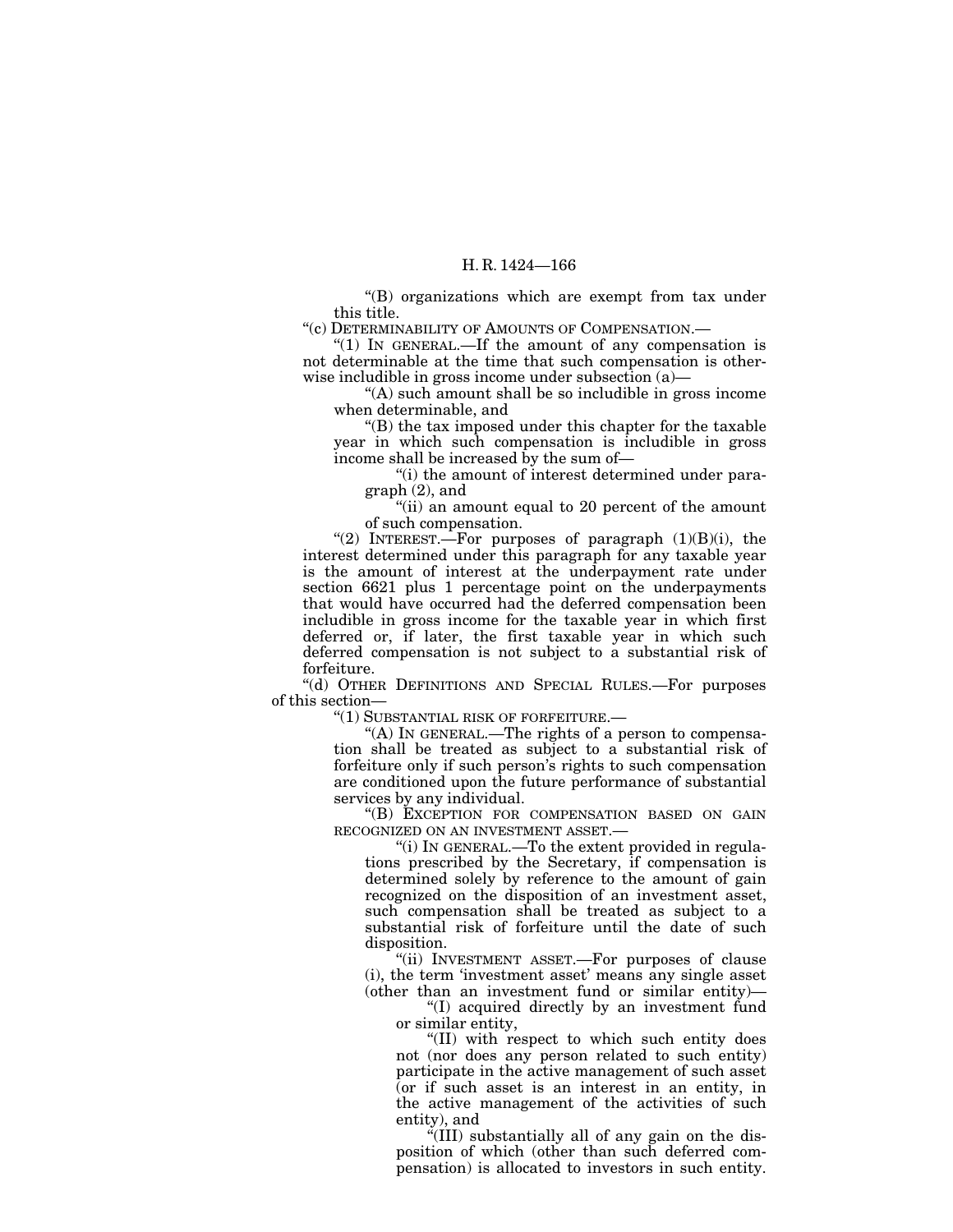"(B) organizations which are exempt from tax under this title.

"(c) DETERMINABILITY OF AMOUNTS OF COMPENSATION.—

"(1) IN GENERAL.—If the amount of any compensation is not determinable at the time that such compensation is otherwise includible in gross income under subsection (a)—

"(A) such amount shall be so includible in gross income when determinable, and

"(B) the tax imposed under this chapter for the taxable year in which such compensation is includible in gross income shall be increased by the sum of—

"(i) the amount of interest determined under paragraph (2), and

"(ii) an amount equal to 20 percent of the amount of such compensation.

"(2) INTEREST.—For purposes of paragraph (1)(B)(i), the interest determined under this paragraph for any taxable year is the amount of interest at the underpayment rate under section 6621 plus 1 percentage point on the underpayments that would have occurred had the deferred compensation been includible in gross income for the taxable year in which first deferred or, if later, the first taxable year in which such deferred compensation is not subject to a substantial risk of forfeiture.

"(d) OTHER DEFINITIONS AND SPECIAL RULES.—For purposes of this section—

"(1) SUBSTANTIAL RISK OF FORFEITURE.—

"(A) IN GENERAL.—The rights of a person to compensation shall be treated as subject to a substantial risk of forfeiture only if such person's rights to such compensation are conditioned upon the future performance of substantial services by any individual.

"(B) EXCEPTION FOR COMPENSATION BASED ON GAIN RECOGNIZED ON AN INVESTMENT ASSET.—

"(i) IN GENERAL.—To the extent provided in regulations prescribed by the Secretary, if compensation is determined solely by reference to the amount of gain recognized on the disposition of an investment asset, such compensation shall be treated as subject to a substantial risk of forfeiture until the date of such disposition.

"(ii) INVESTMENT ASSET.—For purposes of clause (i), the term 'investment asset' means any single asset (other than an investment fund or similar entity)—

"(I) acquired directly by an investment fund or similar entity,

"(II) with respect to which such entity does not (nor does any person related to such entity) participate in the active management of such asset (or if such asset is an interest in an entity, in the active management of the activities of such entity), and

"(III) substantially all of any gain on the disposition of which (other than such deferred compensation) is allocated to investors in such entity.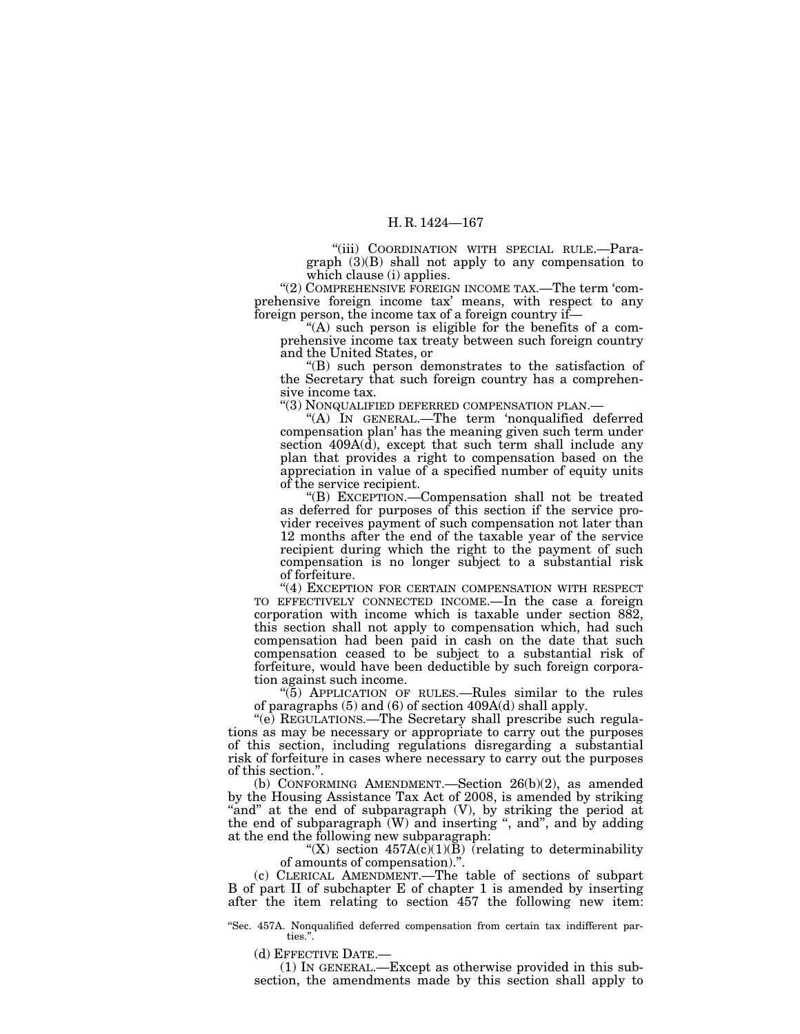"(iii) COORDINATION WITH SPECIAL RULE.—Paragraph (3)(B) shall not apply to any compensation to which clause (i) applies.

"(2) COMPREHENSIVE FOREIGN INCOME TAX.—The term 'comprehensive foreign income tax' means, with respect to any foreign person, the income tax of a foreign country if—

"(A) such person is eligible for the benefits of a comprehensive income tax treaty between such foreign country and the United States, or

"(B) such person demonstrates to the satisfaction of the Secretary that such foreign country has a comprehensive income tax.

"(3) NONQUALIFIED DEFERRED COMPENSATION PLAN.—

"(A) IN GENERAL.—The term 'nonqualified deferred compensation plan' has the meaning given such term under section 409A(d), except that such term shall include any plan that provides a right to compensation based on the appreciation in value of a specified number of equity units of the service recipient.

"(B) EXCEPTION.—Compensation shall not be treated as deferred for purposes of this section if the service provider receives payment of such compensation not later than 12 months after the end of the taxable year of the service recipient during which the right to the payment of such compensation is no longer subject to a substantial risk of forfeiture.

"(4) EXCEPTION FOR CERTAIN COMPENSATION WITH RESPECT TO EFFECTIVELY CONNECTED INCOME.—In the case a foreign corporation with income which is taxable under section 882, this section shall not apply to compensation which, had such compensation had been paid in cash on the date that such compensation ceased to be subject to a substantial risk of forfeiture, would have been deductible by such foreign corporation against such income.

"(5) APPLICATION OF RULES.—Rules similar to the rules of paragraphs (5) and (6) of section 409A(d) shall apply.

"(e) REGULATIONS.—The Secretary shall prescribe such regulations as may be necessary or appropriate to carry out the purposes of this section, including regulations disregarding a substantial risk of forfeiture in cases where necessary to carry out the purposes of this section.".

(b) CONFORMING AMENDMENT.—Section 26(b)(2), as amended by the Housing Assistance Tax Act of 2008, is amended by striking "and" at the end of subparagraph (V), by striking the period at the end of subparagraph (W) and inserting ", and", and by adding at the end the following new subparagraph:

"(X) section 457A(c)(1)(B) (relating to determinability of amounts of compensation).".

(c) CLERICAL AMENDMENT.—The table of sections of subpart B of part II of subchapter E of chapter 1 is amended by inserting after the item relating to section 457 the following new item:

"Sec. 457A. Nonqualified deferred compensation from certain tax indifferent parties.".

(d) EFFECTIVE DATE.—

(1) IN GENERAL.—Except as otherwise provided in this subsection, the amendments made by this section shall apply to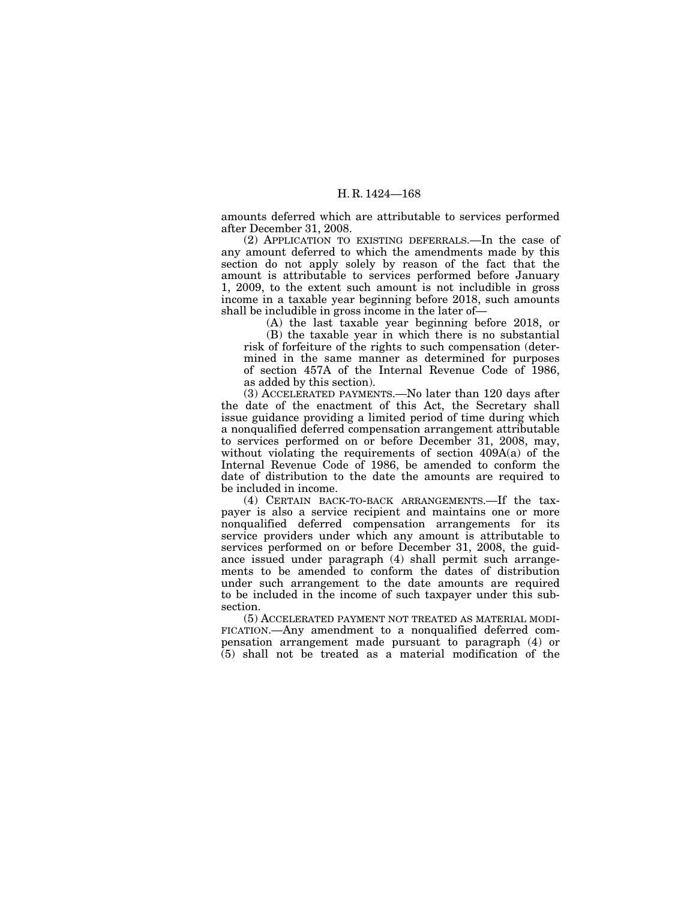amounts deferred which are attributable to services performed after December 31, 2008.

(2) APPLICATION TO EXISTING DEFERRALS.—In the case of any amount deferred to which the amendments made by this section do not apply solely by reason of the fact that the amount is attributable to services performed before January 1, 2009, to the extent such amount is not includible in gross income in a taxable year beginning before 2018, such amounts shall be includible in gross income in the later of—

(A) the last taxable year beginning before 2018, or

(B) the taxable year in which there is no substantial risk of forfeiture of the rights to such compensation (determined in the same manner as determined for purposes of section 457A of the Internal Revenue Code of 1986, as added by this section).

(3) ACCELERATED PAYMENTS.—No later than 120 days after the date of the enactment of this Act, the Secretary shall issue guidance providing a limited period of time during which a nonqualified deferred compensation arrangement attributable to services performed on or before December 31, 2008, may, without violating the requirements of section 409A(a) of the Internal Revenue Code of 1986, be amended to conform the date of distribution to the date the amounts are required to be included in income.

(4) CERTAIN BACK-TO-BACK ARRANGEMENTS.—If the taxpayer is also a service recipient and maintains one or more nonqualified deferred compensation arrangements for its service providers under which any amount is attributable to services performed on or before December 31, 2008, the guidance issued under paragraph (4) shall permit such arrangements to be amended to conform the dates of distribution under such arrangement to the date amounts are required to be included in the income of such taxpayer under this subsection.

(5) ACCELERATED PAYMENT NOT TREATED AS MATERIAL MODIFICATION.—Any amendment to a nonqualified deferred compensation arrangement made pursuant to paragraph (4) or (5) shall not be treated as a material modification of the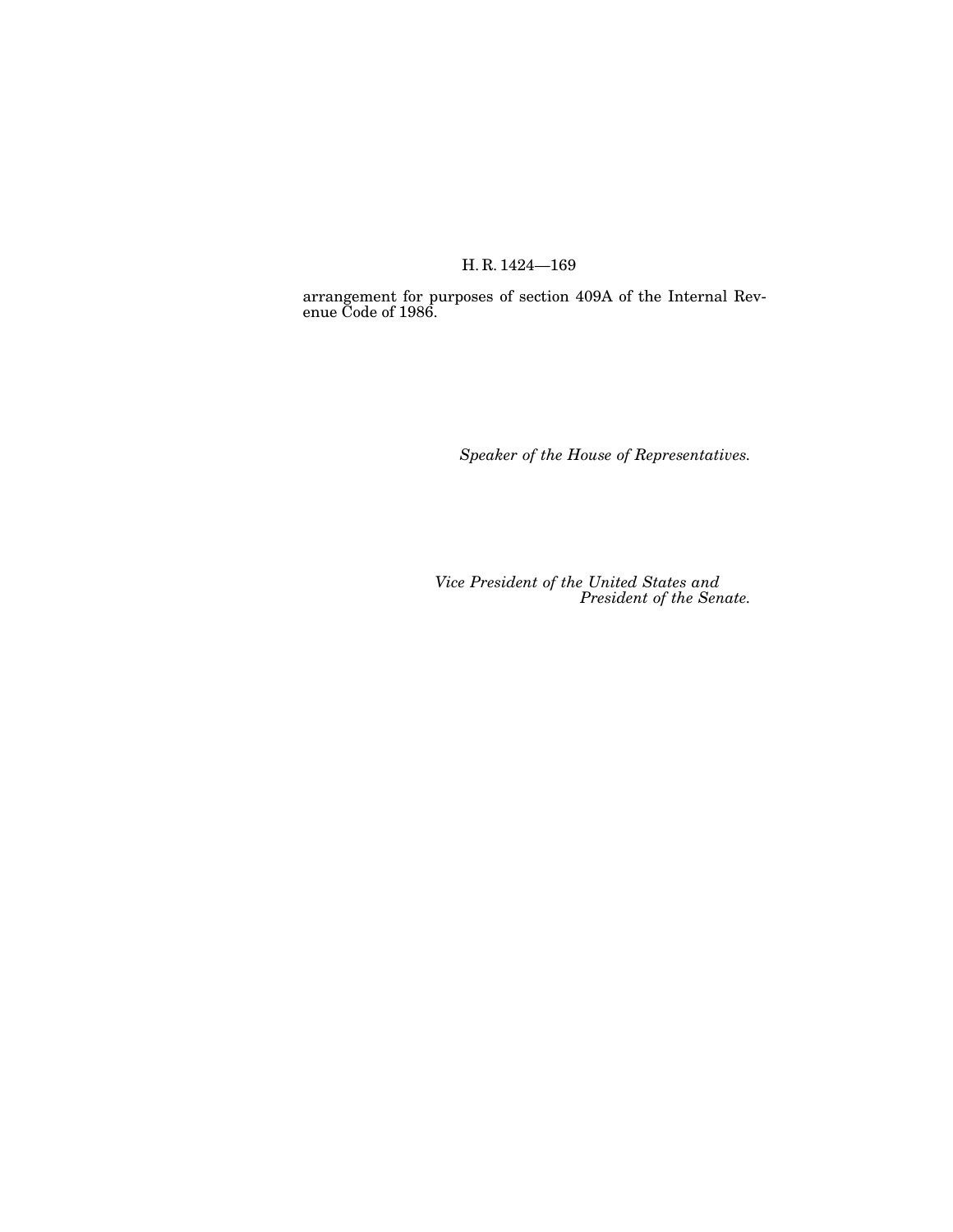arrangement for purposes of section 409A of the Internal Revenue Code of 1986.

*Speaker of the House of Representatives.*

*Vice President of the United States and President of the Senate.*